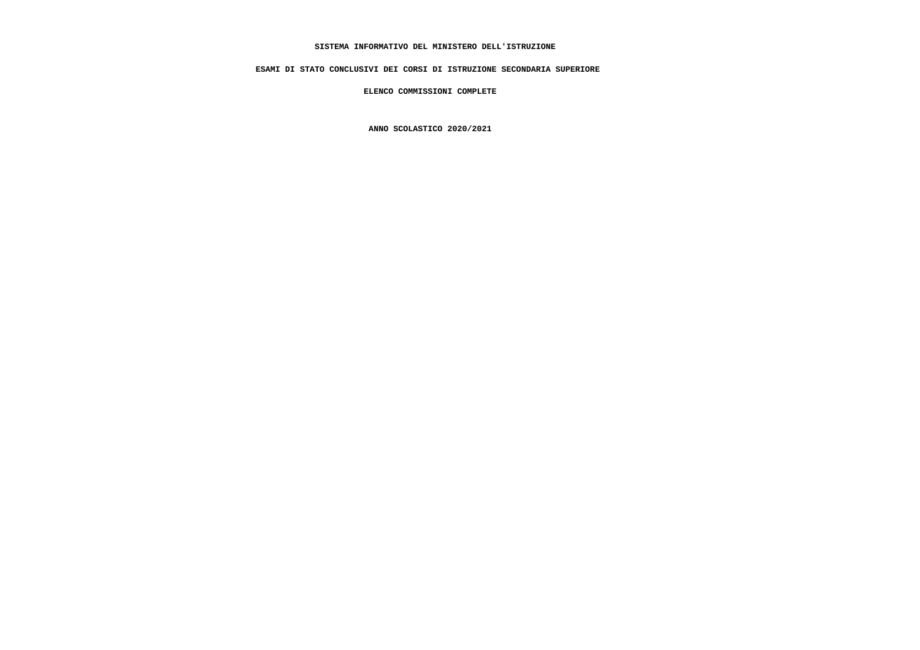**SISTEMA INFORMATIVO DEL MINISTERO DELL'ISTRUZIONE**

**ESAMI DI STATO CONCLUSIVI DEI CORSI DI ISTRUZIONE SECONDARIA SUPERIORE**

**ELENCO COMMISSIONI COMPLETE**

**ANNO SCOLASTICO 2020/2021**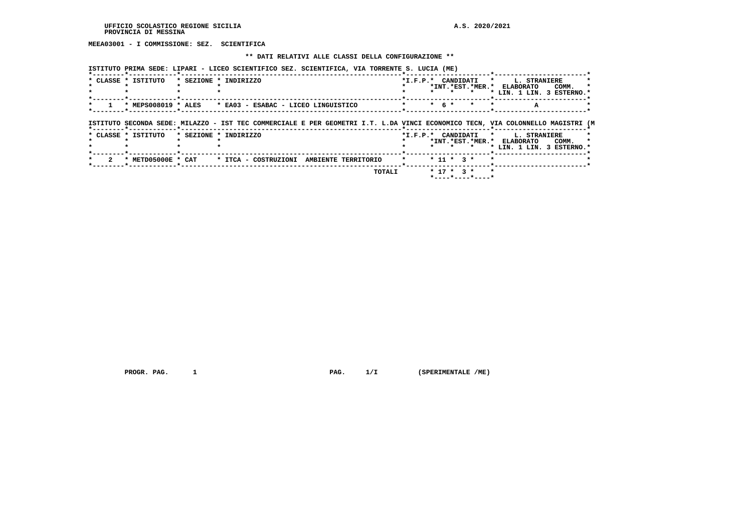UFFICIO SCOLASTICO REGIONE SICILIA
PROVINCIA DI MESSINA

A.S. 2020/2021

**MEEA03001 - I COMMISSIONE: SEZ. SCIENTIFICA**

**\*\* DATI RELATIVI ALLE CLASSI DELLA CONFIGURAZIONE \*\***

ISTITUTO PRIMA SEDE: LIPARI - LICEO SCIENTIFICO SEZ. SCIENTIFICA, VIA TORRENTE S. LUCIA (ME)

| CLASSE | ISTITUTO | SEZIONE | INDIRIZZO | I.F.P. | CANDIDATI INT. | CANDIDATI EST. | CANDIDATI MER. | L. STRANIERE ELABORATO LIN. 1 | L. STRANIERE ELABORATO LIN. 3 | L. STRANIERE COMM. ESTERNO |
|---|---|---|---|---|---|---|---|---|---|---|
| 1 | MEPS008019 | ALES | EA03 - ESABAC - LICEO LINGUISTICO | | 6 | | | A | | |

ISTITUTO SECONDA SEDE: MILAZZO - IST TEC COMMERCIALE E PER GEOMETRI I.T. L.DA VINCI ECONOMICO TECN, VIA COLONNELLO MAGISTRI (M

| CLASSE | ISTITUTO | SEZIONE | INDIRIZZO | I.F.P. | CANDIDATI INT. | CANDIDATI EST. | CANDIDATI MER. | L. STRANIERE ELABORATO LIN. 1 | L. STRANIERE ELABORATO LIN. 3 | L. STRANIERE COMM. ESTERNO |
|---|---|---|---|---|---|---|---|---|---|---|
| 2 | METD05000E | CAT | ITCA - COSTRUZIONI AMBIENTE TERRITORIO | | 11 | 3 | | | | |
| | | | TOTALI | | 17 | 3 | | | | |

PROGR. PAG. 1 PAG. 1/I (SPERIMENTALE /ME)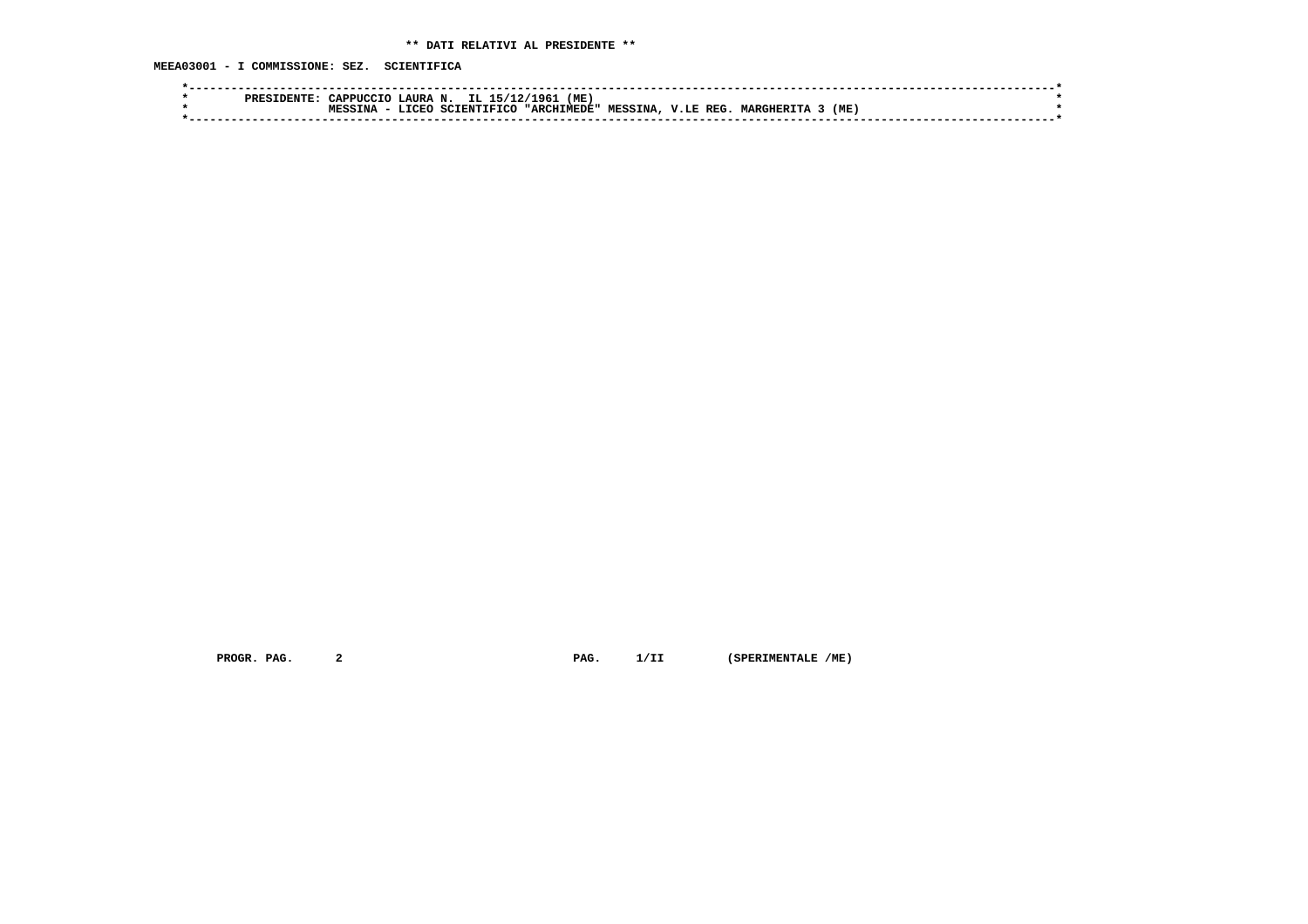** DATI RELATIVI AL PRESIDENTE **

MEEA03001 - I COMMISSIONE: SEZ. SCIENTIFICA

```
*----------------------------------------------------------------------------------------------------------------------*
*        PRESIDENTE: CAPPUCCIO LAURA N.  IL 15/12/1961 (ME)                                                            *
*                    MESSINA - LICEO SCIENTIFICO "ARCHIMEDE" MESSINA, V.LE REG. MARGHERITA 3 (ME)                      *
*----------------------------------------------------------------------------------------------------------------------*
```

PROGR. PAG. 2 PAG. 1/II (SPERIMENTALE /ME)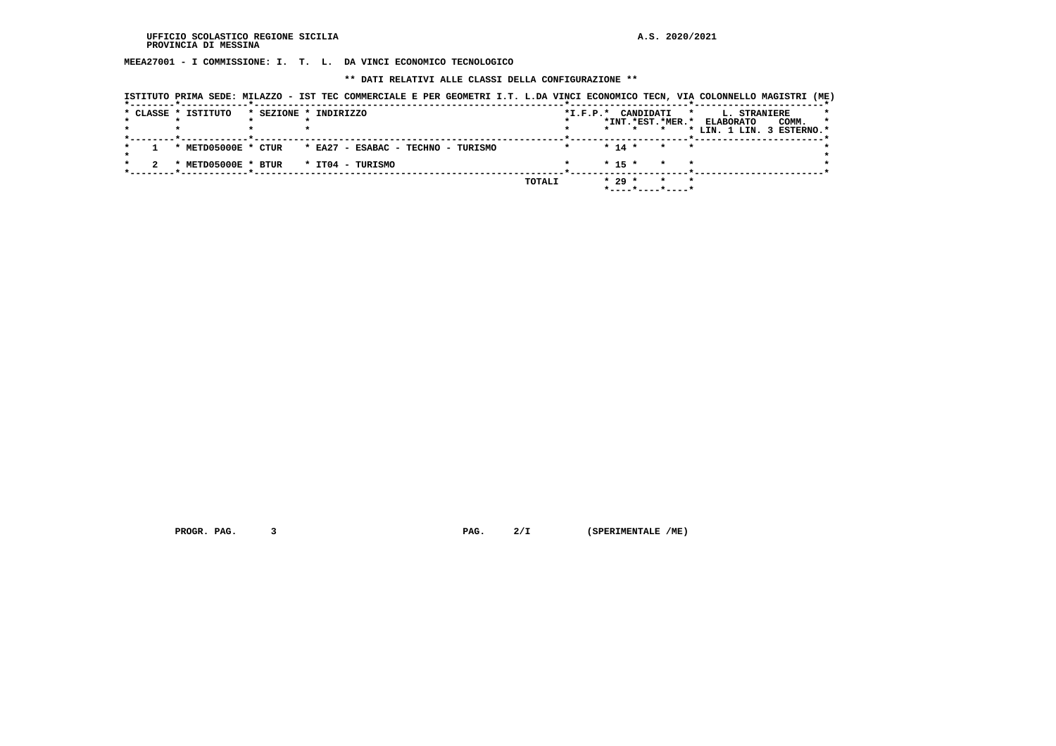UFFICIO SCOLASTICO REGIONE SICILIA
PROVINCIA DI MESSINA

A.S. 2020/2021

**MEEA27001 - I COMMISSIONE: I. T. L. DA VINCI ECONOMICO TECNOLOGICO**

**\*\* DATI RELATIVI ALLE CLASSI DELLA CONFIGURAZIONE \*\***

ISTITUTO PRIMA SEDE: MILAZZO - IST TEC COMMERCIALE E PER GEOMETRI I.T. L.DA VINCI ECONOMICO TECN, VIA COLONNELLO MAGISTRI (ME)

| CLASSE | ISTITUTO | SEZIONE | INDIRIZZO | I.F.P. | CANDIDATI INT. | CANDIDATI EST. | CANDIDATI MER. | L. STRANIERE ELABORATO LIN. 1 | L. STRANIERE ELABORATO LIN. 3 | COMM. ESTERNO |
|---|---|---|---|---|---|---|---|---|---|---|
| 1 | METD05000E | CTUR | EA27 - ESABAC - TECHNO - TURISMO | | 14 | | | | | |
| 2 | METD05000E | BTUR | IT04 - TURISMO | | 15 | | | | | |
| | | | TOTALI | | 29 | | | | | |

PROGR. PAG. 3 PAG. 2/I (SPERIMENTALE /ME)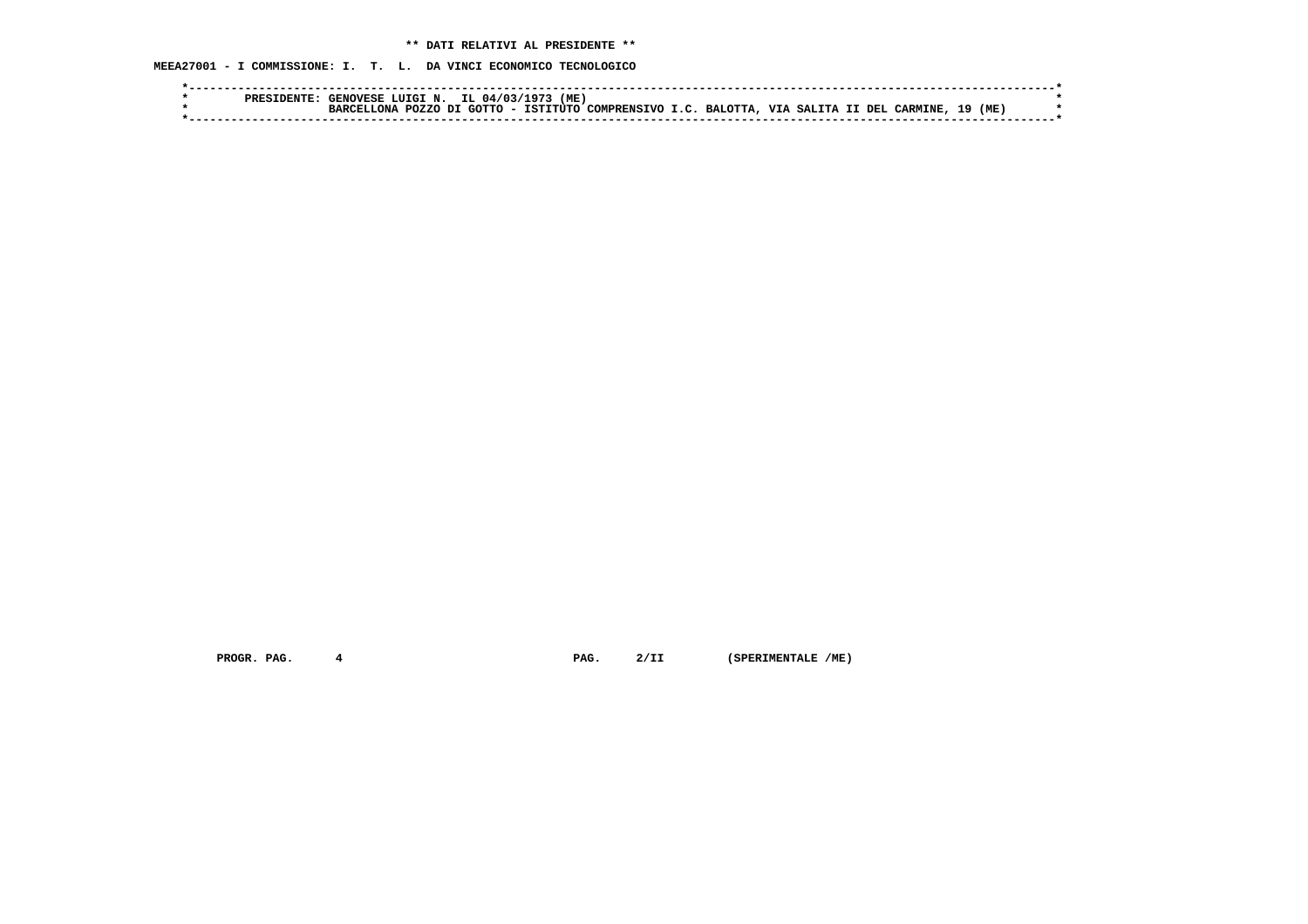** DATI RELATIVI AL PRESIDENTE **

MEEA27001 - I COMMISSIONE: I. T. L. DA VINCI ECONOMICO TECNOLOGICO

```
*-----------------------------------------------------------------------------------------------------------------------*
*        PRESIDENTE: GENOVESE LUIGI N.  IL 04/03/1973 (ME)                                                              *
*                    BARCELLONA POZZO DI GOTTO - ISTITUTO COMPRENSIVO I.C. BALOTTA, VIA SALITA II DEL CARMINE, 19 (ME)  *
*-----------------------------------------------------------------------------------------------------------------------*
```

PROGR. PAG. 4 PAG. 2/II (SPERIMENTALE /ME)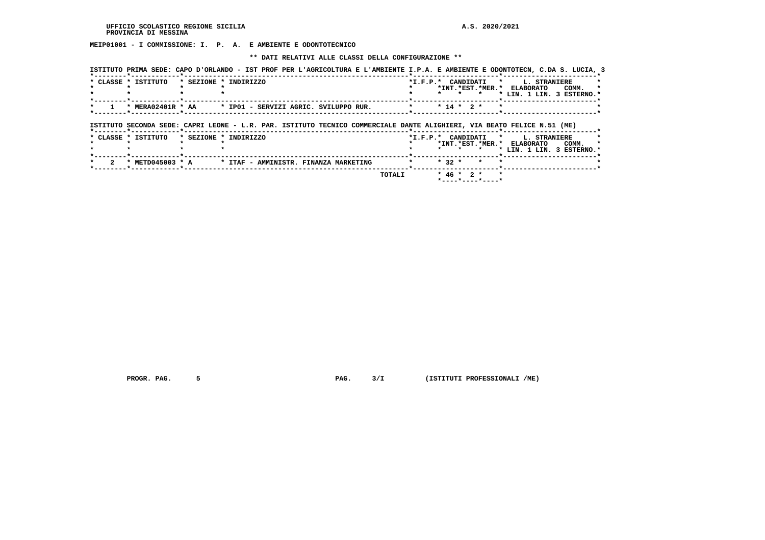UFFICIO SCOLASTICO REGIONE SICILIA  
PROVINCIA DI MESSINA

A.S. 2020/2021

**MEIP01001 - I COMMISSIONE: I. P. A. E AMBIENTE E ODONTOTECNICO**

**\*\* DATI RELATIVI ALLE CLASSI DELLA CONFIGURAZIONE \*\***

ISTITUTO PRIMA SEDE: CAPO D'ORLANDO - IST PROF PER L'AGRICOLTURA E L'AMBIENTE I.P.A. E AMBIENTE E ODONTOTECN, C.DA S. LUCIA, 3

| CLASSE | ISTITUTO | SEZIONE | INDIRIZZO | I.F.P. | CANDIDATI INT. | CANDIDATI EST. | CANDIDATI MER. | L. STRANIERE ELABORATO LIN. 1 | L. STRANIERE ELABORATO LIN. 3 | L. STRANIERE COMM. ESTERNO |
|---|---|---|---|---|---|---|---|---|---|---|
| 1 | MERA02401R | AA | IP01 - SERVIZI AGRIC. SVILUPPO RUR. | | 14 | 2 | | | | |

ISTITUTO SECONDA SEDE: CAPRI LEONE - L.R. PAR. ISTITUTO TECNICO COMMERCIALE DANTE ALIGHIERI, VIA BEATO FELICE N.51 (ME)

| CLASSE | ISTITUTO | SEZIONE | INDIRIZZO | I.F.P. | CANDIDATI INT. | CANDIDATI EST. | CANDIDATI MER. | L. STRANIERE ELABORATO LIN. 1 | L. STRANIERE ELABORATO LIN. 3 | L. STRANIERE COMM. ESTERNO |
|---|---|---|---|---|---|---|---|---|---|---|
| 2 | METD045003 | A | ITAF - AMMINISTR. FINANZA MARKETING | | 32 | | | | | |
| | | | TOTALI | | 46 | 2 | | | | |

PROGR. PAG. 5 PAG. 3/I (ISTITUTI PROFESSIONALI /ME)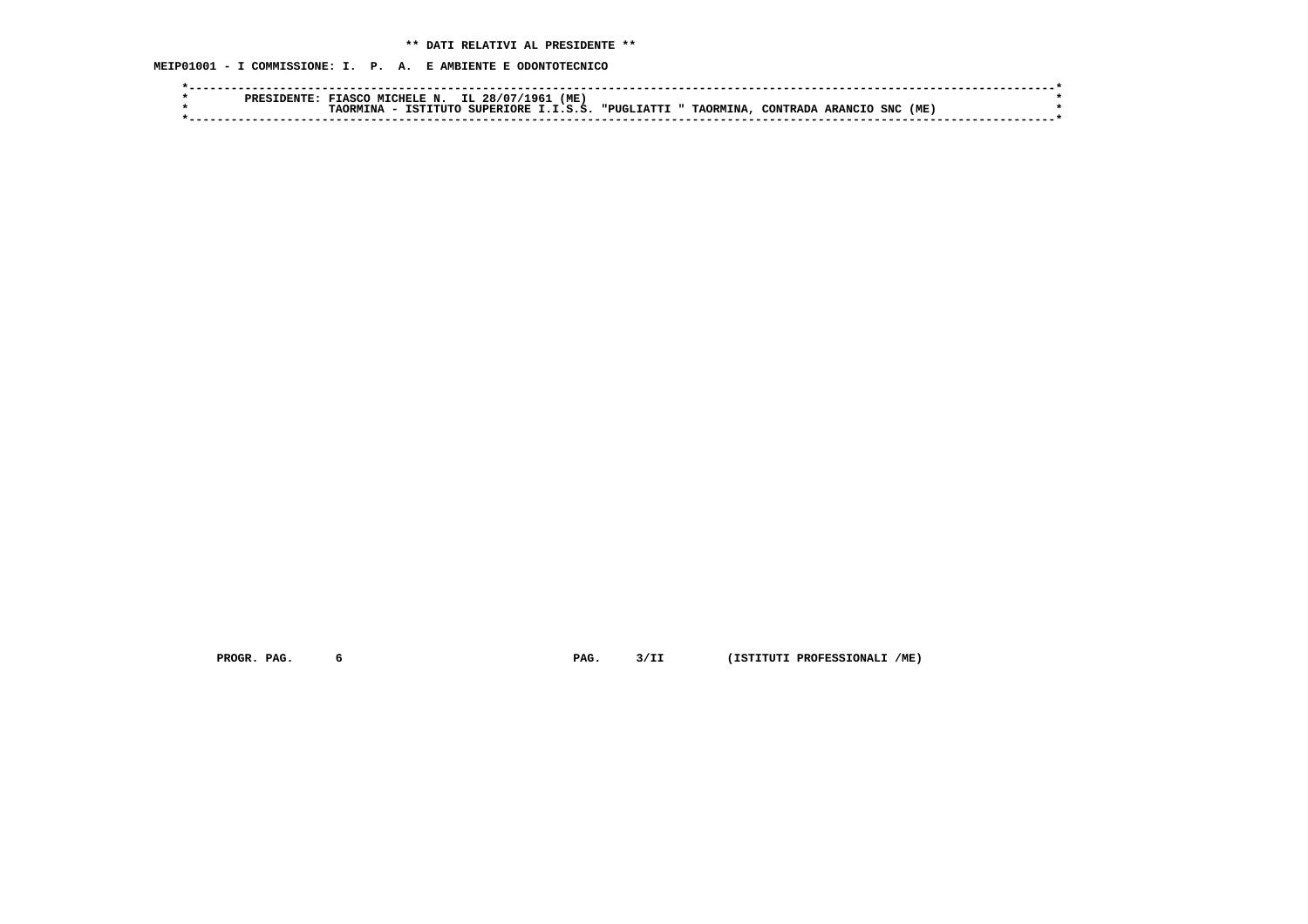**\*\* DATI RELATIVI AL PRESIDENTE \*\***

**MEIP01001 - I COMMISSIONE: I. P. A. E AMBIENTE E ODONTOTECNICO**

```
*------------------------------------------------------------------------------------------------------------------------*
*        PRESIDENTE: FIASCO MICHELE N.  IL 28/07/1961 (ME)                                                               *
*                    TAORMINA - ISTITUTO SUPERIORE I.I.S.S. "PUGLIATTI " TAORMINA, CONTRADA ARANCIO SNC (ME)             *
*------------------------------------------------------------------------------------------------------------------------*
```

**PROGR. PAG. 6 PAG. 3/II (ISTITUTI PROFESSIONALI /ME)**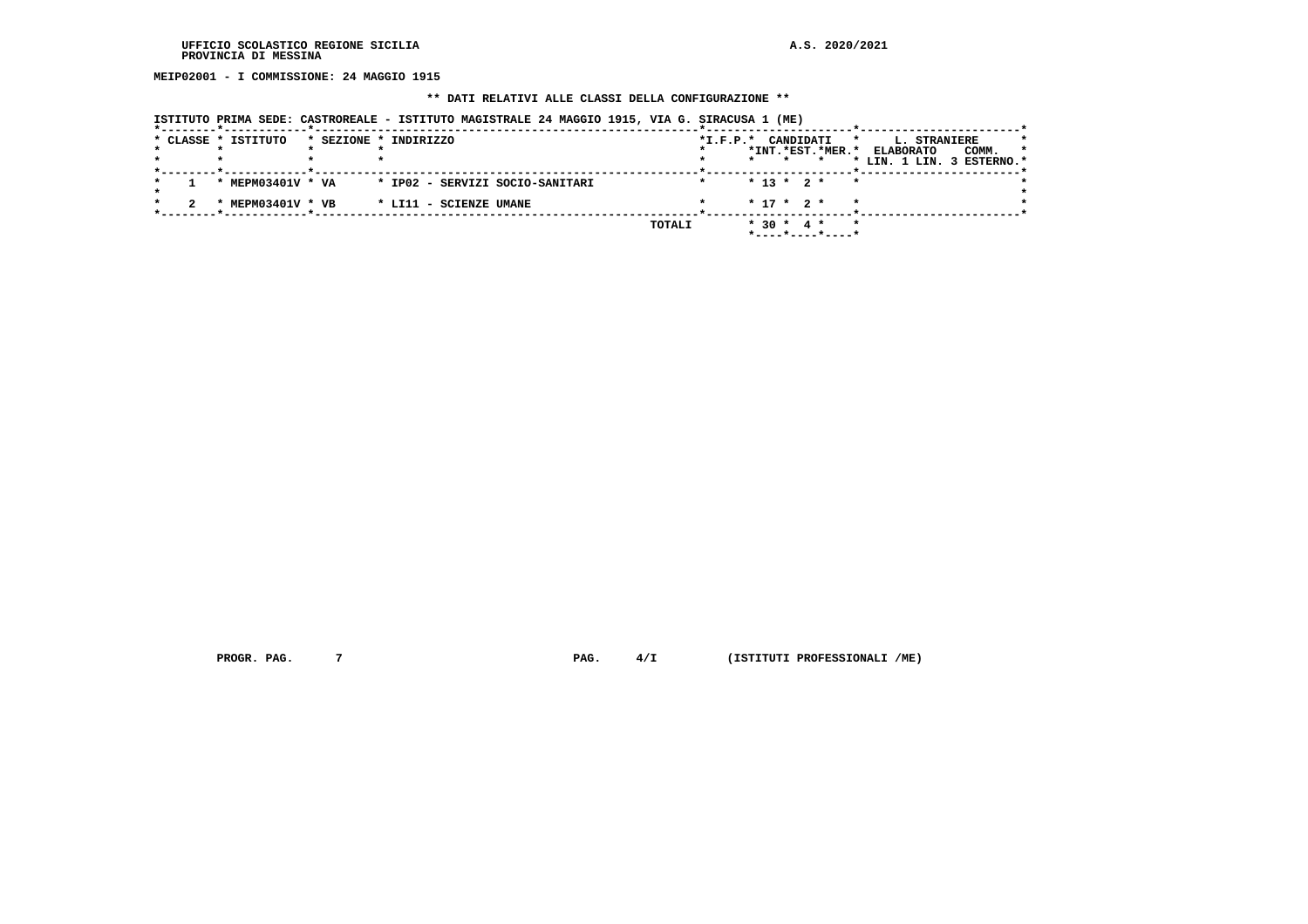UFFICIO SCOLASTICO REGIONE SICILIA
PROVINCIA DI MESSINA

A.S. 2020/2021

**MEIP02001 - I COMMISSIONE: 24 MAGGIO 1915**

**\*\* DATI RELATIVI ALLE CLASSI DELLA CONFIGURAZIONE \*\***

ISTITUTO PRIMA SEDE: CASTROREALE - ISTITUTO MAGISTRALE 24 MAGGIO 1915, VIA G. SIRACUSA 1 (ME)

| CLASSE | ISTITUTO | SEZIONE | INDIRIZZO | I.F.P. | CANDIDATI INT. | CANDIDATI EST. | CANDIDATI MER. | L. STRANIERE ELABORATO LIN. 1 | L. STRANIERE ELABORATO LIN. 3 | L. STRANIERE COMM. ESTERNO |
|---|---|---|---|---|---|---|---|---|---|---|
| 1 | MEPM03401V | VA | IP02 - SERVIZI SOCIO-SANITARI | | 13 | 2 | | | | |
| 2 | MEPM03401V | VB | LI11 - SCIENZE UMANE | | 17 | 2 | | | | |
| | | | TOTALI | | 30 | 4 | | | | |

PROGR. PAG. 7 PAG. 4/I (ISTITUTI PROFESSIONALI /ME)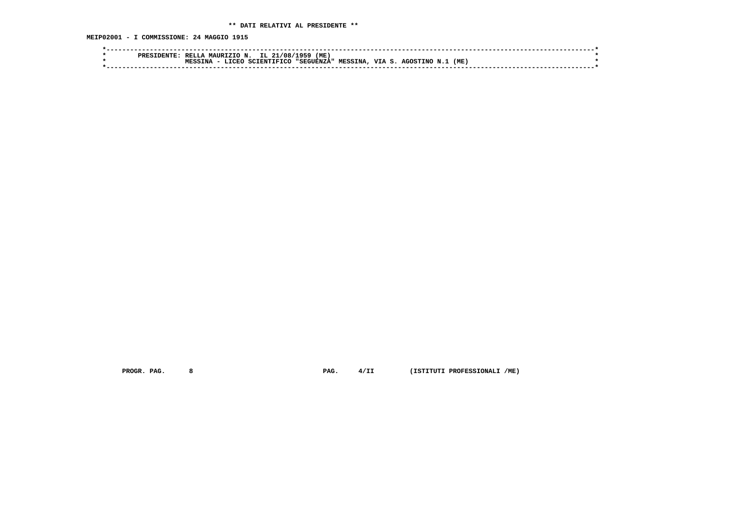**\*\* DATI RELATIVI AL PRESIDENTE \*\***

**MEIP02001 - I COMMISSIONE: 24 MAGGIO 1915**

```
*----------------------------------------------------------------------------------------------------------------------*
*        PRESIDENTE: RELLA MAURIZIO N.  IL 21/08/1959 (ME)                                                             *
*                    MESSINA - LICEO SCIENTIFICO "SEGUENZA" MESSINA, VIA S. AGOSTINO N.1 (ME)                          *
*----------------------------------------------------------------------------------------------------------------------*
```

PROGR. PAG. 8 PAG. 4/II (ISTITUTI PROFESSIONALI /ME)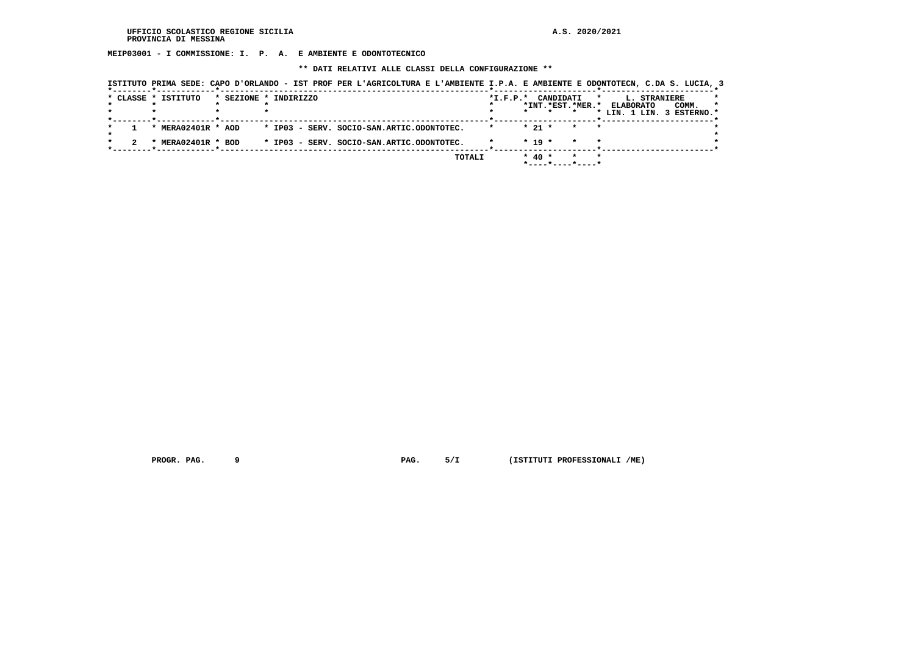UFFICIO SCOLASTICO REGIONE SICILIA A.S. 2020/2021
PROVINCIA DI MESSINA

**MEIP03001 - I COMMISSIONE: I. P. A. E AMBIENTE E ODONTOTECNICO**

**\*\* DATI RELATIVI ALLE CLASSI DELLA CONFIGURAZIONE \*\***

**ISTITUTO PRIMA SEDE: CAPO D'ORLANDO - IST PROF PER L'AGRICOLTURA E L'AMBIENTE I.P.A. E AMBIENTE E ODONTOTECN, C.DA S. LUCIA, 3**

| CLASSE | ISTITUTO | SEZIONE | INDIRIZZO | I.F.P. | CANDIDATI INT. | CANDIDATI EST. | CANDIDATI MER. | L. STRANIERE ELABORATO LIN. 1 | L. STRANIERE ELABORATO LIN. 3 | COMM. ESTERNO |
|---|---|---|---|---|---|---|---|---|---|---|
| 1 | MERA02401R | AOD | IP03 - SERV. SOCIO-SAN.ARTIC.ODONTOTEC. | | 21 | | | | | |
| 2 | MERA02401R | BOD | IP03 - SERV. SOCIO-SAN.ARTIC.ODONTOTEC. | | 19 | | | | | |
| | | | TOTALI | | 40 | | | | | |

PROGR. PAG. 9 PAG. 5/I (ISTITUTI PROFESSIONALI /ME)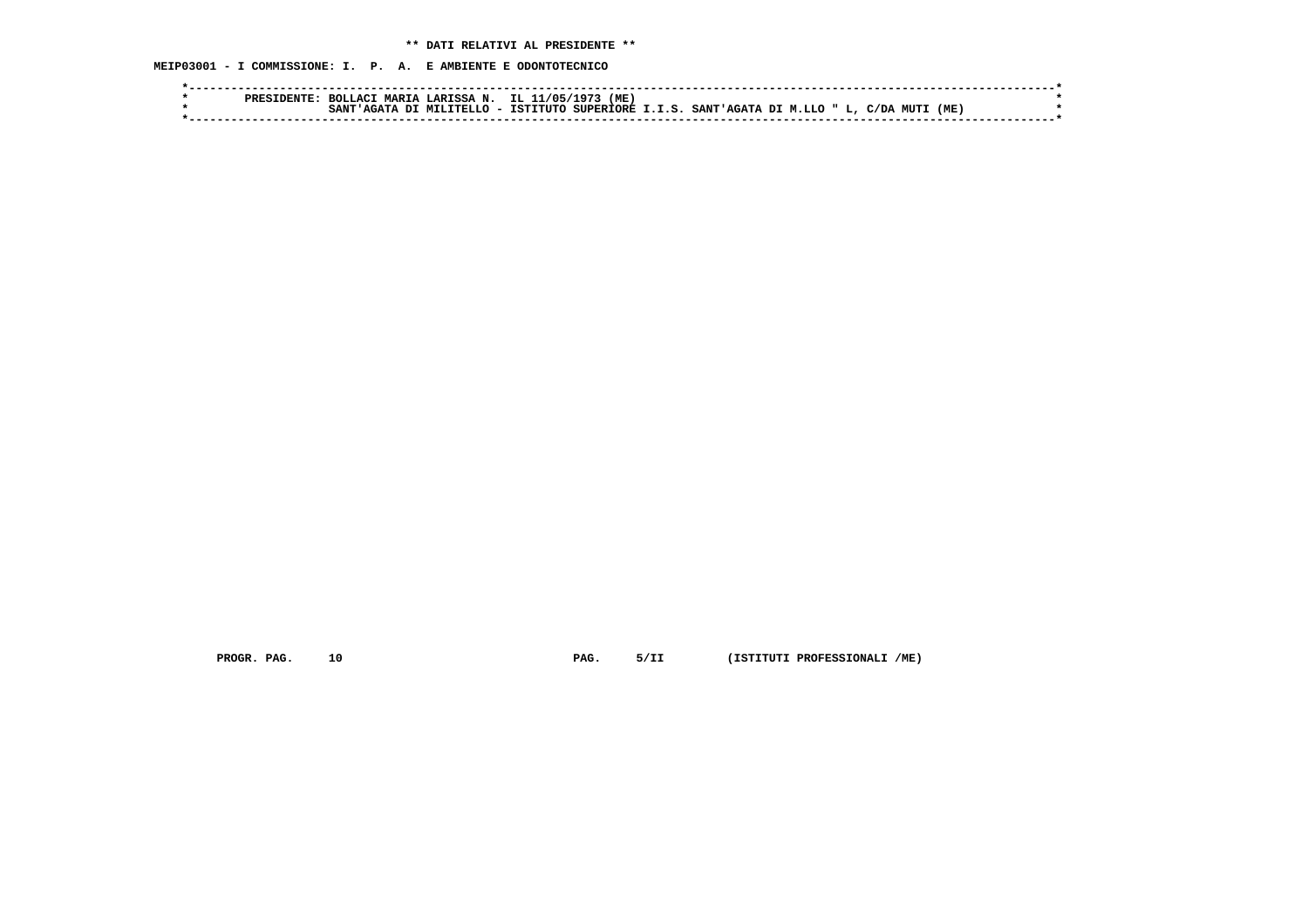**\*\* DATI RELATIVI AL PRESIDENTE \*\***

**MEIP03001 - I COMMISSIONE: I. P. A. E AMBIENTE E ODONTOTECNICO**

```
*----------------------------------------------------------------------------------------------------------------------*
*         PRESIDENTE: BOLLACI MARIA LARISSA N.  IL 11/05/1973 (ME)                                                     *
*                     SANT'AGATA DI MILITELLO - ISTITUTO SUPERIORE I.I.S. SANT'AGATA DI M.LLO " L, C/DA MUTI (ME)      *
*----------------------------------------------------------------------------------------------------------------------*
```

**PROGR. PAG. 10 PAG. 5/II (ISTITUTI PROFESSIONALI /ME)**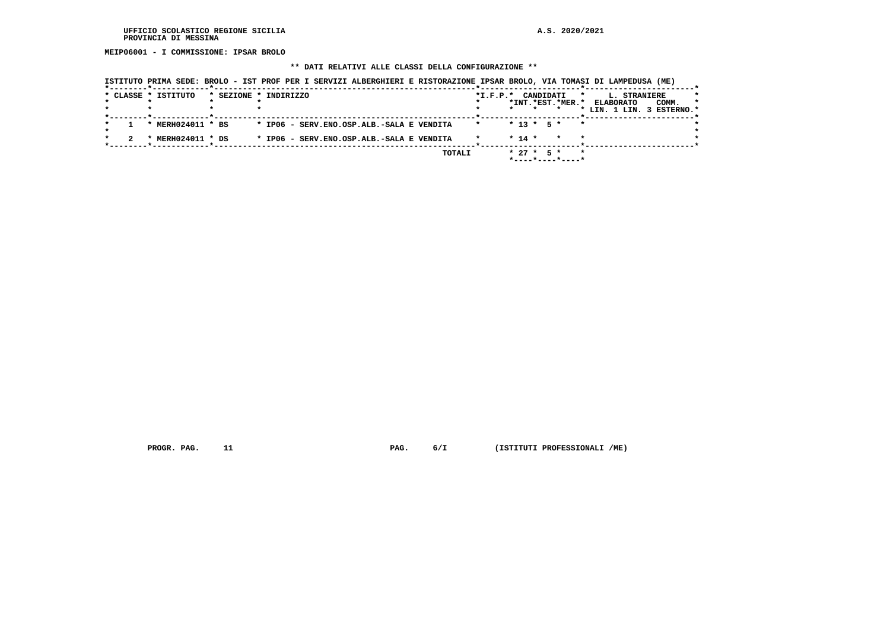UFFICIO SCOLASTICO REGIONE SICILIA
PROVINCIA DI MESSINA

A.S. 2020/2021

**MEIP06001 - I COMMISSIONE: IPSAR BROLO**

**\*\* DATI RELATIVI ALLE CLASSI DELLA CONFIGURAZIONE \*\***

ISTITUTO PRIMA SEDE: BROLO - IST PROF PER I SERVIZI ALBERGHIERI E RISTORAZIONE IPSAR BROLO, VIA TOMASI DI LAMPEDUSA (ME)

| CLASSE | ISTITUTO | SEZIONE | INDIRIZZO | I.F.P. | CANDIDATI INT. | CANDIDATI EST. | CANDIDATI MER. | L. STRANIERE ELABORATO LIN. 1 | L. STRANIERE ELABORATO LIN. 3 | COMM. ESTERNO |
|---|---|---|---|---|---|---|---|---|---|---|
| 1 | MERH024011 | BS | IP06 - SERV.ENO.OSP.ALB.-SALA E VENDITA | | 13 | 5 | | | | |
| 2 | MERH024011 | DS | IP06 - SERV.ENO.OSP.ALB.-SALA E VENDITA | | 14 | | | | | |
| | | | TOTALI | | 27 | 5 | | | | |

PROGR. PAG. 11 PAG. 6/I (ISTITUTI PROFESSIONALI /ME)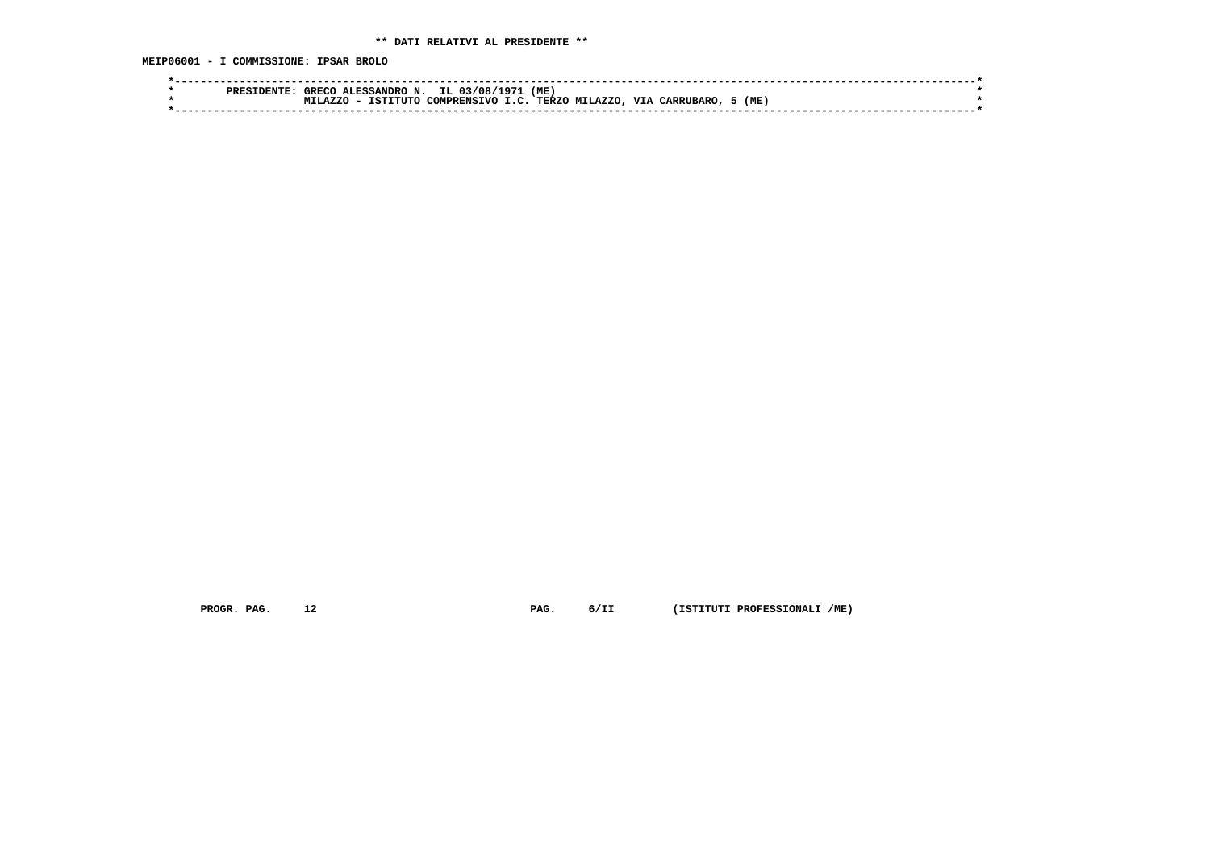**\*\* DATI RELATIVI AL PRESIDENTE \*\***

**MEIP06001 - I COMMISSIONE: IPSAR BROLO**

```
*----------------------------------------------------------------------------------------------------------------------*
*        PRESIDENTE: GRECO ALESSANDRO N.  IL 03/08/1971 (ME)                                                           *
*                    MILAZZO - ISTITUTO COMPRENSIVO I.C. TERZO MILAZZO, VIA CARRUBARO, 5 (ME)                          *
*----------------------------------------------------------------------------------------------------------------------*
```

**PROGR. PAG. 12 PAG. 6/II (ISTITUTI PROFESSIONALI /ME)**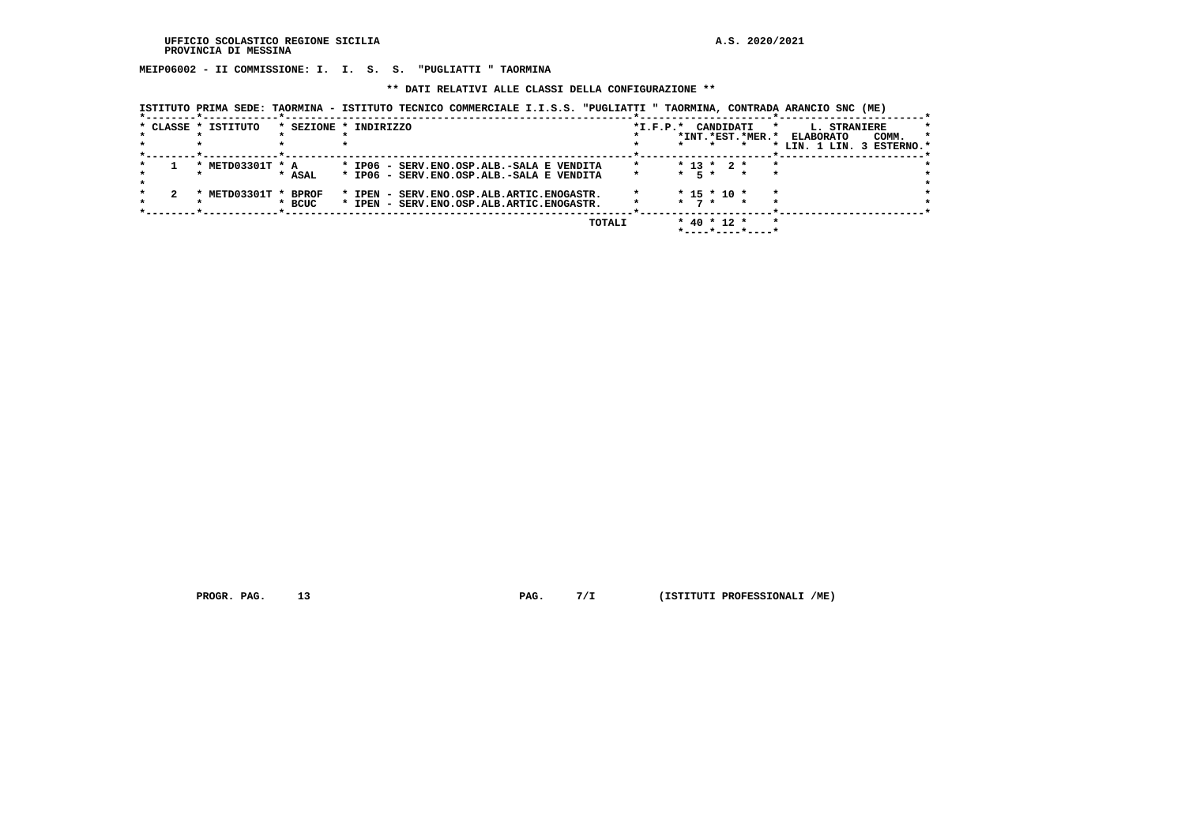UFFICIO SCOLASTICO REGIONE SICILIA
PROVINCIA DI MESSINA

A.S. 2020/2021

**MEIP06002 - II COMMISSIONE: I. I. S. S. "PUGLIATTI " TAORMINA**

**\*\* DATI RELATIVI ALLE CLASSI DELLA CONFIGURAZIONE \*\***

ISTITUTO PRIMA SEDE: TAORMINA - ISTITUTO TECNICO COMMERCIALE I.I.S.S. "PUGLIATTI " TAORMINA, CONTRADA ARANCIO SNC (ME)

| CLASSE | ISTITUTO | SEZIONE | INDIRIZZO | I.F.P. | CANDIDATI INT. | CANDIDATI EST. | CANDIDATI MER. | L. STRANIERE ELABORATO LIN. 1 | L. STRANIERE COMM. LIN. 3 | ESTERNO |
|---|---|---|---|---|---|---|---|---|---|---|
| 1 | METD03301T | A | IP06 - SERV.ENO.OSP.ALB.-SALA E VENDITA | | 13 | 2 | | | | |
| | | ASAL | IP06 - SERV.ENO.OSP.ALB.-SALA E VENDITA | | 5 | | | | | |
| 2 | METD03301T | BPROF | IPEN - SERV.ENO.OSP.ALB.ARTIC.ENOGASTR. | | 15 | 10 | | | | |
| | | BCUC | IPEN - SERV.ENO.OSP.ALB.ARTIC.ENOGASTR. | | 7 | | | | | |
| | | | TOTALI | | 40 | 12 | | | | |

PROGR. PAG. 13 PAG. 7/I (ISTITUTI PROFESSIONALI /ME)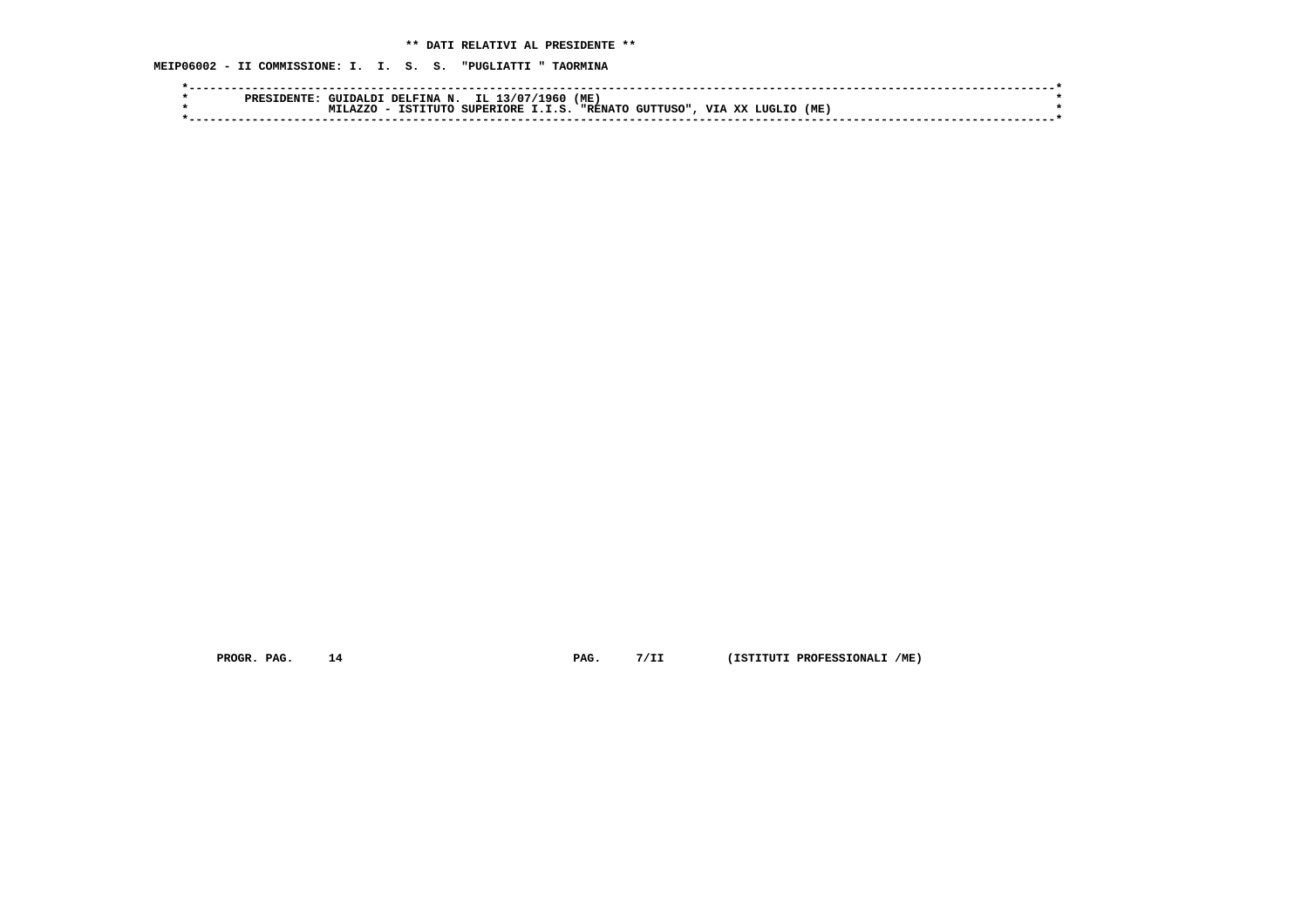** DATI RELATIVI AL PRESIDENTE **

MEIP06002 - II COMMISSIONE: I. I. S. S. "PUGLIATTI " TAORMINA

```
*----------------------------------------------------------------------------------------------------------------------*
*        PRESIDENTE: GUIDALDI DELFINA N.  IL 13/07/1960 (ME)                                                           *
*                    MILAZZO - ISTITUTO SUPERIORE I.I.S. "RENATO GUTTUSO", VIA XX LUGLIO (ME)                          *
*----------------------------------------------------------------------------------------------------------------------*
```

PROGR. PAG. 14 PAG. 7/II (ISTITUTI PROFESSIONALI /ME)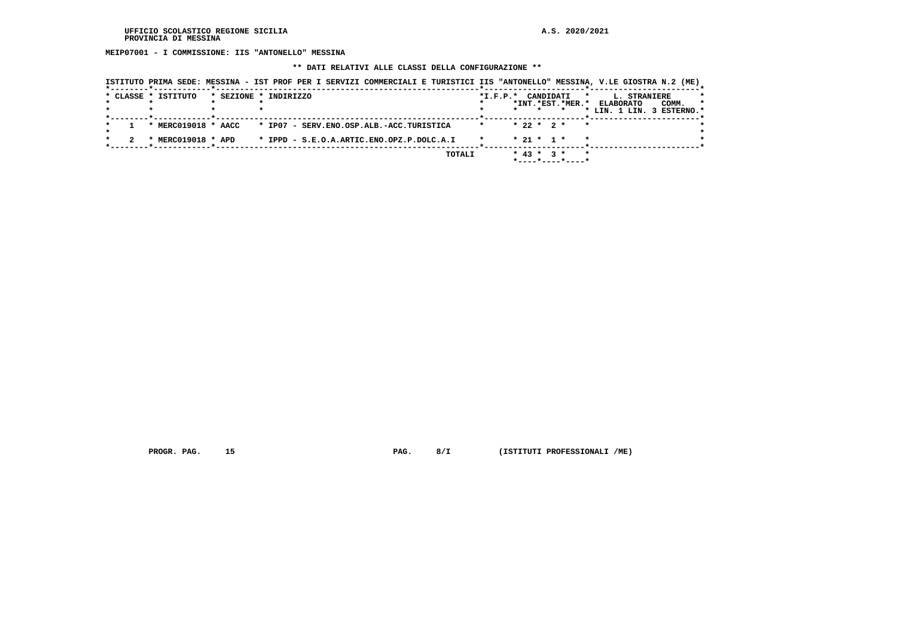MEIP07001 - I COMMISSIONE: IIS "ANTONELLO" MESSINA

** DATI RELATIVI ALLE CLASSI DELLA CONFIGURAZIONE **

ISTITUTO PRIMA SEDE: MESSINA - IST PROF PER I SERVIZI COMMERCIALI E TURISTICI IIS "ANTONELLO" MESSINA, V.LE GIOSTRA N.2 (ME)

| CLASSE | ISTITUTO | SEZIONE | INDIRIZZO | I.F.P. | CANDIDATI INT. | CANDIDATI EST. | CANDIDATI MER. | L. STRANIERE ELABORATO LIN. 1 | L. STRANIERE ELABORATO LIN. 3 | COMM. ESTERNO |
|---|---|---|---|---|---|---|---|---|---|---|
| 1 | MERC019018 | AACC | IP07 - SERV.ENO.OSP.ALB.-ACC.TURISTICA | | 22 | 2 | | | | |
| 2 | MERC019018 | APD | IPPD - S.E.O.A.ARTIC.ENO.OPZ.P.DOLC.A.I | | 21 | 1 | | | | |
| | | | TOTALI | | 43 | 3 | | | | |

PROGR. PAG. 15 PAG. 8/I (ISTITUTI PROFESSIONALI /ME)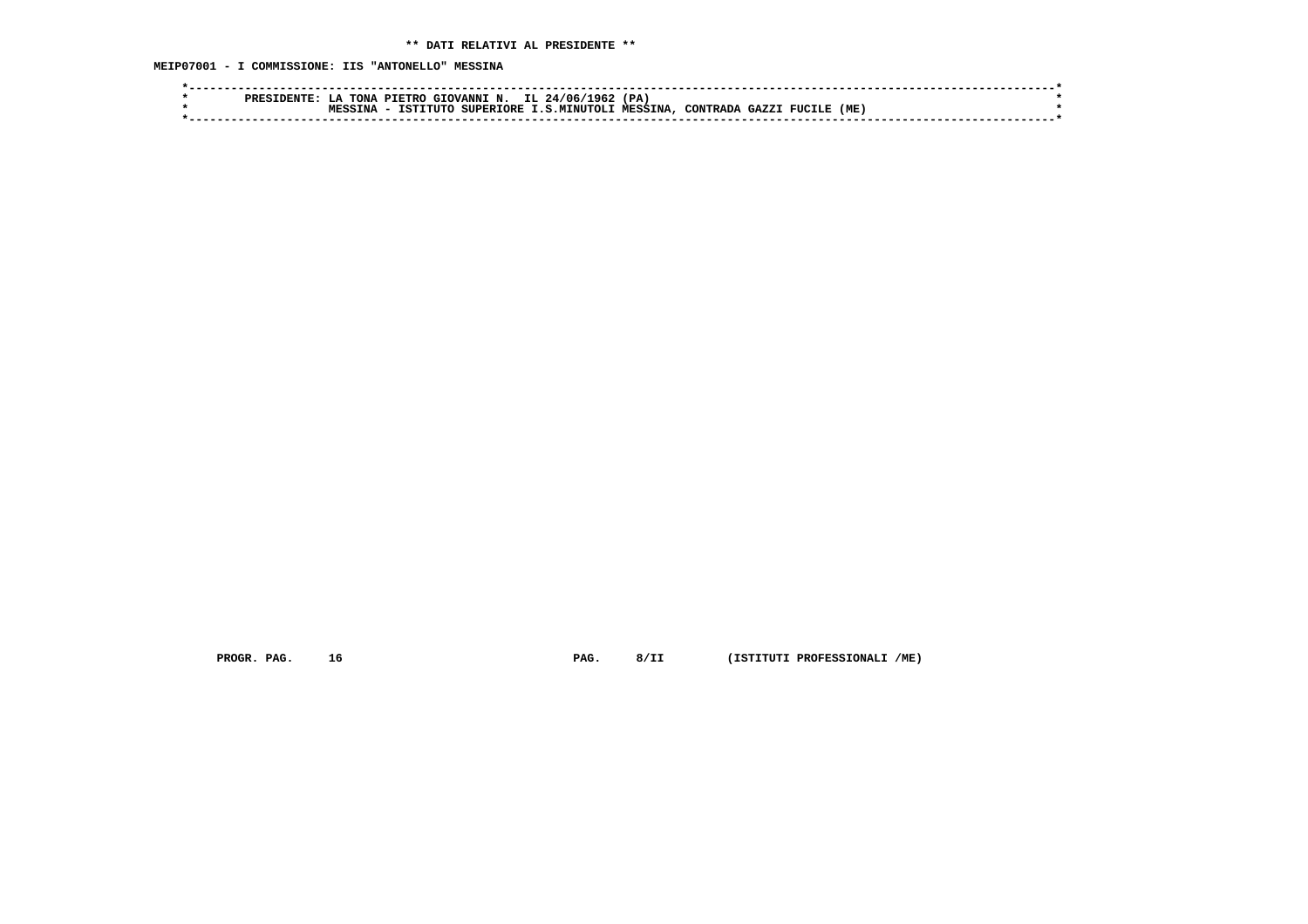** DATI RELATIVI AL PRESIDENTE **

MEIP07001 - I COMMISSIONE: IIS "ANTONELLO" MESSINA

```
*----------------------------------------------------------------------------------------------------------------------*
*        PRESIDENTE: LA TONA PIETRO GIOVANNI N.  IL 24/06/1962 (PA)                                                    *
*                    MESSINA - ISTITUTO SUPERIORE I.S.MINUTOLI MESSINA, CONTRADA GAZZI FUCILE (ME)                     *
*----------------------------------------------------------------------------------------------------------------------*
```

PROGR. PAG. 16 PAG. 8/II (ISTITUTI PROFESSIONALI /ME)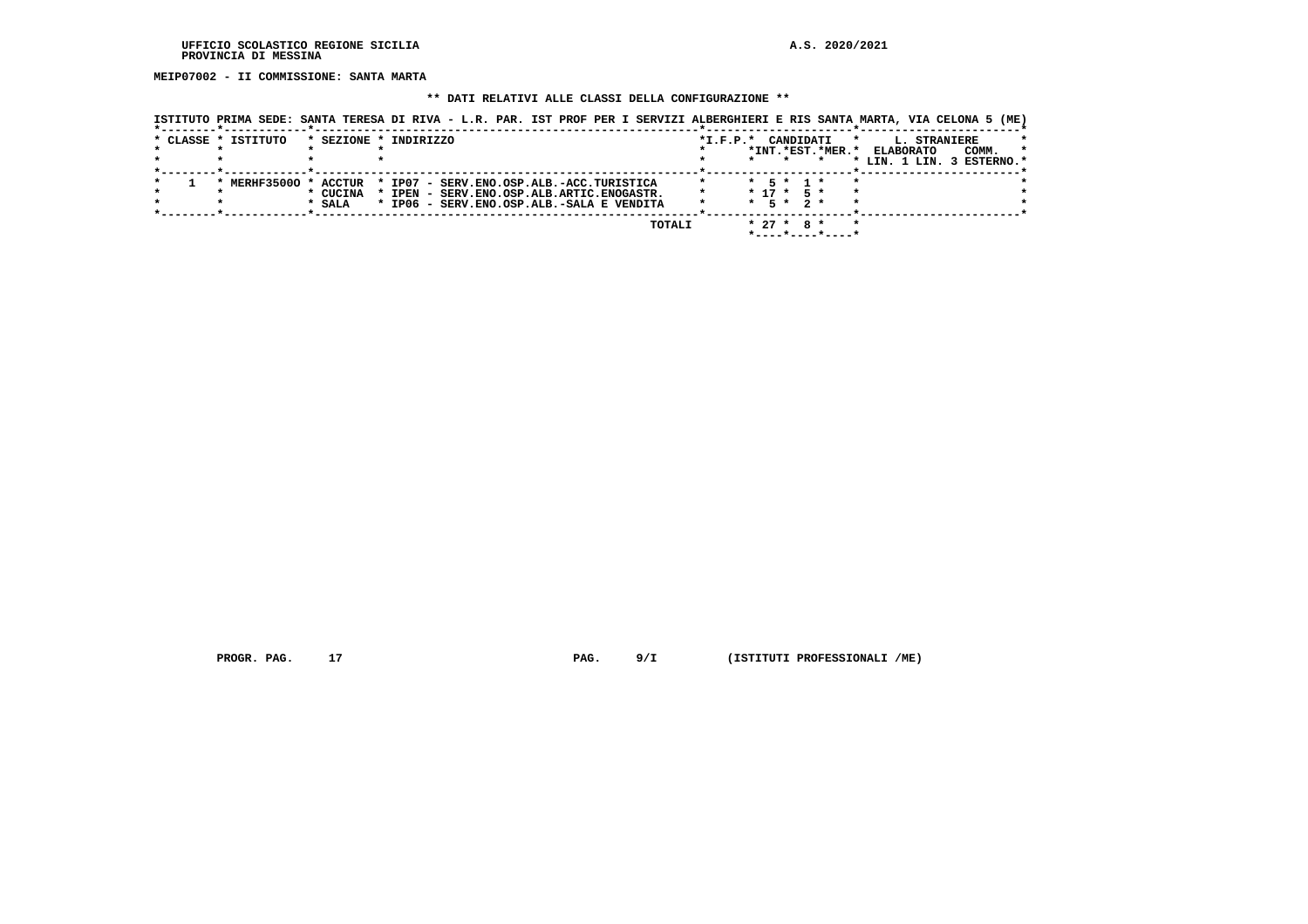UFFICIO SCOLASTICO REGIONE SICILIA
PROVINCIA DI MESSINA

A.S. 2020/2021

**MEIP07002 - II COMMISSIONE: SANTA MARTA**

**\*\* DATI RELATIVI ALLE CLASSI DELLA CONFIGURAZIONE \*\***

ISTITUTO PRIMA SEDE: SANTA TERESA DI RIVA - L.R. PAR. IST PROF PER I SERVIZI ALBERGHIERI E RIS SANTA MARTA, VIA CELONA 5 (ME)

| CLASSE | ISTITUTO | SEZIONE | INDIRIZZO | I.F.P. | CANDIDATI INT. | CANDIDATI EST. | CANDIDATI MER. | L. STRANIERE ELABORATO LIN. 1 | L. STRANIERE ELABORATO LIN. 3 | L. STRANIERE COMM. ESTERNO |
|---|---|---|---|---|---|---|---|---|---|---|
| 1 | MERHF3500O | ACCTUR | IP07 - SERV.ENO.OSP.ALB.-ACC.TURISTICA | | 5 | 1 | | | | |
| | | CUCINA | IPEN - SERV.ENO.OSP.ALB.ARTIC.ENOGASTR. | | 17 | 5 | | | | |
| | | SALA | IP06 - SERV.ENO.OSP.ALB.-SALA E VENDITA | | 5 | 2 | | | | |
| | | | TOTALI | | 27 | 8 | | | | |

PROGR. PAG. 17 PAG. 9/I (ISTITUTI PROFESSIONALI /ME)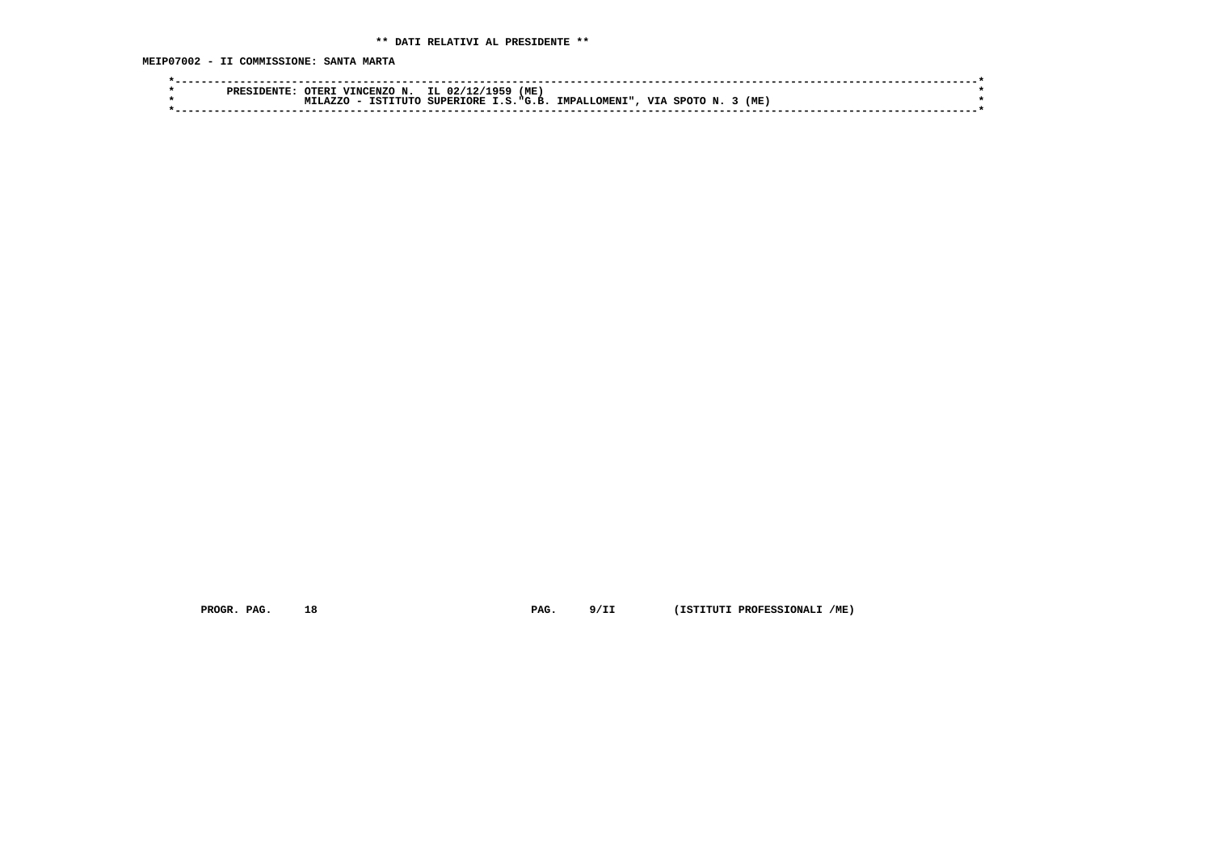** DATI RELATIVI AL PRESIDENTE **

MEIP07002 - II COMMISSIONE: SANTA MARTA

```
*------------------------------------------------------------------------------------------------------------------------*
*        PRESIDENTE: OTERI VINCENZO N.  IL 02/12/1959 (ME)                                                               *
*                    MILAZZO - ISTITUTO SUPERIORE I.S."G.B. IMPALLOMENI", VIA SPOTO N. 3 (ME)                            *
*------------------------------------------------------------------------------------------------------------------------*
```

PROGR. PAG. 18 PAG. 9/II (ISTITUTI PROFESSIONALI /ME)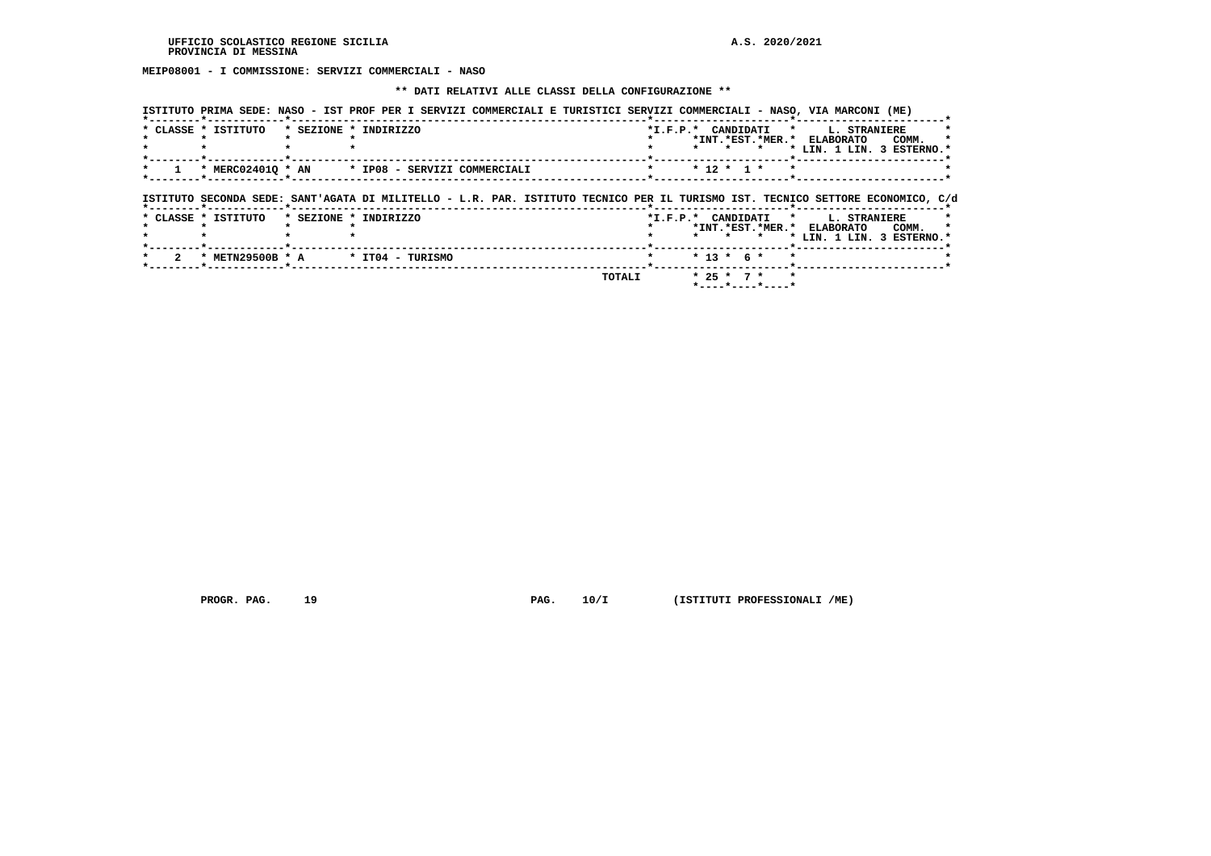UFFICIO SCOLASTICO REGIONE SICILIA A.S. 2020/2021
PROVINCIA DI MESSINA

**MEIP08001 - I COMMISSIONE: SERVIZI COMMERCIALI - NASO**

**\*\* DATI RELATIVI ALLE CLASSI DELLA CONFIGURAZIONE \*\***

ISTITUTO PRIMA SEDE: NASO - IST PROF PER I SERVIZI COMMERCIALI E TURISTICI SERVIZI COMMERCIALI - NASO, VIA MARCONI (ME)

| CLASSE | ISTITUTO | SEZIONE | INDIRIZZO | I.F.P. | CANDIDATI INT. | CANDIDATI EST. | CANDIDATI MER. | L. STRANIERE ELABORATO LIN. 1 | L. STRANIERE ELABORATO LIN. 3 | COMM. ESTERNO |
|---|---|---|---|---|---|---|---|---|---|---|
| 1 | MERC02401Q | AN | IP08 - SERVIZI COMMERCIALI | | 12 | 1 | | | | |

ISTITUTO SECONDA SEDE: SANT'AGATA DI MILITELLO - L.R. PAR. ISTITUTO TECNICO PER IL TURISMO IST. TECNICO SETTORE ECONOMICO, C/d

| CLASSE | ISTITUTO | SEZIONE | INDIRIZZO | I.F.P. | CANDIDATI INT. | CANDIDATI EST. | CANDIDATI MER. | L. STRANIERE ELABORATO LIN. 1 | L. STRANIERE ELABORATO LIN. 3 | COMM. ESTERNO |
|---|---|---|---|---|---|---|---|---|---|---|
| 2 | METN29500B | A | IT04 - TURISMO | | 13 | 6 | | | | |
| | | | TOTALI | | 25 | 7 | | | | |

PROGR. PAG. 19 PAG. 10/I (ISTITUTI PROFESSIONALI /ME)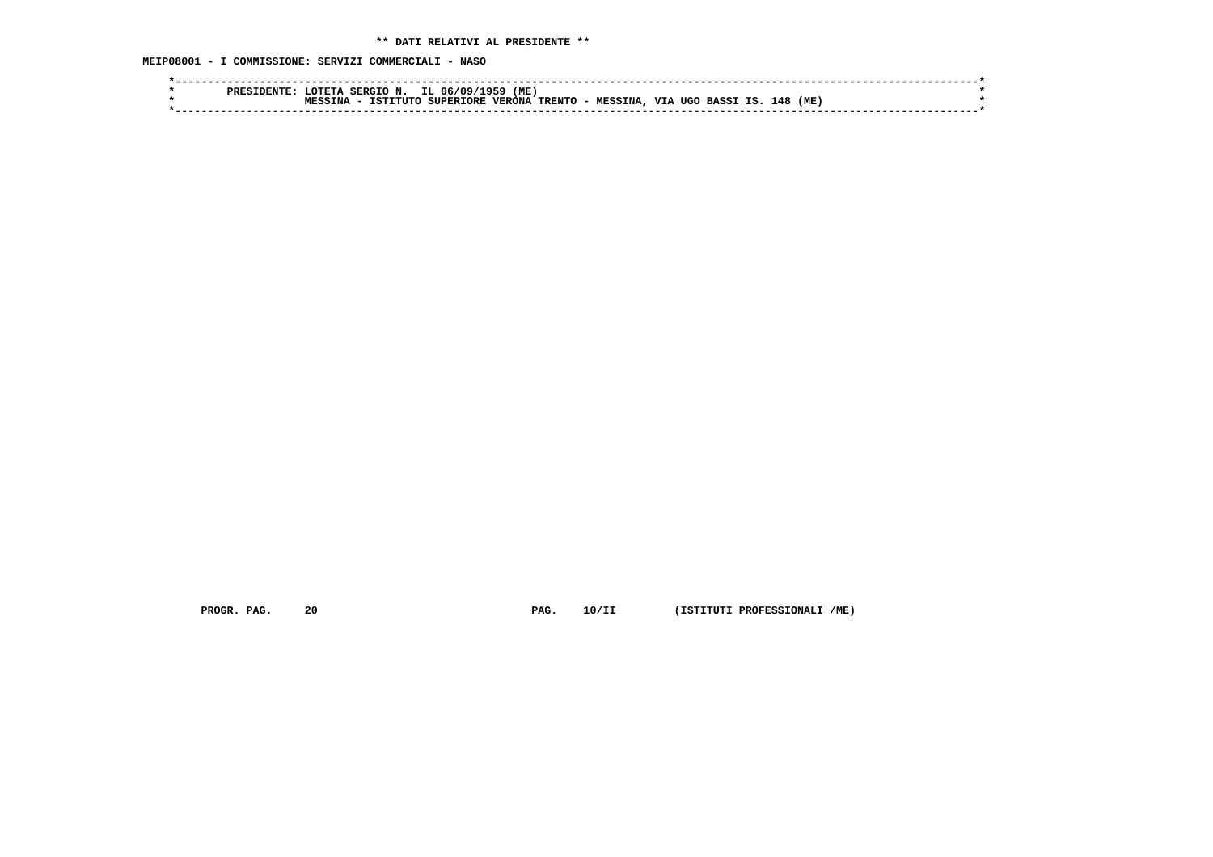**\*\* DATI RELATIVI AL PRESIDENTE \*\***

**MEIP08001 - I COMMISSIONE: SERVIZI COMMERCIALI - NASO**

```
*----------------------------------------------------------------------------------------------------------------------*
*        PRESIDENTE: LOTETA SERGIO N.  IL 06/09/1959 (ME)                                                              *
*                    MESSINA - ISTITUTO SUPERIORE VERONA TRENTO - MESSINA, VIA UGO BASSI IS. 148 (ME)                  *
*----------------------------------------------------------------------------------------------------------------------*
```

PROGR. PAG. 20 PAG. 10/II (ISTITUTI PROFESSIONALI /ME)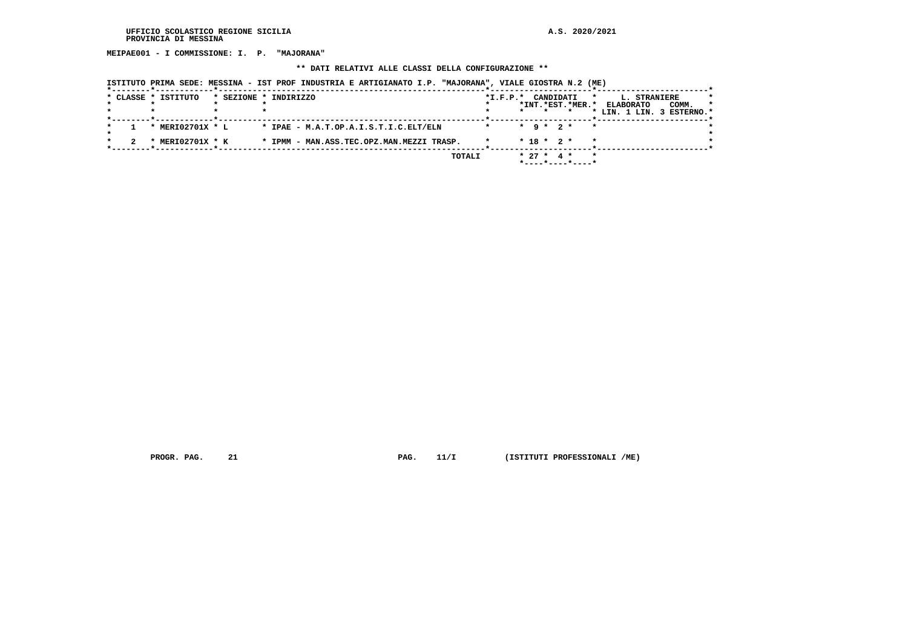MEIPAE001 - I COMMISSIONE: I. P. "MAJORANA"

** DATI RELATIVI ALLE CLASSI DELLA CONFIGURAZIONE **

ISTITUTO PRIMA SEDE: MESSINA - IST PROF INDUSTRIA E ARTIGIANATO I.P. "MAJORANA", VIALE GIOSTRA N.2 (ME)

| CLASSE | ISTITUTO | SEZIONE | INDIRIZZO | I.F.P. | CANDIDATI INT. | CANDIDATI EST. | CANDIDATI MER. | L. STRANIERE ELABORATO LIN. 1 | L. STRANIERE ELABORATO LIN. 3 | L. STRANIERE COMM. ESTERNO |
|---|---|---|---|---|---|---|---|---|---|---|
| 1 | MERI02701X | L | IPAE - M.A.T.OP.A.I.S.T.I.C.ELT/ELN | | 9 | 2 | | | | |
| 2 | MERI02701X | K | IPMM - MAN.ASS.TEC.OPZ.MAN.MEZZI TRASP. | | 18 | 2 | | | | |
| | | | TOTALI | | 27 | 4 | | | | |

PROGR. PAG. 21 PAG. 11/I (ISTITUTI PROFESSIONALI /ME)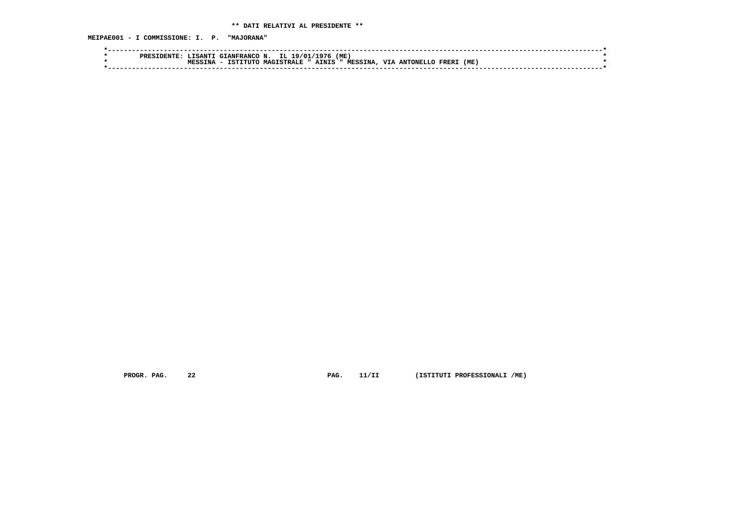** DATI RELATIVI AL PRESIDENTE **

MEIPAE001 - I COMMISSIONE: I. P. "MAJORANA"

```
*-----------------------------------------------------------------------------------------------------------------------*
*        PRESIDENTE: LISANTI GIANFRANCO N.  IL 19/01/1976 (ME)                                                          *
*                    MESSINA - ISTITUTO MAGISTRALE " AINIS " MESSINA, VIA ANTONELLO FRERI (ME)                          *
*-----------------------------------------------------------------------------------------------------------------------*
```

PROGR. PAG. 22 PAG. 11/II (ISTITUTI PROFESSIONALI /ME)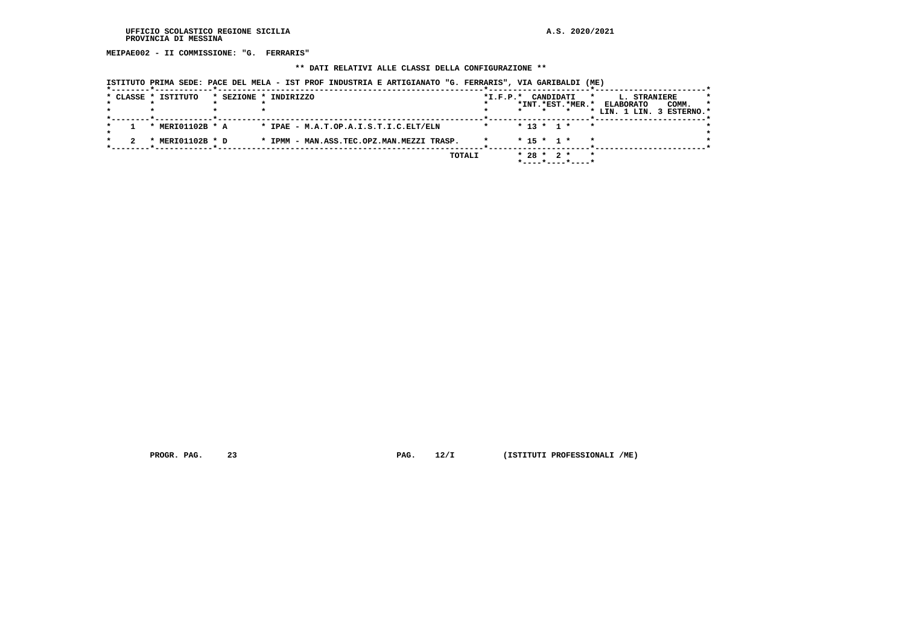UFFICIO SCOLASTICO REGIONE SICILIA
PROVINCIA DI MESSINA

A.S. 2020/2021

**MEIPAE002 - II COMMISSIONE: "G. FERRARIS"**

**\*\* DATI RELATIVI ALLE CLASSI DELLA CONFIGURAZIONE \*\***

**ISTITUTO PRIMA SEDE: PACE DEL MELA - IST PROF INDUSTRIA E ARTIGIANATO "G. FERRARIS", VIA GARIBALDI (ME)**

| CLASSE | ISTITUTO | SEZIONE | INDIRIZZO | I.F.P. | CANDIDATI INT. | CANDIDATI EST. | CANDIDATI MER. | L. STRANIERE ELABORATO LIN. 1 | L. STRANIERE ELABORATO LIN. 3 | COMM. ESTERNO |
|---|---|---|---|---|---|---|---|---|---|---|
| 1 | MERI01102B | A | IPAE - M.A.T.OP.A.I.S.T.I.C.ELT/ELN | | 13 | 1 | | | | |
| 2 | MERI01102B | D | IPMM - MAN.ASS.TEC.OPZ.MAN.MEZZI TRASP. | | 15 | 1 | | | | |
| | | | TOTALI | | 28 | 2 | | | | |

PROGR. PAG. 23 PAG. 12/I (ISTITUTI PROFESSIONALI /ME)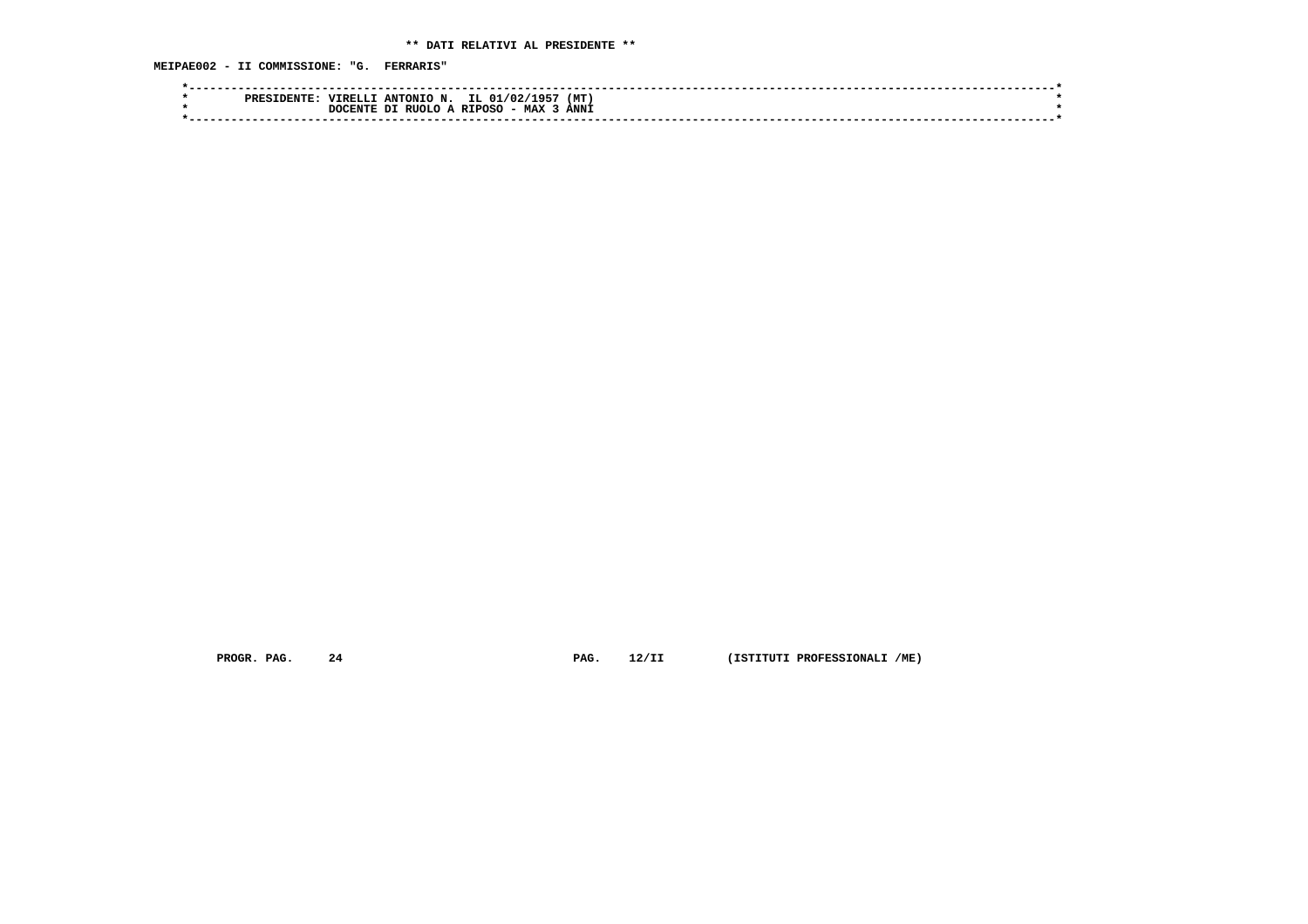**\*\* DATI RELATIVI AL PRESIDENTE \*\***

**MEIPAE002 - II COMMISSIONE: "G.  FERRARIS"**

```
*------------------------------------------------------------------------------------------------------------------------*
*        PRESIDENTE: VIRELLI ANTONIO N.  IL 01/02/1957 (MT)                                                                *
*                    DOCENTE DI RUOLO A RIPOSO - MAX 3 ANNI                                                                *
*------------------------------------------------------------------------------------------------------------------------*
```

**PROGR. PAG.     24                              PAG.    12/II        (ISTITUTI PROFESSIONALI /ME)**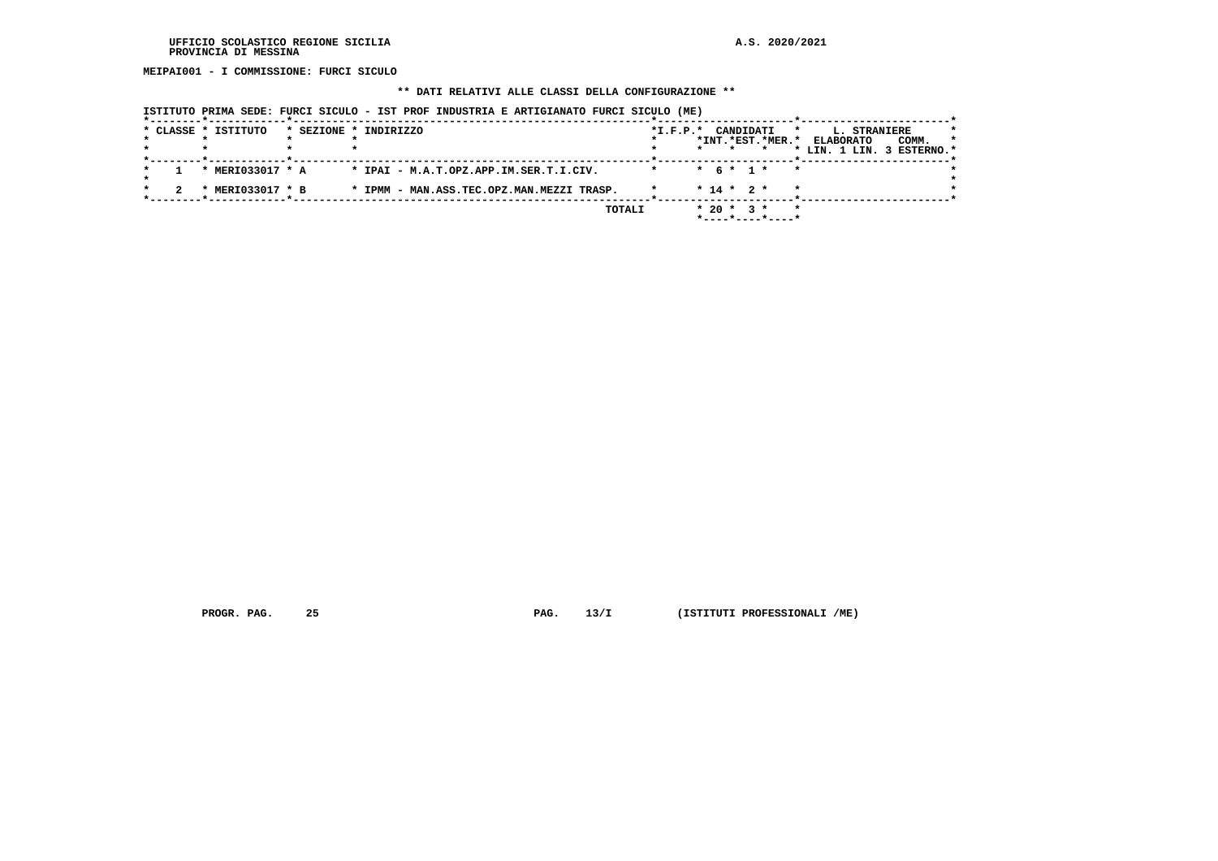MEIPAI001 - I COMMISSIONE: FURCI SICULO

** DATI RELATIVI ALLE CLASSI DELLA CONFIGURAZIONE **

ISTITUTO PRIMA SEDE: FURCI SICULO - IST PROF INDUSTRIA E ARTIGIANATO FURCI SICULO (ME)

| CLASSE | ISTITUTO | SEZIONE | INDIRIZZO | I.F.P. | CANDIDATI INT. | CANDIDATI EST. | CANDIDATI MER. | L. STRANIERE ELABORATO LIN. 1 | L. STRANIERE ELABORATO LIN. 3 | COMM. ESTERNO. |
|---|---|---|---|---|---|---|---|---|---|---|
| 1 | MERI033017 | A | IPAI - M.A.T.OPZ.APP.IM.SER.T.I.CIV. | | 6 | 1 | | | | |
| 2 | MERI033017 | B | IPMM - MAN.ASS.TEC.OPZ.MAN.MEZZI TRASP. | | 14 | 2 | | | | |
| | | | TOTALI | | 20 | 3 | | | | |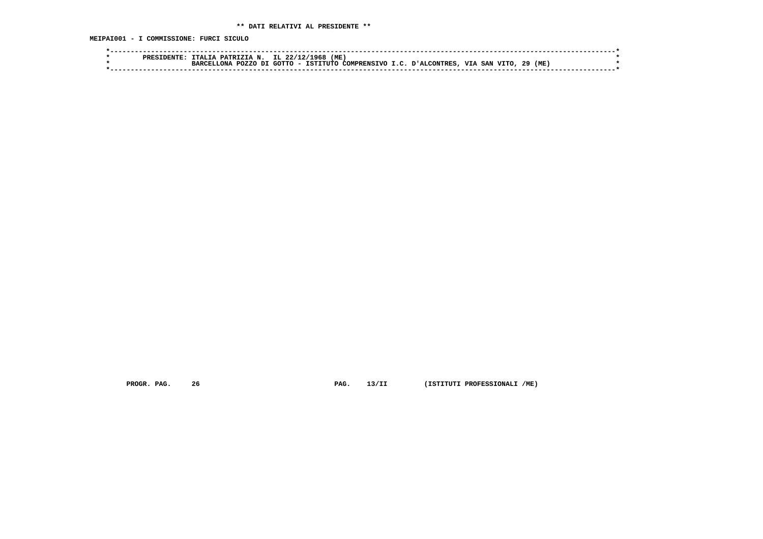** DATI RELATIVI AL PRESIDENTE **

MEIPAI001 - I COMMISSIONE: FURCI SICULO

```
*----------------------------------------------------------------------------------------------------------------------*
*        PRESIDENTE: ITALIA PATRIZIA N.  IL 22/12/1968 (ME)                                                            *
*                    BARCELLONA POZZO DI GOTTO - ISTITUTO COMPRENSIVO I.C. D'ALCONTRES, VIA SAN VITO, 29 (ME)          *
*----------------------------------------------------------------------------------------------------------------------*
```

PROGR. PAG. 26 PAG. 13/II (ISTITUTI PROFESSIONALI /ME)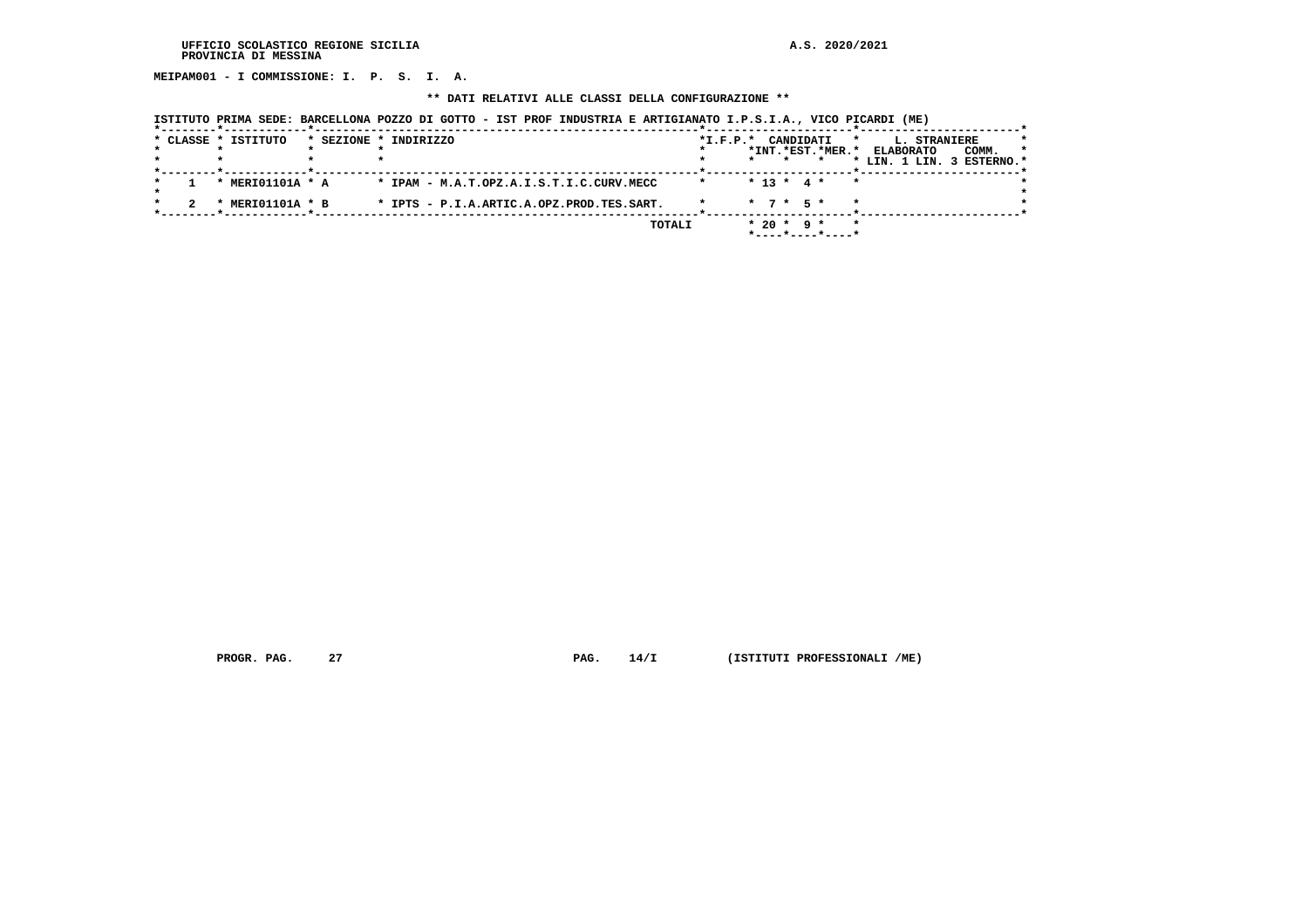UFFICIO SCOLASTICO REGIONE SICILIA
PROVINCIA DI MESSINA

A.S. 2020/2021

**MEIPAM001 - I COMMISSIONE: I. P. S. I. A.**

**\*\* DATI RELATIVI ALLE CLASSI DELLA CONFIGURAZIONE \*\***

**ISTITUTO PRIMA SEDE: BARCELLONA POZZO DI GOTTO - IST PROF INDUSTRIA E ARTIGIANATO I.P.S.I.A., VICO PICARDI (ME)**

| CLASSE | ISTITUTO | SEZIONE | INDIRIZZO | I.F.P. | CANDIDATI INT. | CANDIDATI EST. | CANDIDATI MER. | L. STRANIERE ELABORATO LIN. 1 | L. STRANIERE ELABORATO LIN. 3 | COMM. ESTERNO |
|---|---|---|---|---|---|---|---|---|---|---|
| 1 | MERI01101A | A | IPAM - M.A.T.OPZ.A.I.S.T.I.C.CURV.MECC | | 13 | 4 | | | | |
| 2 | MERI01101A | B | IPTS - P.I.A.ARTIC.A.OPZ.PROD.TES.SART. | | 7 | 5 | | | | |
| | | | TOTALI | | 20 | 9 | | | | |

PROGR. PAG. 27 PAG. 14/I (ISTITUTI PROFESSIONALI /ME)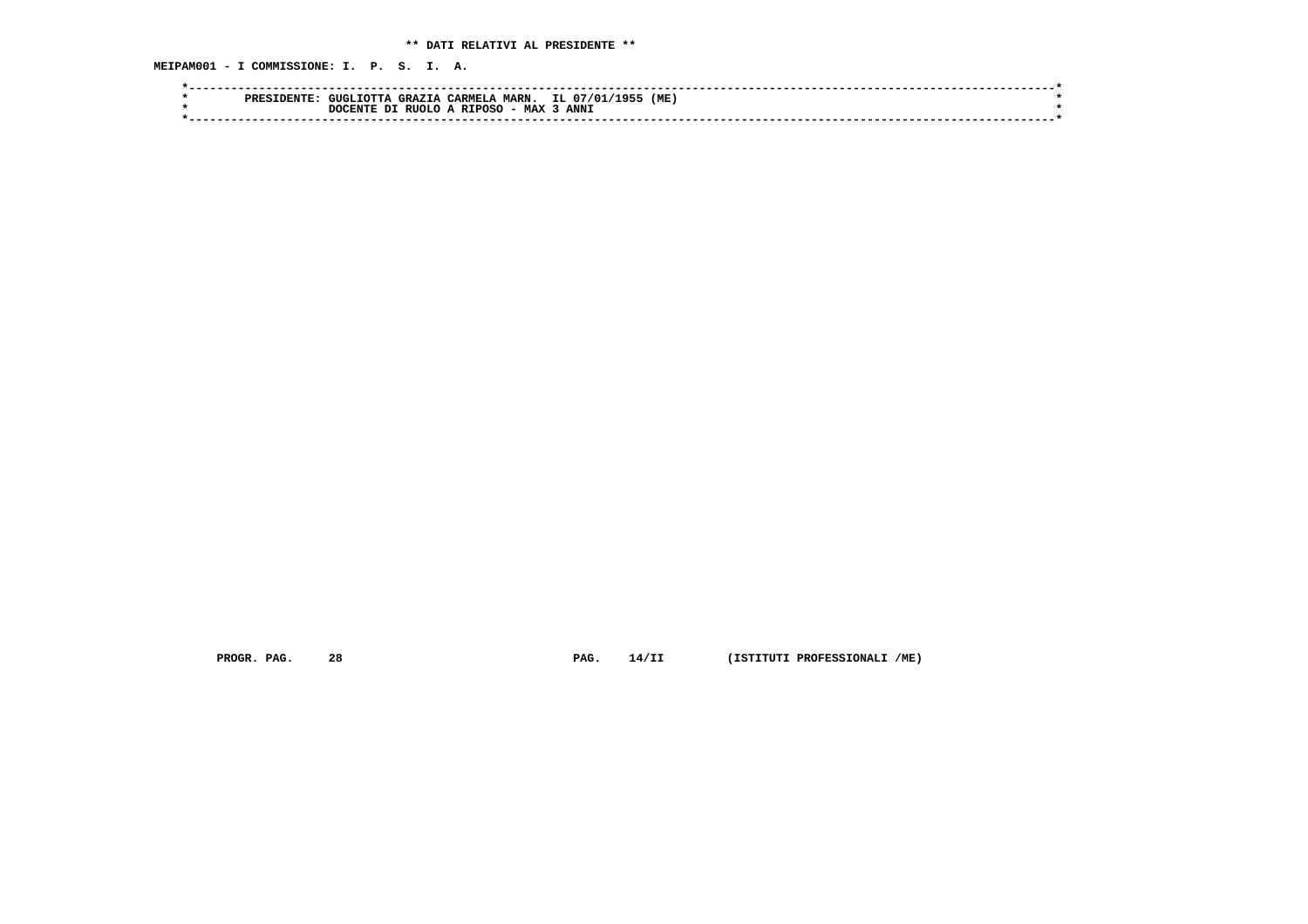**\*\* DATI RELATIVI AL PRESIDENTE \*\***

**MEIPAM001 - I COMMISSIONE: I. P. S. I. A.**

```
*------------------------------------------------------------------------------------------------------------------------*
*        PRESIDENTE: GUGLIOTTA GRAZIA CARMELA MARN.  IL 07/01/1955 (ME)                                                  *
*                    DOCENTE DI RUOLO A RIPOSO - MAX 3 ANNI                                                              *
*------------------------------------------------------------------------------------------------------------------------*
```

**PROGR. PAG. 28** **PAG. 14/II** **(ISTITUTI PROFESSIONALI /ME)**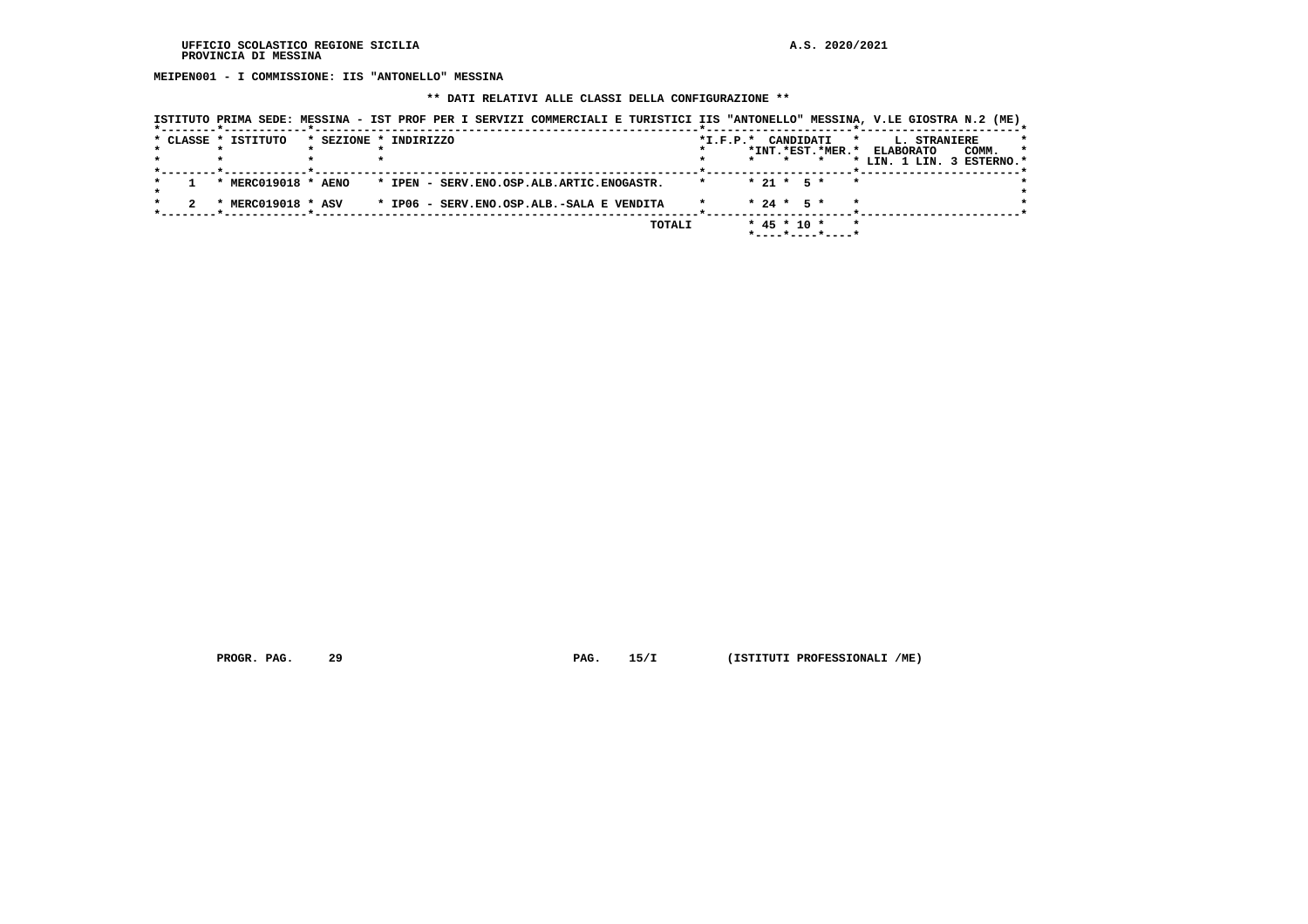UFFICIO SCOLASTICO REGIONE SICILIA
PROVINCIA DI MESSINA

A.S. 2020/2021

**MEIPEN001 - I COMMISSIONE: IIS "ANTONELLO" MESSINA**

**\*\* DATI RELATIVI ALLE CLASSI DELLA CONFIGURAZIONE \*\***

ISTITUTO PRIMA SEDE: MESSINA - IST PROF PER I SERVIZI COMMERCIALI E TURISTICI IIS "ANTONELLO" MESSINA, V.LE GIOSTRA N.2 (ME)

| CLASSE | ISTITUTO | SEZIONE | INDIRIZZO | I.F.P. | CANDIDATI INT. | CANDIDATI EST. | CANDIDATI MER. | L. STRANIERE ELABORATO LIN. 1 | L. STRANIERE ELABORATO LIN. 3 | L. STRANIERE COMM. ESTERNO |
|---|---|---|---|---|---|---|---|---|---|---|
| 1 | MERC019018 | AENO | IPEN - SERV.ENO.OSP.ALB.ARTIC.ENOGASTR. | | 21 | 5 | | | | |
| 2 | MERC019018 | ASV | IP06 - SERV.ENO.OSP.ALB.-SALA E VENDITA | | 24 | 5 | | | | |
| | | | TOTALI | | 45 | 10 | | | | |

PROGR. PAG. 29 PAG. 15/I (ISTITUTI PROFESSIONALI /ME)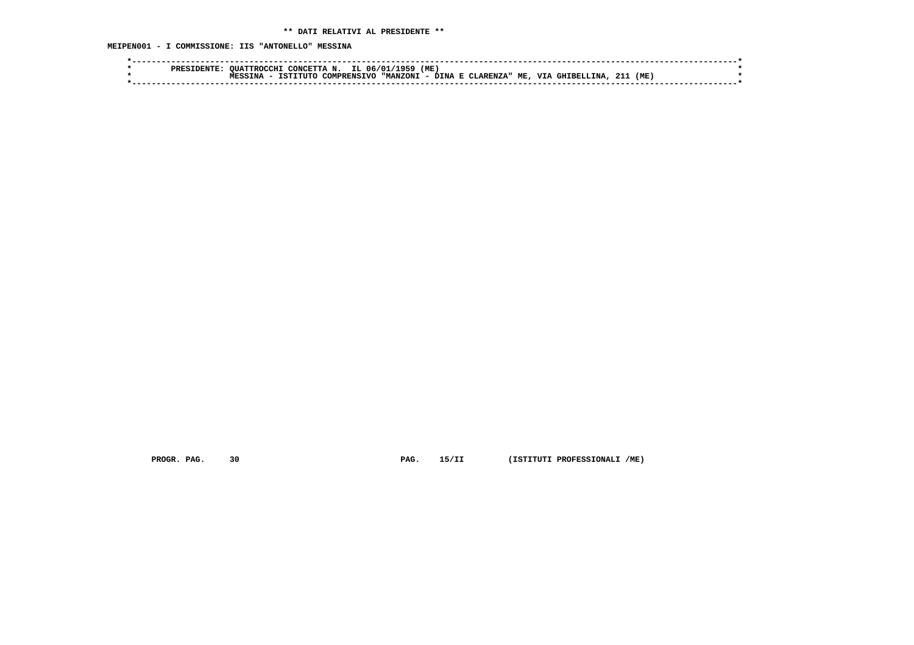**\*\* DATI RELATIVI AL PRESIDENTE \*\***

**MEIPEN001 - I COMMISSIONE: IIS "ANTONELLO" MESSINA**

```
*----------------------------------------------------------------------------------------------------------------------*
*        PRESIDENTE: QUATTROCCHI CONCETTA N.  IL 06/01/1959 (ME)                                                       *
*                    MESSINA - ISTITUTO COMPRENSIVO "MANZONI - DINA E CLARENZA" ME, VIA GHIBELLINA, 211 (ME)           *
*----------------------------------------------------------------------------------------------------------------------*
```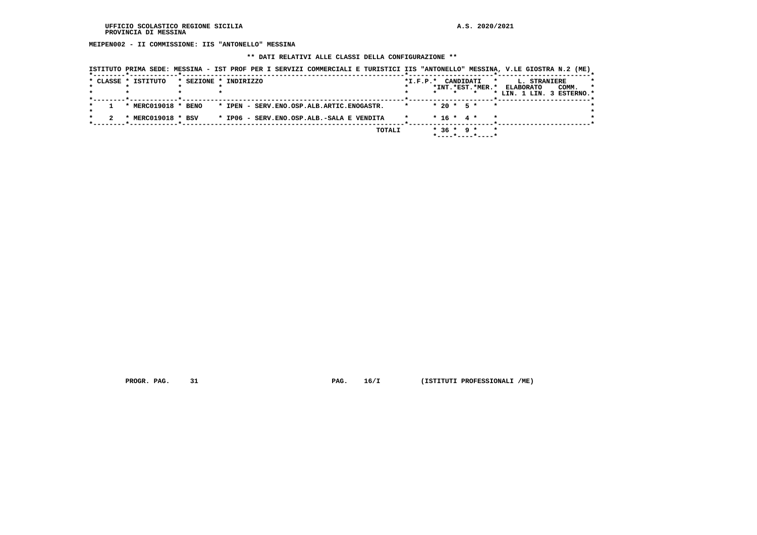MEIPEN002 - II COMMISSIONE: IIS "ANTONELLO" MESSINA

** DATI RELATIVI ALLE CLASSI DELLA CONFIGURAZIONE **

ISTITUTO PRIMA SEDE: MESSINA - IST PROF PER I SERVIZI COMMERCIALI E TURISTICI IIS "ANTONELLO" MESSINA, V.LE GIOSTRA N.2 (ME)

| CLASSE | ISTITUTO | SEZIONE | INDIRIZZO | I.F.P. | CANDIDATI INT. | CANDIDATI EST. | CANDIDATI MER. | L. STRANIERE ELABORATO LIN. 1 | L. STRANIERE ELABORATO LIN. 3 | L. STRANIERE COMM. ESTERNO |
|---|---|---|---|---|---|---|---|---|---|---|
| 1 | MERC019018 | BENO | IPEN - SERV.ENO.OSP.ALB.ARTIC.ENOGASTR. | | 20 | 5 | | | | |
| 2 | MERC019018 | BSV | IP06 - SERV.ENO.OSP.ALB.-SALA E VENDITA | | 16 | 4 | | | | |
| | | | TOTALI | | 36 | 9 | | | | |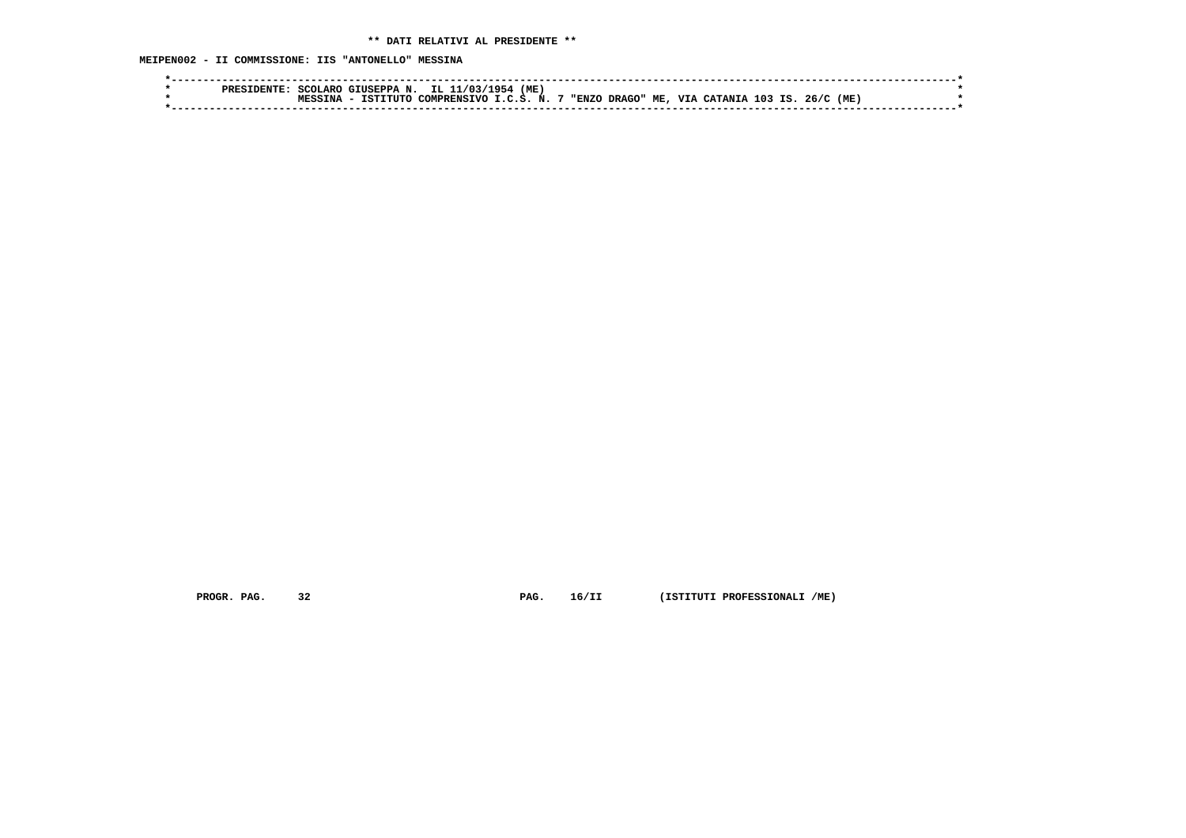** DATI RELATIVI AL PRESIDENTE **

MEIPEN002 - II COMMISSIONE: IIS "ANTONELLO" MESSINA

```
*----------------------------------------------------------------------------------------------------------------------*
*        PRESIDENTE: SCOLARO GIUSEPPA N.  IL 11/03/1954 (ME)                                                           *
*                    MESSINA - ISTITUTO COMPRENSIVO I.C.S. N. 7 "ENZO DRAGO" ME, VIA CATANIA 103 IS. 26/C (ME)         *
*----------------------------------------------------------------------------------------------------------------------*
```

PROGR. PAG. 32 PAG. 16/II (ISTITUTI PROFESSIONALI /ME)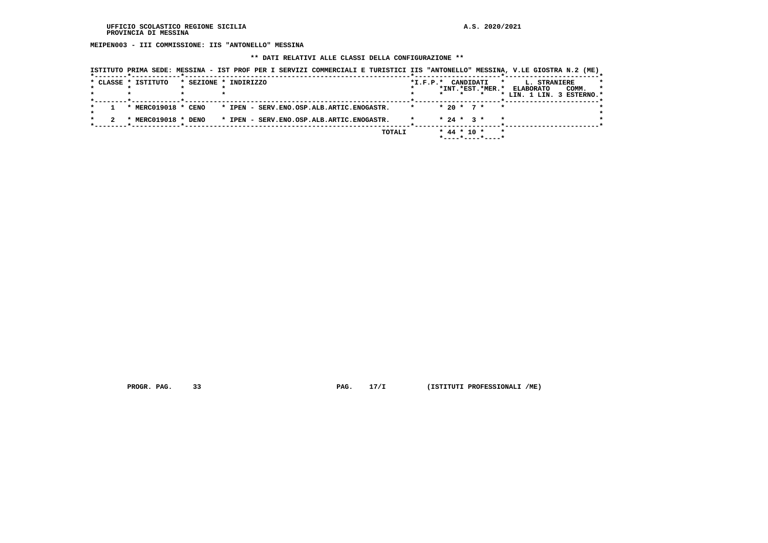**MEIPEN003 - III COMMISSIONE: IIS "ANTONELLO" MESSINA**

**\*\* DATI RELATIVI ALLE CLASSI DELLA CONFIGURAZIONE \*\***

**ISTITUTO PRIMA SEDE: MESSINA - IST PROF PER I SERVIZI COMMERCIALI E TURISTICI IIS "ANTONELLO" MESSINA, V.LE GIOSTRA N.2 (ME)**

| CLASSE | ISTITUTO | SEZIONE | INDIRIZZO | I.F.P. | CANDIDATI INT. | CANDIDATI EST. | CANDIDATI MER. | L. STRANIERE ELABORATO LIN. 1 | L. STRANIERE ELABORATO LIN. 3 | COMM. ESTERNO |
|---|---|---|---|---|---|---|---|---|---|---|
| 1 | MERC019018 | CENO | IPEN - SERV.ENO.OSP.ALB.ARTIC.ENOGASTR. | | 20 | 7 | | | | |
| 2 | MERC019018 | DENO | IPEN - SERV.ENO.OSP.ALB.ARTIC.ENOGASTR. | | 24 | 3 | | | | |
| | | | TOTALI | | 44 | 10 | | | | |

PROGR. PAG. 33 PAG. 17/I (ISTITUTI PROFESSIONALI /ME)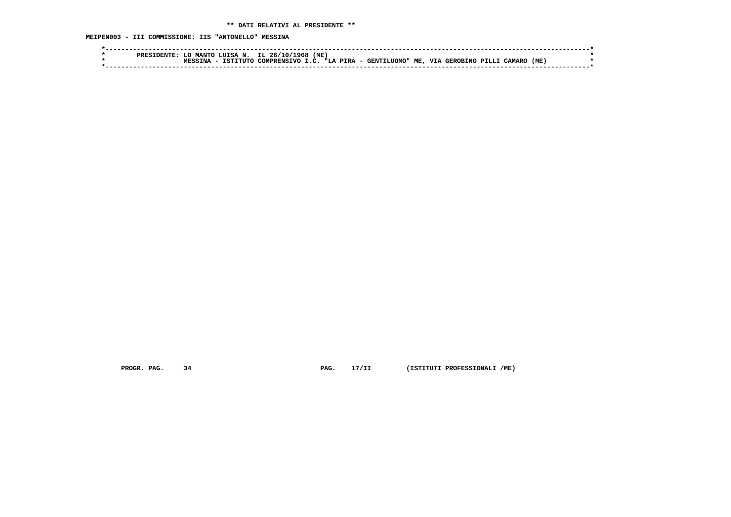**\*\* DATI RELATIVI AL PRESIDENTE \*\***

**MEIPEN003 - III COMMISSIONE: IIS "ANTONELLO" MESSINA**

```
*----------------------------------------------------------------------------------------------------------------------*
*        PRESIDENTE: LO MANTO LUISA N.  IL 26/10/1968 (ME)                                                             *
*                    MESSINA - ISTITUTO COMPRENSIVO I.C. "LA PIRA - GENTILUOMO" ME, VIA GEROBINO PILLI CAMARO (ME)     *
*----------------------------------------------------------------------------------------------------------------------*
```

PROGR. PAG. 34 PAG. 17/II (ISTITUTI PROFESSIONALI /ME)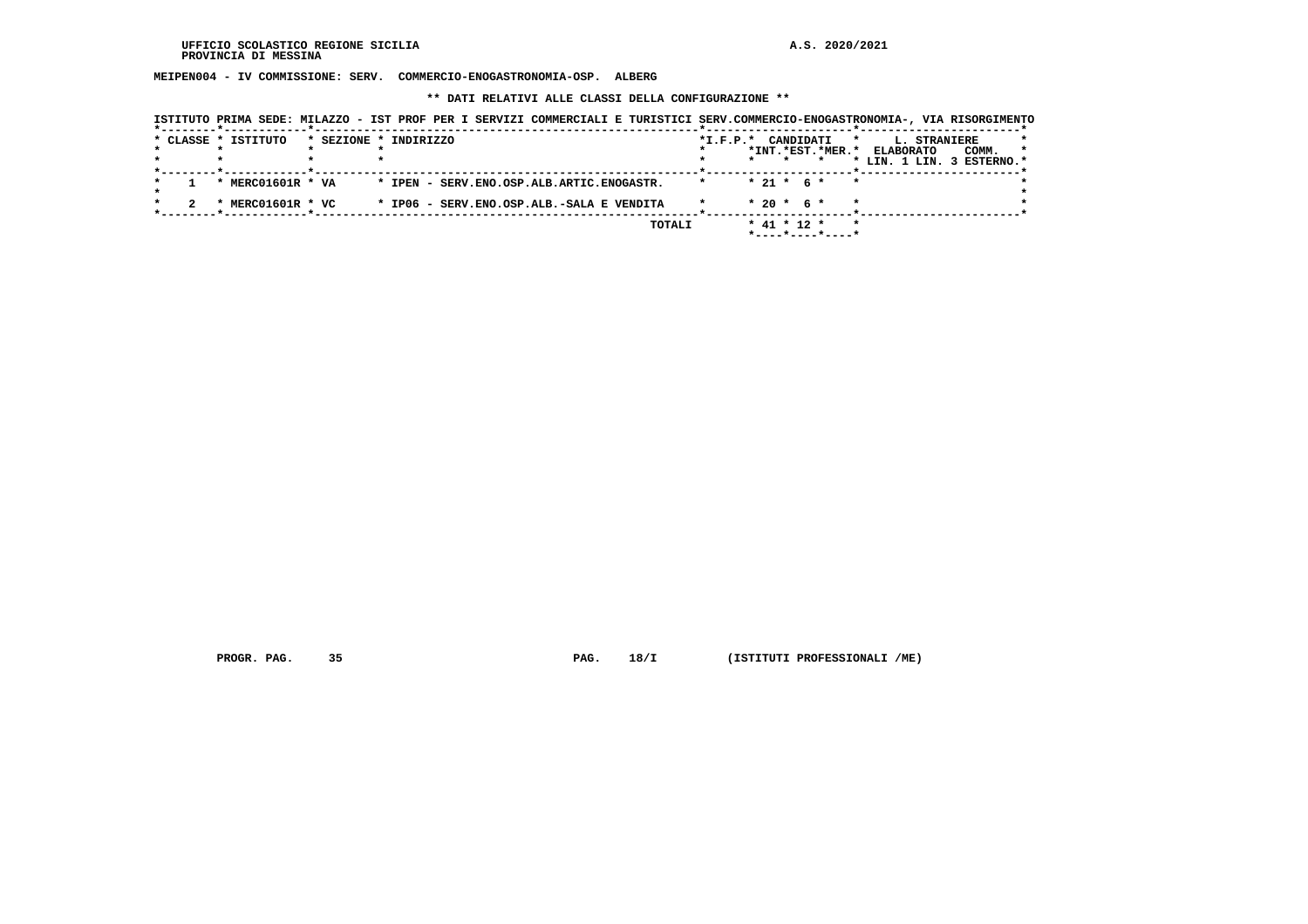UFFICIO SCOLASTICO REGIONE SICILIA
PROVINCIA DI MESSINA

A.S. 2020/2021

**MEIPEN004 - IV COMMISSIONE: SERV. COMMERCIO-ENOGASTRONOMIA-OSP. ALBERG**

**\*\* DATI RELATIVI ALLE CLASSI DELLA CONFIGURAZIONE \*\***

ISTITUTO PRIMA SEDE: MILAZZO - IST PROF PER I SERVIZI COMMERCIALI E TURISTICI SERV.COMMERCIO-ENOGASTRONOMIA-, VIA RISORGIMENTO

| CLASSE | ISTITUTO | SEZIONE | INDIRIZZO | I.F.P. | CANDIDATI INT. | CANDIDATI EST. | CANDIDATI MER. | L. STRANIERE ELABORATO LIN. 1 | L. STRANIERE LIN. 3 | COMM. ESTERNO |
|---|---|---|---|---|---|---|---|---|---|---|
| 1 | MERC01601R | VA | IPEN - SERV.ENO.OSP.ALB.ARTIC.ENOGASTR. | | 21 | 6 | | | | |
| 2 | MERC01601R | VC | IP06 - SERV.ENO.OSP.ALB.-SALA E VENDITA | | 20 | 6 | | | | |
| | | | TOTALI | | 41 | 12 | | | | |

PROGR. PAG. 35 PAG. 18/I (ISTITUTI PROFESSIONALI /ME)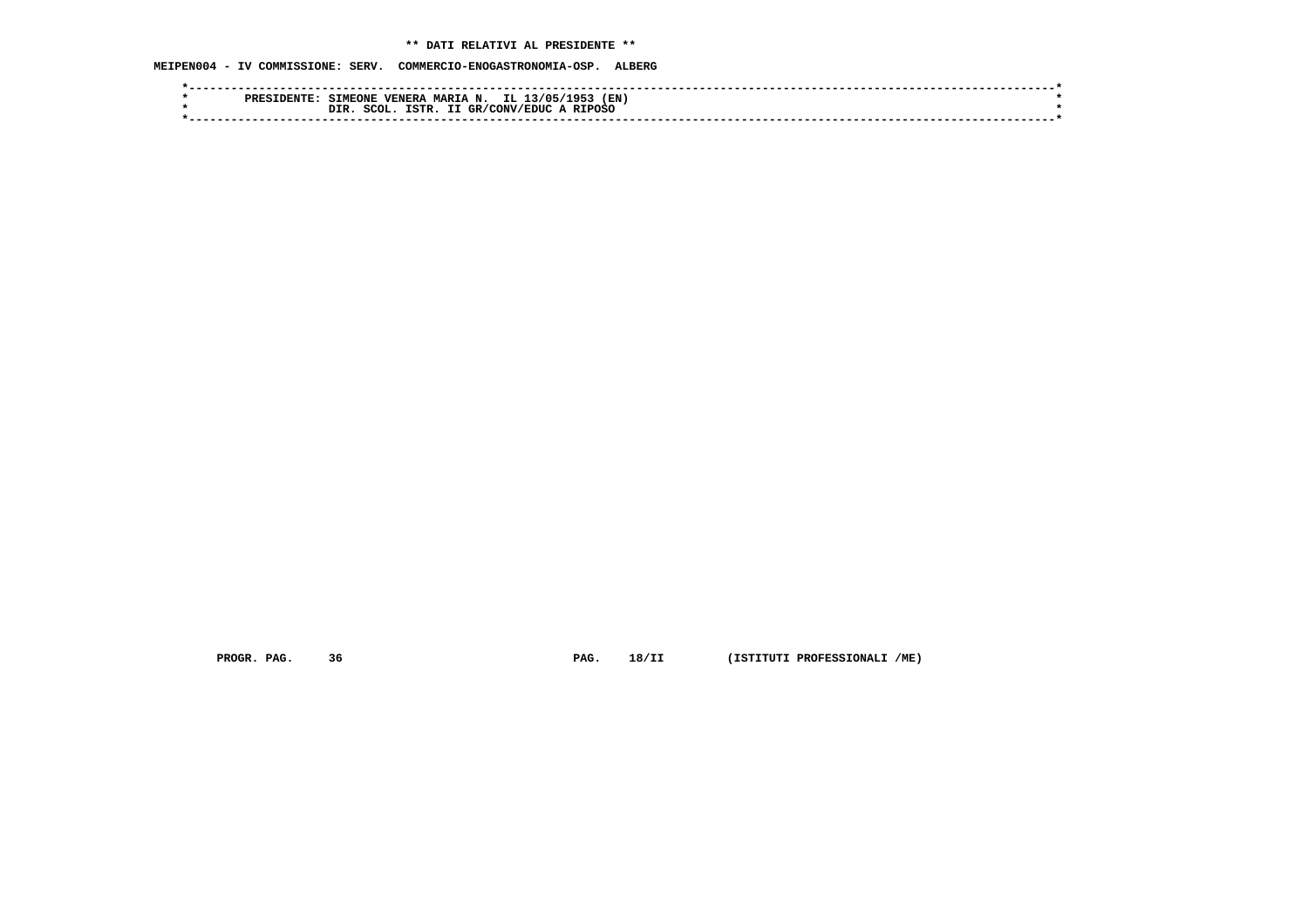** DATI RELATIVI AL PRESIDENTE **

MEIPEN004 - IV COMMISSIONE: SERV.  COMMERCIO-ENOGASTRONOMIA-OSP.  ALBERG

```
*------------------------------------------------------------------------------------------------------------------------*
*        PRESIDENTE: SIMEONE VENERA MARIA N.  IL 13/05/1953 (EN)                                                          *
*                    DIR. SCOL. ISTR. II GR/CONV/EDUC A RIPOSO                                                           *
*------------------------------------------------------------------------------------------------------------------------*
```

PROGR. PAG.     36                              PAG.    18/II         (ISTITUTI PROFESSIONALI /ME)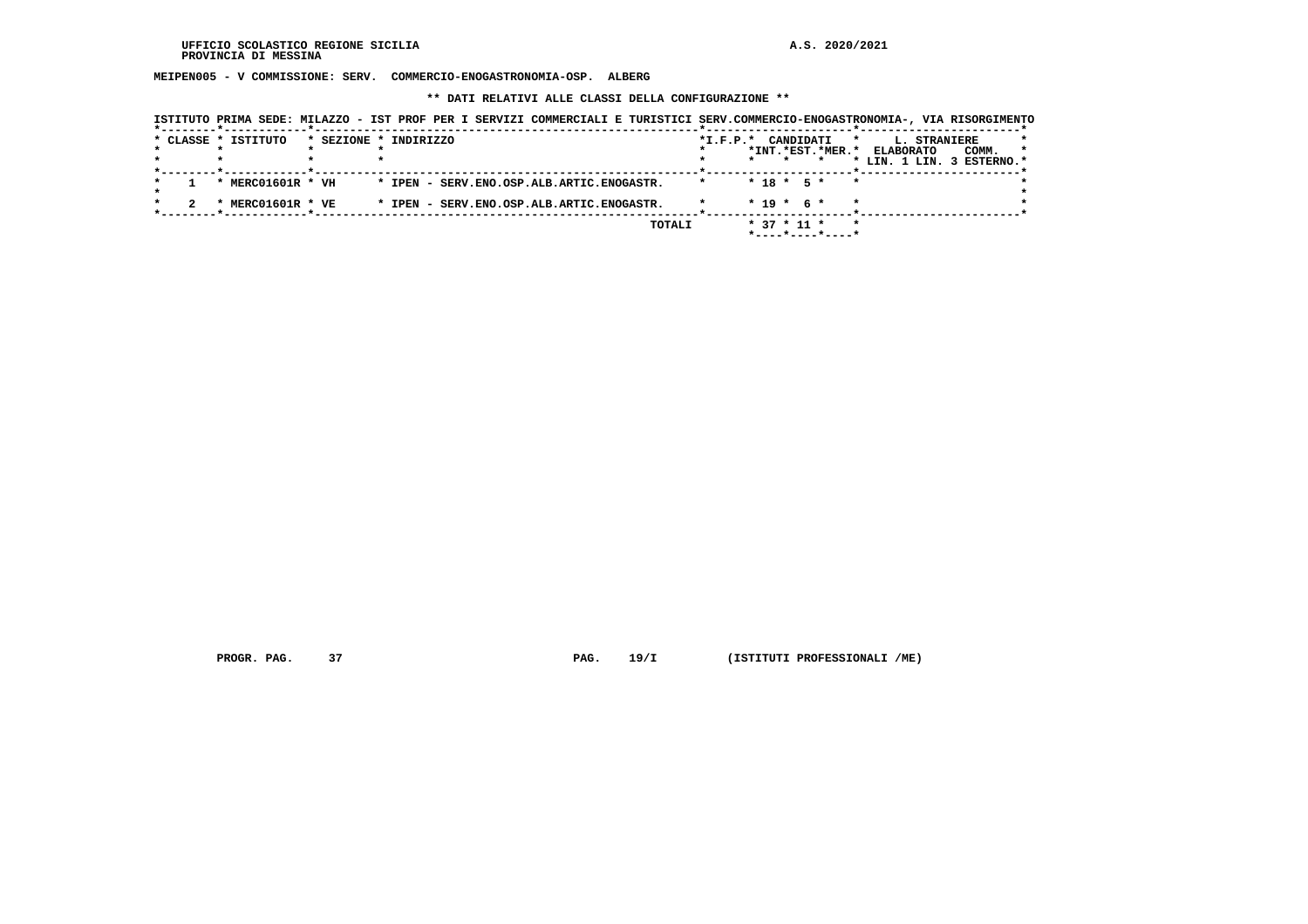UFFICIO SCOLASTICO REGIONE SICILIA
PROVINCIA DI MESSINA

A.S. 2020/2021

**MEIPEN005 - V COMMISSIONE: SERV. COMMERCIO-ENOGASTRONOMIA-OSP. ALBERG**

**\*\* DATI RELATIVI ALLE CLASSI DELLA CONFIGURAZIONE \*\***

ISTITUTO PRIMA SEDE: MILAZZO - IST PROF PER I SERVIZI COMMERCIALI E TURISTICI SERV.COMMERCIO-ENOGASTRONOMIA-, VIA RISORGIMENTO

| CLASSE | ISTITUTO | SEZIONE | INDIRIZZO | I.F.P. | CANDIDATI INT. | CANDIDATI EST. | CANDIDATI MER. | L. STRANIERE ELABORATO LIN. 1 | L. STRANIERE ELABORATO LIN. 3 | COMM. ESTERNO |
|---|---|---|---|---|---|---|---|---|---|---|
| 1 | MERC01601R | VH | IPEN - SERV.ENO.OSP.ALB.ARTIC.ENOGASTR. | | 18 | 5 | | | | |
| 2 | MERC01601R | VE | IPEN - SERV.ENO.OSP.ALB.ARTIC.ENOGASTR. | | 19 | 6 | | | | |
| | | | TOTALI | | 37 | 11 | | | | |

PROGR. PAG. 37 PAG. 19/I (ISTITUTI PROFESSIONALI /ME)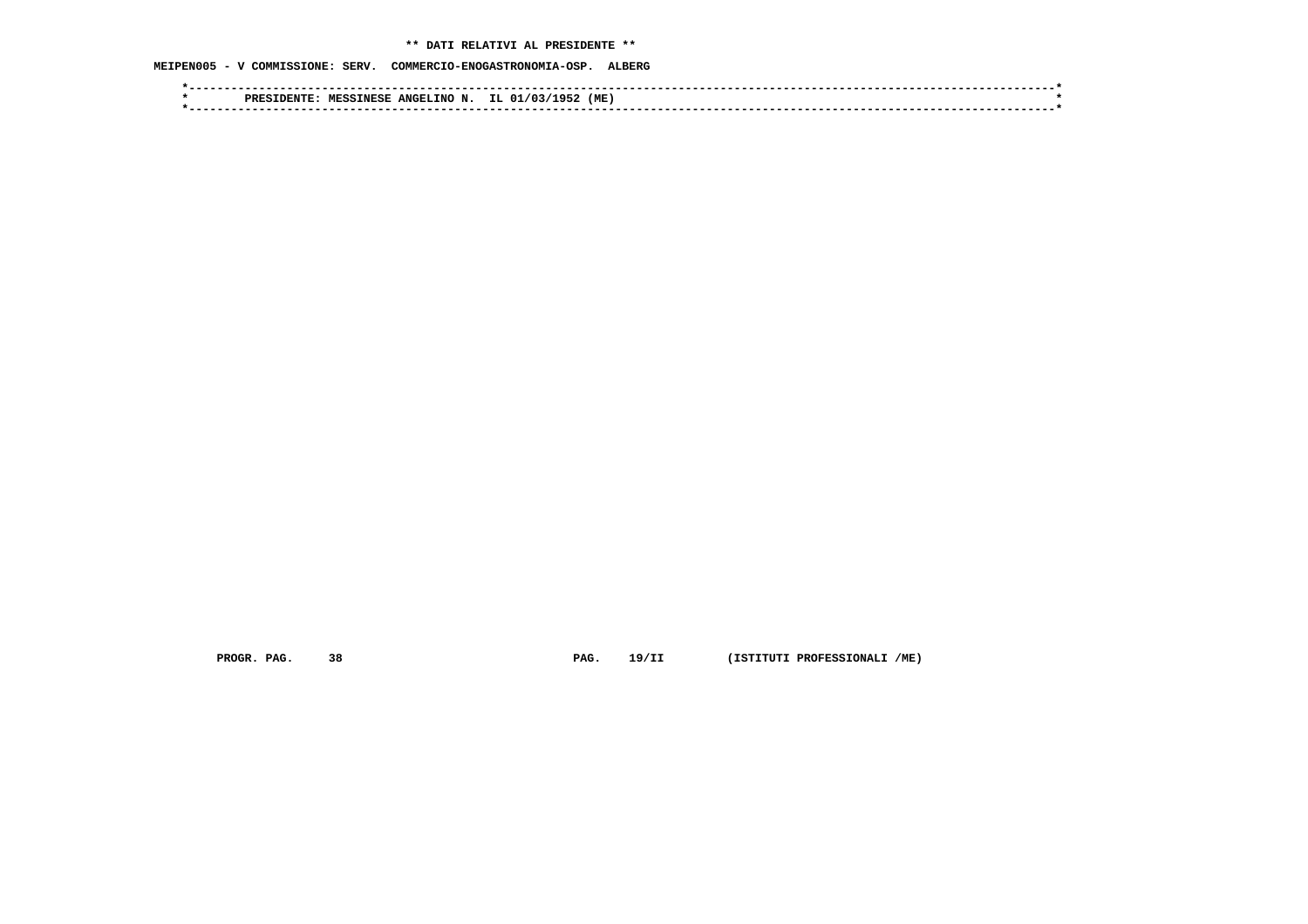**\*\* DATI RELATIVI AL PRESIDENTE \*\***

**MEIPEN005 - V COMMISSIONE: SERV. COMMERCIO-ENOGASTRONOMIA-OSP. ALBERG**

```
*----------------------------------------------------------------------------------------------------------------------------*
*        PRESIDENTE: MESSINESE ANGELINO N.  IL 01/03/1952 (ME)                                                                *
*----------------------------------------------------------------------------------------------------------------------------*
```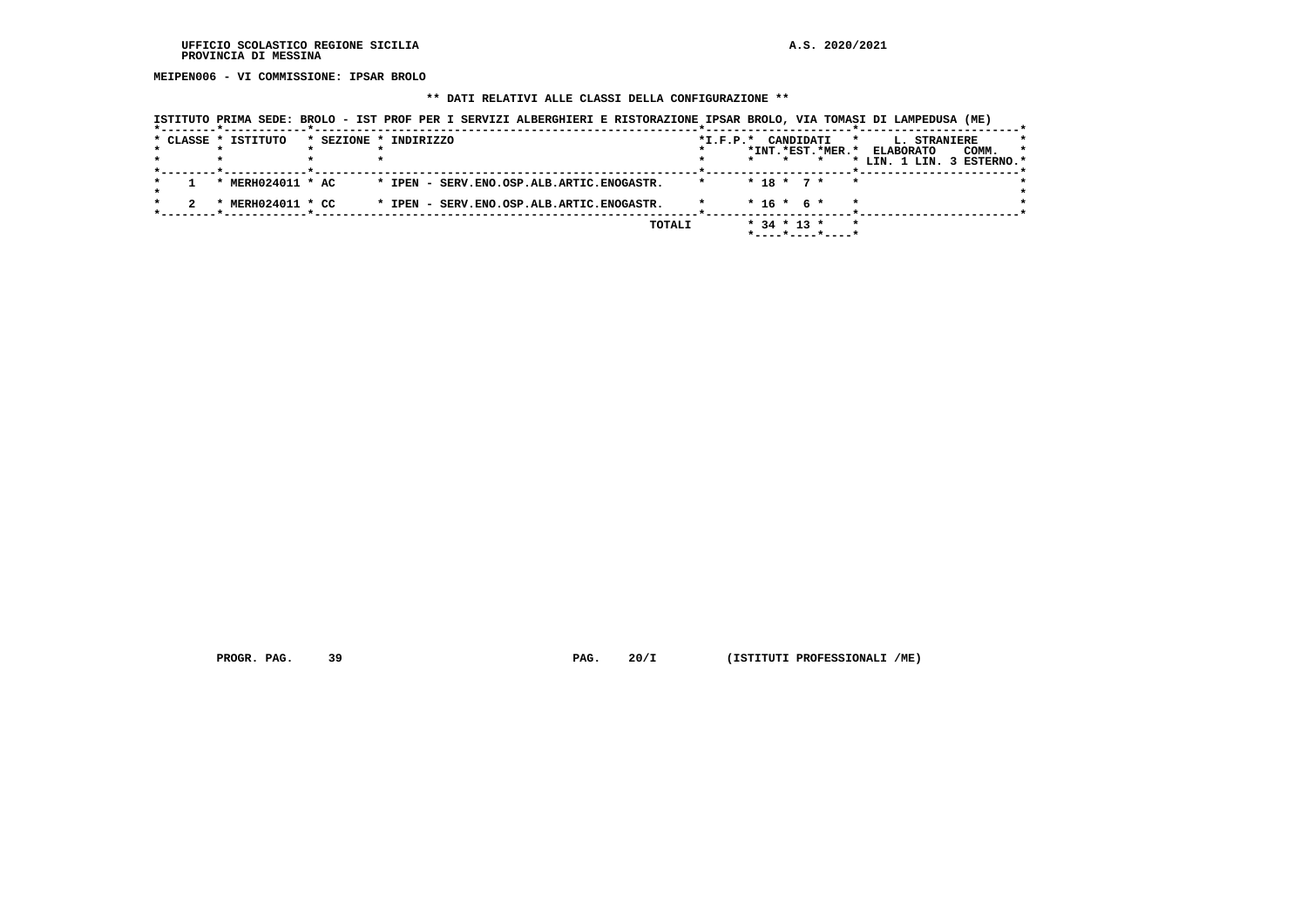UFFICIO SCOLASTICO REGIONE SICILIA
PROVINCIA DI MESSINA

A.S. 2020/2021

**MEIPEN006 - VI COMMISSIONE: IPSAR BROLO**

**\*\* DATI RELATIVI ALLE CLASSI DELLA CONFIGURAZIONE \*\***

ISTITUTO PRIMA SEDE: BROLO - IST PROF PER I SERVIZI ALBERGHIERI E RISTORAZIONE IPSAR BROLO, VIA TOMASI DI LAMPEDUSA (ME)

| CLASSE | ISTITUTO | SEZIONE | INDIRIZZO | I.F.P. | CANDIDATI INT. | CANDIDATI EST. | CANDIDATI MER. | L. STRANIERE ELABORATO LIN. 1 | L. STRANIERE ELABORATO LIN. 3 | L. STRANIERE COMM. ESTERNO |
|---|---|---|---|---|---|---|---|---|---|---|
| 1 | MERH024011 | AC | IPEN - SERV.ENO.OSP.ALB.ARTIC.ENOGASTR. | | 18 | 7 | | | | |
| 2 | MERH024011 | CC | IPEN - SERV.ENO.OSP.ALB.ARTIC.ENOGASTR. | | 16 | 6 | | | | |
| | | | TOTALI | | 34 | 13 | | | | |

PROGR. PAG. 39 PAG. 20/I (ISTITUTI PROFESSIONALI /ME)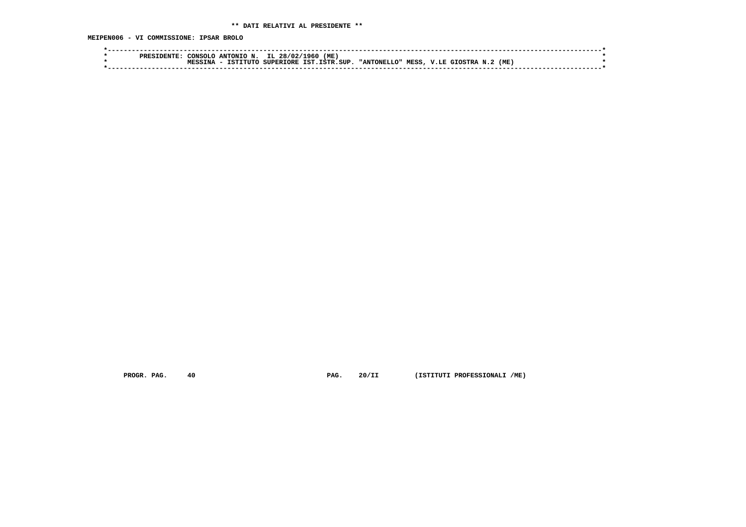**\*\* DATI RELATIVI AL PRESIDENTE \*\***

**MEIPEN006 - VI COMMISSIONE: IPSAR BROLO**

```
*-----------------------------------------------------------------------------------------------------------------------*
*        PRESIDENTE: CONSOLO ANTONIO N.  IL 28/02/1960 (ME)                                                             *
*                    MESSINA - ISTITUTO SUPERIORE IST.ISTR.SUP. "ANTONELLO" MESS, V.LE GIOSTRA N.2 (ME)                  *
*-----------------------------------------------------------------------------------------------------------------------*
```

PROGR. PAG. 40 PAG. 20/II (ISTITUTI PROFESSIONALI /ME)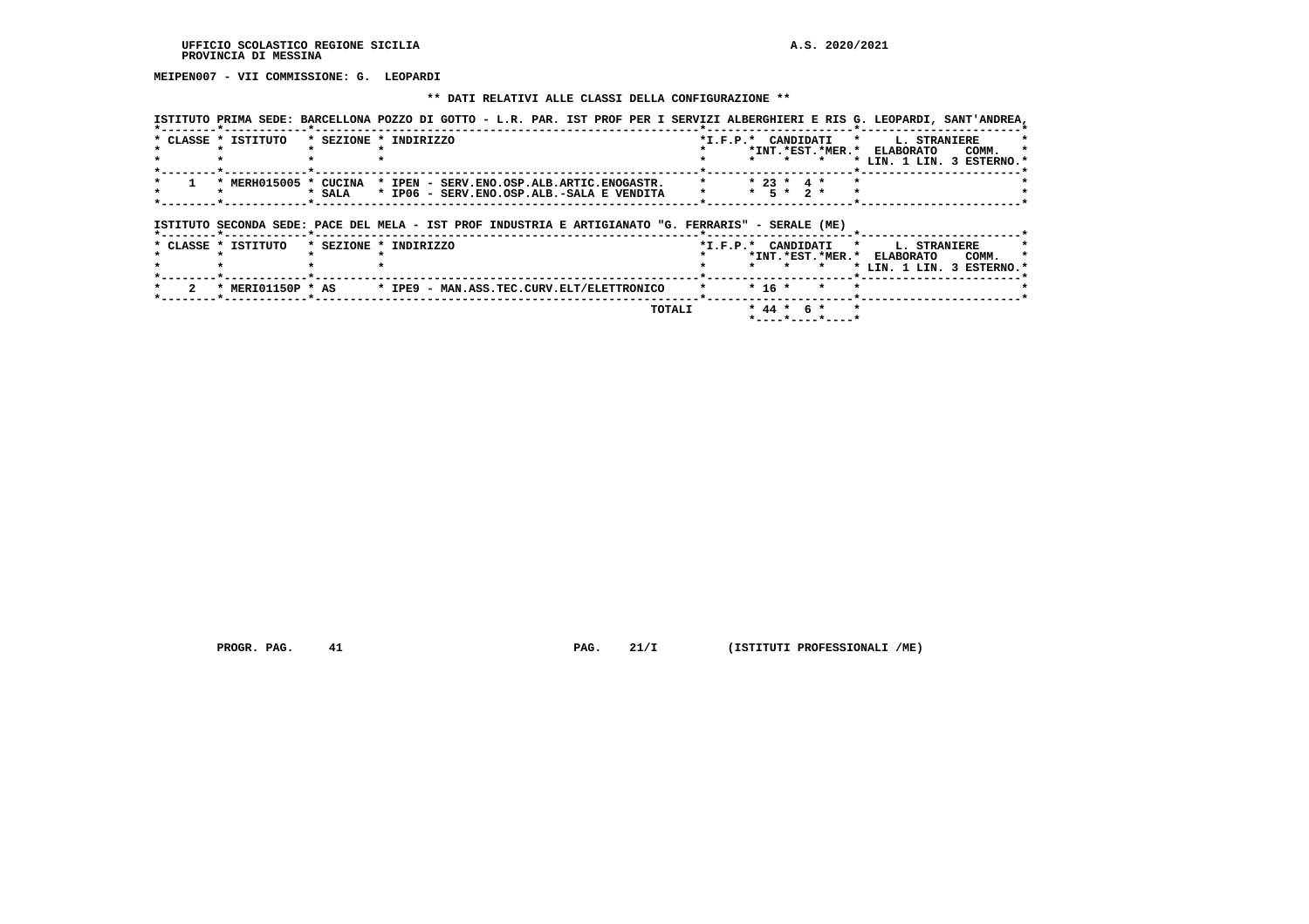UFFICIO SCOLASTICO REGIONE SICILIA
PROVINCIA DI MESSINA

A.S. 2020/2021

**MEIPEN007 - VII COMMISSIONE: G. LEOPARDI**

**\*\* DATI RELATIVI ALLE CLASSI DELLA CONFIGURAZIONE \*\***

ISTITUTO PRIMA SEDE: BARCELLONA POZZO DI GOTTO - L.R. PAR. IST PROF PER I SERVIZI ALBERGHIERI E RIS G. LEOPARDI, SANT'ANDREA,

| CLASSE | ISTITUTO | SEZIONE | INDIRIZZO | I.F.P. | CANDIDATI INT. | CANDIDATI EST. | CANDIDATI MER. | L. STRANIERE ELABORATO LIN. 1 | L. STRANIERE ELABORATO LIN. 3 | COMM. ESTERNO |
|---|---|---|---|---|---|---|---|---|---|---|
| 1 | MERH015005 | CUCINA | IPEN - SERV.ENO.OSP.ALB.ARTIC.ENOGASTR. | | 23 | 4 | | | | |
| | | SALA | IP06 - SERV.ENO.OSP.ALB.-SALA E VENDITA | | 5 | 2 | | | | |

ISTITUTO SECONDA SEDE: PACE DEL MELA - IST PROF INDUSTRIA E ARTIGIANATO "G. FERRARIS" - SERALE (ME)

| CLASSE | ISTITUTO | SEZIONE | INDIRIZZO | I.F.P. | CANDIDATI INT. | CANDIDATI EST. | CANDIDATI MER. | L. STRANIERE ELABORATO LIN. 1 | L. STRANIERE ELABORATO LIN. 3 | COMM. ESTERNO |
|---|---|---|---|---|---|---|---|---|---|---|
| 2 | MERI01150P | AS | IPE9 - MAN.ASS.TEC.CURV.ELT/ELETTRONICO | | 16 | | | | | |
| | | | TOTALI | | 44 | 6 | | | | |

PROGR. PAG. 41 PAG. 21/I (ISTITUTI PROFESSIONALI /ME)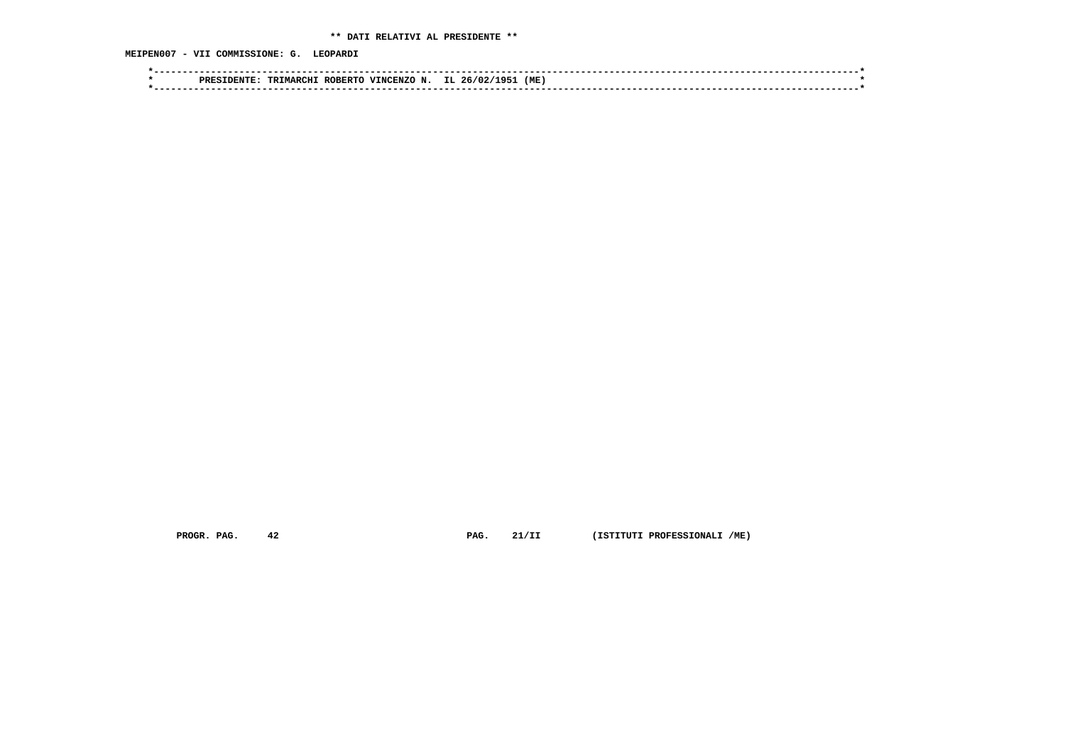**\*\* DATI RELATIVI AL PRESIDENTE \*\***

**MEIPEN007 - VII COMMISSIONE: G. LEOPARDI**

```
*------------------------------------------------------------------------------------------------------------------------*
*        PRESIDENTE: TRIMARCHI ROBERTO VINCENZO N.  IL 26/02/1951 (ME)                                                   *
*------------------------------------------------------------------------------------------------------------------------*
```

**PROGR. PAG. 42 PAG. 21/II (ISTITUTI PROFESSIONALI /ME)**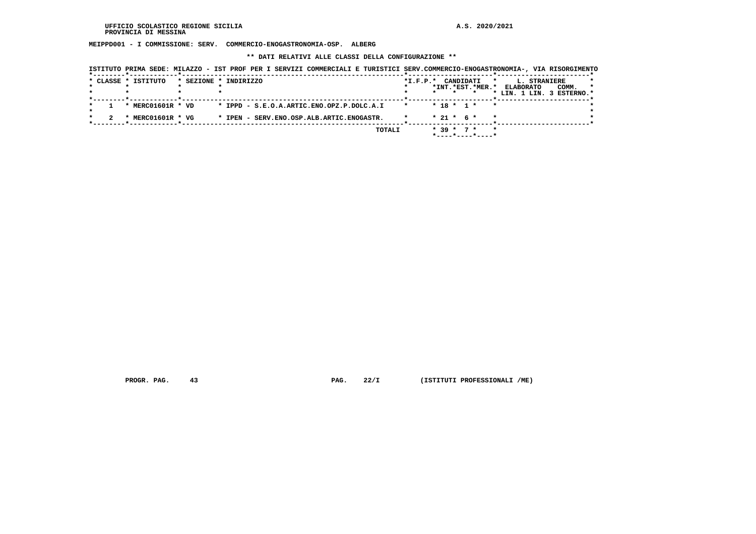UFFICIO SCOLASTICO REGIONE SICILIA
PROVINCIA DI MESSINA

A.S. 2020/2021

**MEIPPD001 - I COMMISSIONE: SERV. COMMERCIO-ENOGASTRONOMIA-OSP. ALBERG**

**\*\* DATI RELATIVI ALLE CLASSI DELLA CONFIGURAZIONE \*\***

ISTITUTO PRIMA SEDE: MILAZZO - IST PROF PER I SERVIZI COMMERCIALI E TURISTICI SERV.COMMERCIO-ENOGASTRONOMIA-, VIA RISORGIMENTO

| CLASSE | ISTITUTO | SEZIONE | INDIRIZZO | I.F.P. | CANDIDATI INT. | CANDIDATI EST. | CANDIDATI MER. | L. STRANIERE ELABORATO LIN. 1 | L. STRANIERE ELABORATO LIN. 3 | COMM. ESTERNO |
|---|---|---|---|---|---|---|---|---|---|---|
| 1 | MERC01601R | VD | IPPD - S.E.O.A.ARTIC.ENO.OPZ.P.DOLC.A.I | | 18 | 1 | | | | |
| 2 | MERC01601R | VG | IPEN - SERV.ENO.OSP.ALB.ARTIC.ENOGASTR. | | 21 | 6 | | | | |
| | | | TOTALI | | 39 | 7 | | | | |

PROGR. PAG. 43 PAG. 22/I (ISTITUTI PROFESSIONALI /ME)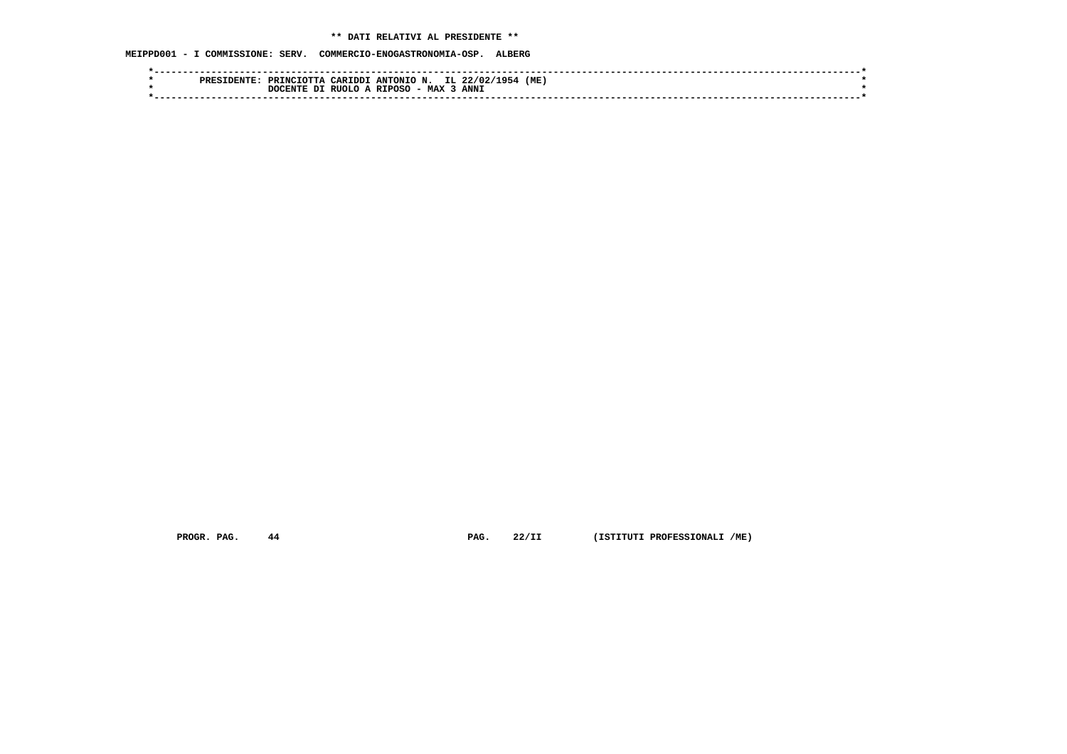** DATI RELATIVI AL PRESIDENTE **

MEIPPD001 - I COMMISSIONE: SERV. COMMERCIO-ENOGASTRONOMIA-OSP. ALBERG

```
*------------------------------------------------------------------------------------------------------------------------*
*        PRESIDENTE: PRINCIOTTA CARIDDI ANTONIO N.  IL 22/02/1954 (ME)                                                   *
*                    DOCENTE DI RUOLO A RIPOSO - MAX 3 ANNI                                                              *
*------------------------------------------------------------------------------------------------------------------------*
```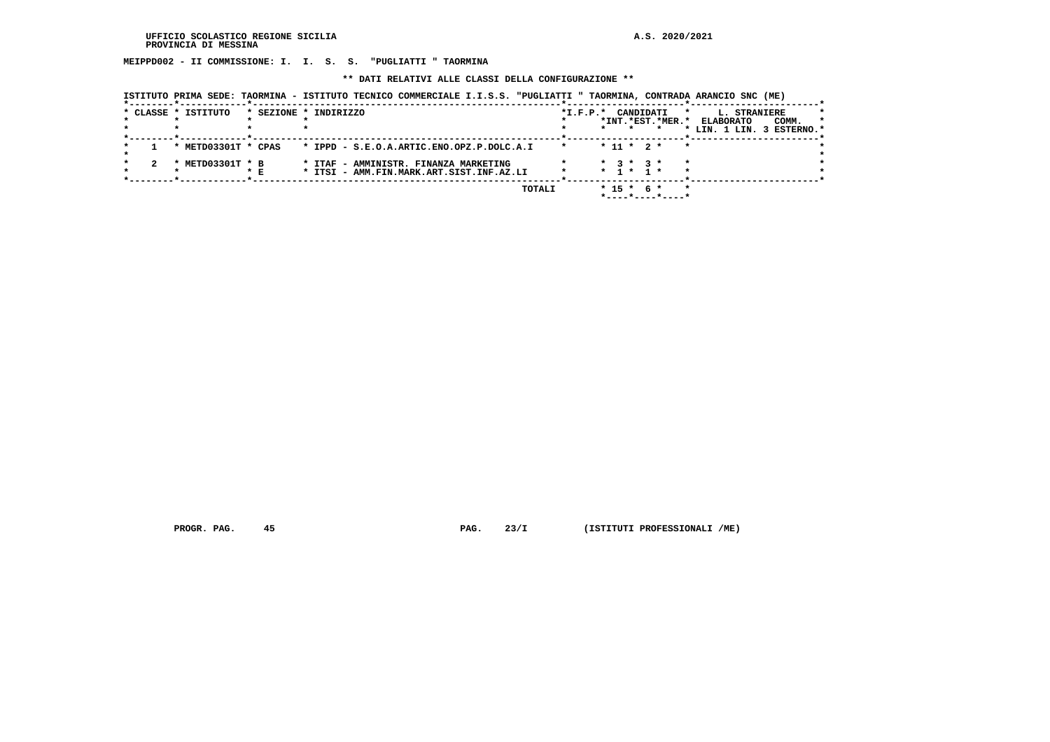UFFICIO SCOLASTICO REGIONE SICILIA
PROVINCIA DI MESSINA

A.S. 2020/2021

**MEIPPD002 - II COMMISSIONE: I. I. S. S. "PUGLIATTI " TAORMINA**

**\*\* DATI RELATIVI ALLE CLASSI DELLA CONFIGURAZIONE \*\***

ISTITUTO PRIMA SEDE: TAORMINA - ISTITUTO TECNICO COMMERCIALE I.I.S.S. "PUGLIATTI " TAORMINA, CONTRADA ARANCIO SNC (ME)

| CLASSE | ISTITUTO | SEZIONE | INDIRIZZO | I.F.P. | CANDIDATI INT. | CANDIDATI EST. | CANDIDATI MER. | L. STRANIERE ELABORATO LIN. 1 | L. STRANIERE ELABORATO LIN. 3 | L. STRANIERE COMM. ESTERNO |
|---|---|---|---|---|---|---|---|---|---|---|
| 1 | METD03301T | CPAS | IPPD - S.E.O.A.ARTIC.ENO.OPZ.P.DOLC.A.I | | 11 | 2 | | | | |
| 2 | METD03301T | B | ITAF - AMMINISTR. FINANZA MARKETING | | 3 | 3 | | | | |
| | | E | ITSI - AMM.FIN.MARK.ART.SIST.INF.AZ.LI | | 1 | 1 | | | | |
| | | | TOTALI | | 15 | 6 | | | | |

PROGR. PAG. 45 PAG. 23/I (ISTITUTI PROFESSIONALI /ME)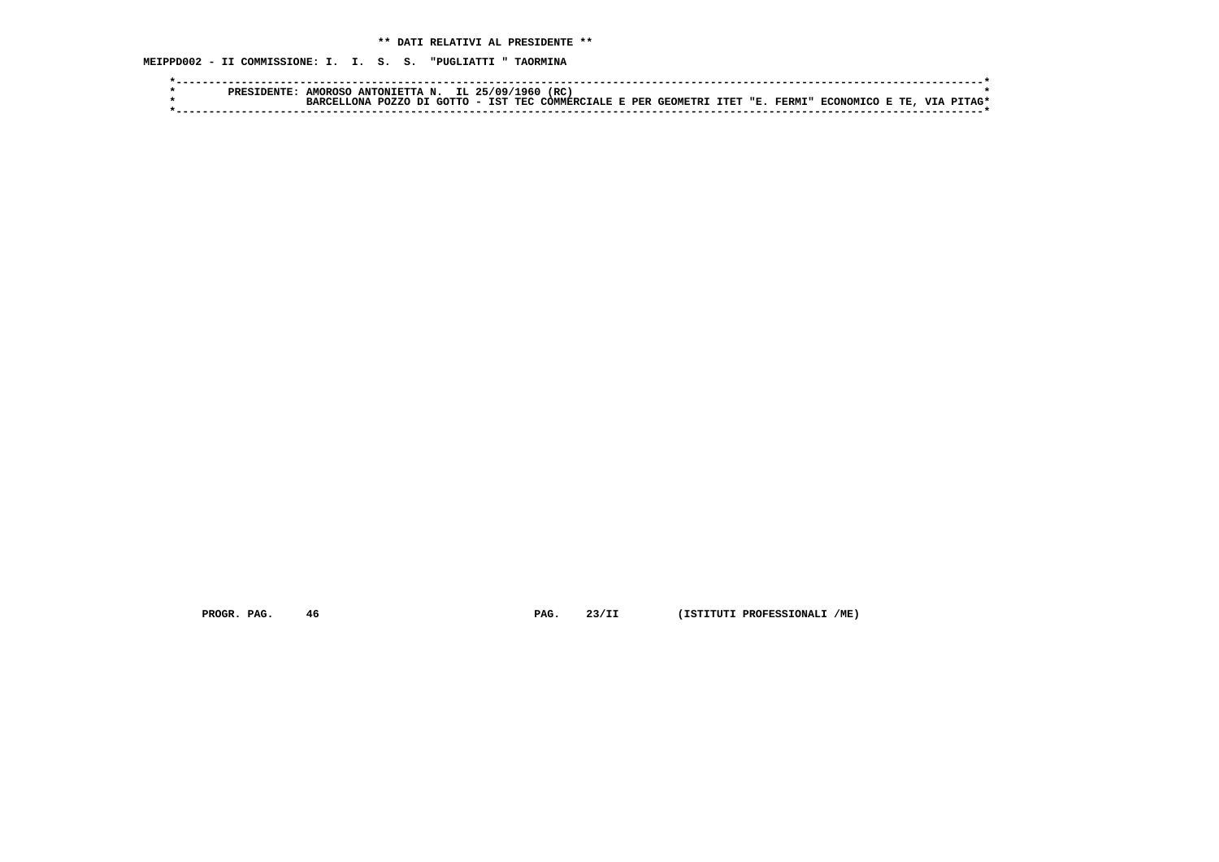**\*\* DATI RELATIVI AL PRESIDENTE \*\***

**MEIPPD002 - II COMMISSIONE: I. I. S. S. "PUGLIATTI " TAORMINA**

```
*----------------------------------------------------------------------------------------------------------------------------*
*        PRESIDENTE: AMOROSO ANTONIETTA N.  IL 25/09/1960 (RC)                                                               *
*                    BARCELLONA POZZO DI GOTTO - IST TEC COMMERCIALE E PER GEOMETRI ITET "E. FERMI" ECONOMICO E TE, VIA PITAG*
*----------------------------------------------------------------------------------------------------------------------------*
```

PROGR. PAG. 46 PAG. 23/II (ISTITUTI PROFESSIONALI /ME)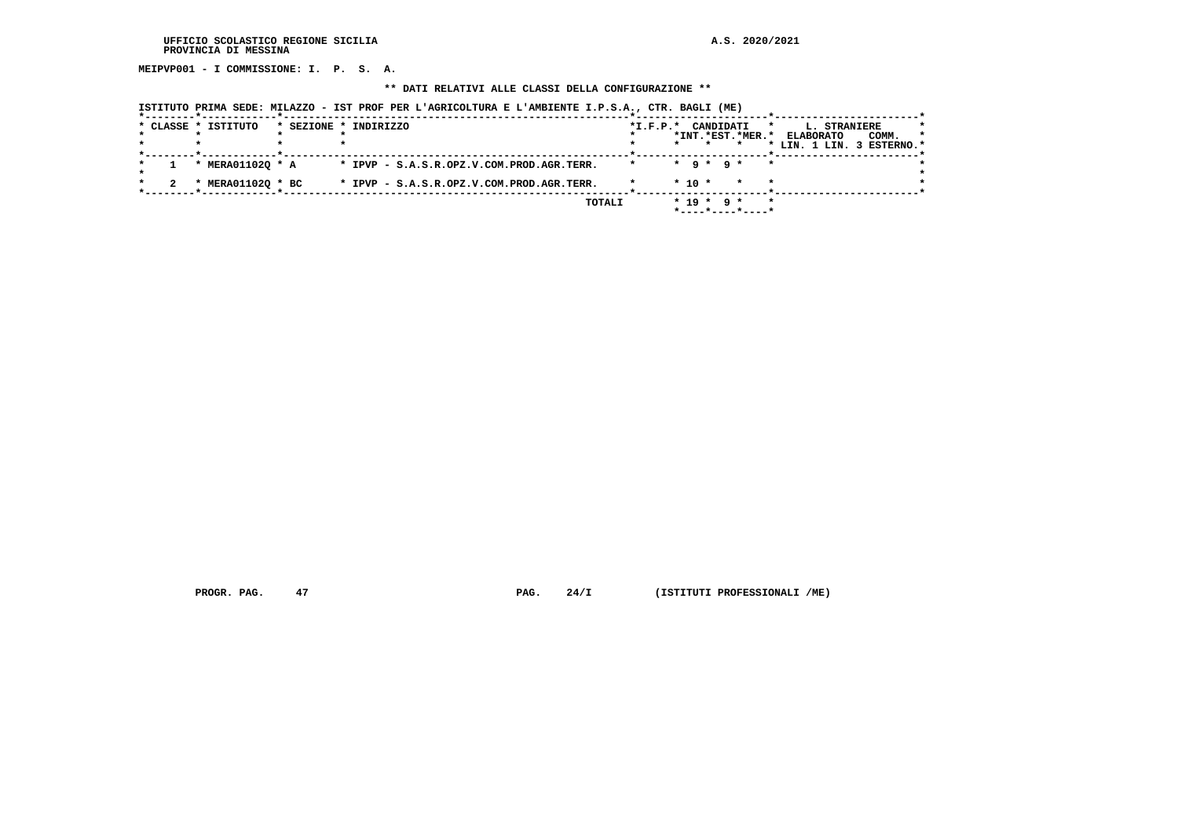UFFICIO SCOLASTICO REGIONE SICILIA
PROVINCIA DI MESSINA

A.S. 2020/2021

**MEIPVP001 - I COMMISSIONE: I. P. S. A.**

**\*\* DATI RELATIVI ALLE CLASSI DELLA CONFIGURAZIONE \*\***

**ISTITUTO PRIMA SEDE: MILAZZO - IST PROF PER L'AGRICOLTURA E L'AMBIENTE I.P.S.A., CTR. BAGLI (ME)**

| CLASSE | ISTITUTO | SEZIONE | INDIRIZZO | I.F.P. | CANDIDATI INT. | CANDIDATI EST. | CANDIDATI MER. | L. STRANIERE ELABORATO LIN. 1 | L. STRANIERE ELABORATO LIN. 3 | COMM. ESTERNO |
|---|---|---|---|---|---|---|---|---|---|---|
| 1 | MERA01102Q | A | IPVP - S.A.S.R.OPZ.V.COM.PROD.AGR.TERR. | | 9 | 9 | | | | |
| 2 | MERA01102Q | BC | IPVP - S.A.S.R.OPZ.V.COM.PROD.AGR.TERR. | | 10 | | | | | |
| | | | TOTALI | | 19 | 9 | | | | |

PROGR. PAG. 47 PAG. 24/I (ISTITUTI PROFESSIONALI /ME)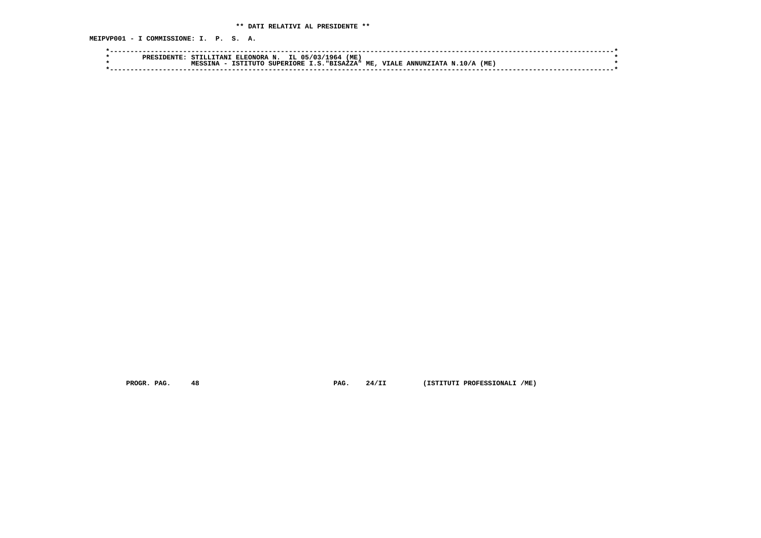**\*\* DATI RELATIVI AL PRESIDENTE \*\***

**MEIPVP001 - I COMMISSIONE: I. P. S. A.**

```
*------------------------------------------------------------------------------------------------------------------------*
*        PRESIDENTE: STILLITANI ELEONORA N.  IL 05/03/1964 (ME)                                                          *
*                    MESSINA - ISTITUTO SUPERIORE I.S."BISAZZA" ME, VIALE ANNUNZIATA N.10/A (ME)                          *
*------------------------------------------------------------------------------------------------------------------------*
```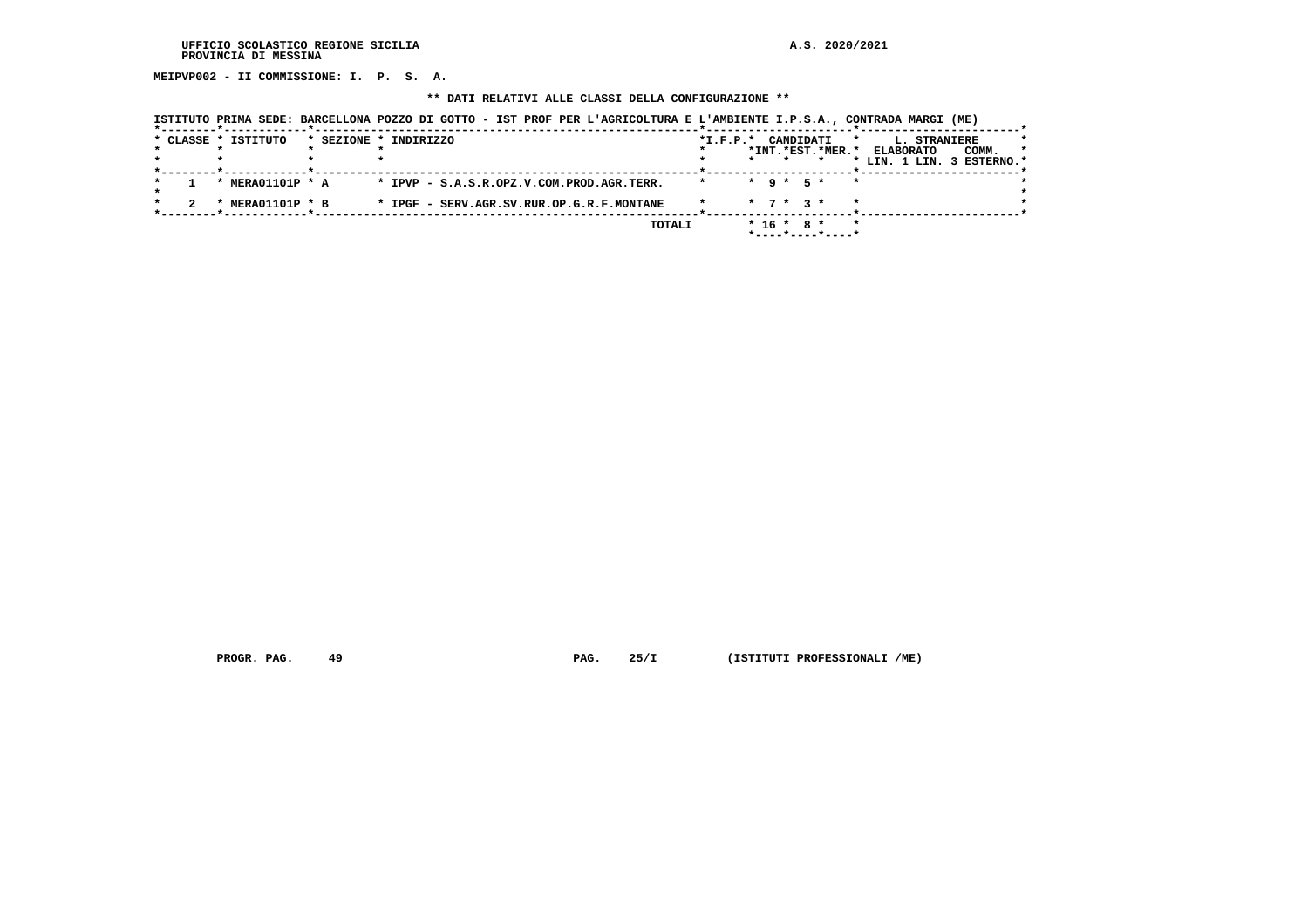UFFICIO SCOLASTICO REGIONE SICILIA
PROVINCIA DI MESSINA

A.S. 2020/2021

**MEIPVP002 - II COMMISSIONE: I. P. S. A.**

**\*\* DATI RELATIVI ALLE CLASSI DELLA CONFIGURAZIONE \*\***

ISTITUTO PRIMA SEDE: BARCELLONA POZZO DI GOTTO - IST PROF PER L'AGRICOLTURA E L'AMBIENTE I.P.S.A., CONTRADA MARGI (ME)

| CLASSE | ISTITUTO | SEZIONE | INDIRIZZO | I.F.P. | CANDIDATI INT. | CANDIDATI EST. | CANDIDATI MER. | L. STRANIERE ELABORATO LIN. 1 | L. STRANIERE ELABORATO LIN. 3 | COMM. ESTERNO |
|---|---|---|---|---|---|---|---|---|---|---|
| 1 | MERA01101P | A | IPVP - S.A.S.R.OPZ.V.COM.PROD.AGR.TERR. | | 9 | 5 | | | | |
| 2 | MERA01101P | B | IPGF - SERV.AGR.SV.RUR.OP.G.R.F.MONTANE | | 7 | 3 | | | | |
| | | | TOTALI | | 16 | 8 | | | | |

PROGR. PAG. 49 PAG. 25/I (ISTITUTI PROFESSIONALI /ME)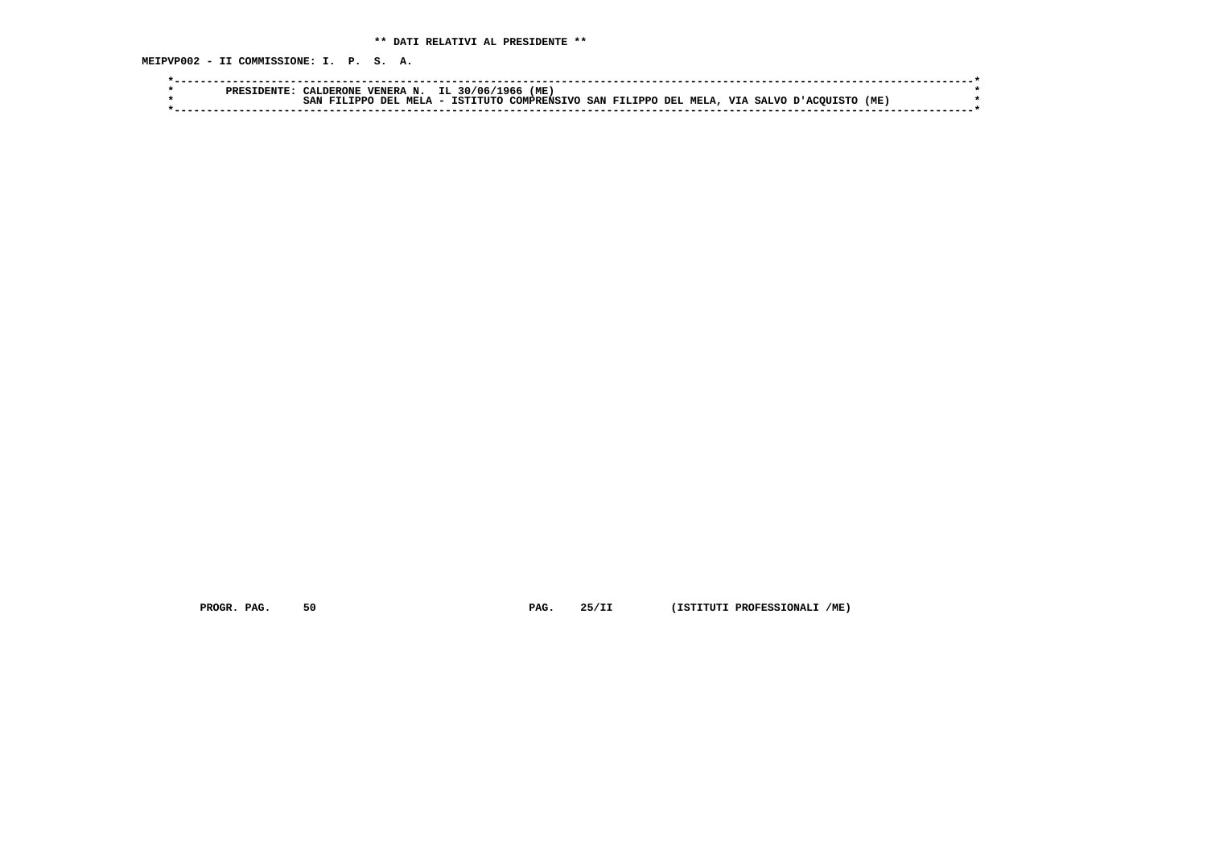** DATI RELATIVI AL PRESIDENTE **

MEIPVP002 - II COMMISSIONE: I. P. S. A.

```
*----------------------------------------------------------------------------------------------------------------------*
*        PRESIDENTE: CALDERONE VENERA N.  IL 30/06/1966 (ME)                                                           *
*                    SAN FILIPPO DEL MELA - ISTITUTO COMPRENSIVO SAN FILIPPO DEL MELA, VIA SALVO D'ACQUISTO (ME)       *
*----------------------------------------------------------------------------------------------------------------------*
```

PROGR. PAG. 50 PAG. 25/II (ISTITUTI PROFESSIONALI /ME)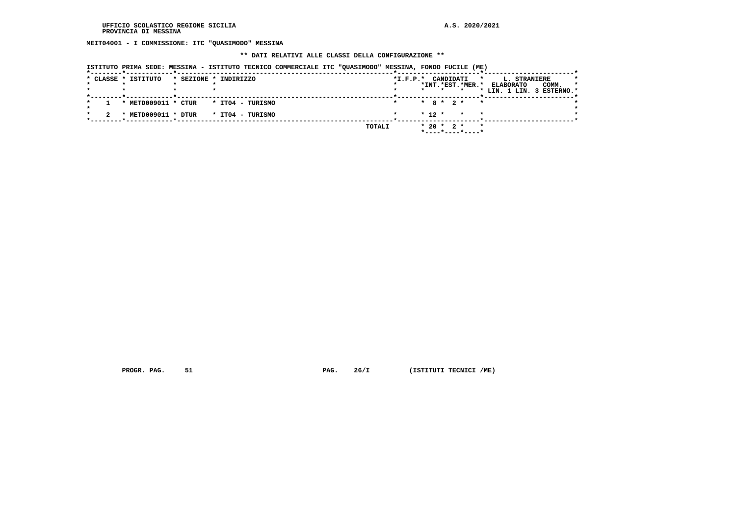UFFICIO SCOLASTICO REGIONE SICILIA
PROVINCIA DI MESSINA

A.S. 2020/2021

**MEIT04001 - I COMMISSIONE: ITC "QUASIMODO" MESSINA**

**\*\* DATI RELATIVI ALLE CLASSI DELLA CONFIGURAZIONE \*\***

ISTITUTO PRIMA SEDE: MESSINA - ISTITUTO TECNICO COMMERCIALE ITC "QUASIMODO" MESSINA, FONDO FUCILE (ME)

| CLASSE | ISTITUTO | SEZIONE | INDIRIZZO | I.F.P. | CANDIDATI INT. | CANDIDATI EST. | CANDIDATI MER. | L. STRANIERE ELABORATO LIN. 1 | L. STRANIERE ELABORATO LIN. 3 | COMM. ESTERNO |
|---|---|---|---|---|---|---|---|---|---|---|
| 1 | METD009011 | CTUR | IT04 - TURISMO | | 8 | 2 | | | | |
| 2 | METD009011 | DTUR | IT04 - TURISMO | | 12 | | | | | |
| | | | TOTALI | | 20 | 2 | | | | |

PROGR. PAG. 51 PAG. 26/I (ISTITUTI TECNICI /ME)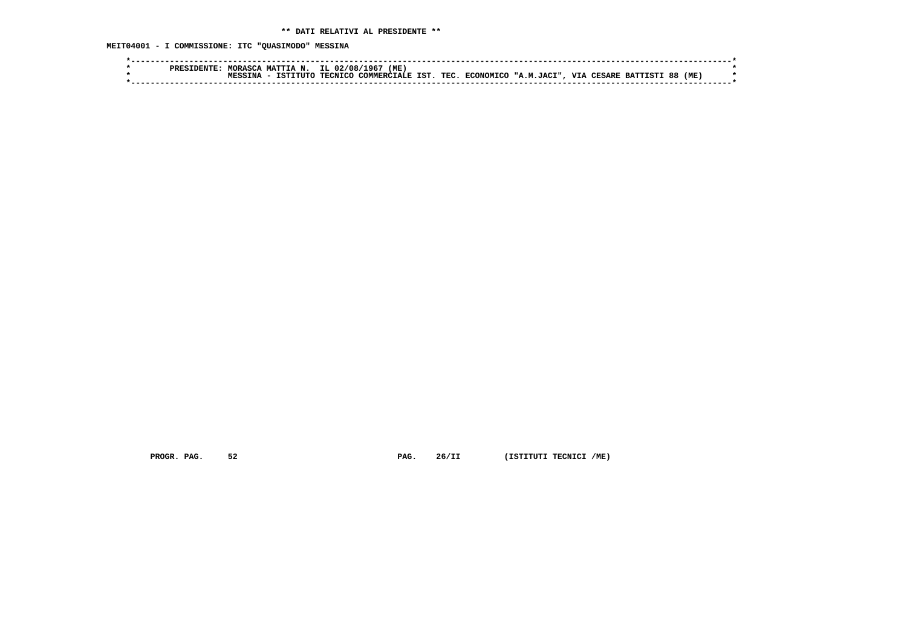**\*\* DATI RELATIVI AL PRESIDENTE \*\***

**MEIT04001 - I COMMISSIONE: ITC "QUASIMODO" MESSINA**

```
*----------------------------------------------------------------------------------------------------------------------*
*        PRESIDENTE: MORASCA MATTIA N.  IL 02/08/1967 (ME)                                                             *
*                    MESSINA - ISTITUTO TECNICO COMMERCIALE IST. TEC. ECONOMICO "A.M.JACI", VIA CESARE BATTISTI 88 (ME)  *
*----------------------------------------------------------------------------------------------------------------------*
```

**PROGR. PAG. 52 PAG. 26/II (ISTITUTI TECNICI /ME)**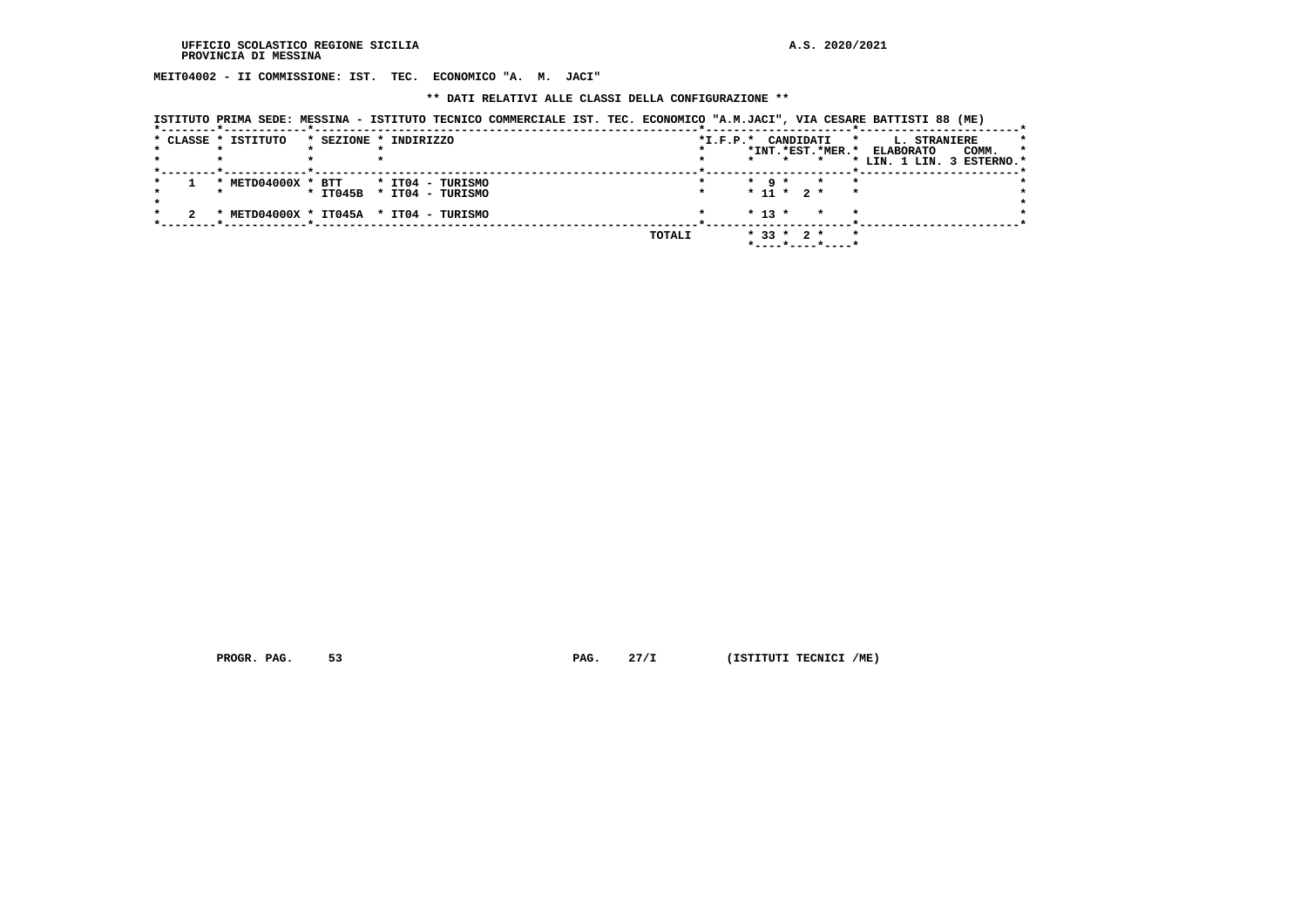MEIT04002 - II COMMISSIONE: IST. TEC. ECONOMICO "A. M. JACI"

** DATI RELATIVI ALLE CLASSI DELLA CONFIGURAZIONE **

ISTITUTO PRIMA SEDE: MESSINA - ISTITUTO TECNICO COMMERCIALE IST. TEC. ECONOMICO "A.M.JACI", VIA CESARE BATTISTI 88 (ME)

| CLASSE | ISTITUTO | SEZIONE | INDIRIZZO | I.F.P. | CANDIDATI INT. | CANDIDATI EST. | CANDIDATI MER. | L. STRANIERE ELABORATO LIN. 1 | L. STRANIERE ELABORATO LIN. 3 | COMM. ESTERNO |
|---|---|---|---|---|---|---|---|---|---|---|
| 1 | METD04000X | BTT | IT04 - TURISMO | | 9 | | | | | |
| | | IT045B | IT04 - TURISMO | | 11 | 2 | | | | |
| 2 | METD04000X | IT045A | IT04 - TURISMO | | 13 | | | | | |
| | | | TOTALI | | 33 | 2 | | | | |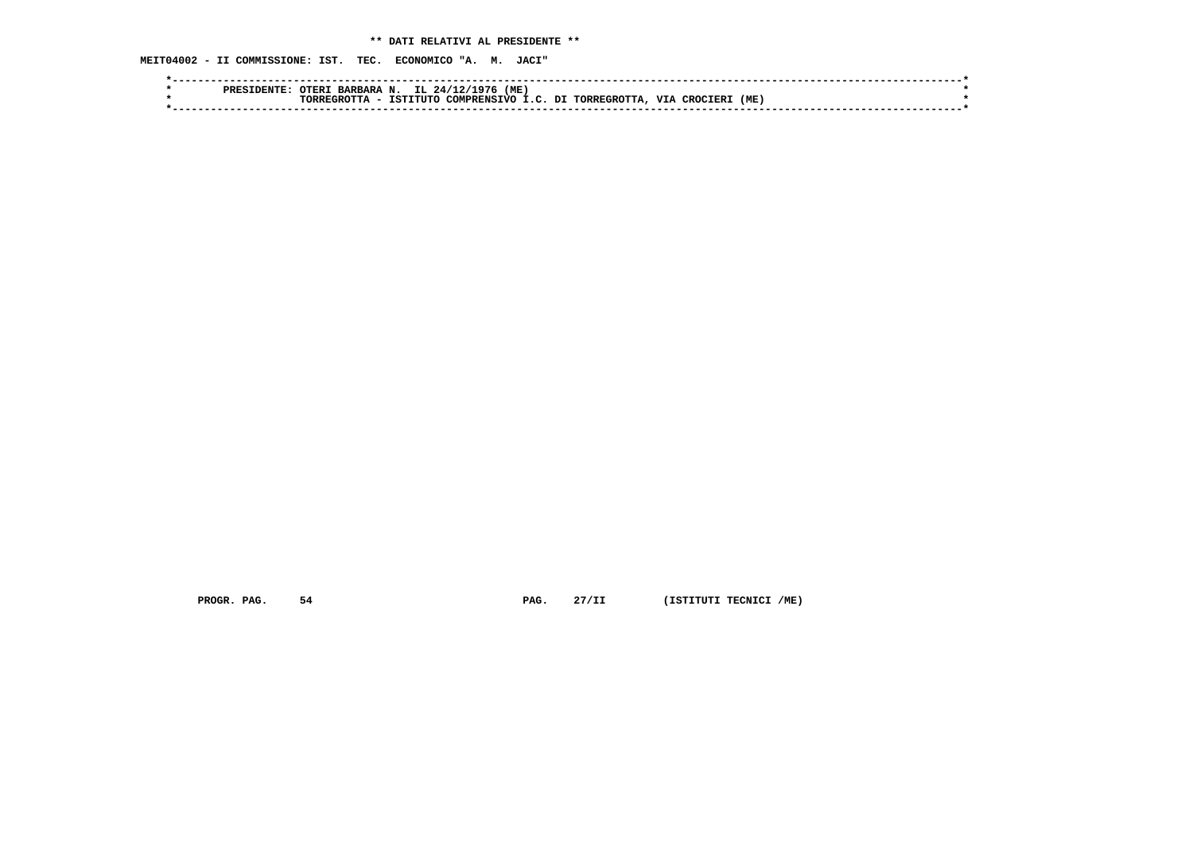** DATI RELATIVI AL PRESIDENTE **

MEIT04002 - II COMMISSIONE: IST. TEC. ECONOMICO "A. M. JACI"

```
*----------------------------------------------------------------------------------------------------------------------*
*        PRESIDENTE: OTERI BARBARA N.  IL 24/12/1976 (ME)                                                              *
*                    TORREGROTTA - ISTITUTO COMPRENSIVO I.C. DI TORREGROTTA, VIA CROCIERI (ME)                         *
*----------------------------------------------------------------------------------------------------------------------*
```

PROGR. PAG. 54 PAG. 27/II (ISTITUTI TECNICI /ME)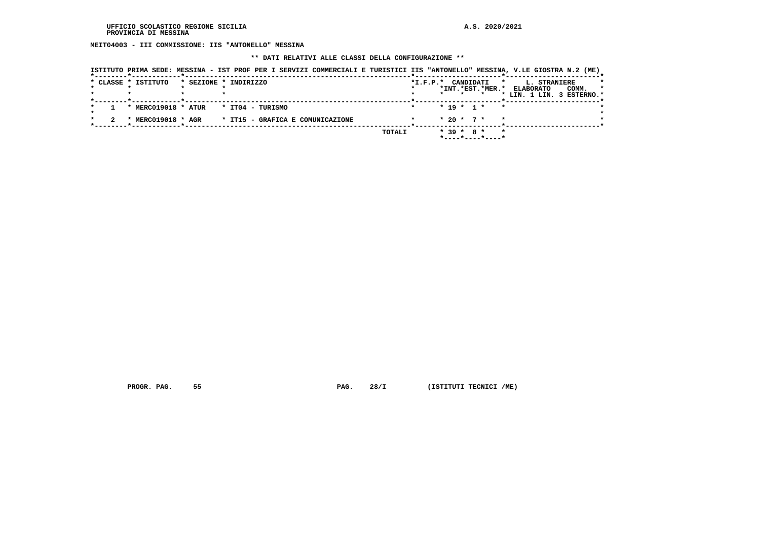UFFICIO SCOLASTICO REGIONE SICILIA A.S. 2020/2021
PROVINCIA DI MESSINA

**MEIT04003 - III COMMISSIONE: IIS "ANTONELLO" MESSINA**

**\*\* DATI RELATIVI ALLE CLASSI DELLA CONFIGURAZIONE \*\***

ISTITUTO PRIMA SEDE: MESSINA - IST PROF PER I SERVIZI COMMERCIALI E TURISTICI IIS "ANTONELLO" MESSINA, V.LE GIOSTRA N.2 (ME)

| CLASSE | ISTITUTO | SEZIONE | INDIRIZZO | I.F.P. | CANDIDATI INT. | CANDIDATI EST. | CANDIDATI MER. | L. STRANIERE ELABORATO LIN. 1 | L. STRANIERE ELABORATO LIN. 3 | COMM. ESTERNO |
|---|---|---|---|---|---|---|---|---|---|---|
| 1 | MERC019018 | ATUR | IT04 - TURISMO | | 19 | 1 | | | | |
| 2 | MERC019018 | AGR | IT15 - GRAFICA E COMUNICAZIONE | | 20 | 7 | | | | |
| | | | TOTALI | | 39 | 8 | | | | |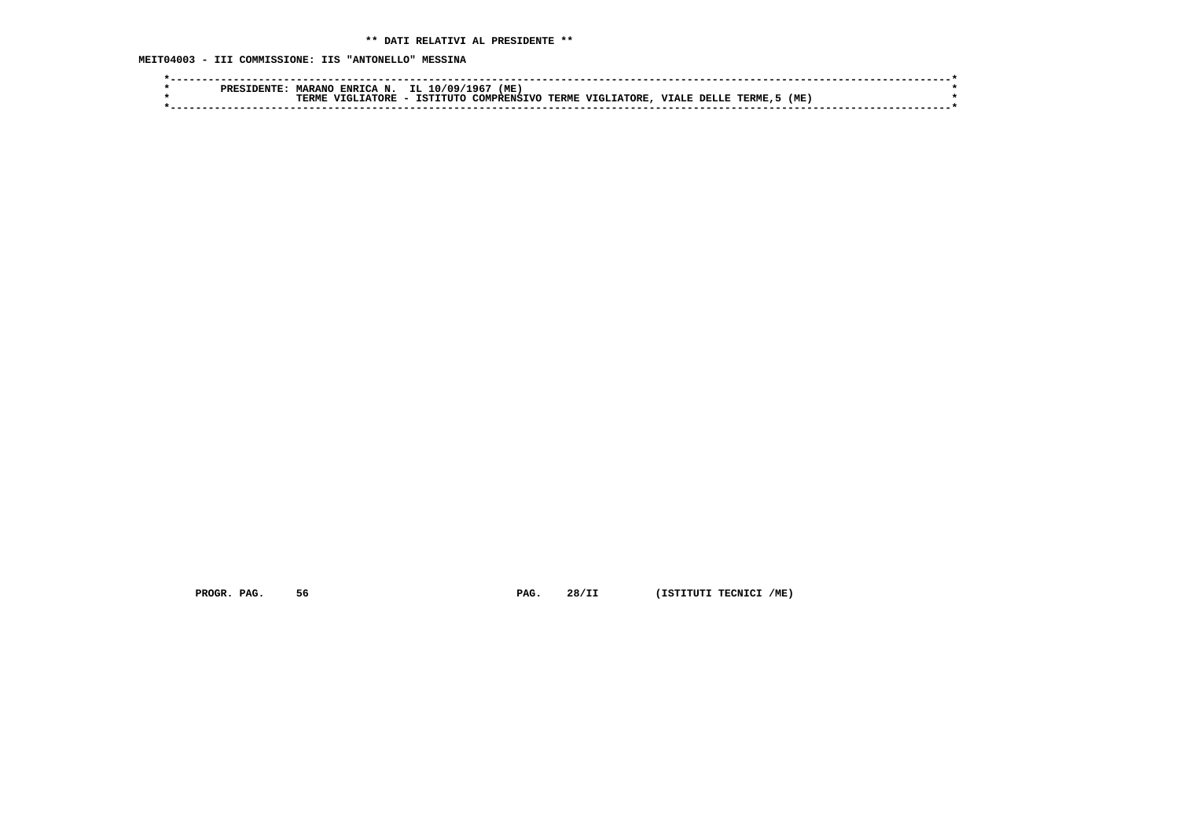**\*\* DATI RELATIVI AL PRESIDENTE \*\***

**MEIT04003 - III COMMISSIONE: IIS "ANTONELLO" MESSINA**

```
*-----------------------------------------------------------------------------------------------------------------------*
*        PRESIDENTE: MARANO ENRICA N.  IL 10/09/1967 (ME)                                                               *
*                    TERME VIGLIATORE - ISTITUTO COMPRENSIVO TERME VIGLIATORE, VIALE DELLE TERME,5 (ME)                 *
*-----------------------------------------------------------------------------------------------------------------------*
```

PROGR. PAG. 56 PAG. 28/II (ISTITUTI TECNICI /ME)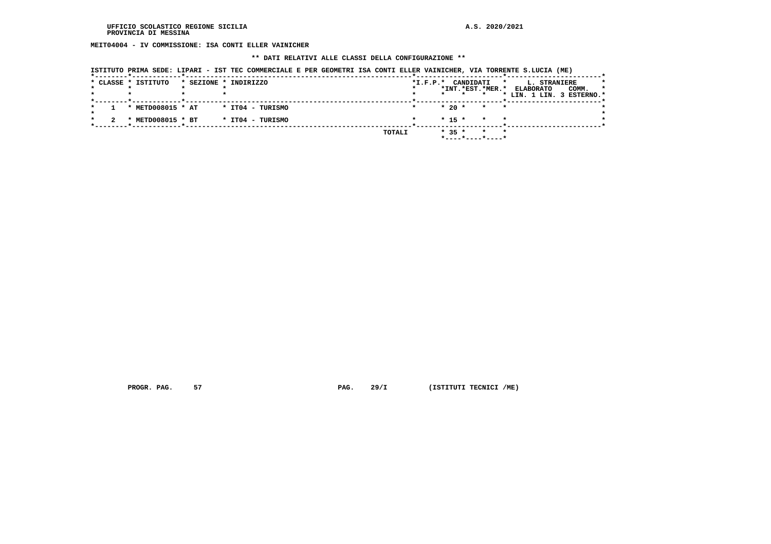**MEIT04004 - IV COMMISSIONE: ISA CONTI ELLER VAINICHER**

**\** DATI RELATIVI ALLE CLASSI DELLA CONFIGURAZIONE \*\***

ISTITUTO PRIMA SEDE: LIPARI - IST TEC COMMERCIALE E PER GEOMETRI ISA CONTI ELLER VAINICHER, VIA TORRENTE S.LUCIA (ME)

| CLASSE | ISTITUTO | SEZIONE | INDIRIZZO | I.F.P. | CANDIDATI INT. | CANDIDATI EST. | CANDIDATI MER. | L. STRANIERE ELABORATO LIN. 1 | L. STRANIERE ELABORATO LIN. 3 | COMM. ESTERNO |
|---|---|---|---|---|---|---|---|---|---|---|
| 1 | METD008015 | AT | IT04 - TURISMO | | 20 | | | | | |
| 2 | METD008015 | BT | IT04 - TURISMO | | 15 | | | | | |
| | | | TOTALI | | 35 | | | | | |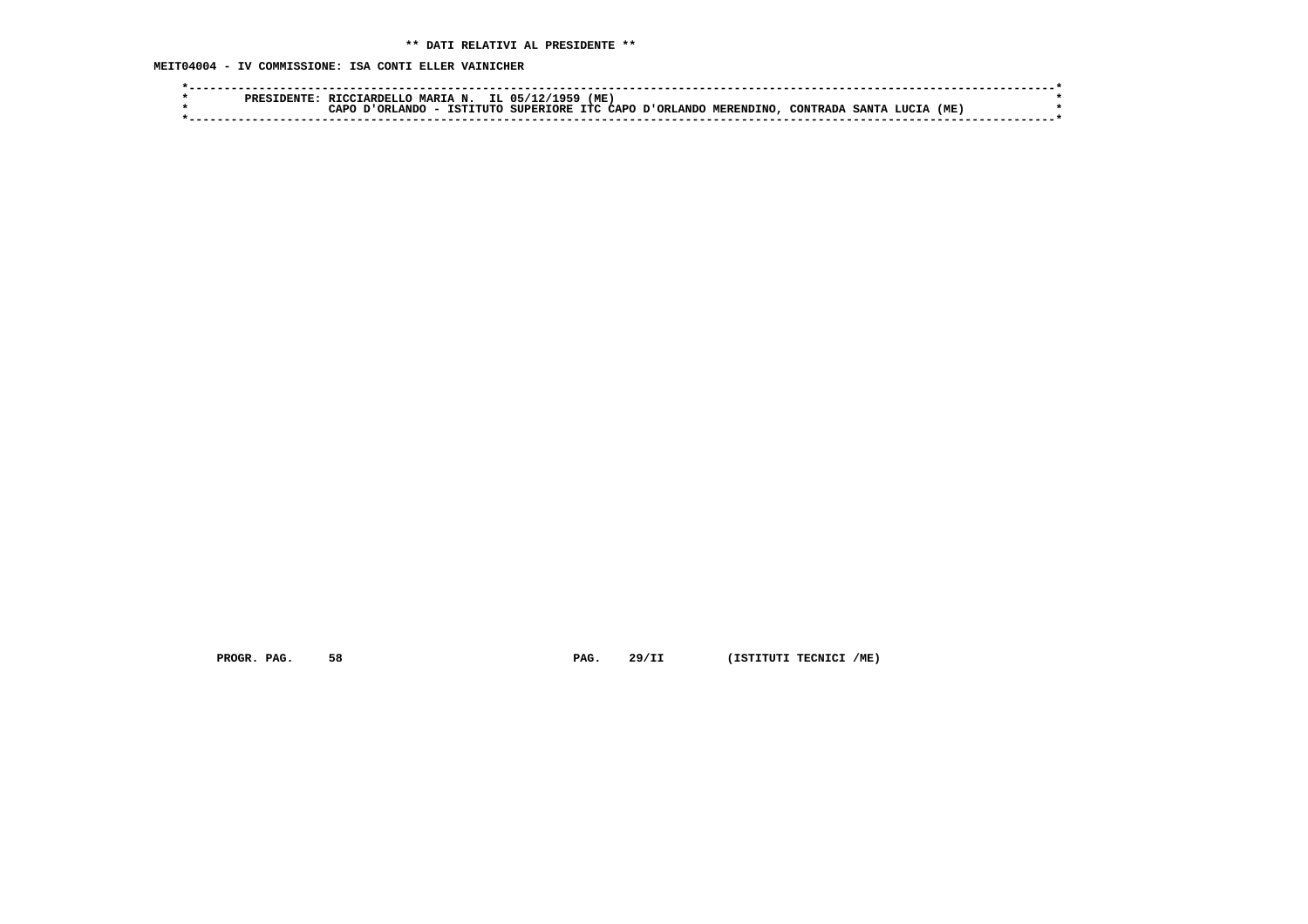**\*\* DATI RELATIVI AL PRESIDENTE \*\***

**MEIT04004 - IV COMMISSIONE: ISA CONTI ELLER VAINICHER**

```
*-----------------------------------------------------------------------------------------------------------------------*
*        PRESIDENTE: RICCIARDELLO MARIA N.  IL 05/12/1959 (ME)                                                          *
*                    CAPO D'ORLANDO - ISTITUTO SUPERIORE ITC CAPO D'ORLANDO MERENDINO, CONTRADA SANTA LUCIA (ME)         *
*-----------------------------------------------------------------------------------------------------------------------*
```

**PROGR. PAG. 58                PAG. 29/II        (ISTITUTI TECNICI /ME)**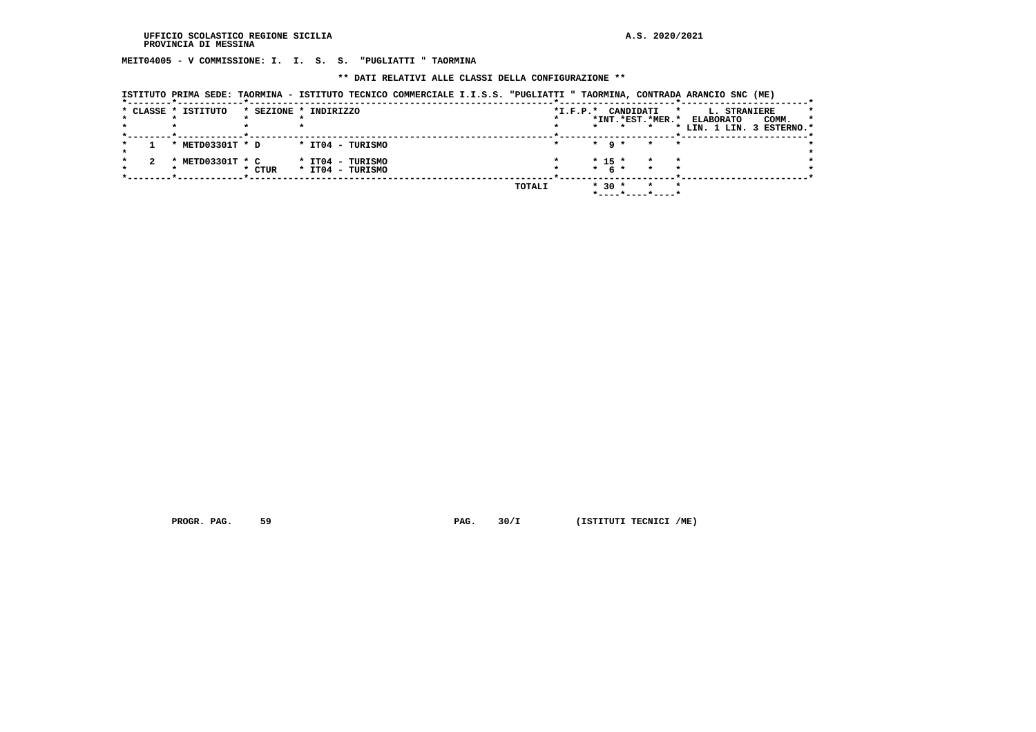UFFICIO SCOLASTICO REGIONE SICILIA
PROVINCIA DI MESSINA

A.S. 2020/2021

**MEIT04005 - V COMMISSIONE: I. I. S. S. "PUGLIATTI " TAORMINA**

**\*\* DATI RELATIVI ALLE CLASSI DELLA CONFIGURAZIONE \*\***

ISTITUTO PRIMA SEDE: TAORMINA - ISTITUTO TECNICO COMMERCIALE I.I.S.S. "PUGLIATTI " TAORMINA, CONTRADA ARANCIO SNC (ME)

| CLASSE | ISTITUTO | SEZIONE | INDIRIZZO | I.F.P. | CANDIDATI INT. | CANDIDATI EST. | CANDIDATI MER. | L. STRANIERE ELABORATO LIN. 1 | L. STRANIERE LIN. 3 | COMM. ESTERNO |
|---|---|---|---|---|---|---|---|---|---|---|
| 1 | METD03301T | D | IT04 - TURISMO | | 9 | | | | | |
| 2 | METD03301T | C | IT04 - TURISMO | | 15 | | | | | |
| | | CTUR | IT04 - TURISMO | | 6 | | | | | |
| | | | TOTALI | | 30 | | | | | |

PROGR. PAG. 59 PAG. 30/I (ISTITUTI TECNICI /ME)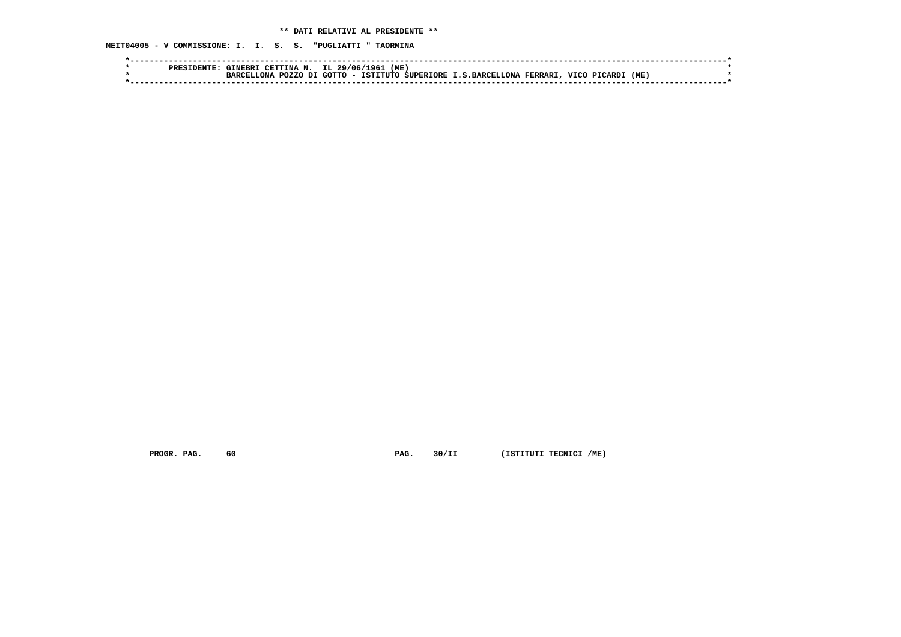**\*\* DATI RELATIVI AL PRESIDENTE \*\***

**MEIT04005 - V COMMISSIONE: I. I. S. S. "PUGLIATTI " TAORMINA**

```
*----------------------------------------------------------------------------------------------------------------------*
*        PRESIDENTE: GINEBRI CETTINA N.  IL 29/06/1961 (ME)                                                            *
*                    BARCELLONA POZZO DI GOTTO - ISTITUTO SUPERIORE I.S.BARCELLONA FERRARI, VICO PICARDI (ME)          *
*----------------------------------------------------------------------------------------------------------------------*
```

PROGR. PAG. 60          PAG. 30/II          (ISTITUTI TECNICI /ME)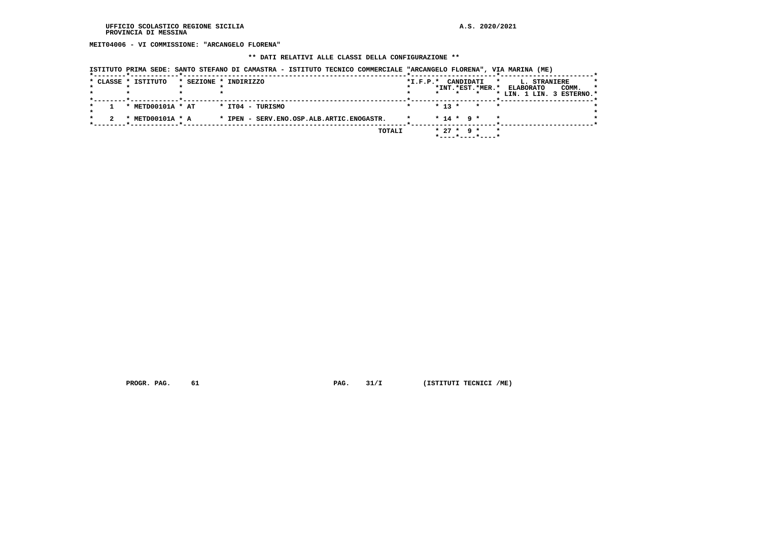MEIT04006 - VI COMMISSIONE: "ARCANGELO FLORENA"

** DATI RELATIVI ALLE CLASSI DELLA CONFIGURAZIONE **

ISTITUTO PRIMA SEDE: SANTO STEFANO DI CAMASTRA - ISTITUTO TECNICO COMMERCIALE "ARCANGELO FLORENA", VIA MARINA (ME)

| CLASSE | ISTITUTO | SEZIONE | INDIRIZZO | I.F.P. | CANDIDATI INT. | CANDIDATI EST. | CANDIDATI MER. | L. STRANIERE ELABORATO LIN. 1 | LIN. 3 | COMM. ESTERNO |
|---|---|---|---|---|---|---|---|---|---|---|
| 1 | METD00101A | AT | IT04 - TURISMO | | 13 | | | | | |
| 2 | METD00101A | A | IPEN - SERV.ENO.OSP.ALB.ARTIC.ENOGASTR. | | 14 | 9 | | | | |
| | | | TOTALI | | 27 | 9 | | | | |

PROGR. PAG. 61 PAG. 31/I (ISTITUTI TECNICI /ME)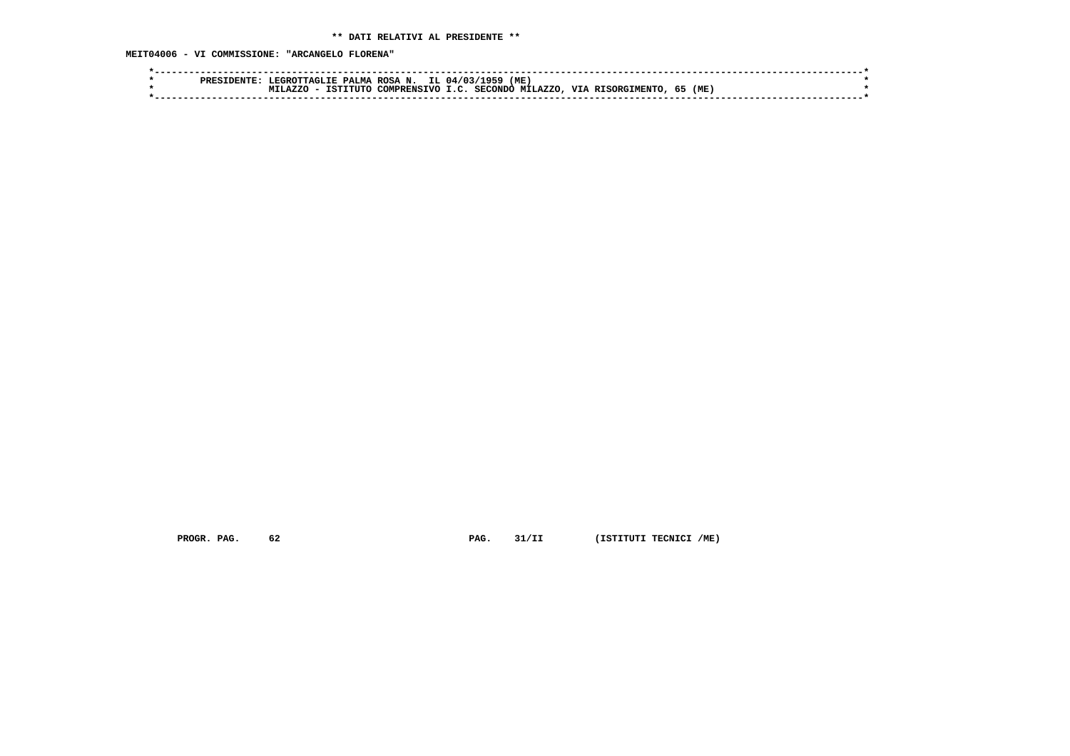**\*\* DATI RELATIVI AL PRESIDENTE \*\***

**MEIT04006 - VI COMMISSIONE: "ARCANGELO FLORENA"**

```
*-----------------------------------------------------------------------------------------------------------------------*
*        PRESIDENTE: LEGROTTAGLIE PALMA ROSA N.  IL 04/03/1959 (ME)                                                     *
*                    MILAZZO - ISTITUTO COMPRENSIVO I.C. SECONDO MILAZZO, VIA RISORGIMENTO, 65 (ME)                     *
*-----------------------------------------------------------------------------------------------------------------------*
```

PROGR. PAG. 62 PAG. 31/II (ISTITUTI TECNICI /ME)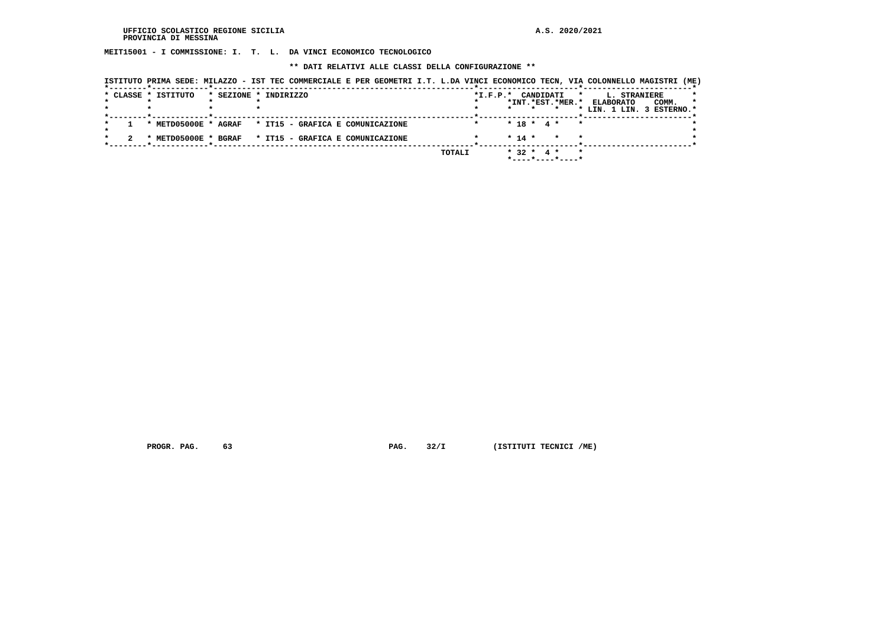UFFICIO SCOLASTICO REGIONE SICILIA
PROVINCIA DI MESSINA

A.S. 2020/2021

**MEIT15001 - I COMMISSIONE: I. T. L. DA VINCI ECONOMICO TECNOLOGICO**

**\*\* DATI RELATIVI ALLE CLASSI DELLA CONFIGURAZIONE \*\***

**ISTITUTO PRIMA SEDE: MILAZZO - IST TEC COMMERCIALE E PER GEOMETRI I.T. L.DA VINCI ECONOMICO TECN, VIA COLONNELLO MAGISTRI (ME)**

| CLASSE | ISTITUTO | SEZIONE | INDIRIZZO | I.F.P. | CANDIDATI INT. | CANDIDATI EST. | CANDIDATI MER. | L. STRANIERE ELABORATO LIN. 1 | L. STRANIERE LIN. 3 | COMM. ESTERNO |
|---|---|---|---|---|---|---|---|---|---|---|
| 1 | METD05000E | AGRAF | IT15 - GRAFICA E COMUNICAZIONE | | 18 | 4 | | | | |
| 2 | METD05000E | BGRAF | IT15 - GRAFICA E COMUNICAZIONE | | 14 | | | | | |
| | | | TOTALI | | 32 | 4 | | | | |

PROGR. PAG. 63 PAG. 32/I (ISTITUTI TECNICI /ME)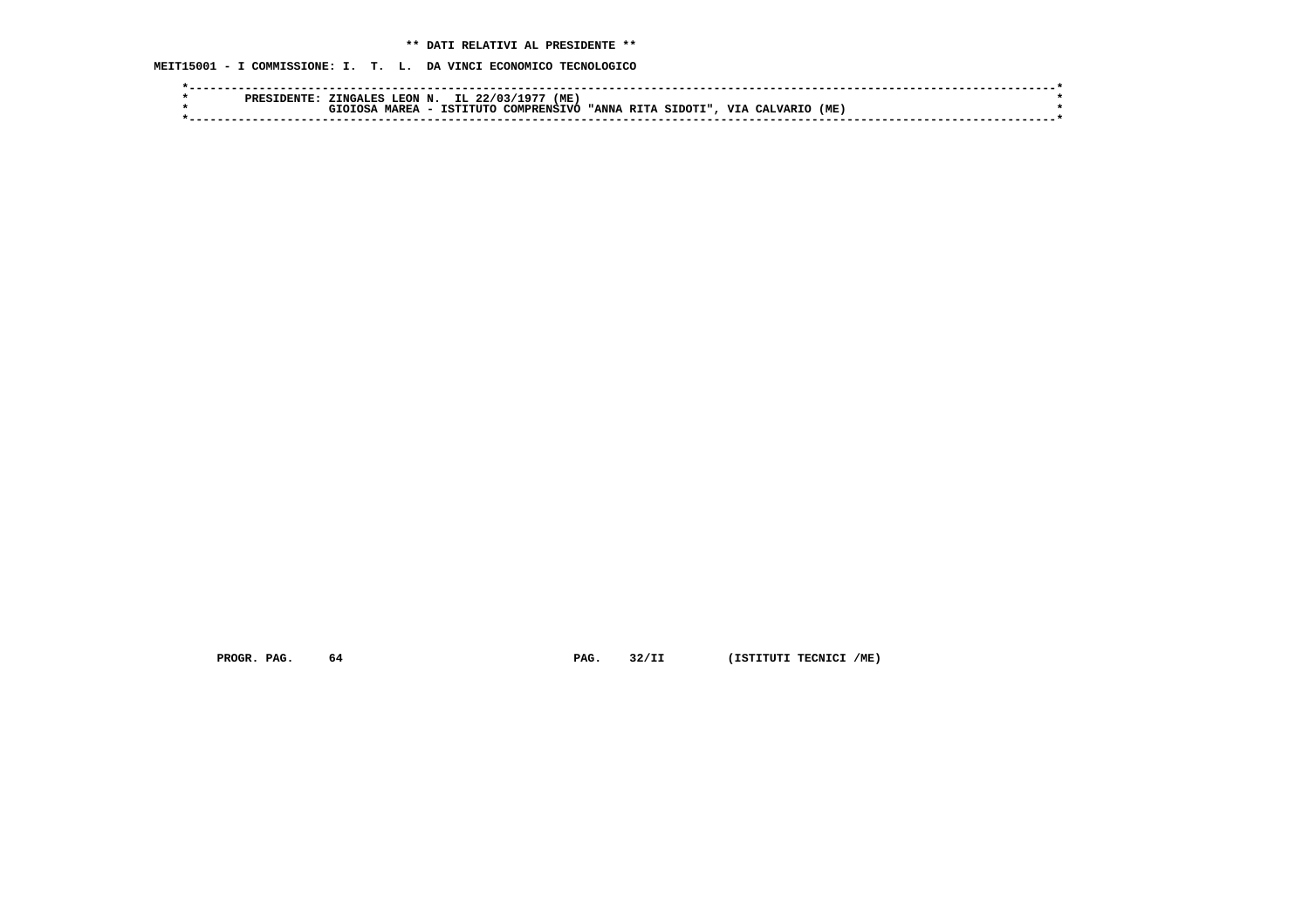**\*\* DATI RELATIVI AL PRESIDENTE \*\***

**MEIT15001 - I COMMISSIONE: I. T. L. DA VINCI ECONOMICO TECNOLOGICO**

```
*-----------------------------------------------------------------------------------------------------------------------*
*        PRESIDENTE: ZINGALES LEON N.  IL 22/03/1977 (ME)                                                               *
*                    GIOIOSA MAREA - ISTITUTO COMPRENSIVO "ANNA RITA SIDOTI", VIA CALVARIO (ME)                         *
*-----------------------------------------------------------------------------------------------------------------------*
```

PROGR. PAG. 64 PAG. 32/II (ISTITUTI TECNICI /ME)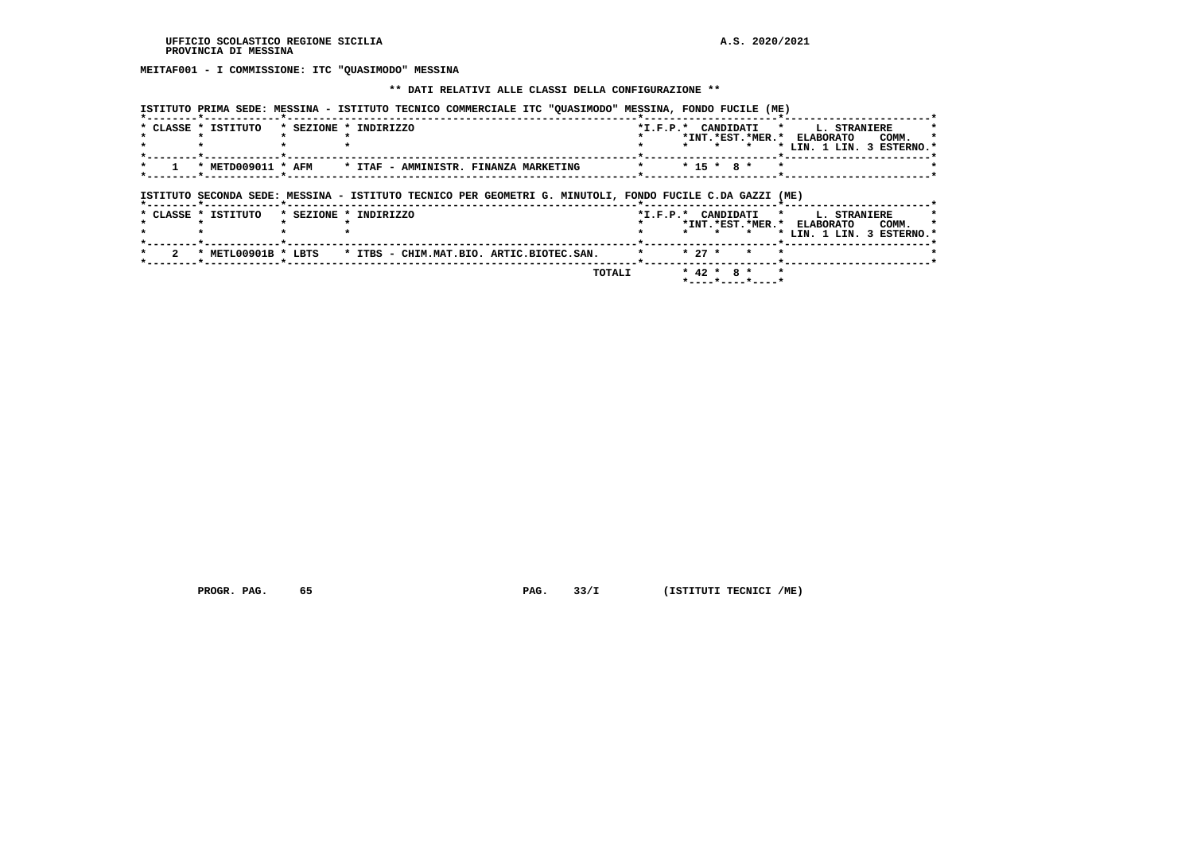UFFICIO SCOLASTICO REGIONE SICILIA
PROVINCIA DI MESSINA

A.S. 2020/2021

**MEITAF001 - I COMMISSIONE: ITC "QUASIMODO" MESSINA**

**\*\* DATI RELATIVI ALLE CLASSI DELLA CONFIGURAZIONE \*\***

ISTITUTO PRIMA SEDE: MESSINA - ISTITUTO TECNICO COMMERCIALE ITC "QUASIMODO" MESSINA, FONDO FUCILE (ME)

| CLASSE | ISTITUTO | SEZIONE | INDIRIZZO | I.F.P. | CANDIDATI INT. | CANDIDATI EST. | CANDIDATI MER. | L. STRANIERE ELABORATO LIN. 1 | L. STRANIERE ELABORATO LIN. 3 | COMM. ESTERNO |
|---|---|---|---|---|---|---|---|---|---|---|
| 1 | METD009011 | AFM | ITAF - AMMINISTR. FINANZA MARKETING | | 15 | 8 | | | | |

ISTITUTO SECONDA SEDE: MESSINA - ISTITUTO TECNICO PER GEOMETRI G. MINUTOLI, FONDO FUCILE C.DA GAZZI (ME)

| CLASSE | ISTITUTO | SEZIONE | INDIRIZZO | I.F.P. | CANDIDATI INT. | CANDIDATI EST. | CANDIDATI MER. | L. STRANIERE ELABORATO LIN. 1 | L. STRANIERE ELABORATO LIN. 3 | COMM. ESTERNO |
|---|---|---|---|---|---|---|---|---|---|---|
| 2 | METL00901B | LBTS | ITBS - CHIM.MAT.BIO. ARTIC.BIOTEC.SAN. | | 27 | | | | | |
| | | | TOTALI | | 42 | 8 | | | | |

PROGR. PAG. 65 PAG. 33/I (ISTITUTI TECNICI /ME)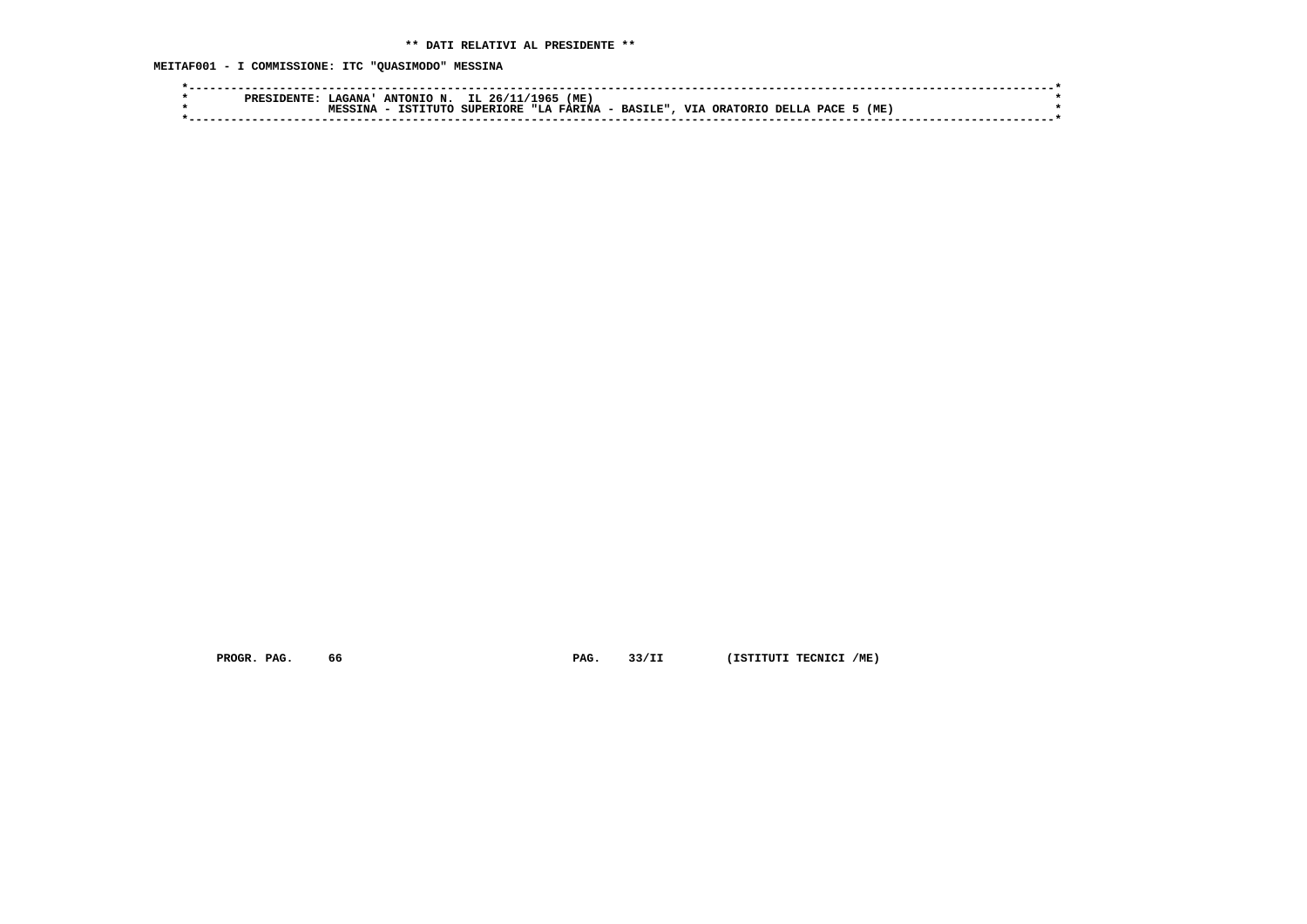** DATI RELATIVI AL PRESIDENTE **

MEITAF001 - I COMMISSIONE: ITC "QUASIMODO" MESSINA

```
*----------------------------------------------------------------------------------------------------------------------*
*        PRESIDENTE: LAGANA' ANTONIO N.  IL 26/11/1965 (ME)                                                            *
*                    MESSINA - ISTITUTO SUPERIORE "LA FARINA - BASILE", VIA ORATORIO DELLA PACE 5 (ME)                 *
*----------------------------------------------------------------------------------------------------------------------*
```

PROGR. PAG. 66 PAG. 33/II (ISTITUTI TECNICI /ME)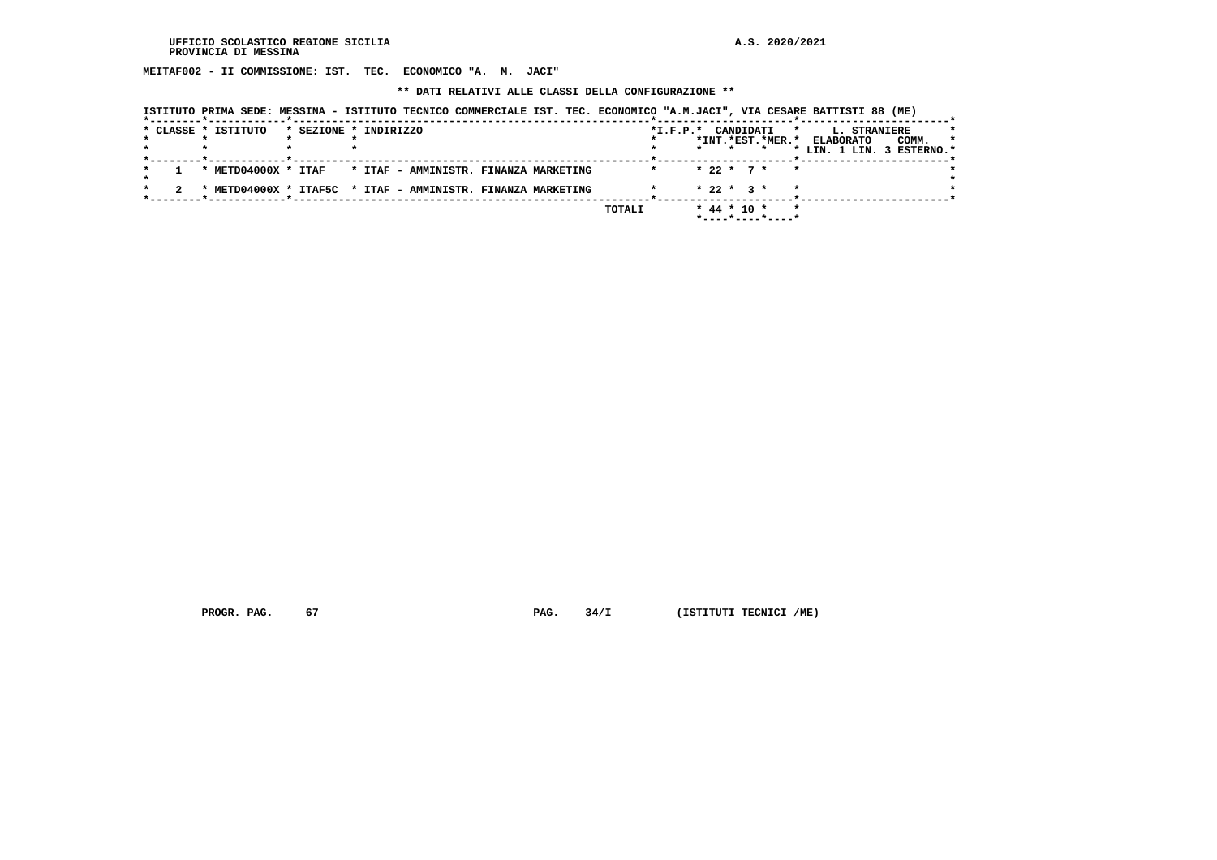UFFICIO SCOLASTICO REGIONE SICILIA
PROVINCIA DI MESSINA

A.S. 2020/2021

**MEITAF002 - II COMMISSIONE: IST. TEC. ECONOMICO "A. M. JACI"**

**\*\* DATI RELATIVI ALLE CLASSI DELLA CONFIGURAZIONE \*\***

ISTITUTO PRIMA SEDE: MESSINA - ISTITUTO TECNICO COMMERCIALE IST. TEC. ECONOMICO "A.M.JACI", VIA CESARE BATTISTI 88 (ME)

| CLASSE | ISTITUTO | SEZIONE | INDIRIZZO | I.F.P. | CANDIDATI INT. | CANDIDATI EST. | CANDIDATI MER. | L. STRANIERE ELABORATO LIN. 1 | L. STRANIERE ELABORATO LIN. 3 | COMM. ESTERNO |
|---|---|---|---|---|---|---|---|---|---|---|
| 1 | METD04000X | ITAF | ITAF - AMMINISTR. FINANZA MARKETING | | 22 | 7 | | | | |
| 2 | METD04000X | ITAF5C | ITAF - AMMINISTR. FINANZA MARKETING | | 22 | 3 | | | | |
| | | | TOTALI | | 44 | 10 | | | | |

PROGR. PAG. 67 PAG. 34/I (ISTITUTI TECNICI /ME)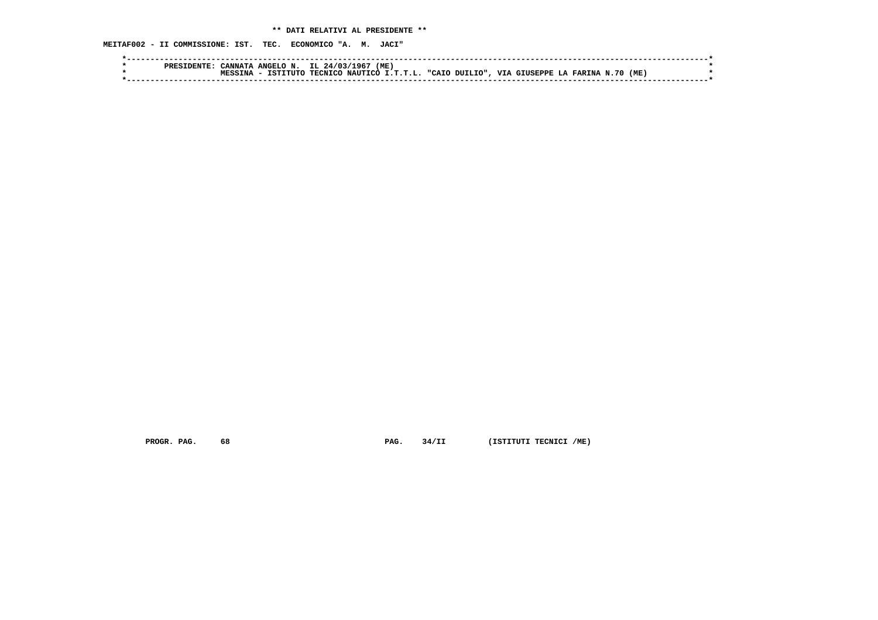**\*\* DATI RELATIVI AL PRESIDENTE \*\***

**MEITAF002 - II COMMISSIONE: IST. TEC. ECONOMICO "A. M. JACI"**

```
*----------------------------------------------------------------------------------------------------------------------*
*        PRESIDENTE: CANNATA ANGELO N.  IL 24/03/1967 (ME)                                                             *
*                    MESSINA - ISTITUTO TECNICO NAUTICO I.T.T.L. "CAIO DUILIO", VIA GIUSEPPE LA FARINA N.70 (ME)        *
*----------------------------------------------------------------------------------------------------------------------*
```

**PROGR. PAG. 68 PAG. 34/II (ISTITUTI TECNICI /ME)**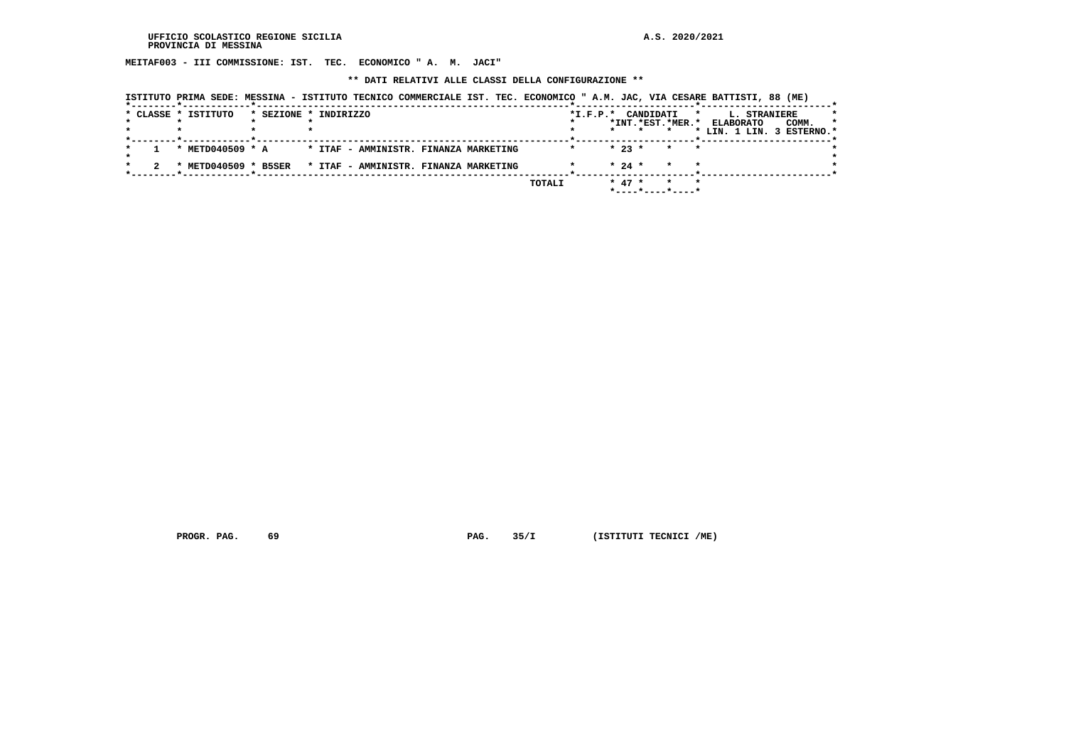UFFICIO SCOLASTICO REGIONE SICILIA
PROVINCIA DI MESSINA

A.S. 2020/2021

**MEITAF003 - III COMMISSIONE: IST. TEC. ECONOMICO " A. M. JACI"**

**\*\* DATI RELATIVI ALLE CLASSI DELLA CONFIGURAZIONE \*\***

ISTITUTO PRIMA SEDE: MESSINA - ISTITUTO TECNICO COMMERCIALE IST. TEC. ECONOMICO " A.M. JAC, VIA CESARE BATTISTI, 88 (ME)

| CLASSE | ISTITUTO | SEZIONE | INDIRIZZO | I.F.P. | CANDIDATI INT. | CANDIDATI EST. | CANDIDATI MER. | L. STRANIERE ELABORATO LIN. 1 | L. STRANIERE ELABORATO LIN. 3 | COMM. ESTERNO |
|---|---|---|---|---|---|---|---|---|---|---|
| 1 | METD040509 | A | ITAF - AMMINISTR. FINANZA MARKETING | | 23 | | | | | |
| 2 | METD040509 | B5SER | ITAF - AMMINISTR. FINANZA MARKETING | | 24 | | | | | |
| | | | TOTALI | | 47 | | | | | |

PROGR. PAG. 69 PAG. 35/I (ISTITUTI TECNICI /ME)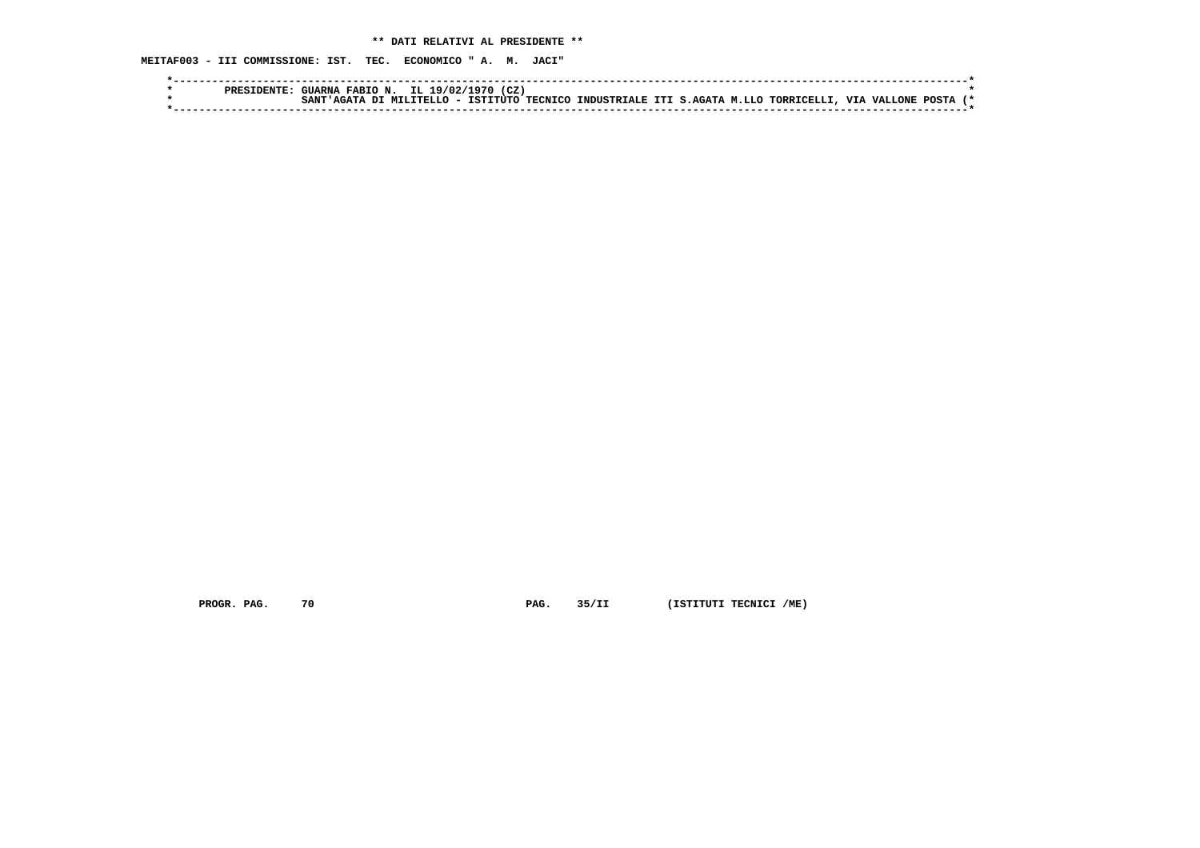**\*\* DATI RELATIVI AL PRESIDENTE \*\***

**MEITAF003 - III COMMISSIONE: IST. TEC. ECONOMICO " A. M. JACI"**

```
*----------------------------------------------------------------------------------------------------------------------------*
*        PRESIDENTE: GUARNA FABIO N.  IL 19/02/1970 (CZ)                                                                     *
*                    SANT'AGATA DI MILITELLO - ISTITUTO TECNICO INDUSTRIALE ITI S.AGATA M.LLO TORRICELLI, VIA VALLONE POSTA (*
*----------------------------------------------------------------------------------------------------------------------------*
```

PROGR. PAG. 70 PAG. 35/II (ISTITUTI TECNICI /ME)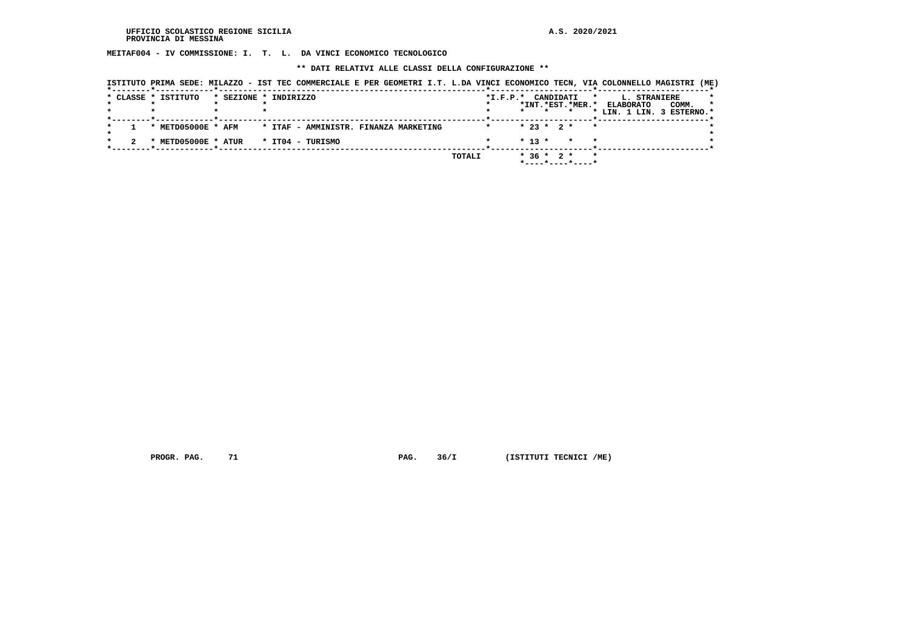UFFICIO SCOLASTICO REGIONE SICILIA
PROVINCIA DI MESSINA

A.S. 2020/2021

**MEITAF004 - IV COMMISSIONE: I. T. L. DA VINCI ECONOMICO TECNOLOGICO**

**\*\* DATI RELATIVI ALLE CLASSI DELLA CONFIGURAZIONE \*\***

ISTITUTO PRIMA SEDE: MILAZZO - IST TEC COMMERCIALE E PER GEOMETRI I.T. L.DA VINCI ECONOMICO TECN, VIA COLONNELLO MAGISTRI (ME)

| CLASSE | ISTITUTO | SEZIONE | INDIRIZZO | I.F.P. | CANDIDATI INT. | CANDIDATI EST. | CANDIDATI MER. | L. STRANIERE ELABORATO LIN. 1 | L. STRANIERE ELABORATO LIN. 3 | COMM. ESTERNO |
|---|---|---|---|---|---|---|---|---|---|---|
| 1 | METD05000E | AFM | ITAF - AMMINISTR. FINANZA MARKETING | | 23 | 2 | | | | |
| 2 | METD05000E | ATUR | IT04 - TURISMO | | 13 | | | | | |
| | | | TOTALI | | 36 | 2 | | | | |

PROGR. PAG. 71 PAG. 36/I (ISTITUTI TECNICI /ME)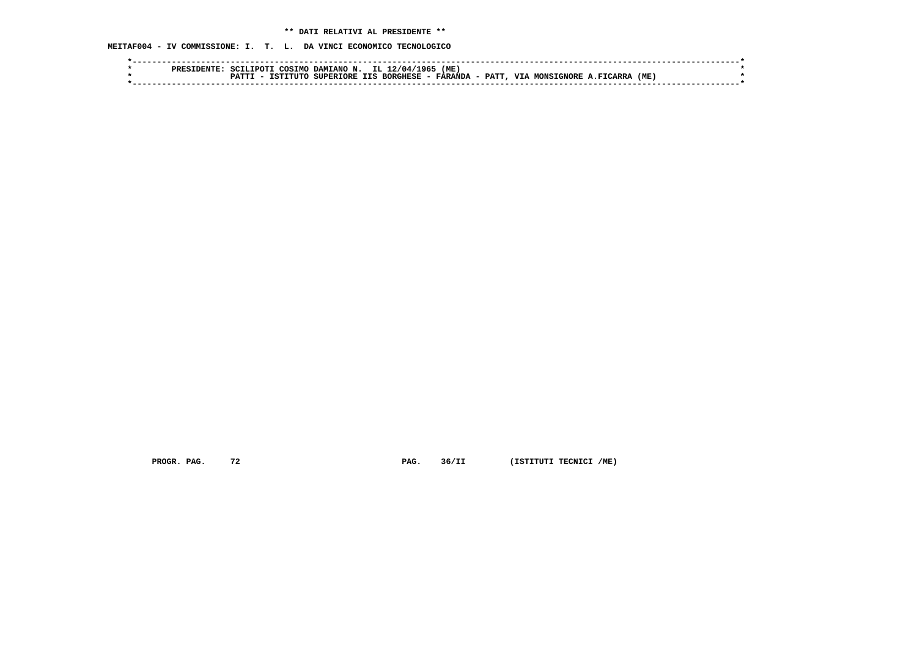**\*\* DATI RELATIVI AL PRESIDENTE \*\***

**MEITAF004 - IV COMMISSIONE: I. T. L. DA VINCI ECONOMICO TECNOLOGICO**

```
*----------------------------------------------------------------------------------------------------------------------*
*        PRESIDENTE: SCILIPOTI COSIMO DAMIANO N.  IL 12/04/1965 (ME)                                                   *
*                    PATTI - ISTITUTO SUPERIORE IIS BORGHESE - FARANDA - PATT, VIA MONSIGNORE A.FICARRA (ME)           *
*----------------------------------------------------------------------------------------------------------------------*
```

PROGR. PAG. 72 PAG. 36/II (ISTITUTI TECNICI /ME)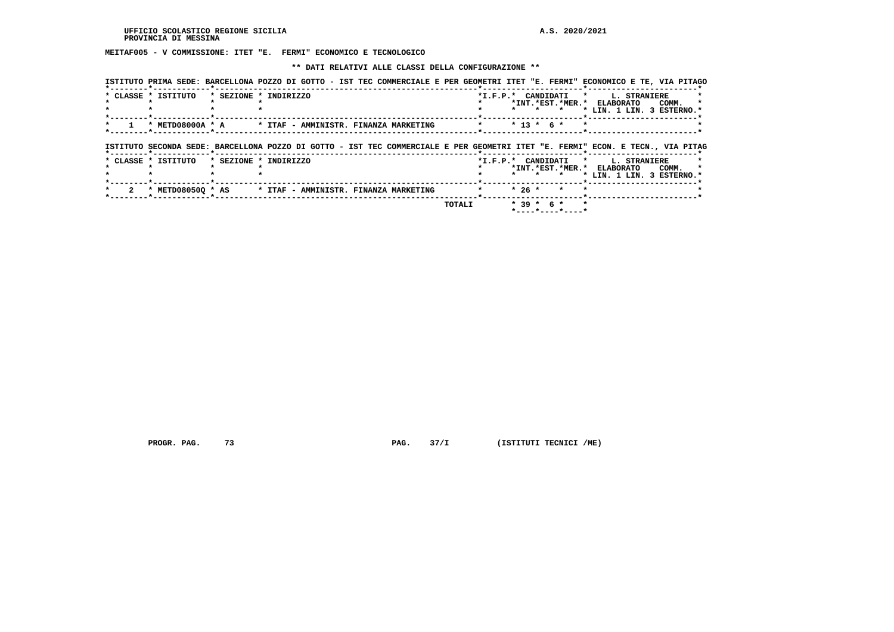UFFICIO SCOLASTICO REGIONE SICILIA
PROVINCIA DI MESSINA

A.S. 2020/2021

**MEITAF005 - V COMMISSIONE: ITET "E. FERMI" ECONOMICO E TECNOLOGICO**

**\*\* DATI RELATIVI ALLE CLASSI DELLA CONFIGURAZIONE \*\***

ISTITUTO PRIMA SEDE: BARCELLONA POZZO DI GOTTO - IST TEC COMMERCIALE E PER GEOMETRI ITET "E. FERMI" ECONOMICO E TE, VIA PITAGO

| CLASSE | ISTITUTO | SEZIONE | INDIRIZZO | I.F.P. | CANDIDATI INT. | CANDIDATI EST. | CANDIDATI MER. | L. STRANIERE ELABORATO LIN. 1 | L. STRANIERE ELABORATO LIN. 3 | COMM. ESTERNO |
|---|---|---|---|---|---|---|---|---|---|---|
| 1 | METD08000A | A | ITAF - AMMINISTR. FINANZA MARKETING | | 13 | 6 | | | | |

ISTITUTO SECONDA SEDE: BARCELLONA POZZO DI GOTTO - IST TEC COMMERCIALE E PER GEOMETRI ITET "E. FERMI" ECON. E TECN., VIA PITAG

| CLASSE | ISTITUTO | SEZIONE | INDIRIZZO | I.F.P. | CANDIDATI INT. | CANDIDATI EST. | CANDIDATI MER. | L. STRANIERE ELABORATO LIN. 1 | L. STRANIERE ELABORATO LIN. 3 | COMM. ESTERNO |
|---|---|---|---|---|---|---|---|---|---|---|
| 2 | METD08050Q | AS | ITAF - AMMINISTR. FINANZA MARKETING | | 26 | | | | | |
| | | | TOTALI | | 39 | 6 | | | | |

PROGR. PAG. 73 PAG. 37/I (ISTITUTI TECNICI /ME)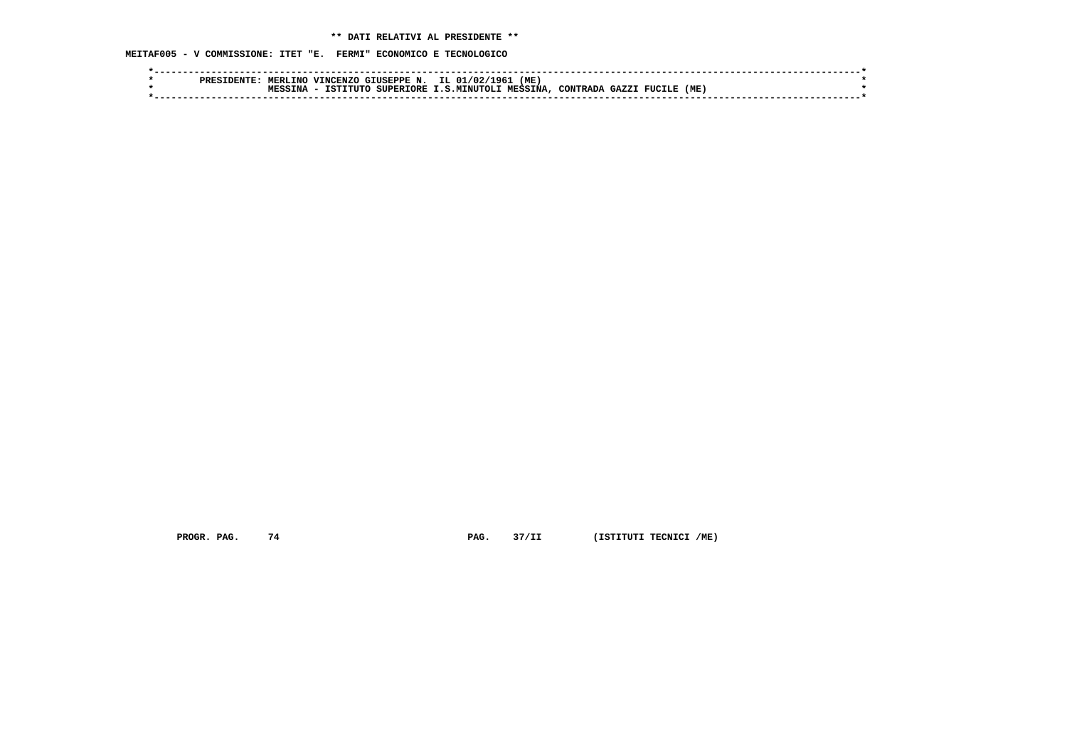**\*\* DATI RELATIVI AL PRESIDENTE \*\***

**MEITAF005 - V COMMISSIONE: ITET "E. FERMI" ECONOMICO E TECNOLOGICO**

```
*----------------------------------------------------------------------------------------------------------------------*
*        PRESIDENTE: MERLINO VINCENZO GIUSEPPE N.  IL 01/02/1961 (ME)                                                  *
*                    MESSINA - ISTITUTO SUPERIORE I.S.MINUTOLI MESSINA, CONTRADA GAZZI FUCILE (ME)                     *
*----------------------------------------------------------------------------------------------------------------------*
```

**PROGR. PAG. 74 PAG. 37/II (ISTITUTI TECNICI /ME)**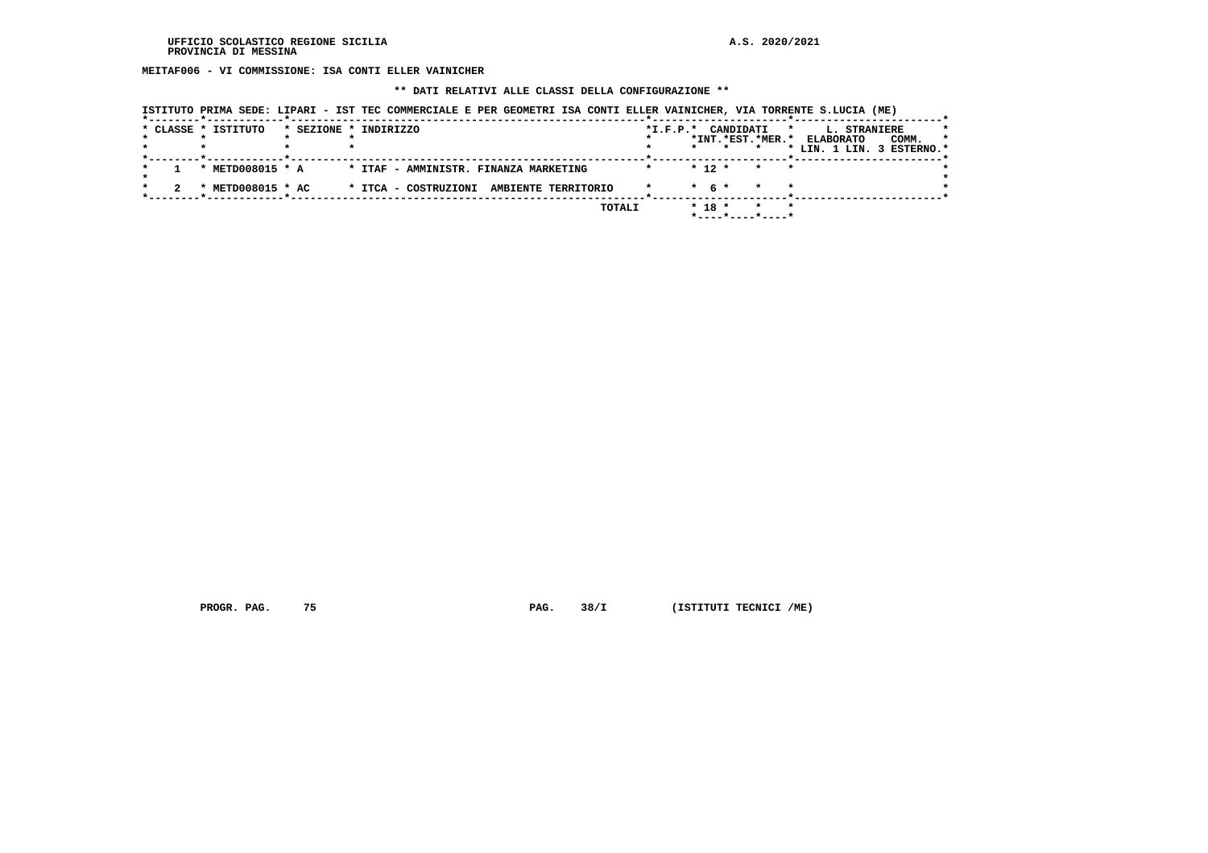UFFICIO SCOLASTICO REGIONE SICILIA
PROVINCIA DI MESSINA

A.S. 2020/2021

**MEITAF006 - VI COMMISSIONE: ISA CONTI ELLER VAINICHER**

**\*\* DATI RELATIVI ALLE CLASSI DELLA CONFIGURAZIONE \*\***

ISTITUTO PRIMA SEDE: LIPARI - IST TEC COMMERCIALE E PER GEOMETRI ISA CONTI ELLER VAINICHER, VIA TORRENTE S.LUCIA (ME)

| CLASSE | ISTITUTO | SEZIONE | INDIRIZZO | I.F.P. | CANDIDATI INT. | CANDIDATI EST. | CANDIDATI MER. | L. STRANIERE ELABORATO LIN. 1 | L. STRANIERE ELABORATO LIN. 3 | COMM. ESTERNO |
|---|---|---|---|---|---|---|---|---|---|---|
| 1 | METD008015 | A | ITAF - AMMINISTR. FINANZA MARKETING | | 12 | | | | | |
| 2 | METD008015 | AC | ITCA - COSTRUZIONI AMBIENTE TERRITORIO | | 6 | | | | | |
| | | | TOTALI | | 18 | | | | | |

PROGR. PAG. 75 PAG. 38/I (ISTITUTI TECNICI /ME)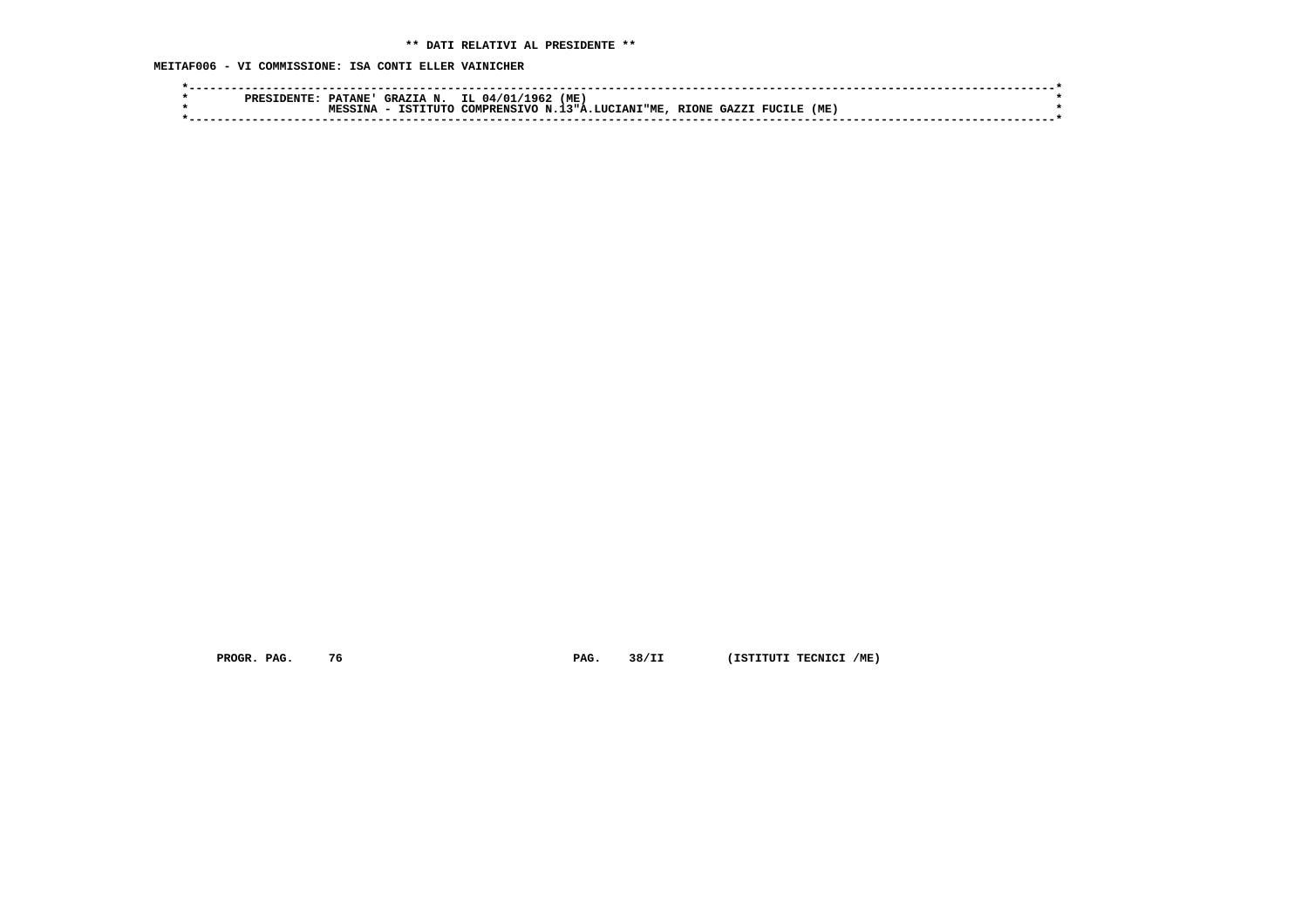** DATI RELATIVI AL PRESIDENTE **

MEITAF006 - VI COMMISSIONE: ISA CONTI ELLER VAINICHER

```
*------------------------------------------------------------------------------------------------------------------------*
*        PRESIDENTE: PATANE' GRAZIA N.  IL 04/01/1962 (ME)                                                               *
*                    MESSINA - ISTITUTO COMPRENSIVO N.13"A.LUCIANI"ME, RIONE GAZZI FUCILE (ME)                           *
*------------------------------------------------------------------------------------------------------------------------*
```

PROGR. PAG. 76 PAG. 38/II (ISTITUTI TECNICI /ME)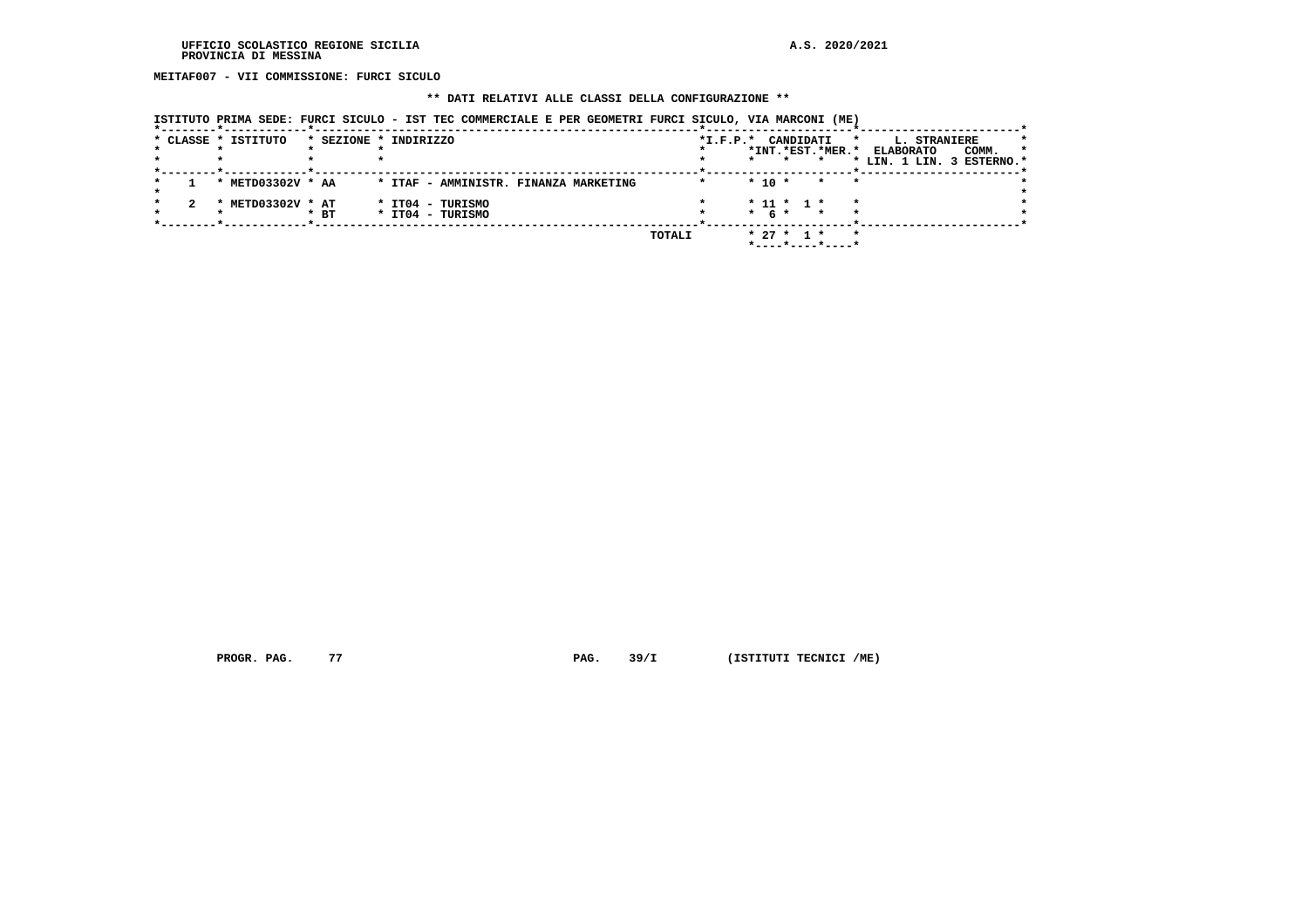**MEITAF007 - VII COMMISSIONE: FURCI SICULO**

**\*\* DATI RELATIVI ALLE CLASSI DELLA CONFIGURAZIONE \*\***

ISTITUTO PRIMA SEDE: FURCI SICULO - IST TEC COMMERCIALE E PER GEOMETRI FURCI SICULO, VIA MARCONI (ME)

| CLASSE | ISTITUTO | SEZIONE | INDIRIZZO | I.F.P. | CANDIDATI INT. | CANDIDATI EST. | CANDIDATI MER. | L. STRANIERE ELABORATO LIN. 1 | L. STRANIERE ELABORATO LIN. 3 | COMM. ESTERNO |
|---|---|---|---|---|---|---|---|---|---|---|
| 1 | METD03302V | AA | ITAF - AMMINISTR. FINANZA MARKETING | | 10 | | | | | |
| 2 | METD03302V | AT | IT04 - TURISMO | | 11 | 1 | | | | |
| | | BT | IT04 - TURISMO | | 6 | | | | | |
| | | | TOTALI | | 27 | 1 | | | | |

PROGR. PAG. 77 PAG. 39/I (ISTITUTI TECNICI /ME)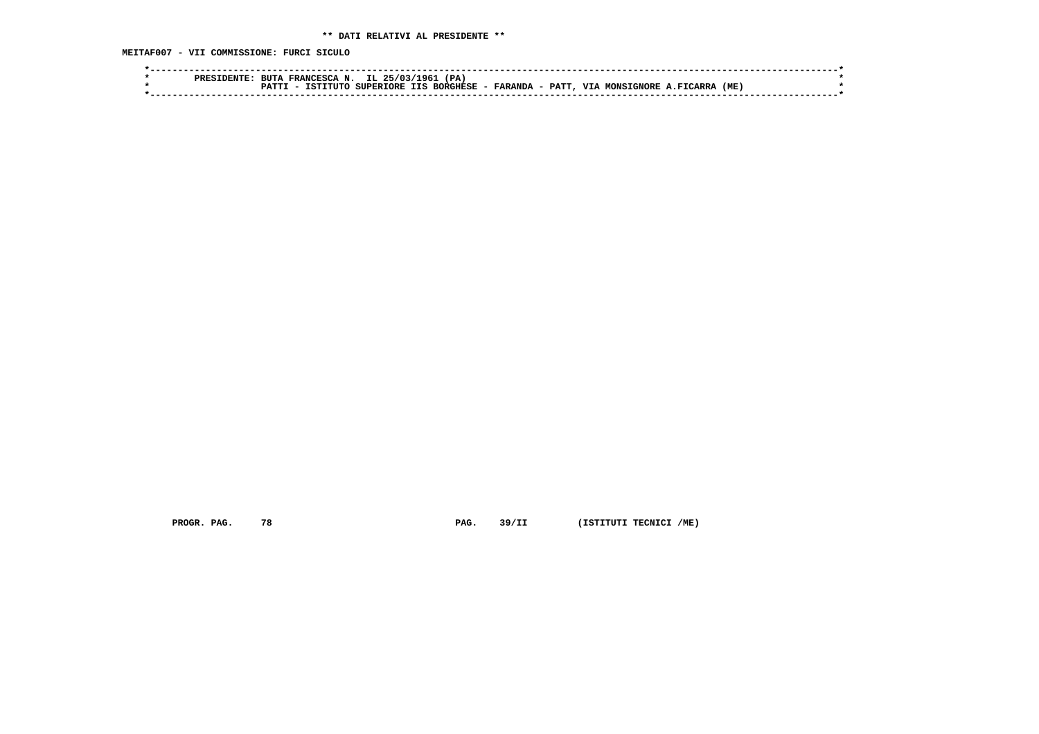**** DATI RELATIVI AL PRESIDENTE ****

**MEITAF007 - VII COMMISSIONE: FURCI SICULO**

```
*----------------------------------------------------------------------------------------------------------------------*
*        PRESIDENTE: BUTA FRANCESCA N.  IL 25/03/1961 (PA)                                                            *
*                    PATTI - ISTITUTO SUPERIORE IIS BORGHESE - FARANDA - PATT, VIA MONSIGNORE A.FICARRA (ME)           *
*----------------------------------------------------------------------------------------------------------------------*
```

PROGR. PAG. 78 PAG. 39/II (ISTITUTI TECNICI /ME)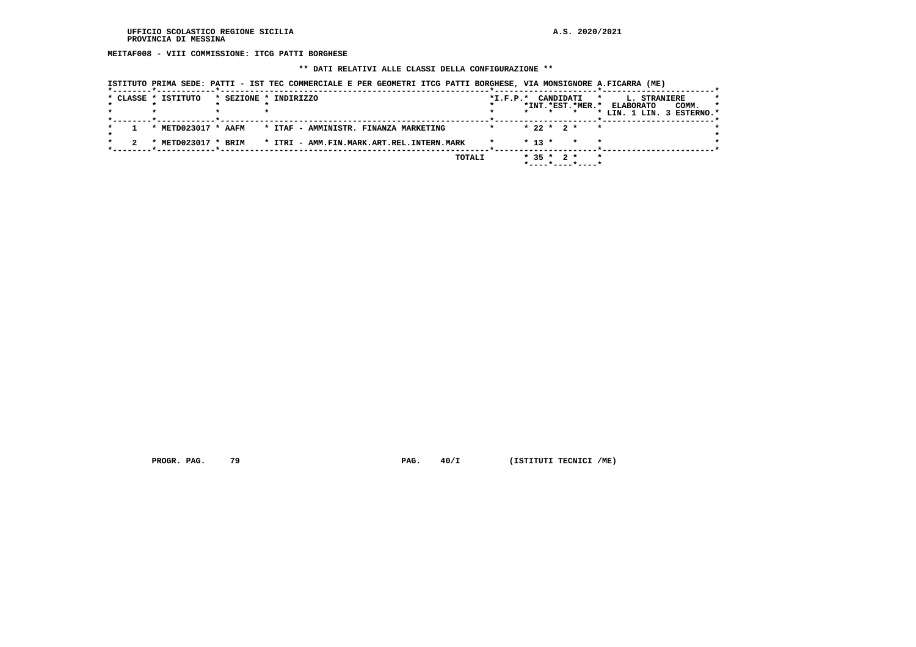UFFICIO SCOLASTICO REGIONE SICILIA
PROVINCIA DI MESSINA

A.S. 2020/2021

**MEITAF008 - VIII COMMISSIONE: ITCG PATTI BORGHESE**

**\*\* DATI RELATIVI ALLE CLASSI DELLA CONFIGURAZIONE \*\***

ISTITUTO PRIMA SEDE: PATTI - IST TEC COMMERCIALE E PER GEOMETRI ITCG PATTI BORGHESE, VIA MONSIGNORE A.FICARRA (ME)

| CLASSE | ISTITUTO | SEZIONE | INDIRIZZO | I.F.P. | CANDIDATI INT. | CANDIDATI EST. | CANDIDATI MER. | L. STRANIERE ELABORATO LIN. 1 | L. STRANIERE ELABORATO LIN. 3 | L. STRANIERE COMM. ESTERNO |
|---|---|---|---|---|---|---|---|---|---|---|
| 1 | METD023017 | AAFM | ITAF - AMMINISTR. FINANZA MARKETING | | 22 | 2 | | | | |
| 2 | METD023017 | BRIM | ITRI - AMM.FIN.MARK.ART.REL.INTERN.MARK | | 13 | | | | | |
| | | | TOTALI | | 35 | 2 | | | | |

PROGR. PAG. 79 PAG. 40/I (ISTITUTI TECNICI /ME)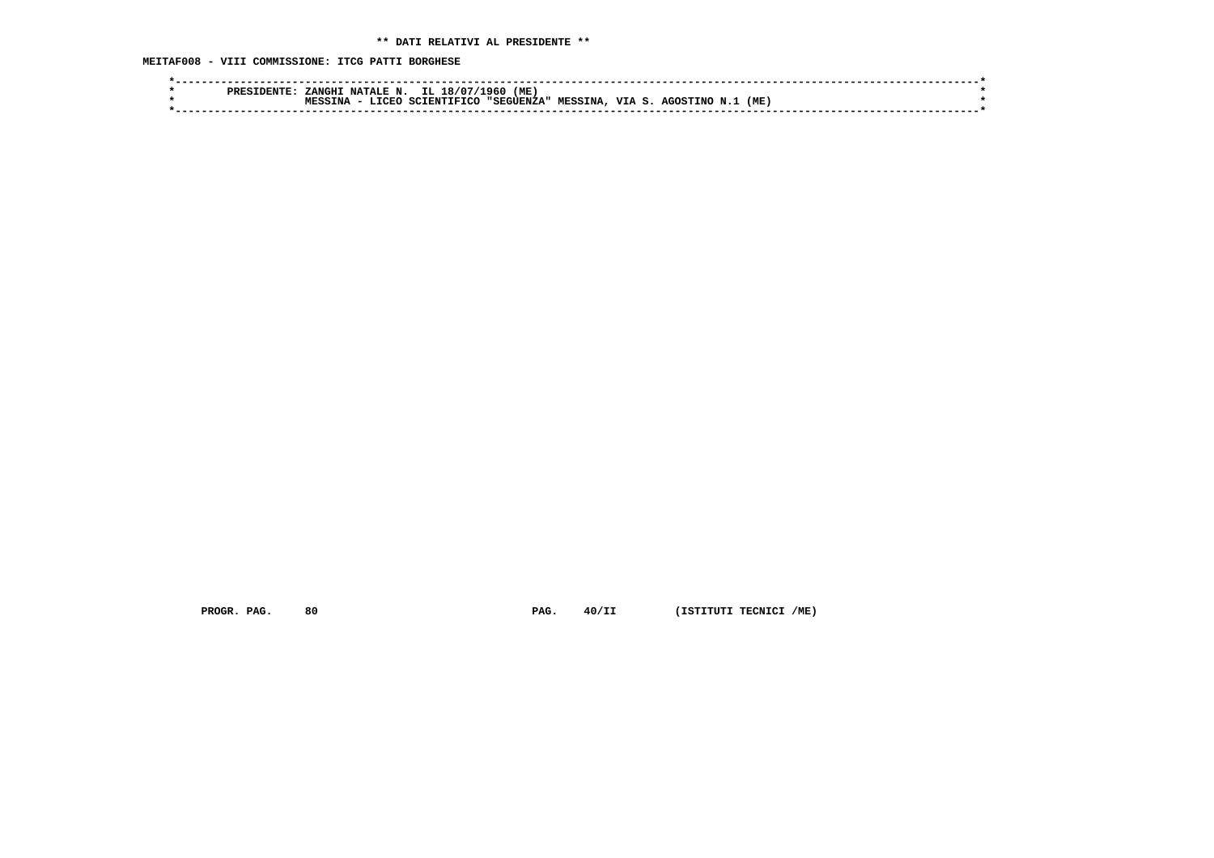** DATI RELATIVI AL PRESIDENTE **

MEITAF008 - VIII COMMISSIONE: ITCG PATTI BORGHESE

```
*----------------------------------------------------------------------------------------------------------------------*
*        PRESIDENTE: ZANGHI NATALE N.  IL 18/07/1960 (ME)                                                              *
*                    MESSINA - LICEO SCIENTIFICO "SEGUENZA" MESSINA, VIA S. AGOSTINO N.1 (ME)                          *
*----------------------------------------------------------------------------------------------------------------------*
```

PROGR. PAG. 80 PAG. 40/II (ISTITUTI TECNICI /ME)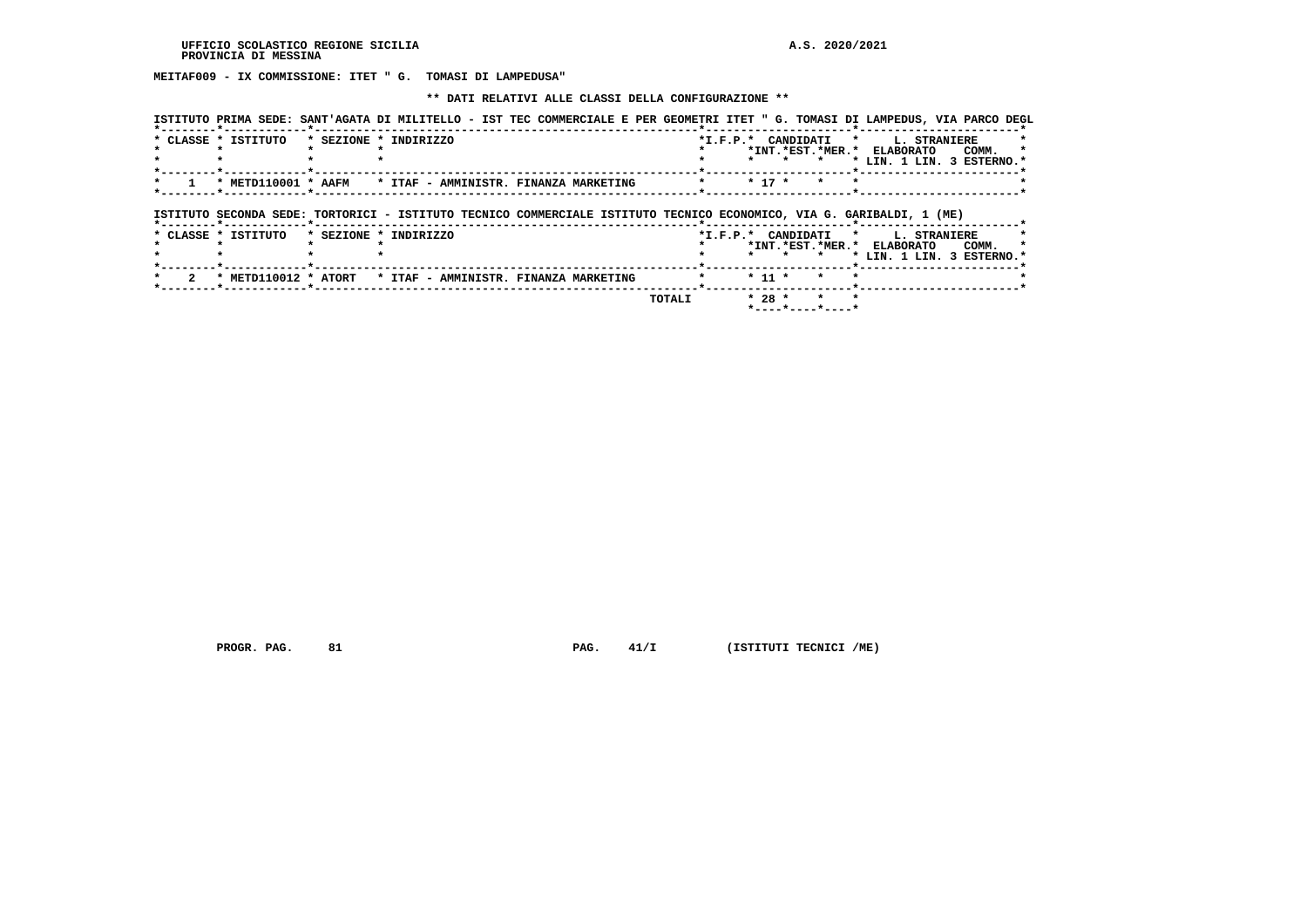MEITAF009 - IX COMMISSIONE: ITET " G.  TOMASI DI LAMPEDUSA"

** DATI RELATIVI ALLE CLASSI DELLA CONFIGURAZIONE **

ISTITUTO PRIMA SEDE: SANT'AGATA DI MILITELLO - IST TEC COMMERCIALE E PER GEOMETRI ITET " G. TOMASI DI LAMPEDUS, VIA PARCO DEGL

| CLASSE | ISTITUTO | SEZIONE | INDIRIZZO | I.F.P. | CANDIDATI INT. | CANDIDATI EST. | CANDIDATI MER. | L. STRANIERE ELABORATO LIN. 1 | L. STRANIERE ELABORATO LIN. 3 | L. STRANIERE COMM. ESTERNO |
|---|---|---|---|---|---|---|---|---|---|---|
| 1 | METD110001 | AAFM | ITAF - AMMINISTR. FINANZA MARKETING | | 17 | | | | | |

ISTITUTO SECONDA SEDE: TORTORICI - ISTITUTO TECNICO COMMERCIALE ISTITUTO TECNICO ECONOMICO, VIA G. GARIBALDI, 1 (ME)

| CLASSE | ISTITUTO | SEZIONE | INDIRIZZO | I.F.P. | CANDIDATI INT. | CANDIDATI EST. | CANDIDATI MER. | L. STRANIERE ELABORATO LIN. 1 | L. STRANIERE ELABORATO LIN. 3 | L. STRANIERE COMM. ESTERNO |
|---|---|---|---|---|---|---|---|---|---|---|
| 2 | METD110012 | ATORT | ITAF - AMMINISTR. FINANZA MARKETING | | 11 | | | | | |
| | | | TOTALI | | 28 | | | | | |

PROGR. PAG. 81 PAG. 41/I (ISTITUTI TECNICI /ME)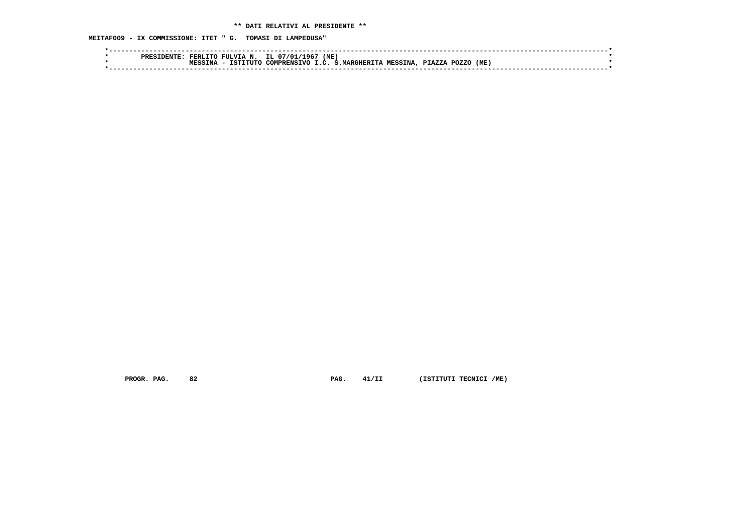** DATI RELATIVI AL PRESIDENTE **

MEITAF009 - IX COMMISSIONE: ITET " G.  TOMASI DI LAMPEDUSA"

```
*----------------------------------------------------------------------------------------------------------------------*
*        PRESIDENTE: FERLITO FULVIA N.  IL 07/01/1967 (ME)                                                              *
*                    MESSINA - ISTITUTO COMPRENSIVO I.C. S.MARGHERITA MESSINA, PIAZZA POZZO (ME)                        *
*----------------------------------------------------------------------------------------------------------------------*
```

PROGR. PAG.     82                              PAG.    41/II          (ISTITUTI TECNICI /ME)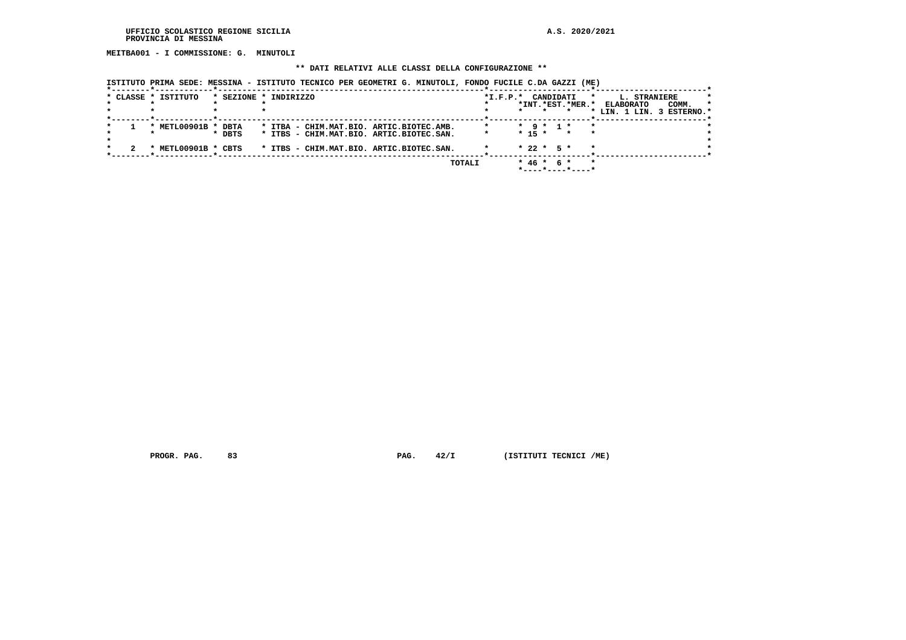UFFICIO SCOLASTICO REGIONE SICILIA
PROVINCIA DI MESSINA

A.S. 2020/2021

**MEITBA001 - I COMMISSIONE: G. MINUTOLI**

**\*\* DATI RELATIVI ALLE CLASSI DELLA CONFIGURAZIONE \*\***

ISTITUTO PRIMA SEDE: MESSINA - ISTITUTO TECNICO PER GEOMETRI G. MINUTOLI, FONDO FUCILE C.DA GAZZI (ME)

| CLASSE | ISTITUTO | SEZIONE | INDIRIZZO | I.F.P. | CANDIDATI INT. | CANDIDATI EST. | CANDIDATI MER. | L. STRANIERE ELABORATO LIN. 1 | L. STRANIERE LIN. 3 | COMM. ESTERNO |
|---|---|---|---|---|---|---|---|---|---|---|
| 1 | METL00901B | DBTA | ITBA - CHIM.MAT.BIO. ARTIC.BIOTEC.AMB. | | 9 | 1 | | | | |
| | | DBTS | ITBS - CHIM.MAT.BIO. ARTIC.BIOTEC.SAN. | | 15 | | | | | |
| 2 | METL00901B | CBTS | ITBS - CHIM.MAT.BIO. ARTIC.BIOTEC.SAN. | | 22 | 5 | | | | |
| | | | TOTALI | | 46 | 6 | | | | |

PROGR. PAG. 83 PAG. 42/I (ISTITUTI TECNICI /ME)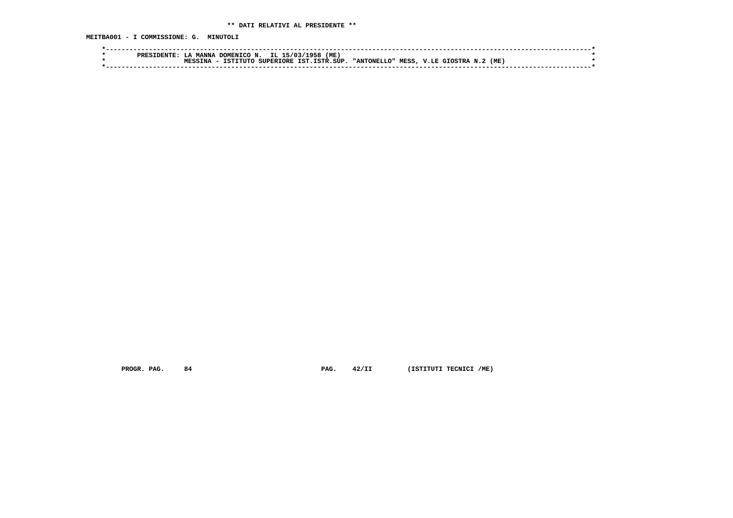** DATI RELATIVI AL PRESIDENTE **

MEITBA001 - I COMMISSIONE: G. MINUTOLI

```
*----------------------------------------------------------------------------------------------------------------------*
*        PRESIDENTE: LA MANNA DOMENICO N.  IL 15/03/1958 (ME)                                                          *
*                    MESSINA - ISTITUTO SUPERIORE IST.ISTR.SUP. "ANTONELLO" MESS, V.LE GIOSTRA N.2 (ME)                *
*----------------------------------------------------------------------------------------------------------------------*
```

PROGR. PAG. 84 PAG. 42/II (ISTITUTI TECNICI /ME)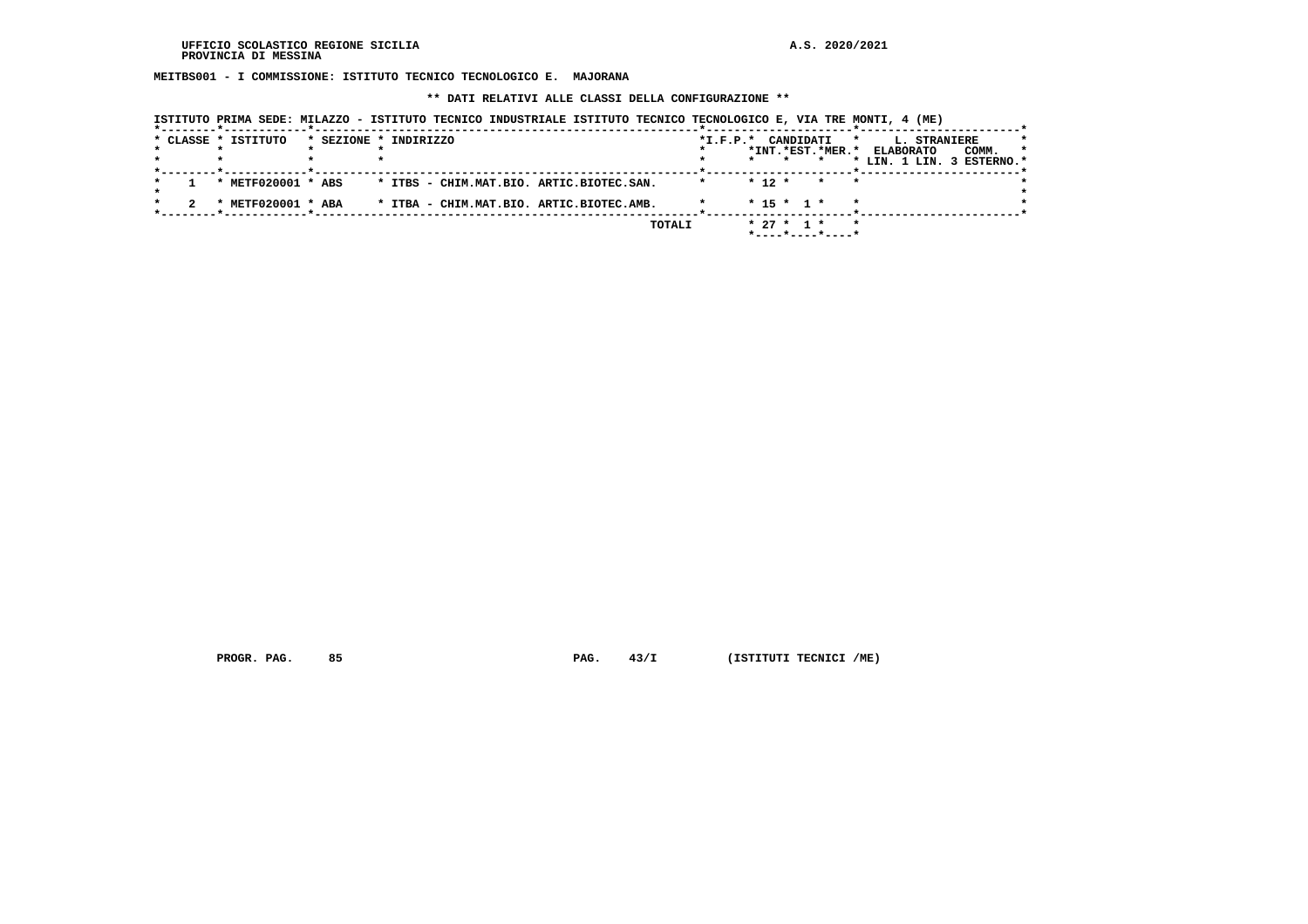UFFICIO SCOLASTICO REGIONE SICILIA
PROVINCIA DI MESSINA

A.S. 2020/2021

**MEITBS001 - I COMMISSIONE: ISTITUTO TECNICO TECNOLOGICO E. MAJORANA**

**\*\* DATI RELATIVI ALLE CLASSI DELLA CONFIGURAZIONE \*\***

**ISTITUTO PRIMA SEDE: MILAZZO - ISTITUTO TECNICO INDUSTRIALE ISTITUTO TECNICO TECNOLOGICO E, VIA TRE MONTI, 4 (ME)**

| CLASSE | ISTITUTO | SEZIONE | INDIRIZZO | I.F.P. | CANDIDATI INT. | CANDIDATI EST. | CANDIDATI MER. | L. STRANIERE ELABORATO LIN. 1 | L. STRANIERE ELABORATO LIN. 3 | COMM. ESTERNO |
|---|---|---|---|---|---|---|---|---|---|---|
| 1 | METF020001 | ABS | ITBS - CHIM.MAT.BIO. ARTIC.BIOTEC.SAN. | | 12 | | | | | |
| 2 | METF020001 | ABA | ITBA - CHIM.MAT.BIO. ARTIC.BIOTEC.AMB. | | 15 | 1 | | | | |
| | | | TOTALI | | 27 | 1 | | | | |

PROGR. PAG. 85 PAG. 43/I (ISTITUTI TECNICI /ME)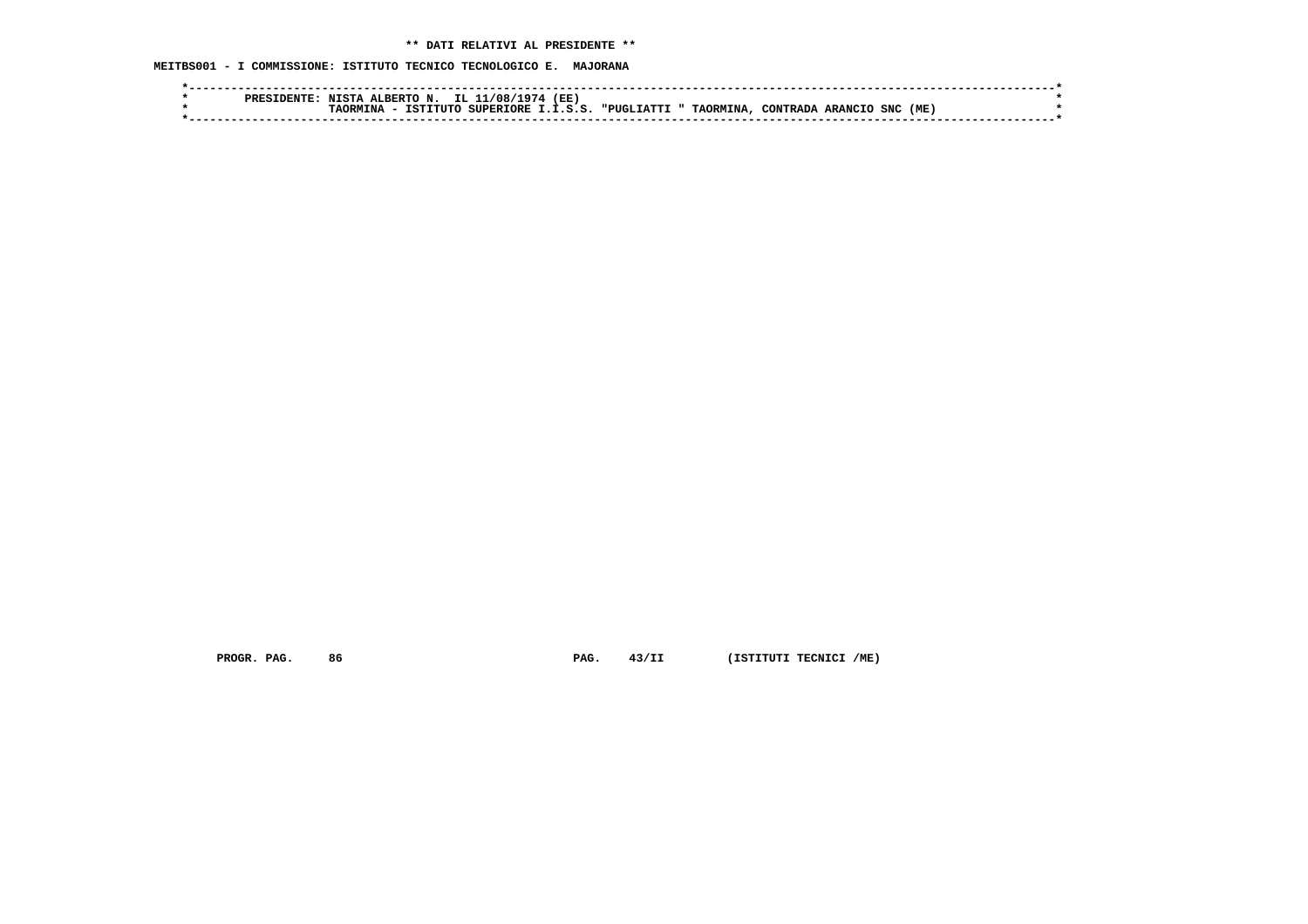**\*\* DATI RELATIVI AL PRESIDENTE \*\***

**MEITBS001 - I COMMISSIONE: ISTITUTO TECNICO TECNOLOGICO E. MAJORANA**

```
*----------------------------------------------------------------------------------------------------------------------*
*        PRESIDENTE: NISTA ALBERTO N.  IL 11/08/1974 (EE)                                                              *
*                    TAORMINA - ISTITUTO SUPERIORE I.I.S.S. "PUGLIATTI " TAORMINA, CONTRADA ARANCIO SNC (ME)           *
*----------------------------------------------------------------------------------------------------------------------*
```

PROGR. PAG. 86 PAG. 43/II (ISTITUTI TECNICI /ME)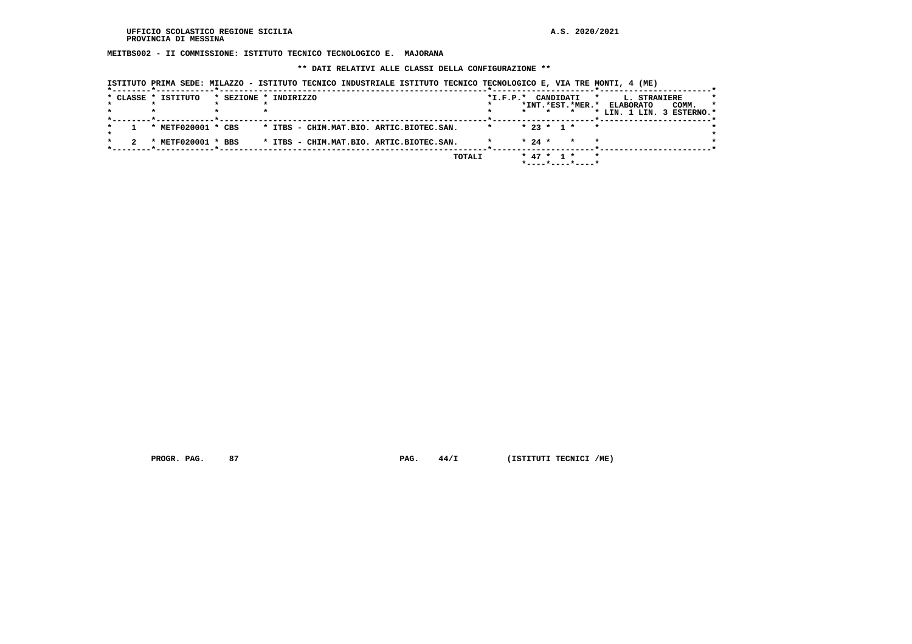MEITBS002 - II COMMISSIONE: ISTITUTO TECNICO TECNOLOGICO E. MAJORANA

** DATI RELATIVI ALLE CLASSI DELLA CONFIGURAZIONE **

ISTITUTO PRIMA SEDE: MILAZZO - ISTITUTO TECNICO INDUSTRIALE ISTITUTO TECNICO TECNOLOGICO E, VIA TRE MONTI, 4 (ME)

| CLASSE | ISTITUTO | SEZIONE | INDIRIZZO | I.F.P. | CANDIDATI INT. | CANDIDATI EST. | CANDIDATI MER. | L. STRANIERE ELABORATO LIN. 1 | L. STRANIERE ELABORATO LIN. 3 | L. STRANIERE COMM. ESTERNO |
|---|---|---|---|---|---|---|---|---|---|---|
| 1 | METF020001 | CBS | ITBS - CHIM.MAT.BIO. ARTIC.BIOTEC.SAN. | | 23 | 1 | | | | |
| 2 | METF020001 | BBS | ITBS - CHIM.MAT.BIO. ARTIC.BIOTEC.SAN. | | 24 | | | | | |
| | | | TOTALI | | 47 | 1 | | | | |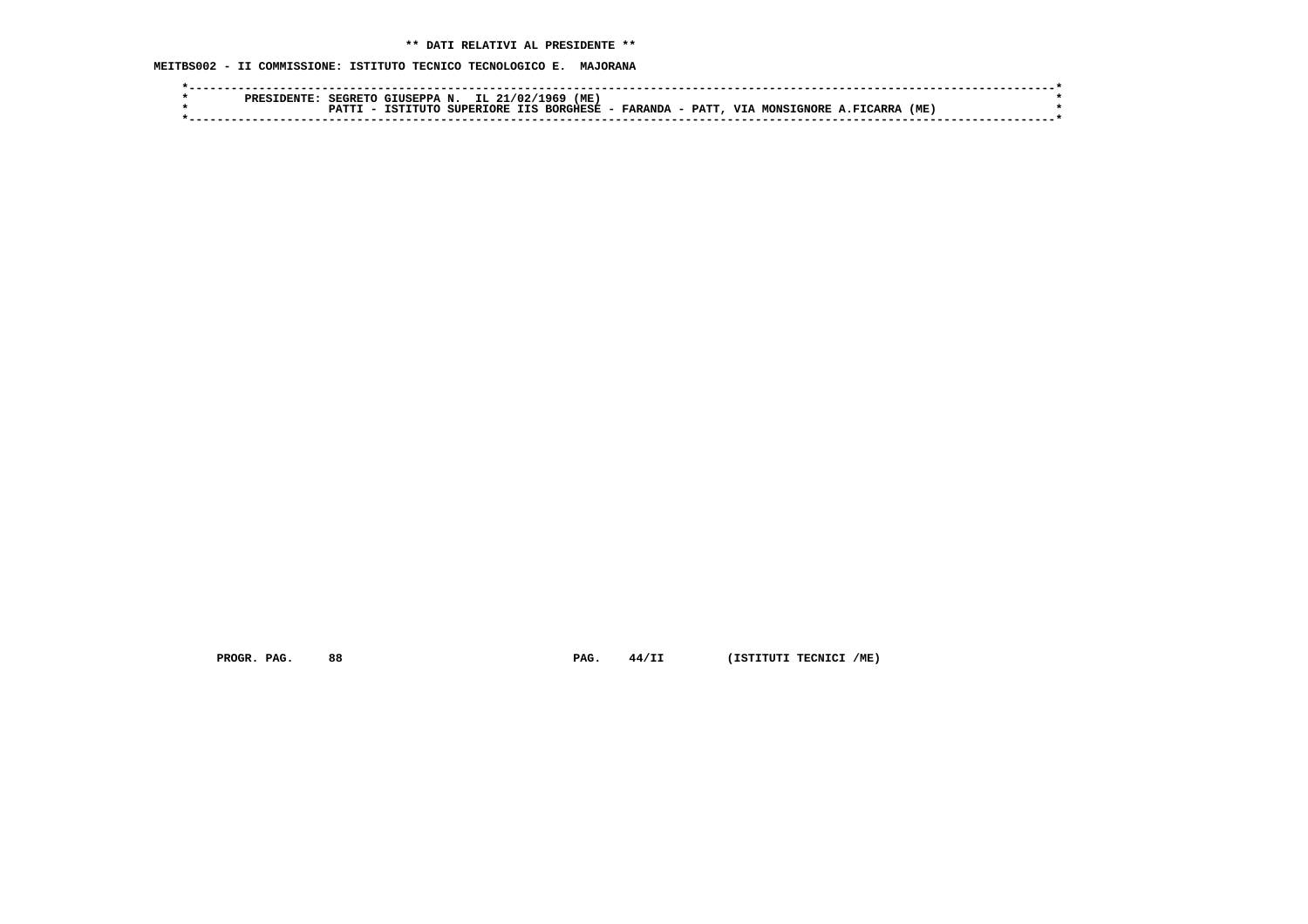**\*\* DATI RELATIVI AL PRESIDENTE \*\***

**MEITBS002 - II COMMISSIONE: ISTITUTO TECNICO TECNOLOGICO E.  MAJORANA**

```
*----------------------------------------------------------------------------------------------------------------------*
*        PRESIDENTE: SEGRETO GIUSEPPA N.  IL 21/02/1969 (ME)                                                           *
*                    PATTI - ISTITUTO SUPERIORE IIS BORGHESE - FARANDA - PATT, VIA MONSIGNORE A.FICARRA (ME)            *
*----------------------------------------------------------------------------------------------------------------------*
```

PROGR. PAG.     88                                PAG.    44/II        (ISTITUTI TECNICI /ME)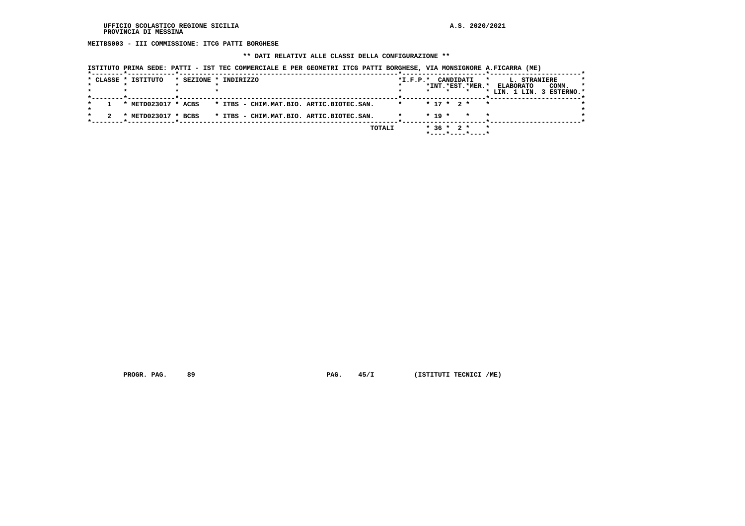MEITBS003 - III COMMISSIONE: ITCG PATTI BORGHESE

** DATI RELATIVI ALLE CLASSI DELLA CONFIGURAZIONE **

ISTITUTO PRIMA SEDE: PATTI - IST TEC COMMERCIALE E PER GEOMETRI ITCG PATTI BORGHESE, VIA MONSIGNORE A.FICARRA (ME)

| CLASSE | ISTITUTO | SEZIONE | INDIRIZZO | I.F.P. | CANDIDATI INT. | CANDIDATI EST. | CANDIDATI MER. | L. STRANIERE ELABORATO LIN. 1 | L. STRANIERE ELABORATO LIN. 3 | L. STRANIERE COMM. ESTERNO |
|---|---|---|---|---|---|---|---|---|---|---|
| 1 | METD023017 | ACBS | ITBS - CHIM.MAT.BIO. ARTIC.BIOTEC.SAN. | | 17 | 2 | | | | |
| 2 | METD023017 | BCBS | ITBS - CHIM.MAT.BIO. ARTIC.BIOTEC.SAN. | | 19 | | | | | |
| | | | TOTALI | | 36 | 2 | | | | |

PROGR. PAG. 89 PAG. 45/I (ISTITUTI TECNICI /ME)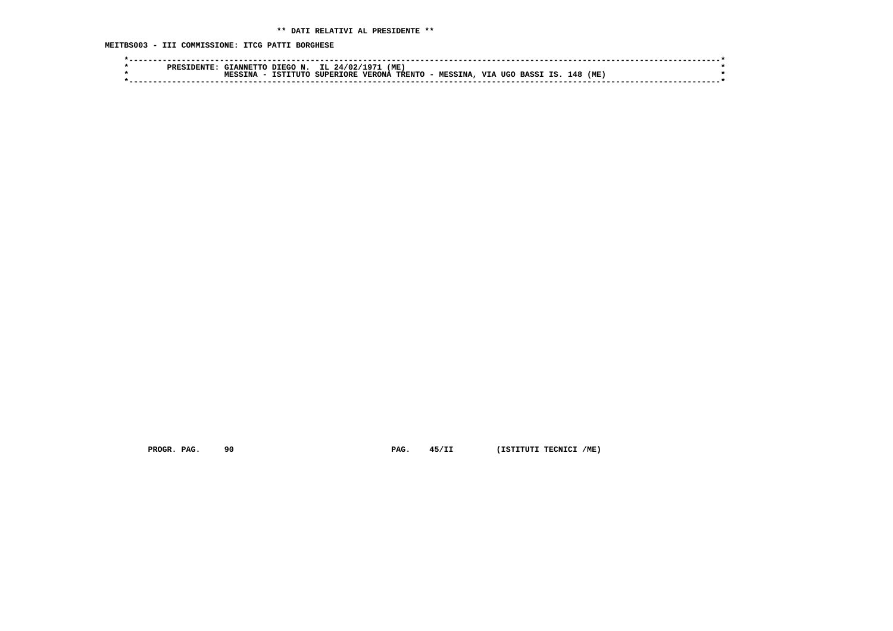** DATI RELATIVI AL PRESIDENTE **

MEITBS003 - III COMMISSIONE: ITCG PATTI BORGHESE

```
*----------------------------------------------------------------------------------------------------------------------*
*        PRESIDENTE: GIANNETTO DIEGO N.  IL 24/02/1971 (ME)                                                            *
*                    MESSINA - ISTITUTO SUPERIORE VERONA TRENTO - MESSINA, VIA UGO BASSI IS. 148 (ME)                  *
*----------------------------------------------------------------------------------------------------------------------*
```

PROGR. PAG. 90 PAG. 45/II (ISTITUTI TECNICI /ME)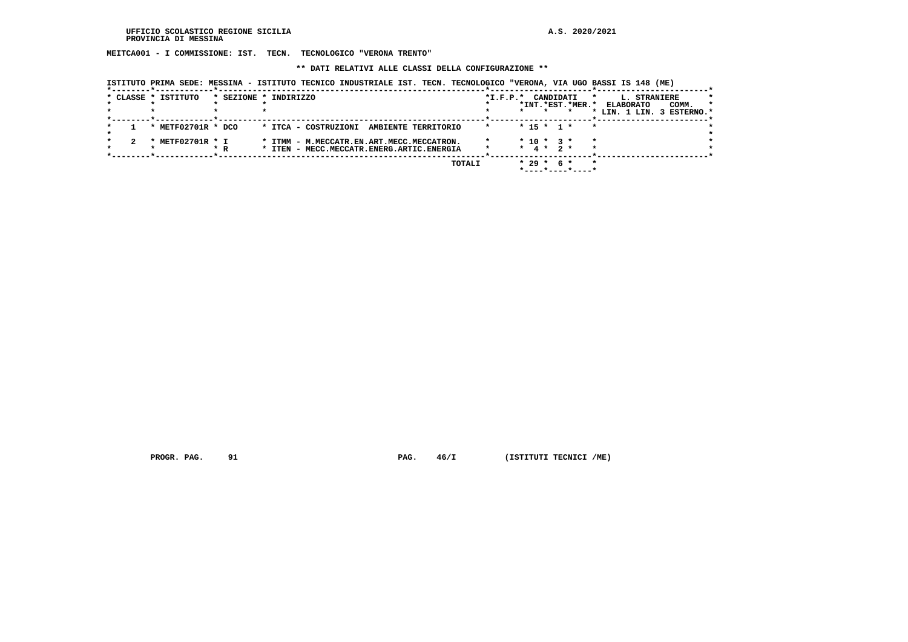UFFICIO SCOLASTICO REGIONE SICILIA
PROVINCIA DI MESSINA

A.S. 2020/2021

**MEITCA001 - I COMMISSIONE: IST. TECN. TECNOLOGICO "VERONA TRENTO"**

**\*\* DATI RELATIVI ALLE CLASSI DELLA CONFIGURAZIONE \*\***

ISTITUTO PRIMA SEDE: MESSINA - ISTITUTO TECNICO INDUSTRIALE IST. TECN. TECNOLOGICO "VERONA, VIA UGO BASSI IS 148 (ME)

| CLASSE | ISTITUTO | SEZIONE | INDIRIZZO | I.F.P. | CANDIDATI INT. | CANDIDATI EST. | CANDIDATI MER. | L. STRANIERE ELABORATO LIN. 1 | LIN. 3 | COMM. ESTERNO |
|---|---|---|---|---|---|---|---|---|---|---|
| 1 | METF02701R | DCO | ITCA - COSTRUZIONI AMBIENTE TERRITORIO | | 15 | 1 | | | | |
| 2 | METF02701R | I | ITMM - M.MECCATR.EN.ART.MECC.MECCATRON. | | 10 | 3 | | | | |
| | | R | ITEN - MECC.MECCATR.ENERG.ARTIC.ENERGIA | | 4 | 2 | | | | |
| | | | TOTALI | | 29 | 6 | | | | |

PROGR. PAG. 91 PAG. 46/I (ISTITUTI TECNICI /ME)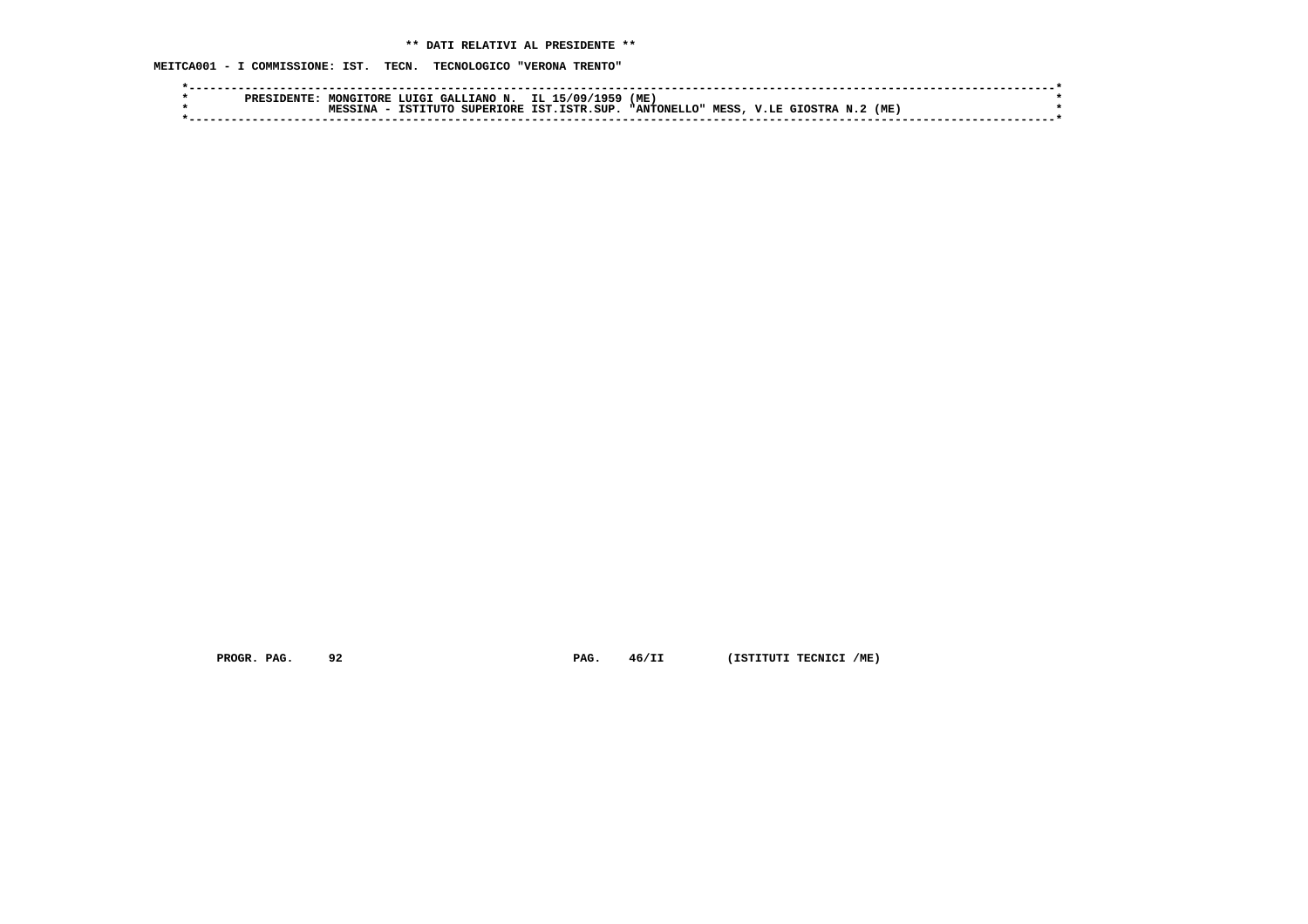** DATI RELATIVI AL PRESIDENTE **

MEITCA001 - I COMMISSIONE: IST. TECN. TECNOLOGICO "VERONA TRENTO"

```
*----------------------------------------------------------------------------------------------------------------------*
*        PRESIDENTE: MONGITORE LUIGI GALLIANO N.  IL 15/09/1959 (ME)                                                   *
*                    MESSINA - ISTITUTO SUPERIORE IST.ISTR.SUP. "ANTONELLO" MESS, V.LE GIOSTRA N.2 (ME)                *
*----------------------------------------------------------------------------------------------------------------------*
```

PROGR. PAG. 92 PAG. 46/II (ISTITUTI TECNICI /ME)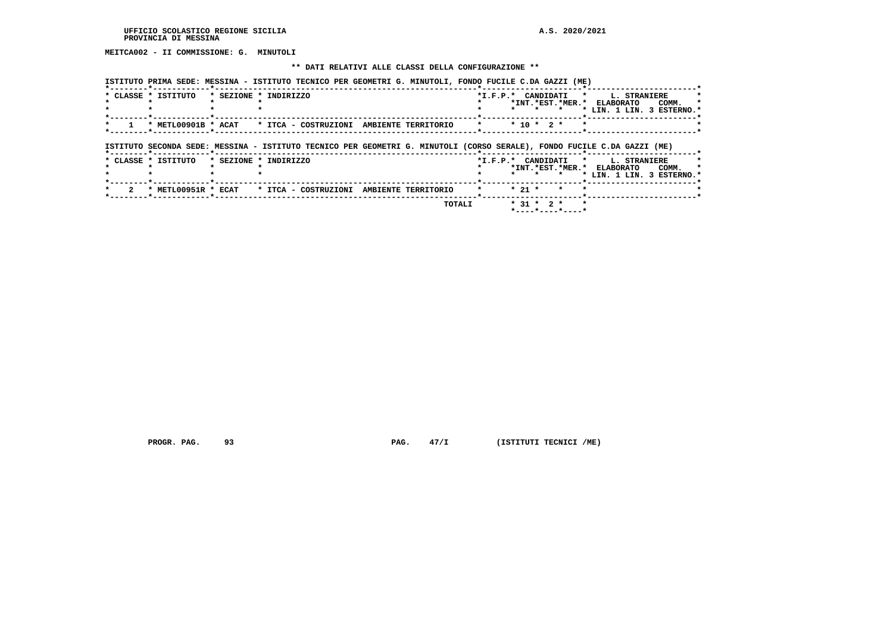**MEITCA002 - II COMMISSIONE: G. MINUTOLI**

**\*\* DATI RELATIVI ALLE CLASSI DELLA CONFIGURAZIONE \*\***

**ISTITUTO PRIMA SEDE: MESSINA - ISTITUTO TECNICO PER GEOMETRI G. MINUTOLI, FONDO FUCILE C.DA GAZZI (ME)**

| CLASSE | ISTITUTO | SEZIONE | INDIRIZZO | I.F.P. | CANDIDATI INT. | CANDIDATI EST. | CANDIDATI MER. | L. STRANIERE ELABORATO LIN. 1 | L. STRANIERE ELABORATO LIN. 3 | COMM. ESTERNO |
|---|---|---|---|---|---|---|---|---|---|---|
| 1 | METL00901B | ACAT | ITCA - COSTRUZIONI AMBIENTE TERRITORIO | | 10 | 2 | | | | |

**ISTITUTO SECONDA SEDE: MESSINA - ISTITUTO TECNICO PER GEOMETRI G. MINUTOLI (CORSO SERALE), FONDO FUCILE C.DA GAZZI (ME)**

| CLASSE | ISTITUTO | SEZIONE | INDIRIZZO | I.F.P. | CANDIDATI INT. | CANDIDATI EST. | CANDIDATI MER. | L. STRANIERE ELABORATO LIN. 1 | L. STRANIERE ELABORATO LIN. 3 | COMM. ESTERNO |
|---|---|---|---|---|---|---|---|---|---|---|
| 2 | METL00951R | ECAT | ITCA - COSTRUZIONI AMBIENTE TERRITORIO | | 21 | | | | | |
| | | | TOTALI | | 31 | 2 | | | | |

PROGR. PAG. 93 PAG. 47/I (ISTITUTI TECNICI /ME)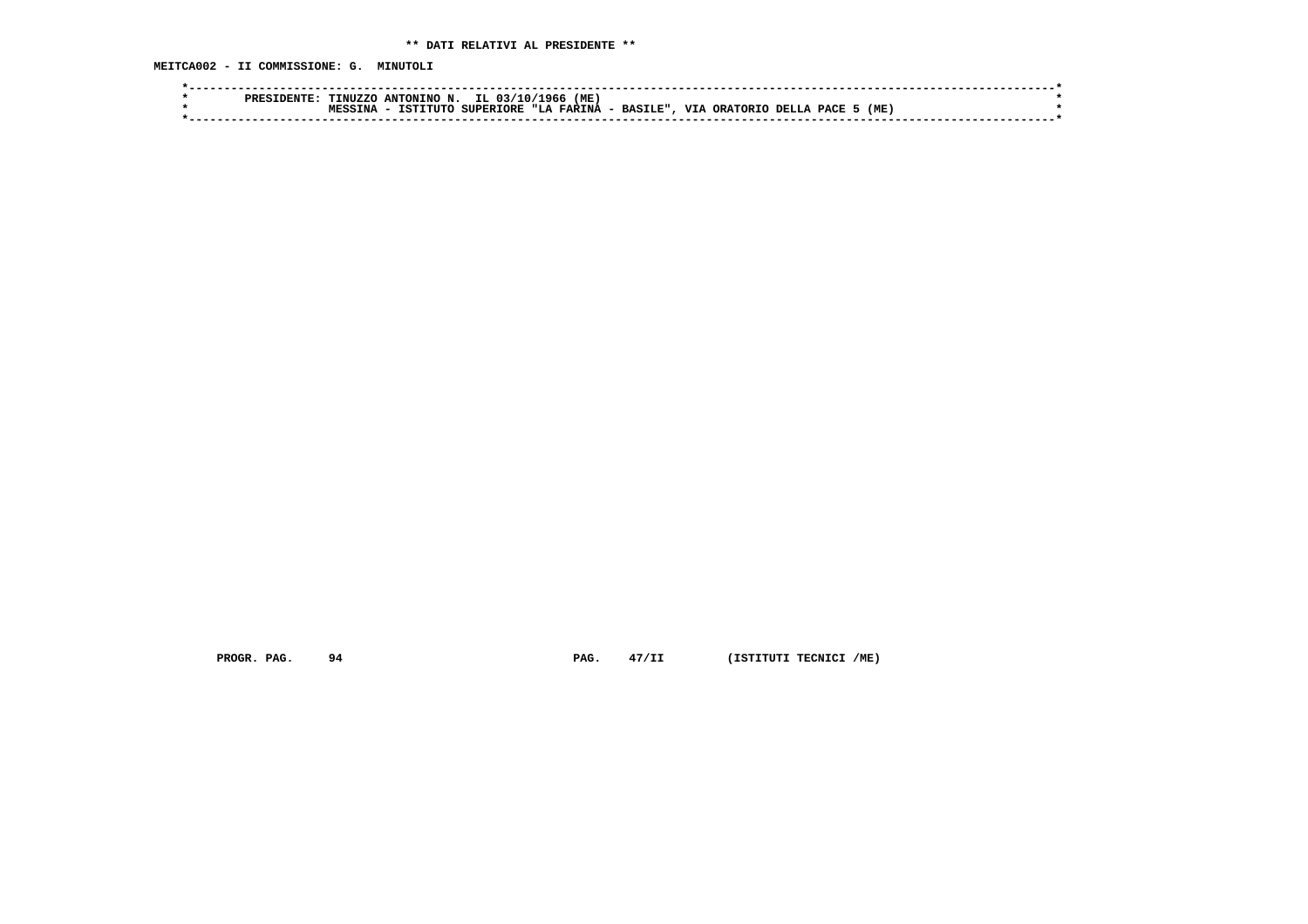**\*\* DATI RELATIVI AL PRESIDENTE \*\***

**MEITCA002 - II COMMISSIONE: G. MINUTOLI**

```
*----------------------------------------------------------------------------------------------------------------------*
*        PRESIDENTE: TINUZZO ANTONINO N.  IL 03/10/1966 (ME)                                                           *
*                    MESSINA - ISTITUTO SUPERIORE "LA FARINA - BASILE", VIA ORATORIO DELLA PACE 5 (ME)                 *
*----------------------------------------------------------------------------------------------------------------------*
```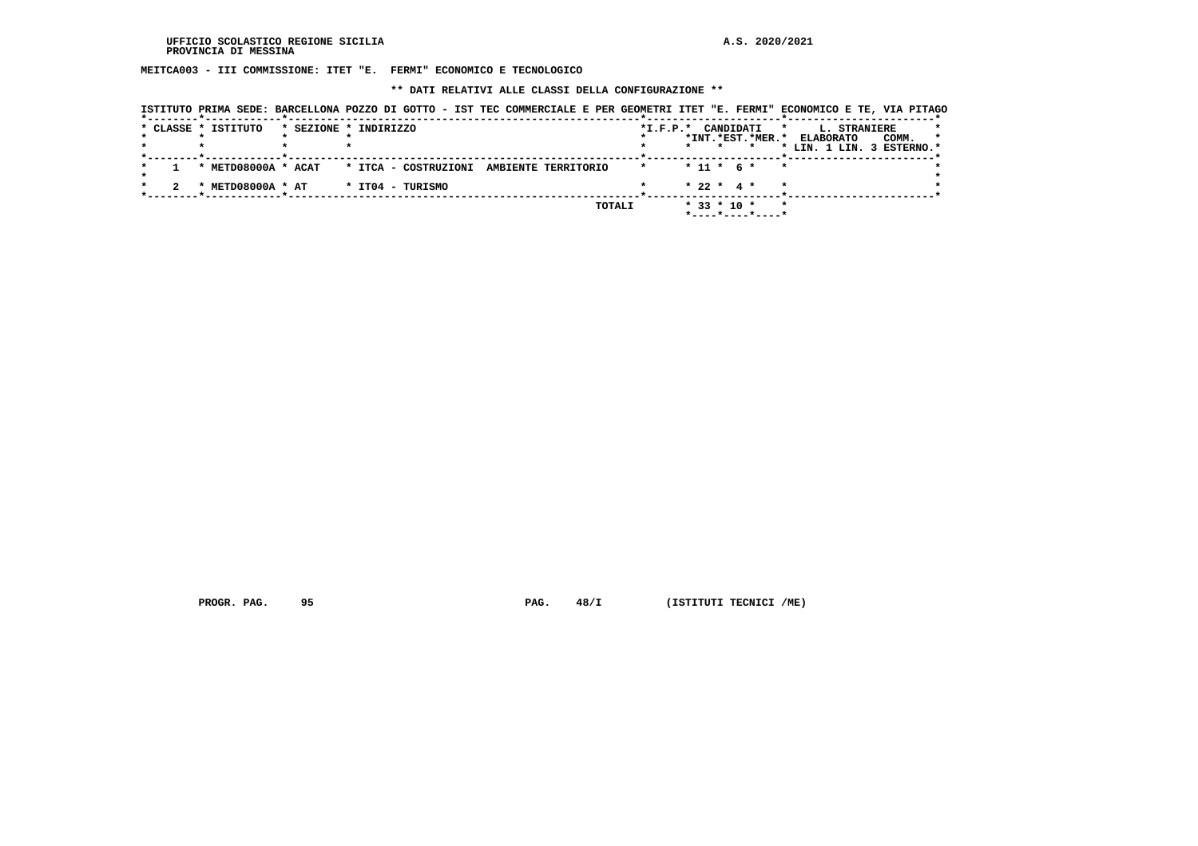UFFICIO SCOLASTICO REGIONE SICILIA
PROVINCIA DI MESSINA

A.S. 2020/2021

**MEITCA003 - III COMMISSIONE: ITET "E. FERMI" ECONOMICO E TECNOLOGICO**

**\*\* DATI RELATIVI ALLE CLASSI DELLA CONFIGURAZIONE \*\***

ISTITUTO PRIMA SEDE: BARCELLONA POZZO DI GOTTO - IST TEC COMMERCIALE E PER GEOMETRI ITET "E. FERMI" ECONOMICO E TE, VIA PITAGO

| CLASSE | ISTITUTO | SEZIONE | INDIRIZZO | I.F.P. | CANDIDATI INT. | CANDIDATI EST. | CANDIDATI MER. | L. STRANIERE ELABORATO LIN. 1 | L. STRANIERE ELABORATO LIN. 3 | COMM. ESTERNO |
|---|---|---|---|---|---|---|---|---|---|---|
| 1 | METD08000A | ACAT | ITCA - COSTRUZIONI AMBIENTE TERRITORIO | | 11 | 6 | | | | |
| 2 | METD08000A | AT | IT04 - TURISMO | | 22 | 4 | | | | |
| | | | TOTALI | | 33 | 10 | | | | |

PROGR. PAG. 95 PAG. 48/I (ISTITUTI TECNICI /ME)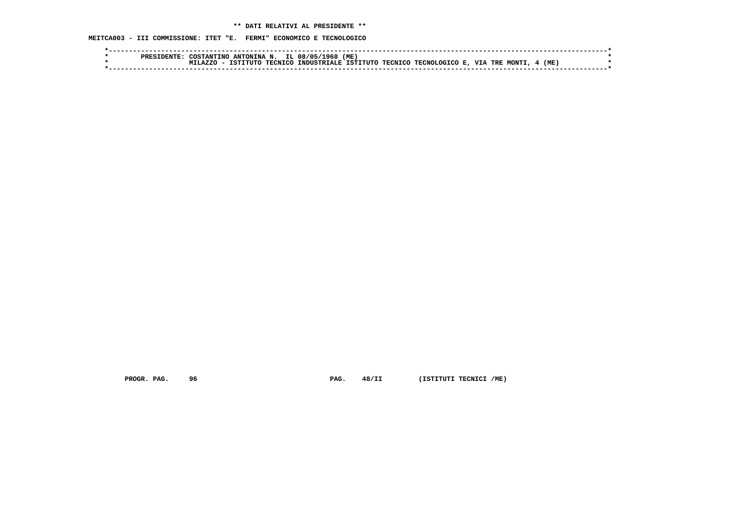** DATI RELATIVI AL PRESIDENTE **

MEITCA003 - III COMMISSIONE: ITET "E.  FERMI" ECONOMICO E TECNOLOGICO

```
*-----------------------------------------------------------------------------------------------------------------------*
*        PRESIDENTE: COSTANTINO ANTONINA N.  IL 08/05/1968 (ME)                                                         *
*                    MILAZZO - ISTITUTO TECNICO INDUSTRIALE ISTITUTO TECNICO TECNOLOGICO E, VIA TRE MONTI, 4 (ME)        *
*-----------------------------------------------------------------------------------------------------------------------*
```

PROGR. PAG.     96                              PAG.    48/II         (ISTITUTI TECNICI /ME)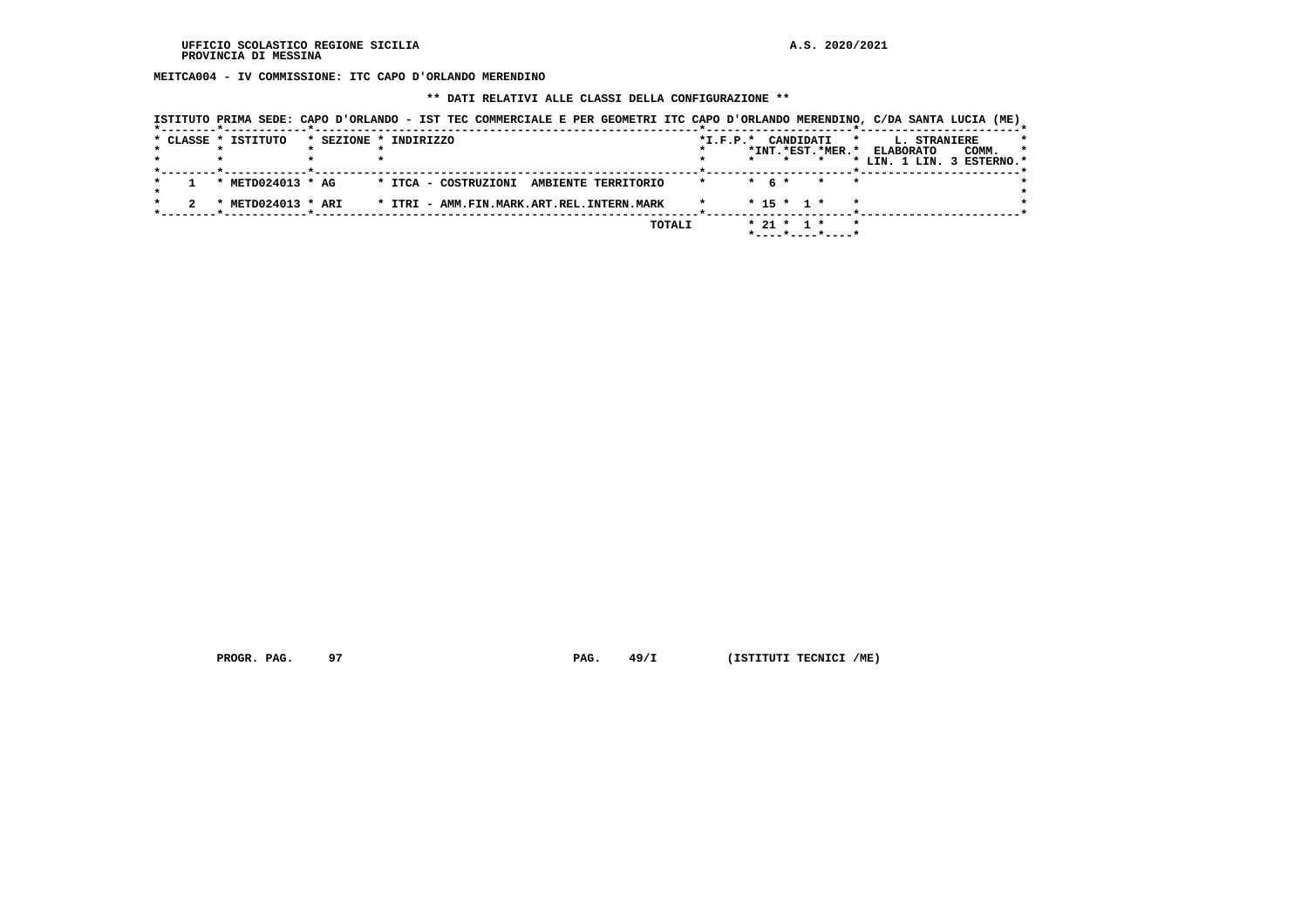UFFICIO SCOLASTICO REGIONE SICILIA
PROVINCIA DI MESSINA

A.S. 2020/2021

**MEITCA004 - IV COMMISSIONE: ITC CAPO D'ORLANDO MERENDINO**

**\*\* DATI RELATIVI ALLE CLASSI DELLA CONFIGURAZIONE \*\***

ISTITUTO PRIMA SEDE: CAPO D'ORLANDO - IST TEC COMMERCIALE E PER GEOMETRI ITC CAPO D'ORLANDO MERENDINO, C/DA SANTA LUCIA (ME)

| CLASSE | ISTITUTO | SEZIONE | INDIRIZZO | I.F.P. | CANDIDATI INT. | CANDIDATI EST. | CANDIDATI MER. | L. STRANIERE ELABORATO LIN. 1 | L. STRANIERE ELABORATO LIN. 3 | L. STRANIERE COMM. ESTERNO |
|---|---|---|---|---|---|---|---|---|---|---|
| 1 | METD024013 | AG | ITCA - COSTRUZIONI AMBIENTE TERRITORIO | | 6 | | | | | |
| 2 | METD024013 | ARI | ITRI - AMM.FIN.MARK.ART.REL.INTERN.MARK | | 15 | 1 | | | | |
| | | | TOTALI | | 21 | 1 | | | | |

PROGR. PAG. 97 PAG. 49/I (ISTITUTI TECNICI /ME)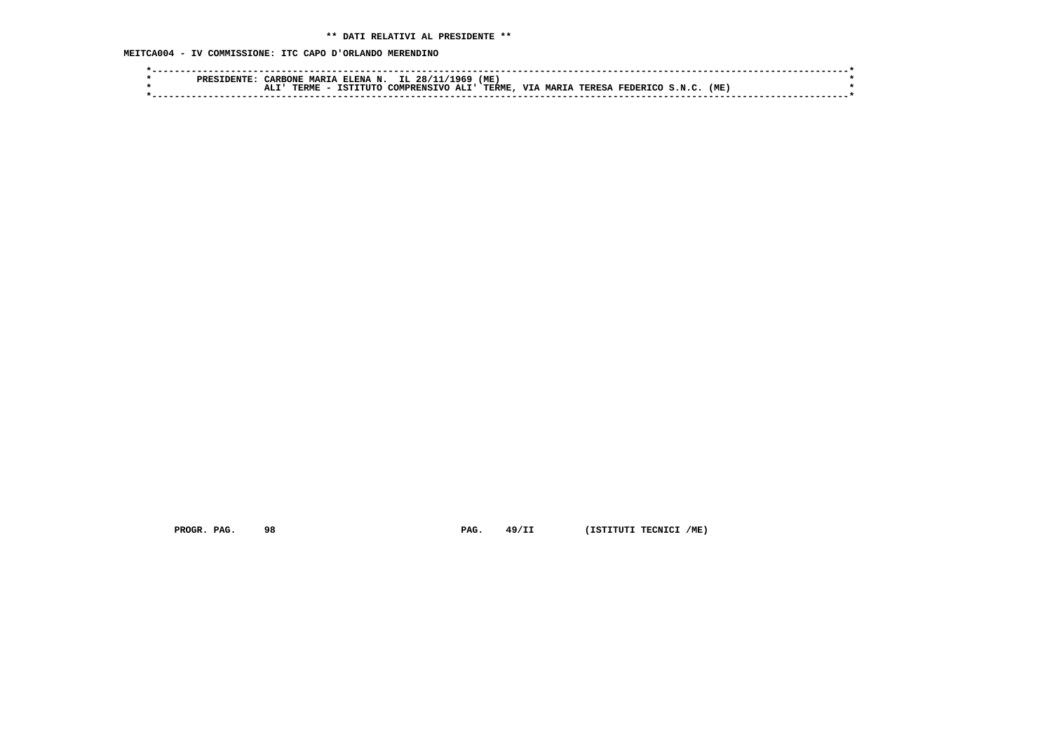** DATI RELATIVI AL PRESIDENTE **

MEITCA004 - IV COMMISSIONE: ITC CAPO D'ORLANDO MERENDINO

PRESIDENTE: CARBONE MARIA ELENA N. IL 28/11/1969 (ME)
ALI' TERME - ISTITUTO COMPRENSIVO ALI' TERME, VIA MARIA TERESA FEDERICO S.N.C. (ME)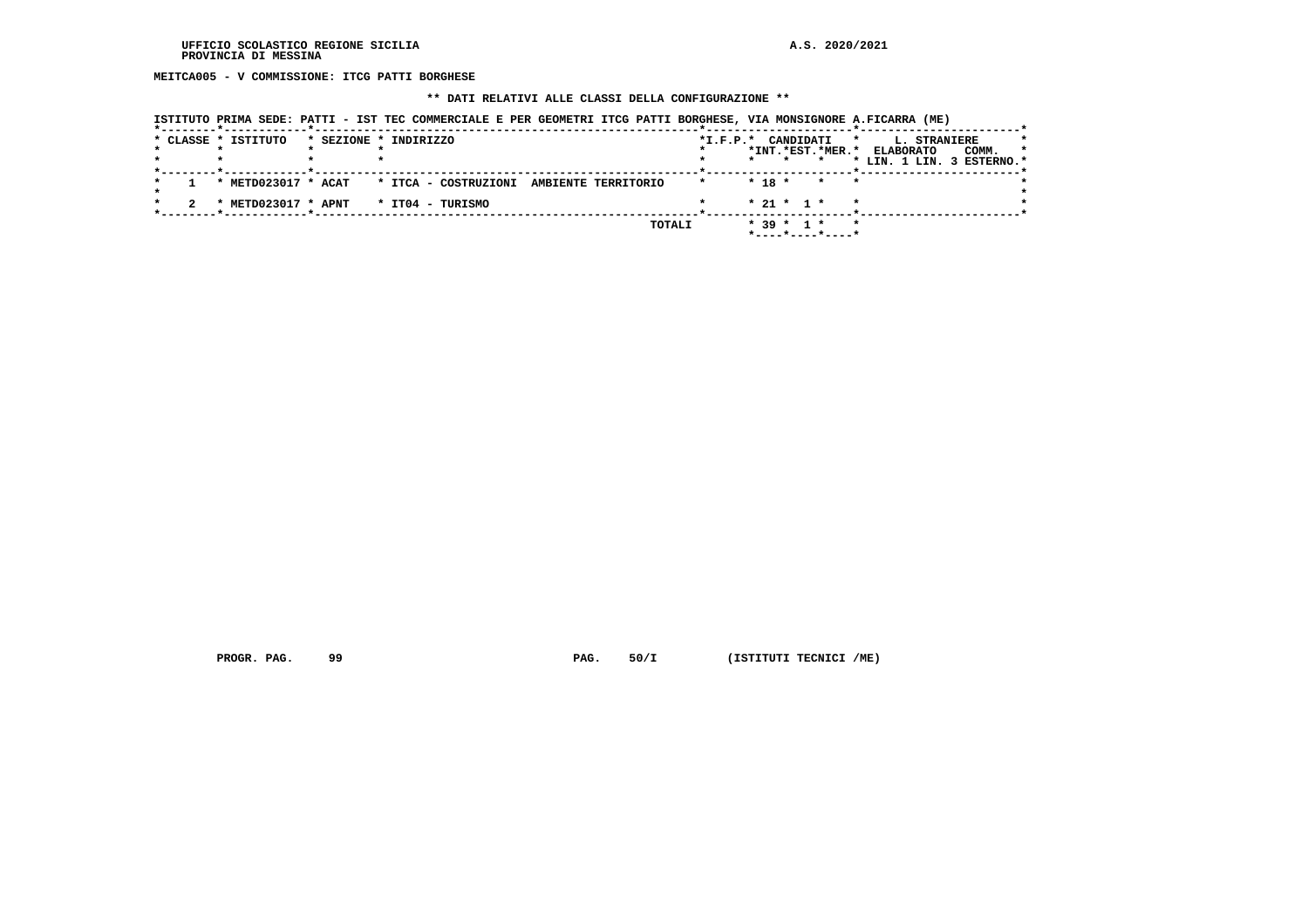MEITCA005 - V COMMISSIONE: ITCG PATTI BORGHESE

** DATI RELATIVI ALLE CLASSI DELLA CONFIGURAZIONE **

ISTITUTO PRIMA SEDE: PATTI - IST TEC COMMERCIALE E PER GEOMETRI ITCG PATTI BORGHESE, VIA MONSIGNORE A.FICARRA (ME)

| CLASSE | ISTITUTO | SEZIONE | INDIRIZZO | I.F.P. | CANDIDATI INT. | CANDIDATI EST. | CANDIDATI MER. | L. STRANIERE ELABORATO LIN. 1 | L. STRANIERE ELABORATO LIN. 3 | COMM. ESTERNO |
|---|---|---|---|---|---|---|---|---|---|---|
| 1 | METD023017 | ACAT | ITCA - COSTRUZIONI AMBIENTE TERRITORIO | | 18 | | | | | |
| 2 | METD023017 | APNT | IT04 - TURISMO | | 21 | 1 | | | | |
| | | | TOTALI | | 39 | 1 | | | | |

PROGR. PAG. 99 PAG. 50/I (ISTITUTI TECNICI /ME)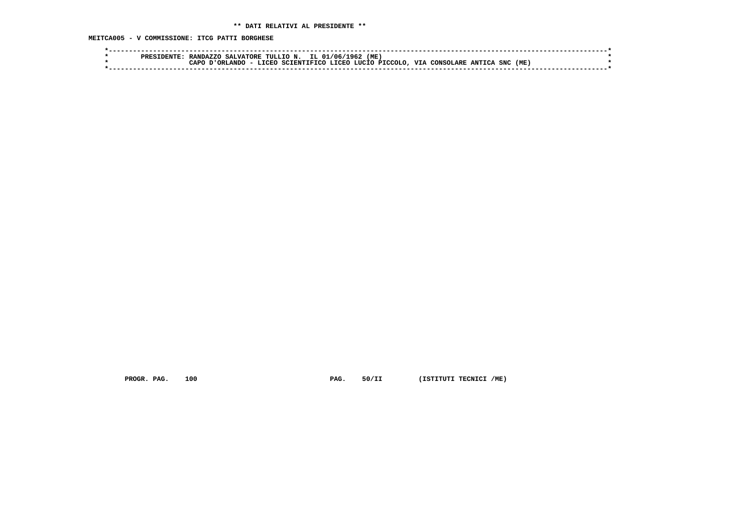**\*\* DATI RELATIVI AL PRESIDENTE \*\***

**MEITCA005 - V COMMISSIONE: ITCG PATTI BORGHESE**

```
*------------------------------------------------------------------------------------------------------------------------*
*        PRESIDENTE: RANDAZZO SALVATORE TULLIO N.  IL 01/06/1962 (ME)                                                     *
*                    CAPO D'ORLANDO - LICEO SCIENTIFICO LICEO LUCIO PICCOLO, VIA CONSOLARE ANTICA SNC (ME)                *
*------------------------------------------------------------------------------------------------------------------------*
```

PROGR. PAG. 100 PAG. 50/II (ISTITUTI TECNICI /ME)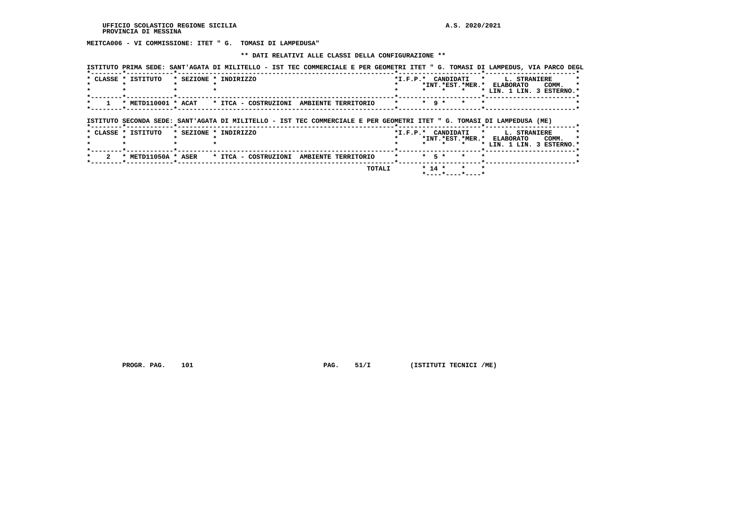UFFICIO SCOLASTICO REGIONE SICILIA
PROVINCIA DI MESSINA

A.S. 2020/2021

**MEITCA006 - VI COMMISSIONE: ITET " G. TOMASI DI LAMPEDUSA"**

**\*\* DATI RELATIVI ALLE CLASSI DELLA CONFIGURAZIONE \*\***

ISTITUTO PRIMA SEDE: SANT'AGATA DI MILITELLO - IST TEC COMMERCIALE E PER GEOMETRI ITET " G. TOMASI DI LAMPEDUS, VIA PARCO DEGL

| CLASSE | ISTITUTO | SEZIONE | INDIRIZZO | I.F.P. | CANDIDATI INT. | CANDIDATI EST. | CANDIDATI MER. | L. STRANIERE ELABORATO LIN. 1 | L. STRANIERE ELABORATO LIN. 3 | COMM. ESTERNO |
|---|---|---|---|---|---|---|---|---|---|---|
| 1 | METD110001 | ACAT | ITCA - COSTRUZIONI AMBIENTE TERRITORIO | | 9 | | | | | |

ISTITUTO SECONDA SEDE: SANT'AGATA DI MILITELLO - IST TEC COMMERCIALE E PER GEOMETRI ITET " G. TOMASI DI LAMPEDUSA (ME)

| CLASSE | ISTITUTO | SEZIONE | INDIRIZZO | I.F.P. | CANDIDATI INT. | CANDIDATI EST. | CANDIDATI MER. | L. STRANIERE ELABORATO LIN. 1 | L. STRANIERE ELABORATO LIN. 3 | COMM. ESTERNO |
|---|---|---|---|---|---|---|---|---|---|---|
| 2 | METD11050A | ASER | ITCA - COSTRUZIONI AMBIENTE TERRITORIO | | 5 | | | | | |
| | | | TOTALI | | 14 | | | | | |

PROGR. PAG. 101 PAG. 51/I (ISTITUTI TECNICI /ME)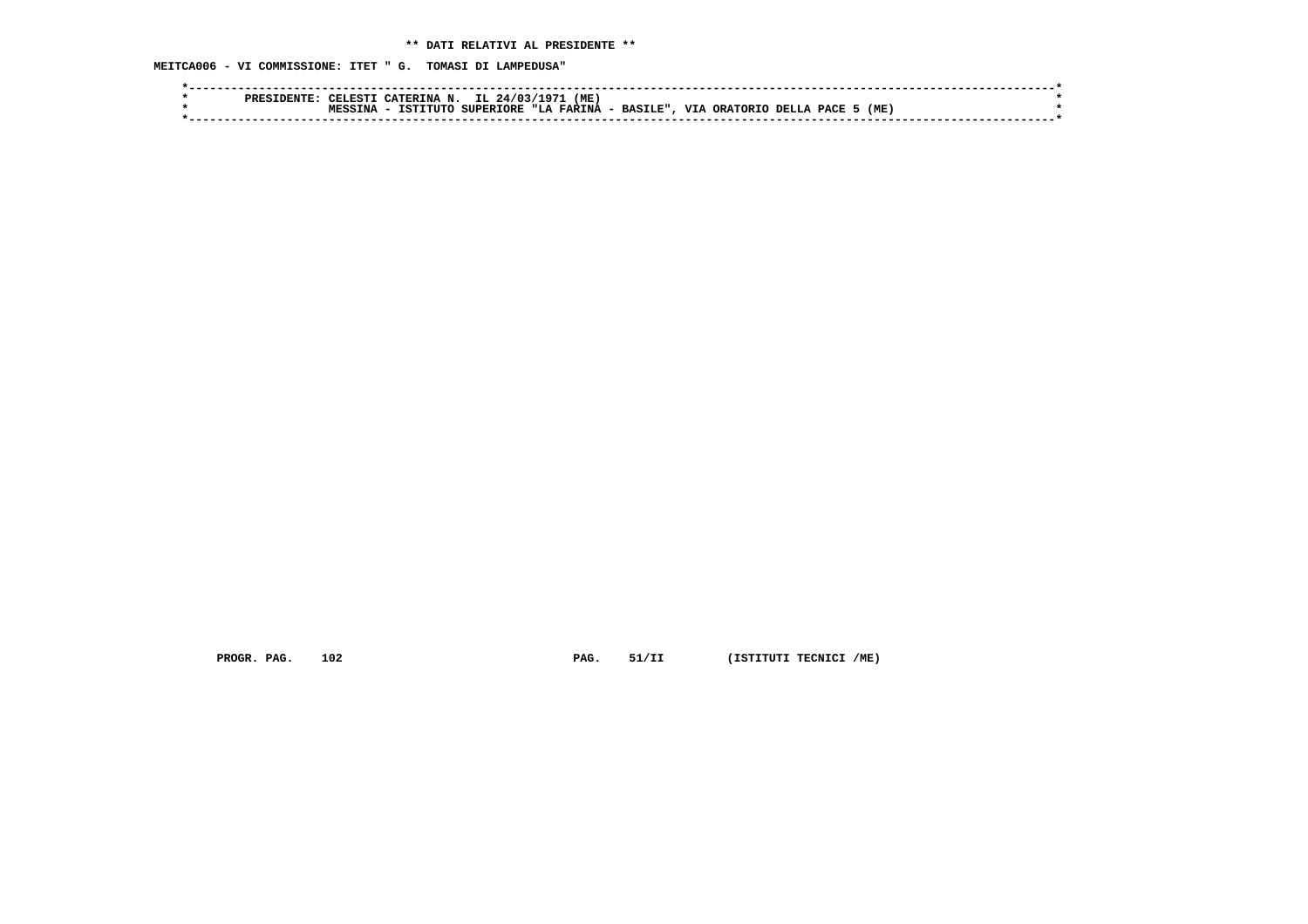**\*\* DATI RELATIVI AL PRESIDENTE \*\***

**MEITCA006 - VI COMMISSIONE: ITET " G.  TOMASI DI LAMPEDUSA"**

```
*----------------------------------------------------------------------------------------------------------------------*
*        PRESIDENTE: CELESTI CATERINA N.  IL 24/03/1971 (ME)                                                           *
*                    MESSINA - ISTITUTO SUPERIORE "LA FARINA - BASILE", VIA ORATORIO DELLA PACE 5 (ME)                 *
*----------------------------------------------------------------------------------------------------------------------*
```

PROGR. PAG.    102                              PAG.    51/II        (ISTITUTI TECNICI /ME)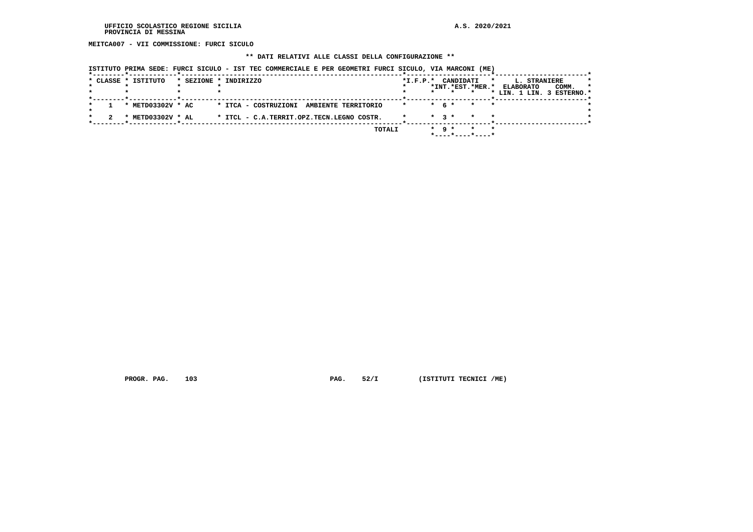UFFICIO SCOLASTICO REGIONE SICILIA
PROVINCIA DI MESSINA

A.S. 2020/2021

**MEITCA007 - VII COMMISSIONE: FURCI SICULO**

**\*\* DATI RELATIVI ALLE CLASSI DELLA CONFIGURAZIONE \*\***

ISTITUTO PRIMA SEDE: FURCI SICULO - IST TEC COMMERCIALE E PER GEOMETRI FURCI SICULO, VIA MARCONI (ME)

| CLASSE | ISTITUTO | SEZIONE | INDIRIZZO | I.F.P. | CANDIDATI INT. | CANDIDATI EST. | CANDIDATI MER. | L. STRANIERE ELABORATO LIN. 1 | L. STRANIERE ELABORATO LIN. 3 | L. STRANIERE COMM. ESTERNO |
|---|---|---|---|---|---|---|---|---|---|---|
| 1 | METD03302V | AC | ITCA - COSTRUZIONI AMBIENTE TERRITORIO | | 6 | | | | | |
| 2 | METD03302V | AL | ITCL - C.A.TERRIT.OPZ.TECN.LEGNO COSTR. | | 3 | | | | | |
| | | | TOTALI | | 9 | | | | | |

PROGR. PAG. 103 PAG. 52/I (ISTITUTI TECNICI /ME)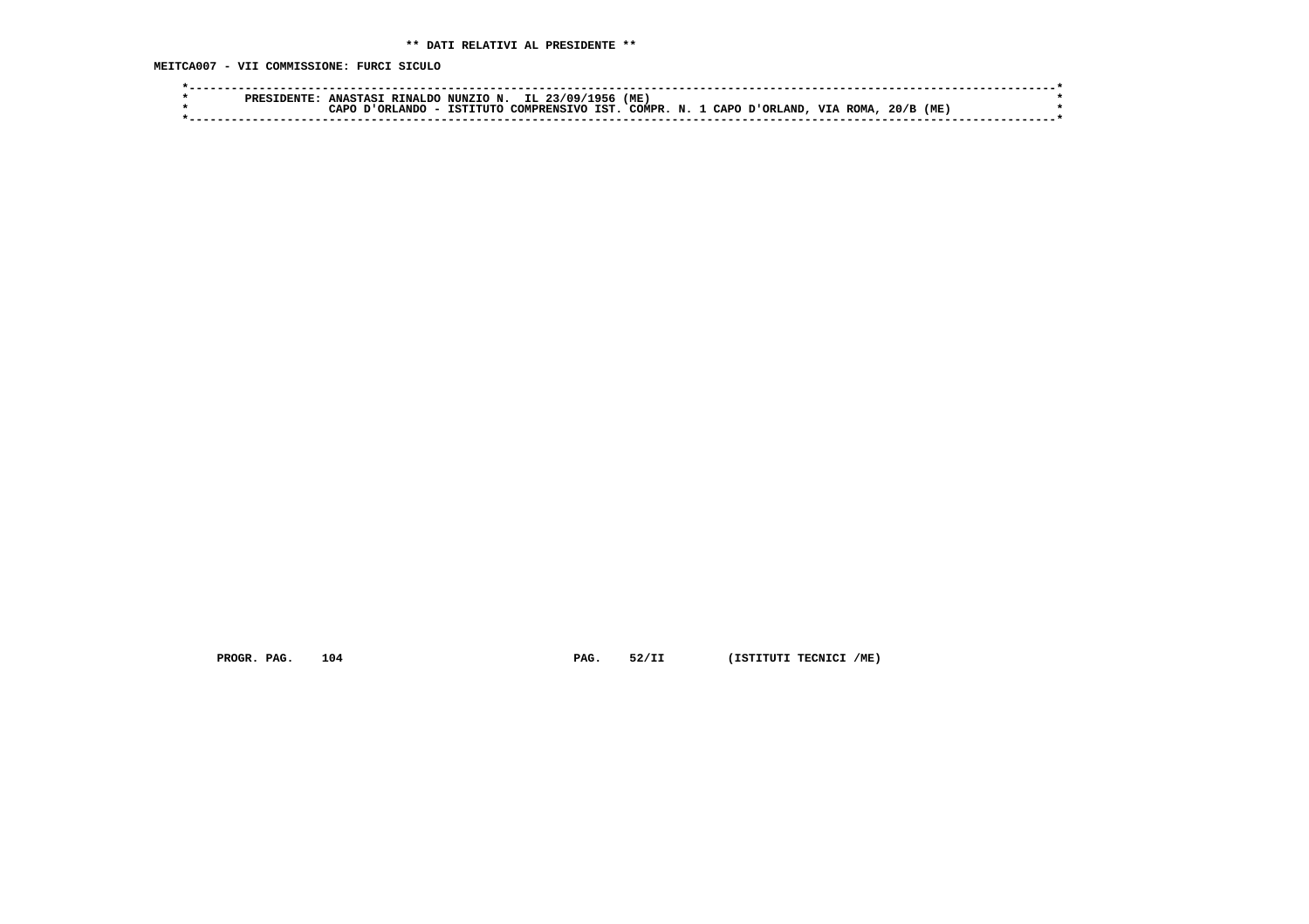** DATI RELATIVI AL PRESIDENTE **

MEITCA007 - VII COMMISSIONE: FURCI SICULO

```
*----------------------------------------------------------------------------------------------------------------------*
*        PRESIDENTE: ANASTASI RINALDO NUNZIO N.  IL 23/09/1956 (ME)                                                    *
*                    CAPO D'ORLANDO - ISTITUTO COMPRENSIVO IST. COMPR. N. 1 CAPO D'ORLAND, VIA ROMA, 20/B (ME)         *
*----------------------------------------------------------------------------------------------------------------------*
```

PROGR. PAG. 104 PAG. 52/II (ISTITUTI TECNICI /ME)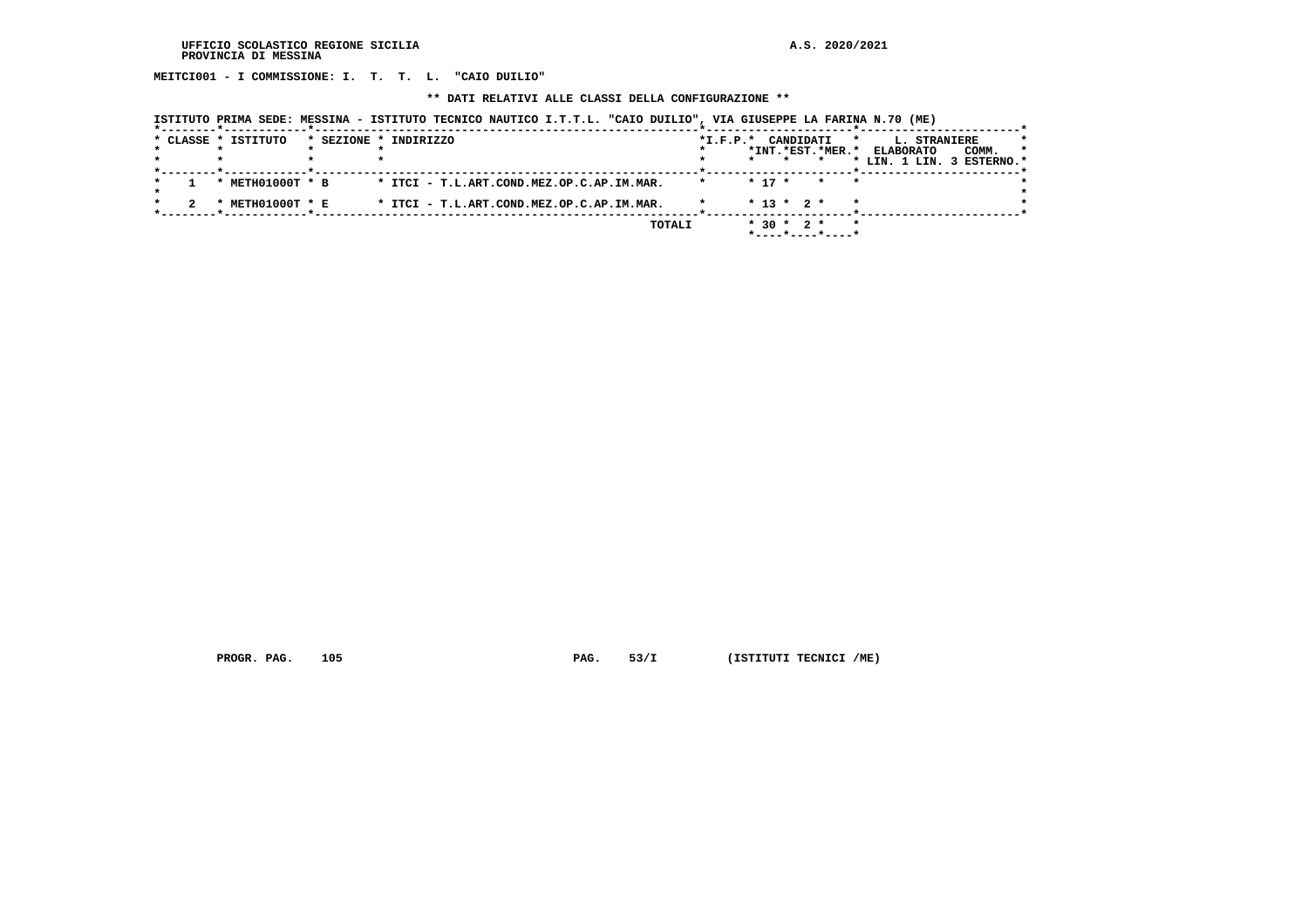UFFICIO SCOLASTICO REGIONE SICILIA
PROVINCIA DI MESSINA

A.S. 2020/2021

**MEITCI001 - I COMMISSIONE: I. T. T. L. "CAIO DUILIO"**

**\*\* DATI RELATIVI ALLE CLASSI DELLA CONFIGURAZIONE \*\***

**ISTITUTO PRIMA SEDE: MESSINA - ISTITUTO TECNICO NAUTICO I.T.T.L. "CAIO DUILIO", VIA GIUSEPPE LA FARINA N.70 (ME)**

| CLASSE | ISTITUTO | SEZIONE | INDIRIZZO | I.F.P. | CANDIDATI INT. | CANDIDATI EST. | CANDIDATI MER. | L. STRANIERE ELABORATO LIN. 1 | L. STRANIERE ELABORATO LIN. 3 | L. STRANIERE COMM. ESTERNO |
|---|---|---|---|---|---|---|---|---|---|---|
| 1 | METH01000T | B | ITCI - T.L.ART.COND.MEZ.OP.C.AP.IM.MAR. | | 17 | | | | | |
| 2 | METH01000T | E | ITCI - T.L.ART.COND.MEZ.OP.C.AP.IM.MAR. | | 13 | 2 | | | | |
| | | | TOTALI | | 30 | 2 | | | | |

PROGR. PAG. 105 PAG. 53/I (ISTITUTI TECNICI /ME)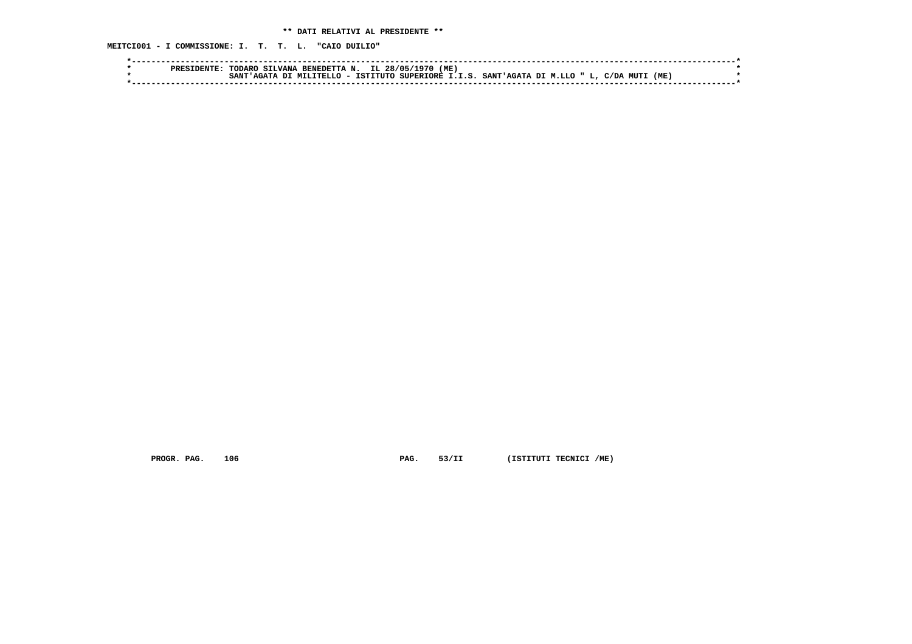** DATI RELATIVI AL PRESIDENTE **

MEITCI001 - I COMMISSIONE: I. T. T. L. "CAIO DUILIO"

```
*----------------------------------------------------------------------------------------------------------------------*
*        PRESIDENTE: TODARO SILVANA BENEDETTA N.  IL 28/05/1970 (ME)                                                   *
*                    SANT'AGATA DI MILITELLO - ISTITUTO SUPERIORE I.I.S. SANT'AGATA DI M.LLO " L, C/DA MUTI (ME)       *
*----------------------------------------------------------------------------------------------------------------------*
```

PROGR. PAG. 106 PAG. 53/II (ISTITUTI TECNICI /ME)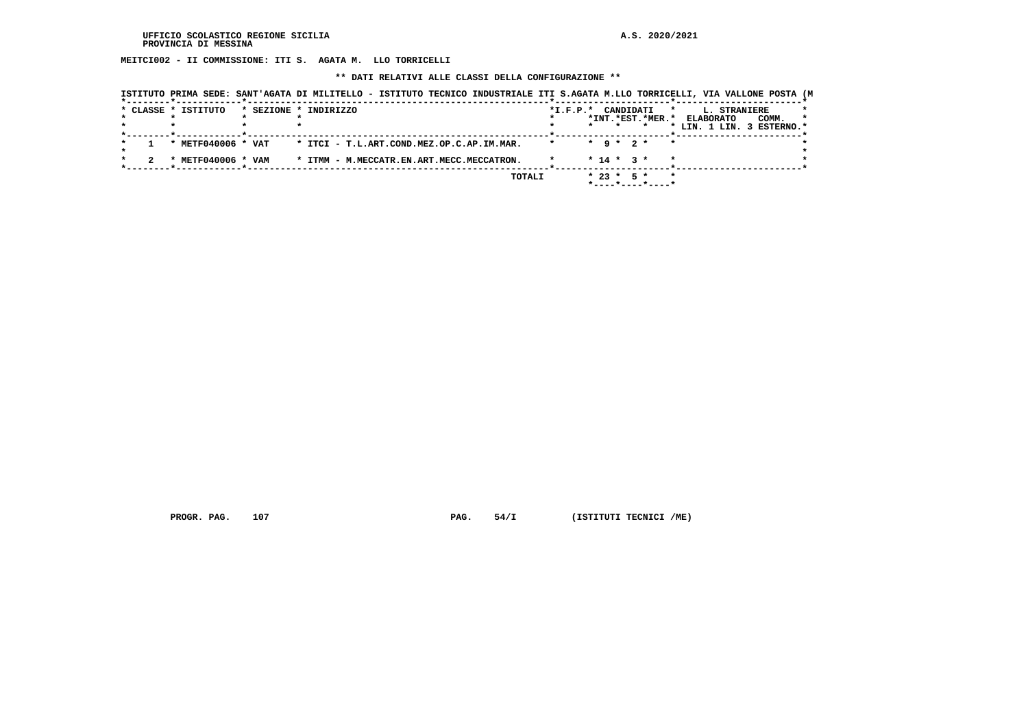UFFICIO SCOLASTICO REGIONE SICILIA
PROVINCIA DI MESSINA

A.S. 2020/2021

**MEITCI002 - II COMMISSIONE: ITI S. AGATA M. LLO TORRICELLI**

**\*\* DATI RELATIVI ALLE CLASSI DELLA CONFIGURAZIONE \*\***

ISTITUTO PRIMA SEDE: SANT'AGATA DI MILITELLO - ISTITUTO TECNICO INDUSTRIALE ITI S.AGATA M.LLO TORRICELLI, VIA VALLONE POSTA (M

| CLASSE | ISTITUTO | SEZIONE | INDIRIZZO | I.F.P. | CANDIDATI INT. | CANDIDATI EST. | CANDIDATI MER. | L. STRANIERE ELABORATO LIN. 1 | L. STRANIERE ELABORATO LIN. 3 | COMM. ESTERNO |
|---|---|---|---|---|---|---|---|---|---|---|
| 1 | METF040006 | VAT | ITCI - T.L.ART.COND.MEZ.OP.C.AP.IM.MAR. | | 9 | 2 | | | | |
| 2 | METF040006 | VAM | ITMM - M.MECCATR.EN.ART.MECC.MECCATRON. | | 14 | 3 | | | | |
| | | | TOTALI | | 23 | 5 | | | | |

PROGR. PAG. 107 PAG. 54/I (ISTITUTI TECNICI /ME)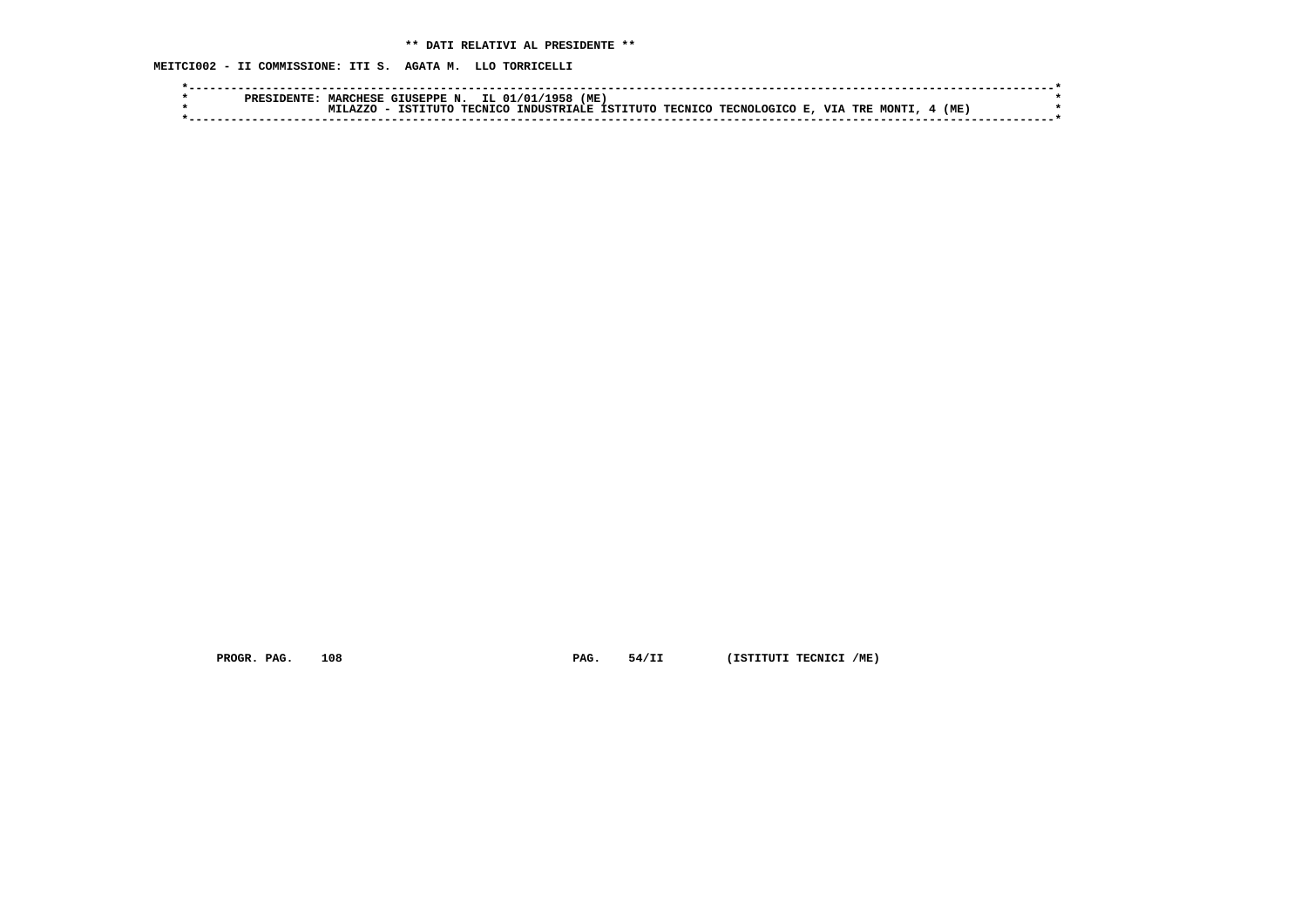**\*\* DATI RELATIVI AL PRESIDENTE \*\***

**MEITCI002 - II COMMISSIONE: ITI S. AGATA M. LLO TORRICELLI**

```
*----------------------------------------------------------------------------------------------------------------------*
*        PRESIDENTE: MARCHESE GIUSEPPE N.  IL 01/01/1958 (ME)                                                           *
*                    MILAZZO - ISTITUTO TECNICO INDUSTRIALE ISTITUTO TECNICO TECNOLOGICO E, VIA TRE MONTI, 4 (ME)       *
*----------------------------------------------------------------------------------------------------------------------*
```

PROGR. PAG. 108 PAG. 54/II (ISTITUTI TECNICI /ME)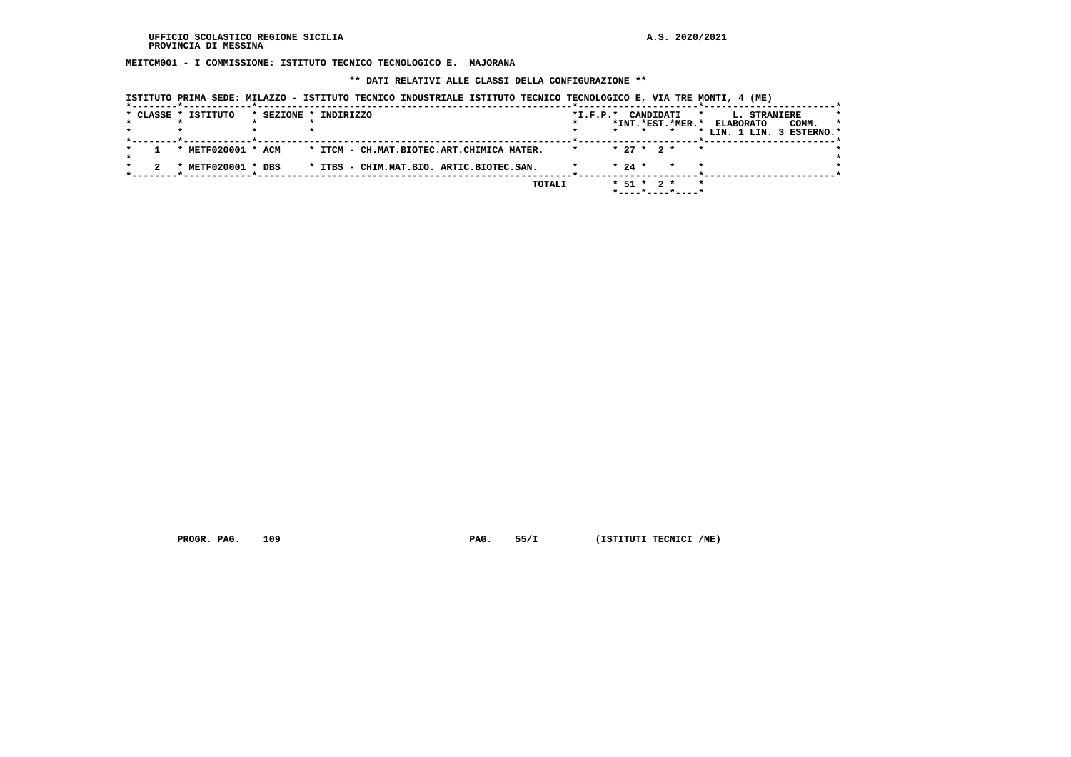UFFICIO SCOLASTICO REGIONE SICILIA
PROVINCIA DI MESSINA

A.S. 2020/2021

**MEITCM001 - I COMMISSIONE: ISTITUTO TECNICO TECNOLOGICO E. MAJORANA**

**\*\* DATI RELATIVI ALLE CLASSI DELLA CONFIGURAZIONE \*\***

ISTITUTO PRIMA SEDE: MILAZZO - ISTITUTO TECNICO INDUSTRIALE ISTITUTO TECNICO TECNOLOGICO E, VIA TRE MONTI, 4 (ME)

| CLASSE | ISTITUTO | SEZIONE | INDIRIZZO | I.F.P. | CANDIDATI INT. | CANDIDATI EST. | CANDIDATI MER. | L. STRANIERE ELABORATO LIN. 1 | L. STRANIERE ELABORATO LIN. 3 | COMM. ESTERNO |
|---|---|---|---|---|---|---|---|---|---|---|
| 1 | METF020001 | ACM | ITCM - CH.MAT.BIOTEC.ART.CHIMICA MATER. | | 27 | 2 | | | | |
| 2 | METF020001 | DBS | ITBS - CHIM.MAT.BIO. ARTIC.BIOTEC.SAN. | | 24 | | | | | |
| | | | TOTALI | | 51 | 2 | | | | |

PROGR. PAG. 109 PAG. 55/I (ISTITUTI TECNICI /ME)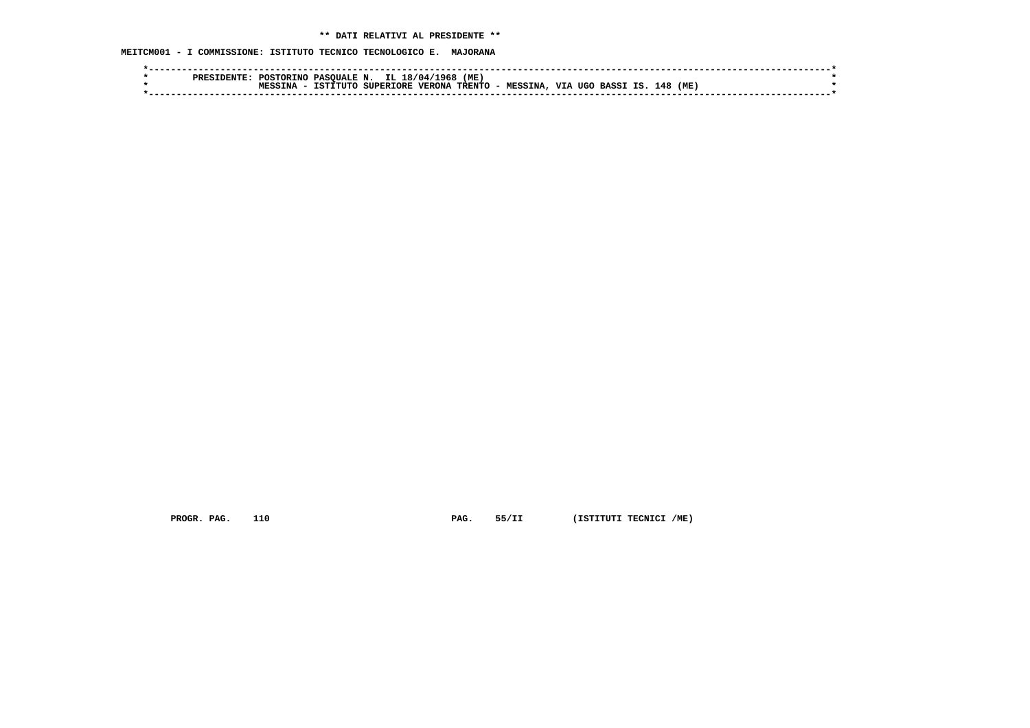** DATI RELATIVI AL PRESIDENTE **

MEITCM001 - I COMMISSIONE: ISTITUTO TECNICO TECNOLOGICO E. MAJORANA

```
*----------------------------------------------------------------------------------------------------------------------*
*        PRESIDENTE: POSTORINO PASQUALE N.  IL 18/04/1968 (ME)                                                         *
*                    MESSINA - ISTITUTO SUPERIORE VERONA TRENTO - MESSINA, VIA UGO BASSI IS. 148 (ME)                  *
*----------------------------------------------------------------------------------------------------------------------*
```

PROGR. PAG. 110 PAG. 55/II (ISTITUTI TECNICI /ME)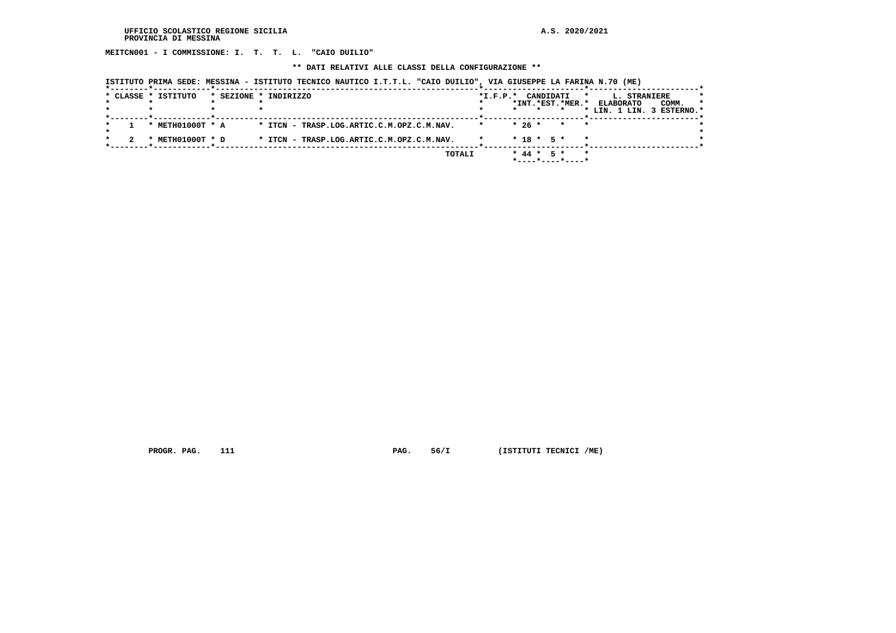UFFICIO SCOLASTICO REGIONE SICILIA
PROVINCIA DI MESSINA

A.S. 2020/2021

**MEITCN001 - I COMMISSIONE: I. T. T. L. "CAIO DUILIO"**

**\*\* DATI RELATIVI ALLE CLASSI DELLA CONFIGURAZIONE \*\***

ISTITUTO PRIMA SEDE: MESSINA - ISTITUTO TECNICO NAUTICO I.T.T.L. "CAIO DUILIO", VIA GIUSEPPE LA FARINA N.70 (ME)

| CLASSE | ISTITUTO | SEZIONE | INDIRIZZO | I.F.P. | CANDIDATI INT. | CANDIDATI EST. | CANDIDATI MER. | L. STRANIERE ELABORATO LIN. 1 | L. STRANIERE ELABORATO LIN. 3 | L. STRANIERE COMM. ESTERNO |
|---|---|---|---|---|---|---|---|---|---|---|
| 1 | METH01000T | A | ITCN - TRASP.LOG.ARTIC.C.M.OPZ.C.M.NAV. | | 26 | | | | | |
| 2 | METH01000T | D | ITCN - TRASP.LOG.ARTIC.C.M.OPZ.C.M.NAV. | | 18 | 5 | | | | |
| | | | TOTALI | | 44 | 5 | | | | |

PROGR. PAG. 111 PAG. 56/I (ISTITUTI TECNICI /ME)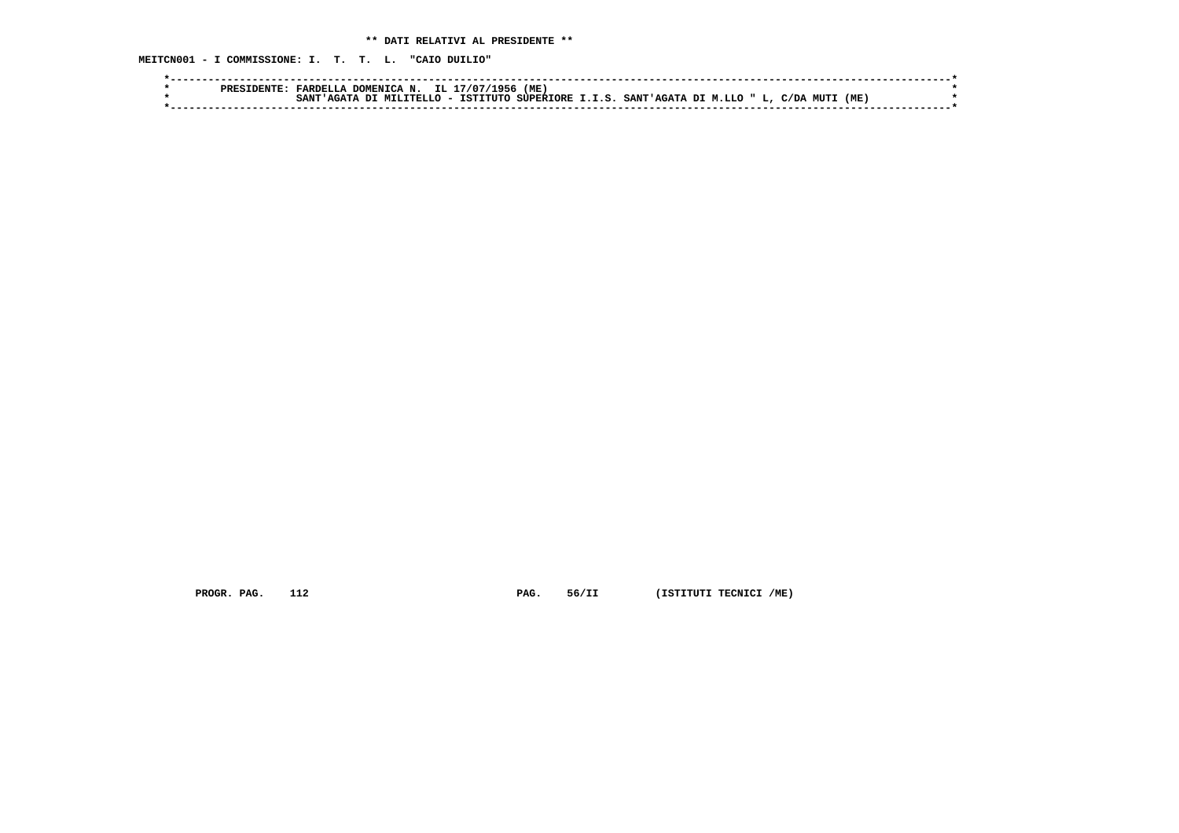**\*\* DATI RELATIVI AL PRESIDENTE \*\***

**MEITCN001 - I COMMISSIONE: I. T. T. L. "CAIO DUILIO"**

```
*-----------------------------------------------------------------------------------------------------------------------*
*        PRESIDENTE: FARDELLA DOMENICA N.  IL 17/07/1956 (ME)                                                           *
*                    SANT'AGATA DI MILITELLO - ISTITUTO SUPERIORE I.I.S. SANT'AGATA DI M.LLO " L, C/DA MUTI (ME)        *
*-----------------------------------------------------------------------------------------------------------------------*
```

PROGR. PAG. 112 PAG. 56/II (ISTITUTI TECNICI /ME)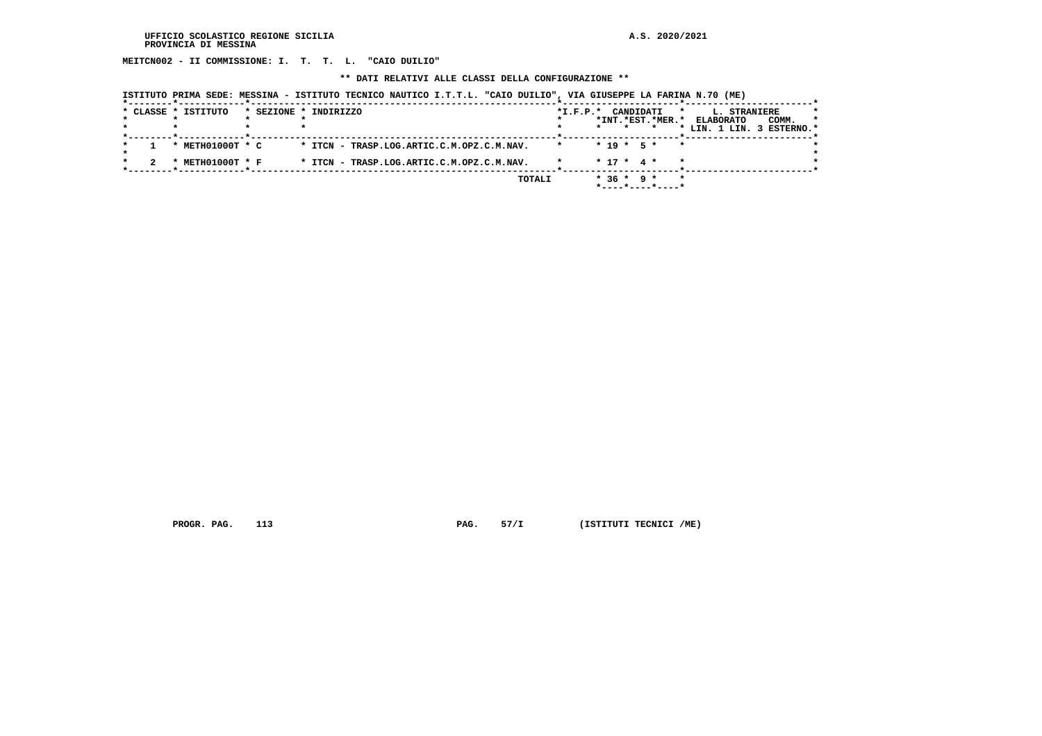UFFICIO SCOLASTICO REGIONE SICILIA
PROVINCIA DI MESSINA

A.S. 2020/2021

**MEITCN002 - II COMMISSIONE: I. T. T. L. "CAIO DUILIO"**

**\*\* DATI RELATIVI ALLE CLASSI DELLA CONFIGURAZIONE \*\***

ISTITUTO PRIMA SEDE: MESSINA - ISTITUTO TECNICO NAUTICO I.T.T.L. "CAIO DUILIO", VIA GIUSEPPE LA FARINA N.70 (ME)

| CLASSE | ISTITUTO | SEZIONE | INDIRIZZO | I.F.P. | CANDIDATI INT. | CANDIDATI EST. | CANDIDATI MER. | L. STRANIERE ELABORATO LIN. 1 | L. STRANIERE ELABORATO LIN. 3 | COMM. ESTERNO |
|---|---|---|---|---|---|---|---|---|---|---|
| 1 | METH01000T | C | ITCN - TRASP.LOG.ARTIC.C.M.OPZ.C.M.NAV. | | 19 | 5 | | | | |
| 2 | METH01000T | F | ITCN - TRASP.LOG.ARTIC.C.M.OPZ.C.M.NAV. | | 17 | 4 | | | | |
| | | | TOTALI | | 36 | 9 | | | | |

PROGR. PAG. 113 PAG. 57/I (ISTITUTI TECNICI /ME)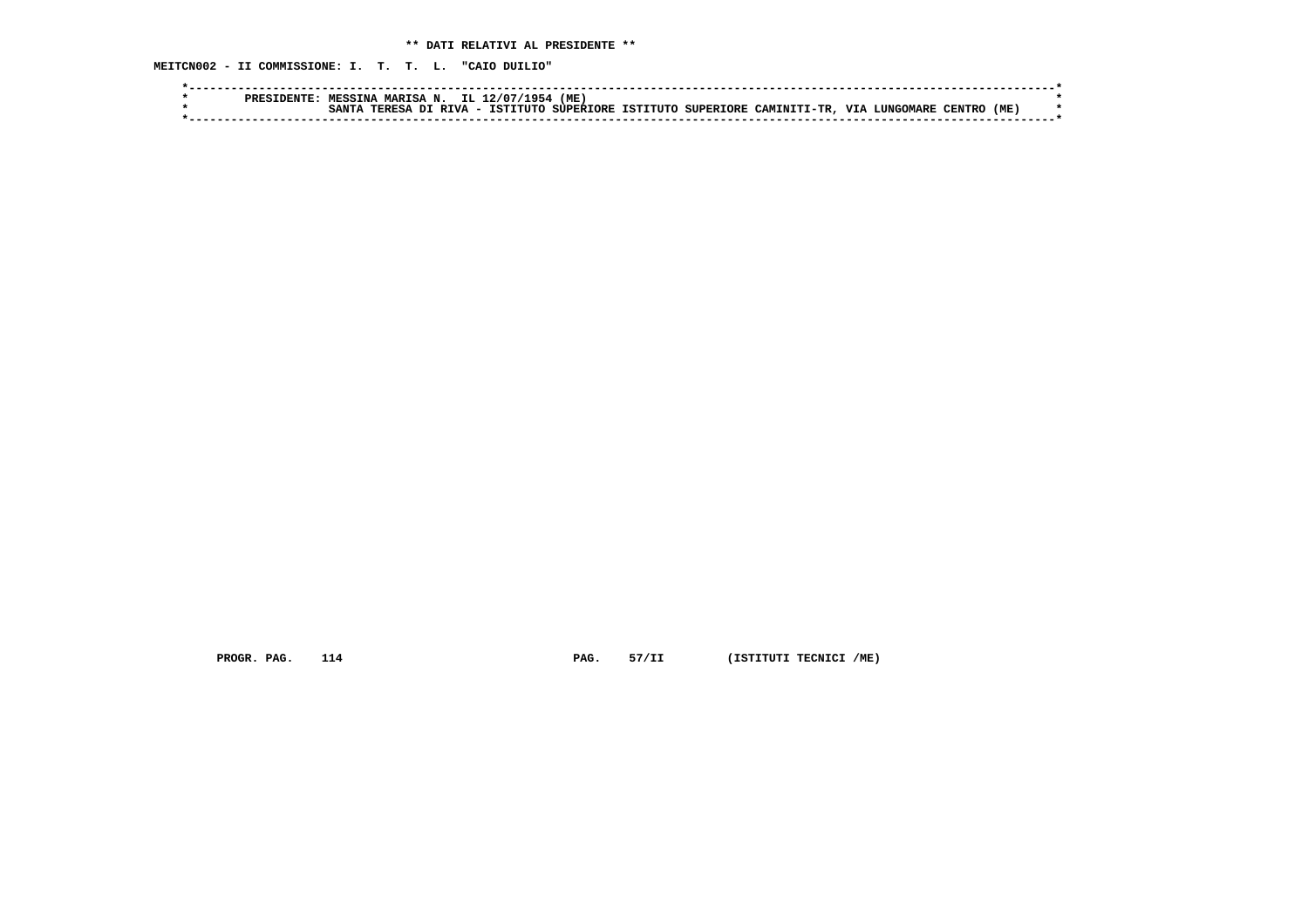**\*\* DATI RELATIVI AL PRESIDENTE \*\***

**MEITCN002 - II COMMISSIONE: I. T. T. L. "CAIO DUILIO"**

```
*----------------------------------------------------------------------------------------------------------------------*
*         PRESIDENTE: MESSINA MARISA N.  IL 12/07/1954 (ME)                                                            *
*                     SANTA TERESA DI RIVA - ISTITUTO SUPERIORE ISTITUTO SUPERIORE CAMINITI-TR, VIA LUNGOMARE CENTRO (ME)    *
*----------------------------------------------------------------------------------------------------------------------*
```

PROGR. PAG. 114 PAG. 57/II (ISTITUTI TECNICI /ME)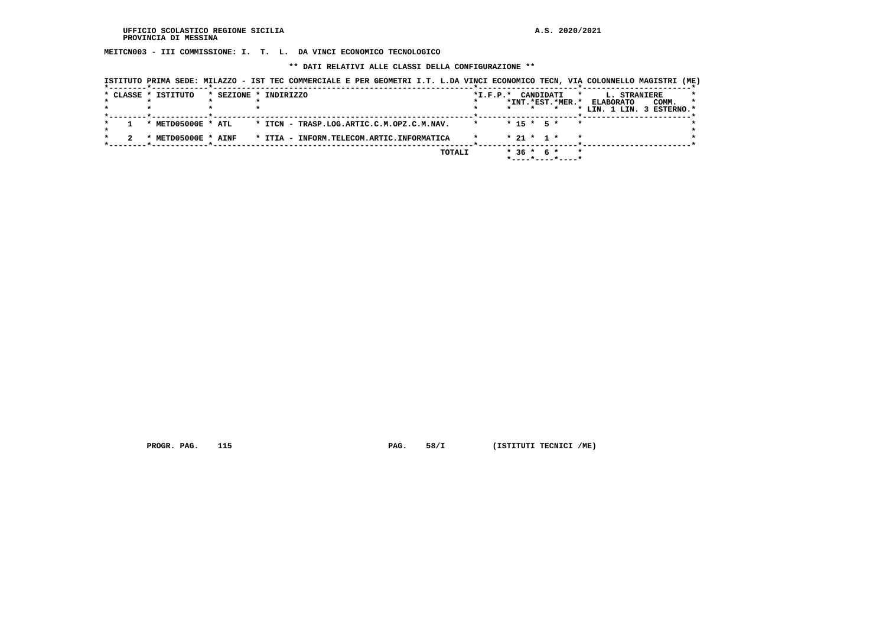**MEITCN003 - III COMMISSIONE: I. T. L. DA VINCI ECONOMICO TECNOLOGICO**

**\*\* DATI RELATIVI ALLE CLASSI DELLA CONFIGURAZIONE \*\***

**ISTITUTO PRIMA SEDE: MILAZZO - IST TEC COMMERCIALE E PER GEOMETRI I.T. L.DA VINCI ECONOMICO TECN, VIA COLONNELLO MAGISTRI (ME)**

| CLASSE | ISTITUTO | SEZIONE | INDIRIZZO | I.F.P. | CANDIDATI INT. | CANDIDATI EST. | CANDIDATI MER. | L. STRANIERE ELABORATO LIN. 1 | L. STRANIERE ELABORATO LIN. 3 | COMM. ESTERNO |
|---|---|---|---|---|---|---|---|---|---|---|
| 1 | METD05000E | ATL | ITCN - TRASP.LOG.ARTIC.C.M.OPZ.C.M.NAV. | | 15 | 5 | | | | |
| 2 | METD05000E | AINF | ITIA - INFORM.TELECOM.ARTIC.INFORMATICA | | 21 | 1 | | | | |
| | | | TOTALI | | 36 | 6 | | | | |

PROGR. PAG. 115 PAG. 58/I (ISTITUTI TECNICI /ME)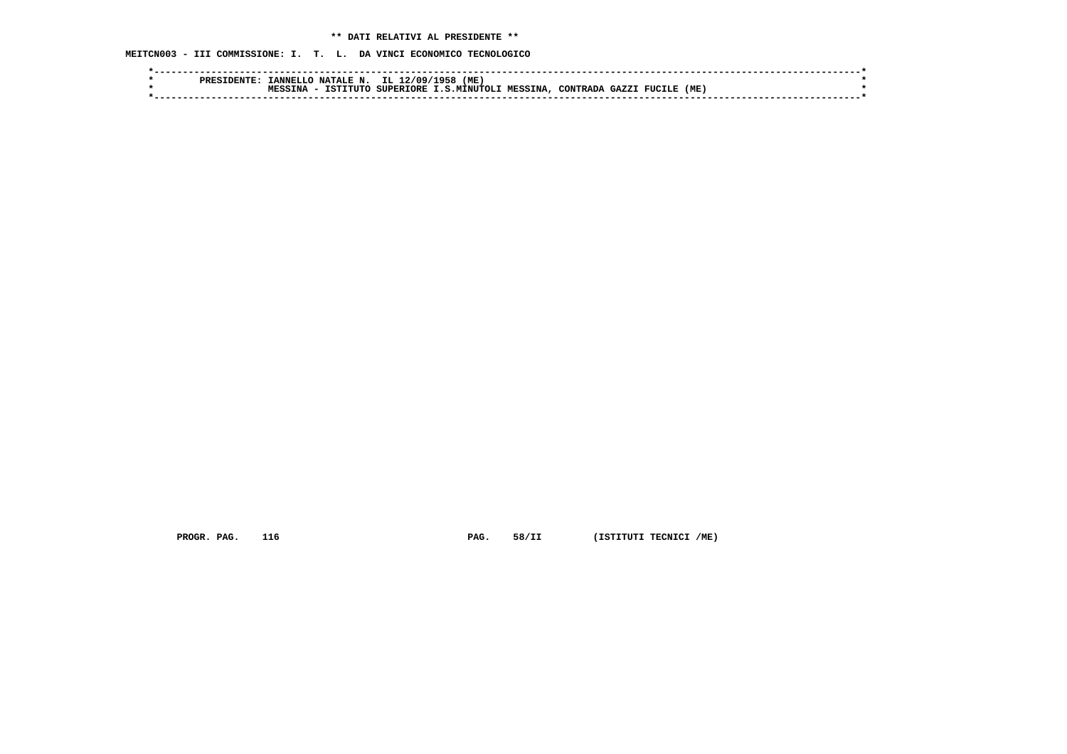**\*\* DATI RELATIVI AL PRESIDENTE \*\***

**MEITCN003 - III COMMISSIONE: I. T. L. DA VINCI ECONOMICO TECNOLOGICO**

```
*----------------------------------------------------------------------------------------------------------------------*
*        PRESIDENTE: IANNELLO NATALE N.  IL 12/09/1958 (ME)                                                            *
*                    MESSINA - ISTITUTO SUPERIORE I.S.MINUTOLI MESSINA, CONTRADA GAZZI FUCILE (ME)                     *
*----------------------------------------------------------------------------------------------------------------------*
```

**PROGR. PAG. 116 PAG. 58/II (ISTITUTI TECNICI /ME)**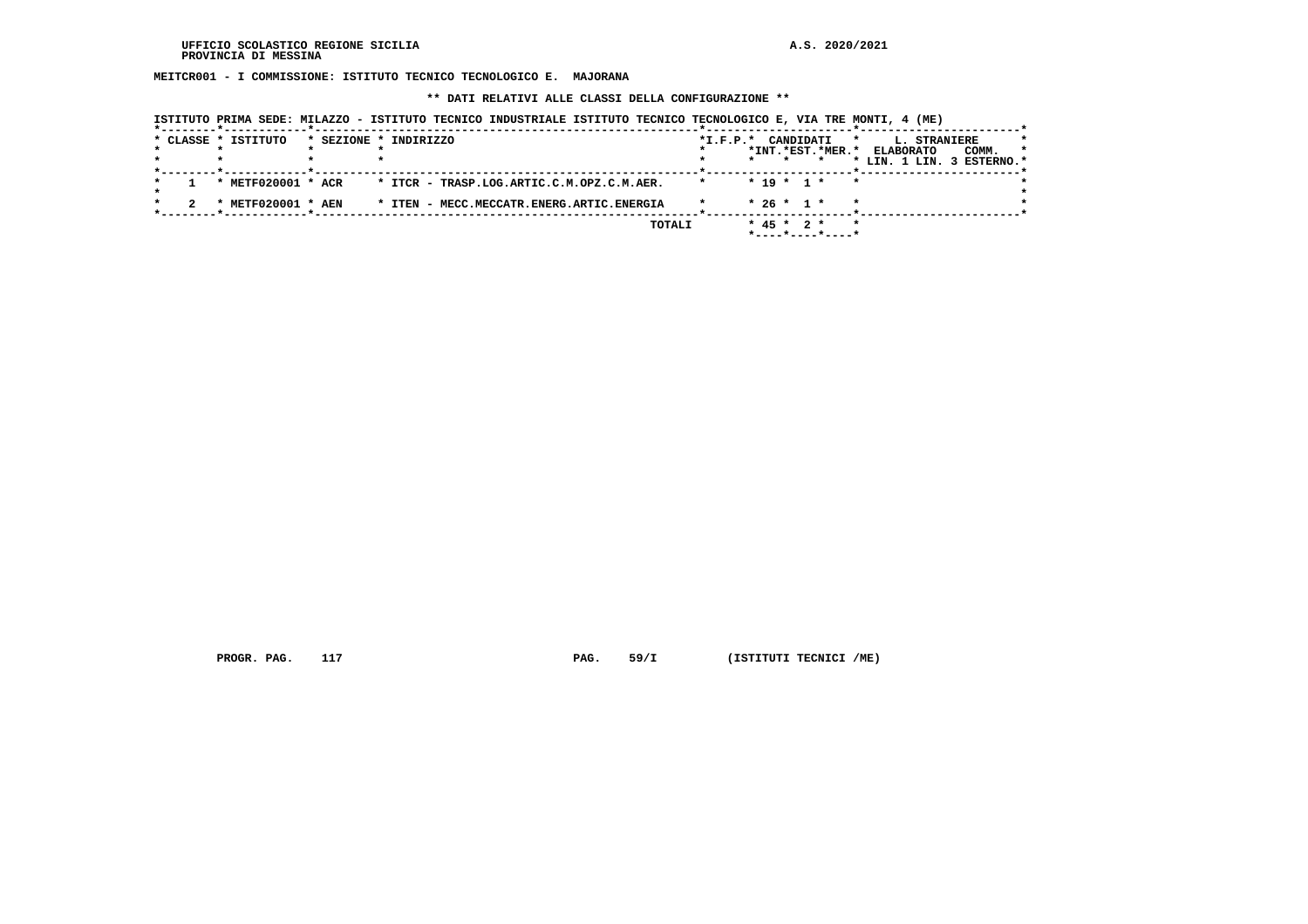**MEITCR001 - I COMMISSIONE: ISTITUTO TECNICO TECNOLOGICO E. MAJORANA**

**\*\* DATI RELATIVI ALLE CLASSI DELLA CONFIGURAZIONE \*\***

**ISTITUTO PRIMA SEDE: MILAZZO - ISTITUTO TECNICO INDUSTRIALE ISTITUTO TECNICO TECNOLOGICO E, VIA TRE MONTI, 4 (ME)**

| CLASSE | ISTITUTO | SEZIONE | INDIRIZZO | I.F.P. | CANDIDATI INT. | CANDIDATI EST. | CANDIDATI MER. | L. STRANIERE ELABORATO LIN. 1 | L. STRANIERE ELABORATO LIN. 3 | COMM. ESTERNO |
|---|---|---|---|---|---|---|---|---|---|---|
| 1 | METF020001 | ACR | ITCR - TRASP.LOG.ARTIC.C.M.OPZ.C.M.AER. | | 19 | 1 | | | | |
| 2 | METF020001 | AEN | ITEN - MECC.MECCATR.ENERG.ARTIC.ENERGIA | | 26 | 1 | | | | |
| | | | TOTALI | | 45 | 2 | | | | |

PROGR. PAG. 117 PAG. 59/I (ISTITUTI TECNICI /ME)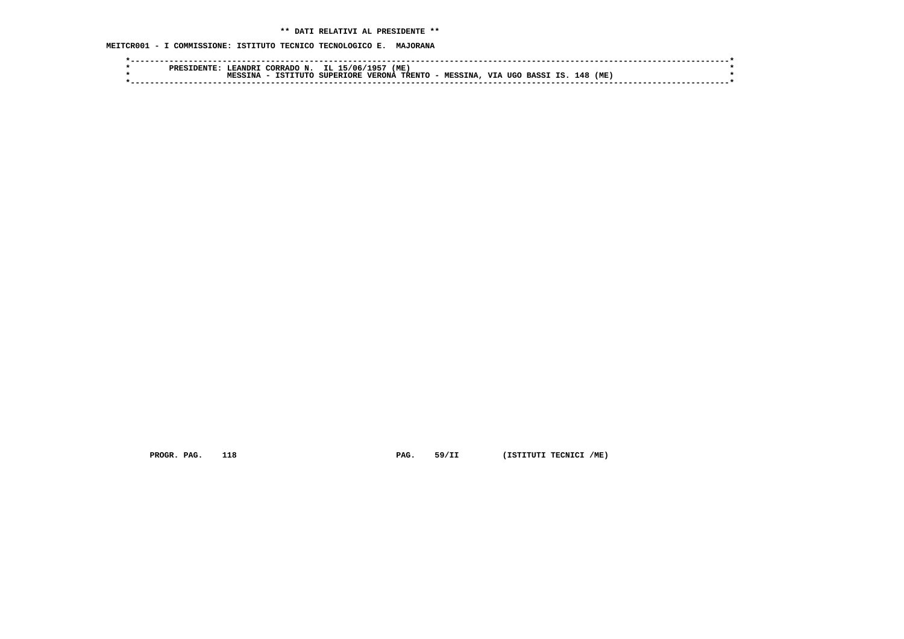**\*\* DATI RELATIVI AL PRESIDENTE \*\***

**MEITCR001 - I COMMISSIONE: ISTITUTO TECNICO TECNOLOGICO E. MAJORANA**

```
*----------------------------------------------------------------------------------------------------------------------*
*        PRESIDENTE: LEANDRI CORRADO N.  IL 15/06/1957 (ME)                                                            *
*                    MESSINA - ISTITUTO SUPERIORE VERONA TRENTO - MESSINA, VIA UGO BASSI IS. 148 (ME)                  *
*----------------------------------------------------------------------------------------------------------------------*
```

**PROGR. PAG. 118 PAG. 59/II (ISTITUTI TECNICI /ME)**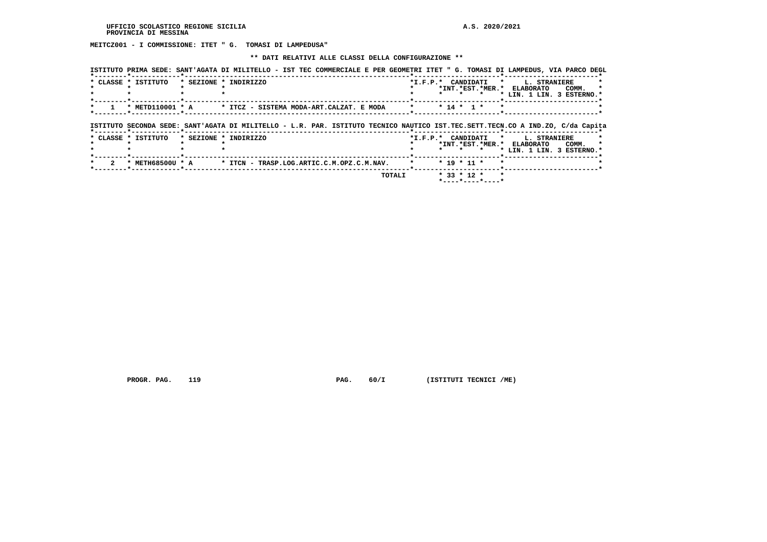UFFICIO SCOLASTICO REGIONE SICILIA
PROVINCIA DI MESSINA

A.S. 2020/2021

**MEITCZ001 - I COMMISSIONE: ITET " G. TOMASI DI LAMPEDUSA"**

**\*\* DATI RELATIVI ALLE CLASSI DELLA CONFIGURAZIONE \*\***

ISTITUTO PRIMA SEDE: SANT'AGATA DI MILITELLO - IST TEC COMMERCIALE E PER GEOMETRI ITET " G. TOMASI DI LAMPEDUS, VIA PARCO DEGL

| CLASSE | ISTITUTO | SEZIONE | INDIRIZZO | I.F.P. | CANDIDATI INT. | CANDIDATI EST. | CANDIDATI MER. | L. STRANIERE ELABORATO LIN. 1 | LIN. 3 | COMM. ESTERNO |
|---|---|---|---|---|---|---|---|---|---|---|
| 1 | METD110001 | A | ITCZ - SISTEMA MODA-ART.CALZAT. E MODA | | 14 | 1 | | | | |

ISTITUTO SECONDA SEDE: SANT'AGATA DI MILITELLO - L.R. PAR. ISTITUTO TECNICO NAUTICO IST.TEC.SETT.TECN.CO A IND.ZO, C/da Capita

| CLASSE | ISTITUTO | SEZIONE | INDIRIZZO | I.F.P. | CANDIDATI INT. | CANDIDATI EST. | CANDIDATI MER. | L. STRANIERE ELABORATO LIN. 1 | LIN. 3 | COMM. ESTERNO |
|---|---|---|---|---|---|---|---|---|---|---|
| 2 | METH68500U | A | ITCN - TRASP.LOG.ARTIC.C.M.OPZ.C.M.NAV. | | 19 | 11 | | | | |
| | | | TOTALI | | 33 | 12 | | | | |

PROGR. PAG. 119 PAG. 60/I (ISTITUTI TECNICI /ME)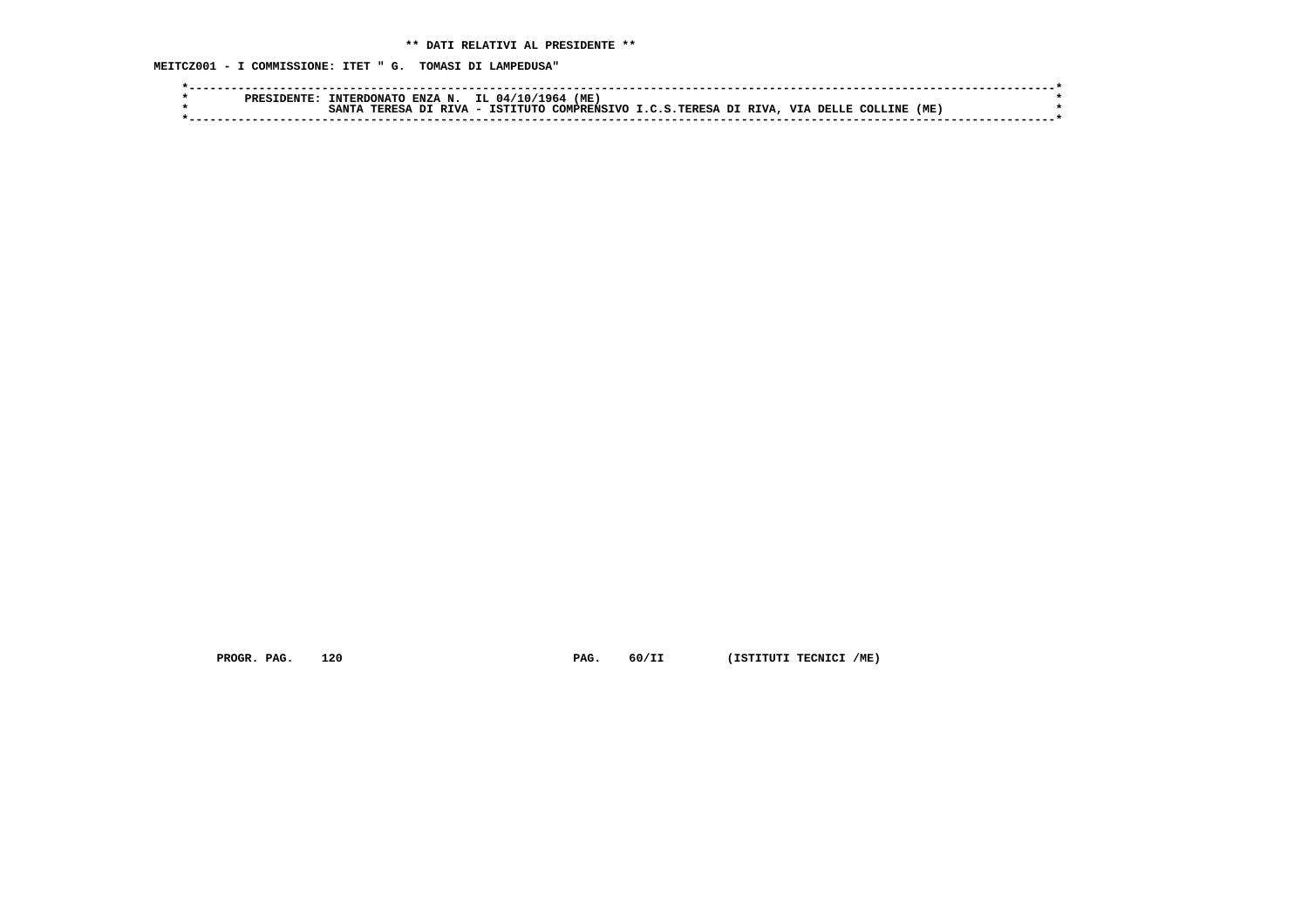**\*\* DATI RELATIVI AL PRESIDENTE \*\***

**MEITCZ001 - I COMMISSIONE: ITET " G. TOMASI DI LAMPEDUSA"**

```
*----------------------------------------------------------------------------------------------------------------------*
*        PRESIDENTE: INTERDONATO ENZA N.  IL 04/10/1964 (ME)                                                           *
*                    SANTA TERESA DI RIVA - ISTITUTO COMPRENSIVO I.C.S.TERESA DI RIVA, VIA DELLE COLLINE (ME)           *
*----------------------------------------------------------------------------------------------------------------------*
```

PROGR. PAG. 120 PAG. 60/II (ISTITUTI TECNICI /ME)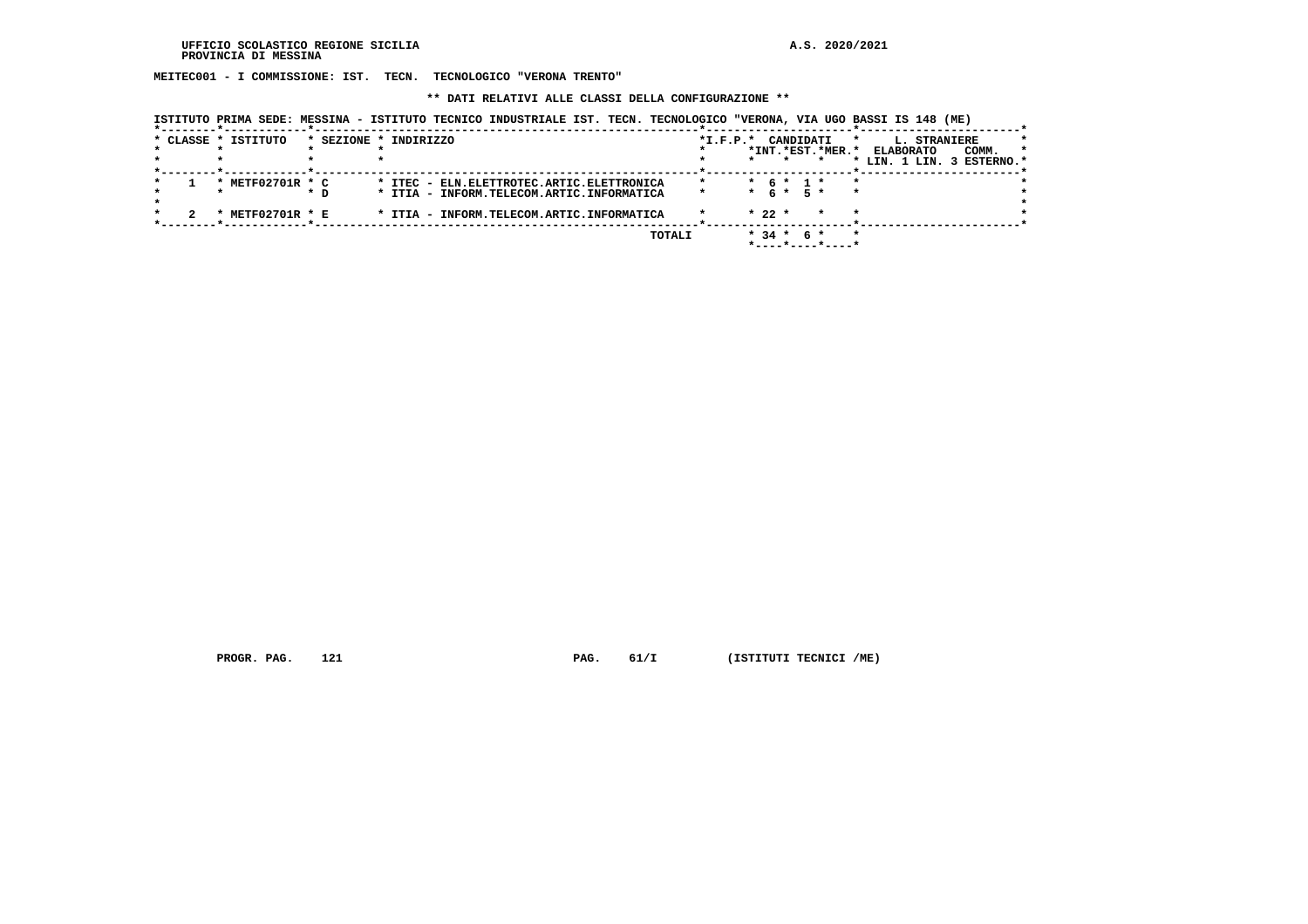UFFICIO SCOLASTICO REGIONE SICILIA
PROVINCIA DI MESSINA

A.S. 2020/2021

**MEITEC001 - I COMMISSIONE: IST. TECN. TECNOLOGICO "VERONA TRENTO"**

**\*\* DATI RELATIVI ALLE CLASSI DELLA CONFIGURAZIONE \*\***

ISTITUTO PRIMA SEDE: MESSINA - ISTITUTO TECNICO INDUSTRIALE IST. TECN. TECNOLOGICO "VERONA, VIA UGO BASSI IS 148 (ME)

| CLASSE | ISTITUTO | SEZIONE | INDIRIZZO | I.F.P. | CANDIDATI INT. | CANDIDATI EST. | CANDIDATI MER. | L. STRANIERE ELABORATO LIN. 1 | L. STRANIERE ELABORATO LIN. 3 | COMM. ESTERNO |
|---|---|---|---|---|---|---|---|---|---|---|
| 1 | METF02701R | C | ITEC - ELN.ELETTROTEC.ARTIC.ELETTRONICA | | 6 | 1 | | | | |
| | | D | ITIA - INFORM.TELECOM.ARTIC.INFORMATICA | | 6 | 5 | | | | |
| 2 | METF02701R | E | ITIA - INFORM.TELECOM.ARTIC.INFORMATICA | | 22 | | | | | |
| | | | TOTALI | | 34 | 6 | | | | |

PROGR. PAG. 121 PAG. 61/I (ISTITUTI TECNICI /ME)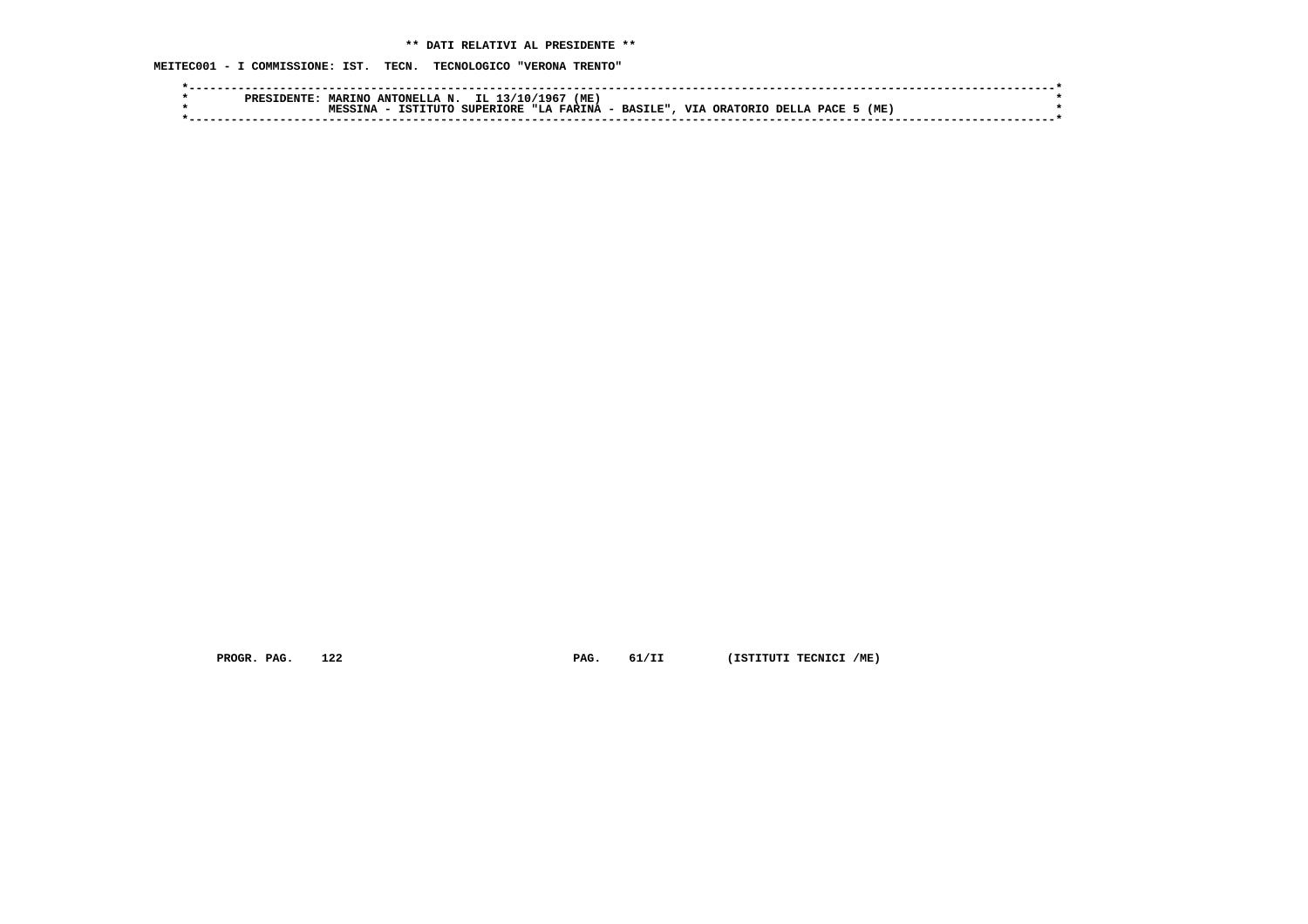** DATI RELATIVI AL PRESIDENTE **

MEITEC001 - I COMMISSIONE: IST. TECN. TECNOLOGICO "VERONA TRENTO"

```
*------------------------------------------------------------------------------------------------------------------------*
*        PRESIDENTE: MARINO ANTONELLA N. IL 13/10/1967 (ME)                                                              *
*                    MESSINA - ISTITUTO SUPERIORE "LA FARINA - BASILE", VIA ORATORIO DELLA PACE 5 (ME)                   *
*------------------------------------------------------------------------------------------------------------------------*
```

PROGR. PAG. 122 PAG. 61/II (ISTITUTI TECNICI /ME)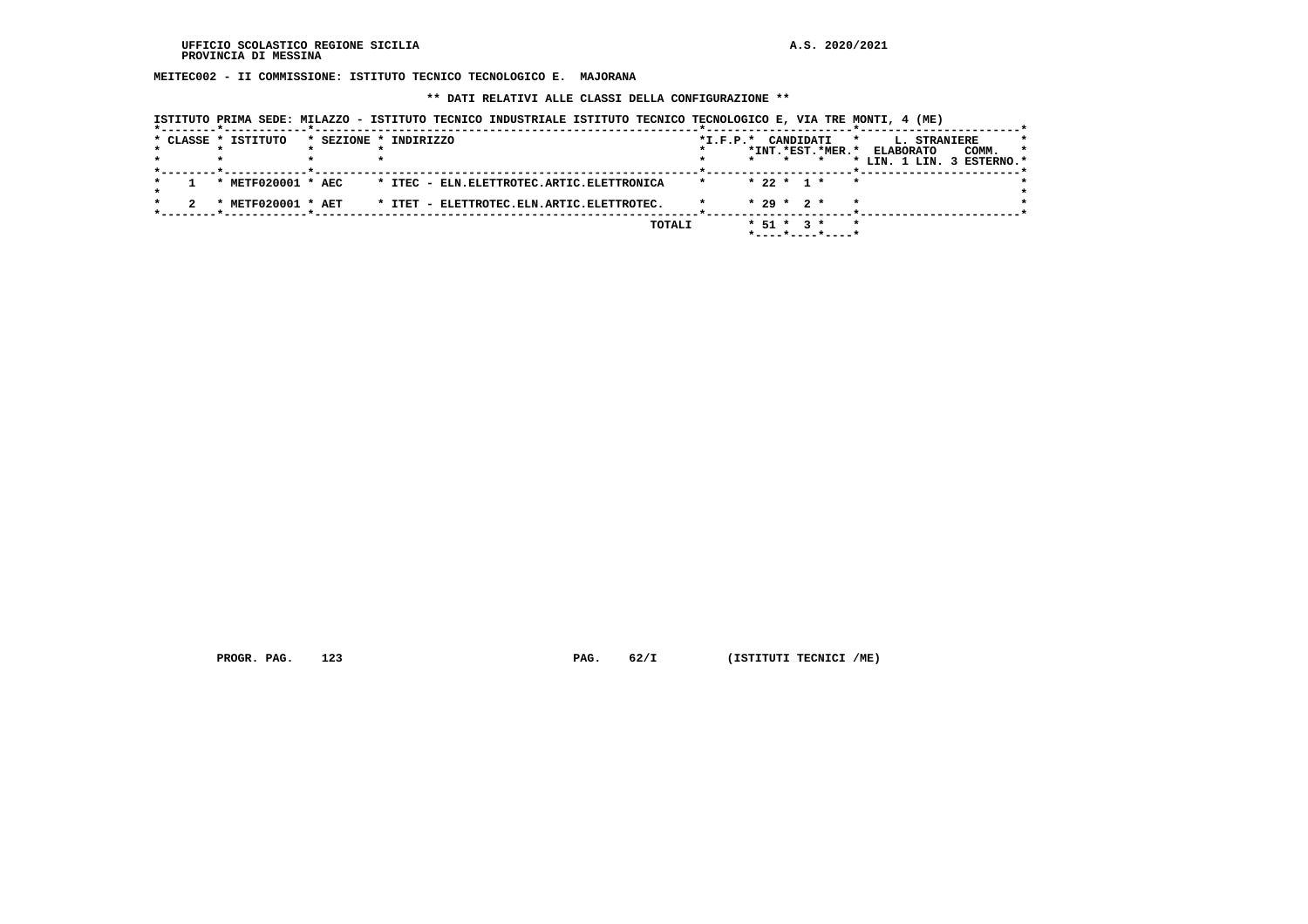UFFICIO SCOLASTICO REGIONE SICILIA
PROVINCIA DI MESSINA

A.S. 2020/2021

**MEITEC002 - II COMMISSIONE: ISTITUTO TECNICO TECNOLOGICO E. MAJORANA**

**\*\* DATI RELATIVI ALLE CLASSI DELLA CONFIGURAZIONE \*\***

ISTITUTO PRIMA SEDE: MILAZZO - ISTITUTO TECNICO INDUSTRIALE ISTITUTO TECNICO TECNOLOGICO E, VIA TRE MONTI, 4 (ME)

| CLASSE | ISTITUTO | SEZIONE | INDIRIZZO | I.F.P. | CANDIDATI INT. | CANDIDATI EST. | CANDIDATI MER. | L. STRANIERE ELABORATO LIN. 1 | L. STRANIERE ELABORATO LIN. 3 | COMM. ESTERNO |
|---|---|---|---|---|---|---|---|---|---|---|
| 1 | METF020001 | AEC | ITEC - ELN.ELETTROTEC.ARTIC.ELETTRONICA | | 22 | 1 | | | | |
| 2 | METF020001 | AET | ITET - ELETTROTEC.ELN.ARTIC.ELETTROTEC. | | 29 | 2 | | | | |
| | | | TOTALI | | 51 | 3 | | | | |

PROGR. PAG. 123 PAG. 62/I (ISTITUTI TECNICI /ME)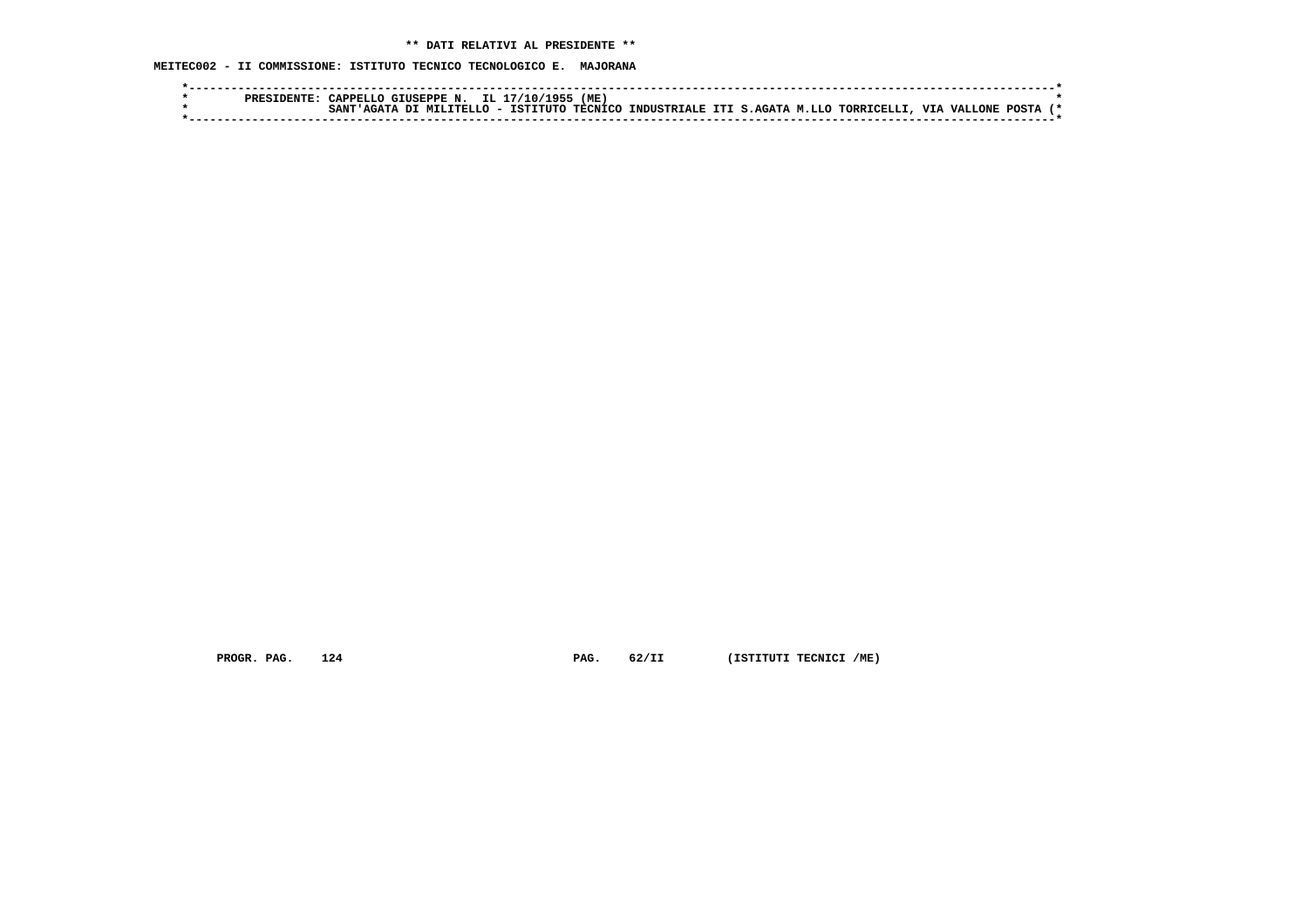**\*\* DATI RELATIVI AL PRESIDENTE \*\***

**MEITEC002 - II COMMISSIONE: ISTITUTO TECNICO TECNOLOGICO E. MAJORANA**

```
*------------------------------------------------------------------------------------------------------------------------*
*        PRESIDENTE: CAPPELLO GIUSEPPE N.  IL 17/10/1955 (ME)                                                            *
*                    SANT'AGATA DI MILITELLO - ISTITUTO TECNICO INDUSTRIALE ITI S.AGATA M.LLO TORRICELLI, VIA VALLONE POSTA (*
*------------------------------------------------------------------------------------------------------------------------*
```

**PROGR. PAG. 124 PAG. 62/II (ISTITUTI TECNICI /ME)**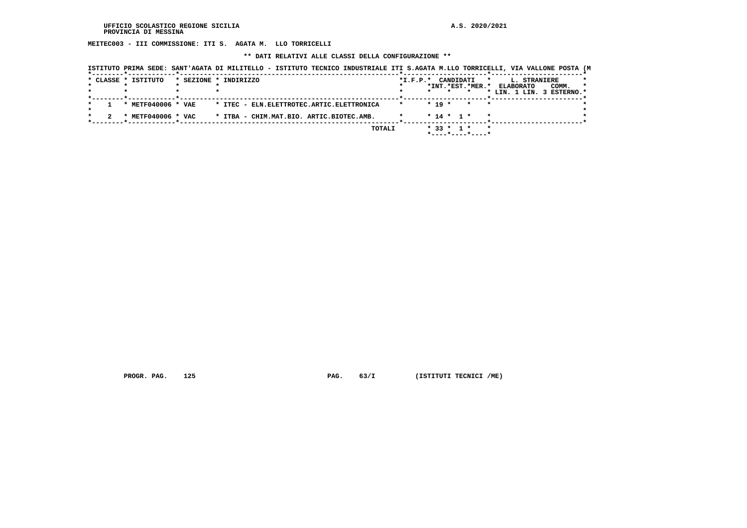UFFICIO SCOLASTICO REGIONE SICILIA
PROVINCIA DI MESSINA

A.S. 2020/2021

**MEITEC003 - III COMMISSIONE: ITI S. AGATA M. LLO TORRICELLI**

**\*\* DATI RELATIVI ALLE CLASSI DELLA CONFIGURAZIONE \*\***

ISTITUTO PRIMA SEDE: SANT'AGATA DI MILITELLO - ISTITUTO TECNICO INDUSTRIALE ITI S.AGATA M.LLO TORRICELLI, VIA VALLONE POSTA (M

| CLASSE | ISTITUTO | SEZIONE | INDIRIZZO | I.F.P. | CANDIDATI INT. | CANDIDATI EST. | CANDIDATI MER. | L. STRANIERE ELABORATO LIN. 1 | L. STRANIERE ELABORATO LIN. 3 | COMM. ESTERNO |
|---|---|---|---|---|---|---|---|---|---|---|
| 1 | METF040006 | VAE | ITEC - ELN.ELETTROTEC.ARTIC.ELETTRONICA | | 19 | | | | | |
| 2 | METF040006 | VAC | ITBA - CHIM.MAT.BIO. ARTIC.BIOTEC.AMB. | | 14 | 1 | | | | |
| | | | TOTALI | | 33 | 1 | | | | |

PROGR. PAG. 125 PAG. 63/I (ISTITUTI TECNICI /ME)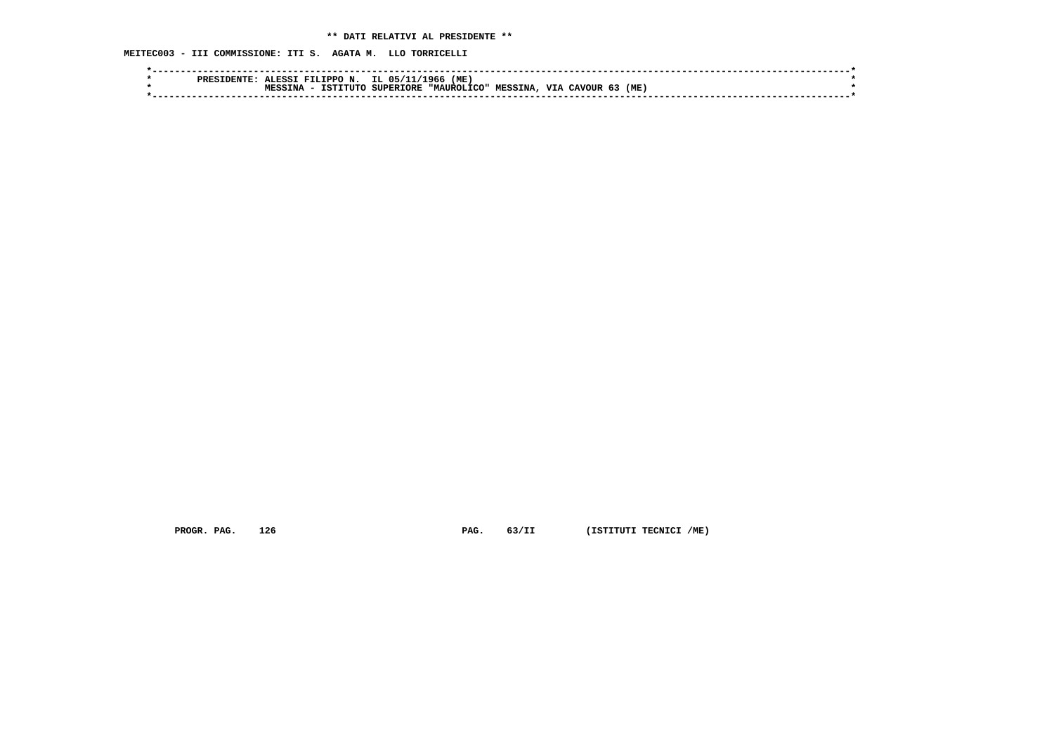** DATI RELATIVI AL PRESIDENTE **

MEITEC003 - III COMMISSIONE: ITI S.  AGATA M.  LLO TORRICELLI

```
*----------------------------------------------------------------------------------------------------------------------*
*        PRESIDENTE: ALESSI FILIPPO N.  IL 05/11/1966 (ME)                                                             *
*                    MESSINA - ISTITUTO SUPERIORE "MAUROLICO" MESSINA, VIA CAVOUR 63 (ME)                              *
*----------------------------------------------------------------------------------------------------------------------*
```

PROGR. PAG.    126                              PAG.    63/II         (ISTITUTI TECNICI /ME)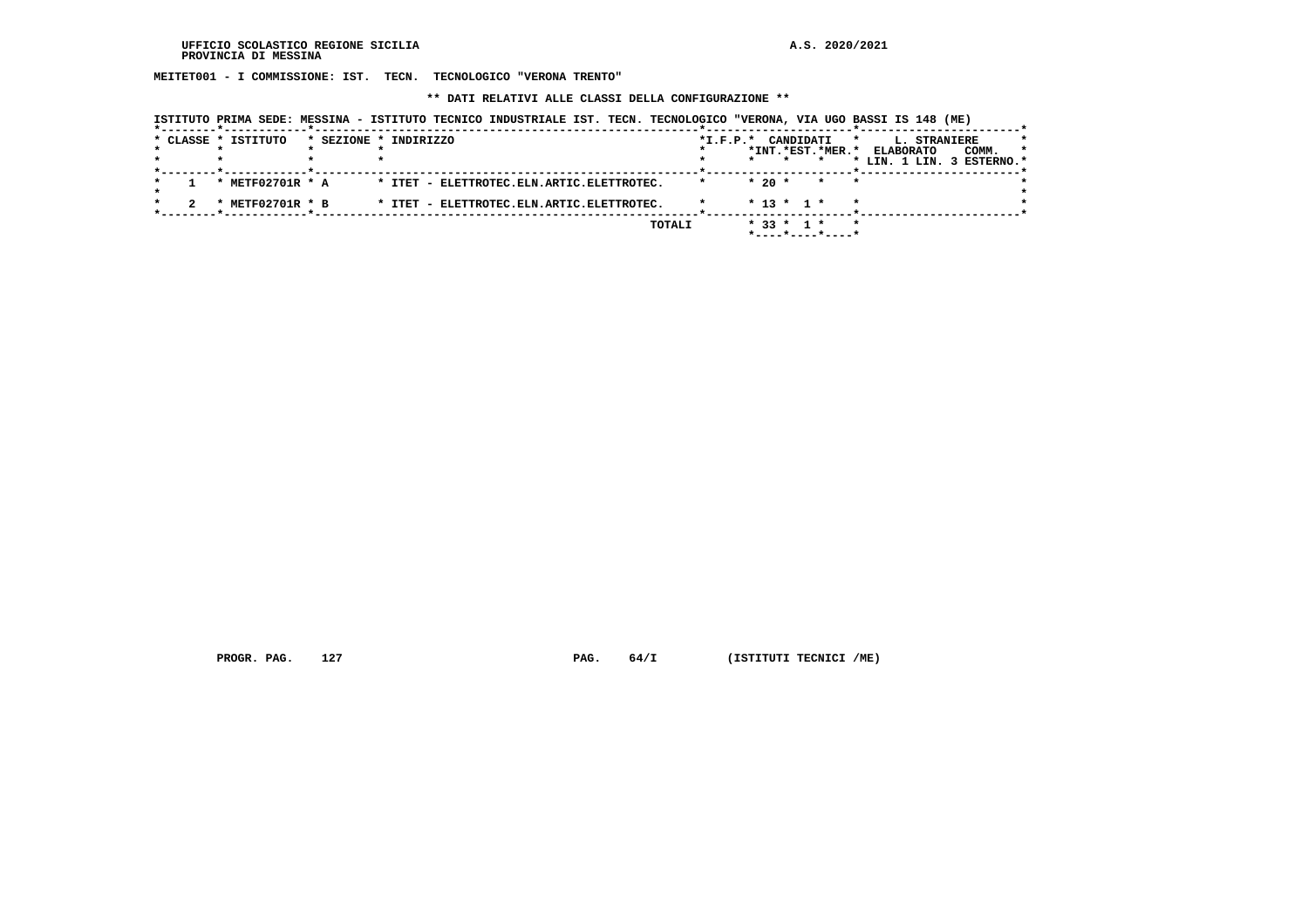MEITET001 - I COMMISSIONE: IST. TECN. TECNOLOGICO "VERONA TRENTO"

** DATI RELATIVI ALLE CLASSI DELLA CONFIGURAZIONE **

ISTITUTO PRIMA SEDE: MESSINA - ISTITUTO TECNICO INDUSTRIALE IST. TECN. TECNOLOGICO "VERONA, VIA UGO BASSI IS 148 (ME)

| CLASSE | ISTITUTO | SEZIONE | INDIRIZZO | I.F.P. | CANDIDATI INT. | CANDIDATI EST. | CANDIDATI MER. | L. STRANIERE ELABORATO LIN. 1 | LIN. 3 | COMM. ESTERNO |
|---|---|---|---|---|---|---|---|---|---|---|
| 1 | METF02701R | A | ITET - ELETTROTEC.ELN.ARTIC.ELETTROTEC. | | 20 | | | | | |
| 2 | METF02701R | B | ITET - ELETTROTEC.ELN.ARTIC.ELETTROTEC. | | 13 | 1 | | | | |
| | | | TOTALI | | 33 | 1 | | | | |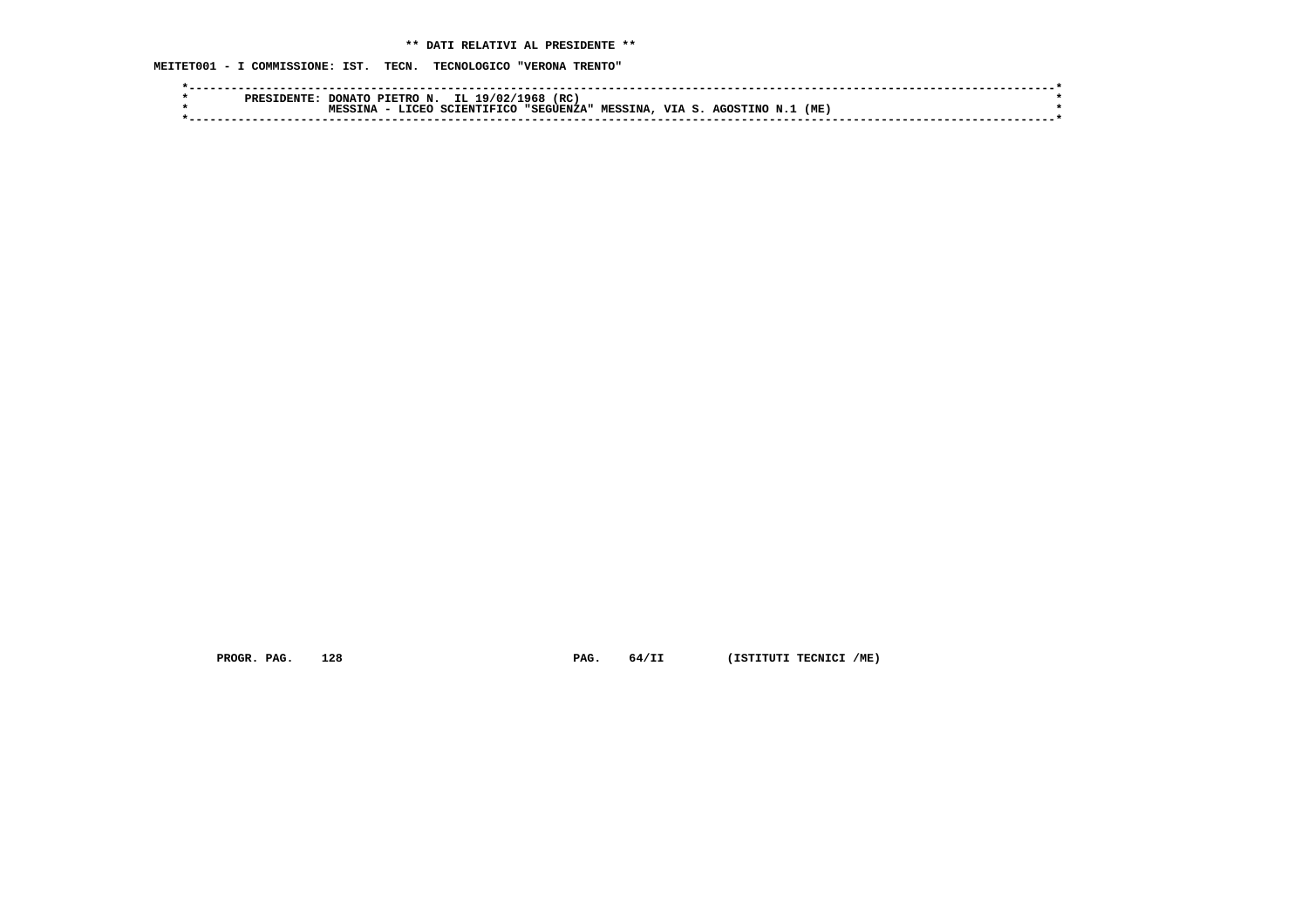**\*\* DATI RELATIVI AL PRESIDENTE \*\***

**MEITET001 - I COMMISSIONE: IST. TECN. TECNOLOGICO "VERONA TRENTO"**

```
*----------------------------------------------------------------------------------------------------------------------*
*        PRESIDENTE: DONATO PIETRO N.  IL 19/02/1968 (RC)                                                              *
*                    MESSINA - LICEO SCIENTIFICO "SEGUENZA" MESSINA, VIA S. AGOSTINO N.1 (ME)                          *
*----------------------------------------------------------------------------------------------------------------------*
```

PROGR. PAG. 128 PAG. 64/II (ISTITUTI TECNICI /ME)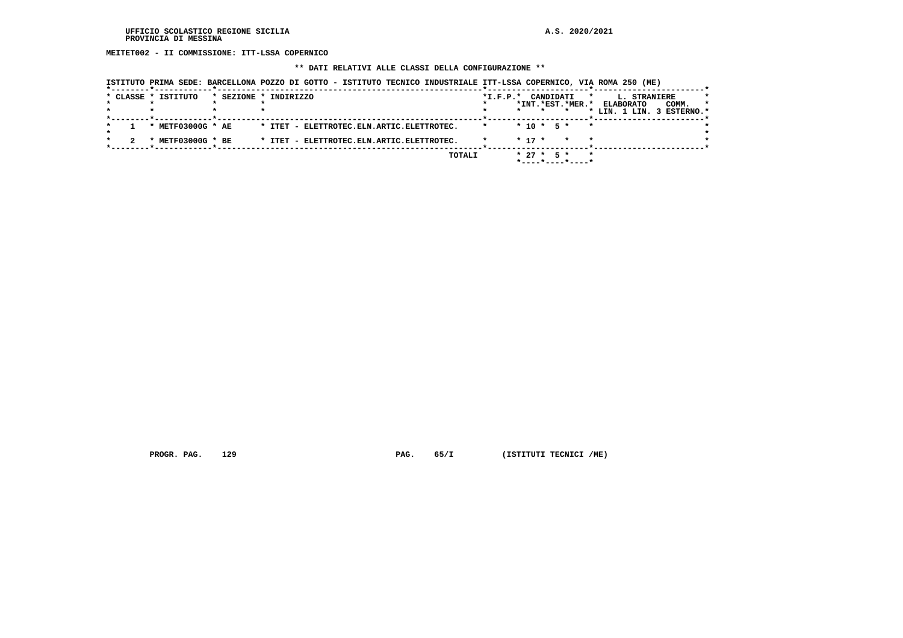**MEITET002 - II COMMISSIONE: ITT-LSSA COPERNICO**

**\*\* DATI RELATIVI ALLE CLASSI DELLA CONFIGURAZIONE \*\***

ISTITUTO PRIMA SEDE: BARCELLONA POZZO DI GOTTO - ISTITUTO TECNICO INDUSTRIALE ITT-LSSA COPERNICO, VIA ROMA 250 (ME)

| CLASSE | ISTITUTO | SEZIONE | INDIRIZZO | I.F.P. | CANDIDATI INT. | CANDIDATI EST. | CANDIDATI MER. | L. STRANIERE ELABORATO LIN. 1 | L. STRANIERE ELABORATO LIN. 3 | COMM. ESTERNO |
|---|---|---|---|---|---|---|---|---|---|---|
| 1 | METF03000G | AE | ITET - ELETTROTEC.ELN.ARTIC.ELETTROTEC. | | 10 | 5 | | | | |
| 2 | METF03000G | BE | ITET - ELETTROTEC.ELN.ARTIC.ELETTROTEC. | | 17 | | | | | |
| | | | TOTALI | | 27 | 5 | | | | |

PROGR. PAG. 129 PAG. 65/I (ISTITUTI TECNICI /ME)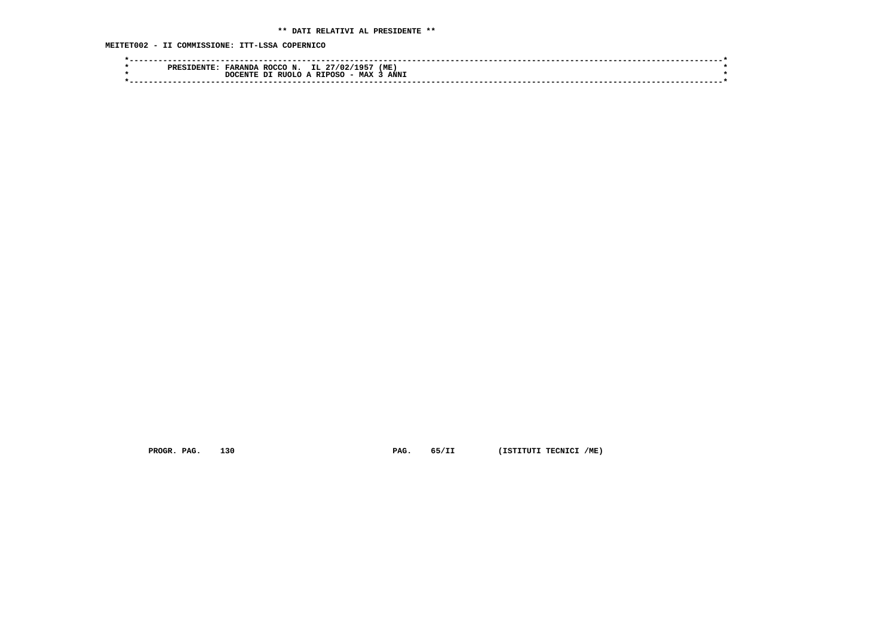**\*\* DATI RELATIVI AL PRESIDENTE \*\***

**MEITET002 - II COMMISSIONE: ITT-LSSA COPERNICO**

```
*----------------------------------------------------------------------------------------------------------------------*
*        PRESIDENTE: FARANDA ROCCO N.  IL 27/02/1957 (ME)                                                              *
*                    DOCENTE DI RUOLO A RIPOSO - MAX 3 ANNI                                                            *
*----------------------------------------------------------------------------------------------------------------------*
```

PROGR. PAG. 130 PAG. 65/II (ISTITUTI TECNICI /ME)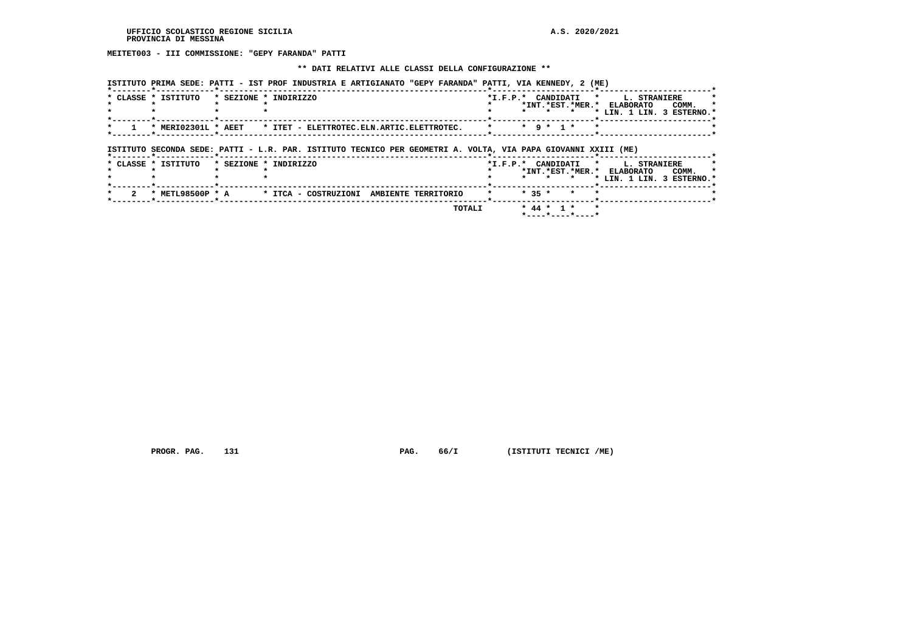UFFICIO SCOLASTICO REGIONE SICILIA
PROVINCIA DI MESSINA

A.S. 2020/2021

**MEITET003 - III COMMISSIONE: "GEPY FARANDA" PATTI**

**\*\* DATI RELATIVI ALLE CLASSI DELLA CONFIGURAZIONE \*\***

ISTITUTO PRIMA SEDE: PATTI - IST PROF INDUSTRIA E ARTIGIANATO "GEPY FARANDA" PATTI, VIA KENNEDY, 2 (ME)

| CLASSE | ISTITUTO | SEZIONE | INDIRIZZO | I.F.P. | CANDIDATI INT. | CANDIDATI EST. | CANDIDATI MER. | ELABORATO | L. STRANIERE COMM. LIN. 1 | LIN. 3 | ESTERNO |
|---|---|---|---|---|---|---|---|---|---|---|---|
| 1 | MERI02301L | AEET | ITET - ELETTROTEC.ELN.ARTIC.ELETTROTEC. | | 9 | 1 | | | | | |

ISTITUTO SECONDA SEDE: PATTI - L.R. PAR. ISTITUTO TECNICO PER GEOMETRI A. VOLTA, VIA PAPA GIOVANNI XXIII (ME)

| CLASSE | ISTITUTO | SEZIONE | INDIRIZZO | I.F.P. | CANDIDATI INT. | CANDIDATI EST. | CANDIDATI MER. | ELABORATO | L. STRANIERE COMM. LIN. 1 | LIN. 3 | ESTERNO |
|---|---|---|---|---|---|---|---|---|---|---|---|
| 2 | METL98500P | A | ITCA - COSTRUZIONI AMBIENTE TERRITORIO | | 35 | | | | | | |
| | | | TOTALI | | 44 | 1 | | | | | |

PROGR. PAG. 131 PAG. 66/I (ISTITUTI TECNICI /ME)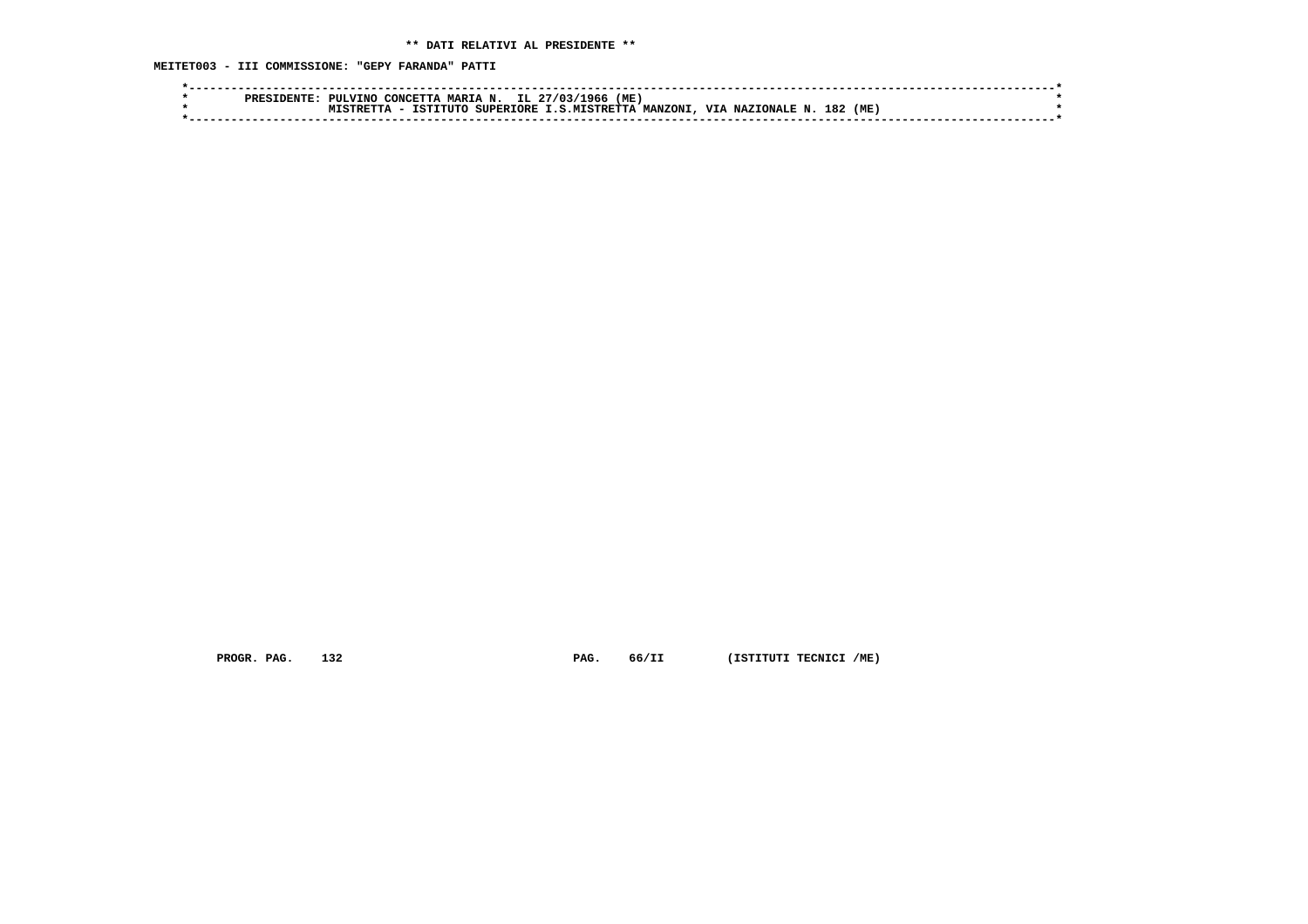**\*\* DATI RELATIVI AL PRESIDENTE \*\***

**MEITET003 - III COMMISSIONE: "GEPY FARANDA" PATTI**

```
*------------------------------------------------------------------------------------------------------------------------*
*        PRESIDENTE: PULVINO CONCETTA MARIA N.  IL 27/03/1966 (ME)                                                        *
*                    MISTRETTA - ISTITUTO SUPERIORE I.S.MISTRETTA MANZONI, VIA NAZIONALE N. 182 (ME)                     *
*------------------------------------------------------------------------------------------------------------------------*
```

PROGR. PAG. 132 PAG. 66/II (ISTITUTI TECNICI /ME)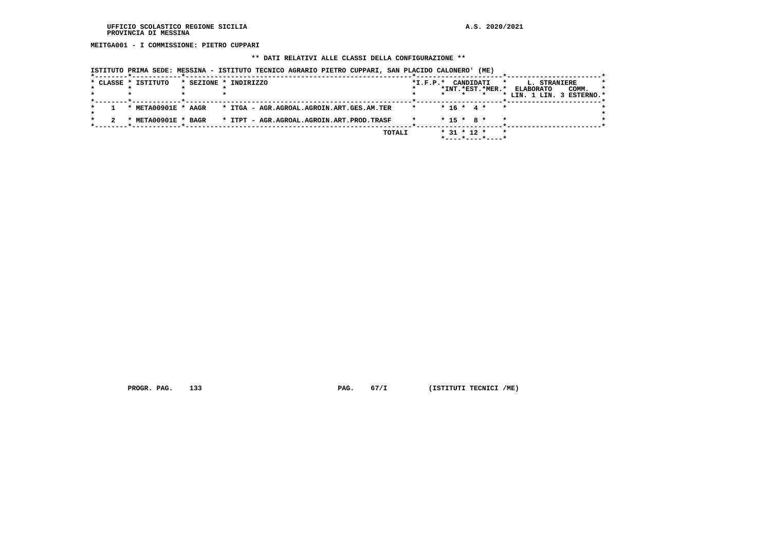UFFICIO SCOLASTICO REGIONE SICILIA
PROVINCIA DI MESSINA

A.S. 2020/2021

**MEITGA001 - I COMMISSIONE: PIETRO CUPPARI**

**\*\* DATI RELATIVI ALLE CLASSI DELLA CONFIGURAZIONE \*\***

ISTITUTO PRIMA SEDE: MESSINA - ISTITUTO TECNICO AGRARIO PIETRO CUPPARI, SAN PLACIDO CALONERO' (ME)

| CLASSE | ISTITUTO | SEZIONE | INDIRIZZO | I.F.P. | CANDIDATI INT. | CANDIDATI EST. | CANDIDATI MER. | L. STRANIERE ELABORATO LIN. 1 | LIN. 3 | COMM. ESTERNO |
|---|---|---|---|---|---|---|---|---|---|---|
| 1 | META00901E | AAGR | ITGA - AGR.AGROAL.AGROIN.ART.GES.AM.TER | | 16 | 4 | | | | |
| 2 | META00901E | BAGR | ITPT - AGR.AGROAL.AGROIN.ART.PROD.TRASF | | 15 | 8 | | | | |
| | | | TOTALI | | 31 | 12 | | | | |

PROGR. PAG. 133 PAG. 67/I (ISTITUTI TECNICI /ME)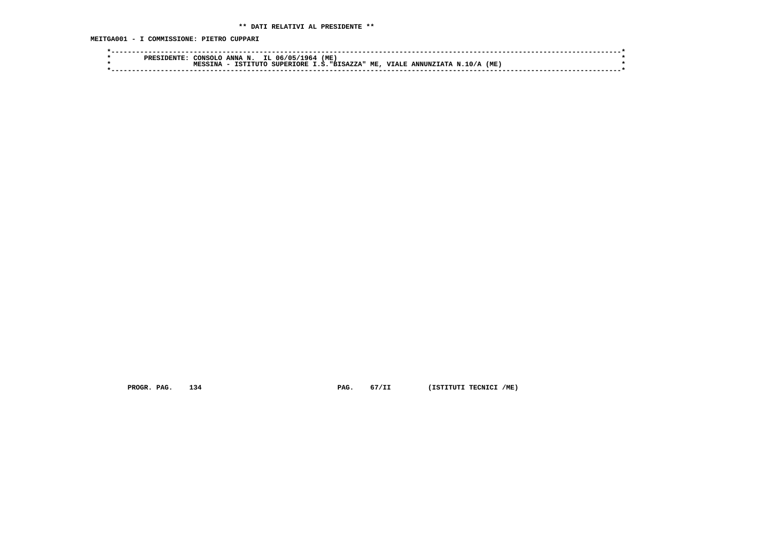** DATI RELATIVI AL PRESIDENTE **

MEITGA001 - I COMMISSIONE: PIETRO CUPPARI

```
*----------------------------------------------------------------------------------------------------------------------*
*        PRESIDENTE: CONSOLO ANNA N.  IL 06/05/1964 (ME)                                                               *
*                    MESSINA - ISTITUTO SUPERIORE I.S."BISAZZA" ME, VIALE ANNUNZIATA N.10/A (ME)                       *
*----------------------------------------------------------------------------------------------------------------------*
```

PROGR. PAG. 134 PAG. 67/II (ISTITUTI TECNICI /ME)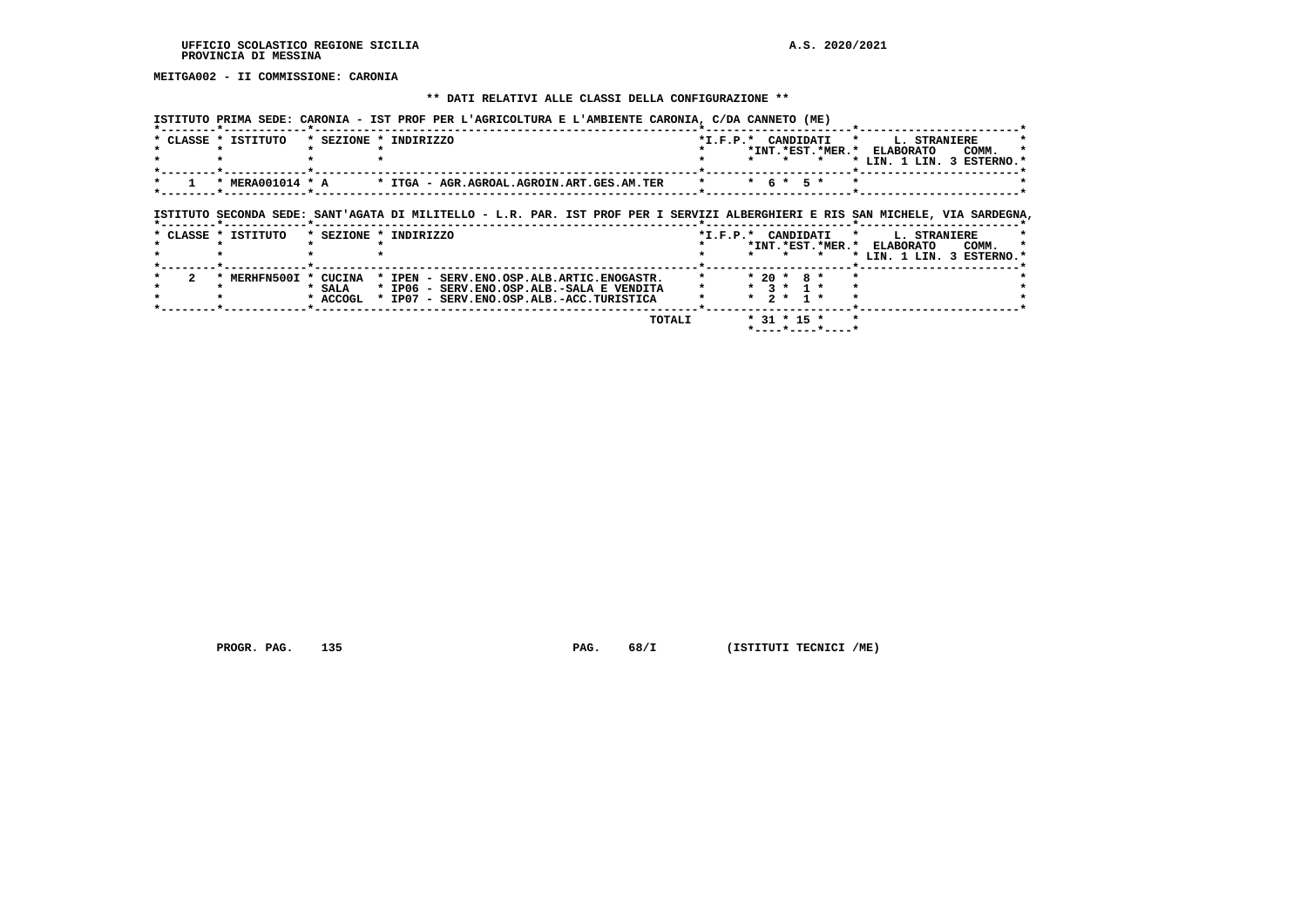UFFICIO SCOLASTICO REGIONE SICILIA
PROVINCIA DI MESSINA

A.S. 2020/2021

**MEITGA002 - II COMMISSIONE: CARONIA**

**\*\* DATI RELATIVI ALLE CLASSI DELLA CONFIGURAZIONE \*\***

ISTITUTO PRIMA SEDE: CARONIA - IST PROF PER L'AGRICOLTURA E L'AMBIENTE CARONIA, C/DA CANNETO (ME)

| CLASSE | ISTITUTO | SEZIONE | INDIRIZZO | I.F.P. | CANDIDATI INT. | CANDIDATI EST. | CANDIDATI MER. | L. STRANIERE ELABORATO LIN. 1 | LIN. 3 | COMM. ESTERNO |
|---|---|---|---|---|---|---|---|---|---|---|
| 1 | MERA001014 | A | ITGA - AGR.AGROAL.AGROIN.ART.GES.AM.TER | | 6 | 5 | | | | |

ISTITUTO SECONDA SEDE: SANT'AGATA DI MILITELLO - L.R. PAR. IST PROF PER I SERVIZI ALBERGHIERI E RIS SAN MICHELE, VIA SARDEGNA,

| CLASSE | ISTITUTO | SEZIONE | INDIRIZZO | I.F.P. | CANDIDATI INT. | CANDIDATI EST. | CANDIDATI MER. | L. STRANIERE ELABORATO LIN. 1 | LIN. 3 | COMM. ESTERNO |
|---|---|---|---|---|---|---|---|---|---|---|
| 2 | MERHFN500I | CUCINA | IPEN - SERV.ENO.OSP.ALB.ARTIC.ENOGASTR. | | 20 | 8 | | | | |
| | | SALA | IP06 - SERV.ENO.OSP.ALB.-SALA E VENDITA | | 3 | 1 | | | | |
| | | ACCOGL | IP07 - SERV.ENO.OSP.ALB.-ACC.TURISTICA | | 2 | 1 | | | | |
| | | | TOTALI | | 31 | 15 | | | | |

PROGR. PAG. 135 PAG. 68/I (ISTITUTI TECNICI /ME)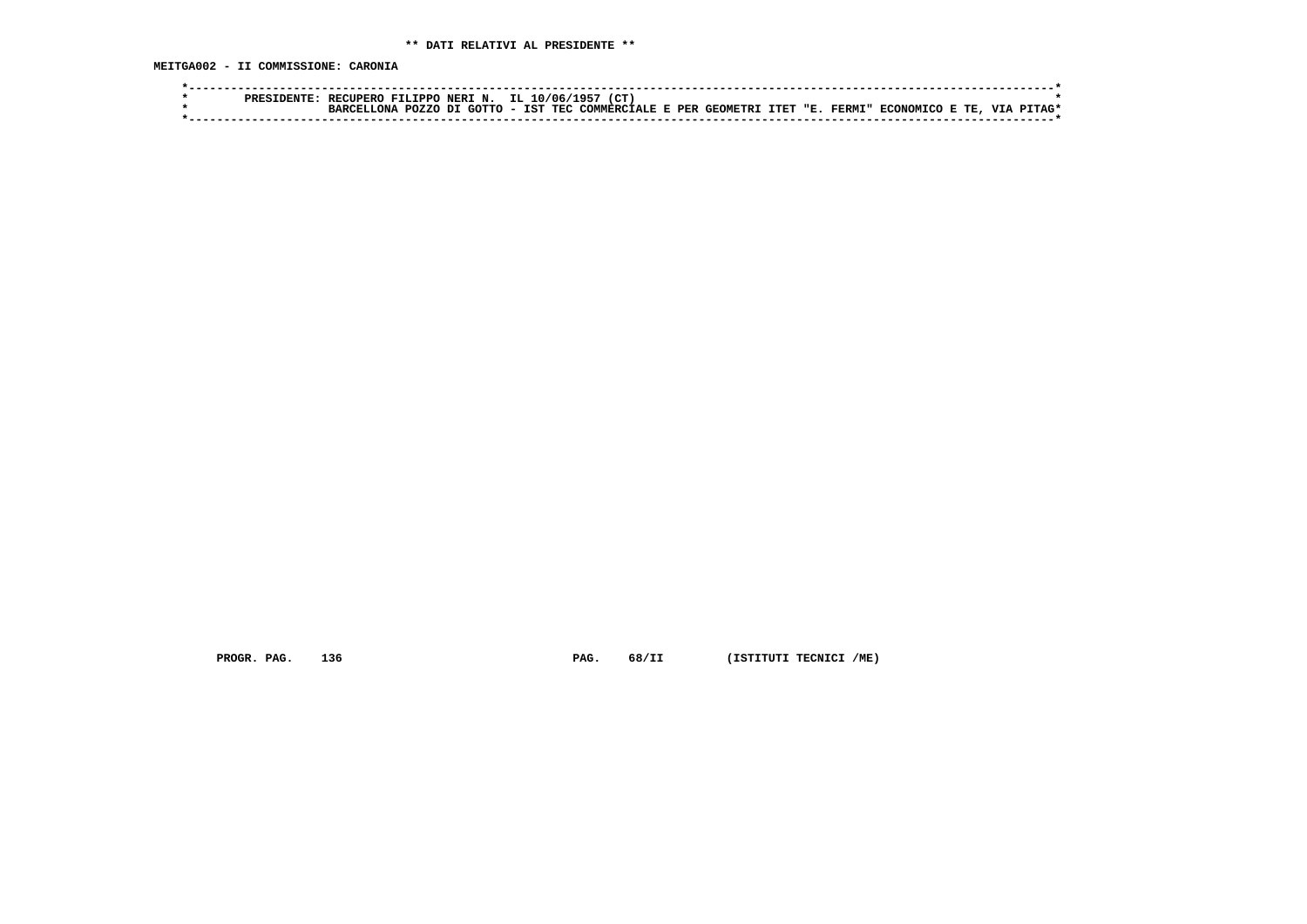**\*\* DATI RELATIVI AL PRESIDENTE \*\***

**MEITGA002 - II COMMISSIONE: CARONIA**

```
*------------------------------------------------------------------------------------------------------------------------*
*        PRESIDENTE: RECUPERO FILIPPO NERI N.  IL 10/06/1957 (CT)                                                        *
*                    BARCELLONA POZZO DI GOTTO - IST TEC COMMERCIALE E PER GEOMETRI ITET "E. FERMI" ECONOMICO E TE, VIA PITAG*
*------------------------------------------------------------------------------------------------------------------------*
```

PROGR. PAG. 136 PAG. 68/II (ISTITUTI TECNICI /ME)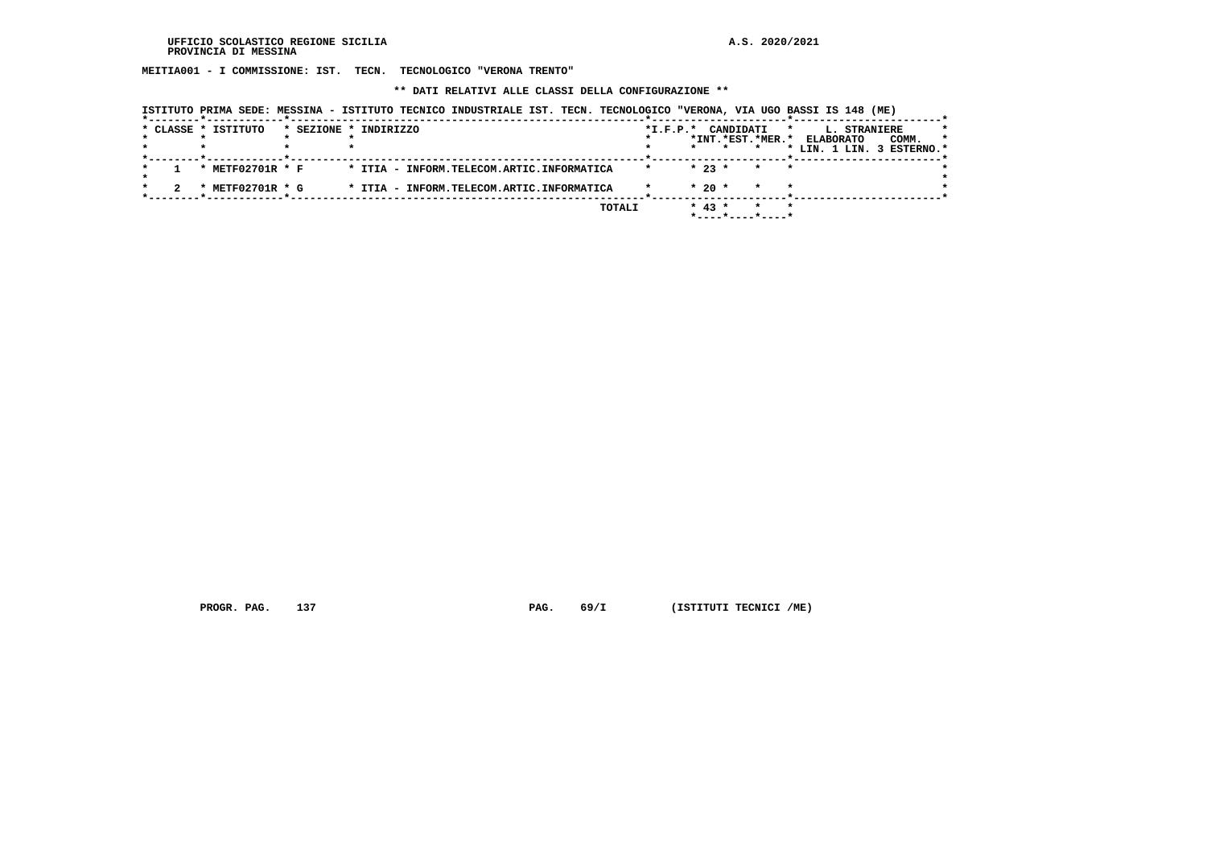UFFICIO SCOLASTICO REGIONE SICILIA A.S. 2020/2021
PROVINCIA DI MESSINA

**MEITIA001 - I COMMISSIONE: IST. TECN. TECNOLOGICO "VERONA TRENTO"**

**\*\* DATI RELATIVI ALLE CLASSI DELLA CONFIGURAZIONE \*\***

ISTITUTO PRIMA SEDE: MESSINA - ISTITUTO TECNICO INDUSTRIALE IST. TECN. TECNOLOGICO "VERONA, VIA UGO BASSI IS 148 (ME)

| CLASSE | ISTITUTO | SEZIONE | INDIRIZZO | I.F.P. | CANDIDATI INT. | CANDIDATI EST. | CANDIDATI MER. | L. STRANIERE ELABORATO LIN. 1 | LIN. 3 | COMM. ESTERNO |
|---|---|---|---|---|---|---|---|---|---|---|
| 1 | METF02701R | F | ITIA - INFORM.TELECOM.ARTIC.INFORMATICA | | 23 | | | | | |
| 2 | METF02701R | G | ITIA - INFORM.TELECOM.ARTIC.INFORMATICA | | 20 | | | | | |
| | | | TOTALI | | 43 | | | | | |

PROGR. PAG. 137 PAG. 69/I (ISTITUTI TECNICI /ME)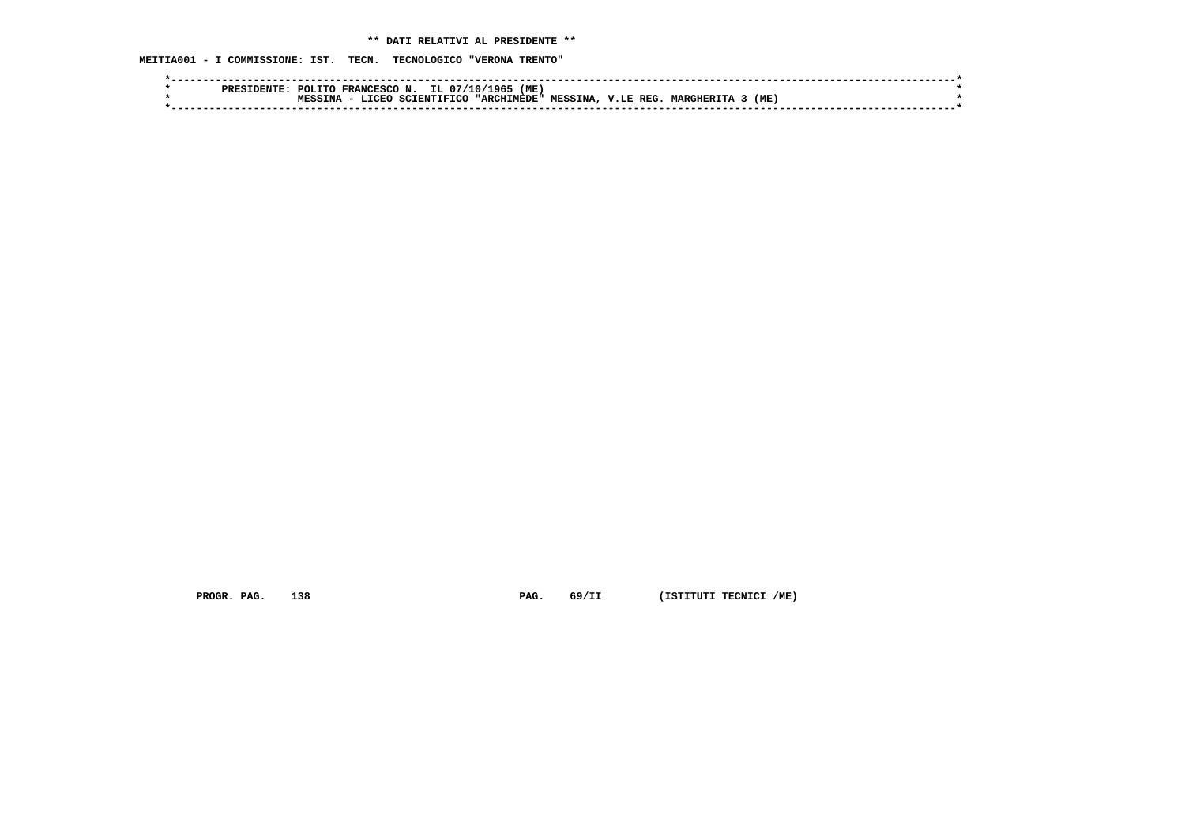**\*\* DATI RELATIVI AL PRESIDENTE \*\***

**MEITIA001 - I COMMISSIONE: IST. TECN. TECNOLOGICO "VERONA TRENTO"**

```
*----------------------------------------------------------------------------------------------------------------------*
*        PRESIDENTE: POLITO FRANCESCO N.  IL 07/10/1965 (ME)                                                            *
*                    MESSINA - LICEO SCIENTIFICO "ARCHIMEDE" MESSINA, V.LE REG. MARGHERITA 3 (ME)                       *
*----------------------------------------------------------------------------------------------------------------------*
```

**PROGR. PAG. 138 PAG. 69/II (ISTITUTI TECNICI /ME)**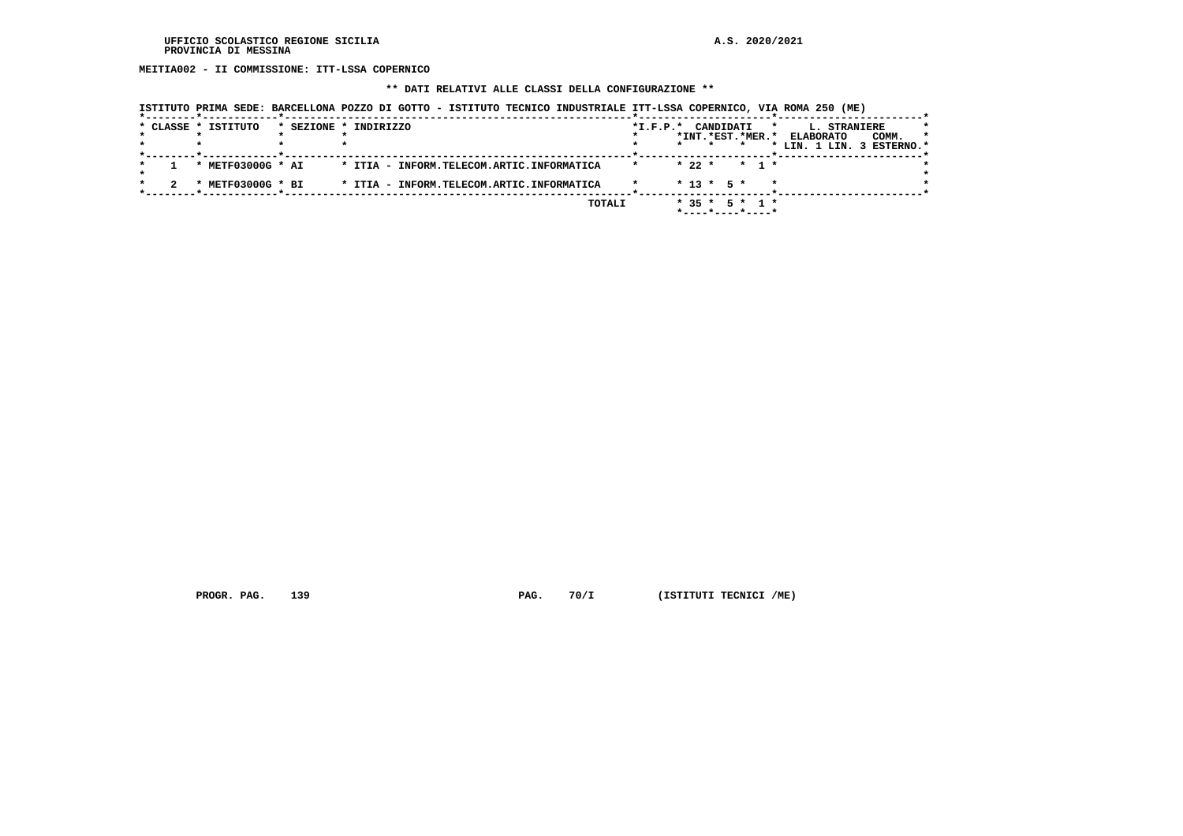UFFICIO SCOLASTICO REGIONE SICILIA
PROVINCIA DI MESSINA

A.S. 2020/2021

**MEITIA002 - II COMMISSIONE: ITT-LSSA COPERNICO**

**\*\* DATI RELATIVI ALLE CLASSI DELLA CONFIGURAZIONE \*\***

ISTITUTO PRIMA SEDE: BARCELLONA POZZO DI GOTTO - ISTITUTO TECNICO INDUSTRIALE ITT-LSSA COPERNICO, VIA ROMA 250 (ME)

| CLASSE | ISTITUTO | SEZIONE | INDIRIZZO | I.F.P. | CANDIDATI INT. | CANDIDATI EST. | CANDIDATI MER. | L. STRANIERE ELABORATO LIN. 1 | L. STRANIERE ELABORATO LIN. 3 | COMM. ESTERNO |
|---|---|---|---|---|---|---|---|---|---|---|
| 1 | METF03000G | AI | ITIA - INFORM.TELECOM.ARTIC.INFORMATICA | | 22 | | 1 | | | |
| 2 | METF03000G | BI | ITIA - INFORM.TELECOM.ARTIC.INFORMATICA | | 13 | 5 | | | | |
| | | | TOTALI | | 35 | 5 | 1 | | | |

PROGR. PAG. 139 PAG. 70/I (ISTITUTI TECNICI /ME)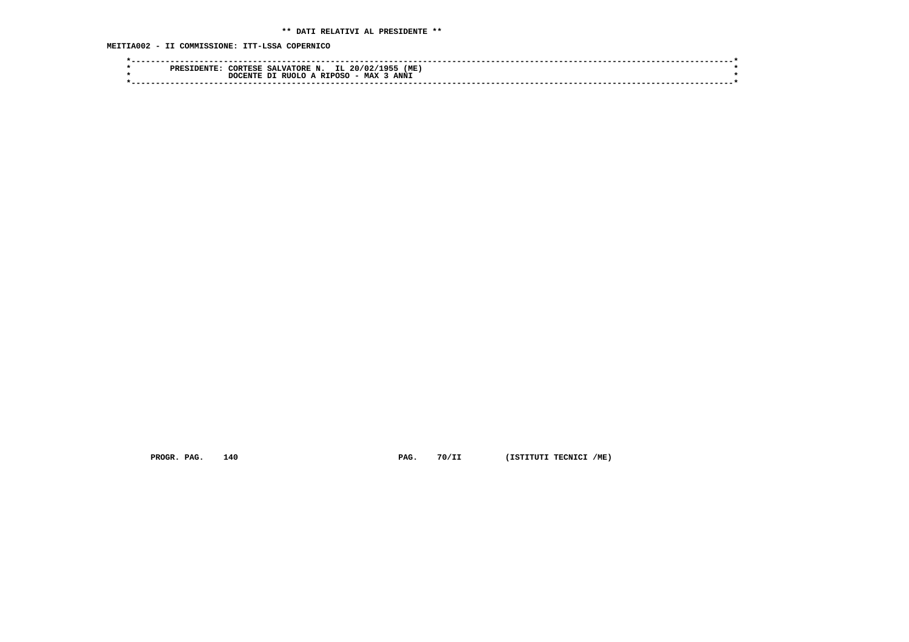** DATI RELATIVI AL PRESIDENTE **

**MEITIA002 - II COMMISSIONE: ITT-LSSA COPERNICO**

```
*-----------------------------------------------------------------------------------------------------------------------*
*        PRESIDENTE: CORTESE SALVATORE N.  IL 20/02/1955 (ME)                                                           *
*                    DOCENTE DI RUOLO A RIPOSO - MAX 3 ANNI                                                             *
*-----------------------------------------------------------------------------------------------------------------------*
```

PROGR. PAG. 140 PAG. 70/II (ISTITUTI TECNICI /ME)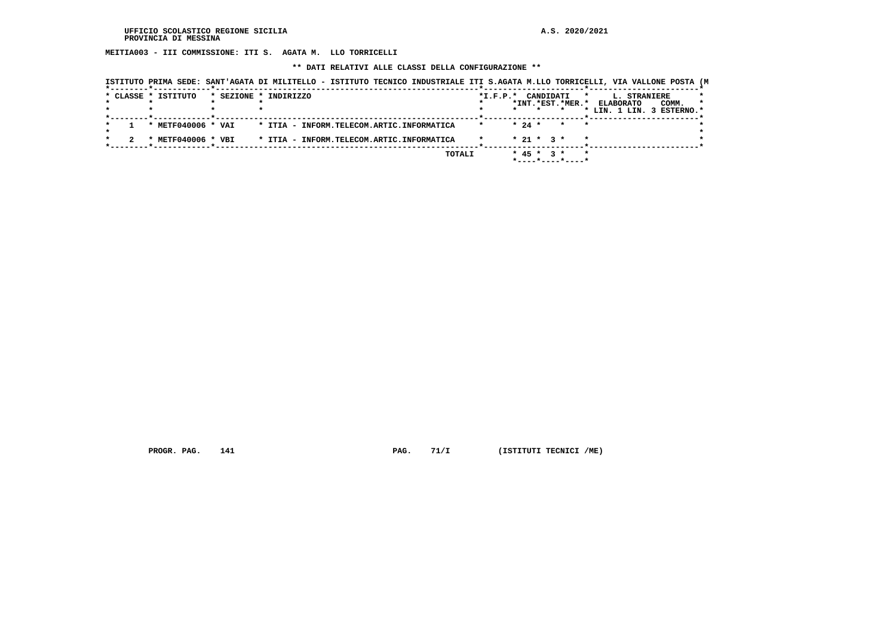UFFICIO SCOLASTICO REGIONE SICILIA
PROVINCIA DI MESSINA

A.S. 2020/2021

**MEITIA003 - III COMMISSIONE: ITI S. AGATA M. LLO TORRICELLI**

**\*\* DATI RELATIVI ALLE CLASSI DELLA CONFIGURAZIONE \*\***

ISTITUTO PRIMA SEDE: SANT'AGATA DI MILITELLO - ISTITUTO TECNICO INDUSTRIALE ITI S.AGATA M.LLO TORRICELLI, VIA VALLONE POSTA (M

| CLASSE | ISTITUTO | SEZIONE | INDIRIZZO | I.F.P. | CANDIDATI INT. | CANDIDATI EST. | CANDIDATI MER. | L. STRANIERE ELABORATO LIN. 1 | L. STRANIERE ELABORATO LIN. 3 | COMM. ESTERNO |
|---|---|---|---|---|---|---|---|---|---|---|
| 1 | METF040006 | VAI | ITIA - INFORM.TELECOM.ARTIC.INFORMATICA | | 24 | | | | | |
| 2 | METF040006 | VBI | ITIA - INFORM.TELECOM.ARTIC.INFORMATICA | | 21 | 3 | | | | |
| | | | TOTALI | | 45 | 3 | | | | |

PROGR. PAG. 141 PAG. 71/I (ISTITUTI TECNICI /ME)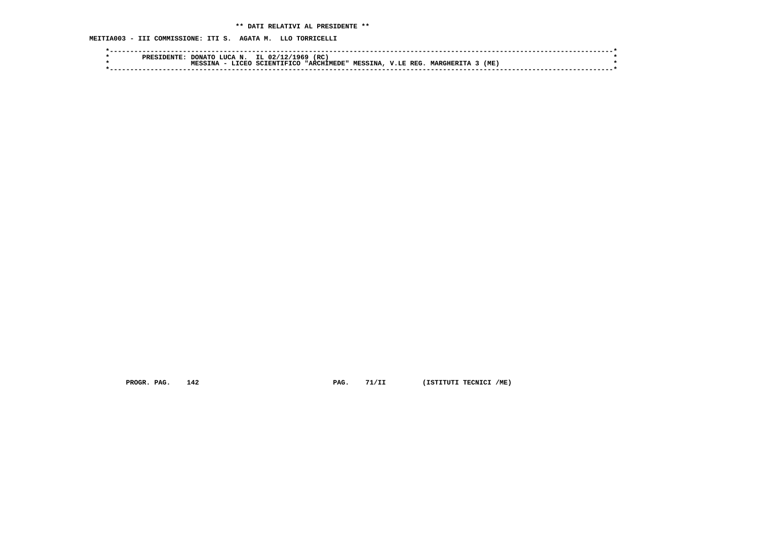**\*\* DATI RELATIVI AL PRESIDENTE \*\***

**MEITIA003 - III COMMISSIONE: ITI S. AGATA M. LLO TORRICELLI**

```
*-----------------------------------------------------------------------------------------------------------------*
*        PRESIDENTE: DONATO LUCA N.  IL 02/12/1969 (RC)                                                           *
*                    MESSINA - LICEO SCIENTIFICO "ARCHIMEDE" MESSINA, V.LE REG. MARGHERITA 3 (ME)                 *
*-----------------------------------------------------------------------------------------------------------------*
```

PROGR. PAG. 142 PAG. 71/II (ISTITUTI TECNICI /ME)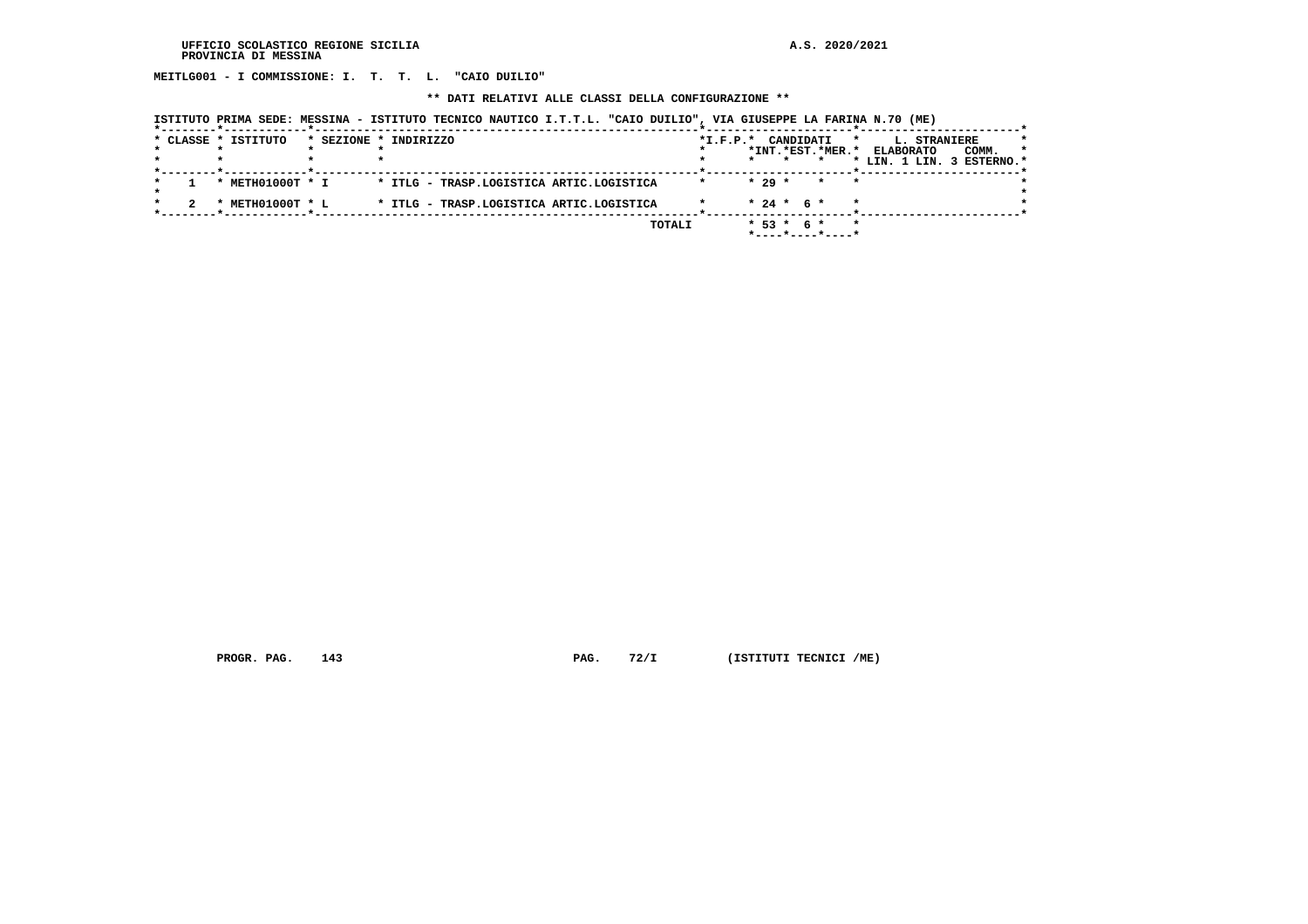UFFICIO SCOLASTICO REGIONE SICILIA
PROVINCIA DI MESSINA

A.S. 2020/2021

**MEITLG001 - I COMMISSIONE: I. T. T. L. "CAIO DUILIO"**

**\*\* DATI RELATIVI ALLE CLASSI DELLA CONFIGURAZIONE \*\***

ISTITUTO PRIMA SEDE: MESSINA - ISTITUTO TECNICO NAUTICO I.T.T.L. "CAIO DUILIO", VIA GIUSEPPE LA FARINA N.70 (ME)

| CLASSE | ISTITUTO | SEZIONE | INDIRIZZO | I.F.P. | CANDIDATI INT. | CANDIDATI EST. | CANDIDATI MER. | L. STRANIERE ELABORATO LIN. 1 | L. STRANIERE ELABORATO LIN. 3 | COMM. ESTERNO |
|---|---|---|---|---|---|---|---|---|---|---|
| 1 | METH01000T | I | ITLG - TRASP.LOGISTICA ARTIC.LOGISTICA | | 29 | | | | | |
| 2 | METH01000T | L | ITLG - TRASP.LOGISTICA ARTIC.LOGISTICA | | 24 | 6 | | | | |
| | | | TOTALI | | 53 | 6 | | | | |

PROGR. PAG. 143 PAG. 72/I (ISTITUTI TECNICI /ME)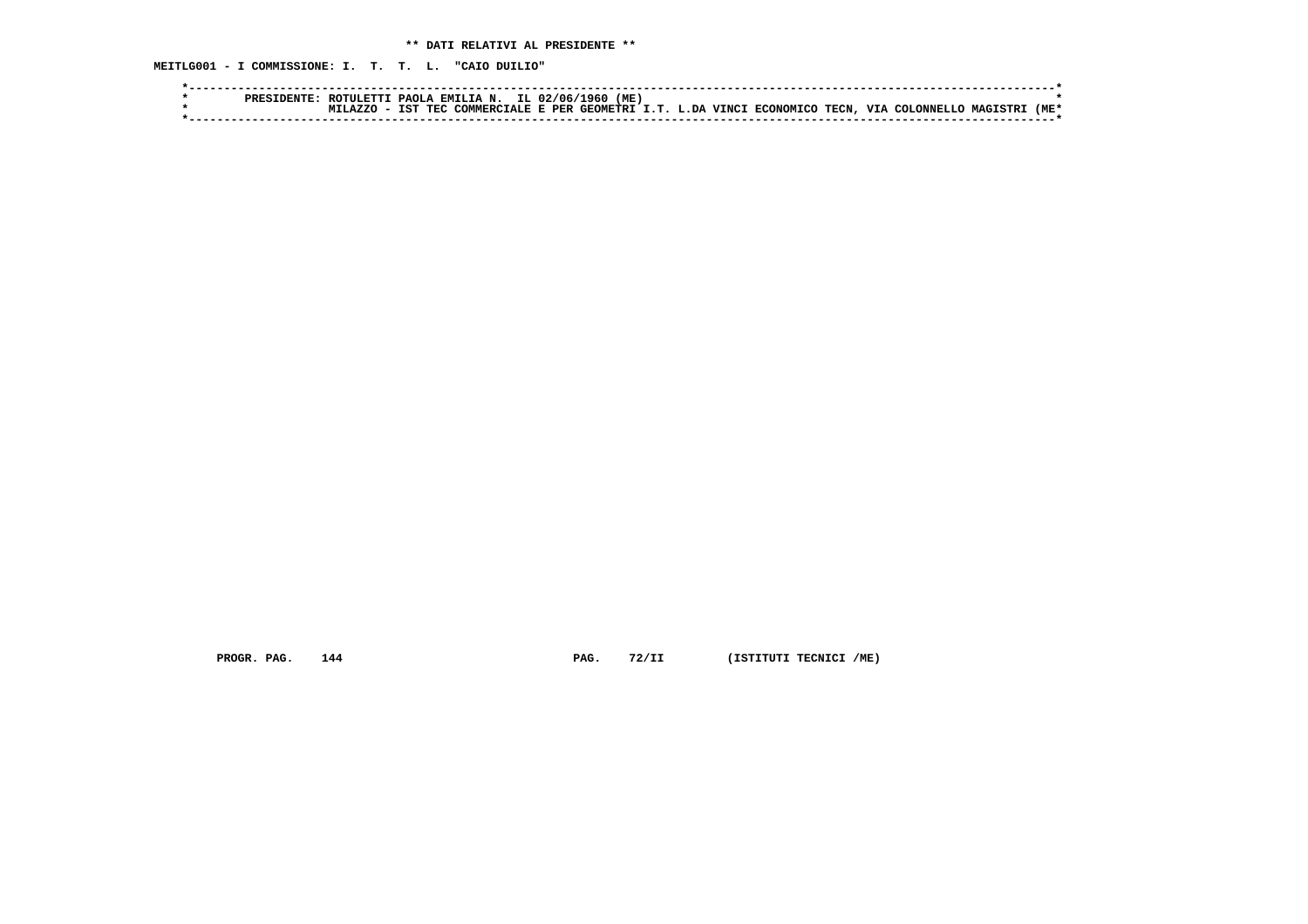**\*\* DATI RELATIVI AL PRESIDENTE \*\***

**MEITLG001 - I COMMISSIONE: I. T. T. L. "CAIO DUILIO"**

```
*---------------------------------------------------------------------------------------------------------------------*
*        PRESIDENTE: ROTULETTI PAOLA EMILIA N.  IL 02/06/1960 (ME)                                                    *
*                    MILAZZO - IST TEC COMMERCIALE E PER GEOMETRI I.T. L.DA VINCI ECONOMICO TECN, VIA COLONNELLO MAGISTRI (ME*
*---------------------------------------------------------------------------------------------------------------------*
```

PROGR. PAG. 144 PAG. 72/II (ISTITUTI TECNICI /ME)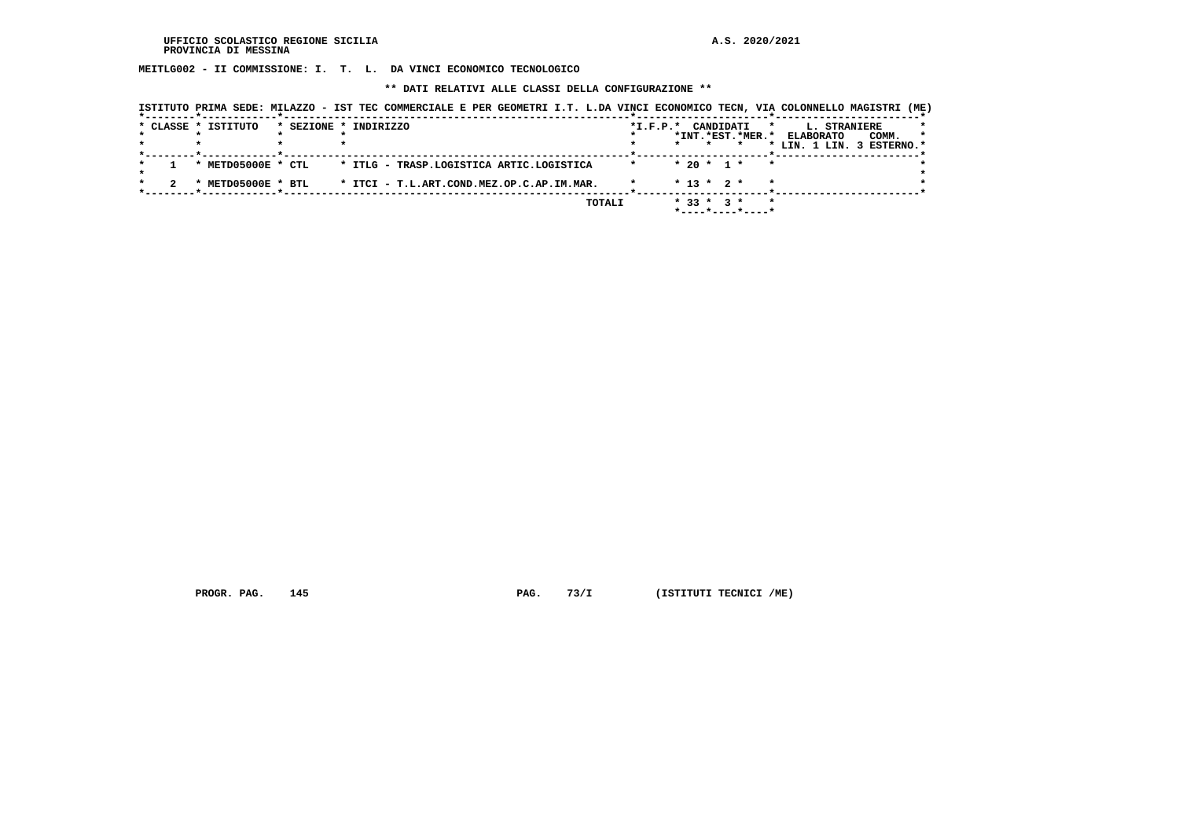UFFICIO SCOLASTICO REGIONE SICILIA
PROVINCIA DI MESSINA

A.S. 2020/2021

**MEITLG002 - II COMMISSIONE: I. T. L. DA VINCI ECONOMICO TECNOLOGICO**

**\*\* DATI RELATIVI ALLE CLASSI DELLA CONFIGURAZIONE \*\***

ISTITUTO PRIMA SEDE: MILAZZO - IST TEC COMMERCIALE E PER GEOMETRI I.T. L.DA VINCI ECONOMICO TECN, VIA COLONNELLO MAGISTRI (ME)

| CLASSE | ISTITUTO | SEZIONE | INDIRIZZO | I.F.P. | CANDIDATI INT. | CANDIDATI EST. | CANDIDATI MER. | L. STRANIERE ELABORATO LIN. 1 | L. STRANIERE ELABORATO LIN. 3 | COMM. ESTERNO |
|---|---|---|---|---|---|---|---|---|---|---|
| 1 | METD05000E | CTL | ITLG - TRASP.LOGISTICA ARTIC.LOGISTICA | | 20 | 1 | | | | |
| 2 | METD05000E | BTL | ITCI - T.L.ART.COND.MEZ.OP.C.AP.IM.MAR. | | 13 | 2 | | | | |
| | | | TOTALI | | 33 | 3 | | | | |

PROGR. PAG. 145 PAG. 73/I (ISTITUTI TECNICI /ME)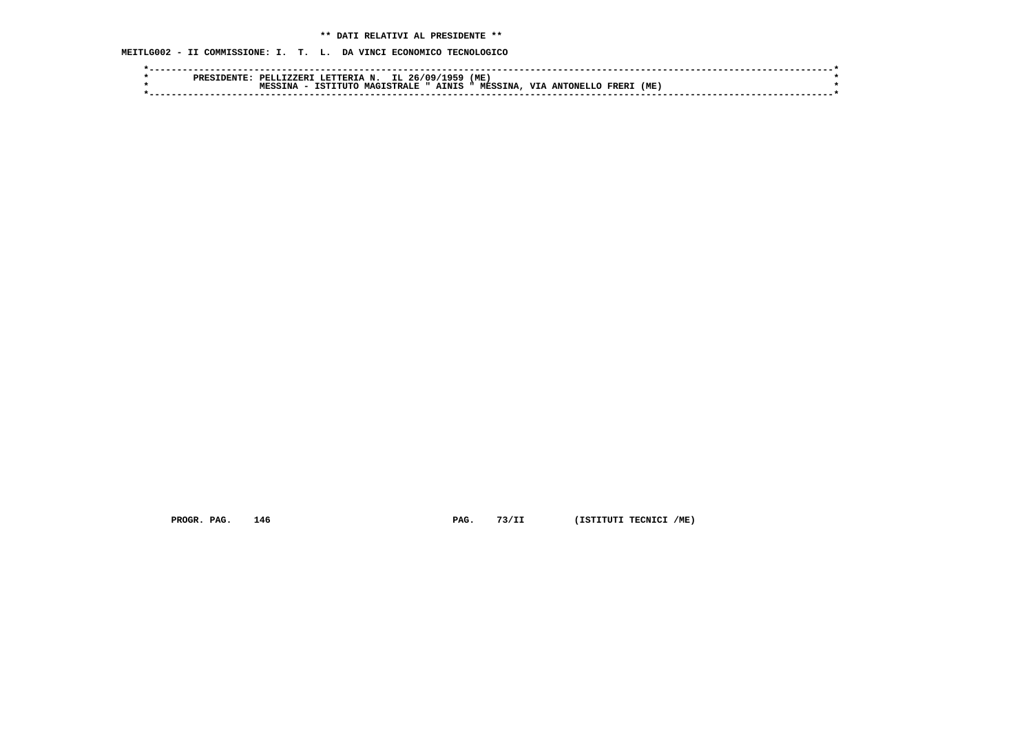** DATI RELATIVI AL PRESIDENTE **

MEITLG002 - II COMMISSIONE: I. T. L. DA VINCI ECONOMICO TECNOLOGICO

```
*----------------------------------------------------------------------------------------------------------------------*
*        PRESIDENTE: PELLIZZERI LETTERIA N.  IL 26/09/1959 (ME)                                                        *
*                    MESSINA - ISTITUTO MAGISTRALE " AINIS " MESSINA, VIA ANTONELLO FRERI (ME)                         *
*----------------------------------------------------------------------------------------------------------------------*
```

PROGR. PAG. 146 PAG. 73/II (ISTITUTI TECNICI /ME)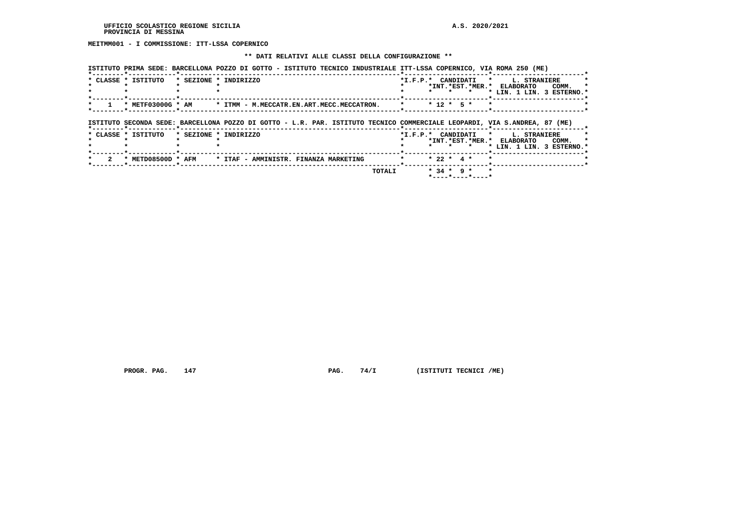UFFICIO SCOLASTICO REGIONE SICILIA  
PROVINCIA DI MESSINA

A.S. 2020/2021

**MEITMM001 - I COMMISSIONE: ITT-LSSA COPERNICO**

**\*\* DATI RELATIVI ALLE CLASSI DELLA CONFIGURAZIONE \*\***

ISTITUTO PRIMA SEDE: BARCELLONA POZZO DI GOTTO - ISTITUTO TECNICO INDUSTRIALE ITT-LSSA COPERNICO, VIA ROMA 250 (ME)

| CLASSE | ISTITUTO | SEZIONE | INDIRIZZO | I.F.P. | CANDIDATI INT. | CANDIDATI EST. | CANDIDATI MER. | L. STRANIERE ELABORATO LIN. 1 | L. STRANIERE LIN. 3 | COMM. ESTERNO |
|---|---|---|---|---|---|---|---|---|---|---|
| 1 | METF03000G | AM | ITMM - M.MECCATR.EN.ART.MECC.MECCATRON. | | 12 | 5 | | | | |

ISTITUTO SECONDA SEDE: BARCELLONA POZZO DI GOTTO - L.R. PAR. ISTITUTO TECNICO COMMERCIALE LEOPARDI, VIA S.ANDREA, 87 (ME)

| CLASSE | ISTITUTO | SEZIONE | INDIRIZZO | I.F.P. | CANDIDATI INT. | CANDIDATI EST. | CANDIDATI MER. | L. STRANIERE ELABORATO LIN. 1 | L. STRANIERE LIN. 3 | COMM. ESTERNO |
|---|---|---|---|---|---|---|---|---|---|---|
| 2 | METD08500D | AFM | ITAF - AMMINISTR. FINANZA MARKETING | | 22 | 4 | | | | |
| | | | TOTALI | | 34 | 9 | | | | |

PROGR. PAG. 147  PAG. 74/I  (ISTITUTI TECNICI /ME)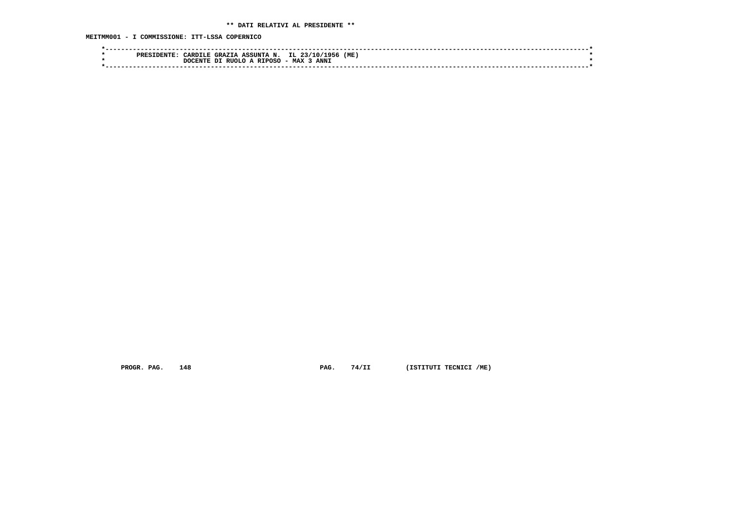**\*\* DATI RELATIVI AL PRESIDENTE \*\***

**MEITMM001 - I COMMISSIONE: ITT-LSSA COPERNICO**

```
*-----------------------------------------------------------------------------------------------------------------------------*
*        PRESIDENTE: CARDILE GRAZIA ASSUNTA N.  IL 23/10/1956 (ME)                                                            *
*                    DOCENTE DI RUOLO A RIPOSO - MAX 3 ANNI                                                                   *
*-----------------------------------------------------------------------------------------------------------------------------*
```

**PROGR. PAG. 148 PAG. 74/II (ISTITUTI TECNICI /ME)**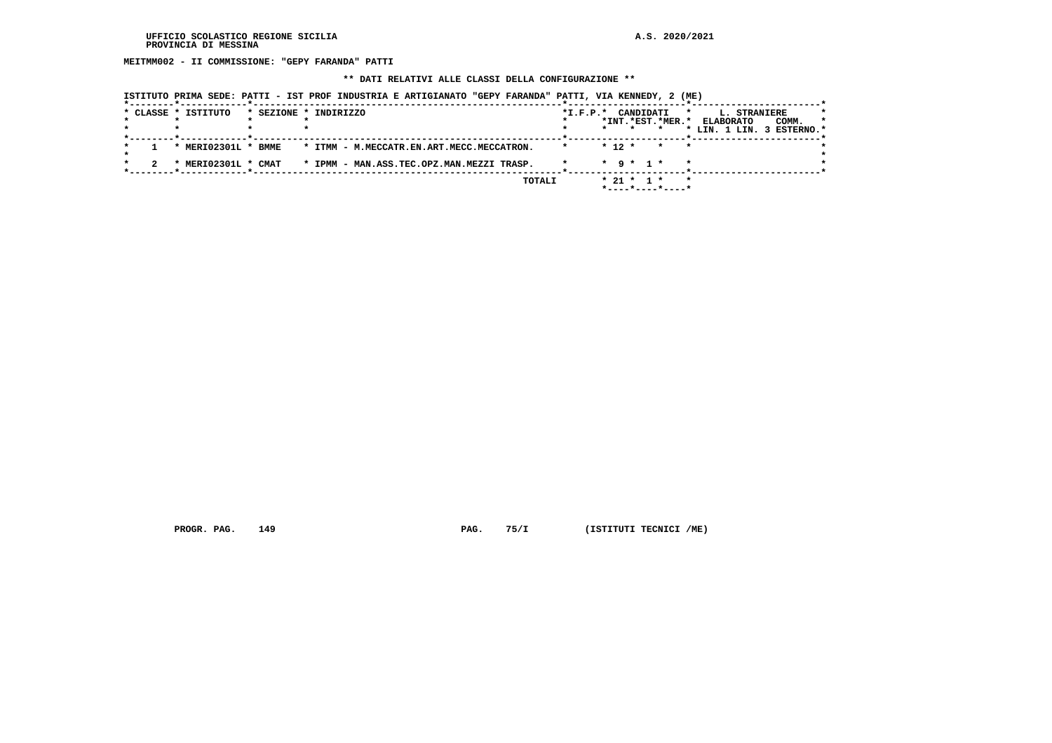UFFICIO SCOLASTICO REGIONE SICILIA
PROVINCIA DI MESSINA

A.S. 2020/2021

**MEITMM002 - II COMMISSIONE: "GEPY FARANDA" PATTI**

**\*\* DATI RELATIVI ALLE CLASSI DELLA CONFIGURAZIONE \*\***

ISTITUTO PRIMA SEDE: PATTI - IST PROF INDUSTRIA E ARTIGIANATO "GEPY FARANDA" PATTI, VIA KENNEDY, 2 (ME)

| CLASSE | ISTITUTO | SEZIONE | INDIRIZZO | I.F.P. | CANDIDATI INT. | CANDIDATI EST. | CANDIDATI MER. | L. STRANIERE ELABORATO LIN. 1 | L. STRANIERE COMM. LIN. 3 | ESTERNO |
|---|---|---|---|---|---|---|---|---|---|---|
| 1 | MERI02301L | BMME | ITMM - M.MECCATR.EN.ART.MECC.MECCATRON. | | 12 | | | | | |
| 2 | MERI02301L | CMAT | IPMM - MAN.ASS.TEC.OPZ.MAN.MEZZI TRASP. | | 9 | 1 | | | | |
| | | | TOTALI | | 21 | 1 | | | | |

PROGR. PAG. 149 PAG. 75/I (ISTITUTI TECNICI /ME)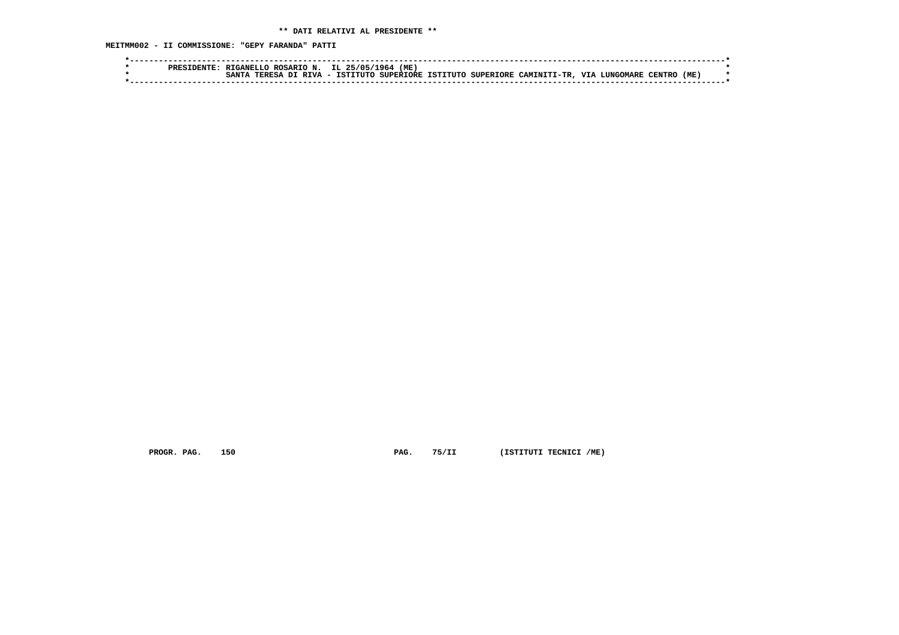**\*\* DATI RELATIVI AL PRESIDENTE \*\***

**MEITMM002 - II COMMISSIONE: "GEPY FARANDA" PATTI**

```
*------------------------------------------------------------------------------------------------------------------------*
*        PRESIDENTE: RIGANELLO ROSARIO N.  IL 25/05/1964 (ME)                                                            *
*                    SANTA TERESA DI RIVA - ISTITUTO SUPERIORE ISTITUTO SUPERIORE CAMINITI-TR, VIA LUNGOMARE CENTRO (ME)  *
*------------------------------------------------------------------------------------------------------------------------*
```

**PROGR. PAG. 150 PAG. 75/II (ISTITUTI TECNICI /ME)**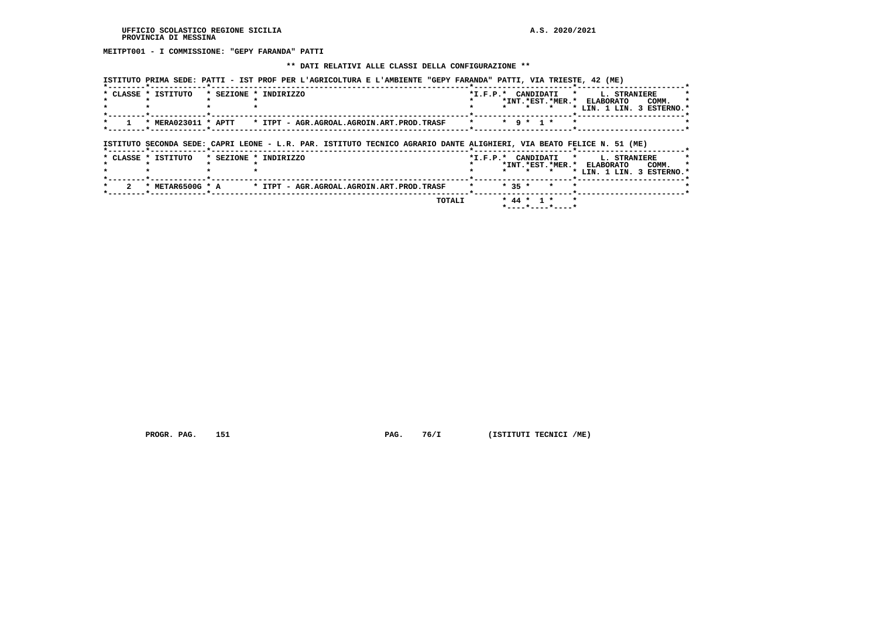UFFICIO SCOLASTICO REGIONE SICILIA
PROVINCIA DI MESSINA

A.S. 2020/2021

**MEITPT001 - I COMMISSIONE: "GEPY FARANDA" PATTI**

**\*\* DATI RELATIVI ALLE CLASSI DELLA CONFIGURAZIONE \*\***

ISTITUTO PRIMA SEDE: PATTI - IST PROF PER L'AGRICOLTURA E L'AMBIENTE "GEPY FARANDA" PATTI, VIA TRIESTE, 42 (ME)

| CLASSE | ISTITUTO | SEZIONE | INDIRIZZO | I.F.P. | CANDIDATI INT. | CANDIDATI EST. | CANDIDATI MER. | L. STRANIERE ELABORATO LIN. 1 | L. STRANIERE ELABORATO LIN. 3 | COMM. ESTERNO |
|---|---|---|---|---|---|---|---|---|---|---|
| 1 | MERA023011 | APTT | ITPT - AGR.AGROAL.AGROIN.ART.PROD.TRASF | | 9 | 1 | | | | |

ISTITUTO SECONDA SEDE: CAPRI LEONE - L.R. PAR. ISTITUTO TECNICO AGRARIO DANTE ALIGHIERI, VIA BEATO FELICE N. 51 (ME)

| CLASSE | ISTITUTO | SEZIONE | INDIRIZZO | I.F.P. | CANDIDATI INT. | CANDIDATI EST. | CANDIDATI MER. | L. STRANIERE ELABORATO LIN. 1 | L. STRANIERE ELABORATO LIN. 3 | COMM. ESTERNO |
|---|---|---|---|---|---|---|---|---|---|---|
| 2 | METAR6500G | A | ITPT - AGR.AGROAL.AGROIN.ART.PROD.TRASF | | 35 | | | | | |
| | | | TOTALI | | 44 | 1 | | | | |

PROGR. PAG. 151 PAG. 76/I (ISTITUTI TECNICI /ME)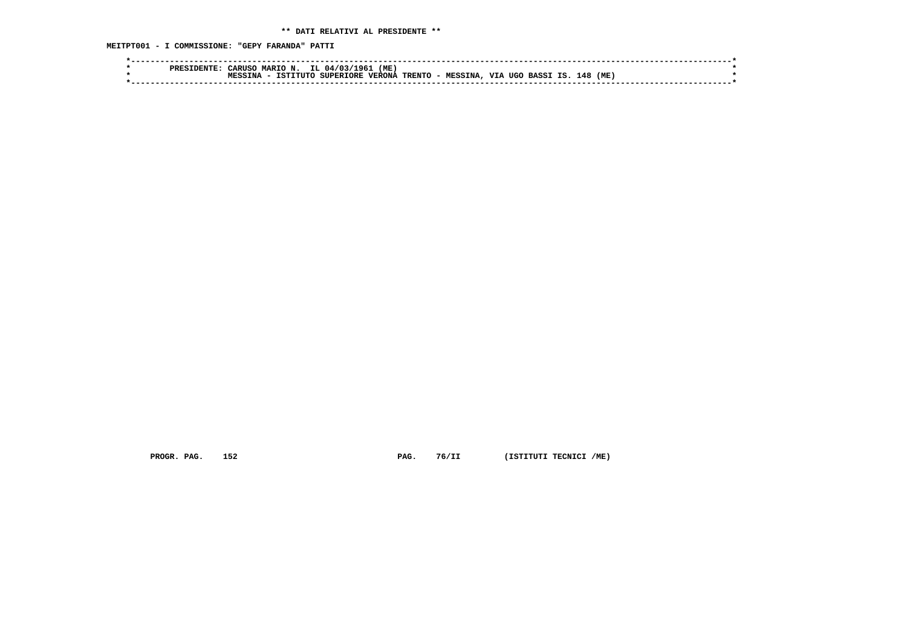**\*\* DATI RELATIVI AL PRESIDENTE \*\***

**MEITPT001 - I COMMISSIONE: "GEPY FARANDA" PATTI**

```
*----------------------------------------------------------------------------------------------------------------------*
*        PRESIDENTE: CARUSO MARIO N.  IL 04/03/1961 (ME)                                                               *
*                    MESSINA - ISTITUTO SUPERIORE VERONA TRENTO - MESSINA, VIA UGO BASSI IS. 148 (ME)                  *
*----------------------------------------------------------------------------------------------------------------------*
```

**PROGR. PAG. 152 PAG. 76/II (ISTITUTI TECNICI /ME)**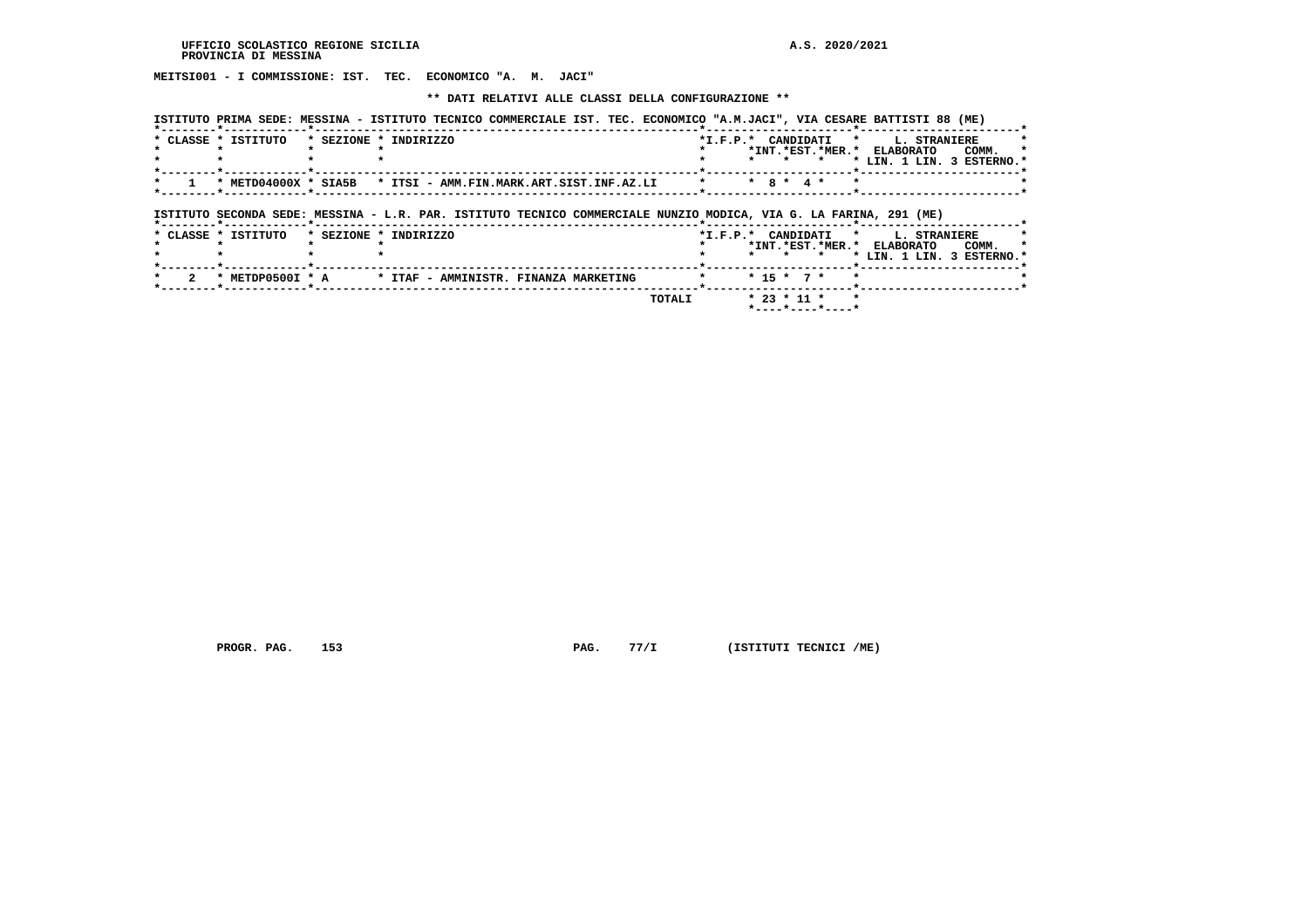UFFICIO SCOLASTICO REGIONE SICILIA — A.S. 2020/2021
PROVINCIA DI MESSINA

**MEITSI001 - I COMMISSIONE: IST. TEC. ECONOMICO "A. M. JACI"**

**\*\* DATI RELATIVI ALLE CLASSI DELLA CONFIGURAZIONE \*\***

ISTITUTO PRIMA SEDE: MESSINA - ISTITUTO TECNICO COMMERCIALE IST. TEC. ECONOMICO "A.M.JACI", VIA CESARE BATTISTI 88 (ME)

| CLASSE | ISTITUTO | SEZIONE | INDIRIZZO | I.F.P. | CANDIDATI INT. | CANDIDATI EST. | CANDIDATI MER. | L. STRANIERE ELABORATO LIN. 1 | L. STRANIERE ELABORATO LIN. 3 | COMM. ESTERNO |
|---|---|---|---|---|---|---|---|---|---|---|
| 1 | METD04000X | SIA5B | ITSI - AMM.FIN.MARK.ART.SIST.INF.AZ.LI | | 8 | 4 | | | | |

ISTITUTO SECONDA SEDE: MESSINA - L.R. PAR. ISTITUTO TECNICO COMMERCIALE NUNZIO MODICA, VIA G. LA FARINA, 291 (ME)

| CLASSE | ISTITUTO | SEZIONE | INDIRIZZO | I.F.P. | CANDIDATI INT. | CANDIDATI EST. | CANDIDATI MER. | L. STRANIERE ELABORATO LIN. 1 | L. STRANIERE ELABORATO LIN. 3 | COMM. ESTERNO |
|---|---|---|---|---|---|---|---|---|---|---|
| 2 | METDP0500I | A | ITAF - AMMINISTR. FINANZA MARKETING | | 15 | 7 | | | | |
| | | | TOTALI | | 23 | 11 | | | | |

PROGR. PAG. 153 — PAG. 77/I (ISTITUTI TECNICI /ME)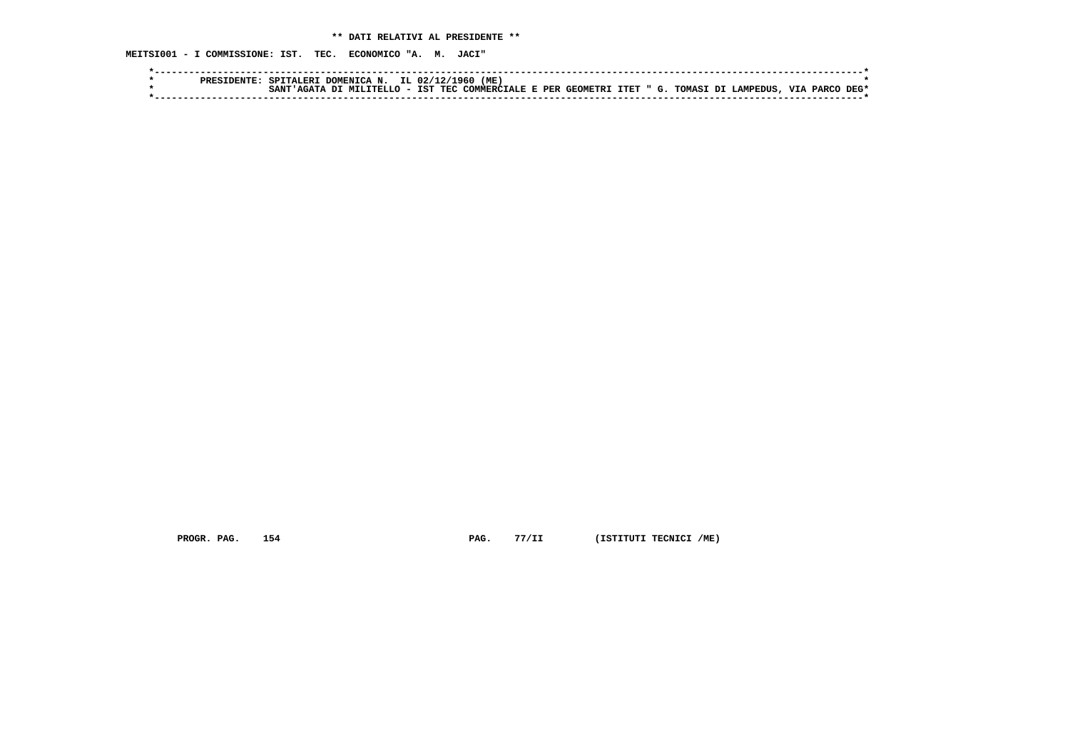**\*\* DATI RELATIVI AL PRESIDENTE \*\***

**MEITSI001 - I COMMISSIONE: IST. TEC. ECONOMICO "A. M. JACI"**

```
*-----------------------------------------------------------------------------------------------------------------------*
*        PRESIDENTE: SPITALERI DOMENICA N.  IL 02/12/1960 (ME)                                                          *
*                    SANT'AGATA DI MILITELLO - IST TEC COMMERCIALE E PER GEOMETRI ITET " G. TOMASI DI LAMPEDUS, VIA PARCO DEG*
*-----------------------------------------------------------------------------------------------------------------------*
```

PROGR. PAG. 154 PAG. 77/II (ISTITUTI TECNICI /ME)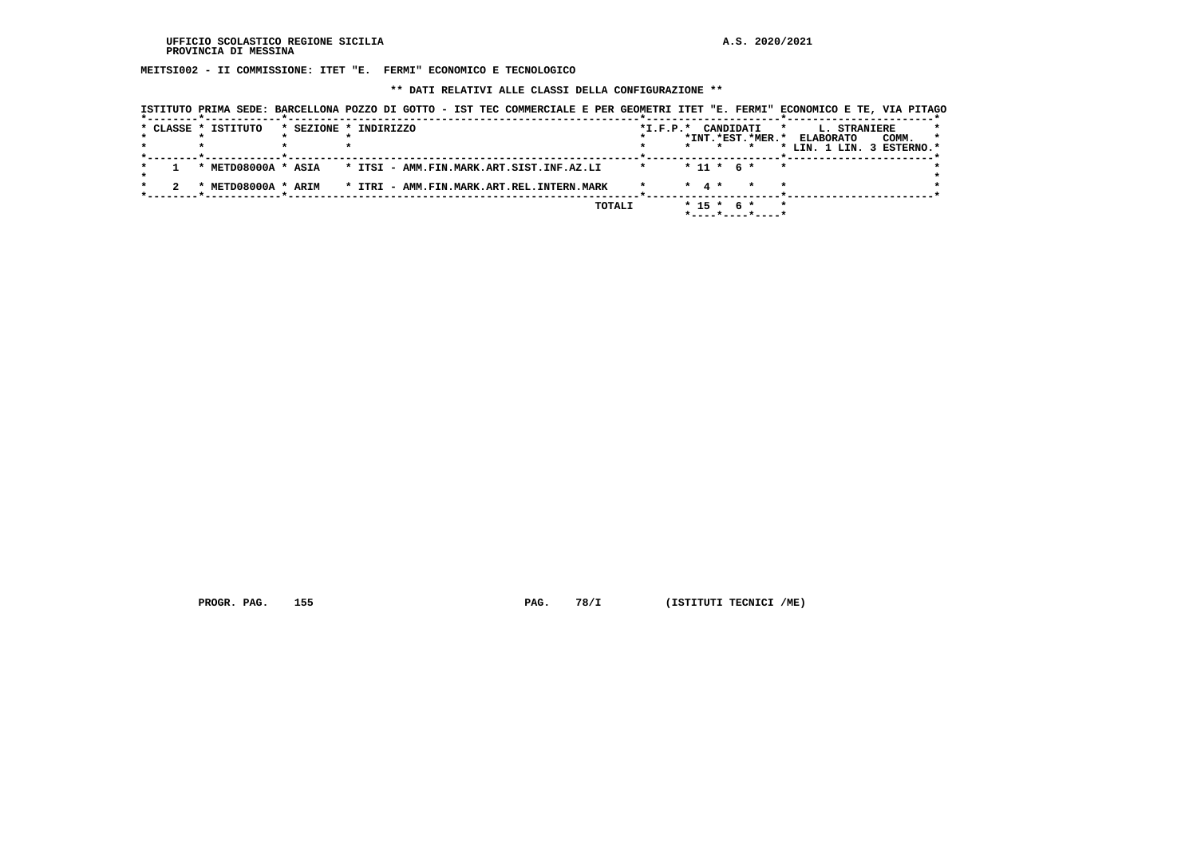**MEITSI002 - II COMMISSIONE: ITET "E. FERMI" ECONOMICO E TECNOLOGICO**

**\*\* DATI RELATIVI ALLE CLASSI DELLA CONFIGURAZIONE \*\***

ISTITUTO PRIMA SEDE: BARCELLONA POZZO DI GOTTO - IST TEC COMMERCIALE E PER GEOMETRI ITET "E. FERMI" ECONOMICO E TE, VIA PITAGO

| CLASSE | ISTITUTO | SEZIONE | INDIRIZZO | I.F.P. | CANDIDATI INT. | CANDIDATI EST. | CANDIDATI MER. | L. STRANIERE ELABORATO LIN. 1 | L. STRANIERE ELABORATO LIN. 3 | COMM. ESTERNO |
|---|---|---|---|---|---|---|---|---|---|---|
| 1 | METD08000A | ASIA | ITSI - AMM.FIN.MARK.ART.SIST.INF.AZ.LI | | 11 | 6 | | | | |
| 2 | METD08000A | ARIM | ITRI - AMM.FIN.MARK.ART.REL.INTERN.MARK | | 4 | | | | | |
| | | | TOTALI | | 15 | 6 | | | | |

PROGR. PAG. 155 PAG. 78/I (ISTITUTI TECNICI /ME)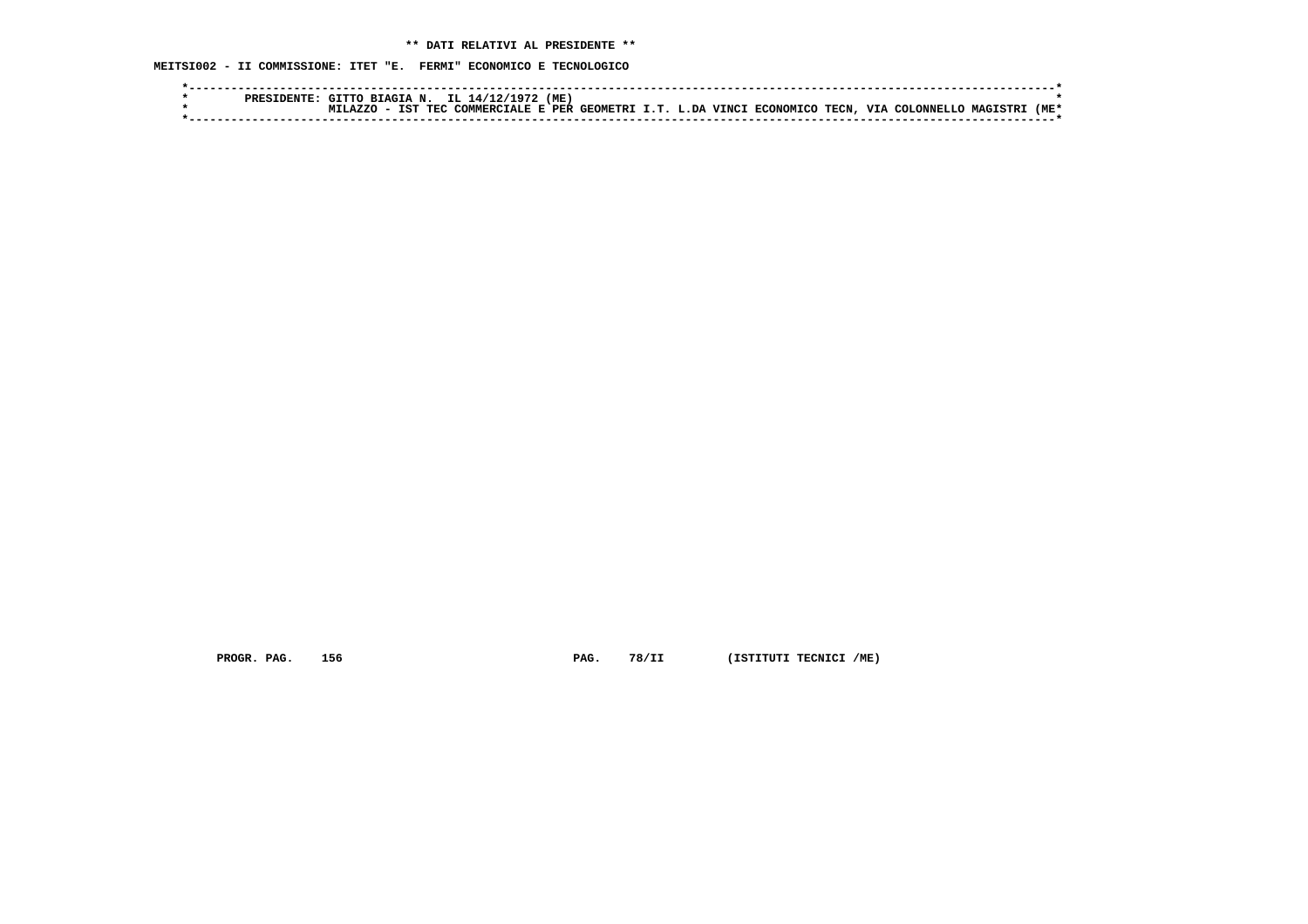**\*\* DATI RELATIVI AL PRESIDENTE \*\***

**MEITSI002 - II COMMISSIONE: ITET "E. FERMI" ECONOMICO E TECNOLOGICO**

```
*----------------------------------------------------------------------------------------------------------------------*
*        PRESIDENTE: GITTO BIAGIA N.  IL 14/12/1972 (ME)                                                              *
*                    MILAZZO - IST TEC COMMERCIALE E PER GEOMETRI I.T. L.DA VINCI ECONOMICO TECN, VIA COLONNELLO MAGISTRI (ME*
*----------------------------------------------------------------------------------------------------------------------*
```

PROGR. PAG. 156 PAG. 78/II (ISTITUTI TECNICI /ME)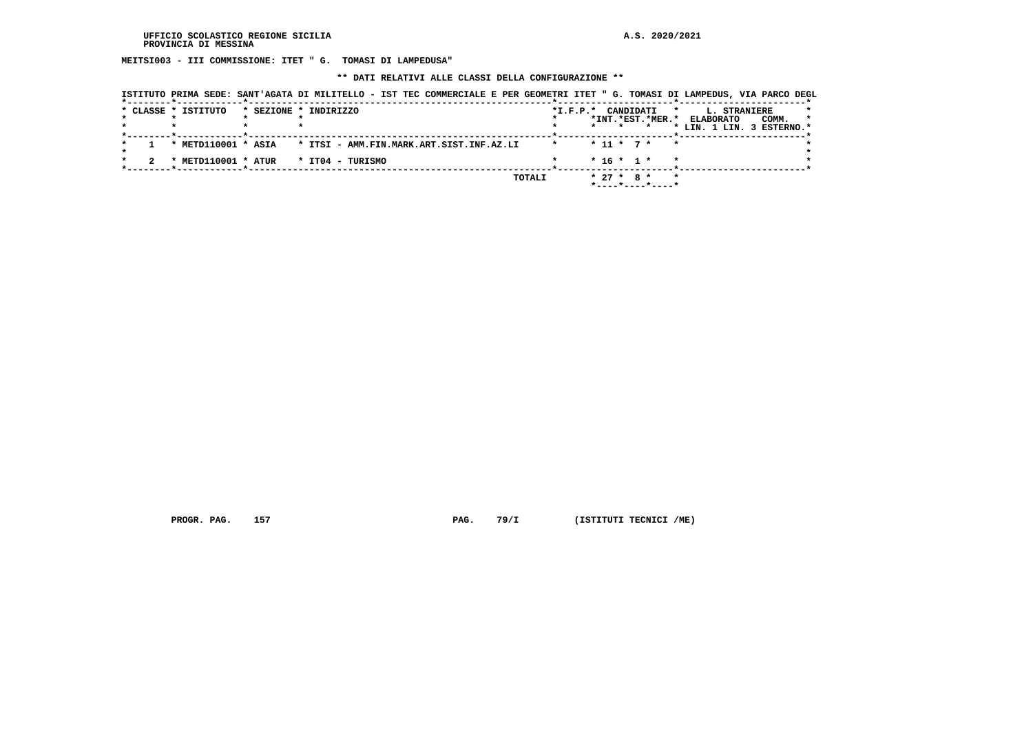**UFFICIO SCOLASTICO REGIONE SICILIA** **A.S. 2020/2021**
**PROVINCIA DI MESSINA**

**MEITSI003 - III COMMISSIONE: ITET " G. TOMASI DI LAMPEDUSA"**

**\*\* DATI RELATIVI ALLE CLASSI DELLA CONFIGURAZIONE \*\***

**ISTITUTO PRIMA SEDE: SANT'AGATA DI MILITELLO - IST TEC COMMERCIALE E PER GEOMETRI ITET " G. TOMASI DI LAMPEDUS, VIA PARCO DEGL**

| CLASSE | ISTITUTO | SEZIONE | INDIRIZZO | I.F.P. | CANDIDATI INT. | CANDIDATI EST. | CANDIDATI MER. | L. STRANIERE ELABORATO LIN. 1 | LIN. 3 | COMM. ESTERNO |
|---|---|---|---|---|---|---|---|---|---|---|
| 1 | METD110001 | ASIA | ITSI - AMM.FIN.MARK.ART.SIST.INF.AZ.LI | | 11 | 7 | | | | |
| 2 | METD110001 | ATUR | IT04 - TURISMO | | 16 | 1 | | | | |
| | | | TOTALI | | 27 | 8 | | | | |

**PROGR. PAG. 157** **PAG. 79/I** **(ISTITUTI TECNICI /ME)**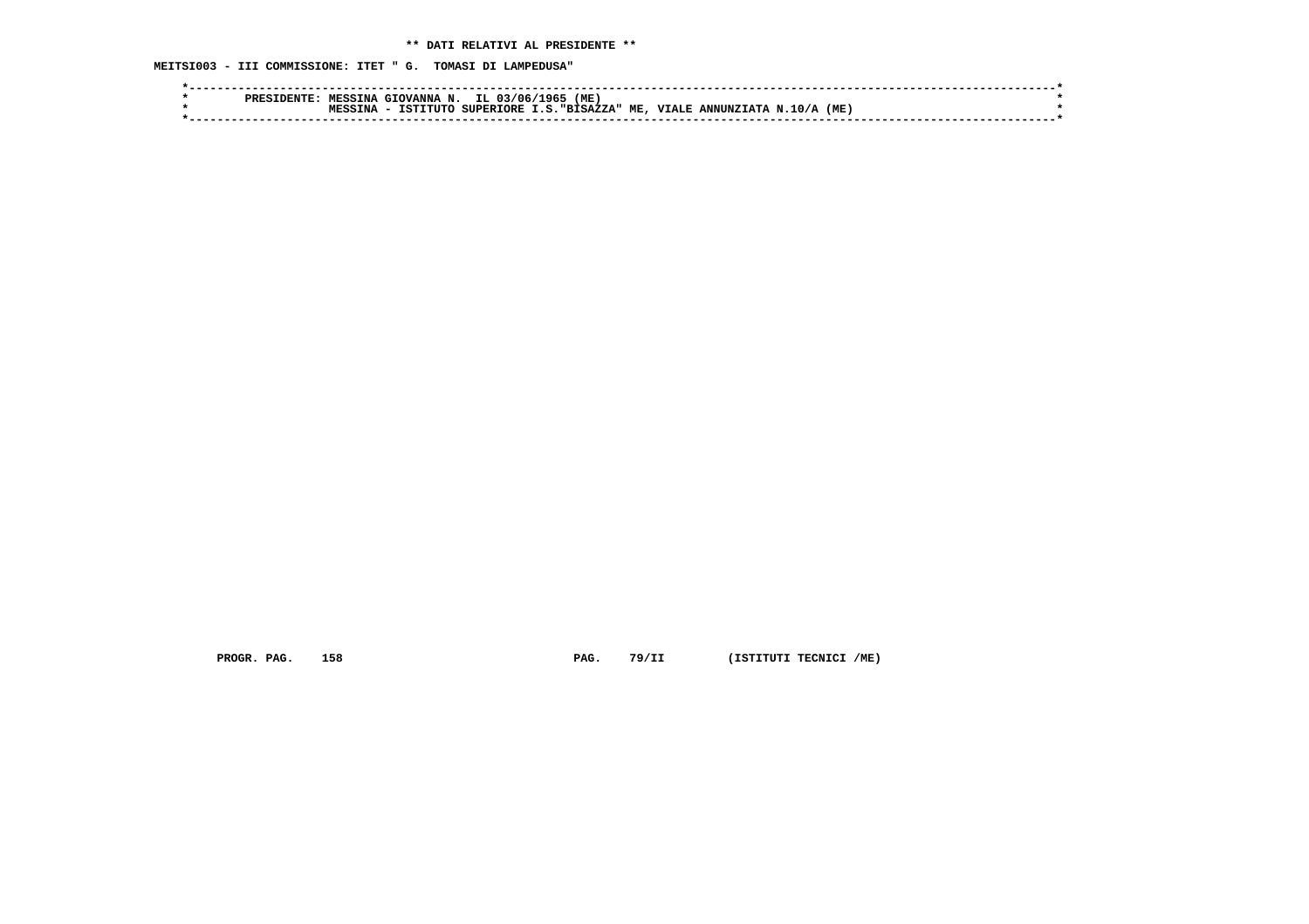**\*\* DATI RELATIVI AL PRESIDENTE \*\***

**MEITSI003 - III COMMISSIONE: ITET " G. TOMASI DI LAMPEDUSA"**

```
*-----------------------------------------------------------------------------------------------------------------------*
*        PRESIDENTE: MESSINA GIOVANNA N.  IL 03/06/1965 (ME)                                                            *
*                    MESSINA - ISTITUTO SUPERIORE I.S."BISAZZA" ME, VIALE ANNUNZIATA N.10/A (ME)                        *
*-----------------------------------------------------------------------------------------------------------------------*
```

**PROGR. PAG. 158 PAG. 79/II (ISTITUTI TECNICI /ME)**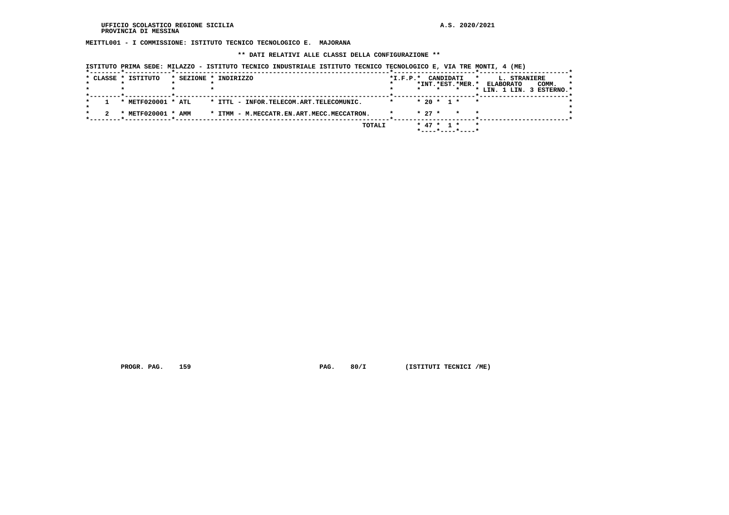MEITTL001 - I COMMISSIONE: ISTITUTO TECNICO TECNOLOGICO E. MAJORANA

** DATI RELATIVI ALLE CLASSI DELLA CONFIGURAZIONE **

ISTITUTO PRIMA SEDE: MILAZZO - ISTITUTO TECNICO INDUSTRIALE ISTITUTO TECNICO TECNOLOGICO E, VIA TRE MONTI, 4 (ME)

| CLASSE | ISTITUTO | SEZIONE | INDIRIZZO | I.F.P. | CANDIDATI INT. | CANDIDATI EST. | CANDIDATI MER. | L. STRANIERE ELABORATO LIN. 1 | L. STRANIERE ELABORATO LIN. 3 | COMM. ESTERNO |
|---|---|---|---|---|---|---|---|---|---|---|
| 1 | METF020001 | ATL | ITTL - INFOR.TELECOM.ART.TELECOMUNIC. | | 20 | 1 | | | | |
| 2 | METF020001 | AMM | ITMM - M.MECCATR.EN.ART.MECC.MECCATRON. | | 27 | | | | | |
| | | | TOTALI | | 47 | 1 | | | | |

PROGR. PAG. 159 PAG. 80/I (ISTITUTI TECNICI /ME)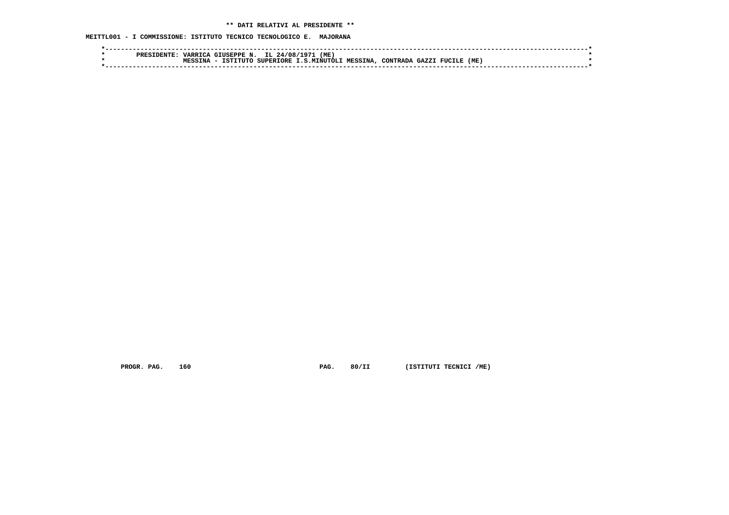**\*\* DATI RELATIVI AL PRESIDENTE \*\***

**MEITTL001 - I COMMISSIONE: ISTITUTO TECNICO TECNOLOGICO E. MAJORANA**

```
*----------------------------------------------------------------------------------------------------------------------*
*        PRESIDENTE: VARRICA GIUSEPPE N.  IL 24/08/1971 (ME)                                                           *
*                    MESSINA - ISTITUTO SUPERIORE I.S.MINUTOLI MESSINA, CONTRADA GAZZI FUCILE (ME)                     *
*----------------------------------------------------------------------------------------------------------------------*
```

PROGR. PAG. 160 PAG. 80/II (ISTITUTI TECNICI /ME)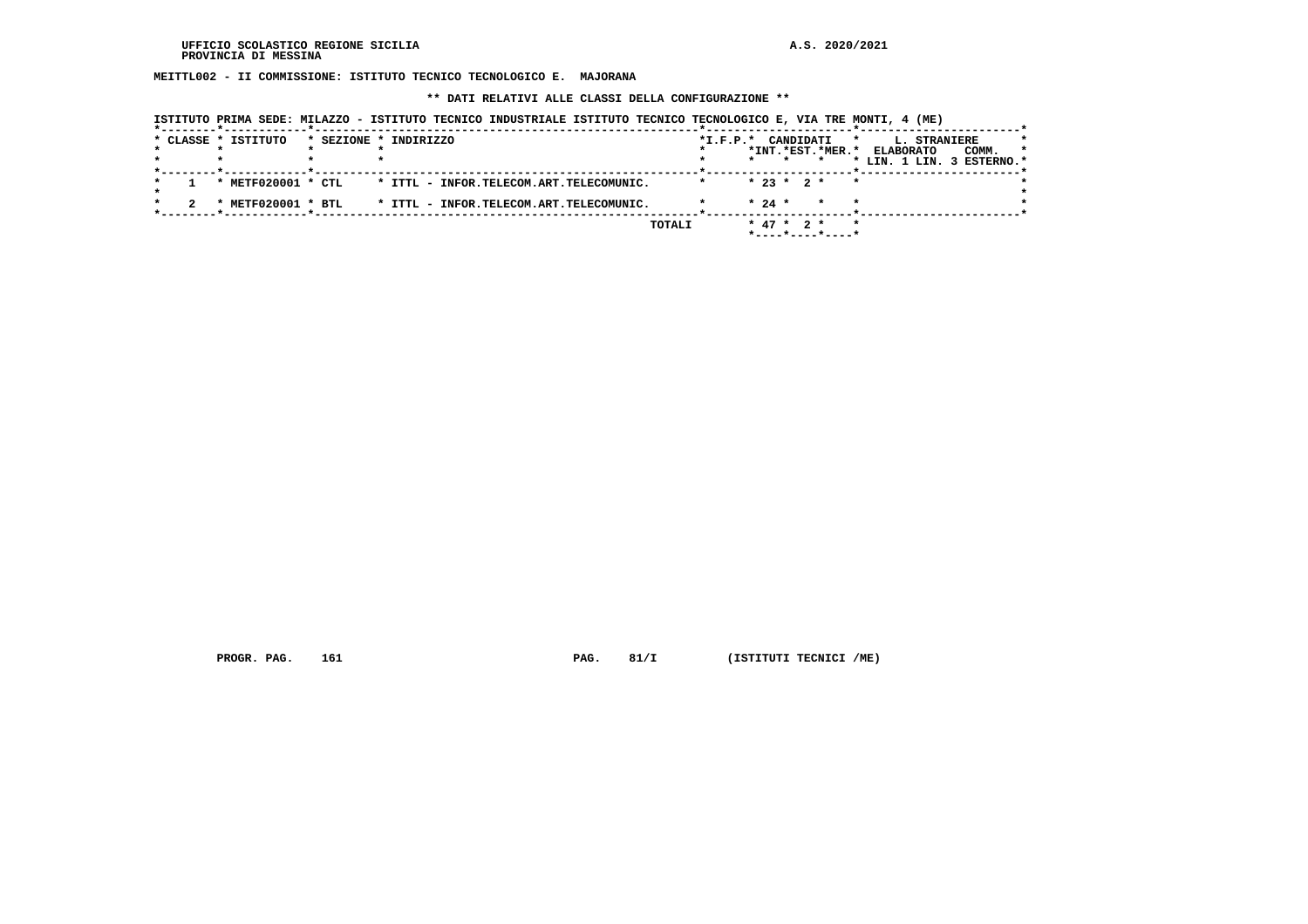UFFICIO SCOLASTICO REGIONE SICILIA
PROVINCIA DI MESSINA

A.S. 2020/2021

**MEITTL002 - II COMMISSIONE: ISTITUTO TECNICO TECNOLOGICO E. MAJORANA**

**\*\* DATI RELATIVI ALLE CLASSI DELLA CONFIGURAZIONE \*\***

ISTITUTO PRIMA SEDE: MILAZZO - ISTITUTO TECNICO INDUSTRIALE ISTITUTO TECNICO TECNOLOGICO E, VIA TRE MONTI, 4 (ME)

| CLASSE | ISTITUTO | SEZIONE | INDIRIZZO | I.F.P. | CANDIDATI INT. | CANDIDATI EST. | CANDIDATI MER. | L. STRANIERE ELABORATO LIN. 1 | L. STRANIERE LIN. 3 | COMM. ESTERNO |
|---|---|---|---|---|---|---|---|---|---|---|
| 1 | METF020001 | CTL | ITTL - INFOR.TELECOM.ART.TELECOMUNIC. | | 23 | 2 | | | | |
| 2 | METF020001 | BTL | ITTL - INFOR.TELECOM.ART.TELECOMUNIC. | | 24 | | | | | |
| | | | TOTALI | | 47 | 2 | | | | |

PROGR. PAG. 161 PAG. 81/I (ISTITUTI TECNICI /ME)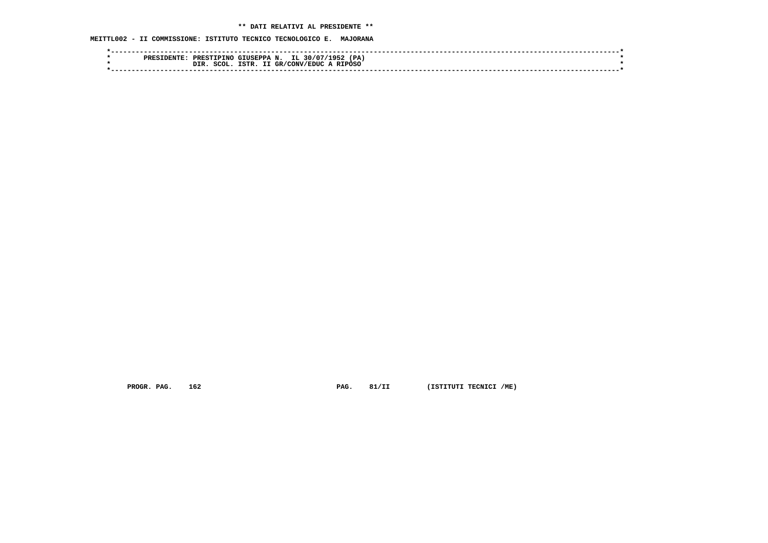** DATI RELATIVI AL PRESIDENTE **

MEITTL002 - II COMMISSIONE: ISTITUTO TECNICO TECNOLOGICO E.  MAJORANA

```
*----------------------------------------------------------------------------------------------------------------------------*
*        PRESIDENTE: PRESTIPINO GIUSEPPA N.  IL 30/07/1952 (PA)                                                              *
*                    DIR. SCOL. ISTR. II GR/CONV/EDUC A RIPOSO                                                               *
*----------------------------------------------------------------------------------------------------------------------------*
```

PROGR. PAG.    162                              PAG.    81/II         (ISTITUTI TECNICI /ME)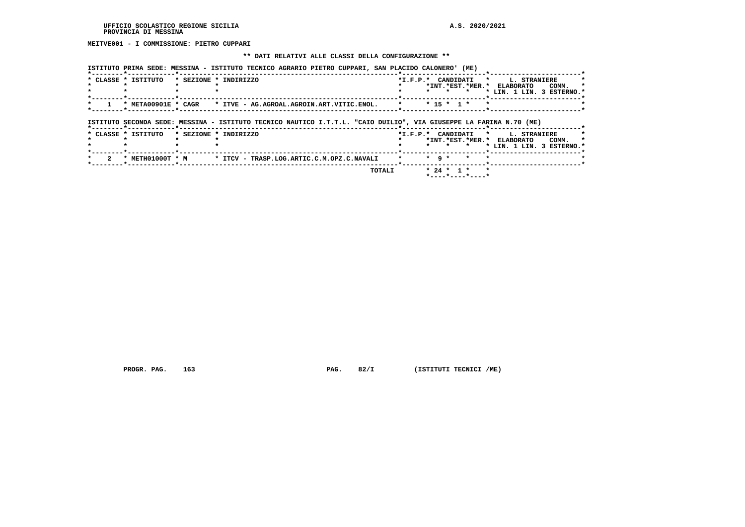UFFICIO SCOLASTICO REGIONE SICILIA
PROVINCIA DI MESSINA

A.S. 2020/2021

**MEITVE001 - I COMMISSIONE: PIETRO CUPPARI**

**\*\* DATI RELATIVI ALLE CLASSI DELLA CONFIGURAZIONE \*\***

ISTITUTO PRIMA SEDE: MESSINA - ISTITUTO TECNICO AGRARIO PIETRO CUPPARI, SAN PLACIDO CALONERO' (ME)

| CLASSE | ISTITUTO | SEZIONE | INDIRIZZO | I.F.P. | CANDIDATI INT. | CANDIDATI EST. | CANDIDATI MER. | L. STRANIERE ELABORATO LIN. 1 | L. STRANIERE ELABORATO LIN. 3 | COMM. ESTERNO |
|---|---|---|---|---|---|---|---|---|---|---|
| 1 | META00901E | CAGR | ITVE - AG.AGROAL.AGROIN.ART.VITIC.ENOL. | | 15 | 1 | | | | |

ISTITUTO SECONDA SEDE: MESSINA - ISTITUTO TECNICO NAUTICO I.T.T.L. "CAIO DUILIO", VIA GIUSEPPE LA FARINA N.70 (ME)

| CLASSE | ISTITUTO | SEZIONE | INDIRIZZO | I.F.P. | CANDIDATI INT. | CANDIDATI EST. | CANDIDATI MER. | L. STRANIERE ELABORATO LIN. 1 | L. STRANIERE ELABORATO LIN. 3 | COMM. ESTERNO |
|---|---|---|---|---|---|---|---|---|---|---|
| 2 | METH01000T | M | ITCV - TRASP.LOG.ARTIC.C.M.OPZ.C.NAVALI | | 9 | | | | | |
| | | | TOTALI | | 24 | 1 | | | | |

PROGR. PAG. 163 PAG. 82/I (ISTITUTI TECNICI /ME)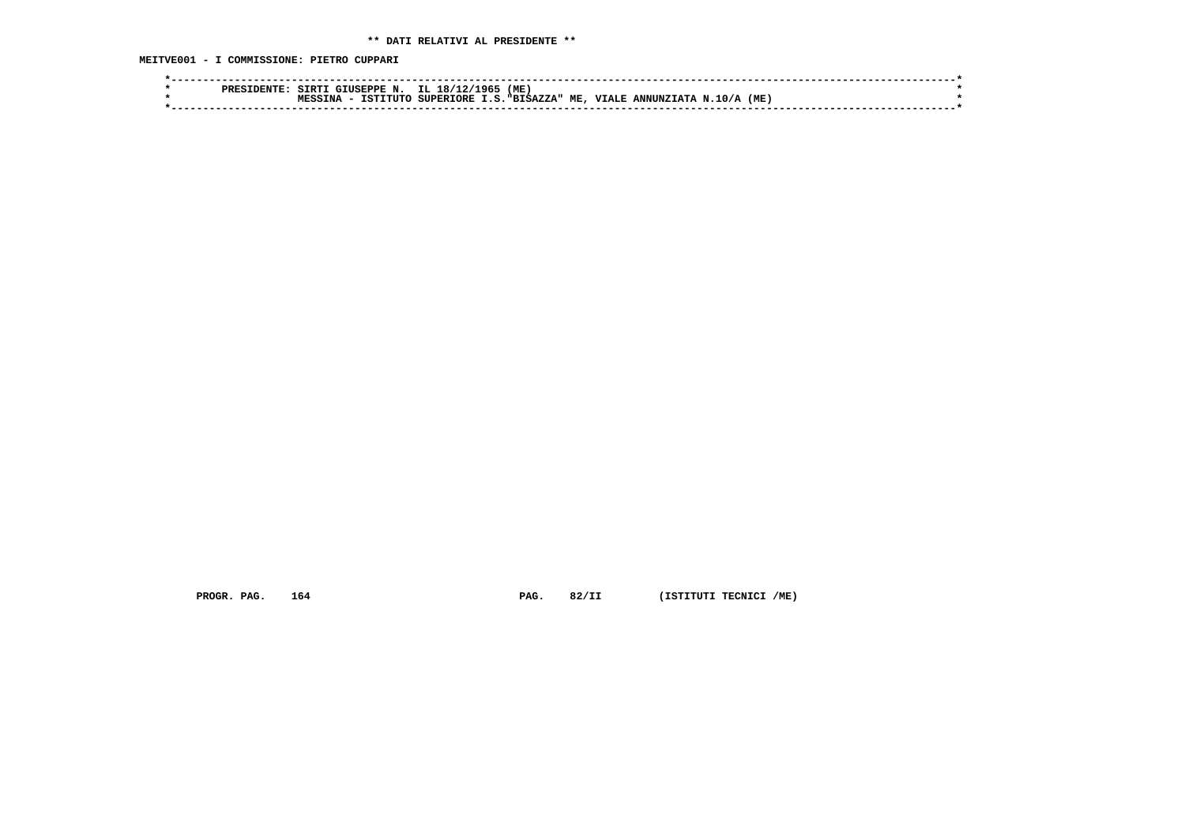** DATI RELATIVI AL PRESIDENTE **

MEITVE001 - I COMMISSIONE: PIETRO CUPPARI

```
*----------------------------------------------------------------------------------------------------------------------*
*        PRESIDENTE: SIRTI GIUSEPPE N.  IL 18/12/1965 (ME)                                                             *
*                    MESSINA - ISTITUTO SUPERIORE I.S."BISAZZA" ME, VIALE ANNUNZIATA N.10/A (ME)                       *
*----------------------------------------------------------------------------------------------------------------------*
```

PROGR. PAG.    164                              PAG.    82/II         (ISTITUTI TECNICI /ME)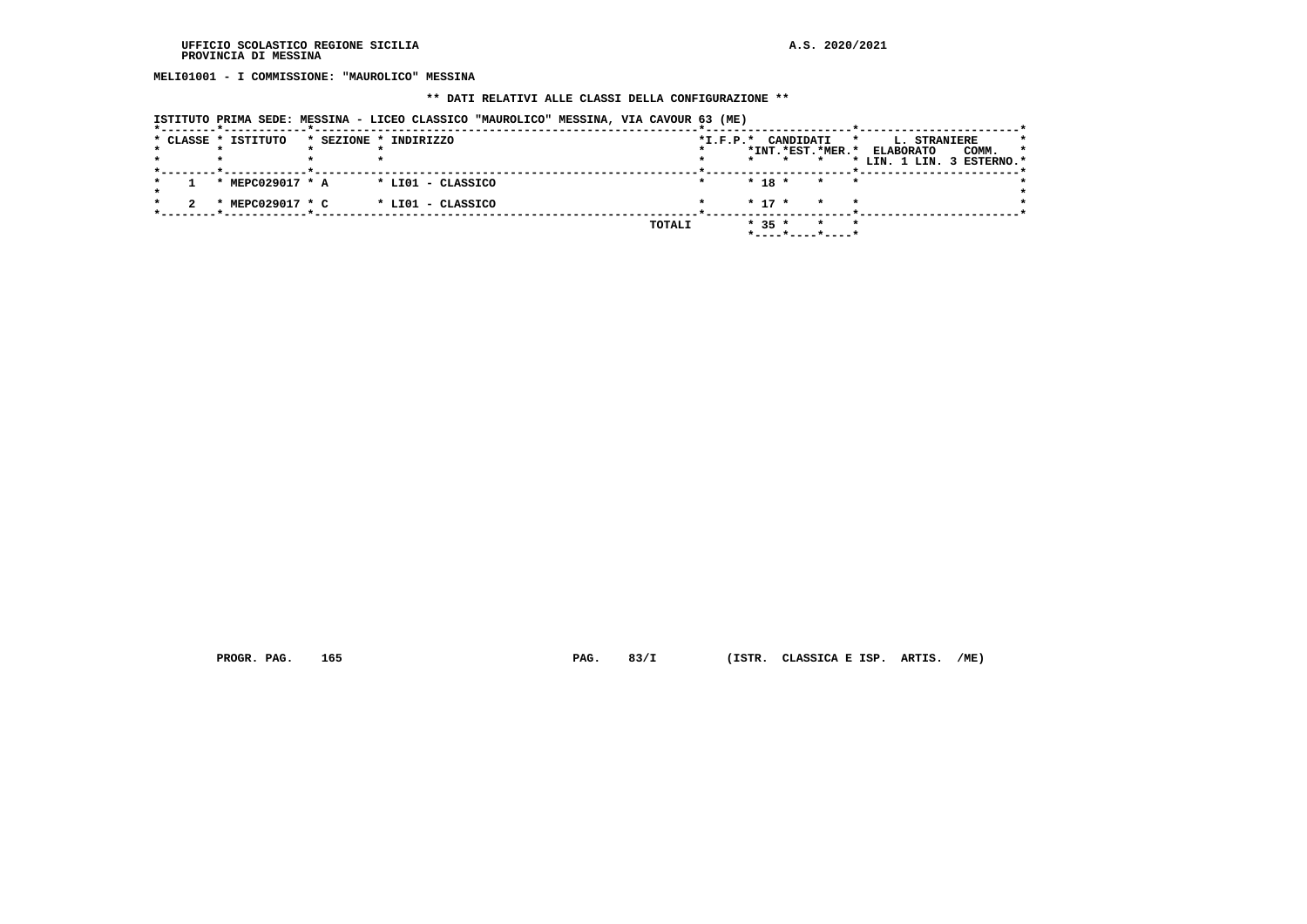UFFICIO SCOLASTICO REGIONE SICILIA
PROVINCIA DI MESSINA

A.S. 2020/2021

**MELI01001 - I COMMISSIONE: "MAUROLICO" MESSINA**

**\*\* DATI RELATIVI ALLE CLASSI DELLA CONFIGURAZIONE \*\***

ISTITUTO PRIMA SEDE: MESSINA - LICEO CLASSICO "MAUROLICO" MESSINA, VIA CAVOUR 63 (ME)

| CLASSE | ISTITUTO | SEZIONE | INDIRIZZO | I.F.P. | CANDIDATI INT. | CANDIDATI EST. | CANDIDATI MER. | L. STRANIERE ELABORATO LIN. 1 | L. STRANIERE ELABORATO LIN. 3 | L. STRANIERE COMM. ESTERNO |
|---|---|---|---|---|---|---|---|---|---|---|
| 1 | MEPC029017 | A | LI01 - CLASSICO | | 18 | | | | | |
| 2 | MEPC029017 | C | LI01 - CLASSICO | | 17 | | | | | |
| | | | TOTALI | | 35 | | | | | |

PROGR. PAG. 165 PAG. 83/I (ISTR. CLASSICA E ISP. ARTIS. /ME)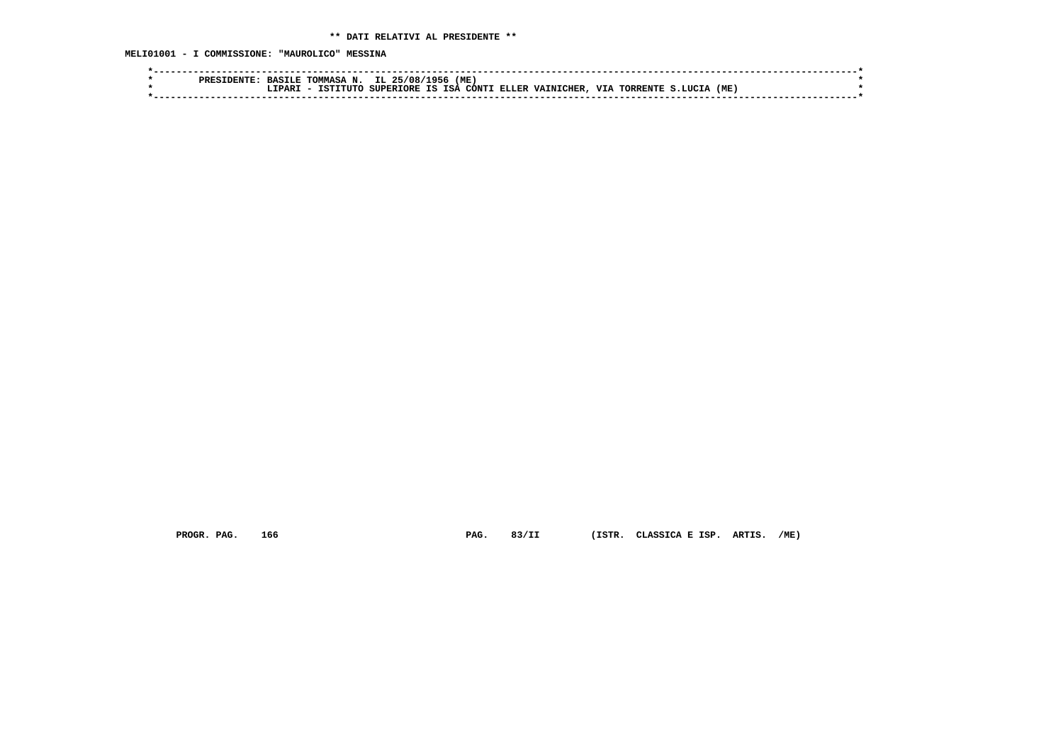** DATI RELATIVI AL PRESIDENTE **

MELI01001 - I COMMISSIONE: "MAUROLICO" MESSINA

```
*----------------------------------------------------------------------------------------------------------------------*
*        PRESIDENTE: BASILE TOMMASA N.  IL 25/08/1956 (ME)                                                             *
*                    LIPARI - ISTITUTO SUPERIORE IS ISA CONTI ELLER VAINICHER, VIA TORRENTE S.LUCIA (ME)               *
*----------------------------------------------------------------------------------------------------------------------*
```

PROGR. PAG. 166 PAG. 83/II (ISTR. CLASSICA E ISP. ARTIS. /ME)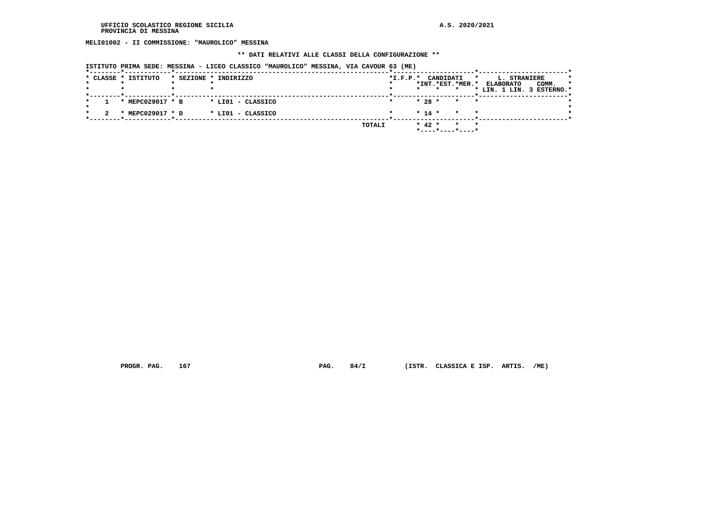**MELI01002 - II COMMISSIONE: "MAUROLICO" MESSINA**

**\*\* DATI RELATIVI ALLE CLASSI DELLA CONFIGURAZIONE \*\***

ISTITUTO PRIMA SEDE: MESSINA - LICEO CLASSICO "MAUROLICO" MESSINA, VIA CAVOUR 63 (ME)

| CLASSE | ISTITUTO | SEZIONE | INDIRIZZO | I.F.P. | CANDIDATI INT. | CANDIDATI EST. | CANDIDATI MER. | L. STRANIERE ELABORATO LIN. 1 | L. STRANIERE ELABORATO LIN. 3 | COMM. ESTERNO |
|---|---|---|---|---|---|---|---|---|---|---|
| 1 | MEPC029017 | B | LI01 - CLASSICO | | 28 | | | | | |
| 2 | MEPC029017 | D | LI01 - CLASSICO | | 14 | | | | | |
| | | | TOTALI | | 42 | | | | | |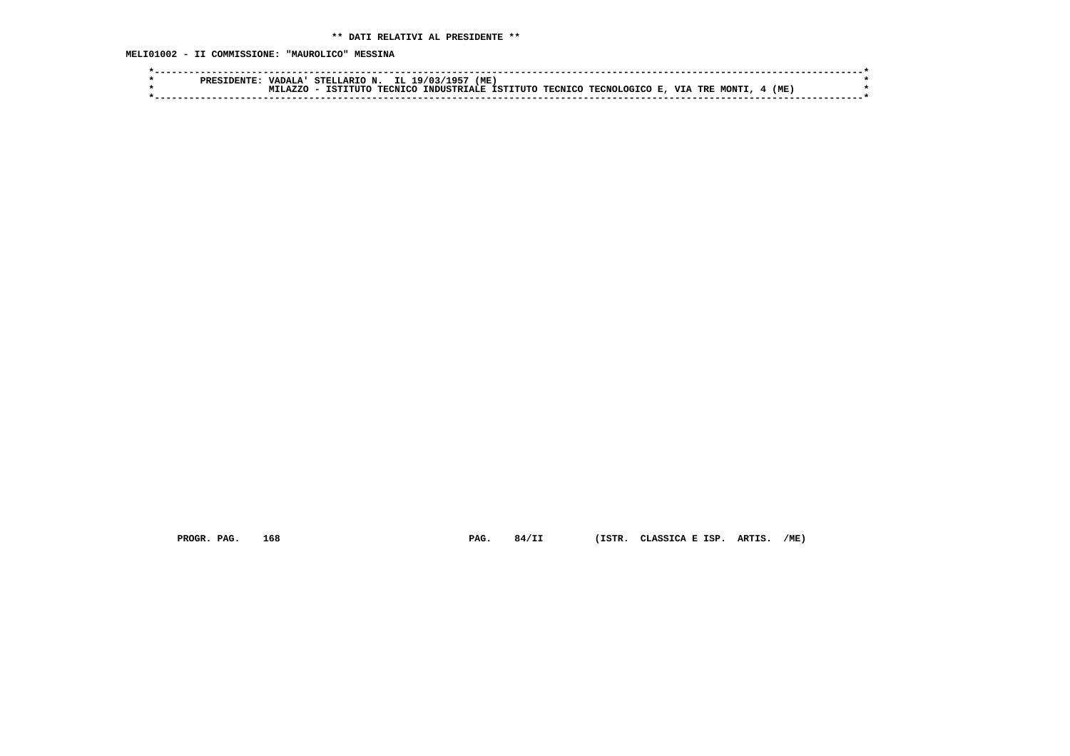**\*\* DATI RELATIVI AL PRESIDENTE \*\***

**MELI01002 - II COMMISSIONE: "MAUROLICO" MESSINA**

```
*----------------------------------------------------------------------------------------------------------------------*
*        PRESIDENTE: VADALA' STELLARIO N.  IL 19/03/1957 (ME)                                                          *
*                    MILAZZO - ISTITUTO TECNICO INDUSTRIALE ISTITUTO TECNICO TECNOLOGICO E, VIA TRE MONTI, 4 (ME)      *
*----------------------------------------------------------------------------------------------------------------------*
```

PROGR. PAG. 168 PAG. 84/II (ISTR. CLASSICA E ISP. ARTIS. /ME)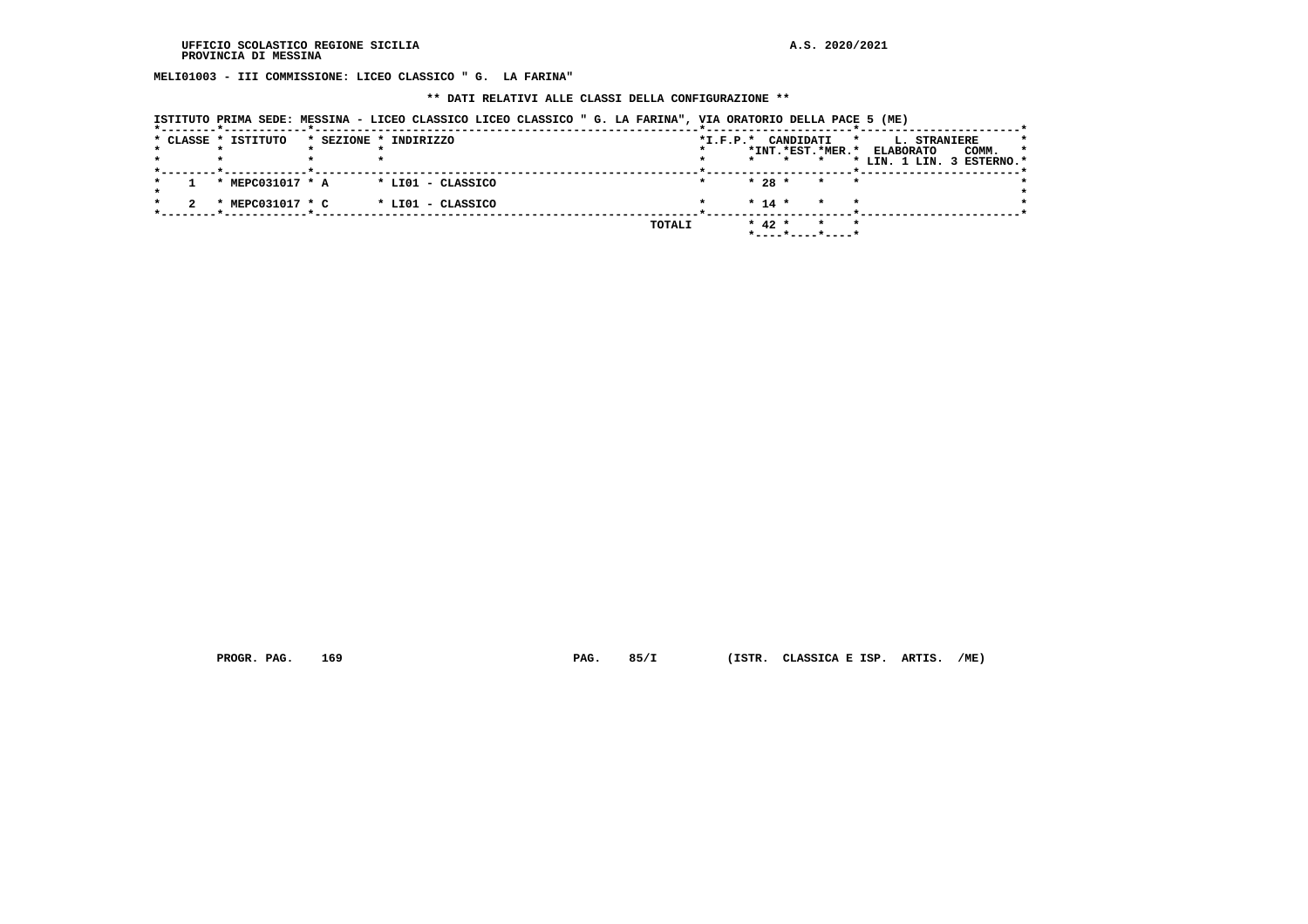MELI01003 - III COMMISSIONE: LICEO CLASSICO " G.  LA FARINA"

** DATI RELATIVI ALLE CLASSI DELLA CONFIGURAZIONE **

ISTITUTO PRIMA SEDE: MESSINA - LICEO CLASSICO LICEO CLASSICO " G. LA FARINA", VIA ORATORIO DELLA PACE 5 (ME)

| CLASSE | ISTITUTO | SEZIONE | INDIRIZZO | I.F.P. | CANDIDATI INT. | CANDIDATI EST. | CANDIDATI MER. | L. STRANIERE ELABORATO LIN. 1 | L. STRANIERE ELABORATO LIN. 3 | COMM. ESTERNO |
|---|---|---|---|---|---|---|---|---|---|---|
| 1 | MEPC031017 | A | LI01 - CLASSICO | | 28 | | | | | |
| 2 | MEPC031017 | C | LI01 - CLASSICO | | 14 | | | | | |
| | | | TOTALI | | 42 | | | | | |

PROGR. PAG. 169 PAG. 85/I (ISTR. CLASSICA E ISP. ARTIS. /ME)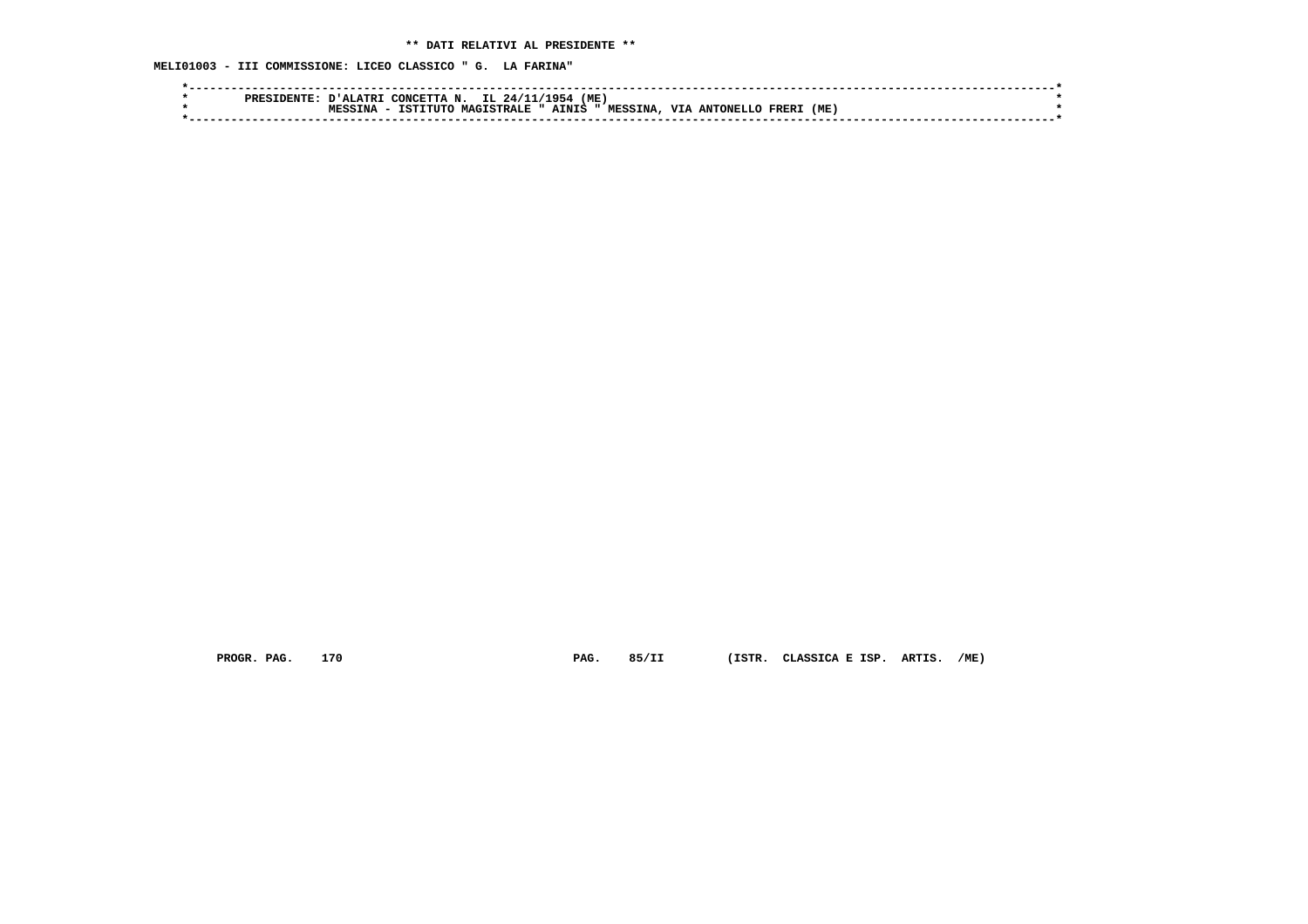**\*\* DATI RELATIVI AL PRESIDENTE \*\***

**MELI01003 - III COMMISSIONE: LICEO CLASSICO " G.  LA FARINA"**

```
*----------------------------------------------------------------------------------------------------------------------*
*        PRESIDENTE: D'ALATRI CONCETTA N.  IL 24/11/1954 (ME)                                                          *
*                    MESSINA - ISTITUTO MAGISTRALE " AINIS " MESSINA, VIA ANTONELLO FRERI (ME)                         *
*----------------------------------------------------------------------------------------------------------------------*
```

**PROGR. PAG.    170                              PAG.    85/II        (ISTR.  CLASSICA E ISP.  ARTIS.  /ME)**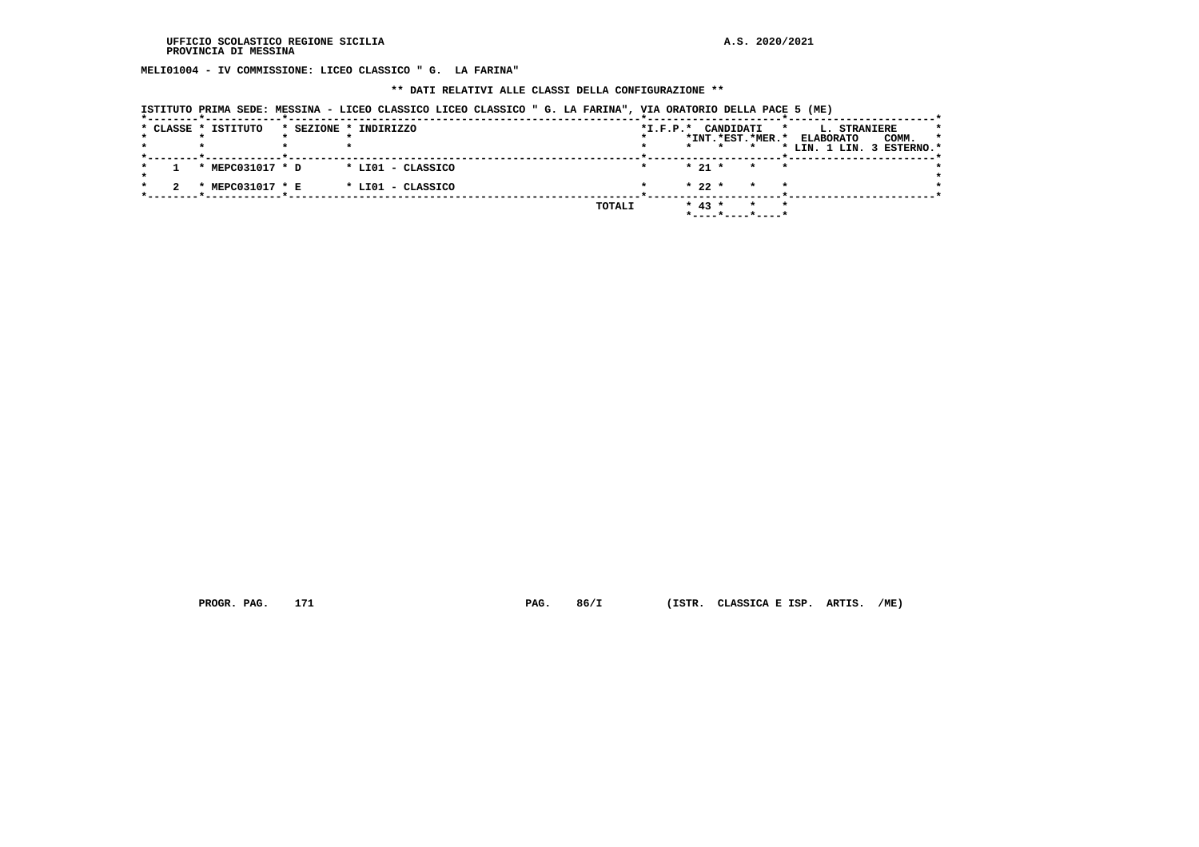MELI01004 - IV COMMISSIONE: LICEO CLASSICO " G.  LA FARINA"

** DATI RELATIVI ALLE CLASSI DELLA CONFIGURAZIONE **

ISTITUTO PRIMA SEDE: MESSINA - LICEO CLASSICO LICEO CLASSICO " G. LA FARINA", VIA ORATORIO DELLA PACE 5 (ME)

| CLASSE | ISTITUTO | SEZIONE | INDIRIZZO | I.F.P. | CANDIDATI INT. | CANDIDATI EST. | CANDIDATI MER. | L. STRANIERE ELABORATO LIN. 1 | L. STRANIERE ELABORATO LIN. 3 | COMM. ESTERNO |
|---|---|---|---|---|---|---|---|---|---|---|
| 1 | MEPC031017 | D | LI01 - CLASSICO | | 21 | | | | | |
| 2 | MEPC031017 | E | LI01 - CLASSICO | | 22 | | | | | |
| | | | TOTALI | | 43 | | | | | |

PROGR. PAG. 171 PAG. 86/I (ISTR. CLASSICA E ISP. ARTIS. /ME)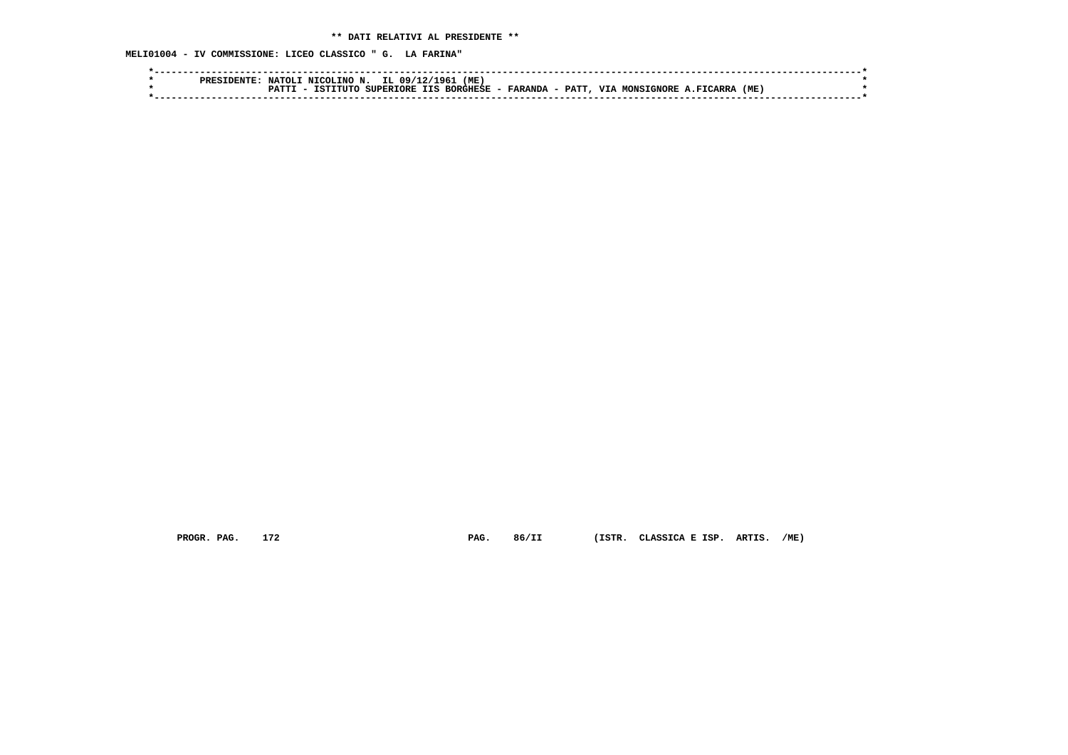** DATI RELATIVI AL PRESIDENTE **

MELI01004 - IV COMMISSIONE: LICEO CLASSICO " G.  LA FARINA"

```
*----------------------------------------------------------------------------------------------------------------------*
*        PRESIDENTE: NATOLI NICOLINO N.  IL 09/12/1961 (ME)                                                              *
*                    PATTI - ISTITUTO SUPERIORE IIS BORGHESE - FARANDA - PATT, VIA MONSIGNORE A.FICARRA (ME)              *
*----------------------------------------------------------------------------------------------------------------------*
```

PROGR. PAG.    172                                PAG.    86/II        (ISTR.  CLASSICA E ISP.  ARTIS.  /ME)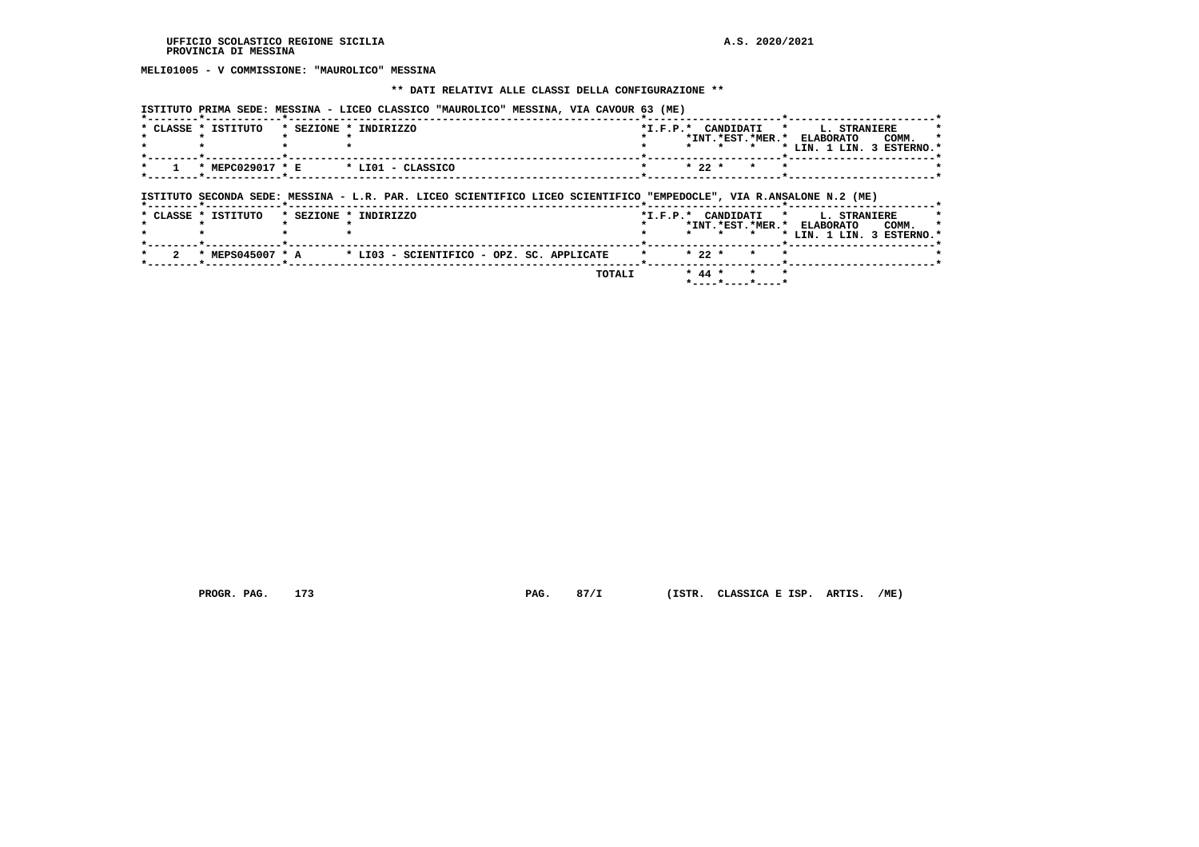MELI01005 - V COMMISSIONE: "MAUROLICO" MESSINA

** DATI RELATIVI ALLE CLASSI DELLA CONFIGURAZIONE **

ISTITUTO PRIMA SEDE: MESSINA - LICEO CLASSICO "MAUROLICO" MESSINA, VIA CAVOUR 63 (ME)

| CLASSE | ISTITUTO | SEZIONE | INDIRIZZO | I.F.P. | CANDIDATI INT. | CANDIDATI EST. | CANDIDATI MER. | L. STRANIERE ELABORATO LIN. 1 | L. STRANIERE ELABORATO LIN. 3 | COMM. ESTERNO |
|---|---|---|---|---|---|---|---|---|---|---|
| 1 | MEPC029017 | E | LI01 - CLASSICO | | 22 | | | | | |

ISTITUTO SECONDA SEDE: MESSINA - L.R. PAR. LICEO SCIENTIFICO LICEO SCIENTIFICO "EMPEDOCLE", VIA R.ANSALONE N.2 (ME)

| CLASSE | ISTITUTO | SEZIONE | INDIRIZZO | I.F.P. | CANDIDATI INT. | CANDIDATI EST. | CANDIDATI MER. | L. STRANIERE ELABORATO LIN. 1 | L. STRANIERE ELABORATO LIN. 3 | COMM. ESTERNO |
|---|---|---|---|---|---|---|---|---|---|---|
| 2 | MEPS045007 | A | LI03 - SCIENTIFICO - OPZ. SC. APPLICATE | | 22 | | | | | |
| | | | TOTALI | | 44 | | | | | |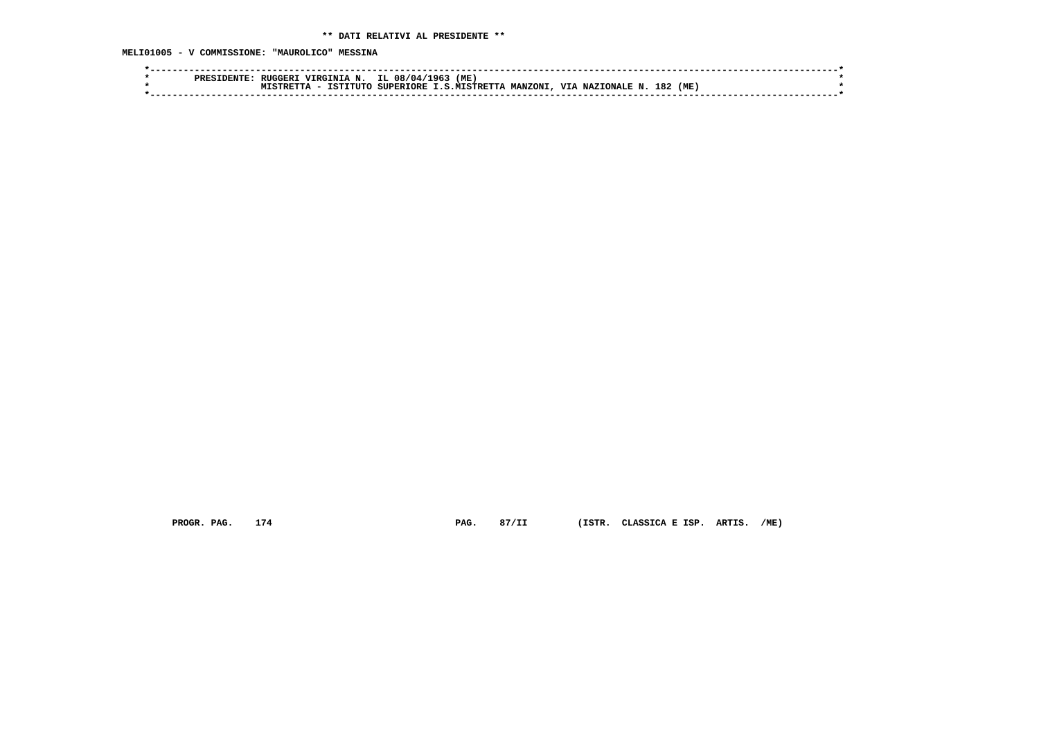**\*\* DATI RELATIVI AL PRESIDENTE \*\***

**MELI01005 - V COMMISSIONE: "MAUROLICO" MESSINA**

```
*-----------------------------------------------------------------------------------------------------------------------*
*        PRESIDENTE: RUGGERI VIRGINIA N.  IL 08/04/1963 (ME)                                                            *
*                    MISTRETTA - ISTITUTO SUPERIORE I.S.MISTRETTA MANZONI, VIA NAZIONALE N. 182 (ME)                    *
*-----------------------------------------------------------------------------------------------------------------------*
```

**(ISTR. CLASSICA E ISP. ARTIS. /ME)**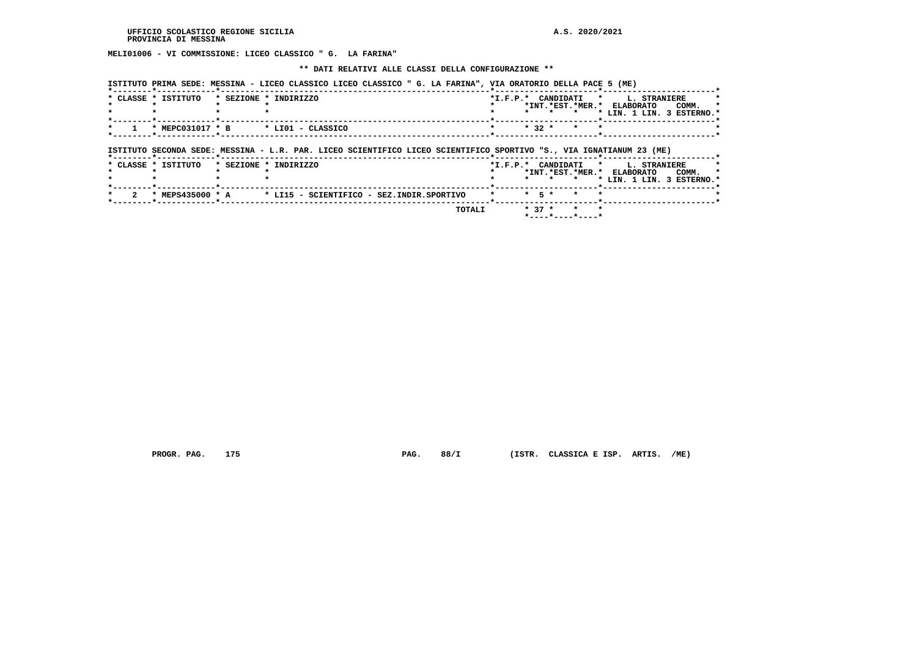UFFICIO SCOLASTICO REGIONE SICILIA
PROVINCIA DI MESSINA

A.S. 2020/2021

**MELI01006 - VI COMMISSIONE: LICEO CLASSICO " G. LA FARINA"**

**\*\* DATI RELATIVI ALLE CLASSI DELLA CONFIGURAZIONE \*\***

ISTITUTO PRIMA SEDE: MESSINA - LICEO CLASSICO LICEO CLASSICO " G. LA FARINA", VIA ORATORIO DELLA PACE 5 (ME)

| CLASSE | ISTITUTO | SEZIONE | INDIRIZZO | I.F.P. | CANDIDATI INT. | CANDIDATI EST. | CANDIDATI MER. | L. STRANIERE ELABORATO LIN. 1 | L. STRANIERE LIN. 3 | COMM. ESTERNO |
|---|---|---|---|---|---|---|---|---|---|---|
| 1 | MEPC031017 | B | LI01 - CLASSICO | | 32 | | | | | |

ISTITUTO SECONDA SEDE: MESSINA - L.R. PAR. LICEO SCIENTIFICO LICEO SCIENTIFICO SPORTIVO "S., VIA IGNATIANUM 23 (ME)

| CLASSE | ISTITUTO | SEZIONE | INDIRIZZO | I.F.P. | CANDIDATI INT. | CANDIDATI EST. | CANDIDATI MER. | L. STRANIERE ELABORATO LIN. 1 | L. STRANIERE LIN. 3 | COMM. ESTERNO |
|---|---|---|---|---|---|---|---|---|---|---|
| 2 | MEPS435000 | A | LI15 - SCIENTIFICO - SEZ.INDIR.SPORTIVO | | 5 | | | | | |
| | | | TOTALI | | 37 | | | | | |

PROGR. PAG. 175 PAG. 88/I (ISTR. CLASSICA E ISP. ARTIS. /ME)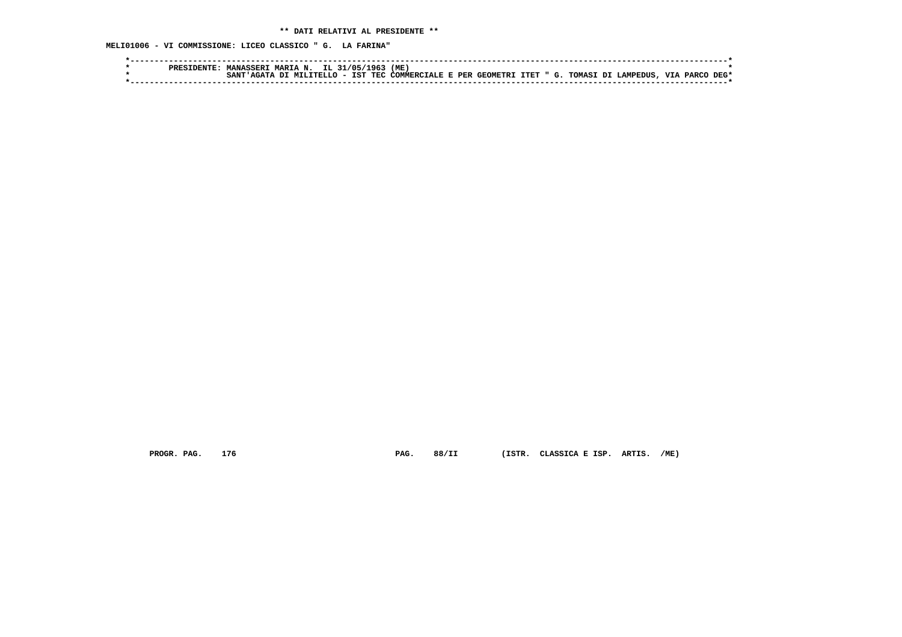** DATI RELATIVI AL PRESIDENTE **

MELI01006 - VI COMMISSIONE: LICEO CLASSICO " G.  LA FARINA"

```
*------------------------------------------------------------------------------------------------------------------------*
*        PRESIDENTE: MANASSERI MARIA N.  IL 31/05/1963 (ME)                                                              *
*                    SANT'AGATA DI MILITELLO - IST TEC COMMERCIALE E PER GEOMETRI ITET " G. TOMASI DI LAMPEDUS, VIA PARCO DEG*
*------------------------------------------------------------------------------------------------------------------------*
```

PROGR. PAG.    176                                PAG.    88/II         (ISTR.  CLASSICA E ISP.  ARTIS.  /ME)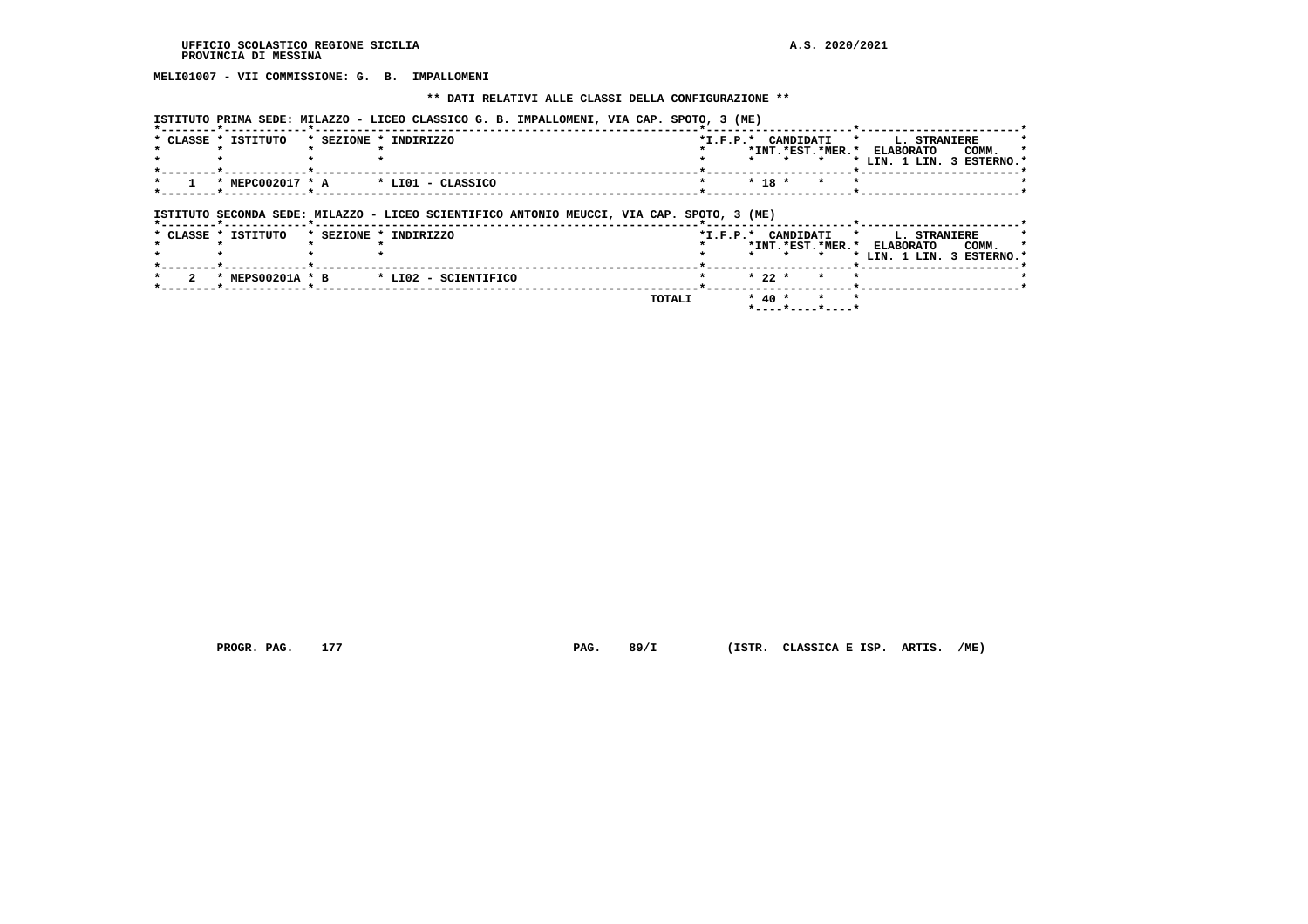**MELI01007 - VII COMMISSIONE: G. B. IMPALLOMENI**

**\*\* DATI RELATIVI ALLE CLASSI DELLA CONFIGURAZIONE \*\***

ISTITUTO PRIMA SEDE: MILAZZO - LICEO CLASSICO G. B. IMPALLOMENI, VIA CAP. SPOTO, 3 (ME)

| CLASSE | ISTITUTO | SEZIONE | INDIRIZZO | I.F.P. | CANDIDATI INT. | CANDIDATI EST. | CANDIDATI MER. | L. STRANIERE ELABORATO LIN. 1 | L. STRANIERE LIN. 3 | COMM. ESTERNO |
|---|---|---|---|---|---|---|---|---|---|---|
| 1 | MEPC002017 | A | LI01 - CLASSICO | | 18 | | | | | |

ISTITUTO SECONDA SEDE: MILAZZO - LICEO SCIENTIFICO ANTONIO MEUCCI, VIA CAP. SPOTO, 3 (ME)

| CLASSE | ISTITUTO | SEZIONE | INDIRIZZO | I.F.P. | CANDIDATI INT. | CANDIDATI EST. | CANDIDATI MER. | L. STRANIERE ELABORATO LIN. 1 | L. STRANIERE LIN. 3 | COMM. ESTERNO |
|---|---|---|---|---|---|---|---|---|---|---|
| 2 | MEPS00201A | B | LI02 - SCIENTIFICO | | 22 | | | | | |
| | | | TOTALI | | 40 | | | | | |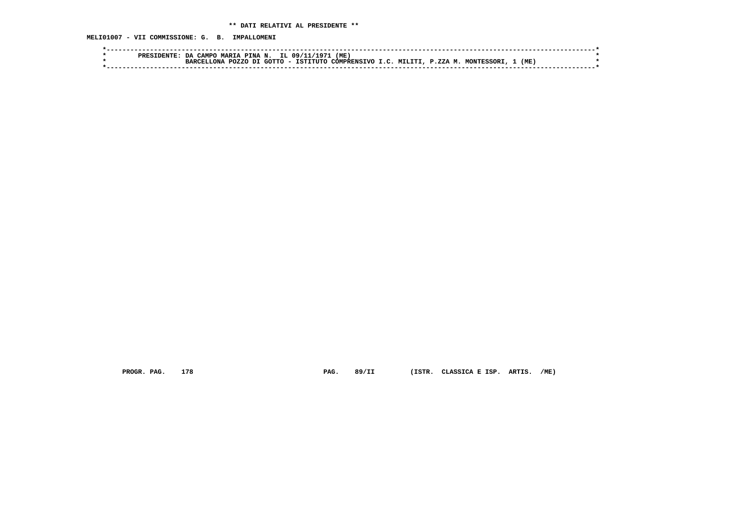** DATI RELATIVI AL PRESIDENTE **

MELI01007 - VII COMMISSIONE: G. B. IMPALLOMENI

```
*----------------------------------------------------------------------------------------------------------------------------*
*        PRESIDENTE: DA CAMPO MARIA PINA N.  IL 09/11/1971 (ME)                                                               *
*                    BARCELLONA POZZO DI GOTTO - ISTITUTO COMPRENSIVO I.C. MILITI, P.ZZA M. MONTESSORI, 1 (ME)                *
*----------------------------------------------------------------------------------------------------------------------------*
```

PROGR. PAG. 178 PAG. 89/II (ISTR. CLASSICA E ISP. ARTIS. /ME)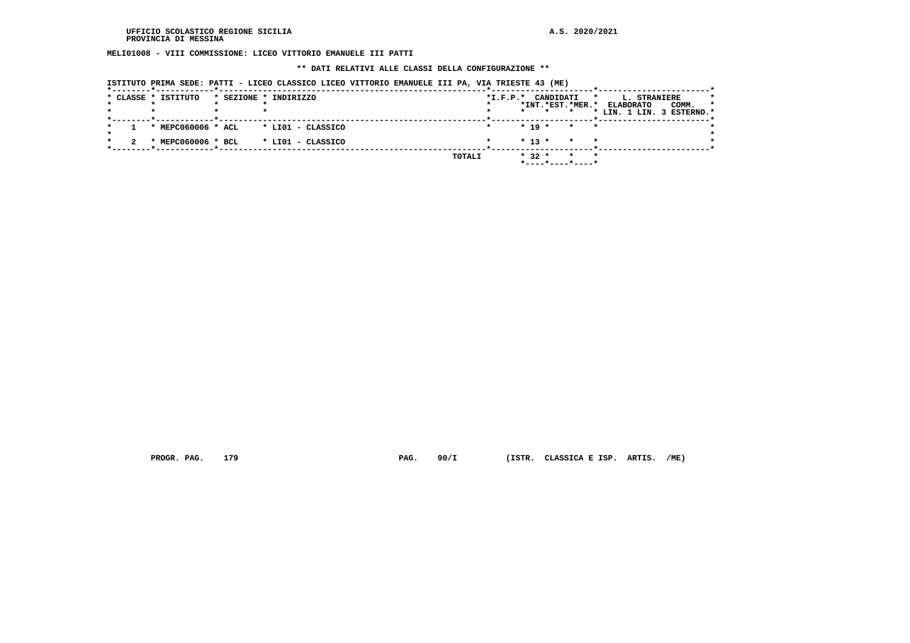UFFICIO SCOLASTICO REGIONE SICILIA
PROVINCIA DI MESSINA

A.S. 2020/2021

**MELI01008 - VIII COMMISSIONE: LICEO VITTORIO EMANUELE III PATTI**

**\*\* DATI RELATIVI ALLE CLASSI DELLA CONFIGURAZIONE \*\***

ISTITUTO PRIMA SEDE: PATTI - LICEO CLASSICO LICEO VITTORIO EMANUELE III PA, VIA TRIESTE 43 (ME)

| CLASSE | ISTITUTO | SEZIONE | INDIRIZZO | I.F.P. | CANDIDATI INT. | CANDIDATI EST. | CANDIDATI MER. | L. STRANIERE ELABORATO LIN. 1 | L. STRANIERE ELABORATO LIN. 3 | COMM. ESTERNO |
|---|---|---|---|---|---|---|---|---|---|---|
| 1 | MEPC060006 | ACL | LI01 - CLASSICO | | 19 | | | | | |
| 2 | MEPC060006 | BCL | LI01 - CLASSICO | | 13 | | | | | |
| | | | TOTALI | | 32 | | | | | |

PROGR. PAG. 179 PAG. 90/I (ISTR. CLASSICA E ISP. ARTIS. /ME)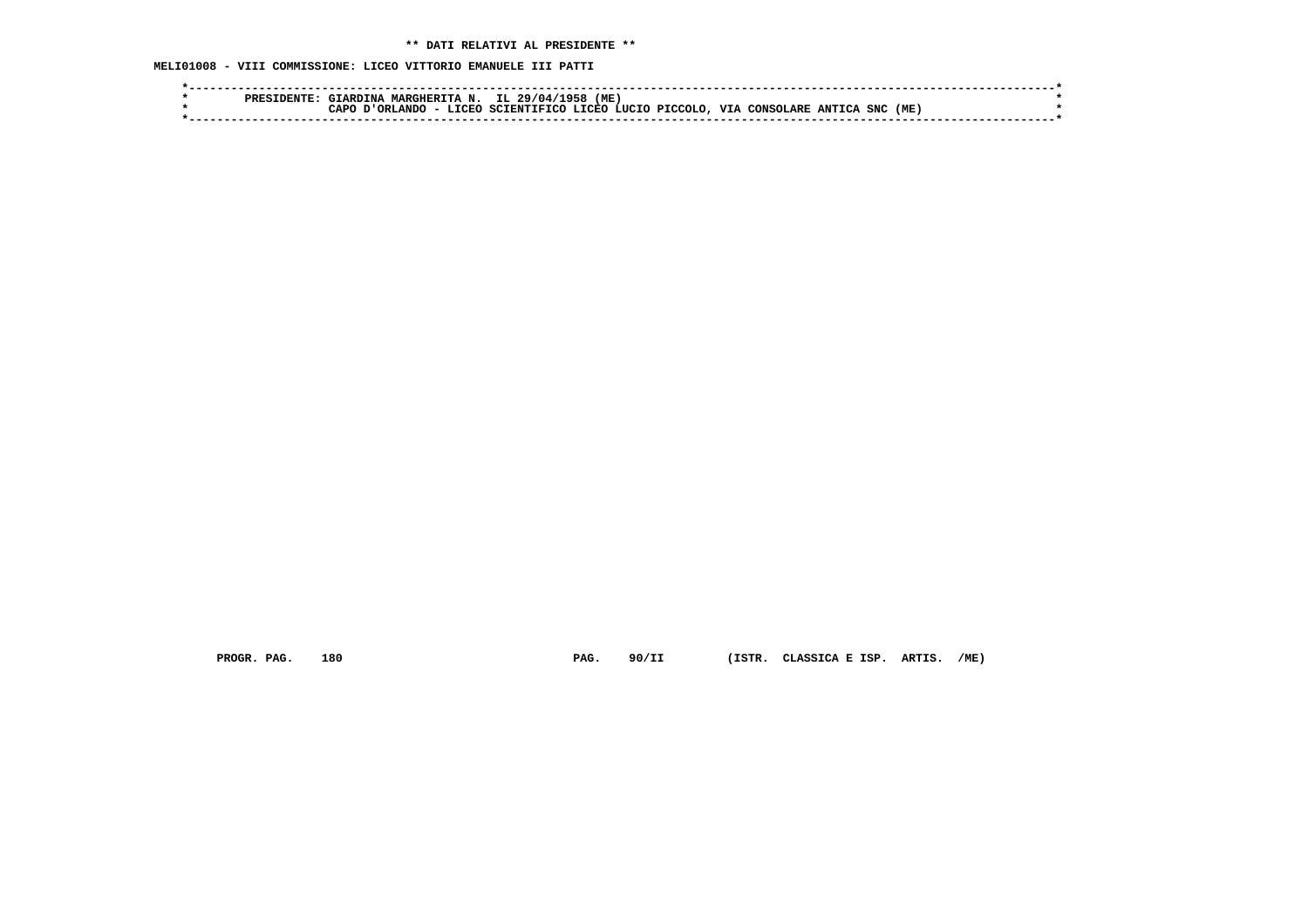**\*\* DATI RELATIVI AL PRESIDENTE \*\***

**MELI01008 - VIII COMMISSIONE: LICEO VITTORIO EMANUELE III PATTI**

```
*----------------------------------------------------------------------------------------------------------------------*
*        PRESIDENTE: GIARDINA MARGHERITA N.  IL 29/04/1958 (ME)                                                        *
*                    CAPO D'ORLANDO - LICEO SCIENTIFICO LICEO LUCIO PICCOLO, VIA CONSOLARE ANTICA SNC (ME)            *
*----------------------------------------------------------------------------------------------------------------------*
```

**PROGR. PAG. 180 PAG. 90/II (ISTR. CLASSICA E ISP. ARTIS. /ME)**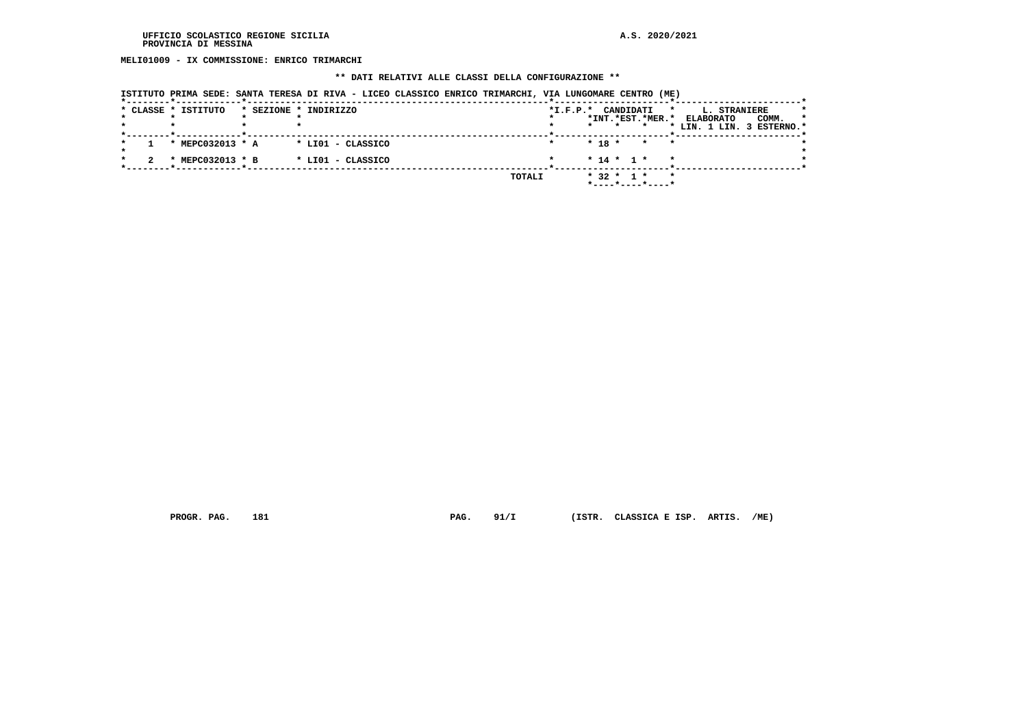UFFICIO SCOLASTICO REGIONE SICILIA
PROVINCIA DI MESSINA

A.S. 2020/2021

**MELI01009 - IX COMMISSIONE: ENRICO TRIMARCHI**

**\*\* DATI RELATIVI ALLE CLASSI DELLA CONFIGURAZIONE \*\***

ISTITUTO PRIMA SEDE: SANTA TERESA DI RIVA - LICEO CLASSICO ENRICO TRIMARCHI, VIA LUNGOMARE CENTRO (ME)

| CLASSE | ISTITUTO | SEZIONE | INDIRIZZO | I.F.P. | CANDIDATI INT. | CANDIDATI EST. | CANDIDATI MER. | L. STRANIERE ELABORATO LIN. 1 | L. STRANIERE ELABORATO LIN. 3 | COMM. ESTERNO |
|---|---|---|---|---|---|---|---|---|---|---|
| 1 | MEPC032013 | A | LI01 - CLASSICO | | 18 | | | | | |
| 2 | MEPC032013 | B | LI01 - CLASSICO | | 14 | 1 | | | | |
| | | | TOTALI | | 32 | 1 | | | | |

PROGR. PAG. 181 PAG. 91/I (ISTR. CLASSICA E ISP. ARTIS. /ME)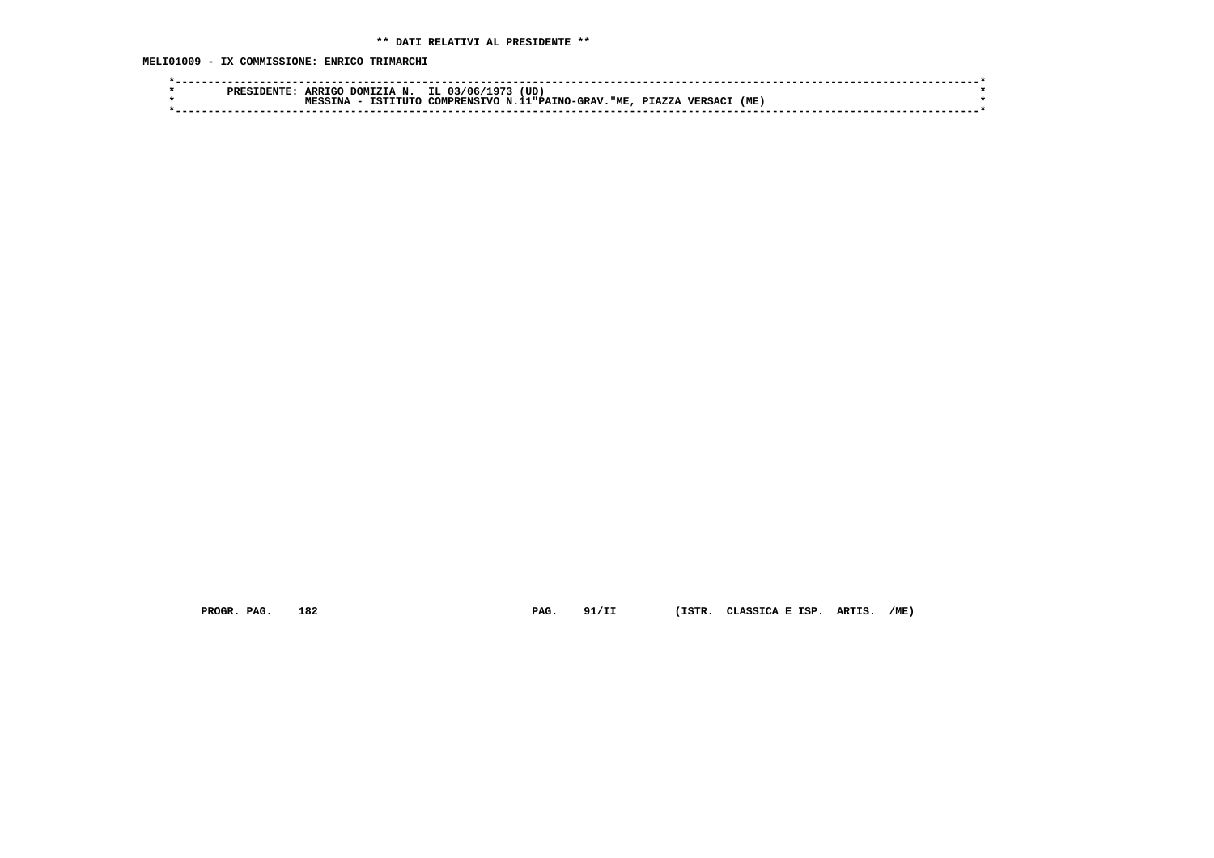**\*\* DATI RELATIVI AL PRESIDENTE \*\***

**MELI01009 - IX COMMISSIONE: ENRICO TRIMARCHI**

```
*----------------------------------------------------------------------------------------------------------------------*
*        PRESIDENTE: ARRIGO DOMIZIA N.  IL 03/06/1973 (UD)                                                            *
*                    MESSINA - ISTITUTO COMPRENSIVO N.11"PAINO-GRAV."ME, PIAZZA VERSACI (ME)                          *
*----------------------------------------------------------------------------------------------------------------------*
```

PROGR. PAG. 182 PAG. 91/II (ISTR. CLASSICA E ISP. ARTIS. /ME)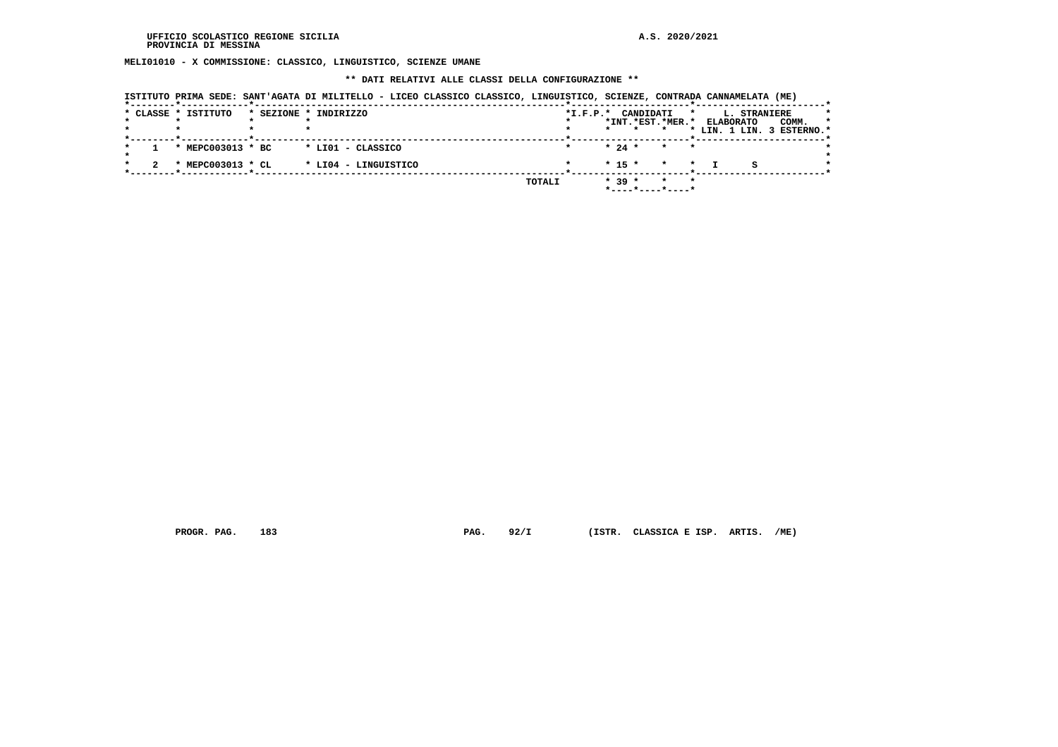UFFICIO SCOLASTICO REGIONE SICILIA
PROVINCIA DI MESSINA

A.S. 2020/2021

**MELI01010 - X COMMISSIONE: CLASSICO, LINGUISTICO, SCIENZE UMANE**

**** DATI RELATIVI ALLE CLASSI DELLA CONFIGURAZIONE ****

ISTITUTO PRIMA SEDE: SANT'AGATA DI MILITELLO - LICEO CLASSICO CLASSICO, LINGUISTICO, SCIENZE, CONTRADA CANNAMELATA (ME)

| CLASSE | ISTITUTO | SEZIONE | INDIRIZZO | I.F.P. | CANDIDATI INT. | CANDIDATI EST. | CANDIDATI MER. | L. STRANIERE ELABORATO LIN. 1 | L. STRANIERE ELABORATO LIN. 3 | COMM. ESTERNO |
|---|---|---|---|---|---|---|---|---|---|---|
| 1 | MEPC003013 | BC | LI01 - CLASSICO | | 24 | | | | | |
| 2 | MEPC003013 | CL | LI04 - LINGUISTICO | | 15 | | | I | S | |
| | | | TOTALI | | 39 | | | | | |

PROGR. PAG. 183 PAG. 92/I (ISTR. CLASSICA E ISP. ARTIS. /ME)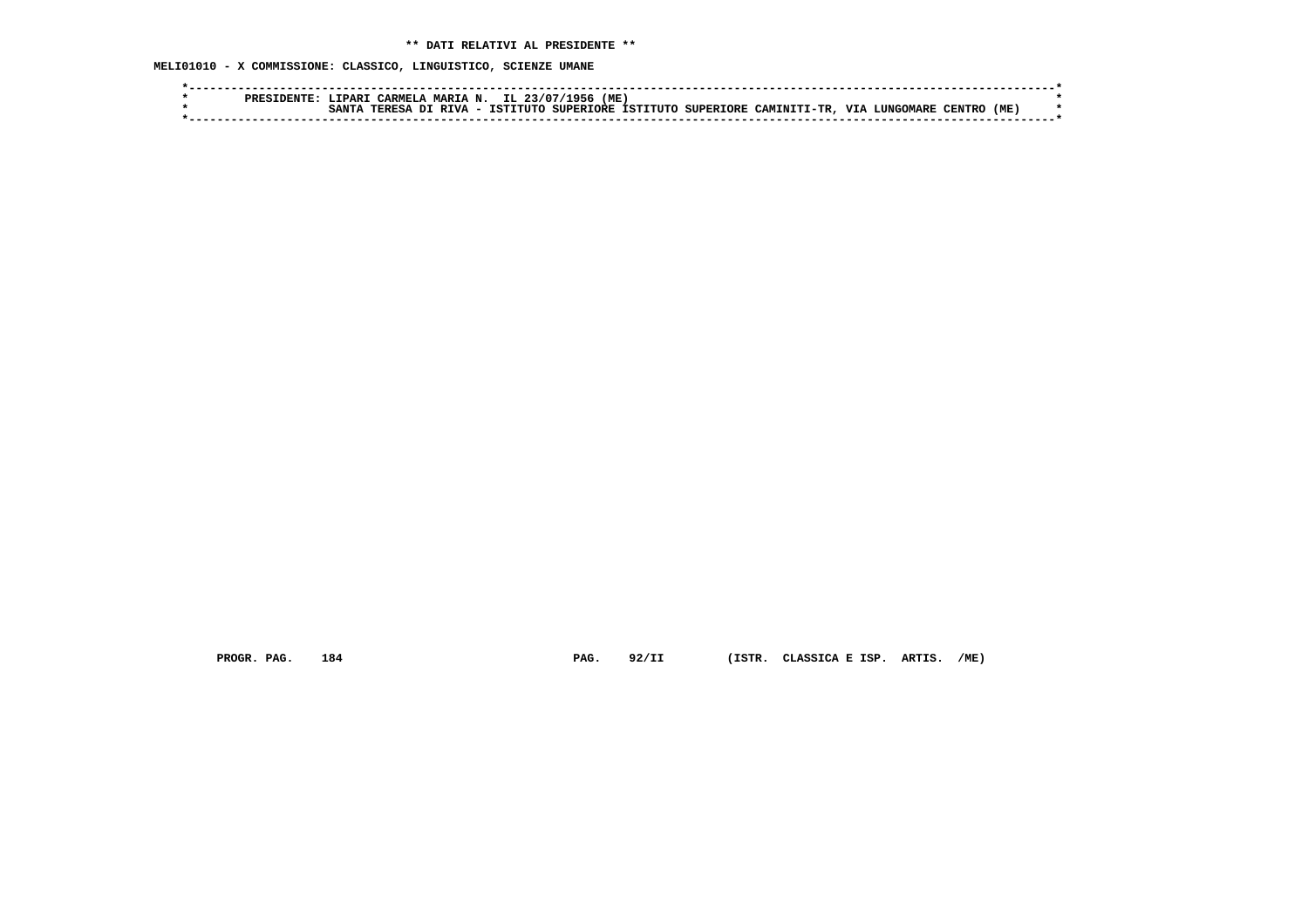**\*\* DATI RELATIVI AL PRESIDENTE \*\***

**MELI01010 - X COMMISSIONE: CLASSICO, LINGUISTICO, SCIENZE UMANE**

```
*------------------------------------------------------------------------------------------------------------------------*
*        PRESIDENTE: LIPARI CARMELA MARIA N.  IL 23/07/1956 (ME)                                                         *
*                    SANTA TERESA DI RIVA - ISTITUTO SUPERIORE ISTITUTO SUPERIORE CAMINITI-TR, VIA LUNGOMARE CENTRO (ME)  *
*------------------------------------------------------------------------------------------------------------------------*
```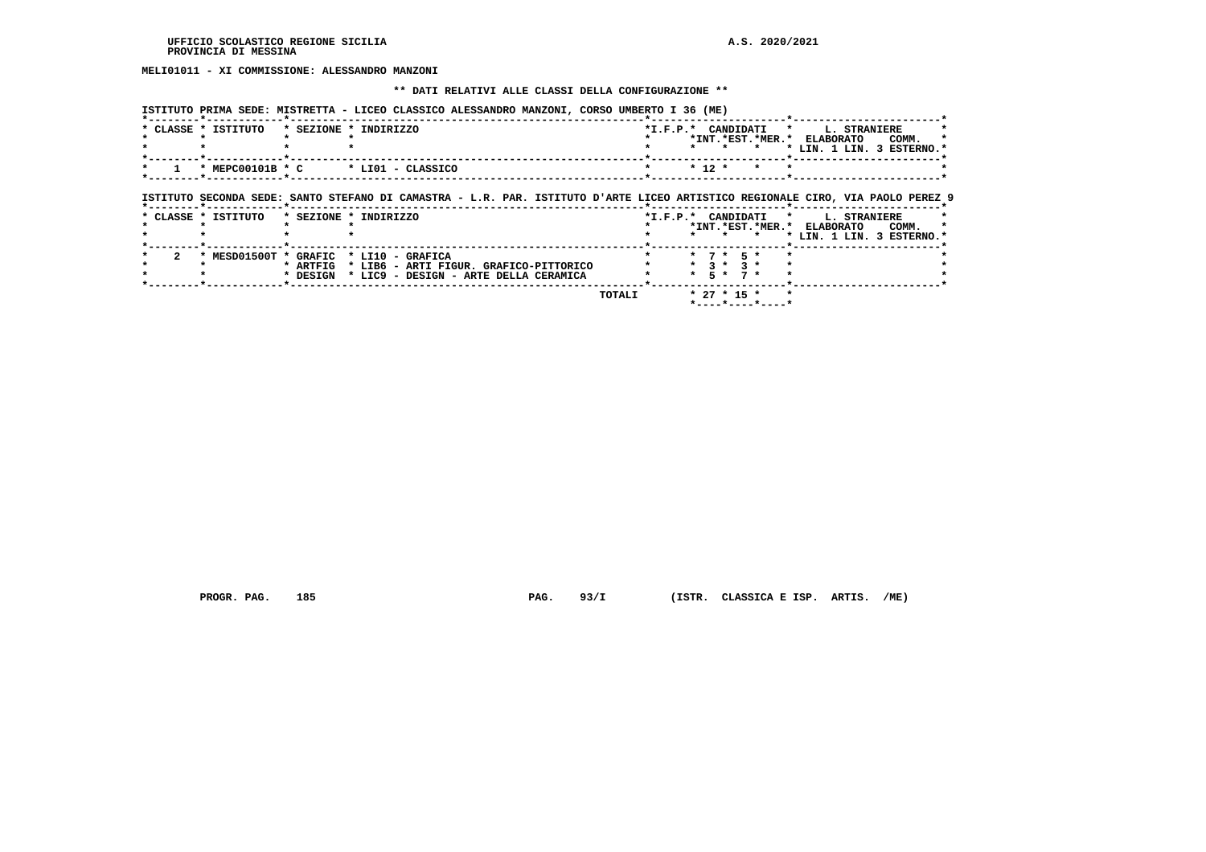UFFICIO SCOLASTICO REGIONE SICILIA
PROVINCIA DI MESSINA

A.S. 2020/2021

**MELI01011 - XI COMMISSIONE: ALESSANDRO MANZONI**

**\*\* DATI RELATIVI ALLE CLASSI DELLA CONFIGURAZIONE \*\***

ISTITUTO PRIMA SEDE: MISTRETTA - LICEO CLASSICO ALESSANDRO MANZONI, CORSO UMBERTO I 36 (ME)

| CLASSE | ISTITUTO | SEZIONE | INDIRIZZO | I.F.P. | CANDIDATI INT. | CANDIDATI EST. | CANDIDATI MER. | L. STRANIERE ELABORATO LIN. 1 | L. STRANIERE ELABORATO LIN. 3 | COMM. ESTERNO |
|---|---|---|---|---|---|---|---|---|---|---|
| 1 | MEPC00101B | C | LI01 - CLASSICO | | 12 | | | | | |

ISTITUTO SECONDA SEDE: SANTO STEFANO DI CAMASTRA - L.R. PAR. ISTITUTO D'ARTE LICEO ARTISTICO REGIONALE CIRO, VIA PAOLO PEREZ 9

| CLASSE | ISTITUTO | SEZIONE | INDIRIZZO | I.F.P. | CANDIDATI INT. | CANDIDATI EST. | CANDIDATI MER. | L. STRANIERE ELABORATO LIN. 1 | L. STRANIERE ELABORATO LIN. 3 | COMM. ESTERNO |
|---|---|---|---|---|---|---|---|---|---|---|
| 2 | MESD01500T | GRAFIC | LI10 - GRAFICA | | 7 | 5 | | | | |
| | | ARTFIG | LIB6 - ARTI FIGUR. GRAFICO-PITTORICO | | 3 | 3 | | | | |
| | | DESIGN | LIC9 - DESIGN - ARTE DELLA CERAMICA | | 5 | 7 | | | | |
| | | | TOTALI | | 27 | 15 | | | | |

PROGR. PAG. 185 PAG. 93/I (ISTR. CLASSICA E ISP. ARTIS. /ME)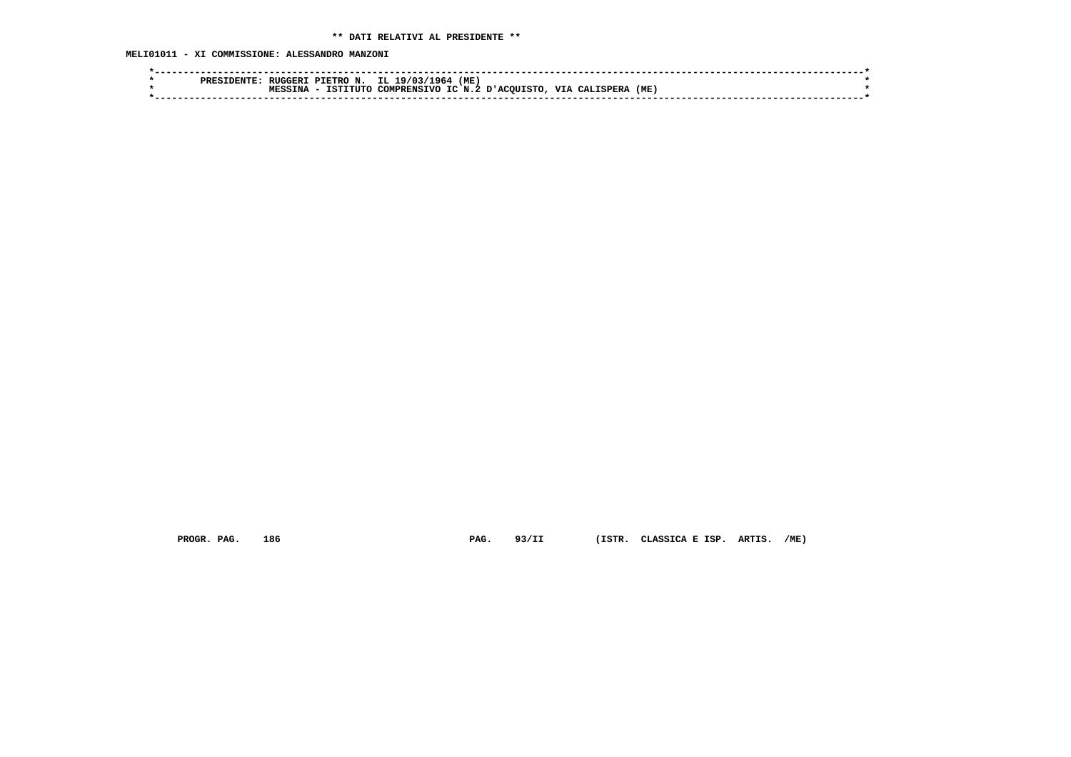** DATI RELATIVI AL PRESIDENTE **

MELI01011 - XI COMMISSIONE: ALESSANDRO MANZONI

```
*----------------------------------------------------------------------------------------------------------------------*
*        PRESIDENTE: RUGGERI PIETRO N.  IL 19/03/1964 (ME)                                                             *
*                    MESSINA - ISTITUTO COMPRENSIVO IC N.2 D'ACQUISTO, VIA CALISPERA (ME)                              *
*----------------------------------------------------------------------------------------------------------------------*
```

PROGR. PAG. 186 PAG. 93/II (ISTR. CLASSICA E ISP. ARTIS. /ME)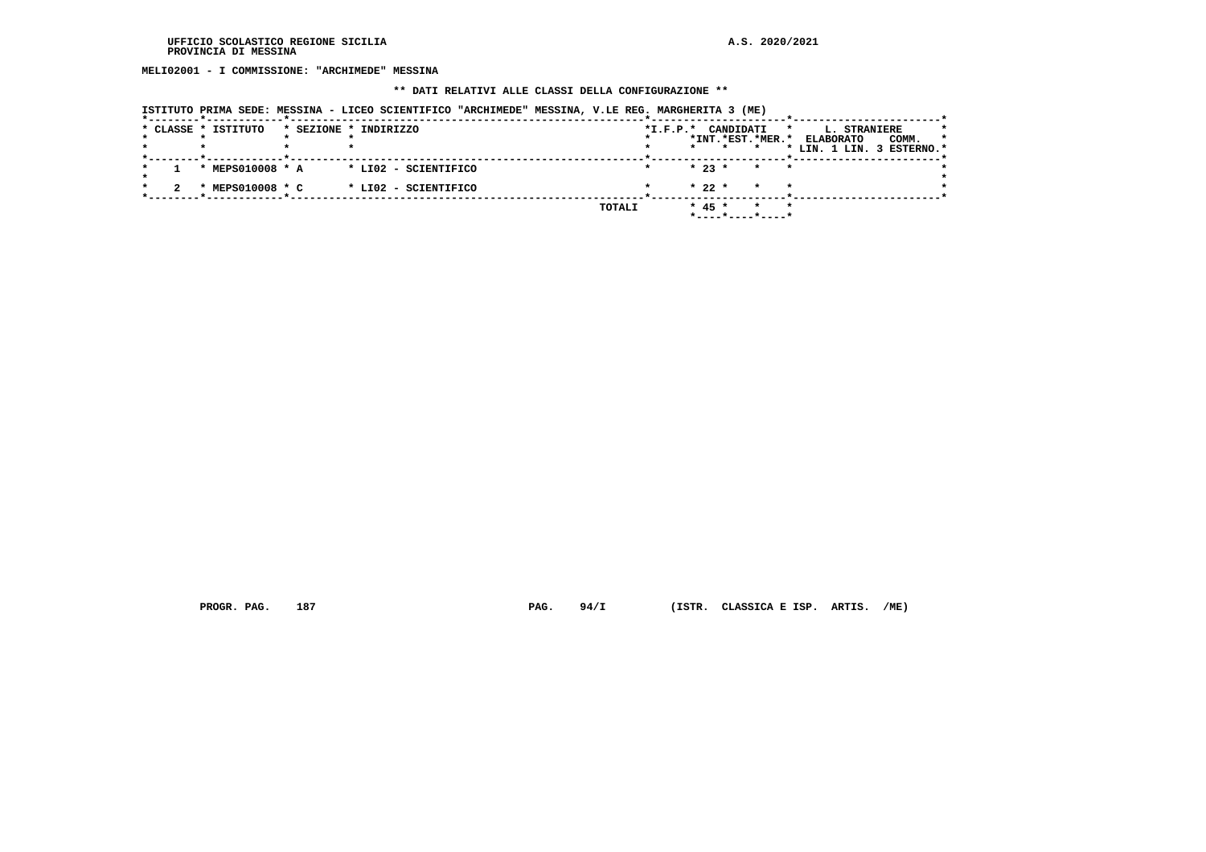UFFICIO SCOLASTICO REGIONE SICILIA
PROVINCIA DI MESSINA

A.S. 2020/2021

**MELI02001 - I COMMISSIONE: "ARCHIMEDE" MESSINA**

**\*\* DATI RELATIVI ALLE CLASSI DELLA CONFIGURAZIONE \*\***

**ISTITUTO PRIMA SEDE: MESSINA - LICEO SCIENTIFICO "ARCHIMEDE" MESSINA, V.LE REG. MARGHERITA 3 (ME)**

| CLASSE | ISTITUTO | SEZIONE | INDIRIZZO | I.F.P. | CANDIDATI INT. | CANDIDATI EST. | CANDIDATI MER. | L. STRANIERE ELABORATO LIN. 1 | L. STRANIERE ELABORATO LIN. 3 | L. STRANIERE COMM. ESTERNO |
|---|---|---|---|---|---|---|---|---|---|---|
| 1 | MEPS010008 | A | LI02 - SCIENTIFICO | | 23 | | | | | |
| 2 | MEPS010008 | C | LI02 - SCIENTIFICO | | 22 | | | | | |
| | | | TOTALI | | 45 | | | | | |

PROGR. PAG. 187 PAG. 94/I (ISTR. CLASSICA E ISP. ARTIS. /ME)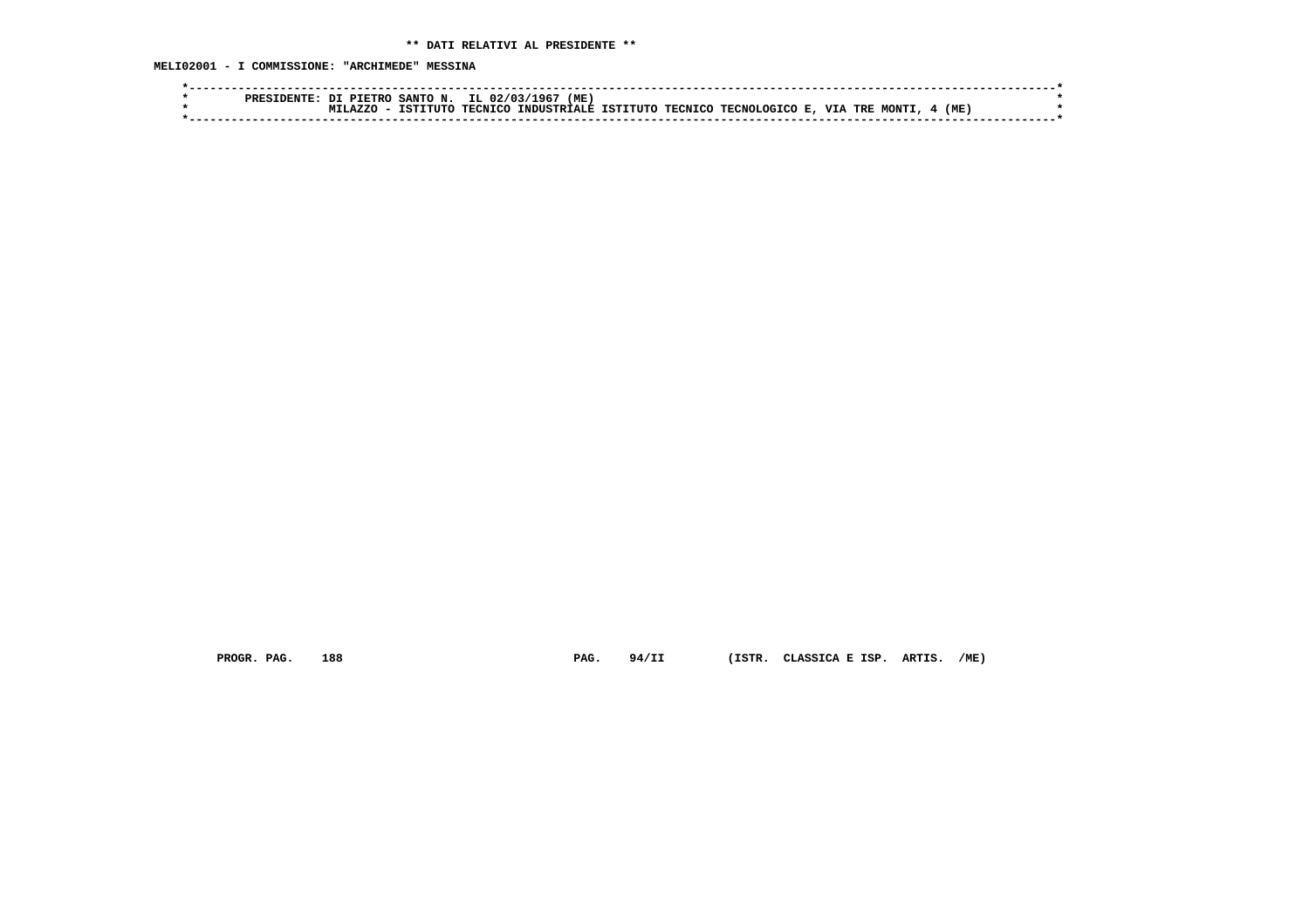**\*\* DATI RELATIVI AL PRESIDENTE \*\***

**MELI02001 - I COMMISSIONE: "ARCHIMEDE" MESSINA**

```
*----------------------------------------------------------------------------------------------------------------------*
*        PRESIDENTE: DI PIETRO SANTO N.  IL 02/03/1967 (ME)                                                            *
*                    MILAZZO - ISTITUTO TECNICO INDUSTRIALE ISTITUTO TECNICO TECNOLOGICO E, VIA TRE MONTI, 4 (ME)       *
*----------------------------------------------------------------------------------------------------------------------*
```

PROGR. PAG. 188 PAG. 94/II (ISTR. CLASSICA E ISP. ARTIS. /ME)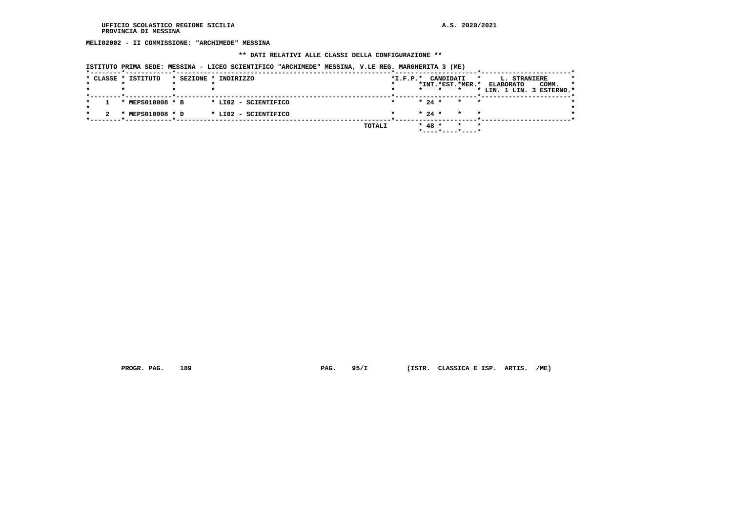UFFICIO SCOLASTICO REGIONE SICILIA
PROVINCIA DI MESSINA

A.S. 2020/2021

**MELI02002 - II COMMISSIONE: "ARCHIMEDE" MESSINA**

**\*\* DATI RELATIVI ALLE CLASSI DELLA CONFIGURAZIONE \*\***

**ISTITUTO PRIMA SEDE: MESSINA - LICEO SCIENTIFICO "ARCHIMEDE" MESSINA, V.LE REG. MARGHERITA 3 (ME)**

| CLASSE | ISTITUTO | SEZIONE | INDIRIZZO | I.F.P. | CANDIDATI INT. | CANDIDATI EST. | CANDIDATI MER. | L. STRANIERE ELABORATO LIN. 1 | L. STRANIERE ELABORATO LIN. 3 | L. STRANIERE COMM. ESTERNO |
|---|---|---|---|---|---|---|---|---|---|---|
| 1 | MEPS010008 | B | LI02 - SCIENTIFICO | | 24 | | | | | |
| 2 | MEPS010008 | D | LI02 - SCIENTIFICO | | 24 | | | | | |
| | | | TOTALI | | 48 | | | | | |

PROGR. PAG. 189 PAG. 95/I (ISTR. CLASSICA E ISP. ARTIS. /ME)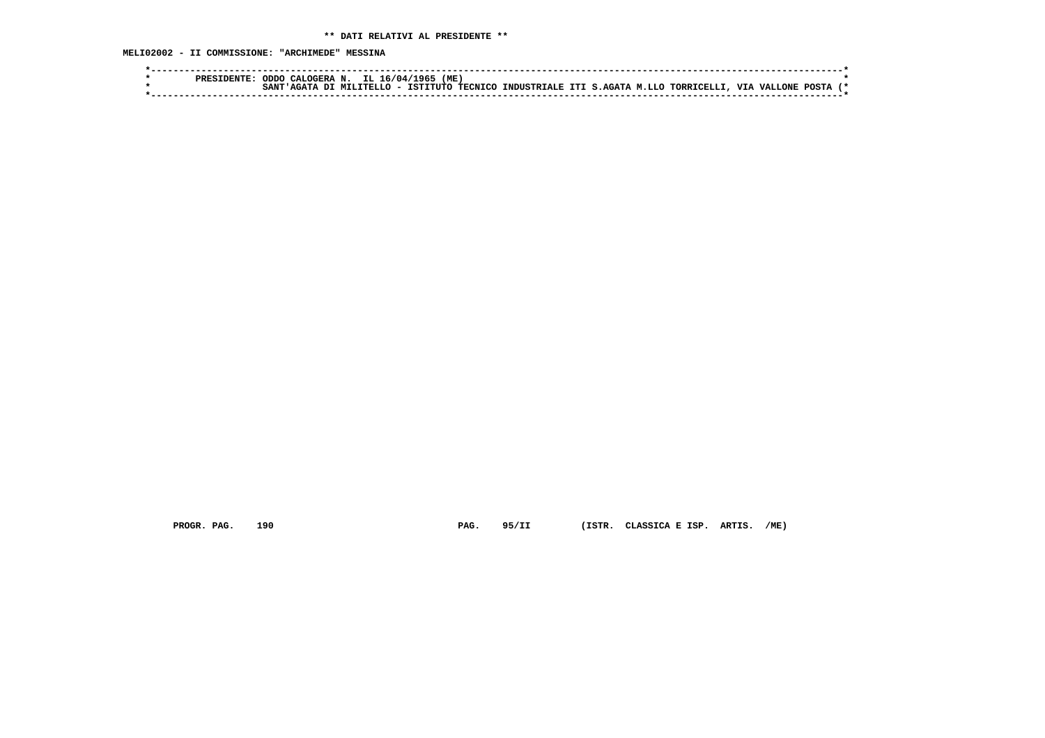**\*\* DATI RELATIVI AL PRESIDENTE \*\***

**MELI02002 - II COMMISSIONE: "ARCHIMEDE" MESSINA**

```
*----------------------------------------------------------------------------------------------------------------------------*
*        PRESIDENTE: ODDO CALOGERA N.  IL 16/04/1965 (ME)                                                                     *
*                    SANT'AGATA DI MILITELLO - ISTITUTO TECNICO INDUSTRIALE ITI S.AGATA M.LLO TORRICELLI, VIA VALLONE POSTA (*
*----------------------------------------------------------------------------------------------------------------------------*
```

PROGR. PAG. 190 PAG. 95/II (ISTR. CLASSICA E ISP. ARTIS. /ME)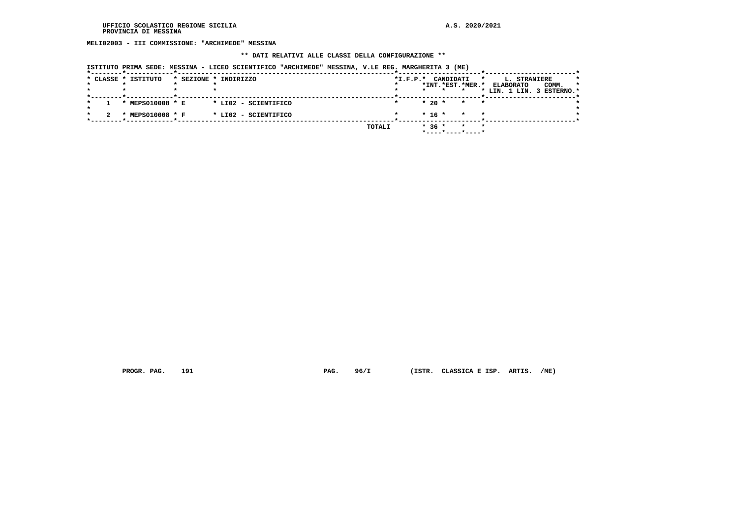**MELI02003 - III COMMISSIONE: "ARCHIMEDE" MESSINA**

**\*\* DATI RELATIVI ALLE CLASSI DELLA CONFIGURAZIONE \*\***

**ISTITUTO PRIMA SEDE: MESSINA - LICEO SCIENTIFICO "ARCHIMEDE" MESSINA, V.LE REG. MARGHERITA 3 (ME)**

| CLASSE | ISTITUTO | SEZIONE | INDIRIZZO | I.F.P. | CANDIDATI INT. | CANDIDATI EST. | CANDIDATI MER. | L. STRANIERE ELABORATO LIN. 1 | L. STRANIERE ELABORATO LIN. 3 | L. STRANIERE COMM. ESTERNO |
|---|---|---|---|---|---|---|---|---|---|---|
| 1 | MEPS010008 | E | LI02 - SCIENTIFICO | | 20 | | | | | |
| 2 | MEPS010008 | F | LI02 - SCIENTIFICO | | 16 | | | | | |
| | | | TOTALI | | 36 | | | | | |

PROGR. PAG. 191 PAG. 96/I (ISTR. CLASSICA E ISP. ARTIS. /ME)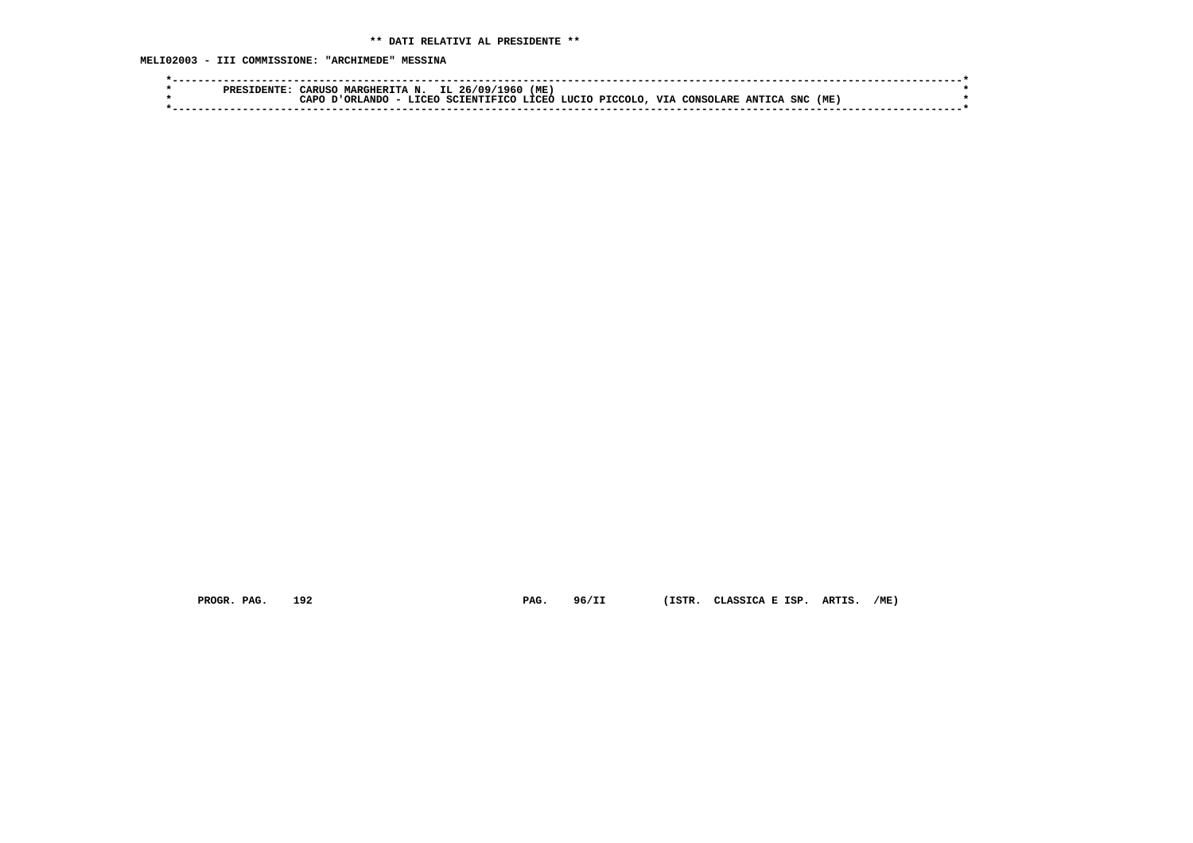**\*\* DATI RELATIVI AL PRESIDENTE \*\***

**MELI02003 - III COMMISSIONE: "ARCHIMEDE" MESSINA**

```
*----------------------------------------------------------------------------------------------------------------------*
*        PRESIDENTE: CARUSO MARGHERITA N.  IL 26/09/1960 (ME)                                                          *
*                    CAPO D'ORLANDO - LICEO SCIENTIFICO LICEO LUCIO PICCOLO, VIA CONSOLARE ANTICA SNC (ME)             *
*----------------------------------------------------------------------------------------------------------------------*
```

**PROGR. PAG. 192 PAG. 96/II (ISTR. CLASSICA E ISP. ARTIS. /ME)**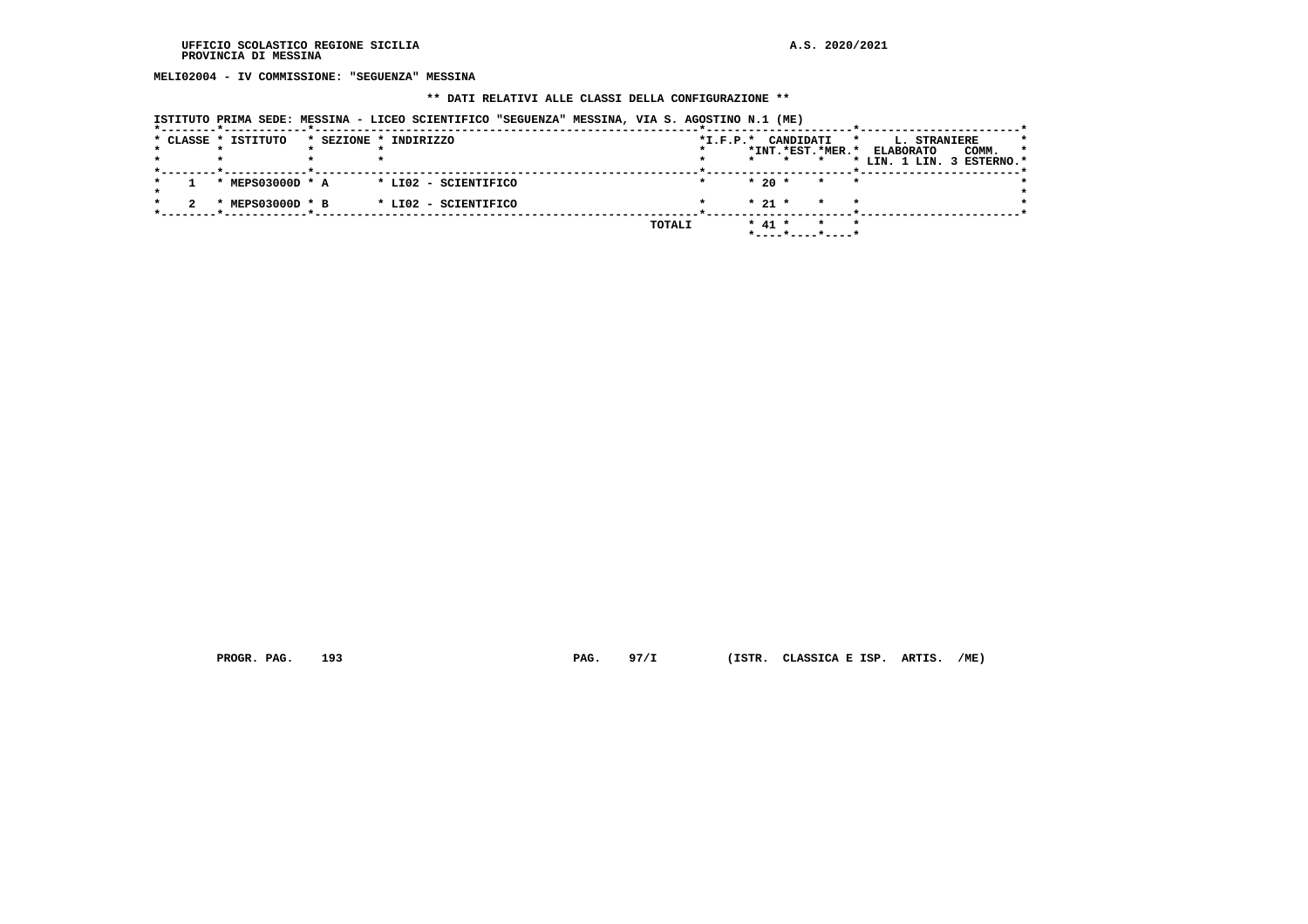UFFICIO SCOLASTICO REGIONE SICILIA
PROVINCIA DI MESSINA

A.S. 2020/2021

**MELI02004 - IV COMMISSIONE: "SEGUENZA" MESSINA**

**\*\* DATI RELATIVI ALLE CLASSI DELLA CONFIGURAZIONE \*\***

**ISTITUTO PRIMA SEDE: MESSINA - LICEO SCIENTIFICO "SEGUENZA" MESSINA, VIA S. AGOSTINO N.1 (ME)**

| CLASSE | ISTITUTO | SEZIONE | INDIRIZZO | I.F.P. | CANDIDATI INT. | CANDIDATI EST. | CANDIDATI MER. | L. STRANIERE ELABORATO LIN. 1 | L. STRANIERE ELABORATO LIN. 3 | COMM. ESTERNO |
|---|---|---|---|---|---|---|---|---|---|---|
| 1 | MEPS03000D | A | LI02 - SCIENTIFICO | | 20 | | | | | |
| 2 | MEPS03000D | B | LI02 - SCIENTIFICO | | 21 | | | | | |
| | | | TOTALI | | 41 | | | | | |

PROGR. PAG. 193 PAG. 97/I (ISTR. CLASSICA E ISP. ARTIS. /ME)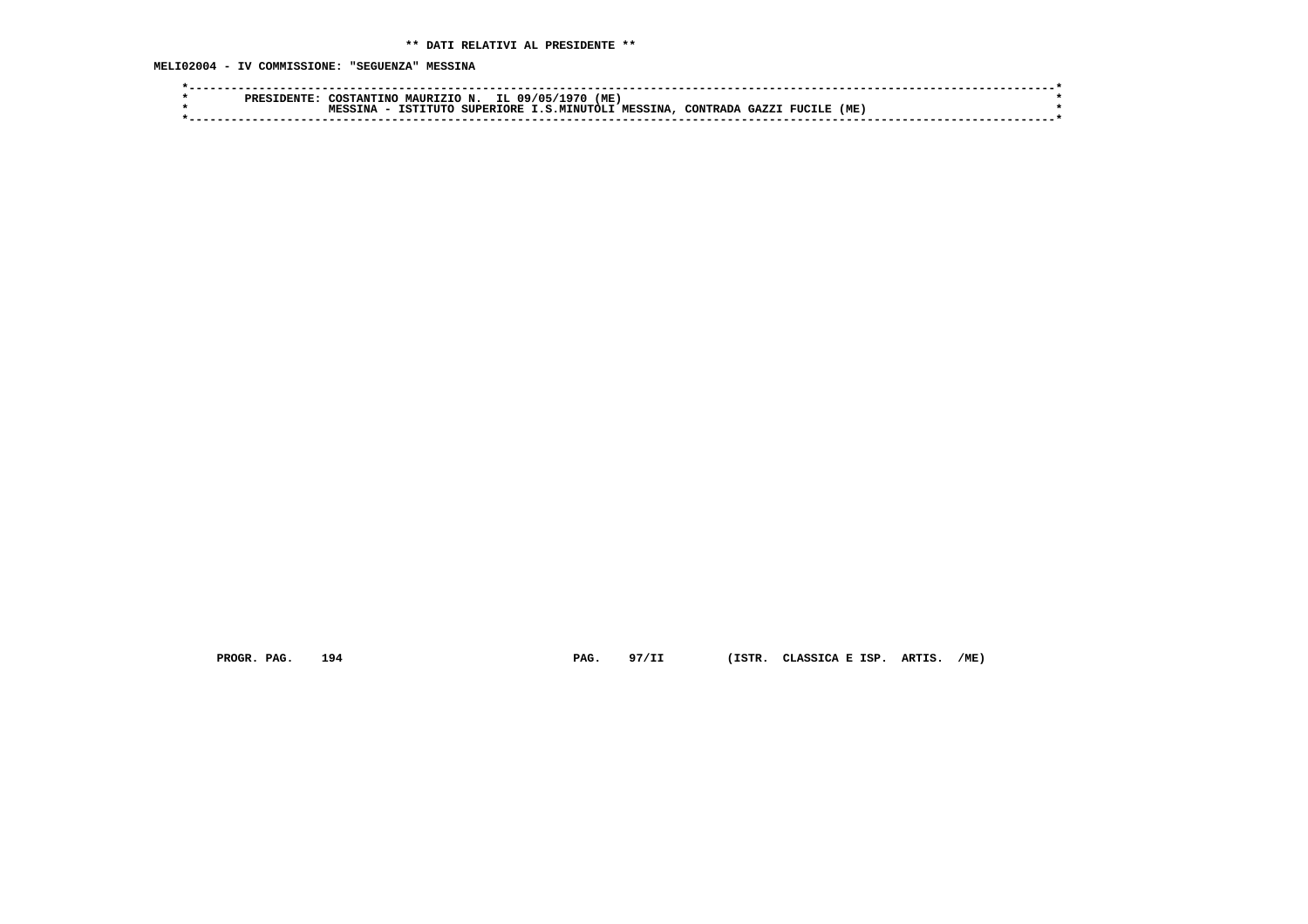** DATI RELATIVI AL PRESIDENTE **

MELI02004 - IV COMMISSIONE: "SEGUENZA" MESSINA

```
*----------------------------------------------------------------------------------------------------------------------------*
*        PRESIDENTE: COSTANTINO MAURIZIO N.  IL 09/05/1970 (ME)                                                               *
*                    MESSINA - ISTITUTO SUPERIORE I.S.MINUTOLI MESSINA, CONTRADA GAZZI FUCILE (ME)                            *
*----------------------------------------------------------------------------------------------------------------------------*
```

PROGR. PAG. 194 PAG. 97/II (ISTR. CLASSICA E ISP. ARTIS. /ME)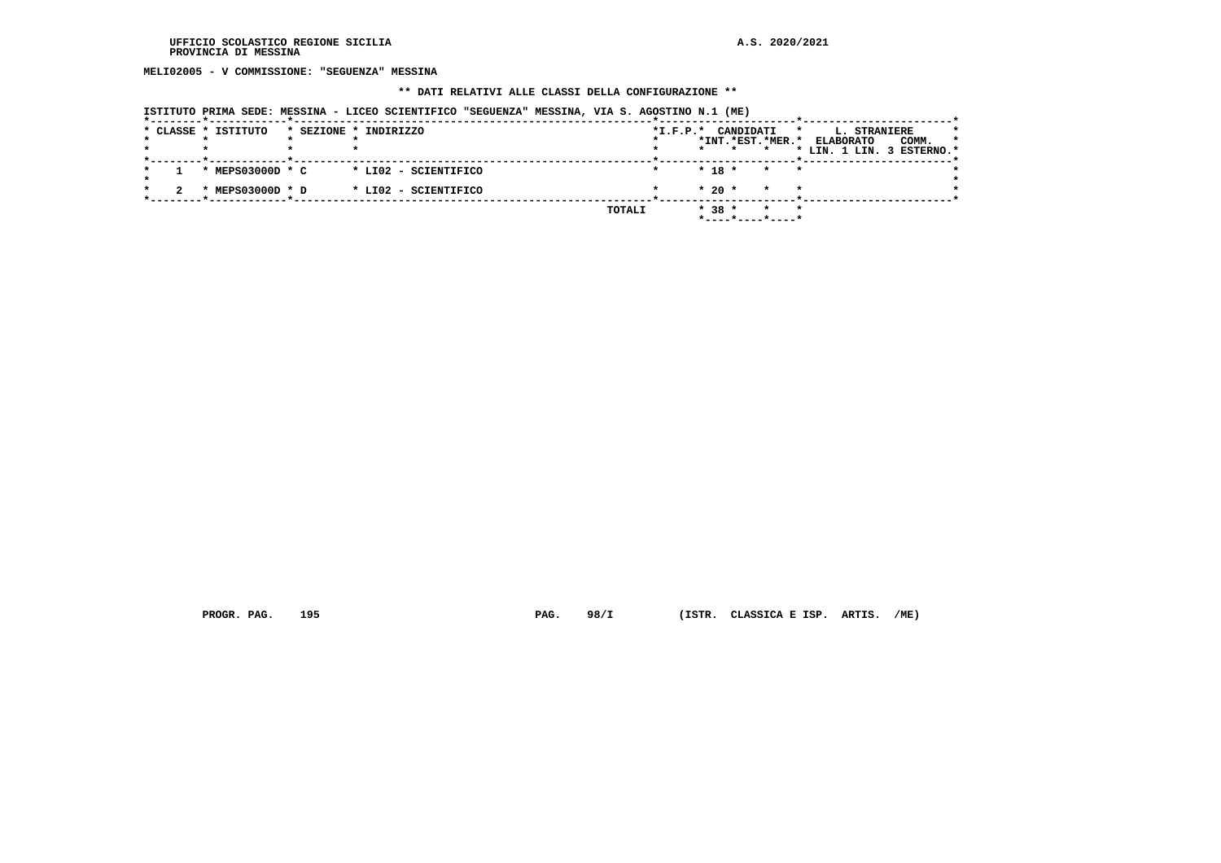MELI02005 - V COMMISSIONE: "SEGUENZA" MESSINA

** DATI RELATIVI ALLE CLASSI DELLA CONFIGURAZIONE **

ISTITUTO PRIMA SEDE: MESSINA - LICEO SCIENTIFICO "SEGUENZA" MESSINA, VIA S. AGOSTINO N.1 (ME)

| CLASSE | ISTITUTO | SEZIONE | INDIRIZZO | I.F.P. | CANDIDATI INT. | CANDIDATI EST. | CANDIDATI MER. | L. STRANIERE ELABORATO LIN. 1 | L. STRANIERE ELABORATO LIN. 3 | COMM. ESTERNO |
|---|---|---|---|---|---|---|---|---|---|---|
| 1 | MEPS03000D | C | LI02 - SCIENTIFICO | | 18 | | | | | |
| 2 | MEPS03000D | D | LI02 - SCIENTIFICO | | 20 | | | | | |
| | | | TOTALI | | 38 | | | | | |

PROGR. PAG. 195 PAG. 98/I (ISTR. CLASSICA E ISP. ARTIS. /ME)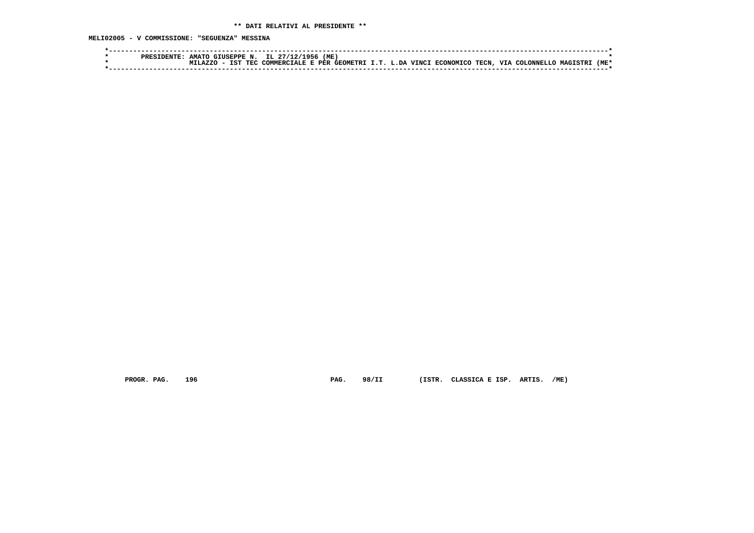** DATI RELATIVI AL PRESIDENTE **

MELI02005 - V COMMISSIONE: "SEGUENZA" MESSINA

```
*----------------------------------------------------------------------------------------------------------------------*
*        PRESIDENTE: AMATO GIUSEPPE N.  IL 27/12/1956 (ME)                                                             *
*                    MILAZZO - IST TEC COMMERCIALE E PER GEOMETRI I.T. L.DA VINCI ECONOMICO TECN, VIA COLONNELLO MAGISTRI (ME*
*----------------------------------------------------------------------------------------------------------------------*
```

PROGR. PAG. 196 PAG. 98/II (ISTR. CLASSICA E ISP. ARTIS. /ME)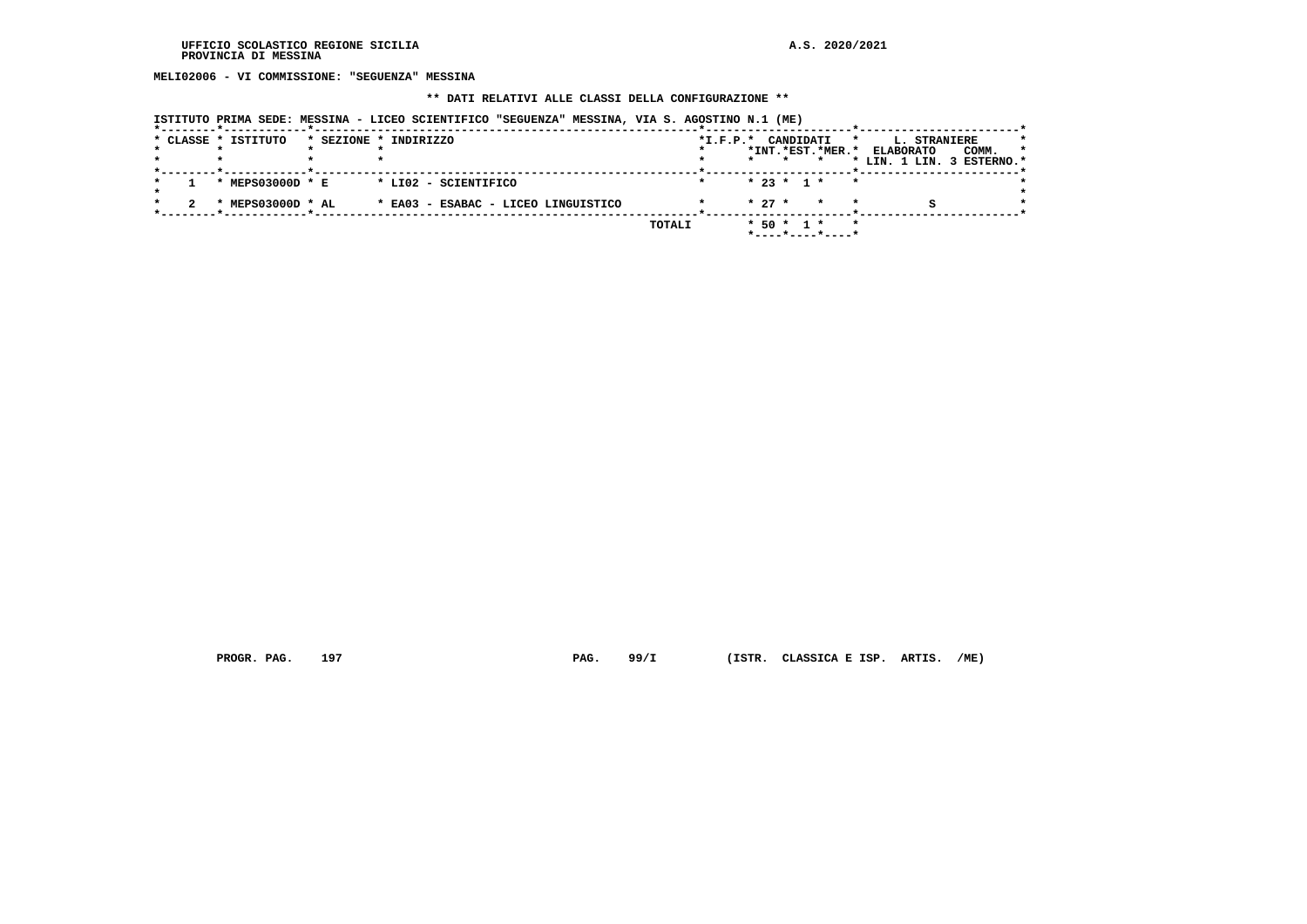MELI02006 - VI COMMISSIONE: "SEGUENZA" MESSINA

** DATI RELATIVI ALLE CLASSI DELLA CONFIGURAZIONE **

ISTITUTO PRIMA SEDE: MESSINA - LICEO SCIENTIFICO "SEGUENZA" MESSINA, VIA S. AGOSTINO N.1 (ME)

| CLASSE | ISTITUTO | SEZIONE | INDIRIZZO | I.F.P. | CANDIDATI INT. | CANDIDATI EST. | CANDIDATI MER. | L. STRANIERE ELABORATO LIN. 1 | L. STRANIERE ELABORATO LIN. 3 | COMM. ESTERNO |
|---|---|---|---|---|---|---|---|---|---|---|
| 1 | MEPS03000D | E | LI02 - SCIENTIFICO | | 23 | 1 | | | | |
| 2 | MEPS03000D | AL | EA03 - ESABAC - LICEO LINGUISTICO | | 27 | | | | S | |
| | | | TOTALI | | 50 | 1 | | | | |

PROGR. PAG. 197 PAG. 99/I (ISTR. CLASSICA E ISP. ARTIS. /ME)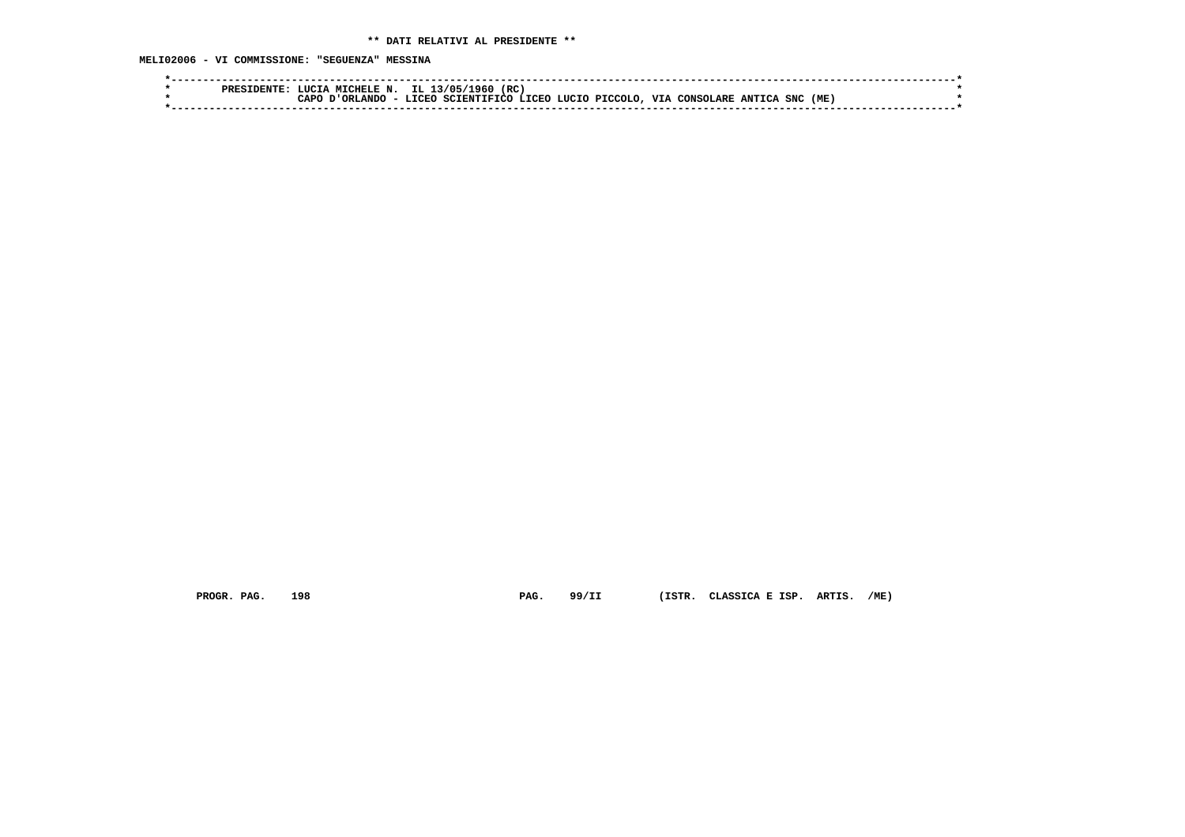**\*\* DATI RELATIVI AL PRESIDENTE \*\***

**MELI02006 - VI COMMISSIONE: "SEGUENZA" MESSINA**

```
*----------------------------------------------------------------------------------------------------------------------*
*        PRESIDENTE: LUCIA MICHELE N.  IL 13/05/1960 (RC)                                                              *
*                    CAPO D'ORLANDO - LICEO SCIENTIFICO LICEO LUCIO PICCOLO, VIA CONSOLARE ANTICA SNC (ME)             *
*----------------------------------------------------------------------------------------------------------------------*
```

PROGR. PAG. 198 PAG. 99/II (ISTR. CLASSICA E ISP. ARTIS. /ME)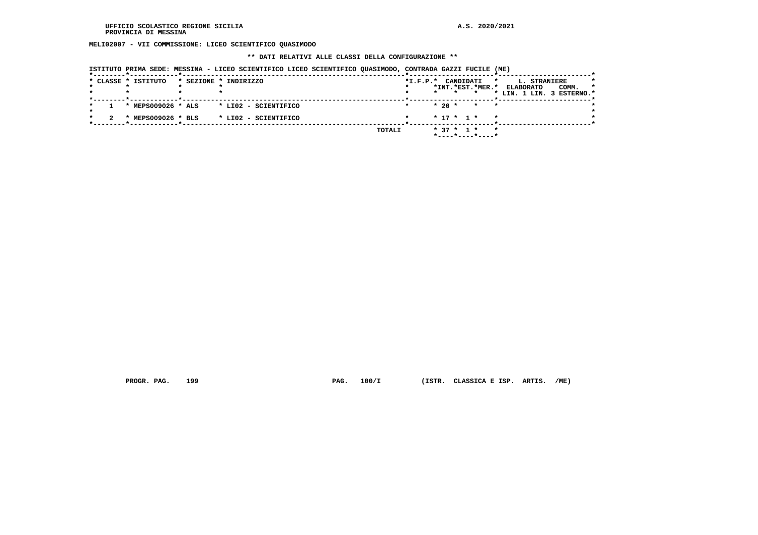UFFICIO SCOLASTICO REGIONE SICILIA
PROVINCIA DI MESSINA

A.S. 2020/2021

**MELI02007 - VII COMMISSIONE: LICEO SCIENTIFICO QUASIMODO**

**\*\* DATI RELATIVI ALLE CLASSI DELLA CONFIGURAZIONE \*\***

ISTITUTO PRIMA SEDE: MESSINA - LICEO SCIENTIFICO LICEO SCIENTIFICO QUASIMODO, CONTRADA GAZZI FUCILE (ME)

| CLASSE | ISTITUTO | SEZIONE | INDIRIZZO | I.F.P. | CANDIDATI INT. | CANDIDATI EST. | CANDIDATI MER. | L. STRANIERE ELABORATO LIN. 1 | L. STRANIERE ELABORATO LIN. 3 | L. STRANIERE COMM. ESTERNO |
|---|---|---|---|---|---|---|---|---|---|---|
| 1 | MEPS009026 | ALS | LI02 - SCIENTIFICO | | 20 | | | | | |
| 2 | MEPS009026 | BLS | LI02 - SCIENTIFICO | | 17 | 1 | | | | |
| | | | TOTALI | | 37 | 1 | | | | |

PROGR. PAG. 199 PAG. 100/I (ISTR. CLASSICA E ISP. ARTIS. /ME)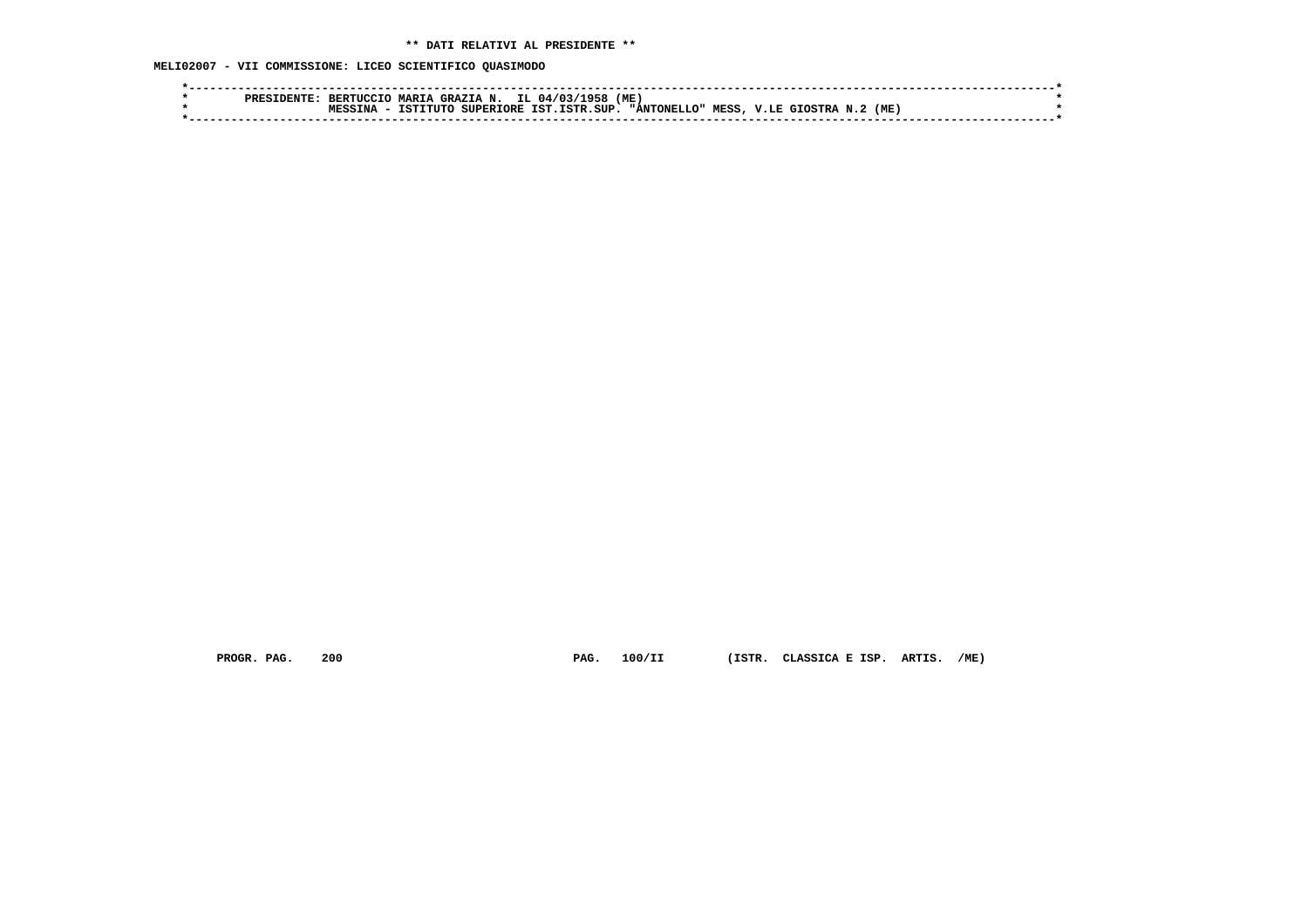**\*\* DATI RELATIVI AL PRESIDENTE \*\***

**MELI02007 - VII COMMISSIONE: LICEO SCIENTIFICO QUASIMODO**

```
*----------------------------------------------------------------------------------------------------------------------*
*        PRESIDENTE: BERTUCCIO MARIA GRAZIA N.  IL 04/03/1958 (ME)                                                     *
*                    MESSINA - ISTITUTO SUPERIORE IST.ISTR.SUP. "ANTONELLO" MESS, V.LE GIOSTRA N.2 (ME)                *
*----------------------------------------------------------------------------------------------------------------------*
```

PROGR. PAG. 200 PAG. 100/II (ISTR. CLASSICA E ISP. ARTIS. /ME)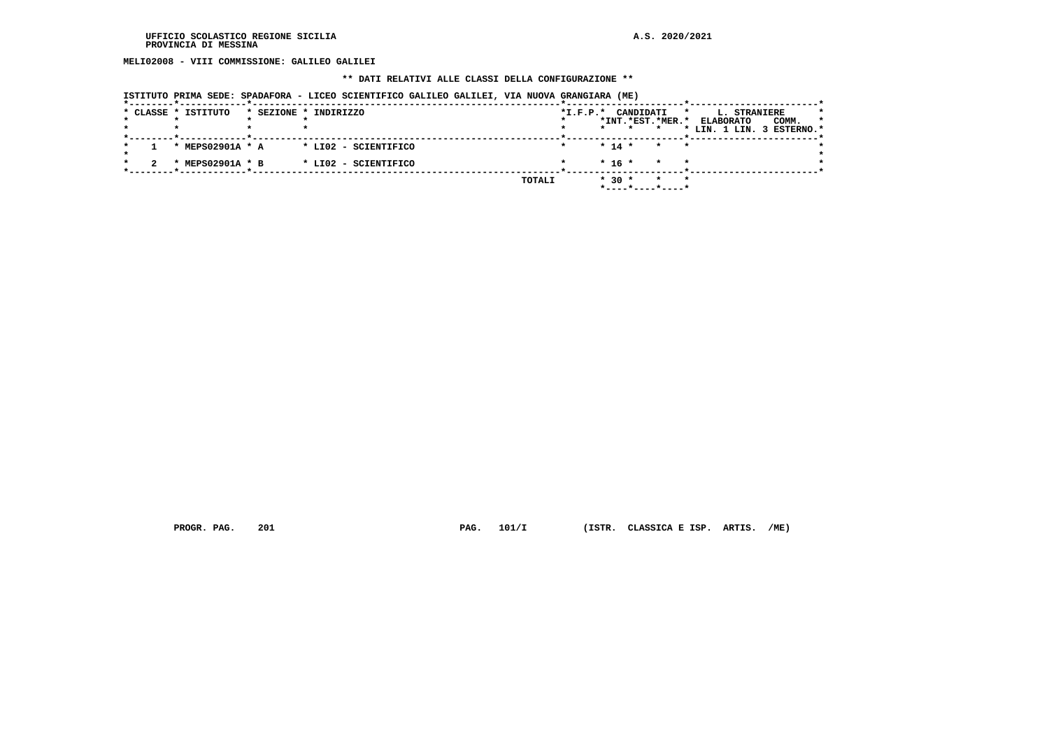UFFICIO SCOLASTICO REGIONE SICILIA
PROVINCIA DI MESSINA

A.S. 2020/2021

**MELI02008 - VIII COMMISSIONE: GALILEO GALILEI**

**\*\* DATI RELATIVI ALLE CLASSI DELLA CONFIGURAZIONE \*\***

ISTITUTO PRIMA SEDE: SPADAFORA - LICEO SCIENTIFICO GALILEO GALILEI, VIA NUOVA GRANGIARA (ME)

| CLASSE | ISTITUTO | SEZIONE | INDIRIZZO | I.F.P. | CANDIDATI INT. | CANDIDATI EST. | CANDIDATI MER. | L. STRANIERE ELABORATO LIN. 1 | L. STRANIERE ELABORATO LIN. 3 | COMM. ESTERNO |
|---|---|---|---|---|---|---|---|---|---|---|
| 1 | MEPS02901A | A | LI02 - SCIENTIFICO | | 14 | | | | | |
| 2 | MEPS02901A | B | LI02 - SCIENTIFICO | | 16 | | | | | |
| | | | TOTALI | | 30 | | | | | |

PROGR. PAG. 201 PAG. 101/I (ISTR. CLASSICA E ISP. ARTIS. /ME)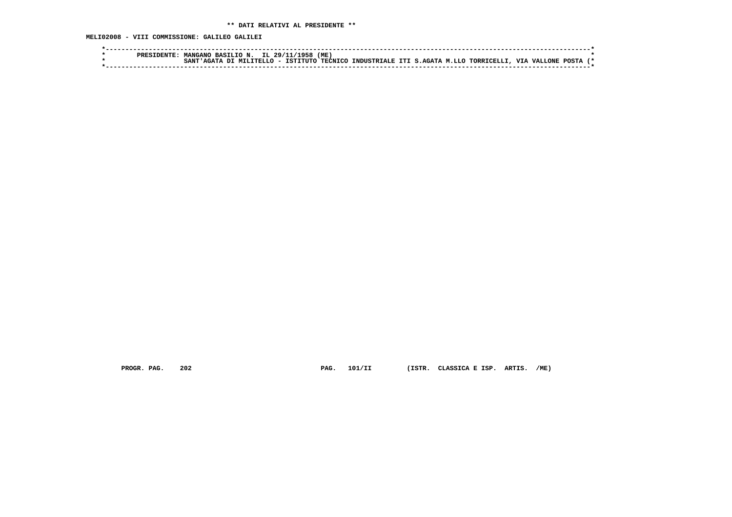** DATI RELATIVI AL PRESIDENTE **

MELI02008 - VIII COMMISSIONE: GALILEO GALILEI

```
*------------------------------------------------------------------------------------------------------------------------*
*        PRESIDENTE: MANGANO BASILIO N.  IL 29/11/1958 (ME)                                                              *
*                    SANT'AGATA DI MILITELLO - ISTITUTO TECNICO INDUSTRIALE ITI S.AGATA M.LLO TORRICELLI, VIA VALLONE POSTA (*
*------------------------------------------------------------------------------------------------------------------------*
```

PROGR. PAG. 202 PAG. 101/II (ISTR. CLASSICA E ISP. ARTIS. /ME)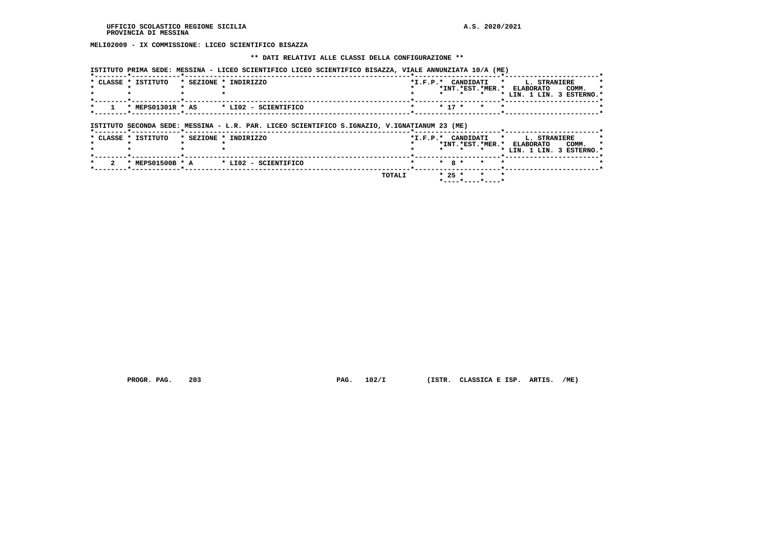MELI02009 - IX COMMISSIONE: LICEO SCIENTIFICO BISAZZA

** DATI RELATIVI ALLE CLASSI DELLA CONFIGURAZIONE **

ISTITUTO PRIMA SEDE: MESSINA - LICEO SCIENTIFICO LICEO SCIENTIFICO BISAZZA, VIALE ANNUNZIATA 10/A (ME)

| CLASSE | ISTITUTO | SEZIONE | INDIRIZZO | I.F.P. | CANDIDATI INT. | CANDIDATI EST. | CANDIDATI MER. | L. STRANIERE ELABORATO LIN. 1 | LIN. 3 | COMM. ESTERNO |
|---|---|---|---|---|---|---|---|---|---|---|
| 1 | MEPS01301R | AS | LI02 - SCIENTIFICO | | 17 | | | | | |

ISTITUTO SECONDA SEDE: MESSINA - L.R. PAR. LICEO SCIENTIFICO S.IGNAZIO, V.IGNATIANUM 23 (ME)

| CLASSE | ISTITUTO | SEZIONE | INDIRIZZO | I.F.P. | CANDIDATI INT. | CANDIDATI EST. | CANDIDATI MER. | L. STRANIERE ELABORATO LIN. 1 | LIN. 3 | COMM. ESTERNO |
|---|---|---|---|---|---|---|---|---|---|---|
| 2 | MEPS01500B | A | LI02 - SCIENTIFICO | | 8 | | | | | |
| | | | TOTALI | | 25 | | | | | |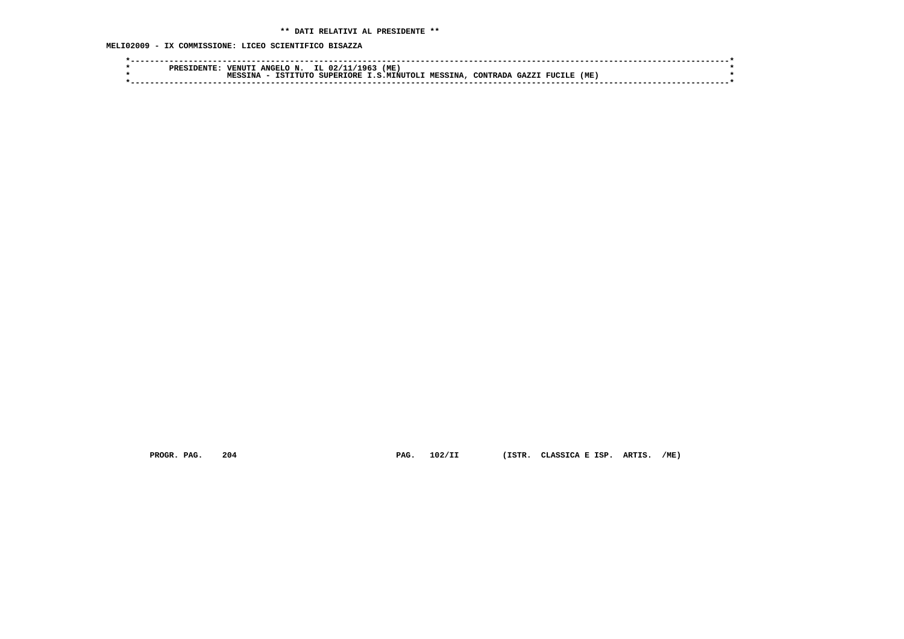**\*\* DATI RELATIVI AL PRESIDENTE \*\***

**MELI02009 - IX COMMISSIONE: LICEO SCIENTIFICO BISAZZA**

```
*----------------------------------------------------------------------------------------------------------------------*
*        PRESIDENTE: VENUTI ANGELO N.  IL 02/11/1963 (ME)                                                              *
*                    MESSINA - ISTITUTO SUPERIORE I.S.MINUTOLI MESSINA, CONTRADA GAZZI FUCILE (ME)                     *
*----------------------------------------------------------------------------------------------------------------------*
```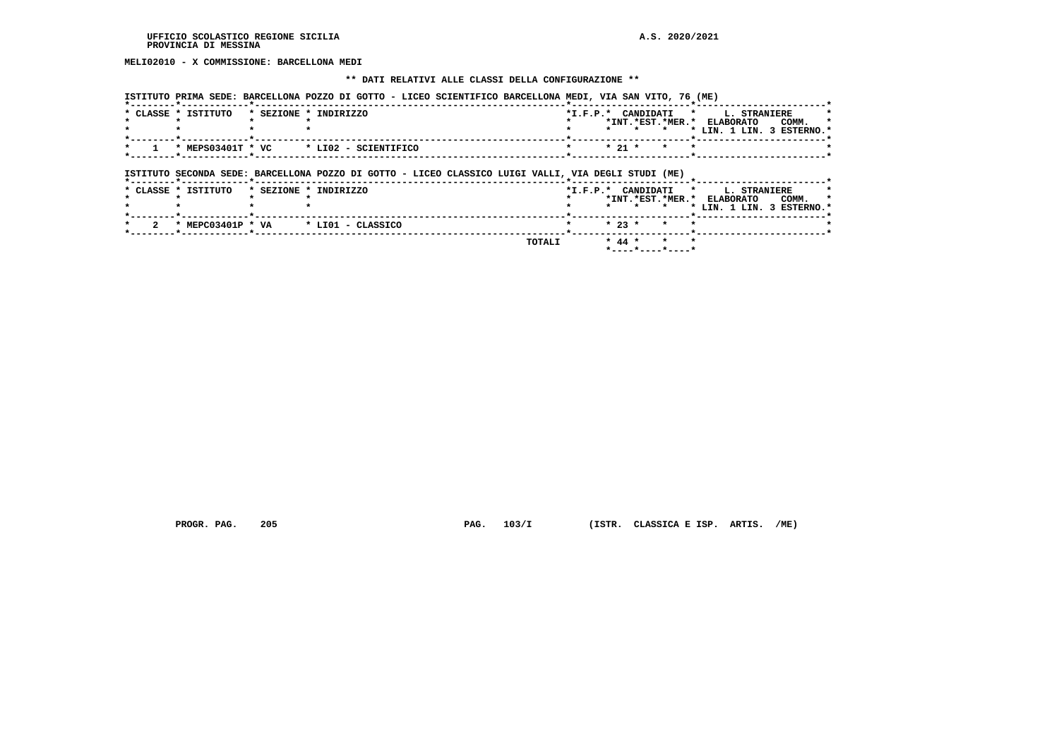UFFICIO SCOLASTICO REGIONE SICILIA
PROVINCIA DI MESSINA

A.S. 2020/2021

**MELI02010 - X COMMISSIONE: BARCELLONA MEDI**

**\*\* DATI RELATIVI ALLE CLASSI DELLA CONFIGURAZIONE \*\***

ISTITUTO PRIMA SEDE: BARCELLONA POZZO DI GOTTO - LICEO SCIENTIFICO BARCELLONA MEDI, VIA SAN VITO, 76 (ME)

| CLASSE | ISTITUTO | SEZIONE | INDIRIZZO | I.F.P. | CANDIDATI INT. | CANDIDATI EST. | CANDIDATI MER. | L. STRANIERE ELABORATO LIN. 1 | L. STRANIERE ELABORATO LIN. 3 | L. STRANIERE COMM. ESTERNO |
|---|---|---|---|---|---|---|---|---|---|---|
| 1 | MEPS03401T | VC | LI02 - SCIENTIFICO | | 21 | | | | | |

ISTITUTO SECONDA SEDE: BARCELLONA POZZO DI GOTTO - LICEO CLASSICO LUIGI VALLI, VIA DEGLI STUDI (ME)

| CLASSE | ISTITUTO | SEZIONE | INDIRIZZO | I.F.P. | CANDIDATI INT. | CANDIDATI EST. | CANDIDATI MER. | L. STRANIERE ELABORATO LIN. 1 | L. STRANIERE ELABORATO LIN. 3 | L. STRANIERE COMM. ESTERNO |
|---|---|---|---|---|---|---|---|---|---|---|
| 2 | MEPC03401P | VA | LI01 - CLASSICO | | 23 | | | | | |
| | | | TOTALI | | 44 | | | | | |

PROGR. PAG. 205 PAG. 103/I (ISTR. CLASSICA E ISP. ARTIS. /ME)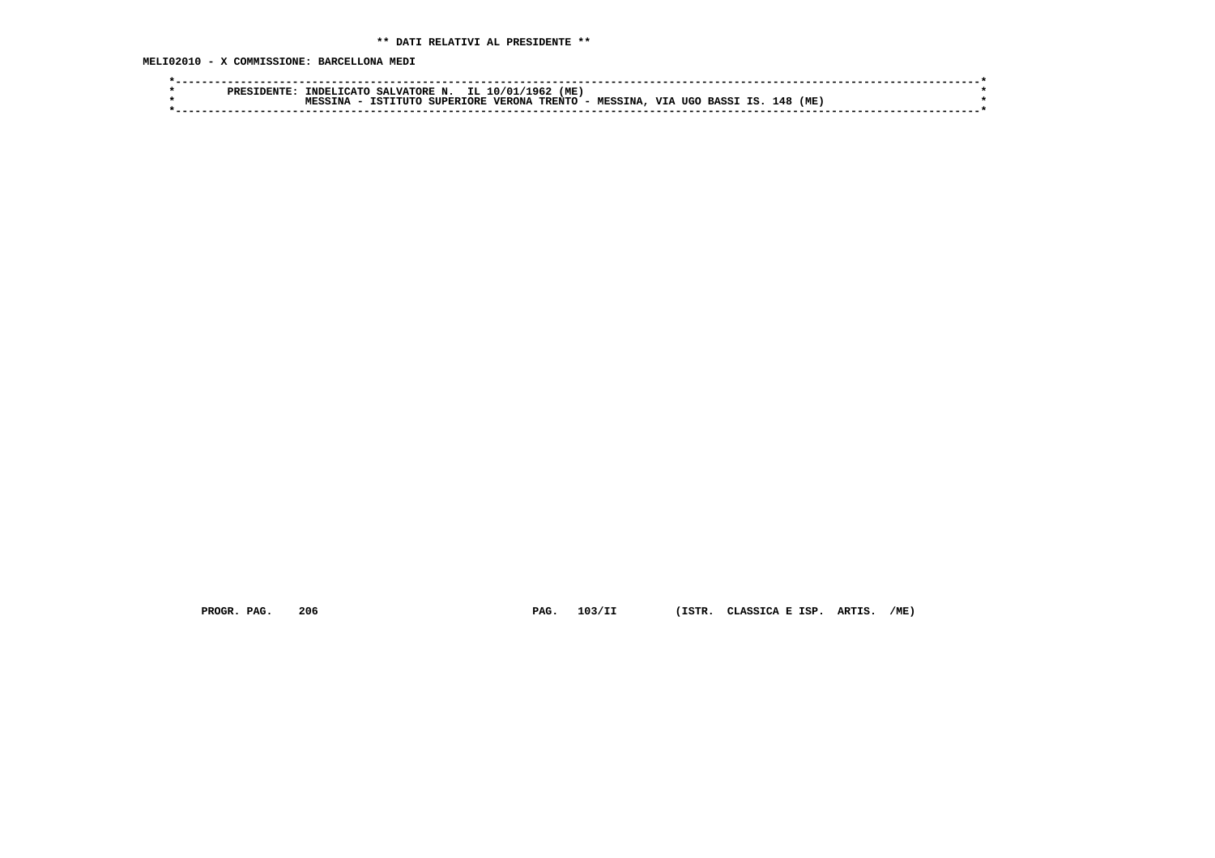**\*\* DATI RELATIVI AL PRESIDENTE \*\***

**MELI02010 - X COMMISSIONE: BARCELLONA MEDI**

```
*----------------------------------------------------------------------------------------------------------------------*
*        PRESIDENTE: INDELICATO SALVATORE N.  IL 10/01/1962 (ME)                                                       *
*                    MESSINA - ISTITUTO SUPERIORE VERONA TRENTO - MESSINA, VIA UGO BASSI IS. 148 (ME)                  *
*----------------------------------------------------------------------------------------------------------------------*
```

PROGR. PAG. 206 PAG. 103/II (ISTR. CLASSICA E ISP. ARTIS. /ME)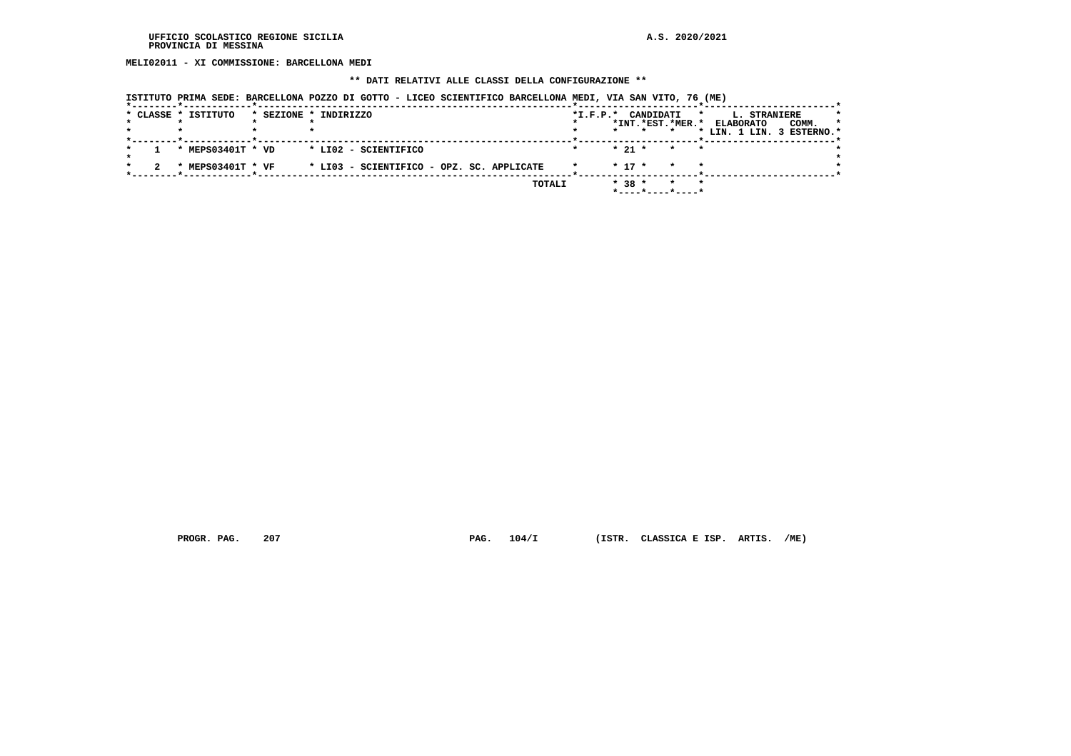MELI02011 - XI COMMISSIONE: BARCELLONA MEDI

** DATI RELATIVI ALLE CLASSI DELLA CONFIGURAZIONE **

ISTITUTO PRIMA SEDE: BARCELLONA POZZO DI GOTTO - LICEO SCIENTIFICO BARCELLONA MEDI, VIA SAN VITO, 76 (ME)

| CLASSE | ISTITUTO | SEZIONE | INDIRIZZO | I.F.P. | CANDIDATI INT. | CANDIDATI EST. | CANDIDATI MER. | L. STRANIERE ELABORATO LIN. 1 | L. STRANIERE LIN. 3 | COMM. ESTERNO |
|---|---|---|---|---|---|---|---|---|---|---|
| 1 | MEPS03401T | VD | LI02 - SCIENTIFICO | | 21 | | | | | |
| 2 | MEPS03401T | VF | LI03 - SCIENTIFICO - OPZ. SC. APPLICATE | | 17 | | | | | |
| | | | TOTALI | | 38 | | | | | |

PROGR. PAG. 207 PAG. 104/I (ISTR. CLASSICA E ISP. ARTIS. /ME)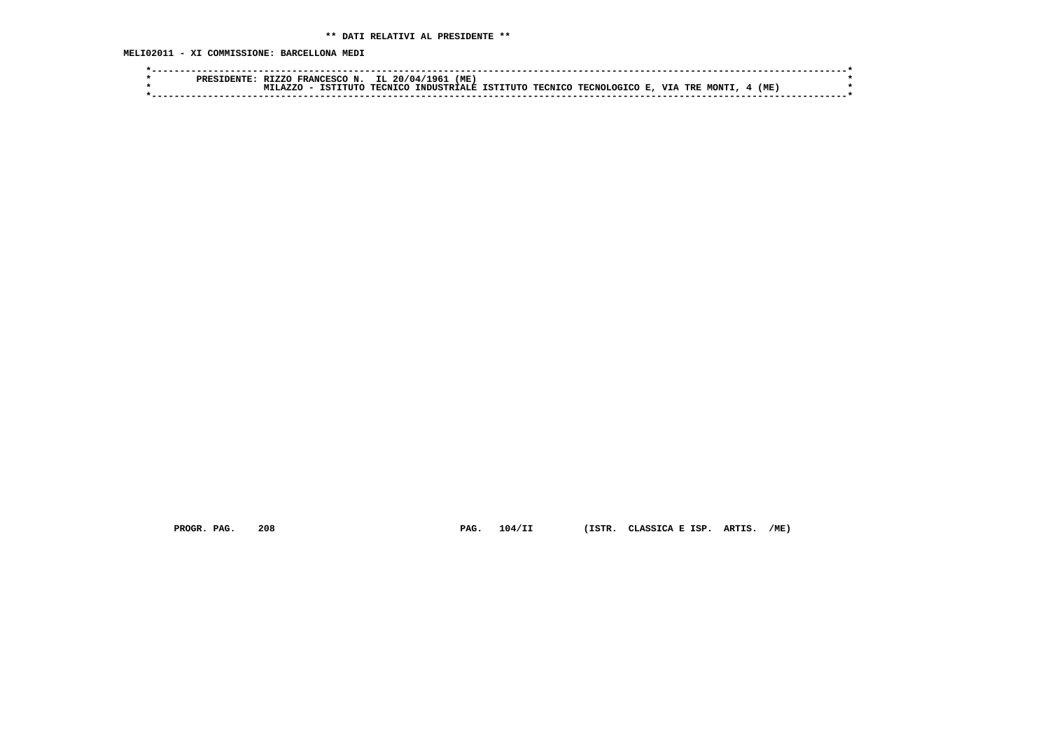** DATI RELATIVI AL PRESIDENTE **

MELI02011 - XI COMMISSIONE: BARCELLONA MEDI

```
*----------------------------------------------------------------------------------------------------------------------*
*        PRESIDENTE: RIZZO FRANCESCO N.  IL 20/04/1961 (ME)                                                            *
*                    MILAZZO - ISTITUTO TECNICO INDUSTRIALE ISTITUTO TECNICO TECNOLOGICO E, VIA TRE MONTI, 4 (ME)      *
*----------------------------------------------------------------------------------------------------------------------*
```

PROGR. PAG. 208 PAG. 104/II (ISTR. CLASSICA E ISP. ARTIS. /ME)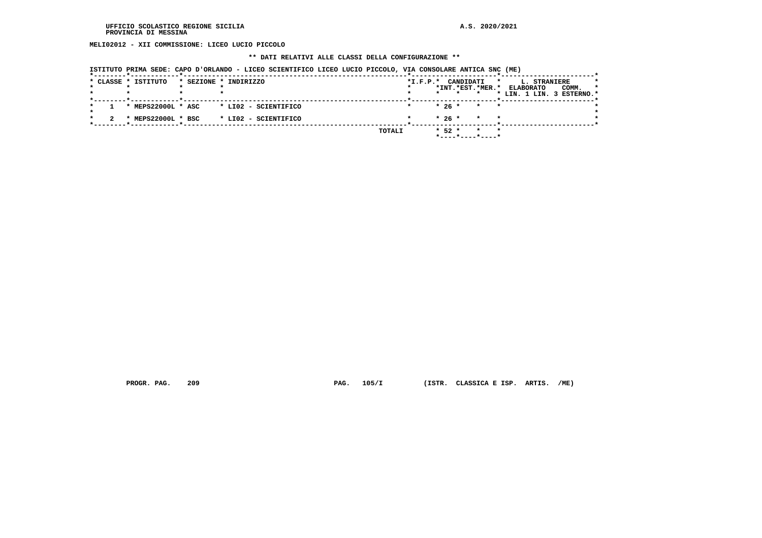UFFICIO SCOLASTICO REGIONE SICILIA
PROVINCIA DI MESSINA

A.S. 2020/2021

**MELI02012 - XII COMMISSIONE: LICEO LUCIO PICCOLO**

**\*\* DATI RELATIVI ALLE CLASSI DELLA CONFIGURAZIONE \*\***

ISTITUTO PRIMA SEDE: CAPO D'ORLANDO - LICEO SCIENTIFICO LICEO LUCIO PICCOLO, VIA CONSOLARE ANTICA SNC (ME)

| CLASSE | ISTITUTO | SEZIONE | INDIRIZZO | I.F.P. | CANDIDATI INT. | CANDIDATI EST. | CANDIDATI MER. | L. STRANIERE ELABORATO LIN. 1 | L. STRANIERE ELABORATO LIN. 3 | L. STRANIERE COMM. ESTERNO |
|---|---|---|---|---|---|---|---|---|---|---|
| 1 | MEPS22000L | ASC | LI02 - SCIENTIFICO | | 26 | | | | | |
| 2 | MEPS22000L | BSC | LI02 - SCIENTIFICO | | 26 | | | | | |
| | | | TOTALI | | 52 | | | | | |

PROGR. PAG. 209 PAG. 105/I (ISTR. CLASSICA E ISP. ARTIS. /ME)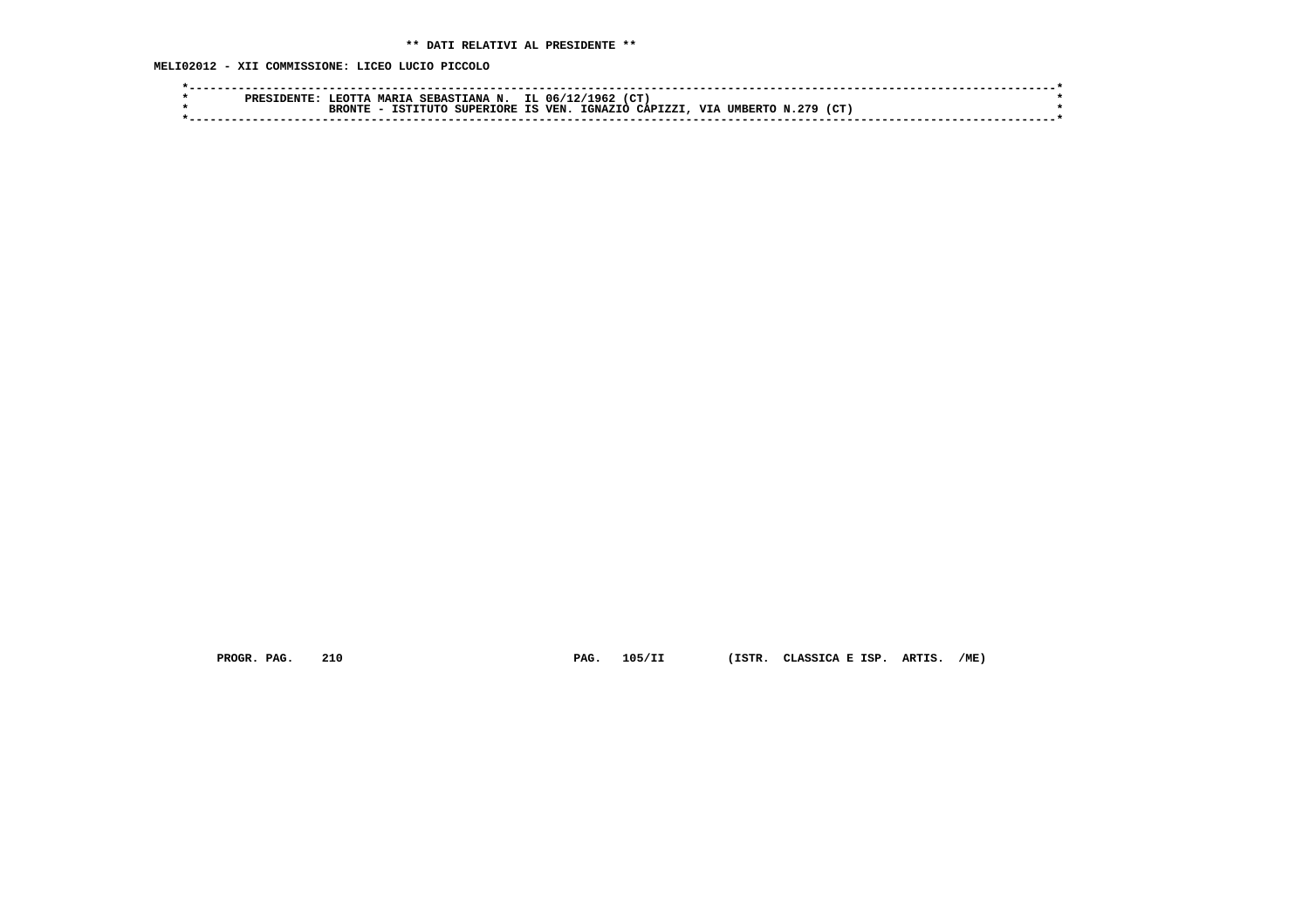** DATI RELATIVI AL PRESIDENTE **

MELI02012 - XII COMMISSIONE: LICEO LUCIO PICCOLO

```
*------------------------------------------------------------------------------------------------------------------------*
*        PRESIDENTE: LEOTTA MARIA SEBASTIANA N.  IL 06/12/1962 (CT)                                                       *
*                    BRONTE - ISTITUTO SUPERIORE IS VEN. IGNAZIO CAPIZZI, VIA UMBERTO N.279 (CT)                          *
*------------------------------------------------------------------------------------------------------------------------*
```

PROGR. PAG. 210 PAG. 105/II (ISTR. CLASSICA E ISP. ARTIS. /ME)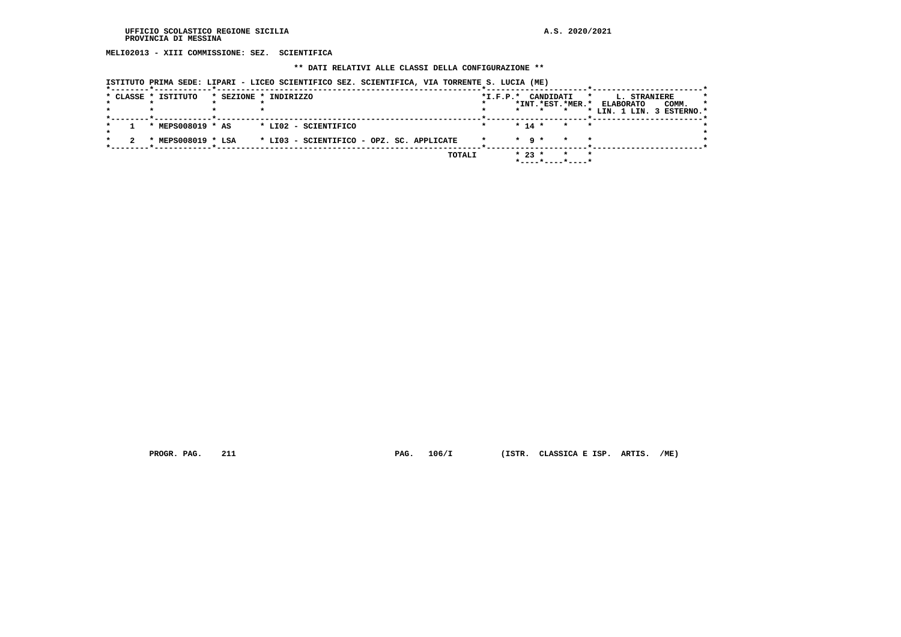UFFICIO SCOLASTICO REGIONE SICILIA
PROVINCIA DI MESSINA

A.S. 2020/2021

**MELI02013 - XIII COMMISSIONE: SEZ. SCIENTIFICA**

**\*\* DATI RELATIVI ALLE CLASSI DELLA CONFIGURAZIONE \*\***

ISTITUTO PRIMA SEDE: LIPARI - LICEO SCIENTIFICO SEZ. SCIENTIFICA, VIA TORRENTE S. LUCIA (ME)

| CLASSE | ISTITUTO | SEZIONE | INDIRIZZO | I.F.P. | CANDIDATI INT. | CANDIDATI EST. | CANDIDATI MER. | L. STRANIERE ELABORATO LIN. 1 | L. STRANIERE ELABORATO LIN. 3 | L. STRANIERE COMM. ESTERNO |
|---|---|---|---|---|---|---|---|---|---|---|
| 1 | MEPS008019 | AS | LI02 - SCIENTIFICO | | 14 | | | | | |
| 2 | MEPS008019 | LSA | LI03 - SCIENTIFICO - OPZ. SC. APPLICATE | | 9 | | | | | |
| | | | TOTALI | | 23 | | | | | |

PROGR. PAG. 211 PAG. 106/I (ISTR. CLASSICA E ISP. ARTIS. /ME)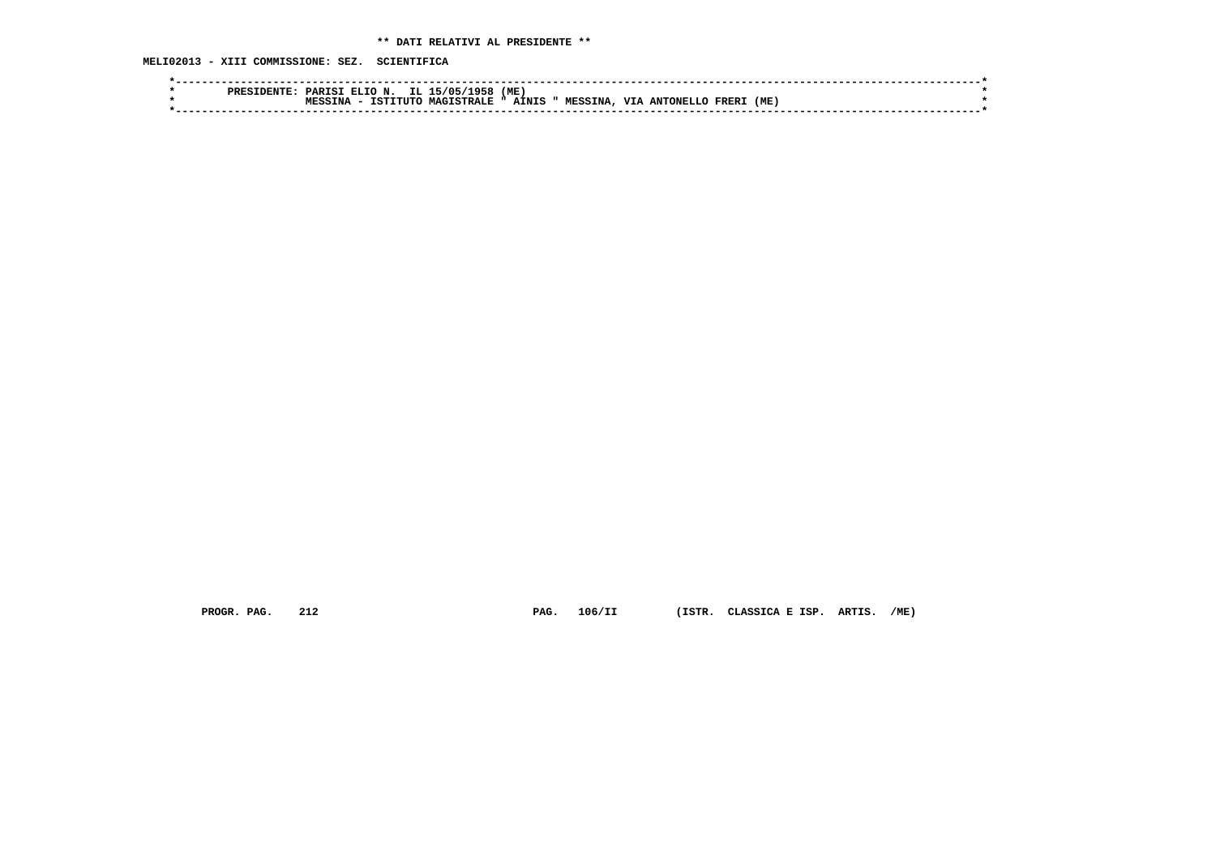**\*\* DATI RELATIVI AL PRESIDENTE \*\***

**MELI02013 - XIII COMMISSIONE: SEZ. SCIENTIFICA**

```
*----------------------------------------------------------------------------------------------------------------------*
*        PRESIDENTE: PARISI ELIO N.  IL 15/05/1958 (ME)                                                                *
*                    MESSINA - ISTITUTO MAGISTRALE " AINIS " MESSINA, VIA ANTONELLO FRERI (ME)                          *
*----------------------------------------------------------------------------------------------------------------------*
```

PROGR. PAG. 212 PAG. 106/II (ISTR. CLASSICA E ISP. ARTIS. /ME)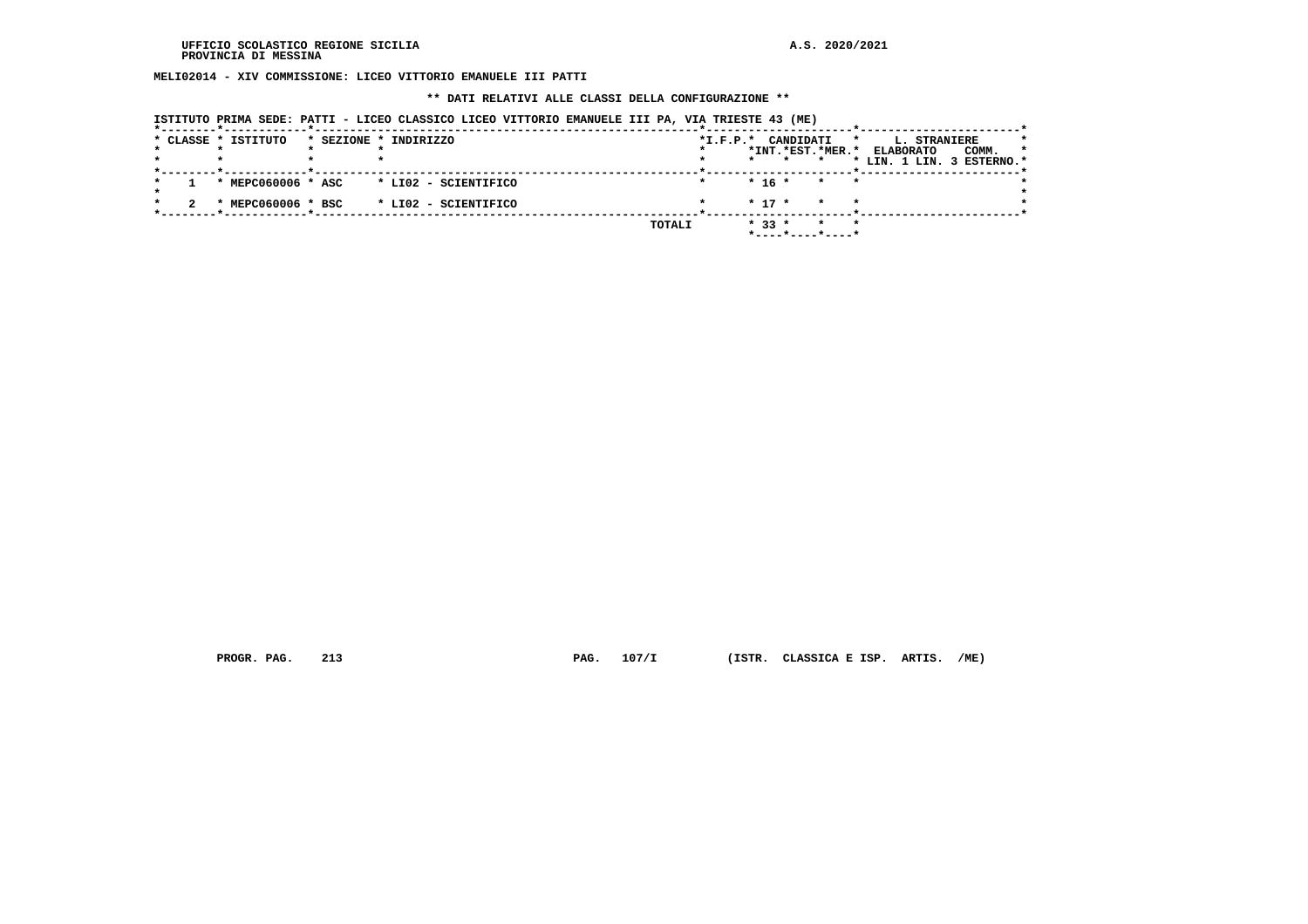UFFICIO SCOLASTICO REGIONE SICILIA
PROVINCIA DI MESSINA

A.S. 2020/2021

**MELI02014 - XIV COMMISSIONE: LICEO VITTORIO EMANUELE III PATTI**

**\*\* DATI RELATIVI ALLE CLASSI DELLA CONFIGURAZIONE \*\***

ISTITUTO PRIMA SEDE: PATTI - LICEO CLASSICO LICEO VITTORIO EMANUELE III PA, VIA TRIESTE 43 (ME)

| CLASSE | ISTITUTO | SEZIONE | INDIRIZZO | I.F.P. | CANDIDATI INT. | CANDIDATI EST. | CANDIDATI MER. | L. STRANIERE ELABORATO LIN. 1 | L. STRANIERE ELABORATO LIN. 3 | COMM. ESTERNO |
|---|---|---|---|---|---|---|---|---|---|---|
| 1 | MEPC060006 | ASC | LI02 - SCIENTIFICO | | 16 | | | | | |
| 2 | MEPC060006 | BSC | LI02 - SCIENTIFICO | | 17 | | | | | |
| | | | TOTALI | | 33 | | | | | |

PROGR. PAG. 213 PAG. 107/I (ISTR. CLASSICA E ISP. ARTIS. /ME)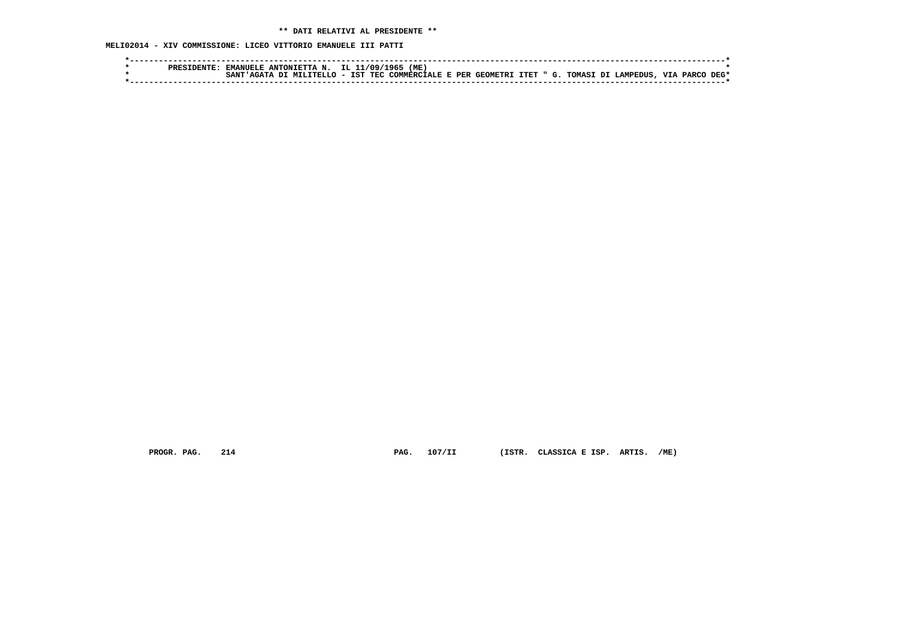**\*\* DATI RELATIVI AL PRESIDENTE \*\***

**MELI02014 - XIV COMMISSIONE: LICEO VITTORIO EMANUELE III PATTI**

```
*------------------------------------------------------------------------------------------------------------------------*
*        PRESIDENTE: EMANUELE ANTONIETTA N.  IL 11/09/1965 (ME)                                                           *
*                    SANT'AGATA DI MILITELLO - IST TEC COMMERCIALE E PER GEOMETRI ITET " G. TOMASI DI LAMPEDUS, VIA PARCO DEG*
*------------------------------------------------------------------------------------------------------------------------*
```

PROGR. PAG. 214 PAG. 107/II (ISTR. CLASSICA E ISP. ARTIS. /ME)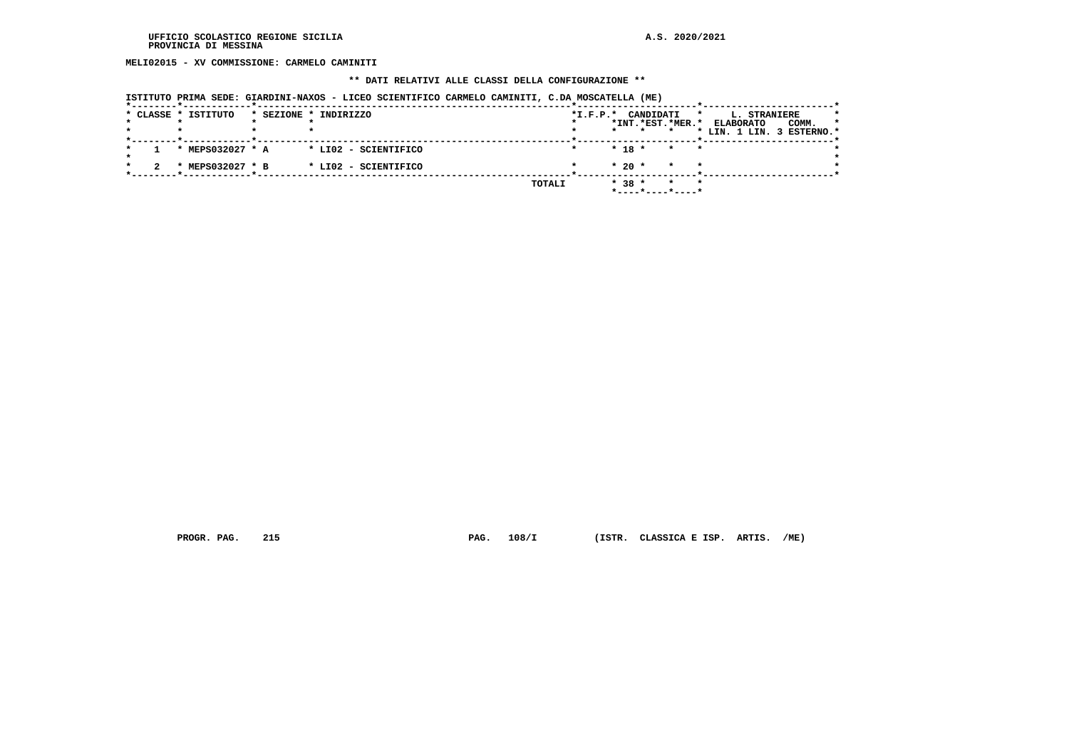MELI02015 - XV COMMISSIONE: CARMELO CAMINITI

** DATI RELATIVI ALLE CLASSI DELLA CONFIGURAZIONE **

ISTITUTO PRIMA SEDE: GIARDINI-NAXOS - LICEO SCIENTIFICO CARMELO CAMINITI, C.DA MOSCATELLA (ME)

| CLASSE | ISTITUTO | SEZIONE | INDIRIZZO | I.F.P. | CANDIDATI INT. | CANDIDATI EST. | CANDIDATI MER. | L. STRANIERE ELABORATO LIN. 1 | L. STRANIERE ELABORATO LIN. 3 | COMM. ESTERNO |
|---|---|---|---|---|---|---|---|---|---|---|
| 1 | MEPS032027 | A | LI02 - SCIENTIFICO | | 18 | | | | | |
| 2 | MEPS032027 | B | LI02 - SCIENTIFICO | | 20 | | | | | |
| | | | TOTALI | | 38 | | | | | |

PROGR. PAG. 215 PAG. 108/I (ISTR. CLASSICA E ISP. ARTIS. /ME)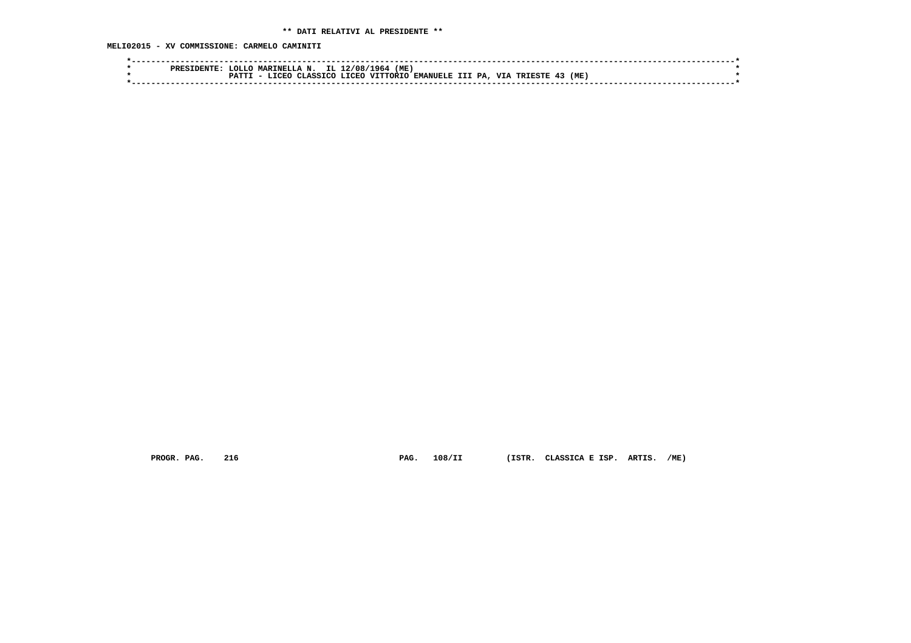** DATI RELATIVI AL PRESIDENTE **

MELI02015 - XV COMMISSIONE: CARMELO CAMINITI

```
*------------------------------------------------------------------------------------------------------------------------*
*        PRESIDENTE: LOLLO MARINELLA N.  IL 12/08/1964 (ME)                                                               *
*                    PATTI - LICEO CLASSICO LICEO VITTORIO EMANUELE III PA, VIA TRIESTE 43 (ME)                           *
*------------------------------------------------------------------------------------------------------------------------*
```

PROGR. PAG. 216    PAG. 108/II    (ISTR. CLASSICA E ISP. ARTIS. /ME)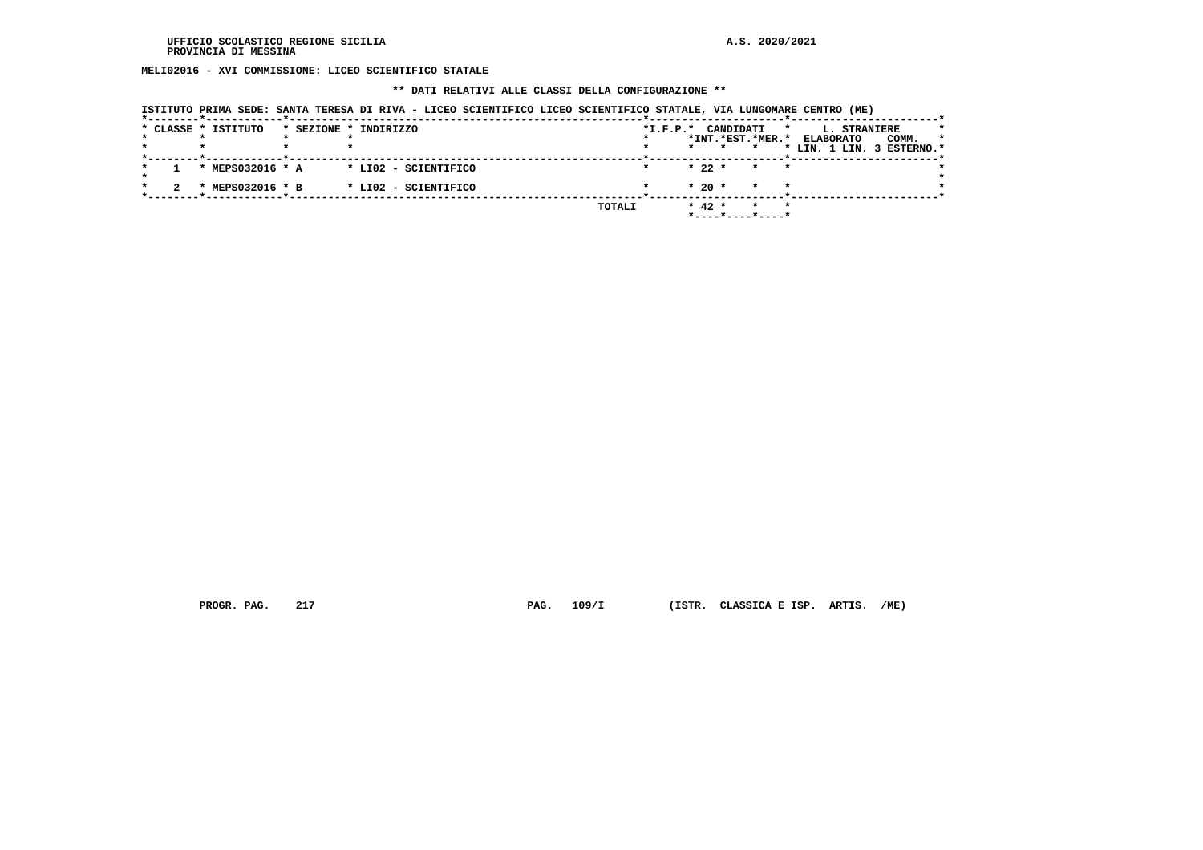UFFICIO SCOLASTICO REGIONE SICILIA A.S. 2020/2021
PROVINCIA DI MESSINA

**MELI02016 - XVI COMMISSIONE: LICEO SCIENTIFICO STATALE**

**\*\* DATI RELATIVI ALLE CLASSI DELLA CONFIGURAZIONE \*\***

ISTITUTO PRIMA SEDE: SANTA TERESA DI RIVA - LICEO SCIENTIFICO LICEO SCIENTIFICO STATALE, VIA LUNGOMARE CENTRO (ME)

| CLASSE | ISTITUTO | SEZIONE | INDIRIZZO | I.F.P. | CANDIDATI INT. | CANDIDATI EST. | CANDIDATI MER. | L. STRANIERE ELABORATO LIN. 1 | L. STRANIERE ELABORATO LIN. 3 | COMM. ESTERNO |
|---|---|---|---|---|---|---|---|---|---|---|
| 1 | MEPS032016 | A | LI02 - SCIENTIFICO | | 22 | | | | | |
| 2 | MEPS032016 | B | LI02 - SCIENTIFICO | | 20 | | | | | |
| | | | TOTALI | | 42 | | | | | |

PROGR. PAG. 217 PAG. 109/I (ISTR. CLASSICA E ISP. ARTIS. /ME)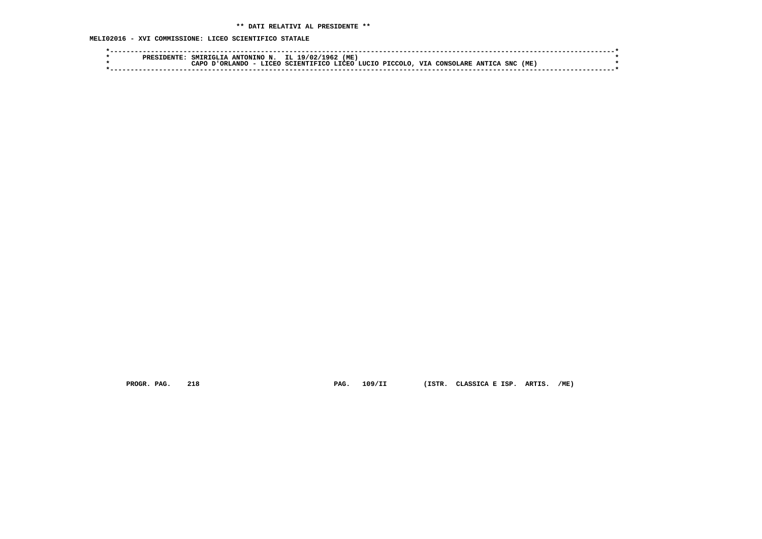**\*\* DATI RELATIVI AL PRESIDENTE \*\***

**MELI02016 - XVI COMMISSIONE: LICEO SCIENTIFICO STATALE**

```
*-----------------------------------------------------------------------------------------------------------------------*
*        PRESIDENTE: SMIRIGLIA ANTONINO N.  IL 19/02/1962 (ME)                                                          *
*                    CAPO D'ORLANDO - LICEO SCIENTIFICO LICEO LUCIO PICCOLO, VIA CONSOLARE ANTICA SNC (ME)              *
*-----------------------------------------------------------------------------------------------------------------------*
```

PROGR. PAG. 218    PAG. 109/II    (ISTR. CLASSICA E ISP. ARTIS. /ME)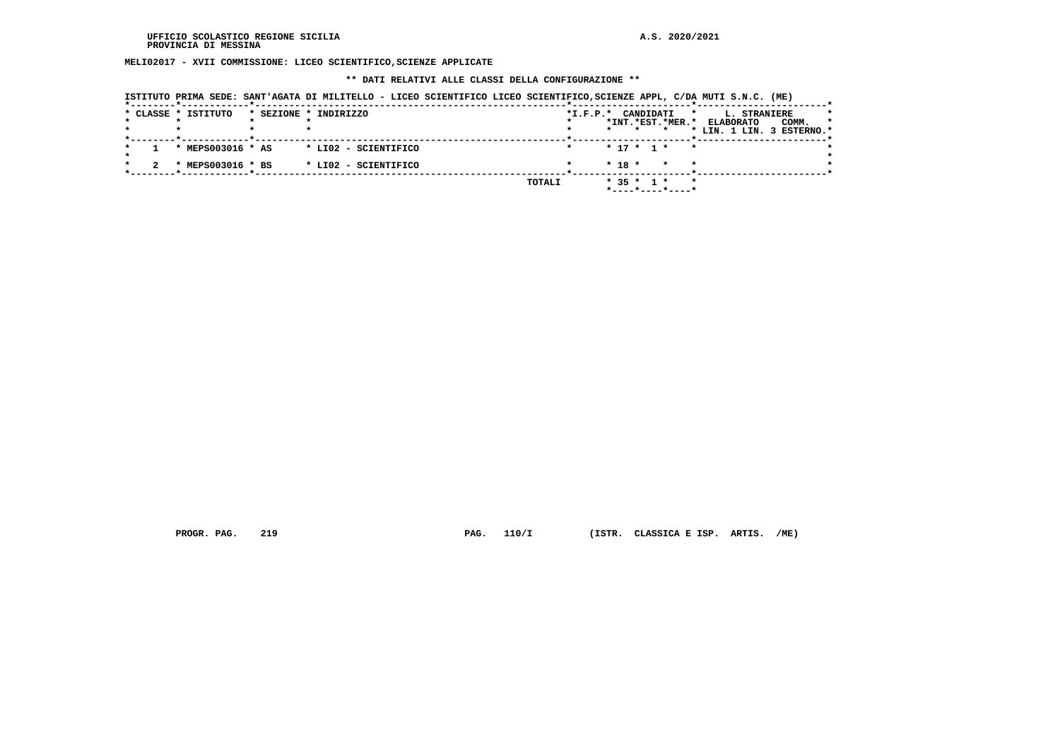**MELI02017 - XVII COMMISSIONE: LICEO SCIENTIFICO,SCIENZE APPLICATE**

**\*\* DATI RELATIVI ALLE CLASSI DELLA CONFIGURAZIONE \*\***

ISTITUTO PRIMA SEDE: SANT'AGATA DI MILITELLO - LICEO SCIENTIFICO LICEO SCIENTIFICO,SCIENZE APPL, C/DA MUTI S.N.C. (ME)

| CLASSE | ISTITUTO | SEZIONE | INDIRIZZO | I.F.P. | CANDIDATI INT. | CANDIDATI EST. | CANDIDATI MER. | L. STRANIERE ELABORATO LIN. 1 | L. STRANIERE ELABORATO LIN. 3 | COMM. ESTERNO |
|---|---|---|---|---|---|---|---|---|---|---|
| 1 | MEPS003016 | AS | LI02 - SCIENTIFICO | | 17 | 1 | | | | |
| 2 | MEPS003016 | BS | LI02 - SCIENTIFICO | | 18 | | | | | |
| | | | TOTALI | | 35 | 1 | | | | |

PROGR. PAG. 219 PAG. 110/I (ISTR. CLASSICA E ISP. ARTIS. /ME)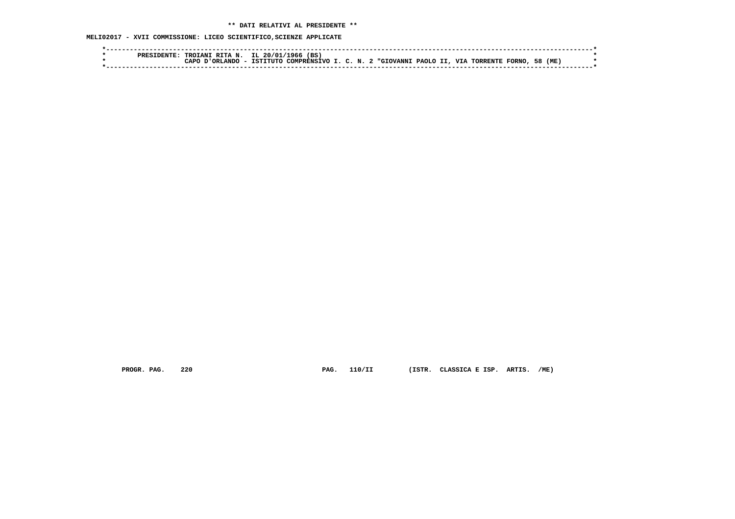** DATI RELATIVI AL PRESIDENTE **

MELI02017 - XVII COMMISSIONE: LICEO SCIENTIFICO,SCIENZE APPLICATE

```
*----------------------------------------------------------------------------------------------------------------------*
*        PRESIDENTE: TROIANI RITA N.  IL 20/01/1966 (BS)                                                               *
*                    CAPO D'ORLANDO - ISTITUTO COMPRENSIVO I. C. N. 2 "GIOVANNI PAOLO II, VIA TORRENTE FORNO, 58 (ME)    *
*----------------------------------------------------------------------------------------------------------------------*
```

PROGR. PAG. 220 PAG. 110/II (ISTR. CLASSICA E ISP. ARTIS. /ME)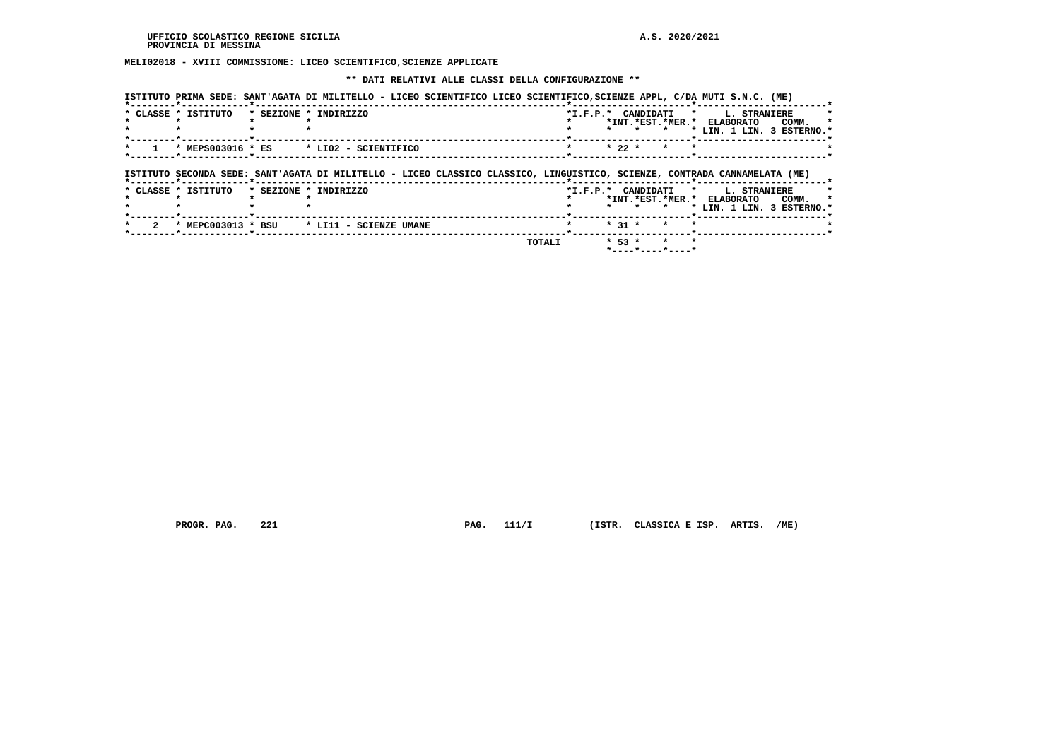MELI02018 - XVIII COMMISSIONE: LICEO SCIENTIFICO,SCIENZE APPLICATE

** DATI RELATIVI ALLE CLASSI DELLA CONFIGURAZIONE **

ISTITUTO PRIMA SEDE: SANT'AGATA DI MILITELLO - LICEO SCIENTIFICO LICEO SCIENTIFICO,SCIENZE APPL, C/DA MUTI S.N.C. (ME)

| CLASSE | ISTITUTO | SEZIONE | INDIRIZZO | I.F.P. | CANDIDATI INT. | CANDIDATI EST. | CANDIDATI MER. | L. STRANIERE ELABORATO LIN. 1 | L. STRANIERE ELABORATO LIN. 3 | L. STRANIERE COMM. ESTERNO |
|---|---|---|---|---|---|---|---|---|---|---|
| 1 | MEPS003016 | ES | LI02 - SCIENTIFICO | | 22 | | | | | |

ISTITUTO SECONDA SEDE: SANT'AGATA DI MILITELLO - LICEO CLASSICO CLASSICO, LINGUISTICO, SCIENZE, CONTRADA CANNAMELATA (ME)

| CLASSE | ISTITUTO | SEZIONE | INDIRIZZO | I.F.P. | CANDIDATI INT. | CANDIDATI EST. | CANDIDATI MER. | L. STRANIERE ELABORATO LIN. 1 | L. STRANIERE ELABORATO LIN. 3 | L. STRANIERE COMM. ESTERNO |
|---|---|---|---|---|---|---|---|---|---|---|
| 2 | MEPC003013 | BSU | LI11 - SCIENZE UMANE | | 31 | | | | | |
| | | | TOTALI | | 53 | | | | | |

PROGR. PAG. 221 PAG. 111/I (ISTR. CLASSICA E ISP. ARTIS. /ME)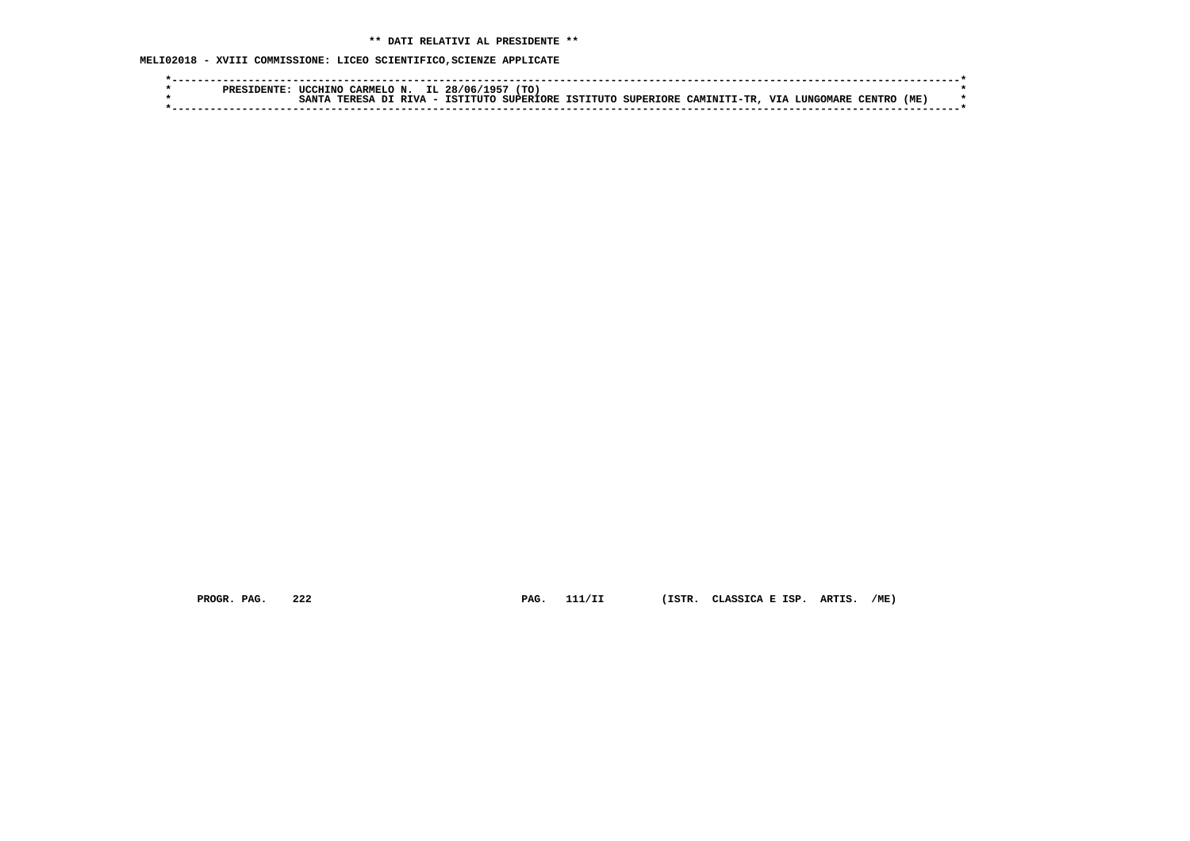**\*\* DATI RELATIVI AL PRESIDENTE \*\***

**MELI02018 - XVIII COMMISSIONE: LICEO SCIENTIFICO,SCIENZE APPLICATE**

```
*----------------------------------------------------------------------------------------------------------------------*
*        PRESIDENTE: UCCHINO CARMELO N.  IL 28/06/1957 (TO)                                                            *
*                    SANTA TERESA DI RIVA - ISTITUTO SUPERIORE ISTITUTO SUPERIORE CAMINITI-TR, VIA LUNGOMARE CENTRO (ME)  *
*----------------------------------------------------------------------------------------------------------------------*
```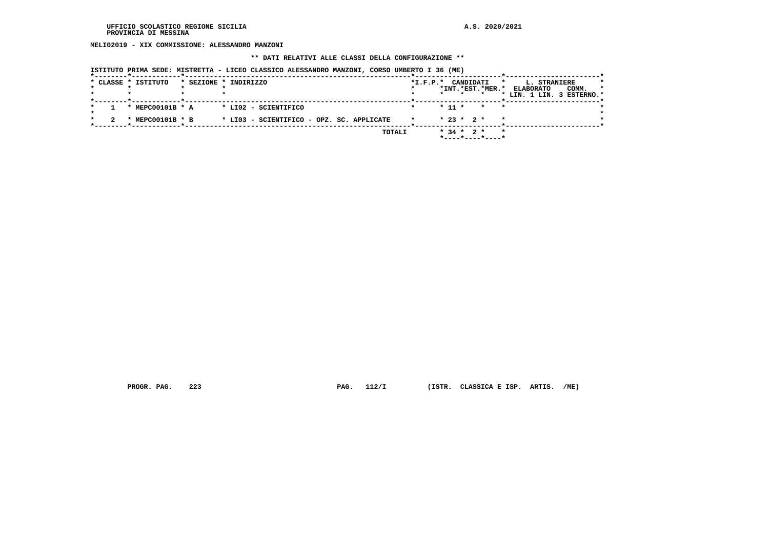UFFICIO SCOLASTICO REGIONE SICILIA
PROVINCIA DI MESSINA

A.S. 2020/2021

**MELI02019 - XIX COMMISSIONE: ALESSANDRO MANZONI**

**\*\* DATI RELATIVI ALLE CLASSI DELLA CONFIGURAZIONE \*\***

ISTITUTO PRIMA SEDE: MISTRETTA - LICEO CLASSICO ALESSANDRO MANZONI, CORSO UMBERTO I 36 (ME)

| CLASSE | ISTITUTO | SEZIONE | INDIRIZZO | I.F.P. | CANDIDATI INT. | CANDIDATI EST. | CANDIDATI MER. | L. STRANIERE ELABORATO LIN. 1 | L. STRANIERE ELABORATO LIN. 3 | L. STRANIERE COMM. ESTERNO |
|---|---|---|---|---|---|---|---|---|---|---|
| 1 | MEPC00101B | A | LI02 - SCIENTIFICO | | 11 | | | | | |
| 2 | MEPC00101B | B | LI03 - SCIENTIFICO - OPZ. SC. APPLICATE | | 23 | 2 | | | | |
| | | | TOTALI | | 34 | 2 | | | | |

PROGR. PAG. 223 PAG. 112/I (ISTR. CLASSICA E ISP. ARTIS. /ME)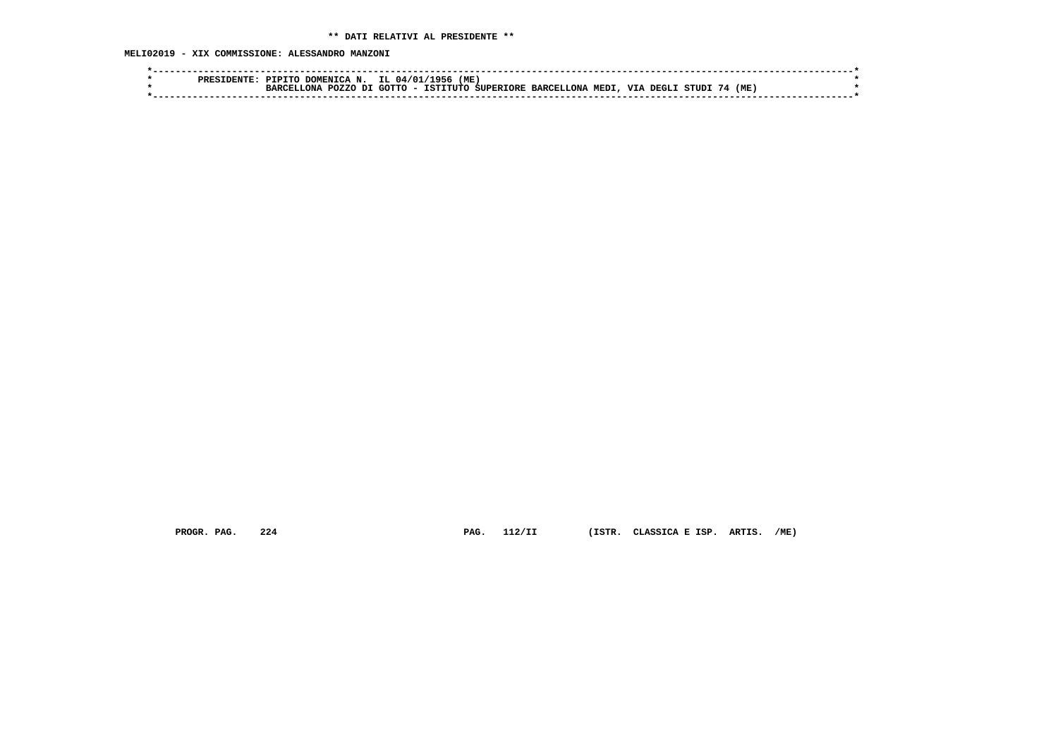** DATI RELATIVI AL PRESIDENTE **

MELI02019 - XIX COMMISSIONE: ALESSANDRO MANZONI

```
*-----------------------------------------------------------------------------------------------------------------------*
*        PRESIDENTE: PIPITO DOMENICA N.  IL 04/01/1956 (ME)                                                             *
*                    BARCELLONA POZZO DI GOTTO - ISTITUTO SUPERIORE BARCELLONA MEDI, VIA DEGLI STUDI 74 (ME)            *
*-----------------------------------------------------------------------------------------------------------------------*
```

PROGR. PAG. 224 PAG. 112/II (ISTR. CLASSICA E ISP. ARTIS. /ME)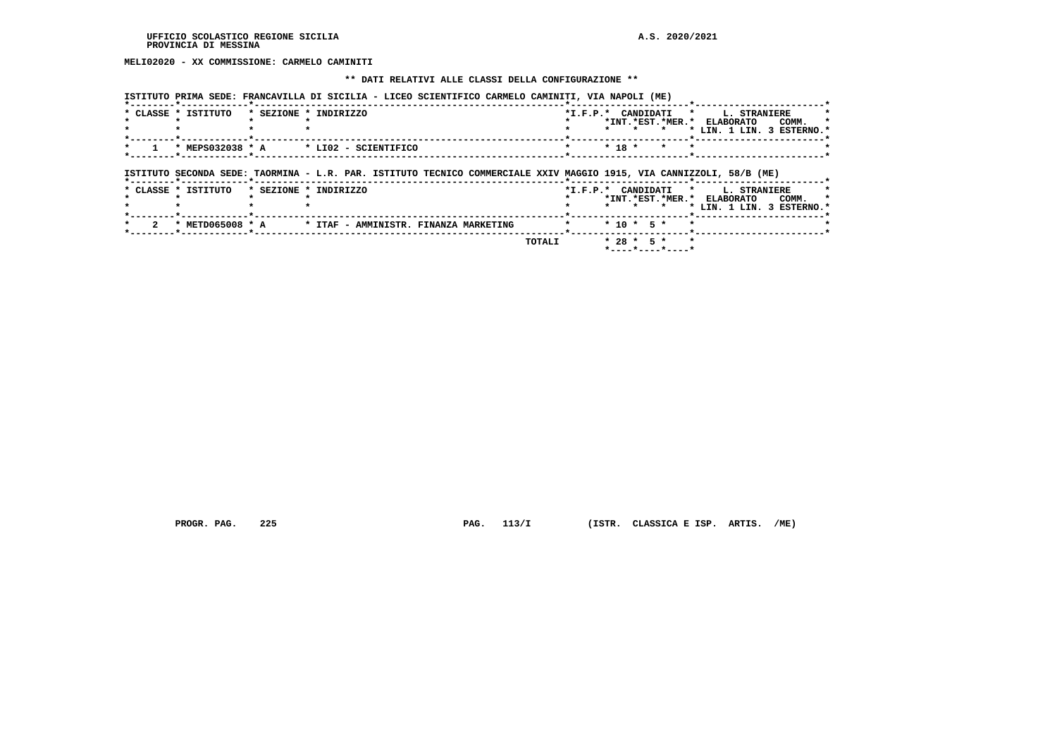**MELI02020 - XX COMMISSIONE: CARMELO CAMINITI**

**\*\* DATI RELATIVI ALLE CLASSI DELLA CONFIGURAZIONE \*\***

ISTITUTO PRIMA SEDE: FRANCAVILLA DI SICILIA - LICEO SCIENTIFICO CARMELO CAMINITI, VIA NAPOLI (ME)

| CLASSE | ISTITUTO | SEZIONE | INDIRIZZO | I.F.P. | CANDIDATI INT. | CANDIDATI EST. | CANDIDATI MER. | L. STRANIERE ELABORATO LIN. 1 | L. STRANIERE COMM. LIN. 3 | ESTERNO |
|---|---|---|---|---|---|---|---|---|---|---|
| 1 | MEPS032038 | A | LI02 - SCIENTIFICO | | 18 | | | | | |

ISTITUTO SECONDA SEDE: TAORMINA - L.R. PAR. ISTITUTO TECNICO COMMERCIALE XXIV MAGGIO 1915, VIA CANNIZZOLI, 58/B (ME)

| CLASSE | ISTITUTO | SEZIONE | INDIRIZZO | I.F.P. | CANDIDATI INT. | CANDIDATI EST. | CANDIDATI MER. | L. STRANIERE ELABORATO LIN. 1 | L. STRANIERE COMM. LIN. 3 | ESTERNO |
|---|---|---|---|---|---|---|---|---|---|---|
| 2 | METD065008 | A | ITAF - AMMINISTR. FINANZA MARKETING | | 10 | 5 | | | | |
| | | | TOTALI | | 28 | 5 | | | | |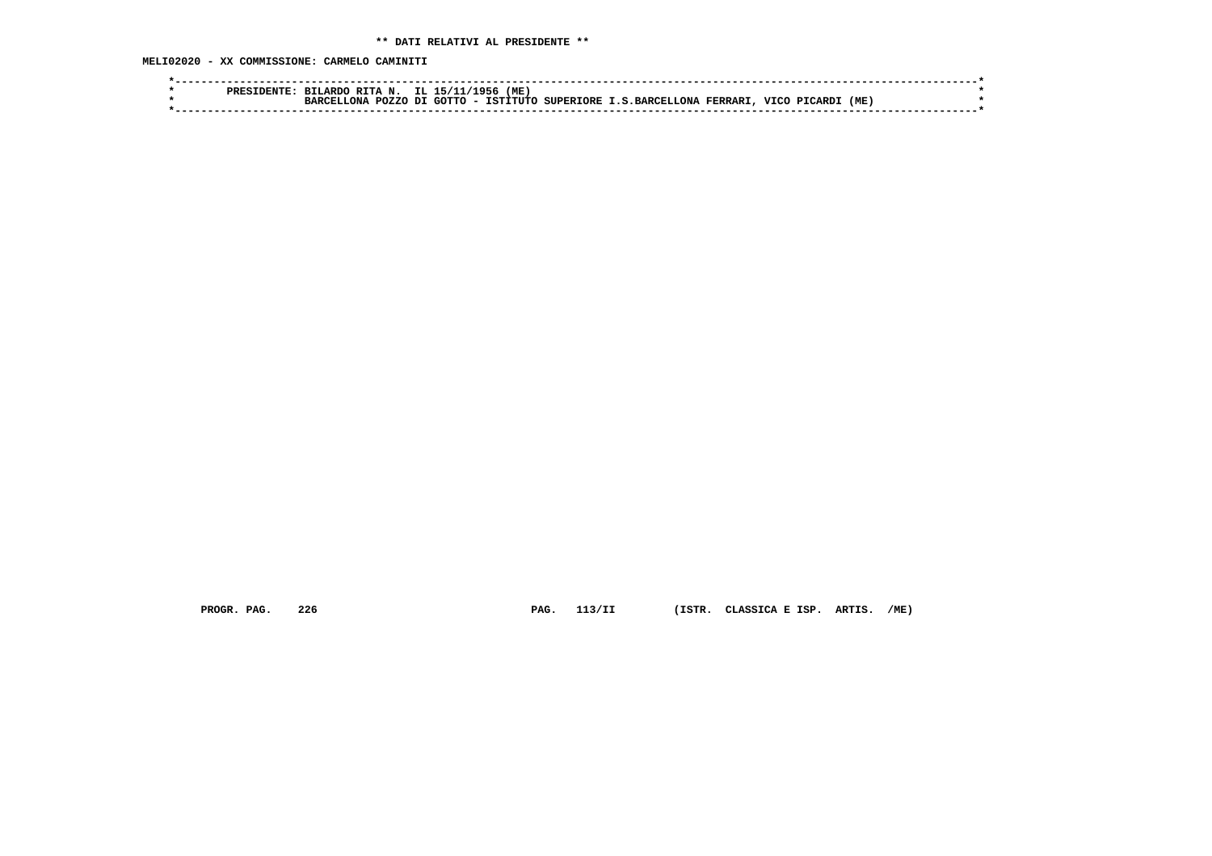** DATI RELATIVI AL PRESIDENTE **

MELI02020 - XX COMMISSIONE: CARMELO CAMINITI

```
*------------------------------------------------------------------------------------------------------------------------*
*        PRESIDENTE: BILARDO RITA N.  IL 15/11/1956 (ME)                                                                 *
*                    BARCELLONA POZZO DI GOTTO - ISTITUTO SUPERIORE I.S.BARCELLONA FERRARI, VICO PICARDI (ME)            *
*------------------------------------------------------------------------------------------------------------------------*
```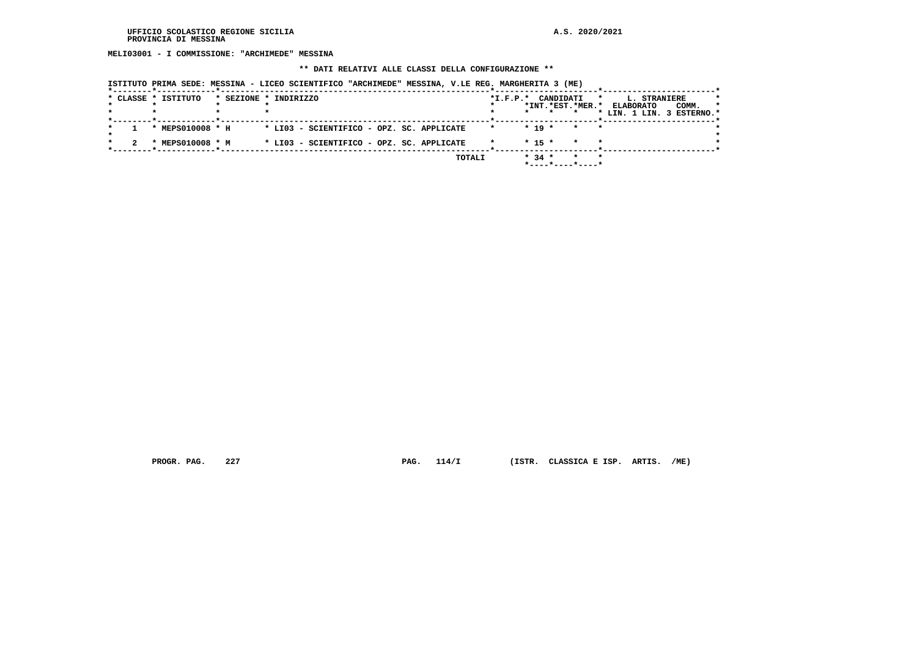MELI03001 - I COMMISSIONE: "ARCHIMEDE" MESSINA

** DATI RELATIVI ALLE CLASSI DELLA CONFIGURAZIONE **

ISTITUTO PRIMA SEDE: MESSINA - LICEO SCIENTIFICO "ARCHIMEDE" MESSINA, V.LE REG. MARGHERITA 3 (ME)

| CLASSE | ISTITUTO | SEZIONE | INDIRIZZO | I.F.P. | CANDIDATI INT. | CANDIDATI EST. | CANDIDATI MER. | L. STRANIERE ELABORATO LIN. 1 | L. STRANIERE ELABORATO LIN. 3 | L. STRANIERE COMM. ESTERNO |
|---|---|---|---|---|---|---|---|---|---|---|
| 1 | MEPS010008 | H | LI03 - SCIENTIFICO - OPZ. SC. APPLICATE | | 19 | | | | | |
| 2 | MEPS010008 | M | LI03 - SCIENTIFICO - OPZ. SC. APPLICATE | | 15 | | | | | |
| | | | TOTALI | | 34 | | | | | |

PROGR. PAG. 227 PAG. 114/I (ISTR. CLASSICA E ISP. ARTIS. /ME)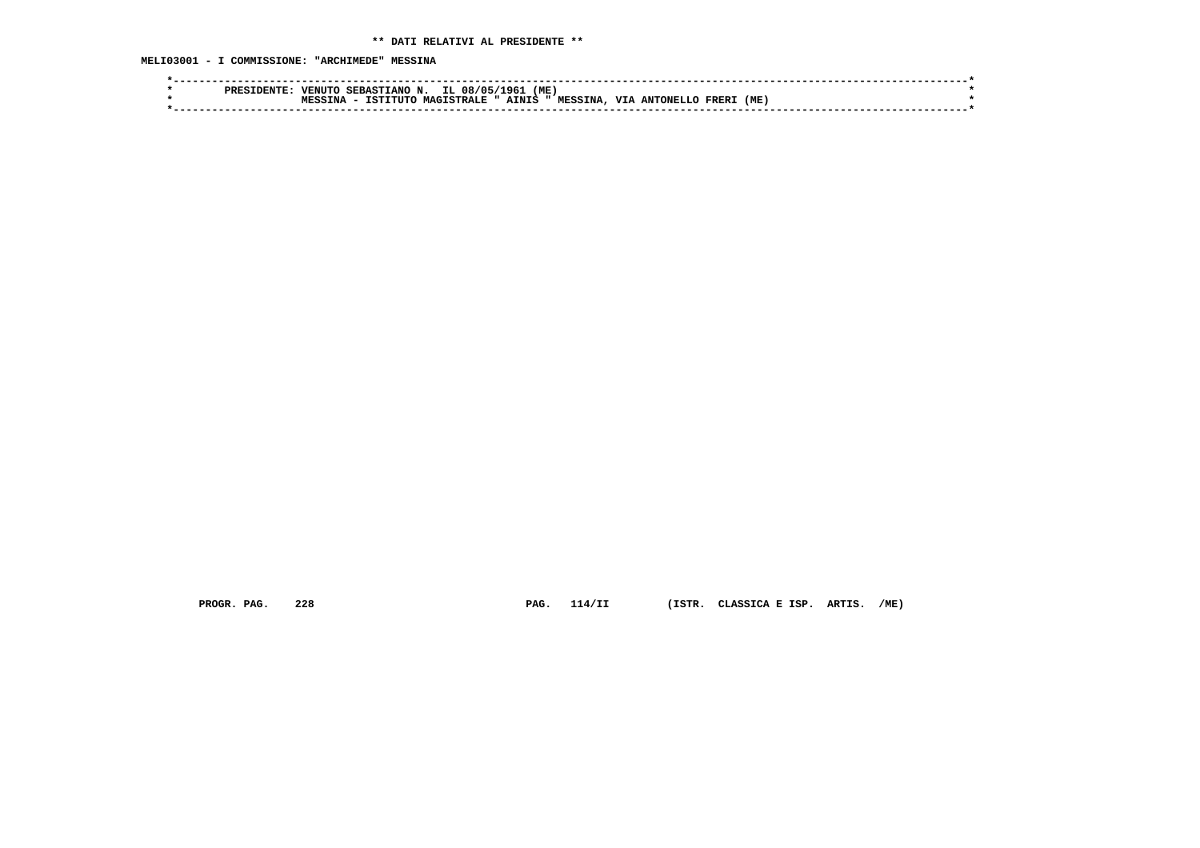**\*\* DATI RELATIVI AL PRESIDENTE \*\***

**MELI03001 - I COMMISSIONE: "ARCHIMEDE" MESSINA**

```
*----------------------------------------------------------------------------------------------------------------------*
*        PRESIDENTE: VENUTO SEBASTIANO N.  IL 08/05/1961 (ME)                                                          *
*                    MESSINA - ISTITUTO MAGISTRALE " AINIS " MESSINA, VIA ANTONELLO FRERI (ME)                         *
*----------------------------------------------------------------------------------------------------------------------*
```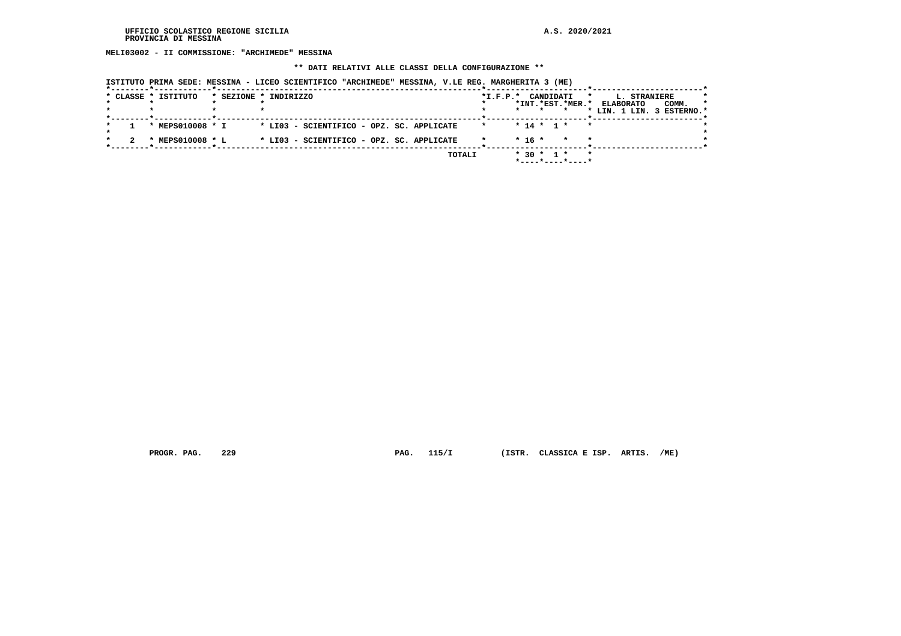**MELI03002 - II COMMISSIONE: "ARCHIMEDE" MESSINA**

**\*\* DATI RELATIVI ALLE CLASSI DELLA CONFIGURAZIONE \*\***

**ISTITUTO PRIMA SEDE: MESSINA - LICEO SCIENTIFICO "ARCHIMEDE" MESSINA, V.LE REG. MARGHERITA 3 (ME)**

| CLASSE | ISTITUTO | SEZIONE | INDIRIZZO | I.F.P. | CANDIDATI INT. | CANDIDATI EST. | CANDIDATI MER. | L. STRANIERE ELABORATO LIN. 1 | L. STRANIERE ELABORATO LIN. 3 | L. STRANIERE COMM. ESTERNO |
|---|---|---|---|---|---|---|---|---|---|---|
| 1 | MEPS010008 | I | LI03 - SCIENTIFICO - OPZ. SC. APPLICATE | | 14 | 1 | | | | |
| 2 | MEPS010008 | L | LI03 - SCIENTIFICO - OPZ. SC. APPLICATE | | 16 | | | | | |
| | | | TOTALI | | 30 | 1 | | | | |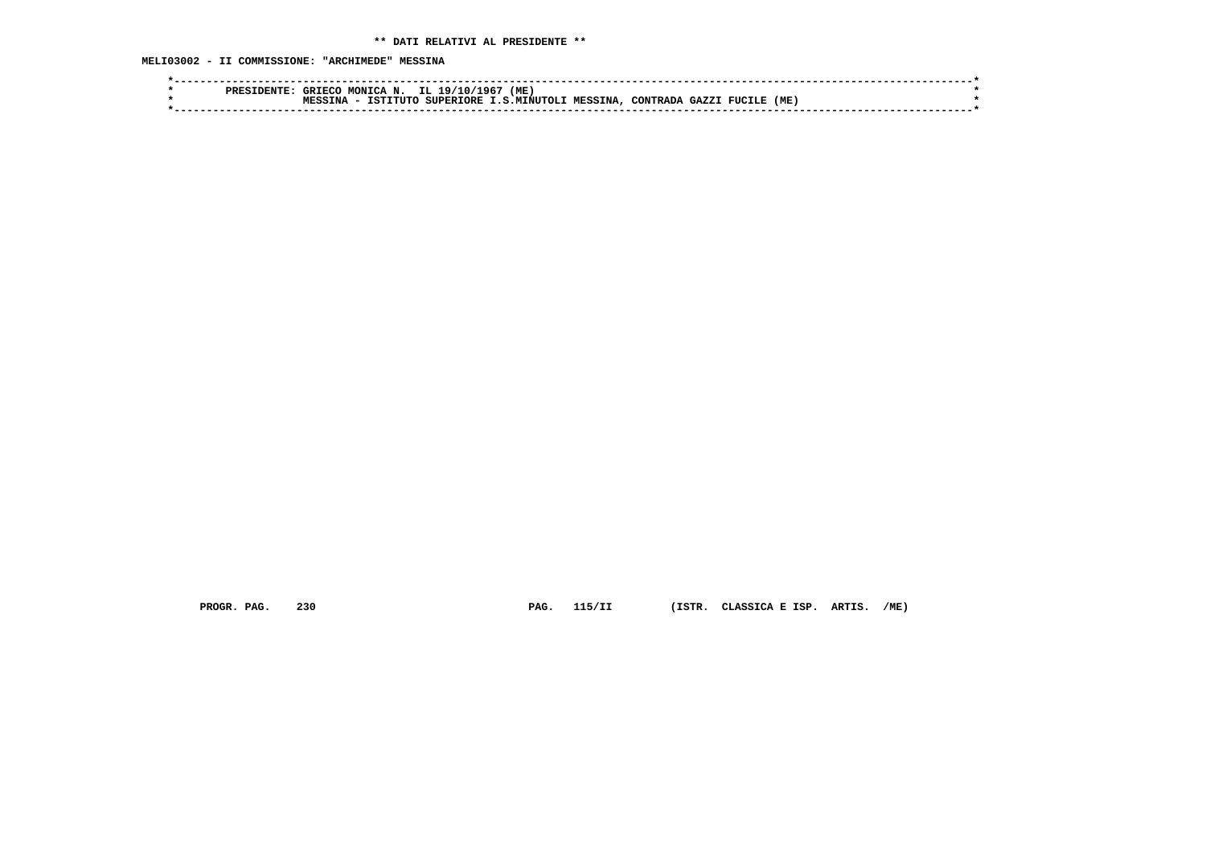** DATI RELATIVI AL PRESIDENTE **

MELI03002 - II COMMISSIONE: "ARCHIMEDE" MESSINA

```
*------------------------------------------------------------------------------------------------------------------------*
*        PRESIDENTE: GRIECO MONICA N.  IL 19/10/1967 (ME)                                                                *
*                    MESSINA - ISTITUTO SUPERIORE I.S.MINUTOLI MESSINA, CONTRADA GAZZI FUCILE (ME)                       *
*------------------------------------------------------------------------------------------------------------------------*
```

PROGR. PAG. 230 PAG. 115/II (ISTR. CLASSICA E ISP. ARTIS. /ME)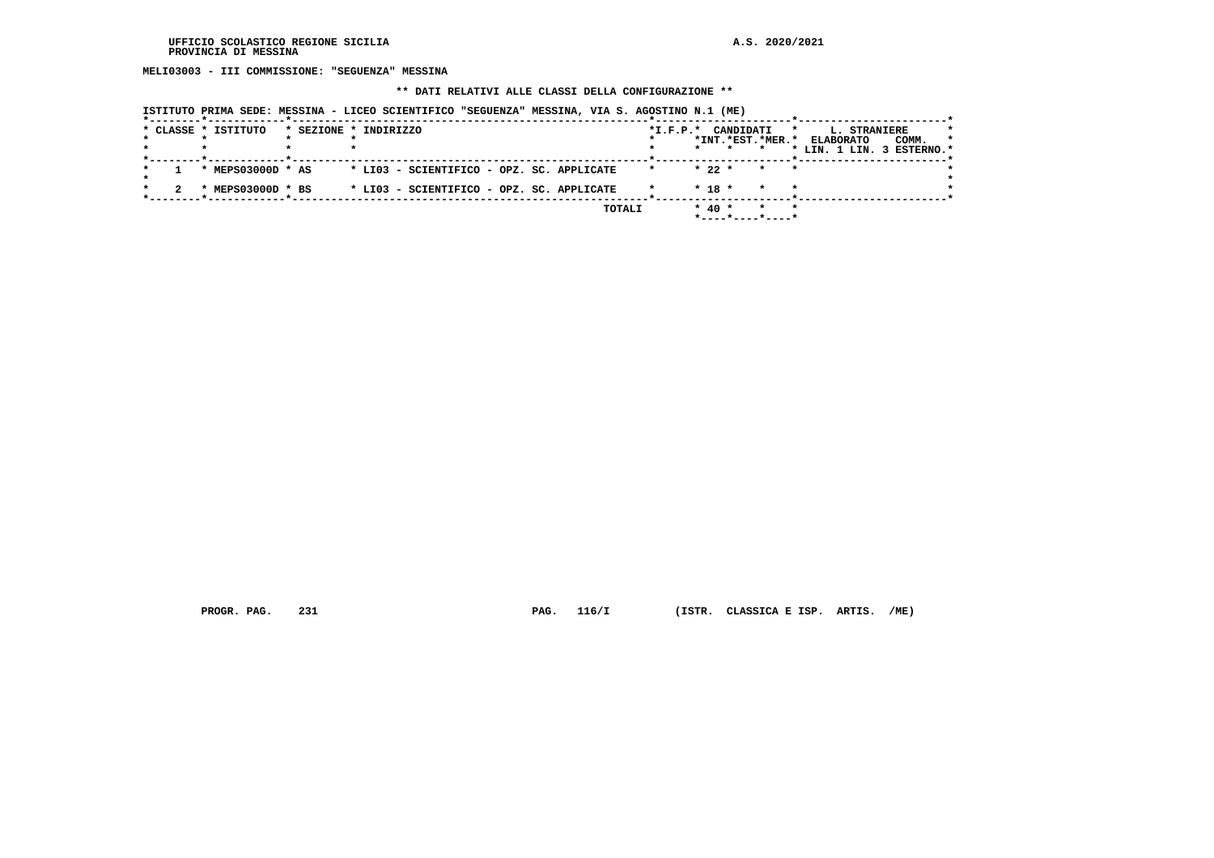UFFICIO SCOLASTICO REGIONE SICILIA
PROVINCIA DI MESSINA

A.S. 2020/2021

**MELI03003 - III COMMISSIONE: "SEGUENZA" MESSINA**

**\*\* DATI RELATIVI ALLE CLASSI DELLA CONFIGURAZIONE \*\***

ISTITUTO PRIMA SEDE: MESSINA - LICEO SCIENTIFICO "SEGUENZA" MESSINA, VIA S. AGOSTINO N.1 (ME)

| CLASSE | ISTITUTO | SEZIONE | INDIRIZZO | I.F.P. | CANDIDATI INT. | CANDIDATI EST. | CANDIDATI MER. | L. STRANIERE ELABORATO LIN. 1 | L. STRANIERE ELABORATO LIN. 3 | COMM. ESTERNO |
|---|---|---|---|---|---|---|---|---|---|---|
| 1 | MEPS03000D | AS | LI03 - SCIENTIFICO - OPZ. SC. APPLICATE | | 22 | | | | | |
| 2 | MEPS03000D | BS | LI03 - SCIENTIFICO - OPZ. SC. APPLICATE | | 18 | | | | | |
| | | | TOTALI | | 40 | | | | | |

PROGR. PAG. 231 PAG. 116/I (ISTR. CLASSICA E ISP. ARTIS. /ME)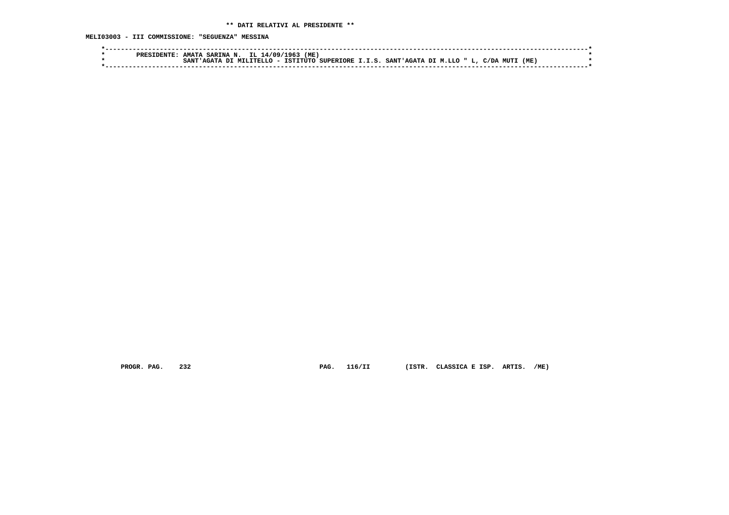**\*\* DATI RELATIVI AL PRESIDENTE \*\***

**MELI03003 - III COMMISSIONE: "SEGUENZA" MESSINA**

```
*----------------------------------------------------------------------------------------------------------------------*
*        PRESIDENTE: AMATA SARINA N.  IL 14/09/1963 (ME)                                                                *
*                    SANT'AGATA DI MILITELLO - ISTITUTO SUPERIORE I.I.S. SANT'AGATA DI M.LLO " L, C/DA MUTI (ME)        *
*----------------------------------------------------------------------------------------------------------------------*
```

**PROGR. PAG. 232 PAG. 116/II (ISTR. CLASSICA E ISP. ARTIS. /ME)**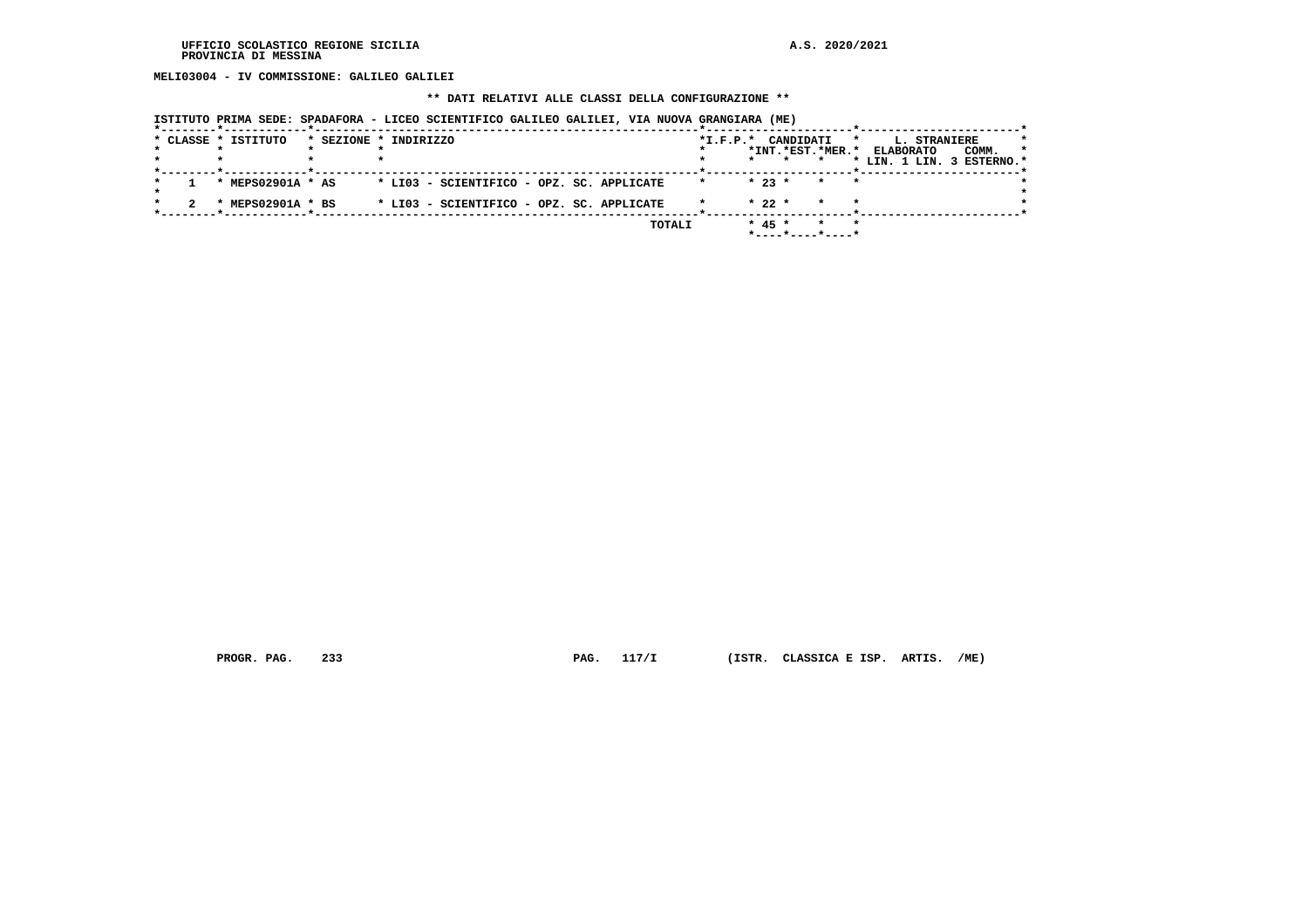UFFICIO SCOLASTICO REGIONE SICILIA
PROVINCIA DI MESSINA

A.S. 2020/2021

**MELI03004 - IV COMMISSIONE: GALILEO GALILEI**

**\*\* DATI RELATIVI ALLE CLASSI DELLA CONFIGURAZIONE \*\***

ISTITUTO PRIMA SEDE: SPADAFORA - LICEO SCIENTIFICO GALILEO GALILEI, VIA NUOVA GRANGIARA (ME)

| CLASSE | ISTITUTO | SEZIONE | INDIRIZZO | I.F.P. | CANDIDATI INT. | CANDIDATI EST. | CANDIDATI MER. | L. STRANIERE ELABORATO LIN. 1 | L. STRANIERE ELABORATO LIN. 3 | COMM. ESTERNO |
|---|---|---|---|---|---|---|---|---|---|---|
| 1 | MEPS02901A | AS | LI03 - SCIENTIFICO - OPZ. SC. APPLICATE | | 23 | | | | | |
| 2 | MEPS02901A | BS | LI03 - SCIENTIFICO - OPZ. SC. APPLICATE | | 22 | | | | | |
| | | | TOTALI | | 45 | | | | | |

PROGR. PAG. 233 PAG. 117/I (ISTR. CLASSICA E ISP. ARTIS. /ME)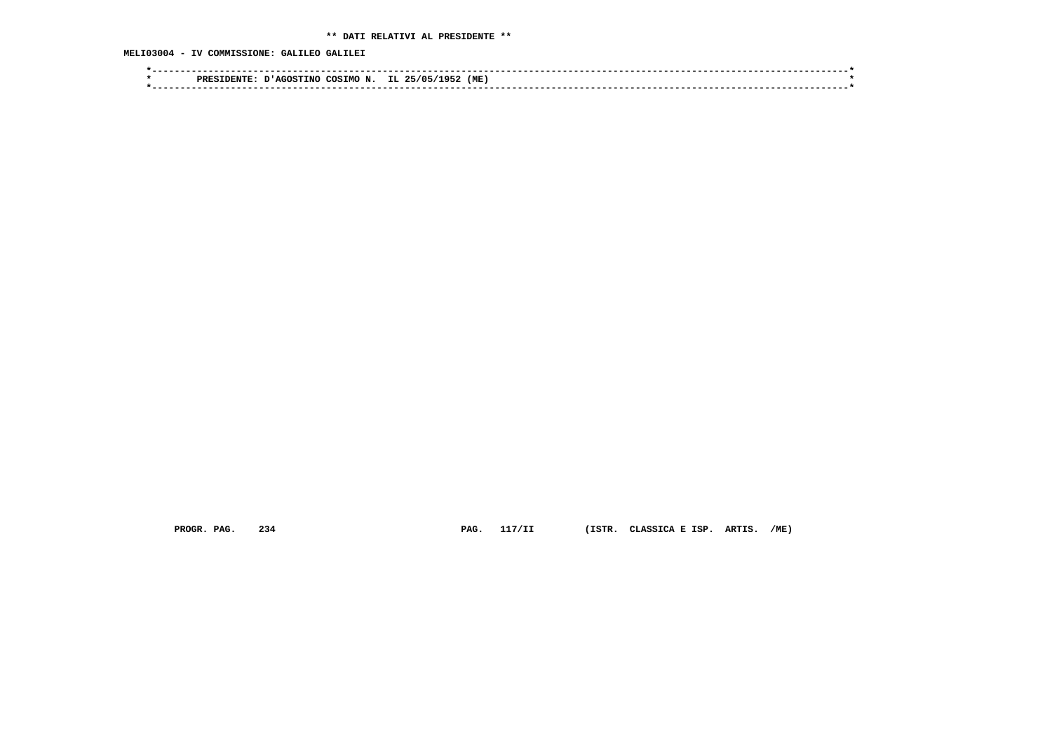**\*\* DATI RELATIVI AL PRESIDENTE \*\***

**MELI03004 - IV COMMISSIONE: GALILEO GALILEI**

```
*----------------------------------------------------------------------------------------------------------------------*
*        PRESIDENTE: D'AGOSTINO COSIMO N.  IL 25/05/1952 (ME)                                                          *
*----------------------------------------------------------------------------------------------------------------------*
```

**PROGR. PAG. 234 PAG. 117/II (ISTR. CLASSICA E ISP. ARTIS. /ME)**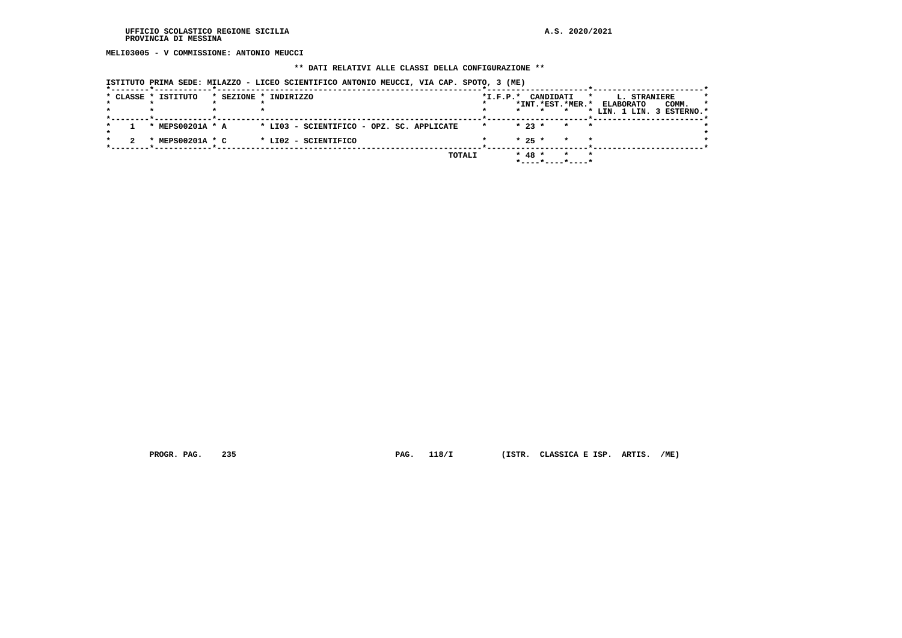MELI03005 - V COMMISSIONE: ANTONIO MEUCCI

** DATI RELATIVI ALLE CLASSI DELLA CONFIGURAZIONE **

ISTITUTO PRIMA SEDE: MILAZZO - LICEO SCIENTIFICO ANTONIO MEUCCI, VIA CAP. SPOTO, 3 (ME)

| CLASSE | ISTITUTO | SEZIONE | INDIRIZZO | I.F.P. | CANDIDATI INT. | CANDIDATI EST. | CANDIDATI MER. | L. STRANIERE ELABORATO LIN. 1 | L. STRANIERE LIN. 3 | COMM. ESTERNO |
|---|---|---|---|---|---|---|---|---|---|---|
| 1 | MEPS00201A | A | LI03 - SCIENTIFICO - OPZ. SC. APPLICATE | | 23 | | | | | |
| 2 | MEPS00201A | C | LI02 - SCIENTIFICO | | 25 | | | | | |
| | | | TOTALI | | 48 | | | | | |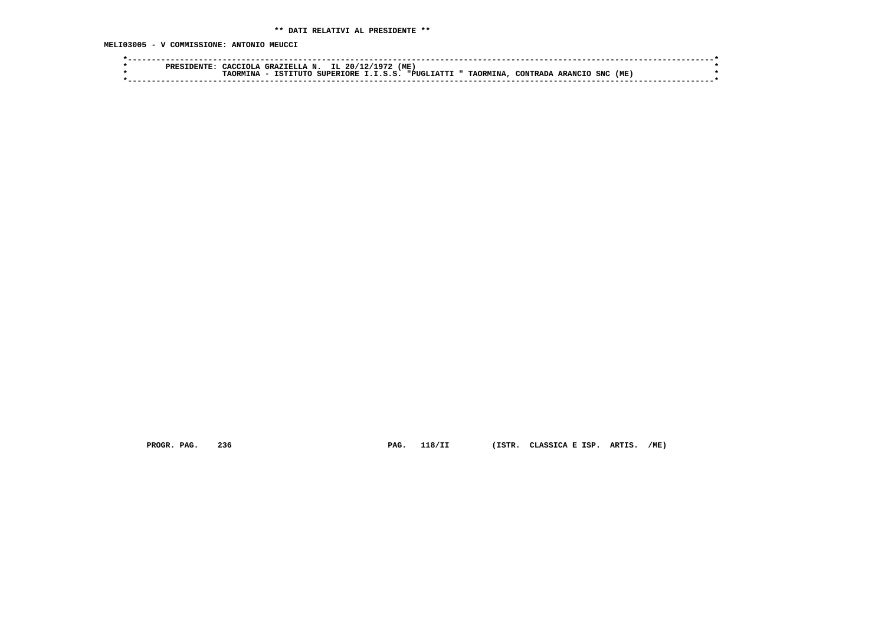**\*\* DATI RELATIVI AL PRESIDENTE \*\***

**MELI03005 - V COMMISSIONE: ANTONIO MEUCCI**

```
*----------------------------------------------------------------------------------------------------------------------*
*        PRESIDENTE: CACCIOLA GRAZIELLA N.  IL 20/12/1972 (ME)                                                          *
*                    TAORMINA - ISTITUTO SUPERIORE I.I.S.S. "PUGLIATTI " TAORMINA, CONTRADA ARANCIO SNC (ME)            *
*----------------------------------------------------------------------------------------------------------------------*
```

PROGR. PAG. 236 PAG. 118/II (ISTR. CLASSICA E ISP. ARTIS. /ME)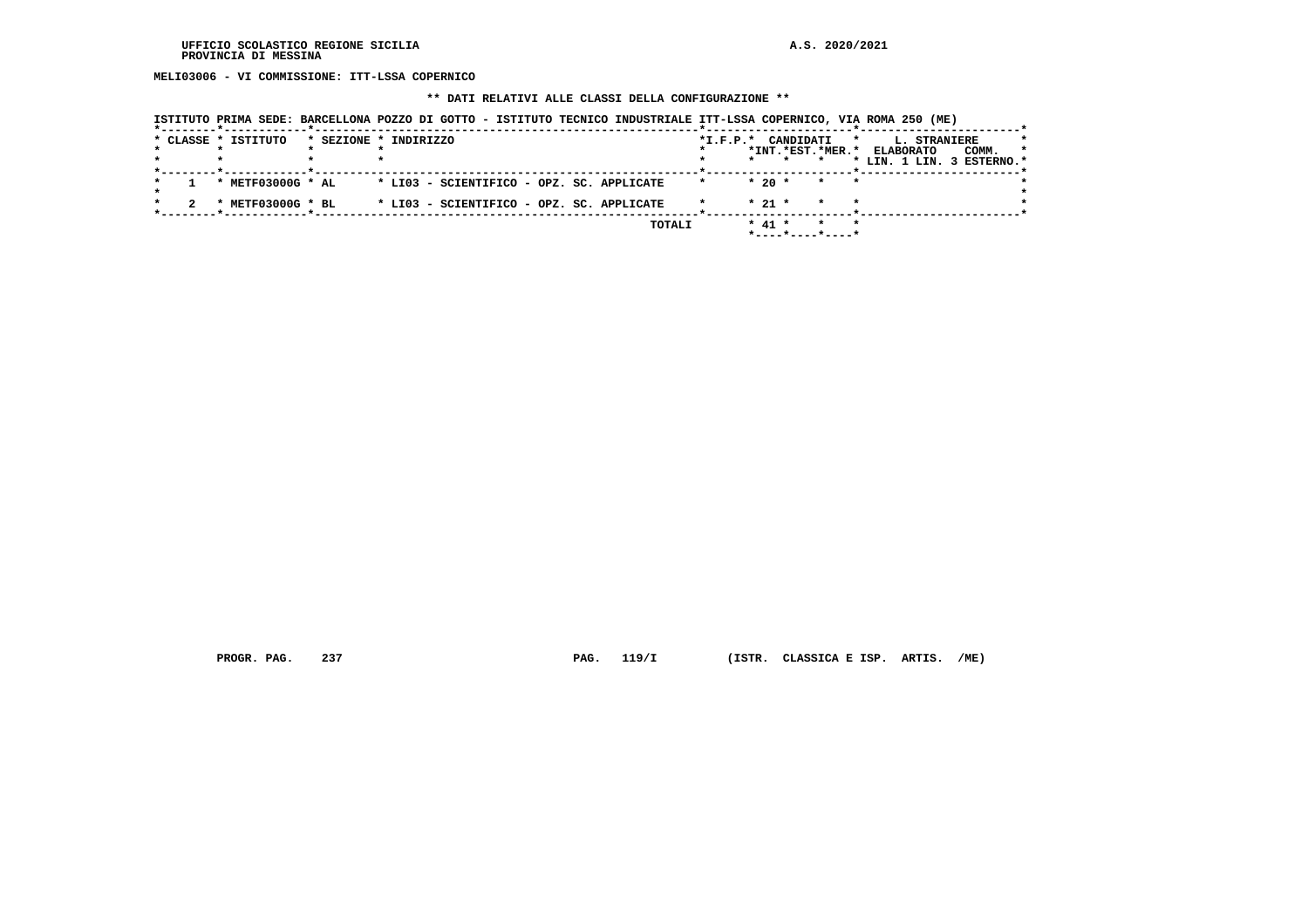MELI03006 - VI COMMISSIONE: ITT-LSSA COPERNICO

** DATI RELATIVI ALLE CLASSI DELLA CONFIGURAZIONE **

ISTITUTO PRIMA SEDE: BARCELLONA POZZO DI GOTTO - ISTITUTO TECNICO INDUSTRIALE ITT-LSSA COPERNICO, VIA ROMA 250 (ME)

| CLASSE | ISTITUTO | SEZIONE | INDIRIZZO | I.F.P. | CANDIDATI INT. | CANDIDATI EST. | CANDIDATI MER. | L. STRANIERE ELABORATO LIN. 1 | L. STRANIERE ELABORATO LIN. 3 | COMM. ESTERNO |
|---|---|---|---|---|---|---|---|---|---|---|
| 1 | METF03000G | AL | LI03 - SCIENTIFICO - OPZ. SC. APPLICATE | | 20 | | | | | |
| 2 | METF03000G | BL | LI03 - SCIENTIFICO - OPZ. SC. APPLICATE | | 21 | | | | | |
| | | | TOTALI | | 41 | | | | | |

PROGR. PAG. 237 PAG. 119/I (ISTR. CLASSICA E ISP. ARTIS. /ME)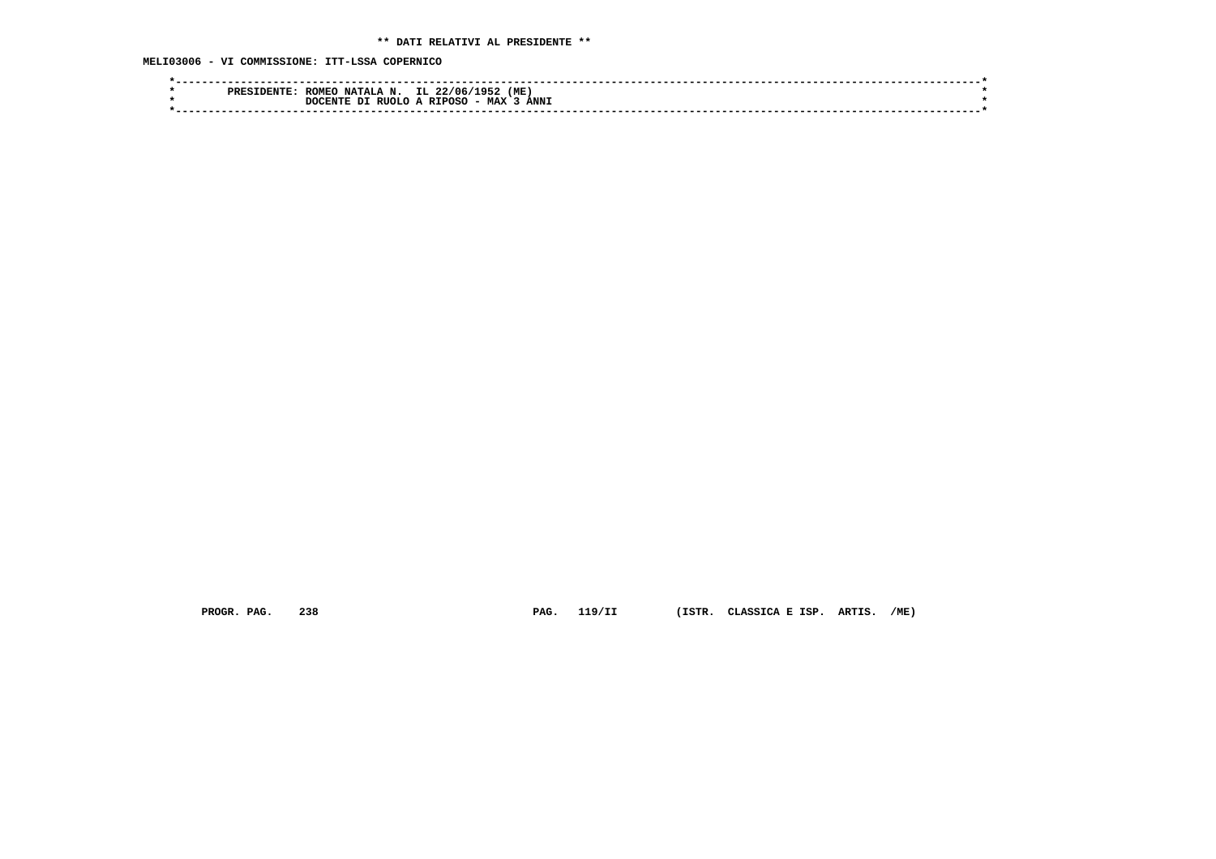**\*\* DATI RELATIVI AL PRESIDENTE \*\***

**MELI03006 - VI COMMISSIONE: ITT-LSSA COPERNICO**

```
*----------------------------------------------------------------------------------------------------------------------*
*        PRESIDENTE: ROMEO NATALA N.  IL 22/06/1952 (ME)                                                               *
*                    DOCENTE DI RUOLO A RIPOSO - MAX 3 ANNI                                                            *
*----------------------------------------------------------------------------------------------------------------------*
```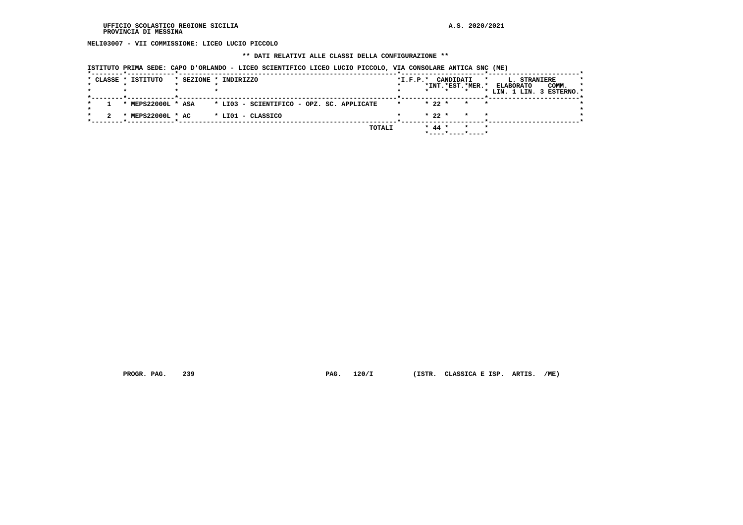UFFICIO SCOLASTICO REGIONE SICILIA
PROVINCIA DI MESSINA

A.S. 2020/2021

**MELI03007 - VII COMMISSIONE: LICEO LUCIO PICCOLO**

**\*\* DATI RELATIVI ALLE CLASSI DELLA CONFIGURAZIONE \*\***

ISTITUTO PRIMA SEDE: CAPO D'ORLANDO - LICEO SCIENTIFICO LICEO LUCIO PICCOLO, VIA CONSOLARE ANTICA SNC (ME)

| CLASSE | ISTITUTO | SEZIONE | INDIRIZZO | I.F.P. | CANDIDATI INT. | CANDIDATI EST. | CANDIDATI MER. | L. STRANIERE ELABORATO LIN. 1 | L. STRANIERE ELABORATO LIN. 3 | L. STRANIERE COMM. ESTERNO |
|---|---|---|---|---|---|---|---|---|---|---|
| 1 | MEPS22000L | ASA | LI03 - SCIENTIFICO - OPZ. SC. APPLICATE | | 22 | | | | | |
| 2 | MEPS22000L | AC | LI01 - CLASSICO | | 22 | | | | | |
| | | | TOTALI | | 44 | | | | | |

PROGR. PAG. 239 PAG. 120/I (ISTR. CLASSICA E ISP. ARTIS. /ME)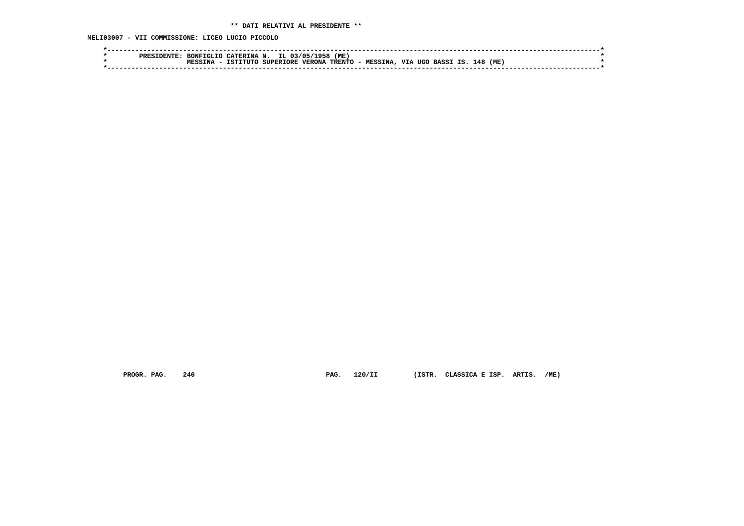**\*\* DATI RELATIVI AL PRESIDENTE \*\***

**MELI03007 - VII COMMISSIONE: LICEO LUCIO PICCOLO**

```
*----------------------------------------------------------------------------------------------------------------------*
*        PRESIDENTE: BONFIGLIO CATERINA N.  IL 03/05/1958 (ME)                                                          *
*                    MESSINA - ISTITUTO SUPERIORE VERONA TRENTO - MESSINA, VIA UGO BASSI IS. 148 (ME)                   *
*----------------------------------------------------------------------------------------------------------------------*
```

PROGR. PAG. 240 PAG. 120/II (ISTR. CLASSICA E ISP. ARTIS. /ME)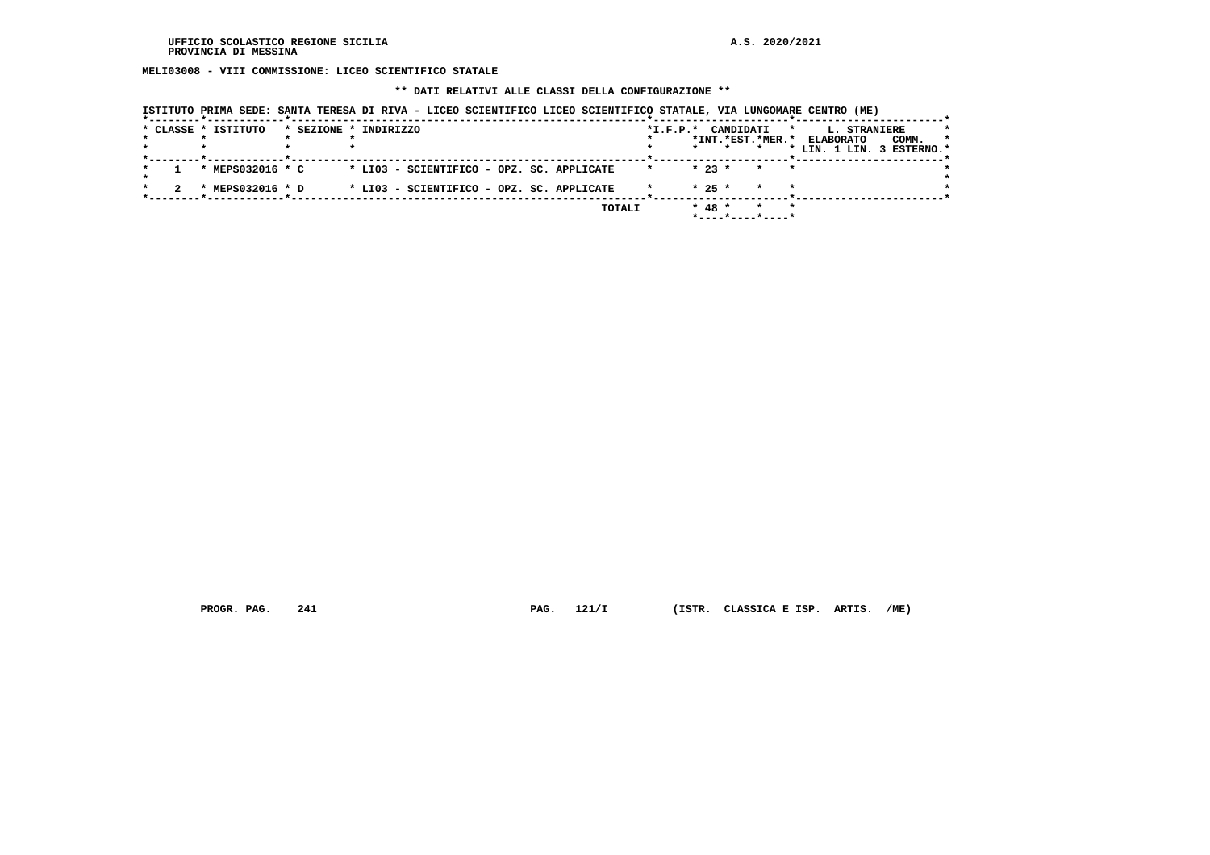MELI03008 - VIII COMMISSIONE: LICEO SCIENTIFICO STATALE

** DATI RELATIVI ALLE CLASSI DELLA CONFIGURAZIONE **

ISTITUTO PRIMA SEDE: SANTA TERESA DI RIVA - LICEO SCIENTIFICO LICEO SCIENTIFICO STATALE, VIA LUNGOMARE CENTRO (ME)

| CLASSE | ISTITUTO | SEZIONE | INDIRIZZO | I.F.P. | CANDIDATI INT. | CANDIDATI EST. | CANDIDATI MER. | L. STRANIERE ELABORATO LIN. 1 | L. STRANIERE ELABORATO LIN. 3 | COMM. ESTERNO |
|---|---|---|---|---|---|---|---|---|---|---|
| 1 | MEPS032016 | C | LI03 - SCIENTIFICO - OPZ. SC. APPLICATE | | 23 | | | | | |
| 2 | MEPS032016 | D | LI03 - SCIENTIFICO - OPZ. SC. APPLICATE | | 25 | | | | | |
| | | | TOTALI | | 48 | | | | | |

PROGR. PAG. 241 PAG. 121/I (ISTR. CLASSICA E ISP. ARTIS. /ME)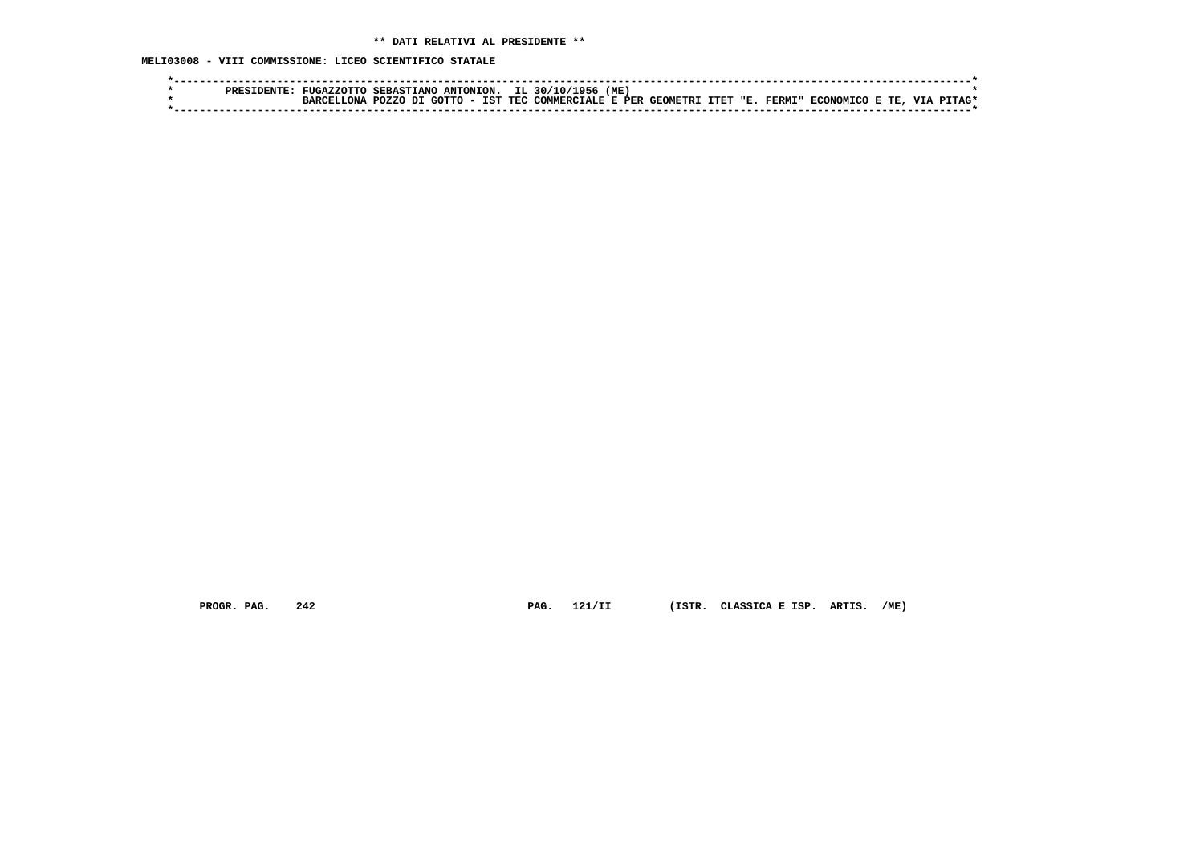**\*\* DATI RELATIVI AL PRESIDENTE \*\***

**MELI03008 - VIII COMMISSIONE: LICEO SCIENTIFICO STATALE**

```
*------------------------------------------------------------------------------------------------------------------------*
*        PRESIDENTE: FUGAZZOTTO SEBASTIANO ANTONION.  IL 30/10/1956 (ME)                                                 *
*                    BARCELLONA POZZO DI GOTTO - IST TEC COMMERCIALE E PER GEOMETRI ITET "E. FERMI" ECONOMICO E TE, VIA PITAG*
*------------------------------------------------------------------------------------------------------------------------*
```

PROGR. PAG. 242 PAG. 121/II (ISTR. CLASSICA E ISP. ARTIS. /ME)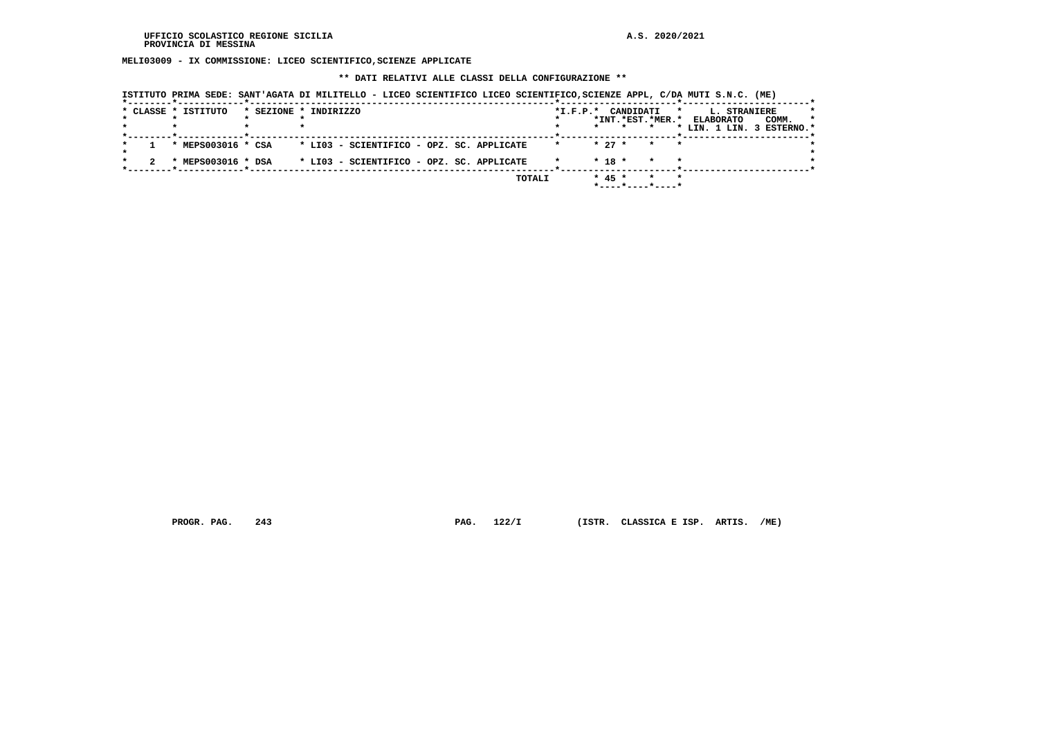UFFICIO SCOLASTICO REGIONE SICILIA
PROVINCIA DI MESSINA

A.S. 2020/2021

**MELI03009 - IX COMMISSIONE: LICEO SCIENTIFICO,SCIENZE APPLICATE**

**\*\* DATI RELATIVI ALLE CLASSI DELLA CONFIGURAZIONE \*\***

ISTITUTO PRIMA SEDE: SANT'AGATA DI MILITELLO - LICEO SCIENTIFICO LICEO SCIENTIFICO,SCIENZE APPL, C/DA MUTI S.N.C. (ME)

| CLASSE | ISTITUTO | SEZIONE | INDIRIZZO | I.F.P. | CANDIDATI INT. | CANDIDATI EST. | CANDIDATI MER. | L. STRANIERE ELABORATO LIN. 1 | L. STRANIERE LIN. 3 | COMM. ESTERNO |
|---|---|---|---|---|---|---|---|---|---|---|
| 1 | MEPS003016 | CSA | LI03 - SCIENTIFICO - OPZ. SC. APPLICATE | | 27 | | | | | |
| 2 | MEPS003016 | DSA | LI03 - SCIENTIFICO - OPZ. SC. APPLICATE | | 18 | | | | | |
| | | | TOTALI | | 45 | | | | | |

PROGR. PAG. 243 PAG. 122/I (ISTR. CLASSICA E ISP. ARTIS. /ME)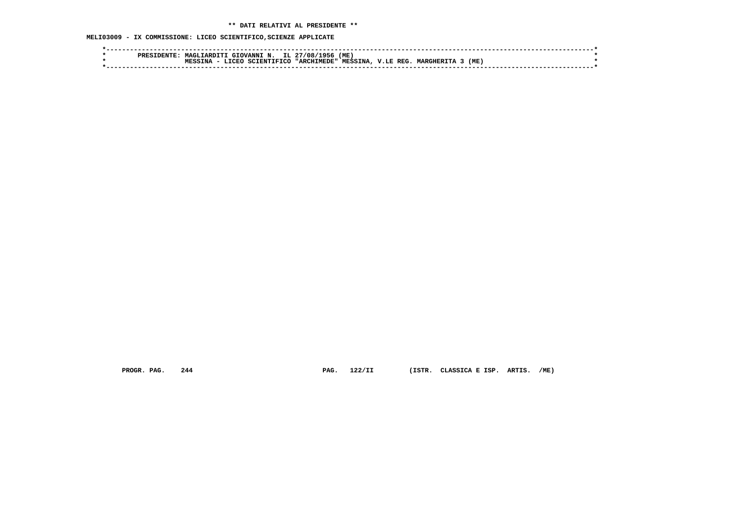** DATI RELATIVI AL PRESIDENTE **

MELI03009 - IX COMMISSIONE: LICEO SCIENTIFICO,SCIENZE APPLICATE

```
*----------------------------------------------------------------------------------------------------------------------*
*        PRESIDENTE: MAGLIARDITI GIOVANNI N.  IL 27/08/1956 (ME)                                                       *
*                    MESSINA - LICEO SCIENTIFICO "ARCHIMEDE" MESSINA, V.LE REG. MARGHERITA 3 (ME)                      *
*----------------------------------------------------------------------------------------------------------------------*
```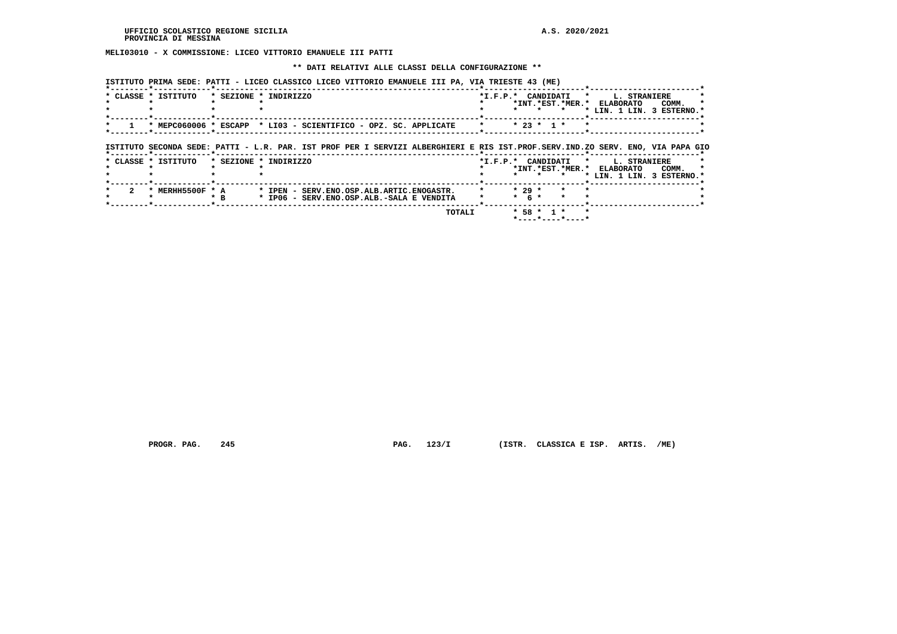UFFICIO SCOLASTICO REGIONE SICILIA

PROVINCIA DI MESSINA

A.S. 2020/2021

**MELI03010 - X COMMISSIONE: LICEO VITTORIO EMANUELE III PATTI**

**\*\* DATI RELATIVI ALLE CLASSI DELLA CONFIGURAZIONE \*\***

ISTITUTO PRIMA SEDE: PATTI - LICEO CLASSICO LICEO VITTORIO EMANUELE III PA, VIA TRIESTE 43 (ME)

| CLASSE | ISTITUTO | SEZIONE | INDIRIZZO | I.F.P. | CANDIDATI INT. | CANDIDATI EST. | CANDIDATI MER. | L. STRANIERE ELABORATO LIN. 1 | L. STRANIERE COMM. LIN. 3 | ESTERNO |
|---|---|---|---|---|---|---|---|---|---|---|
| 1 | MEPC060006 | ESCAPP | LI03 - SCIENTIFICO - OPZ. SC. APPLICATE | | 23 | 1 | | | | |

ISTITUTO SECONDA SEDE: PATTI - L.R. PAR. IST PROF PER I SERVIZI ALBERGHIERI E RIS IST.PROF.SERV.IND.ZO SERV. ENO, VIA PAPA GIO

| CLASSE | ISTITUTO | SEZIONE | INDIRIZZO | I.F.P. | CANDIDATI INT. | CANDIDATI EST. | CANDIDATI MER. | L. STRANIERE ELABORATO LIN. 1 | L. STRANIERE COMM. LIN. 3 | ESTERNO |
|---|---|---|---|---|---|---|---|---|---|---|
| 2 | MERHH5500F | A | IPEN - SERV.ENO.OSP.ALB.ARTIC.ENOGASTR. | | 29 | | | | | |
| | | B | IP06 - SERV.ENO.OSP.ALB.-SALA E VENDITA | | 6 | | | | | |
| | | | TOTALI | | 58 | 1 | | | | |

PROGR. PAG. 245 PAG. 123/I (ISTR. CLASSICA E ISP. ARTIS. /ME)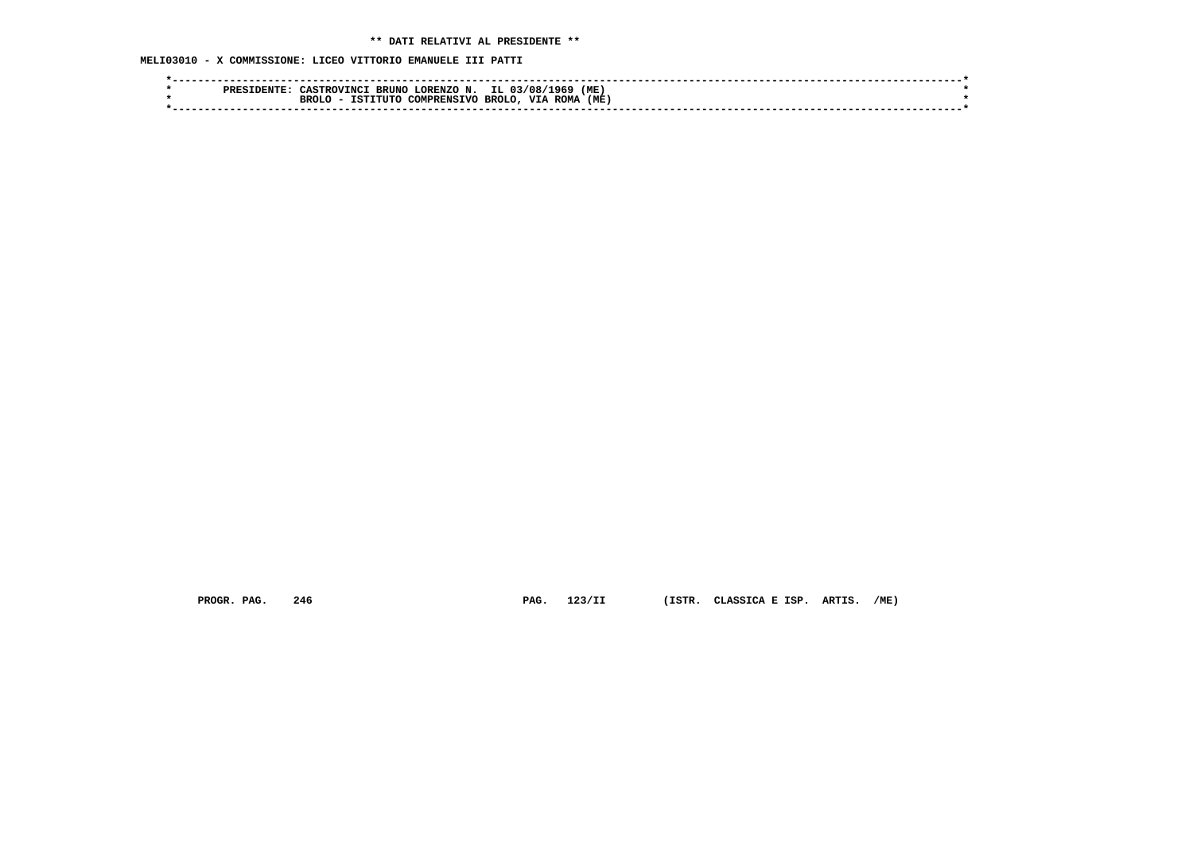**\*\* DATI RELATIVI AL PRESIDENTE \*\***

**MELI03010 - X COMMISSIONE: LICEO VITTORIO EMANUELE III PATTI**

```
*------------------------------------------------------------------------------------------------------------------------*
*        PRESIDENTE: CASTROVINCI BRUNO LORENZO N.  IL 03/08/1969 (ME)                                                      *
*                    BROLO - ISTITUTO COMPRENSIVO BROLO, VIA ROMA (ME)                                                     *
*------------------------------------------------------------------------------------------------------------------------*
```

PROGR. PAG. 246 PAG. 123/II (ISTR. CLASSICA E ISP. ARTIS. /ME)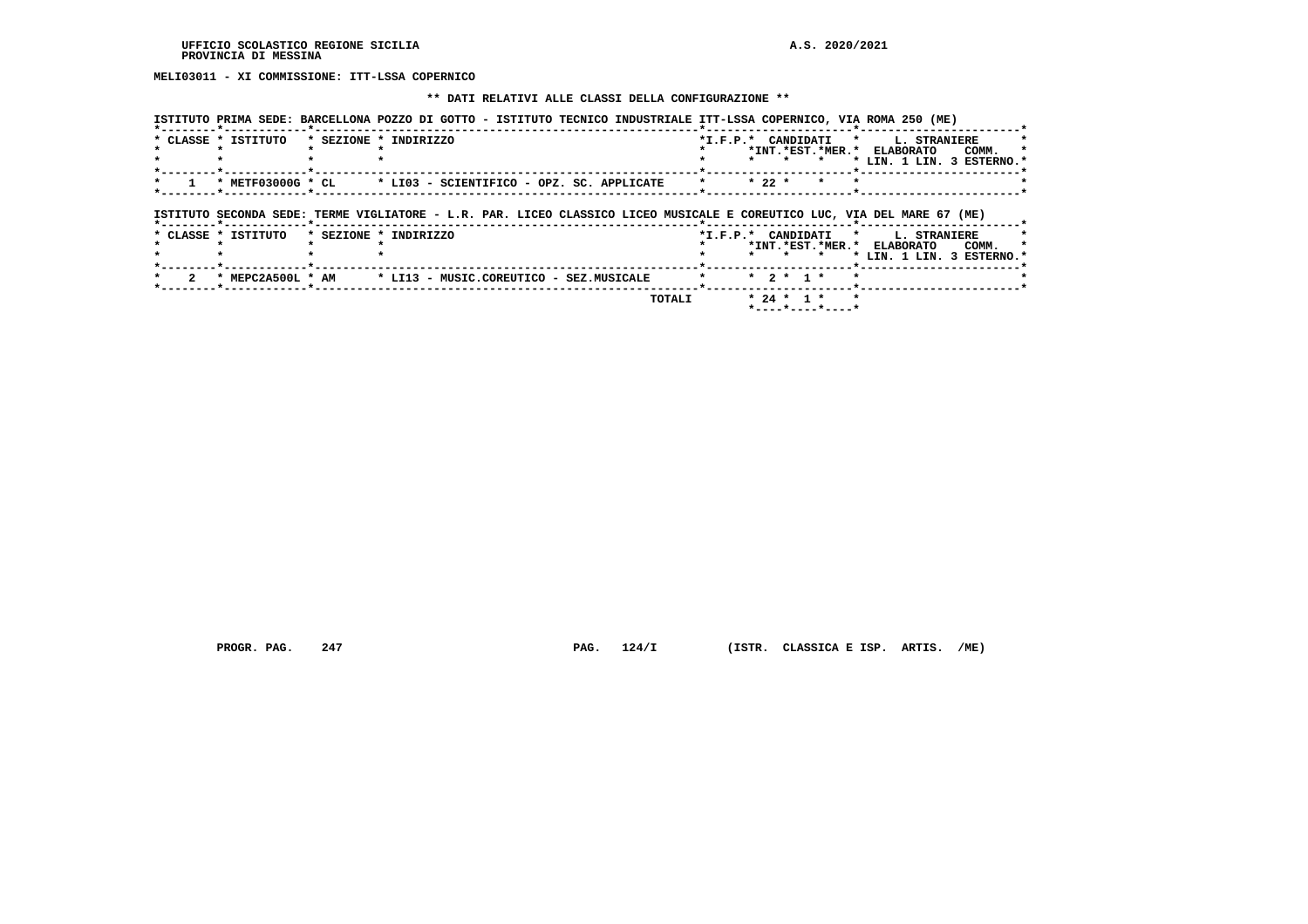UFFICIO SCOLASTICO REGIONE SICILIA
PROVINCIA DI MESSINA

A.S. 2020/2021

**MELI03011 - XI COMMISSIONE: ITT-LSSA COPERNICO**

**\*\* DATI RELATIVI ALLE CLASSI DELLA CONFIGURAZIONE \*\***

ISTITUTO PRIMA SEDE: BARCELLONA POZZO DI GOTTO - ISTITUTO TECNICO INDUSTRIALE ITT-LSSA COPERNICO, VIA ROMA 250 (ME)

| CLASSE | ISTITUTO | SEZIONE | INDIRIZZO | I.F.P. | CANDIDATI INT. | CANDIDATI EST. | CANDIDATI MER. | L. STRANIERE ELABORATO LIN. 1 | LIN. 3 | COMM. ESTERNO |
|---|---|---|---|---|---|---|---|---|---|---|
| 1 | METF03000G | CL | LI03 - SCIENTIFICO - OPZ. SC. APPLICATE | | 22 | | | | | |

ISTITUTO SECONDA SEDE: TERME VIGLIATORE - L.R. PAR. LICEO CLASSICO LICEO MUSICALE E COREUTICO LUC, VIA DEL MARE 67 (ME)

| CLASSE | ISTITUTO | SEZIONE | INDIRIZZO | I.F.P. | CANDIDATI INT. | CANDIDATI EST. | CANDIDATI MER. | L. STRANIERE ELABORATO LIN. 1 | LIN. 3 | COMM. ESTERNO |
|---|---|---|---|---|---|---|---|---|---|---|
| 2 | MEPC2A500L | AM | LI13 - MUSIC.COREUTICO - SEZ.MUSICALE | | 2 | 1 | | | | |
| | | | TOTALI | | 24 | 1 | | | | |

PROGR. PAG. 247 PAG. 124/I (ISTR. CLASSICA E ISP. ARTIS. /ME)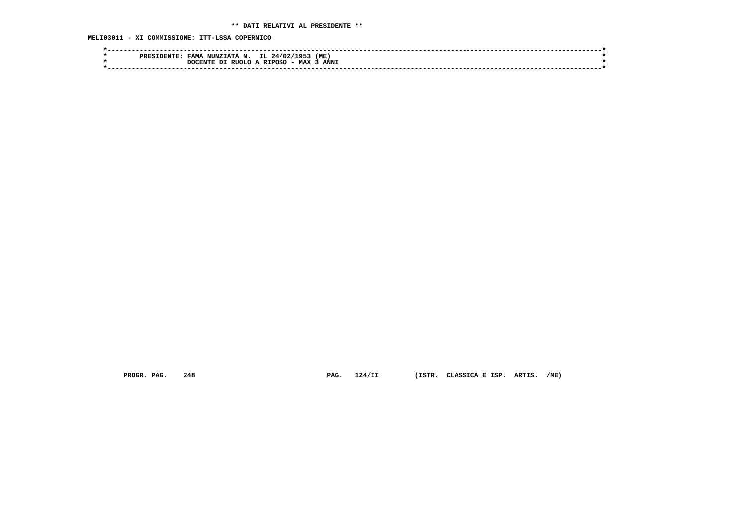** DATI RELATIVI AL PRESIDENTE **

MELI03011 - XI COMMISSIONE: ITT-LSSA COPERNICO

```
*----------------------------------------------------------------------------------------------------------------------*
*        PRESIDENTE: FAMA NUNZIATA N.  IL 24/02/1953 (ME)                                                              *
*                    DOCENTE DI RUOLO A RIPOSO - MAX 3 ANNI                                                            *
*----------------------------------------------------------------------------------------------------------------------*
```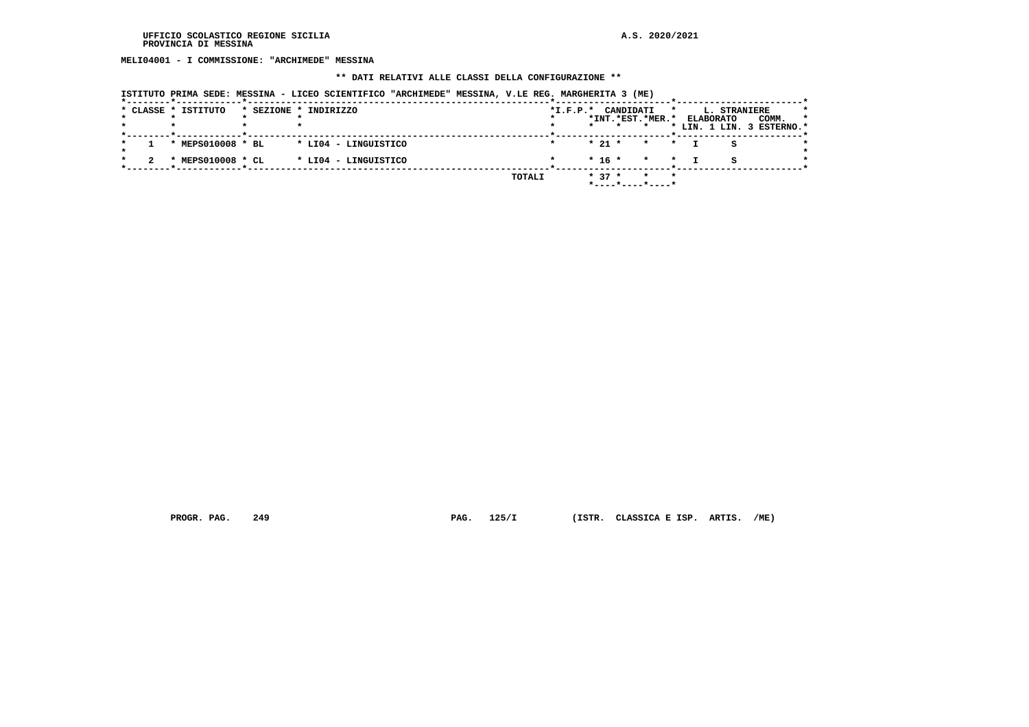**MELI04001 - I COMMISSIONE: "ARCHIMEDE" MESSINA**

**\*\* DATI RELATIVI ALLE CLASSI DELLA CONFIGURAZIONE \*\***

ISTITUTO PRIMA SEDE: MESSINA - LICEO SCIENTIFICO "ARCHIMEDE" MESSINA, V.LE REG. MARGHERITA 3 (ME)

| CLASSE | ISTITUTO | SEZIONE | INDIRIZZO | I.F.P. | CANDIDATI INT. | CANDIDATI EST. | CANDIDATI MER. | ELABORATO LIN. 1 | L. STRANIERE LIN. 3 | COMM. ESTERNO |
|---|---|---|---|---|---|---|---|---|---|---|
| 1 | MEPS010008 | BL | LI04 - LINGUISTICO | | 21 | | | I | S | |
| 2 | MEPS010008 | CL | LI04 - LINGUISTICO | | 16 | | | I | S | |
| | | | TOTALI | | 37 | | | | | |

PROGR. PAG. 249 PAG. 125/I (ISTR. CLASSICA E ISP. ARTIS. /ME)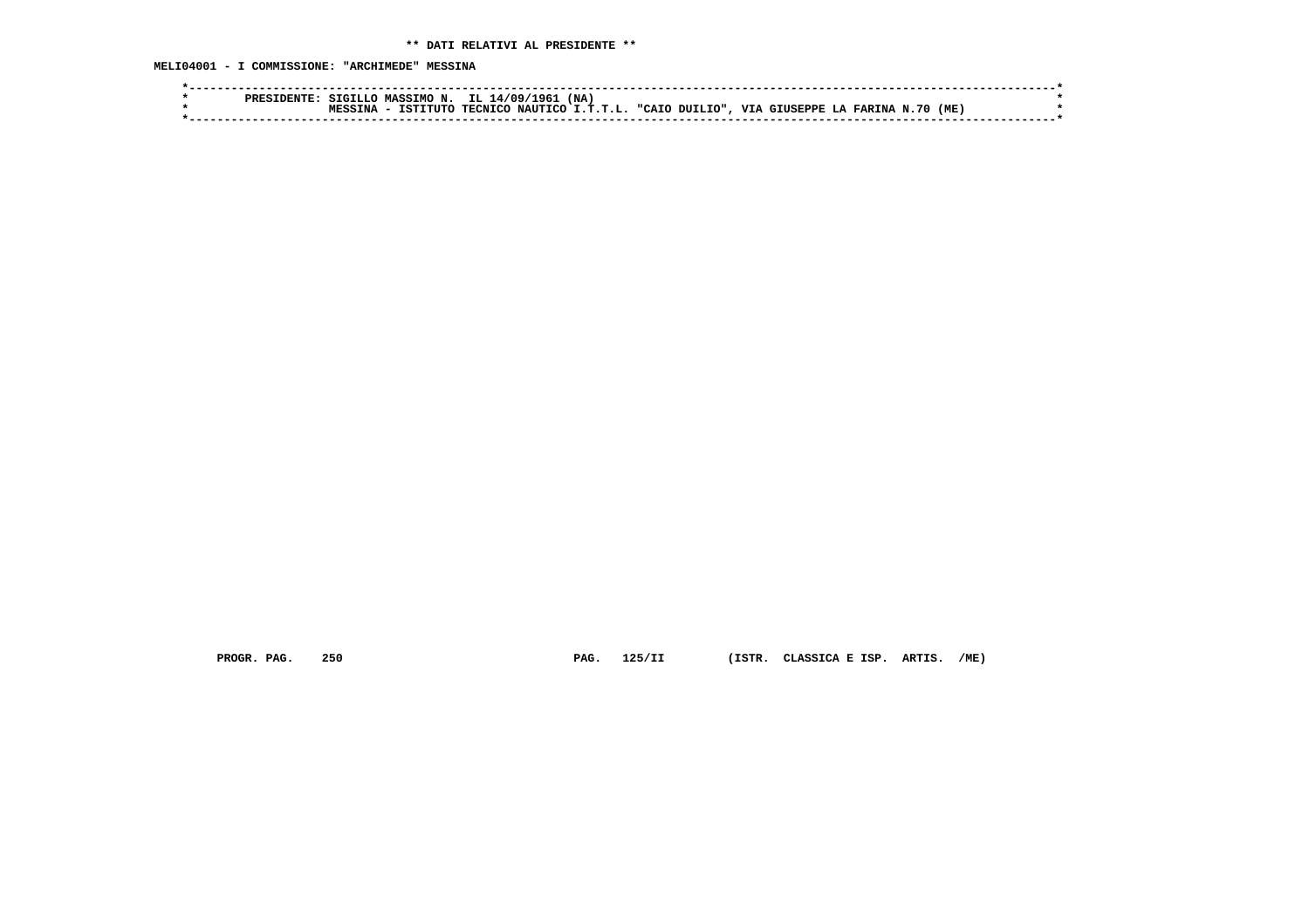** DATI RELATIVI AL PRESIDENTE **

MELI04001 - I COMMISSIONE: "ARCHIMEDE" MESSINA

```
*------------------------------------------------------------------------------------------------------------------------*
*        PRESIDENTE: SIGILLO MASSIMO N.  IL 14/09/1961 (NA)                                                             *
*                    MESSINA - ISTITUTO TECNICO NAUTICO I.T.T.L. "CAIO DUILIO", VIA GIUSEPPE LA FARINA N.70 (ME)        *
*------------------------------------------------------------------------------------------------------------------------*
```

PROGR. PAG. 250 PAG. 125/II (ISTR. CLASSICA E ISP. ARTIS. /ME)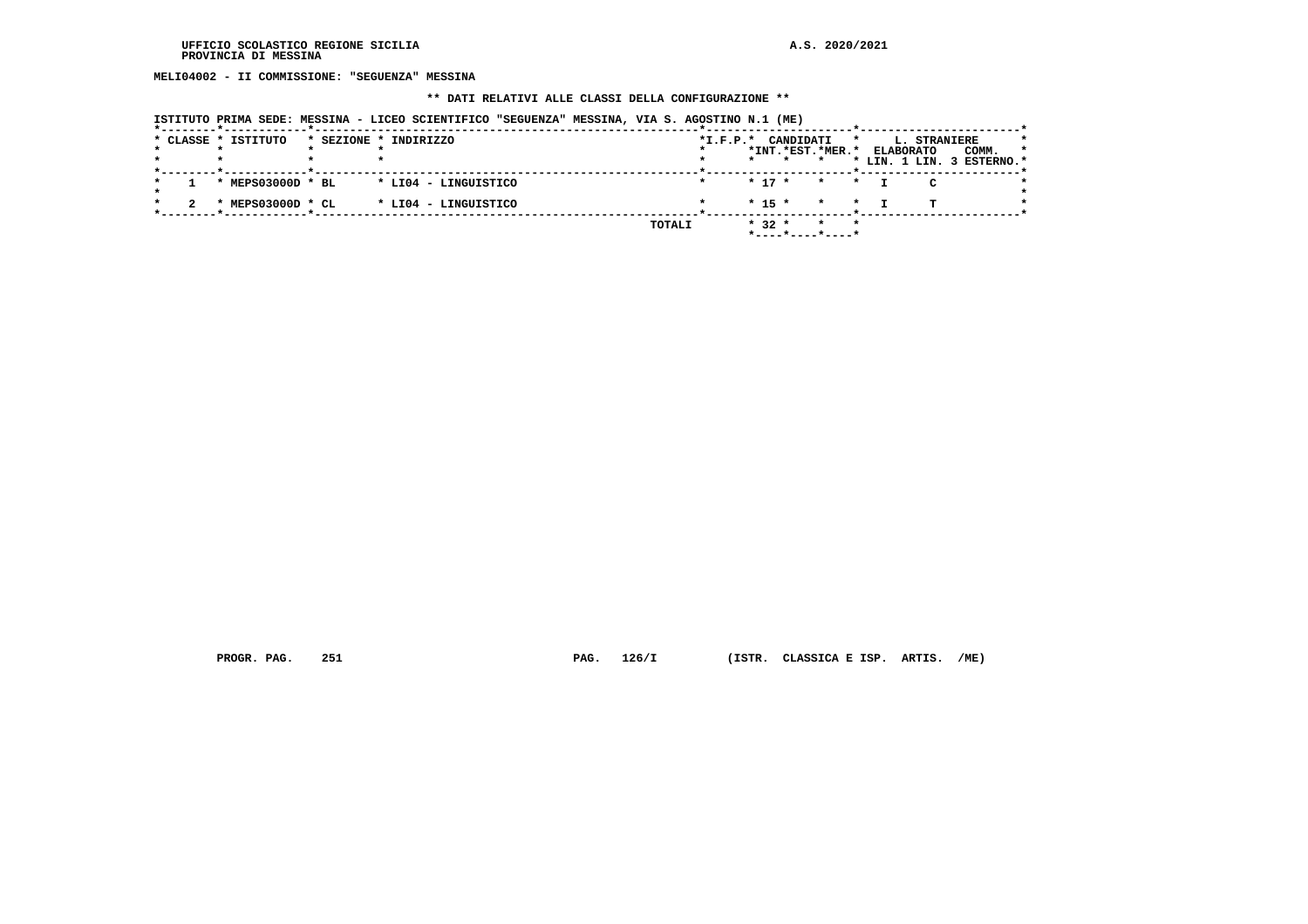UFFICIO SCOLASTICO REGIONE SICILIA
PROVINCIA DI MESSINA

A.S. 2020/2021

MELI04002 - II COMMISSIONE: "SEGUENZA" MESSINA

** DATI RELATIVI ALLE CLASSI DELLA CONFIGURAZIONE **

ISTITUTO PRIMA SEDE: MESSINA - LICEO SCIENTIFICO "SEGUENZA" MESSINA, VIA S. AGOSTINO N.1 (ME)

| CLASSE | ISTITUTO | SEZIONE | INDIRIZZO | I.F.P. | CANDIDATI INT. | CANDIDATI EST. | CANDIDATI MER. | L. STRANIERE ELABORATO LIN. 1 | L. STRANIERE LIN. 3 | COMM. ESTERNO |
|---|---|---|---|---|---|---|---|---|---|---|
| 1 | MEPS03000D | BL | LI04 - LINGUISTICO | | 17 | | | I | C | |
| 2 | MEPS03000D | CL | LI04 - LINGUISTICO | | 15 | | | I | T | |
| | | | TOTALI | | 32 | | | | | |

PROGR. PAG. 251 PAG. 126/I (ISTR. CLASSICA E ISP. ARTIS. /ME)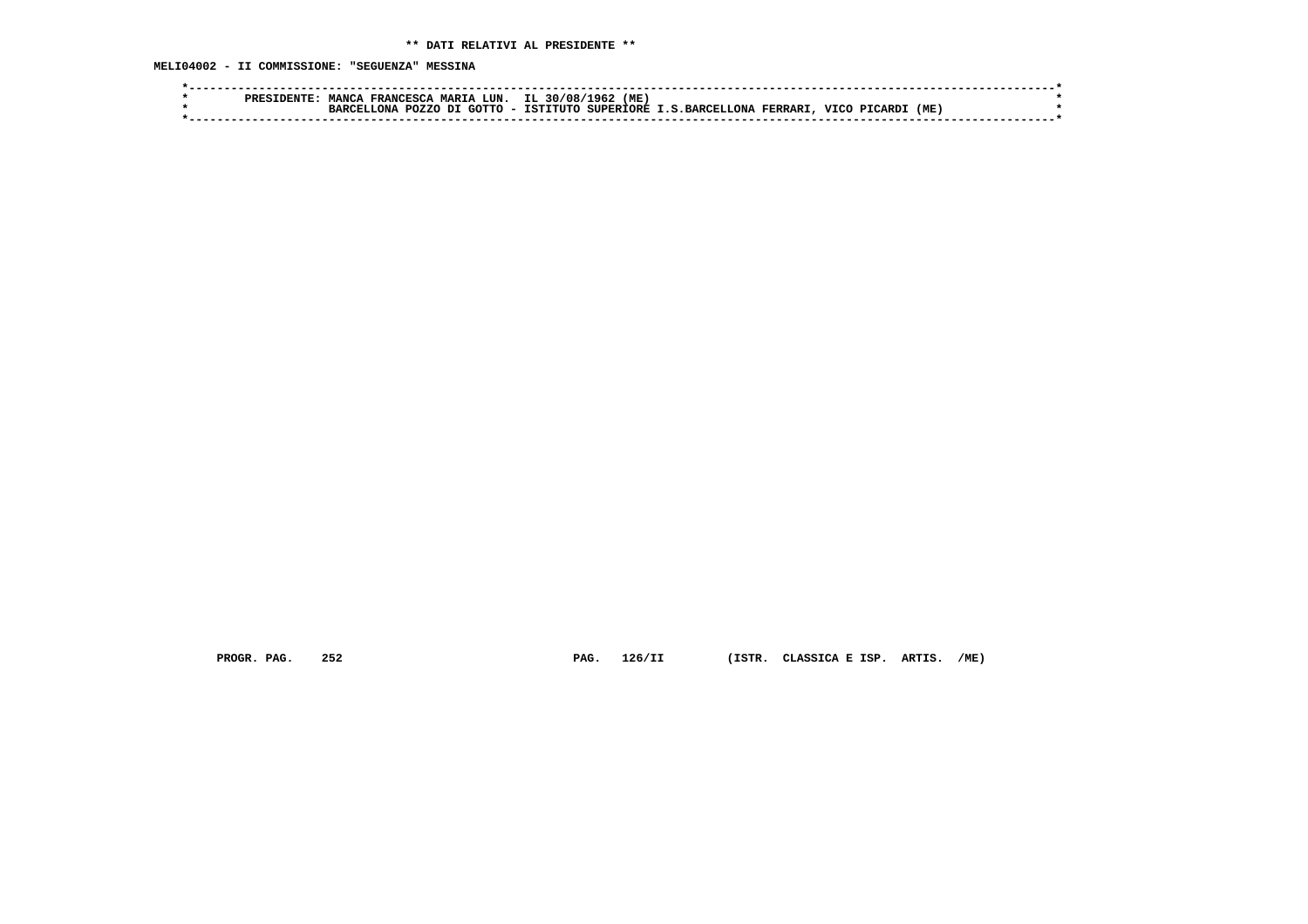** DATI RELATIVI AL PRESIDENTE **

MELI04002 - II COMMISSIONE: "SEGUENZA" MESSINA

```
*----------------------------------------------------------------------------------------------------------------------*
*        PRESIDENTE: MANCA FRANCESCA MARIA LUN.  IL 30/08/1962 (ME)                                                     *
*                    BARCELLONA POZZO DI GOTTO - ISTITUTO SUPERIORE I.S.BARCELLONA FERRARI, VICO PICARDI (ME)           *
*----------------------------------------------------------------------------------------------------------------------*
```

PROGR. PAG. 252 PAG. 126/II (ISTR. CLASSICA E ISP. ARTIS. /ME)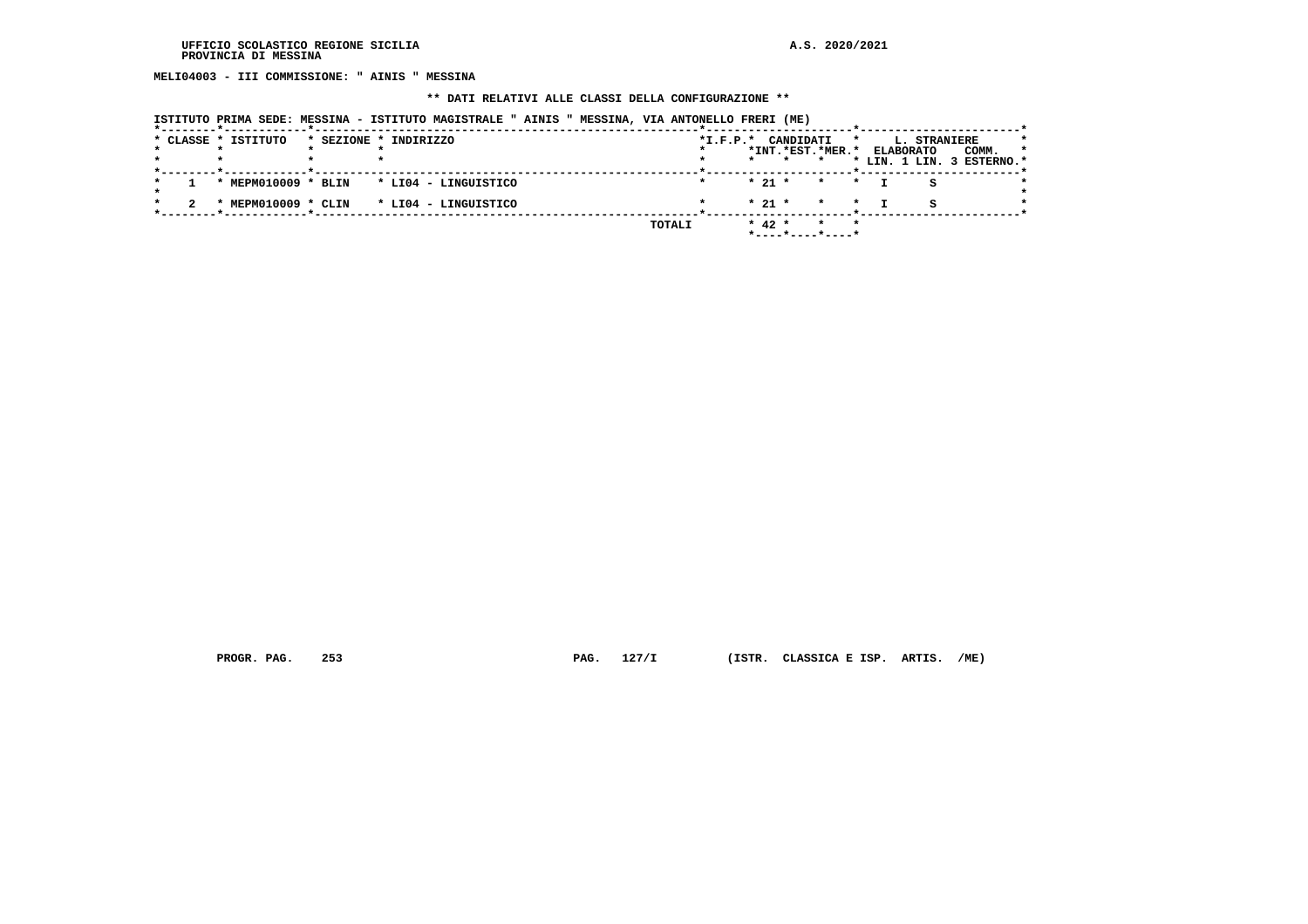UFFICIO SCOLASTICO REGIONE SICILIA
PROVINCIA DI MESSINA

A.S. 2020/2021

**MELI04003 - III COMMISSIONE: " AINIS " MESSINA**

**\*\* DATI RELATIVI ALLE CLASSI DELLA CONFIGURAZIONE \*\***

ISTITUTO PRIMA SEDE: MESSINA - ISTITUTO MAGISTRALE " AINIS " MESSINA, VIA ANTONELLO FRERI (ME)

| CLASSE | ISTITUTO | SEZIONE | INDIRIZZO | I.F.P. | CANDIDATI INT. | CANDIDATI EST. | CANDIDATI MER. | L. STRANIERE ELABORATO LIN. 1 | L. STRANIERE LIN. 3 | COMM. ESTERNO |
|---|---|---|---|---|---|---|---|---|---|---|
| 1 | MEPM010009 | BLIN | LI04 - LINGUISTICO | | 21 | | | I | S | |
| 2 | MEPM010009 | CLIN | LI04 - LINGUISTICO | | 21 | | | I | S | |
| | | | TOTALI | | 42 | | | | | |

PROGR. PAG. 253 PAG. 127/I (ISTR. CLASSICA E ISP. ARTIS. /ME)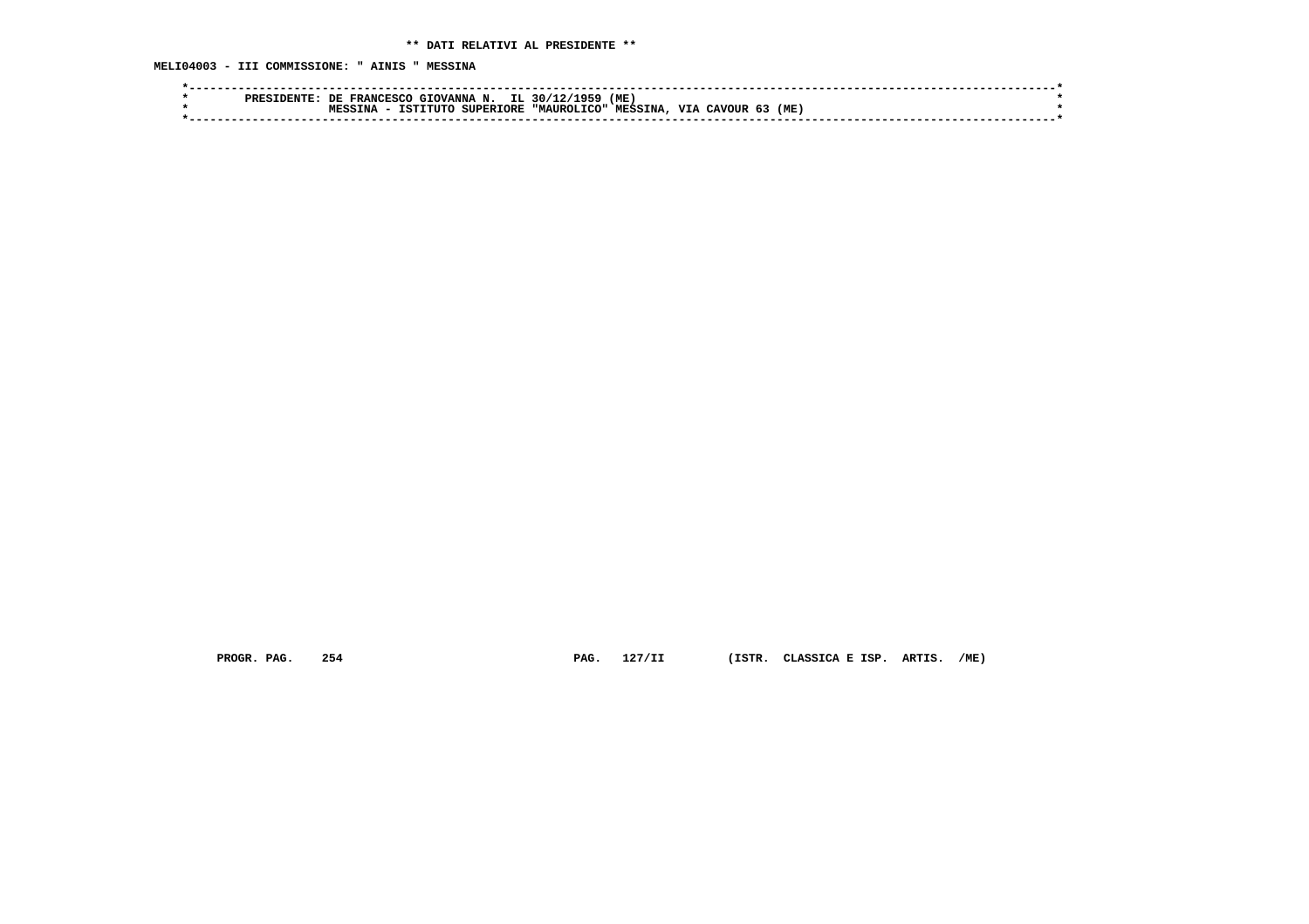** DATI RELATIVI AL PRESIDENTE **

MELI04003 - III COMMISSIONE: " AINIS " MESSINA

```
*----------------------------------------------------------------------------------------------------------------------*
*        PRESIDENTE: DE FRANCESCO GIOVANNA N.  IL 30/12/1959 (ME)                                                      *
*                    MESSINA - ISTITUTO SUPERIORE "MAUROLICO" MESSINA, VIA CAVOUR 63 (ME)                              *
*----------------------------------------------------------------------------------------------------------------------*
```

PROGR. PAG. 254     PAG. 127/II     (ISTR. CLASSICA E ISP. ARTIS. /ME)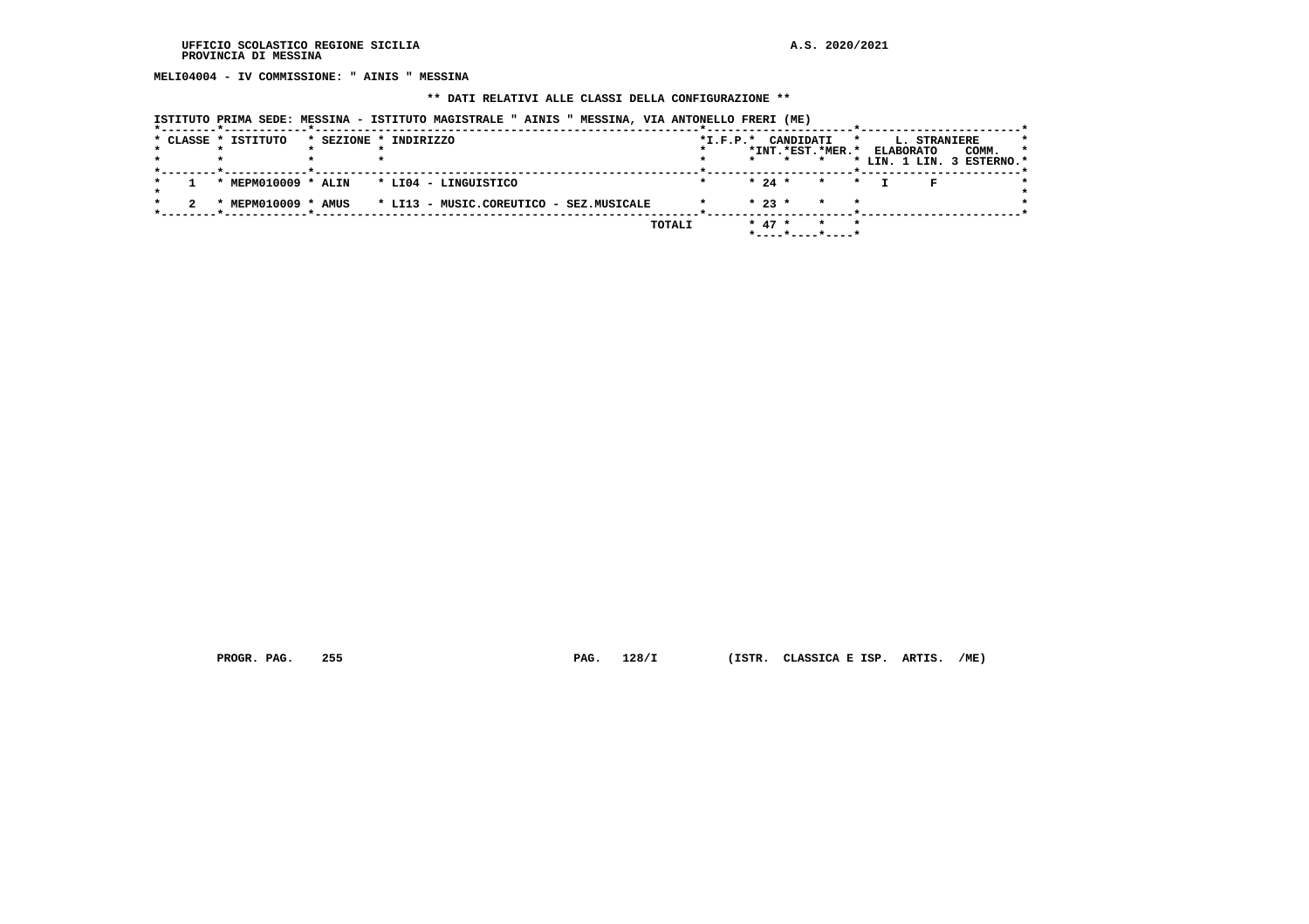**MELI04004 - IV COMMISSIONE: " AINIS " MESSINA**

**\*\* DATI RELATIVI ALLE CLASSI DELLA CONFIGURAZIONE \*\***

**ISTITUTO PRIMA SEDE: MESSINA - ISTITUTO MAGISTRALE " AINIS " MESSINA, VIA ANTONELLO FRERI (ME)**

| CLASSE | ISTITUTO | SEZIONE | INDIRIZZO | I.F.P. | CANDIDATI INT. | CANDIDATI EST. | CANDIDATI MER. | L. STRANIERE ELABORATO LIN. 1 | L. STRANIERE ELABORATO LIN. 3 | COMM. ESTERNO |
|---|---|---|---|---|---|---|---|---|---|---|
| 1 | MEPM010009 | ALIN | LI04 - LINGUISTICO | | 24 | | | I | F | |
| 2 | MEPM010009 | AMUS | LI13 - MUSIC.COREUTICO - SEZ.MUSICALE | | 23 | | | | | |
| | | | TOTALI | | 47 | | | | | |

PROGR. PAG. 255 PAG. 128/I (ISTR. CLASSICA E ISP. ARTIS. /ME)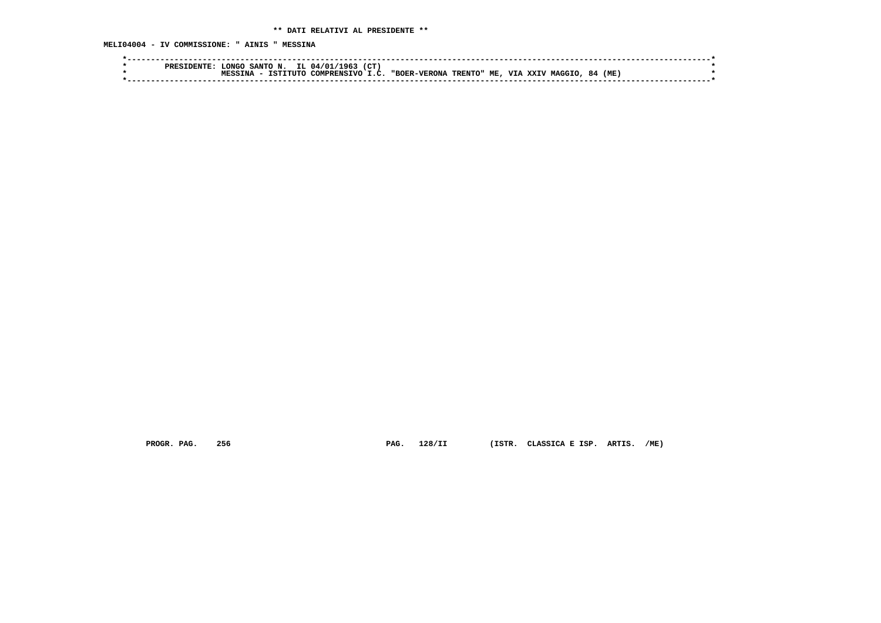**\*\* DATI RELATIVI AL PRESIDENTE \*\***

**MELI04004 - IV COMMISSIONE: " AINIS " MESSINA**

```
*----------------------------------------------------------------------------------------------------------------------*
*        PRESIDENTE: LONGO SANTO N.  IL 04/01/1963 (CT)                                                                *
*                    MESSINA - ISTITUTO COMPRENSIVO I.C. "BOER-VERONA TRENTO" ME, VIA XXIV MAGGIO, 84 (ME)              *
*----------------------------------------------------------------------------------------------------------------------*
```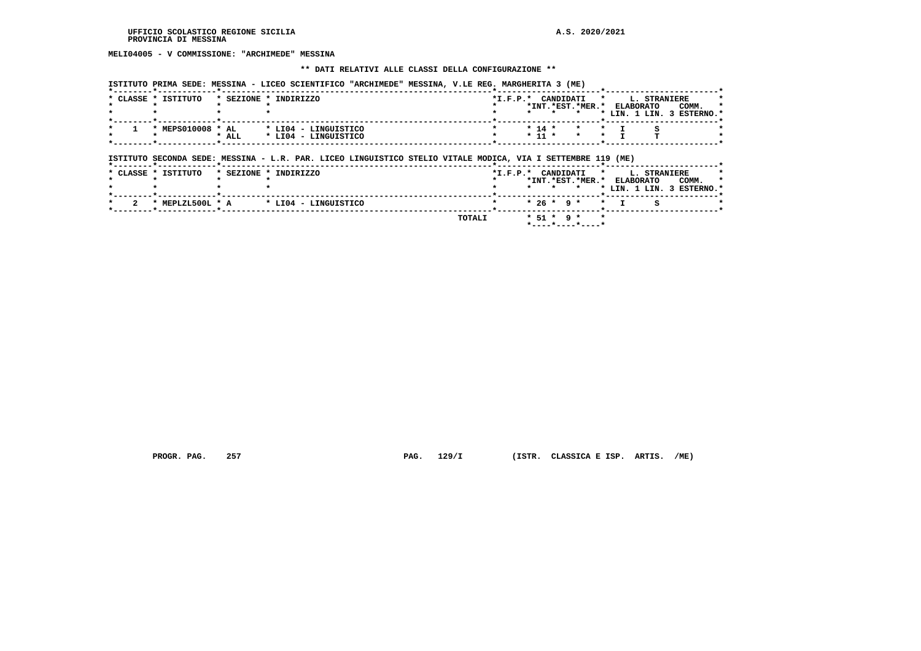UFFICIO SCOLASTICO REGIONE SICILIA — A.S. 2020/2021
PROVINCIA DI MESSINA

**MELI04005 - V COMMISSIONE: "ARCHIMEDE" MESSINA**

**\*\* DATI RELATIVI ALLE CLASSI DELLA CONFIGURAZIONE \*\***

ISTITUTO PRIMA SEDE: MESSINA - LICEO SCIENTIFICO "ARCHIMEDE" MESSINA, V.LE REG. MARGHERITA 3 (ME)

| CLASSE | ISTITUTO | SEZIONE | INDIRIZZO | I.F.P. | CANDIDATI INT. | CANDIDATI EST. | CANDIDATI MER. | L. STRANIERE ELABORATO LIN. 1 | LIN. 3 | COMM. ESTERNO |
|---|---|---|---|---|---|---|---|---|---|---|
| 1 | MEPS010008 | AL | LI04 - LINGUISTICO | | 14 | | | I | S | |
| | | ALL | LI04 - LINGUISTICO | | 11 | | | I | T | |

ISTITUTO SECONDA SEDE: MESSINA - L.R. PAR. LICEO LINGUISTICO STELIO VITALE MODICA, VIA I SETTEMBRE 119 (ME)

| CLASSE | ISTITUTO | SEZIONE | INDIRIZZO | I.F.P. | CANDIDATI INT. | CANDIDATI EST. | CANDIDATI MER. | L. STRANIERE ELABORATO LIN. 1 | LIN. 3 | COMM. ESTERNO |
|---|---|---|---|---|---|---|---|---|---|---|
| 2 | MEPLZL500L | A | LI04 - LINGUISTICO | | 26 | 9 | | I | S | |
| | | | TOTALI | | 51 | 9 | | | | |

PROGR. PAG. 257 — PAG. 129/I — (ISTR. CLASSICA E ISP. ARTIS. /ME)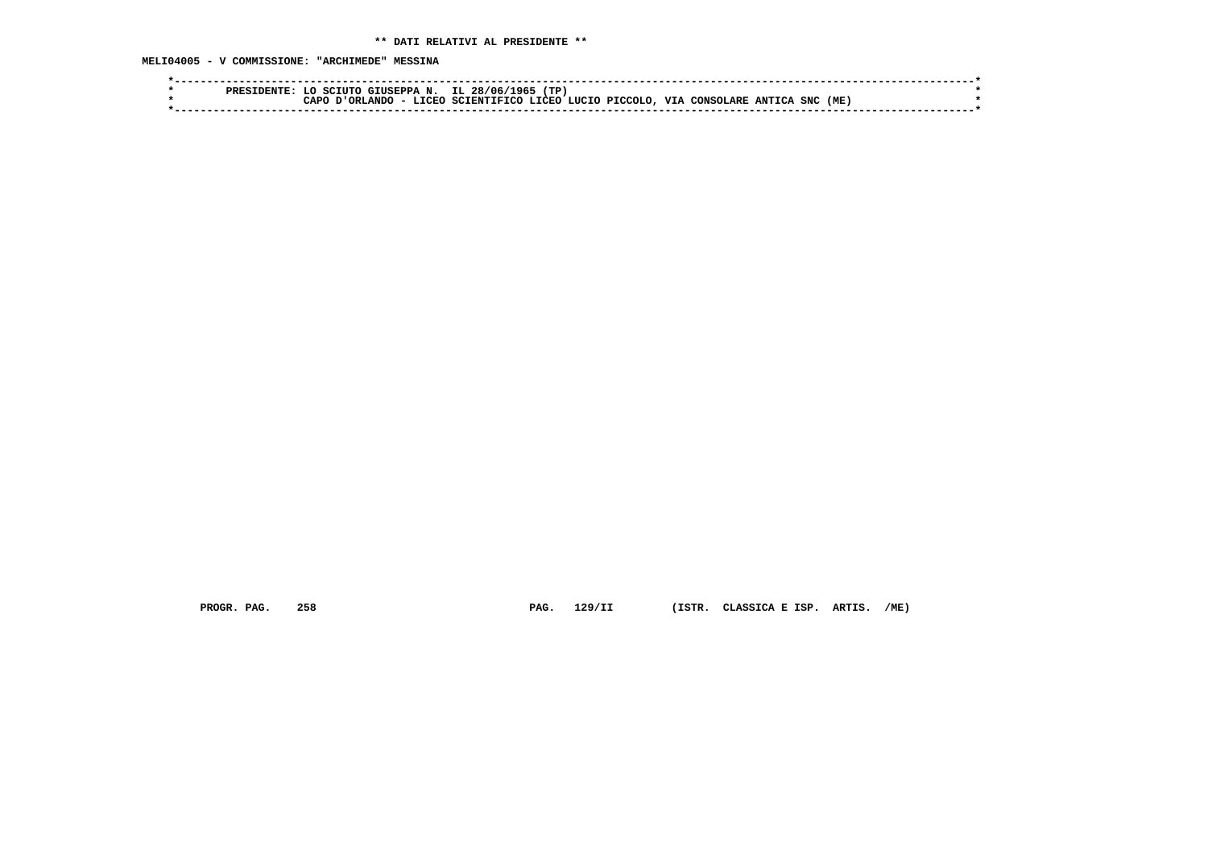**\*\* DATI RELATIVI AL PRESIDENTE \*\***

**MELI04005 - V COMMISSIONE: "ARCHIMEDE" MESSINA**

```
*-----------------------------------------------------------------------------------------------------------------------*
*        PRESIDENTE: LO SCIUTO GIUSEPPA N.  IL 28/06/1965 (TP)                                                          *
*                    CAPO D'ORLANDO - LICEO SCIENTIFICO LICEO LUCIO PICCOLO, VIA CONSOLARE ANTICA SNC (ME)              *
*-----------------------------------------------------------------------------------------------------------------------*
```

**PROGR. PAG. 258 PAG. 129/II (ISTR. CLASSICA E ISP. ARTIS. /ME)**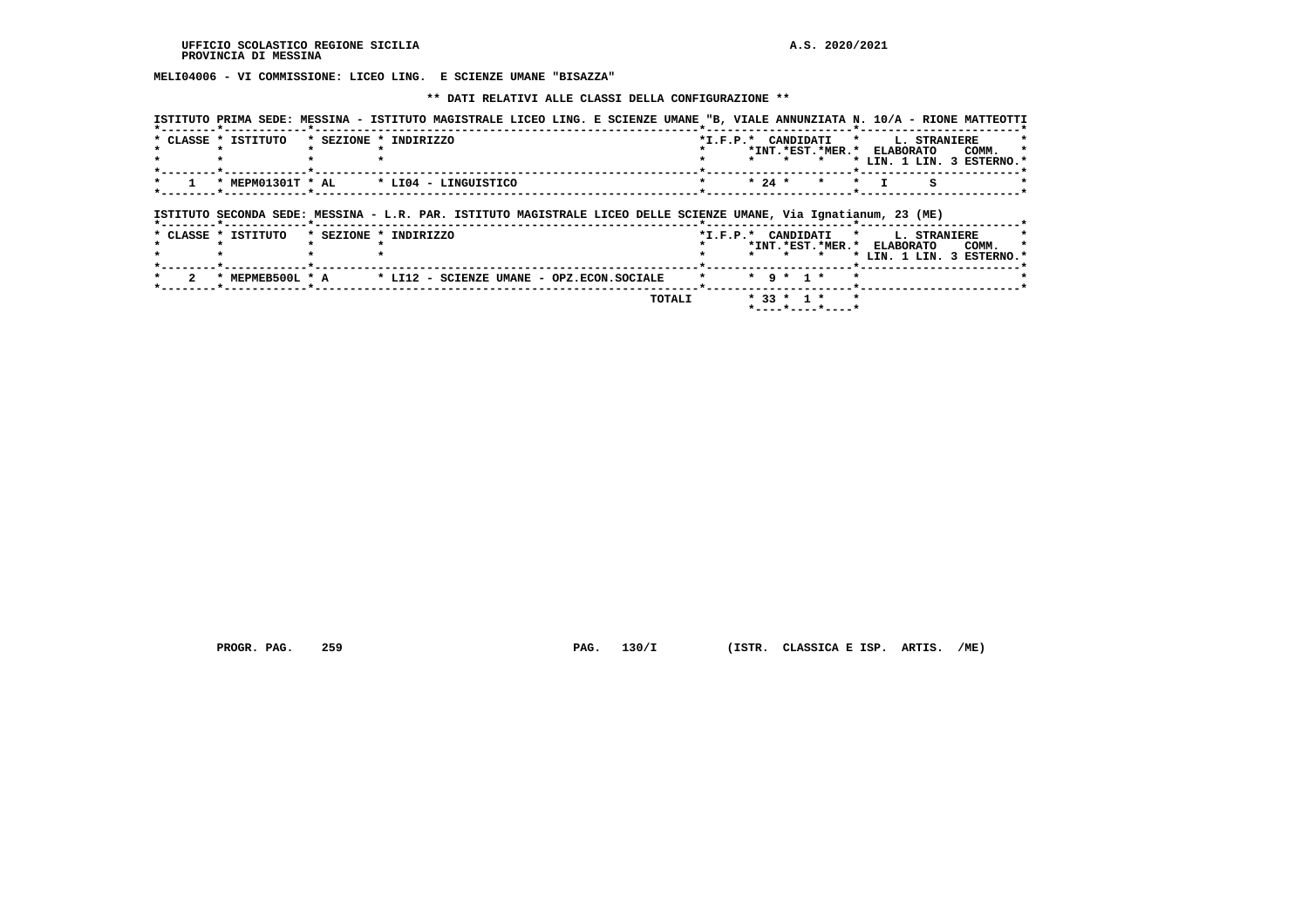UFFICIO SCOLASTICO REGIONE SICILIA
PROVINCIA DI MESSINA

A.S. 2020/2021

**MELI04006 - VI COMMISSIONE: LICEO LING. E SCIENZE UMANE "BISAZZA"**

**** DATI RELATIVI ALLE CLASSI DELLA CONFIGURAZIONE ****

ISTITUTO PRIMA SEDE: MESSINA - ISTITUTO MAGISTRALE LICEO LING. E SCIENZE UMANE "B, VIALE ANNUNZIATA N. 10/A - RIONE MATTEOTTI

| CLASSE | ISTITUTO | SEZIONE | INDIRIZZO | I.F.P. | CANDIDATI INT. | CANDIDATI EST. | CANDIDATI MER. | L. STRANIERE ELABORATO LIN. 1 | L. STRANIERE ELABORATO LIN. 3 | COMM. ESTERNO |
|---|---|---|---|---|---|---|---|---|---|---|
| 1 | MEPM01301T | AL | LI04 - LINGUISTICO | | 24 | | | I | S | |

ISTITUTO SECONDA SEDE: MESSINA - L.R. PAR. ISTITUTO MAGISTRALE LICEO DELLE SCIENZE UMANE, Via Ignatianum, 23 (ME)

| CLASSE | ISTITUTO | SEZIONE | INDIRIZZO | I.F.P. | CANDIDATI INT. | CANDIDATI EST. | CANDIDATI MER. | L. STRANIERE ELABORATO LIN. 1 | L. STRANIERE ELABORATO LIN. 3 | COMM. ESTERNO |
|---|---|---|---|---|---|---|---|---|---|---|
| 2 | MEPMEB500L | A | LI12 - SCIENZE UMANE - OPZ.ECON.SOCIALE | | 9 | 1 | | | | |
| | | | TOTALI | | 33 | 1 | | | | |

PROGR. PAG. 259 PAG. 130/I (ISTR. CLASSICA E ISP. ARTIS. /ME)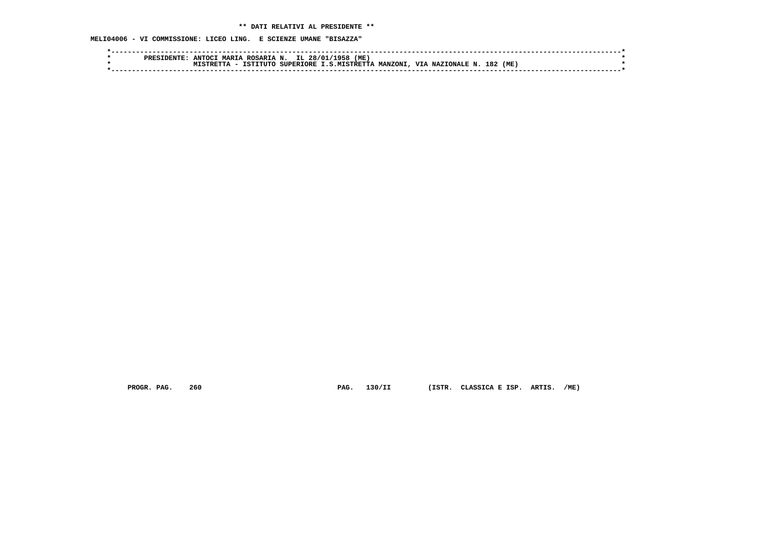**\*\* DATI RELATIVI AL PRESIDENTE \*\***

**MELI04006 - VI COMMISSIONE: LICEO LING. E SCIENZE UMANE "BISAZZA"**

```
*----------------------------------------------------------------------------------------------------------------------------*
*        PRESIDENTE: ANTOCI MARIA ROSARIA N.  IL 28/01/1958 (ME)                                                             *
*                    MISTRETTA - ISTITUTO SUPERIORE I.S.MISTRETTA MANZONI, VIA NAZIONALE N. 182 (ME)                         *
*----------------------------------------------------------------------------------------------------------------------------*
```

**PROGR. PAG. 260 PAG. 130/II (ISTR. CLASSICA E ISP. ARTIS. /ME)**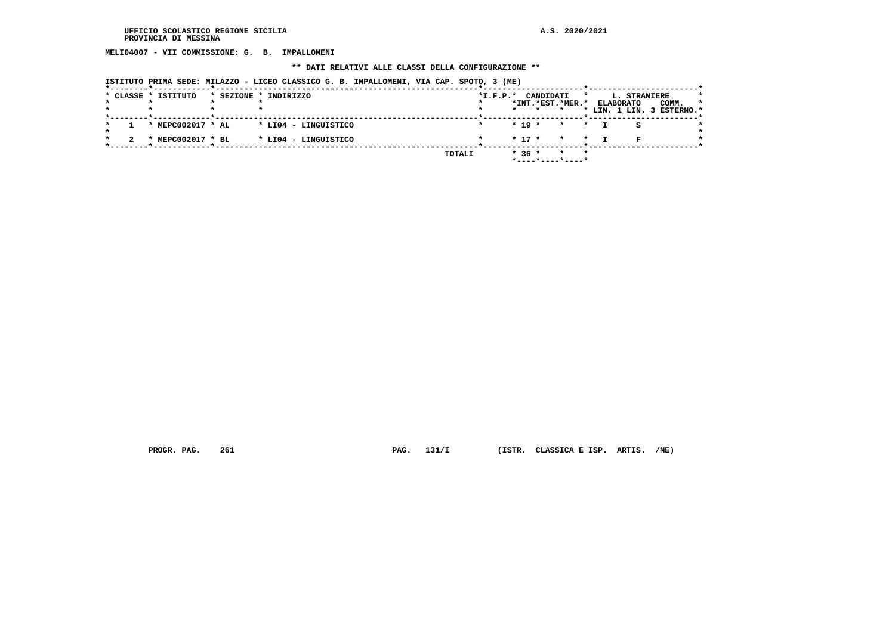**MELI04007 - VII COMMISSIONE: G. B. IMPALLOMENI**

**\*\* DATI RELATIVI ALLE CLASSI DELLA CONFIGURAZIONE \*\***

**ISTITUTO PRIMA SEDE: MILAZZO - LICEO CLASSICO G. B. IMPALLOMENI, VIA CAP. SPOTO, 3 (ME)**

| CLASSE | ISTITUTO | SEZIONE | INDIRIZZO | I.F.P. | CANDIDATI INT. | CANDIDATI EST. | CANDIDATI MER. | L. STRANIERE ELABORATO LIN. 1 | L. STRANIERE LIN. 3 | COMM. ESTERNO |
|---|---|---|---|---|---|---|---|---|---|---|
| 1 | MEPC002017 | AL | LI04 - LINGUISTICO | | 19 | | | I | S | |
| 2 | MEPC002017 | BL | LI04 - LINGUISTICO | | 17 | | | I | F | |
| | | | TOTALI | | 36 | | | | | |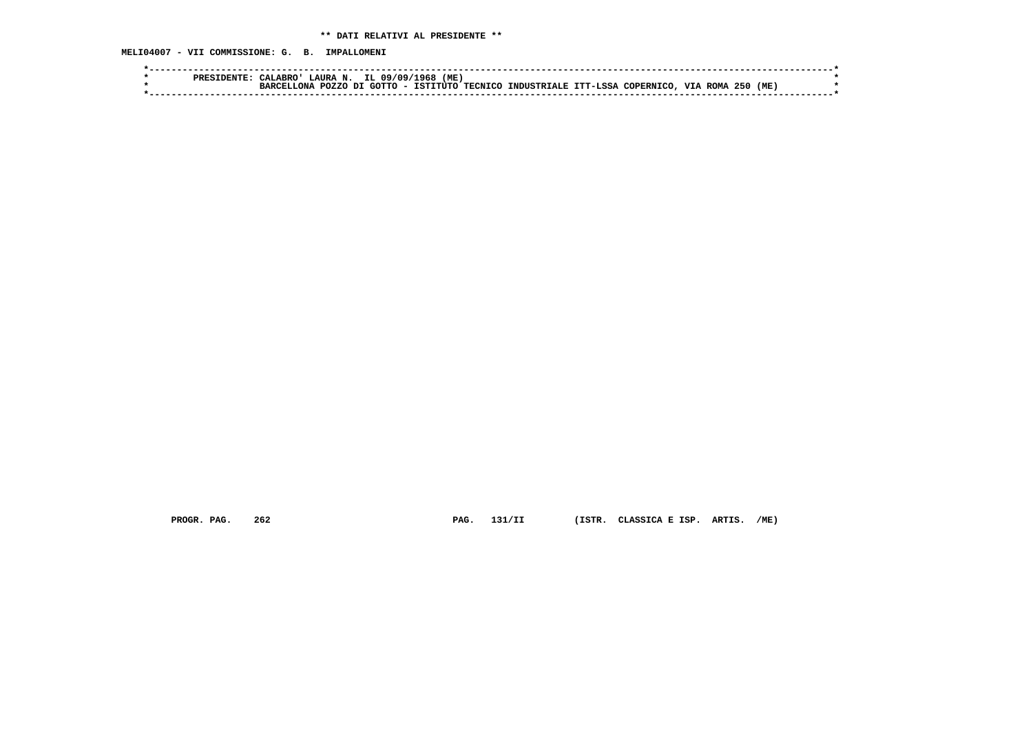** DATI RELATIVI AL PRESIDENTE **

MELI04007 - VII COMMISSIONE: G. B. IMPALLOMENI

```
*------------------------------------------------------------------------------------------------------------------------*
*        PRESIDENTE: CALABRO' LAURA N.  IL 09/09/1968 (ME)                                                               *
*                    BARCELLONA POZZO DI GOTTO - ISTITUTO TECNICO INDUSTRIALE ITT-LSSA COPERNICO, VIA ROMA 250 (ME)      *
*------------------------------------------------------------------------------------------------------------------------*
```

PROGR. PAG. 262 PAG. 131/II (ISTR. CLASSICA E ISP. ARTIS. /ME)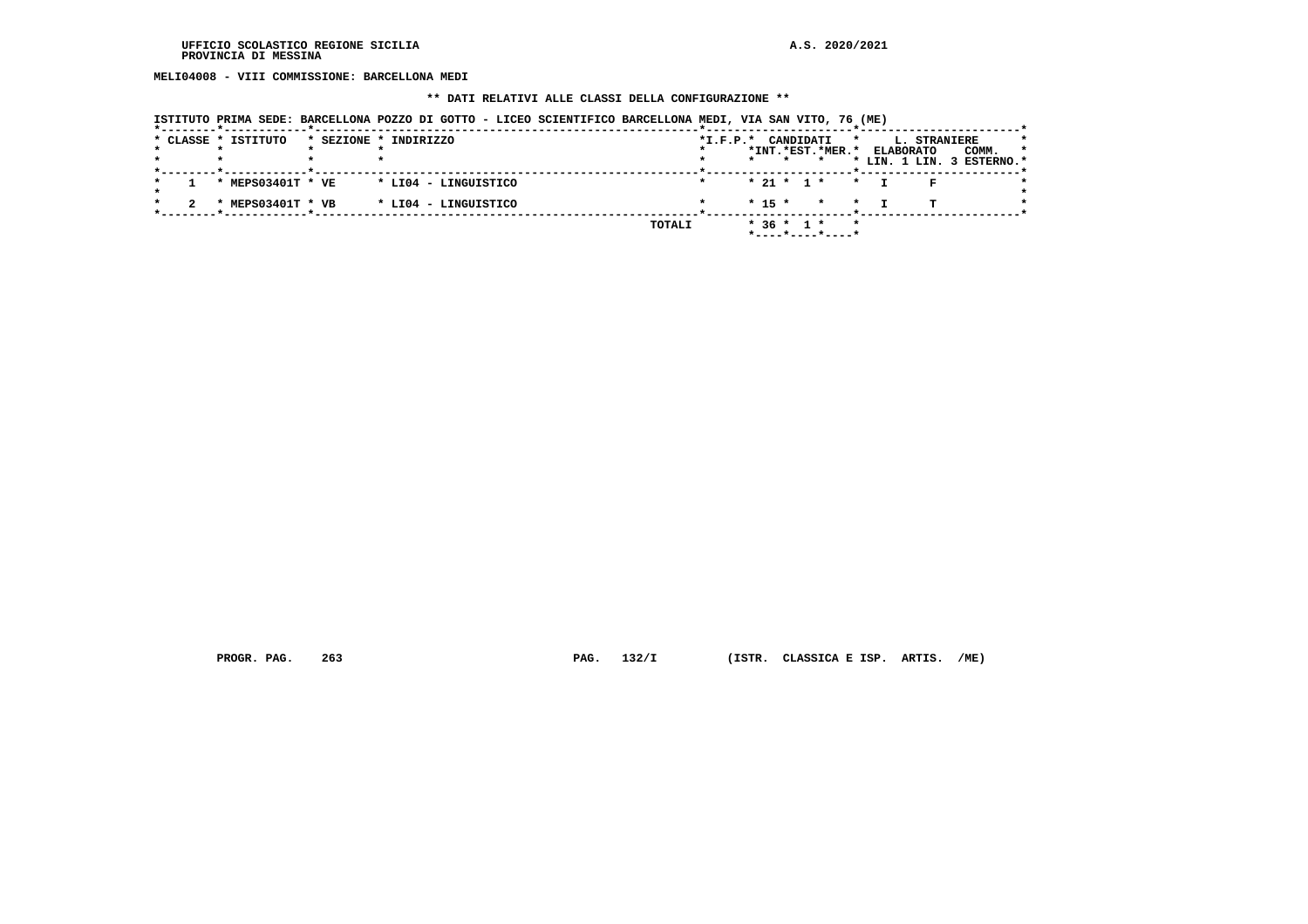UFFICIO SCOLASTICO REGIONE SICILIA
PROVINCIA DI MESSINA

A.S. 2020/2021

**MELI04008 - VIII COMMISSIONE: BARCELLONA MEDI**

**\*\* DATI RELATIVI ALLE CLASSI DELLA CONFIGURAZIONE \*\***

ISTITUTO PRIMA SEDE: BARCELLONA POZZO DI GOTTO - LICEO SCIENTIFICO BARCELLONA MEDI, VIA SAN VITO, 76 (ME)

| CLASSE | ISTITUTO | SEZIONE | INDIRIZZO | I.F.P. | CANDIDATI INT. | CANDIDATI EST. | CANDIDATI MER. | L. STRANIERE ELABORATO LIN. 1 | L. STRANIERE LIN. 3 | COMM. ESTERNO |
|---|---|---|---|---|---|---|---|---|---|---|
| 1 | MEPS03401T | VE | LI04 - LINGUISTICO | | 21 | 1 | | I | F | |
| 2 | MEPS03401T | VB | LI04 - LINGUISTICO | | 15 | | | I | T | |
| | | | TOTALI | | 36 | 1 | | | | |

PROGR. PAG. 263 PAG. 132/I (ISTR. CLASSICA E ISP. ARTIS. /ME)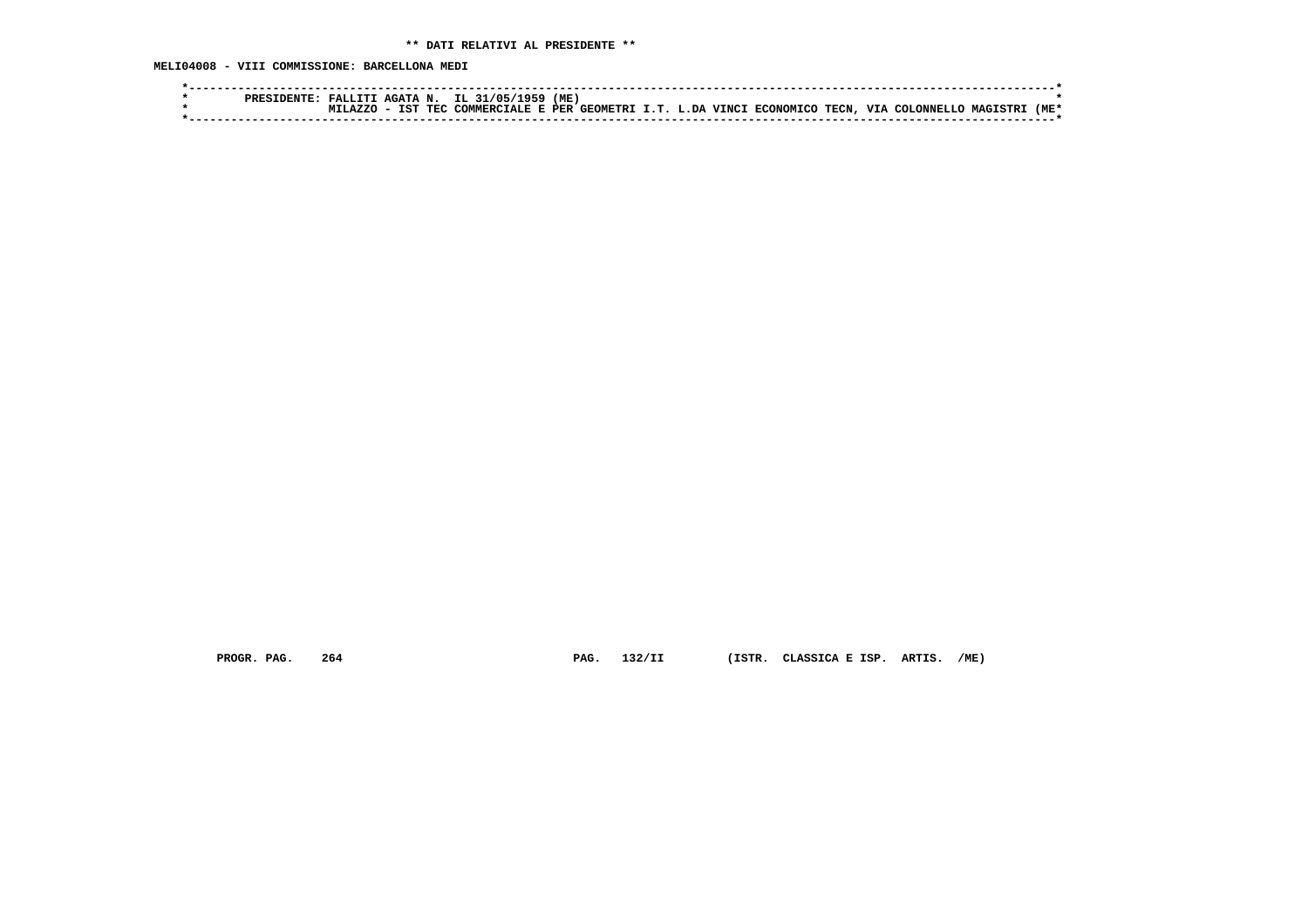** DATI RELATIVI AL PRESIDENTE **

MELI04008 - VIII COMMISSIONE: BARCELLONA MEDI

```
*------------------------------------------------------------------------------------------------------------------------*
*        PRESIDENTE: FALLITI AGATA N.  IL 31/05/1959 (ME)                                                                *
*                    MILAZZO - IST TEC COMMERCIALE E PER GEOMETRI I.T. L.DA VINCI ECONOMICO TECN, VIA COLONNELLO MAGISTRI (ME*
*------------------------------------------------------------------------------------------------------------------------*
```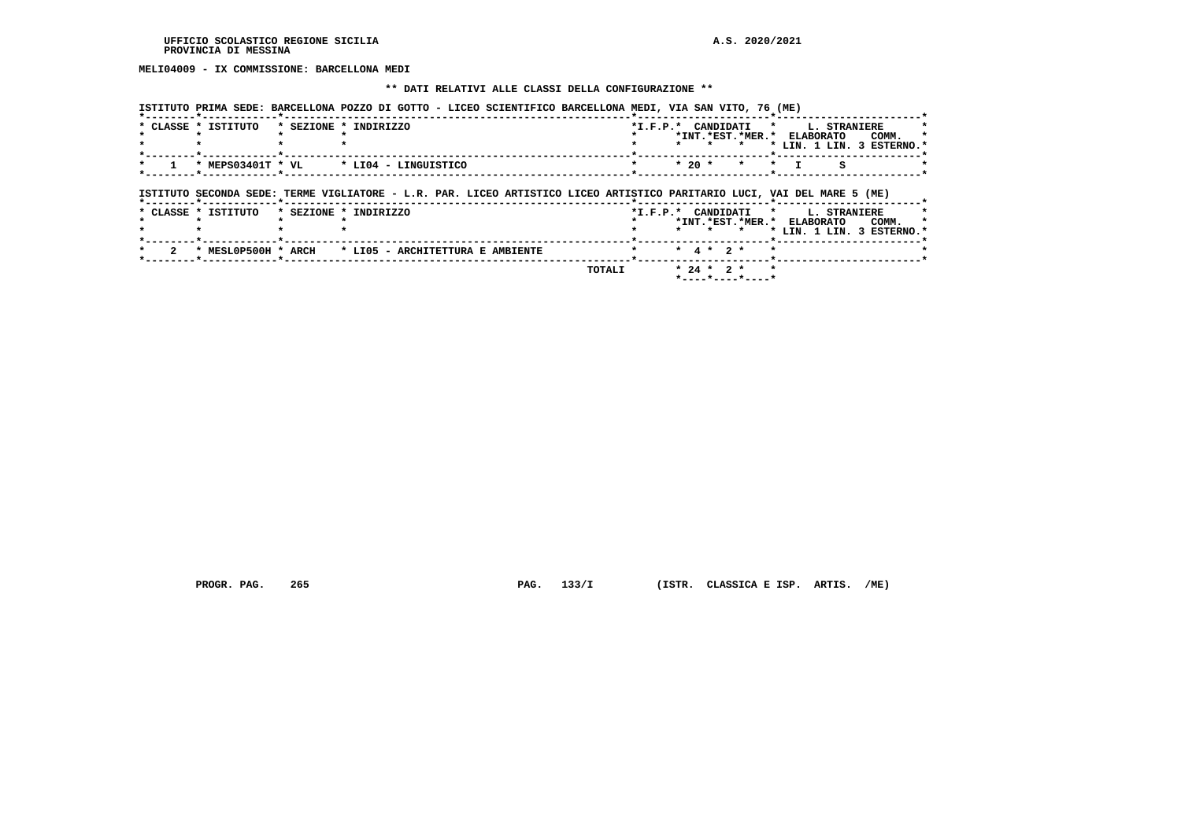UFFICIO SCOLASTICO REGIONE SICILIA
PROVINCIA DI MESSINA

A.S. 2020/2021

**MELI04009 - IX COMMISSIONE: BARCELLONA MEDI**

**\*\* DATI RELATIVI ALLE CLASSI DELLA CONFIGURAZIONE \*\***

ISTITUTO PRIMA SEDE: BARCELLONA POZZO DI GOTTO - LICEO SCIENTIFICO BARCELLONA MEDI, VIA SAN VITO, 76 (ME)

| CLASSE | ISTITUTO | SEZIONE | INDIRIZZO | I.F.P. | CANDIDATI INT. | CANDIDATI EST. | CANDIDATI MER. | ELABORATO | L. STRANIERE COMM. LIN. 1 | L. STRANIERE COMM. LIN. 3 | ESTERNO |
|---|---|---|---|---|---|---|---|---|---|---|---|
| 1 | MEPS03401T | VL | LI04 - LINGUISTICO | | 20 | | | I | S | | |

ISTITUTO SECONDA SEDE: TERME VIGLIATORE - L.R. PAR. LICEO ARTISTICO LICEO ARTISTICO PARITARIO LUCI, VAI DEL MARE 5 (ME)

| CLASSE | ISTITUTO | SEZIONE | INDIRIZZO | I.F.P. | CANDIDATI INT. | CANDIDATI EST. | CANDIDATI MER. | ELABORATO | L. STRANIERE COMM. LIN. 1 | L. STRANIERE COMM. LIN. 3 | ESTERNO |
|---|---|---|---|---|---|---|---|---|---|---|---|
| 2 | MESL0P500H | ARCH | LI05 - ARCHITETTURA E AMBIENTE | | 4 | 2 | | | | | |
| | | | TOTALI | | 24 | 2 | | | | | |

PROGR. PAG. 265 PAG. 133/I (ISTR. CLASSICA E ISP. ARTIS. /ME)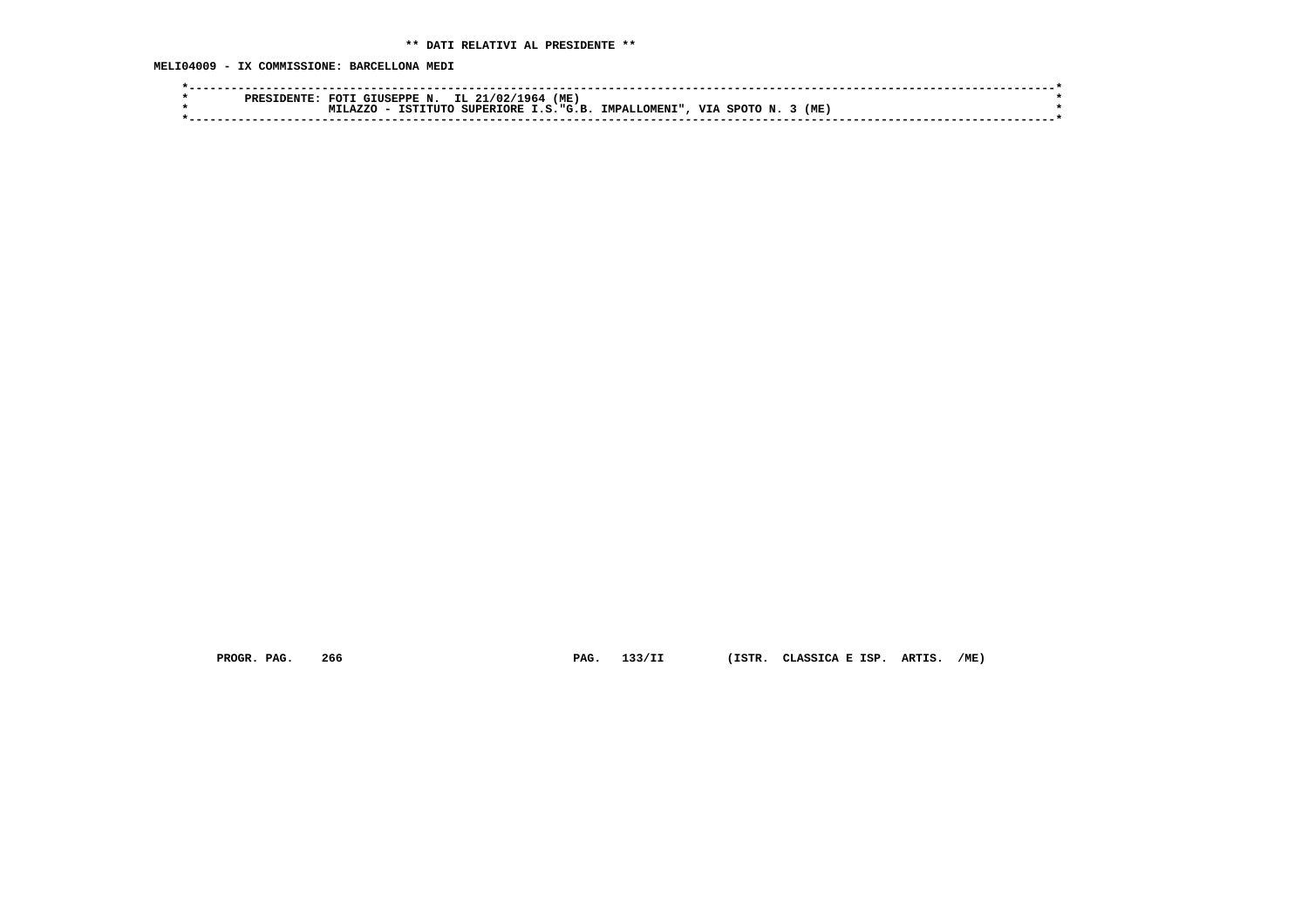** DATI RELATIVI AL PRESIDENTE **

MELI04009 - IX COMMISSIONE: BARCELLONA MEDI

```
*------------------------------------------------------------------------------------------------------------------------*
*        PRESIDENTE: FOTI GIUSEPPE N.  IL 21/02/1964 (ME)                                                                *
*                    MILAZZO - ISTITUTO SUPERIORE I.S."G.B. IMPALLOMENI", VIA SPOTO N. 3 (ME)                            *
*------------------------------------------------------------------------------------------------------------------------*
```

PROGR. PAG. 266 PAG. 133/II (ISTR. CLASSICA E ISP. ARTIS. /ME)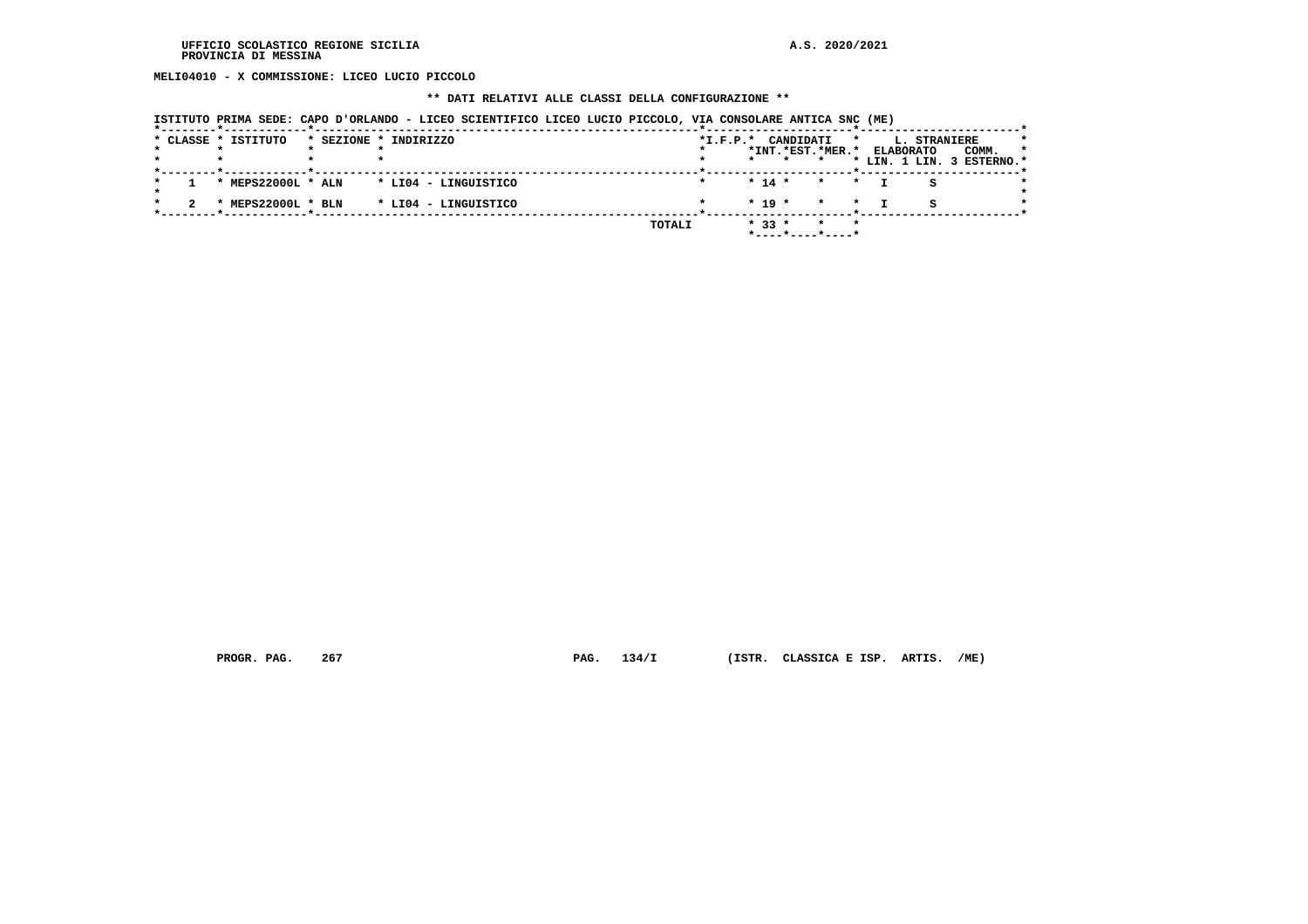UFFICIO SCOLASTICO REGIONE SICILIA
PROVINCIA DI MESSINA

A.S. 2020/2021

**MELI04010 - X COMMISSIONE: LICEO LUCIO PICCOLO**

**\*\* DATI RELATIVI ALLE CLASSI DELLA CONFIGURAZIONE \*\***

ISTITUTO PRIMA SEDE: CAPO D'ORLANDO - LICEO SCIENTIFICO LICEO LUCIO PICCOLO, VIA CONSOLARE ANTICA SNC (ME)

| CLASSE | ISTITUTO | SEZIONE | INDIRIZZO | I.F.P. | CANDIDATI INT. | CANDIDATI EST. | CANDIDATI MER. | L. STRANIERE ELABORATO LIN. 1 | L. STRANIERE LIN. 3 | COMM. ESTERNO |
|---|---|---|---|---|---|---|---|---|---|---|
| 1 | MEPS22000L | ALN | LI04 - LINGUISTICO | | 14 | | | I | S | |
| 2 | MEPS22000L | BLN | LI04 - LINGUISTICO | | 19 | | | I | S | |
| | | | TOTALI | | 33 | | | | | |

PROGR. PAG. 267 PAG. 134/I (ISTR. CLASSICA E ISP. ARTIS. /ME)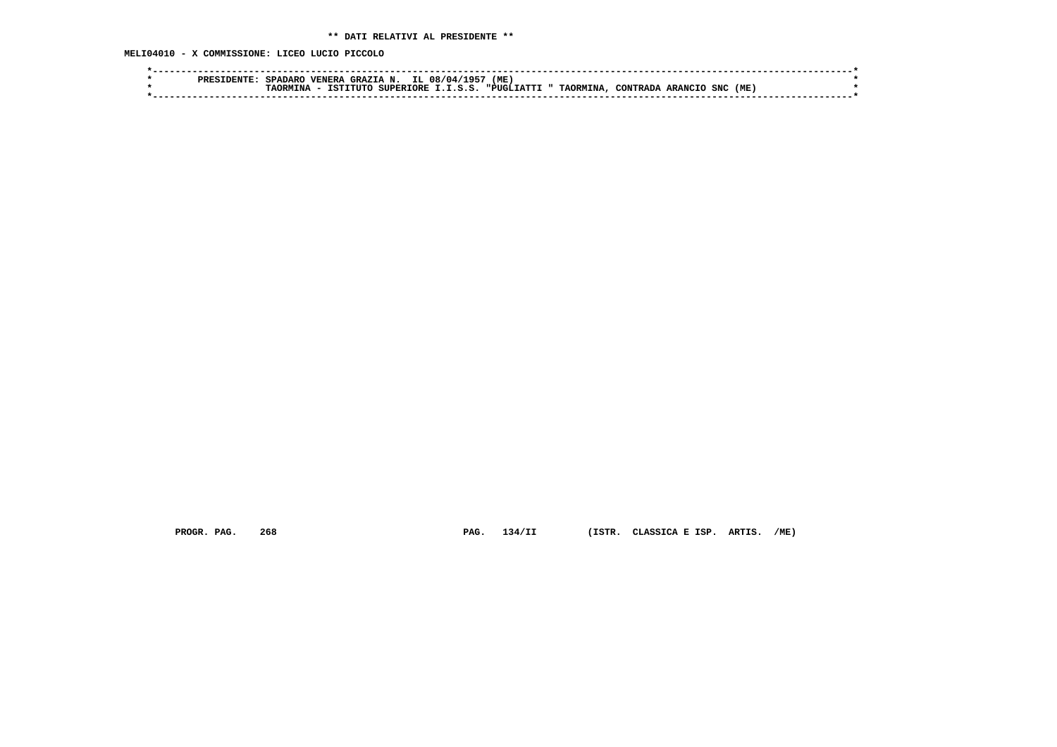**\*\* DATI RELATIVI AL PRESIDENTE \*\***

**MELI04010 - X COMMISSIONE: LICEO LUCIO PICCOLO**

```
*----------------------------------------------------------------------------------------------------------------------*
*        PRESIDENTE: SPADARO VENERA GRAZIA N.  IL 08/04/1957 (ME)                                                      *
*                    TAORMINA - ISTITUTO SUPERIORE I.I.S.S. "PUGLIATTI " TAORMINA, CONTRADA ARANCIO SNC (ME)           *
*----------------------------------------------------------------------------------------------------------------------*
```

**PROGR. PAG. 268 PAG. 134/II (ISTR. CLASSICA E ISP. ARTIS. /ME)**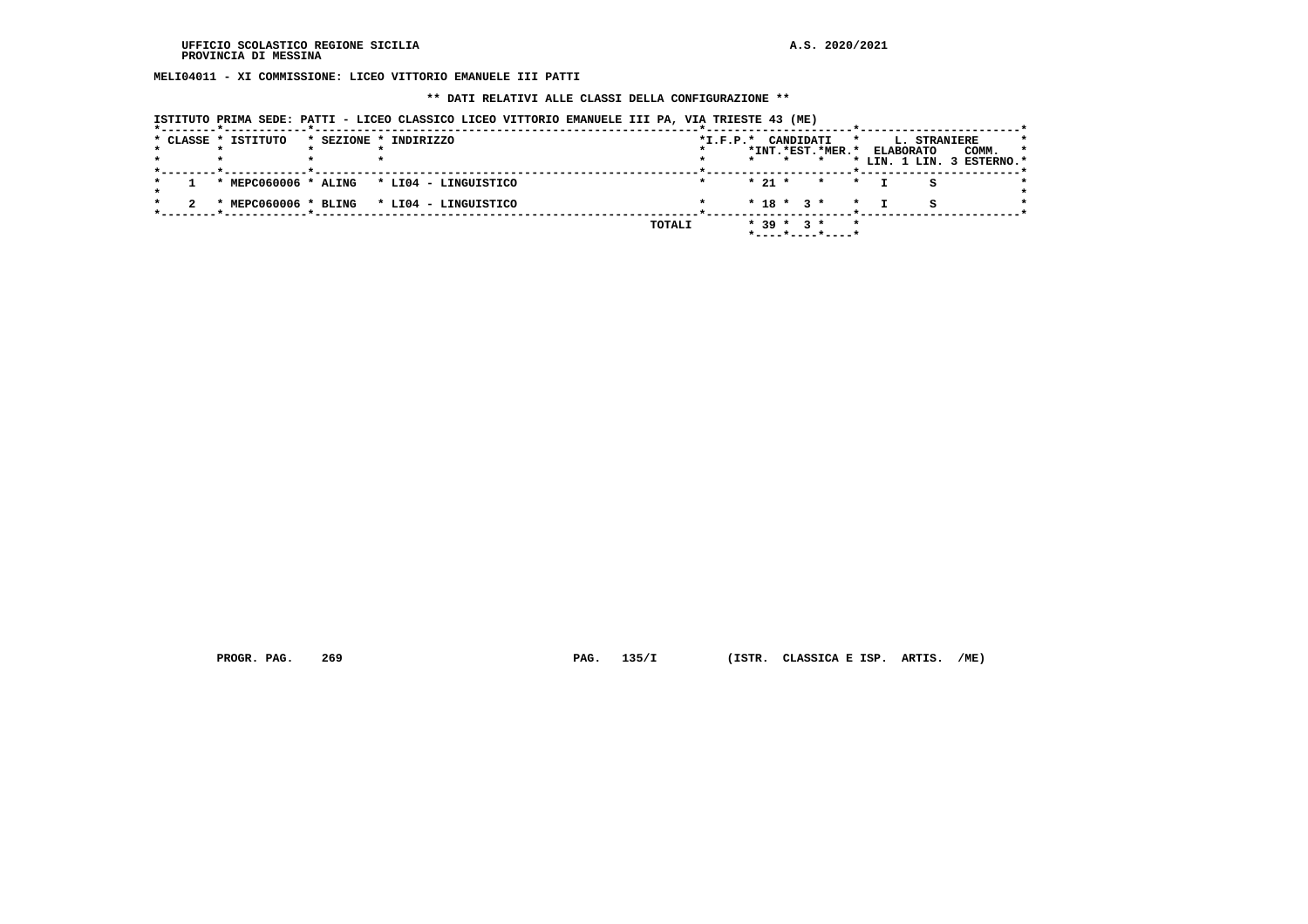UFFICIO SCOLASTICO REGIONE SICILIA
PROVINCIA DI MESSINA

A.S. 2020/2021

**MELI04011 - XI COMMISSIONE: LICEO VITTORIO EMANUELE III PATTI**

**\*\* DATI RELATIVI ALLE CLASSI DELLA CONFIGURAZIONE \*\***

ISTITUTO PRIMA SEDE: PATTI - LICEO CLASSICO LICEO VITTORIO EMANUELE III PA, VIA TRIESTE 43 (ME)

| CLASSE | ISTITUTO | SEZIONE | INDIRIZZO | I.F.P. | CANDIDATI INT. | CANDIDATI EST. | CANDIDATI MER. | L. STRANIERE ELABORATO LIN. 1 | L. STRANIERE ELABORATO LIN. 3 | COMM. ESTERNO |
|---|---|---|---|---|---|---|---|---|---|---|
| 1 | MEPC060006 | ALING | LI04 - LINGUISTICO | | 21 | | | I | S | |
| 2 | MEPC060006 | BLING | LI04 - LINGUISTICO | | 18 | 3 | | I | S | |
| | | | TOTALI | | 39 | 3 | | | | |

PROGR. PAG. 269 PAG. 135/I (ISTR. CLASSICA E ISP. ARTIS. /ME)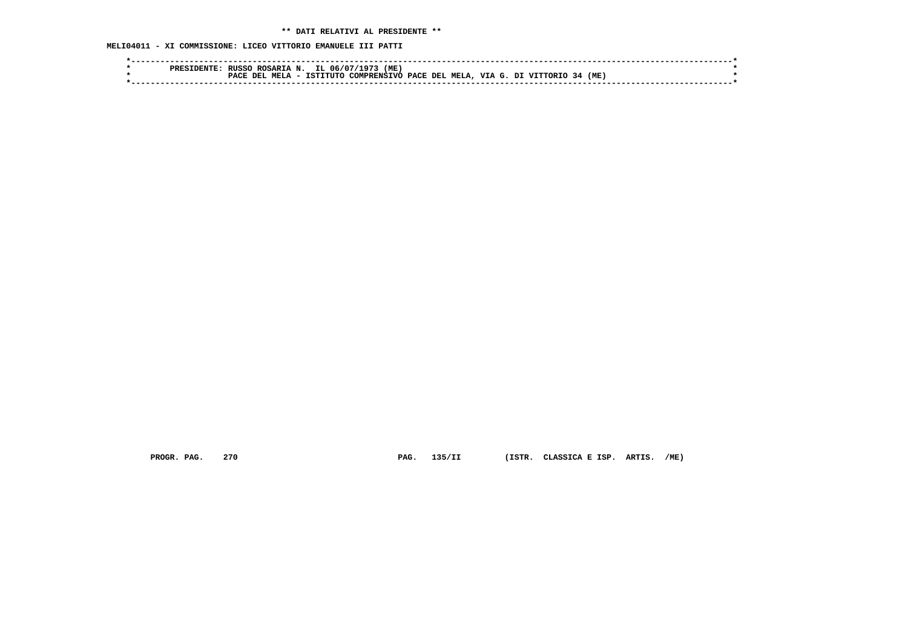**\*\* DATI RELATIVI AL PRESIDENTE \*\***

**MELI04011 - XI COMMISSIONE: LICEO VITTORIO EMANUELE III PATTI**

```
*----------------------------------------------------------------------------------------------------------------------*
*        PRESIDENTE: RUSSO ROSARIA N.  IL 06/07/1973 (ME)                                                              *
*                    PACE DEL MELA - ISTITUTO COMPRENSIVO PACE DEL MELA, VIA G. DI VITTORIO 34 (ME)                    *
*----------------------------------------------------------------------------------------------------------------------*
```

PROGR. PAG. 270 PAG. 135/II (ISTR. CLASSICA E ISP. ARTIS. /ME)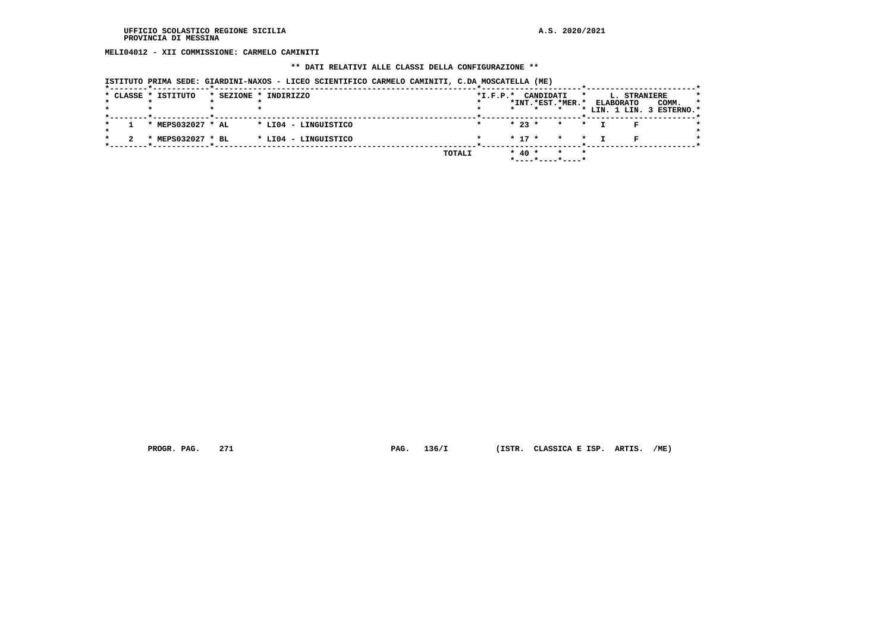UFFICIO SCOLASTICO REGIONE SICILIA
PROVINCIA DI MESSINA

A.S. 2020/2021

**MELI04012 - XII COMMISSIONE: CARMELO CAMINITI**

**\*\* DATI RELATIVI ALLE CLASSI DELLA CONFIGURAZIONE \*\***

ISTITUTO PRIMA SEDE: GIARDINI-NAXOS - LICEO SCIENTIFICO CARMELO CAMINITI, C.DA MOSCATELLA (ME)

| CLASSE | ISTITUTO | SEZIONE | INDIRIZZO | I.F.P. | CANDIDATI INT. | CANDIDATI EST. | CANDIDATI MER. | L. STRANIERE ELABORATO LIN. 1 | L. STRANIERE LIN. 3 | COMM. ESTERNO |
|---|---|---|---|---|---|---|---|---|---|---|
| 1 | MEPS032027 | AL | LI04 - LINGUISTICO | | 23 | | | I | F | |
| 2 | MEPS032027 | BL | LI04 - LINGUISTICO | | 17 | | | I | F | |
| | | | TOTALI | | 40 | | | | | |

PROGR. PAG. 271 PAG. 136/I (ISTR. CLASSICA E ISP. ARTIS. /ME)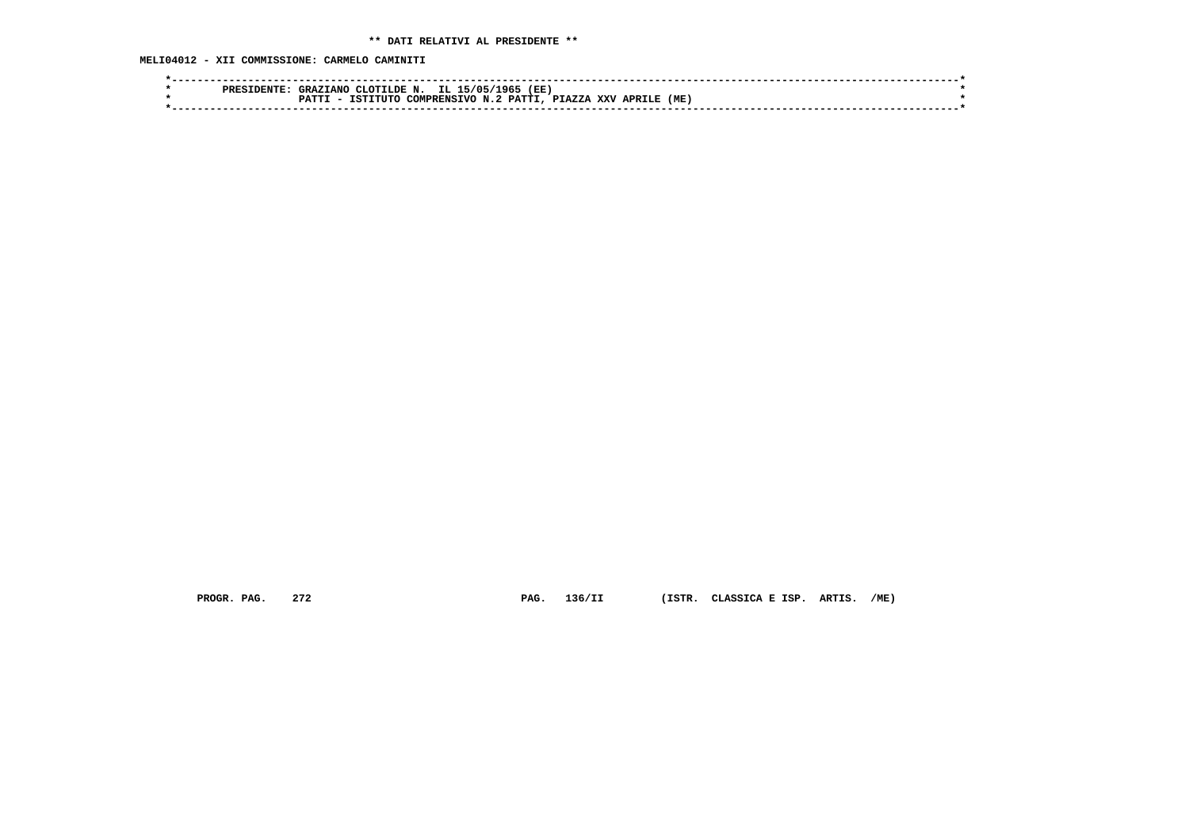**\*\* DATI RELATIVI AL PRESIDENTE \*\***

**MELI04012 - XII COMMISSIONE: CARMELO CAMINITI**

```
*-----------------------------------------------------------------------------------------------------------------------*
*        PRESIDENTE: GRAZIANO CLOTILDE N.  IL 15/05/1965 (EE)                                                           *
*                    PATTI - ISTITUTO COMPRENSIVO N.2 PATTI, PIAZZA XXV APRILE (ME)                                     *
*-----------------------------------------------------------------------------------------------------------------------*
```

**PROGR. PAG. 272          PAG. 136/II          (ISTR. CLASSICA E ISP. ARTIS. /ME)**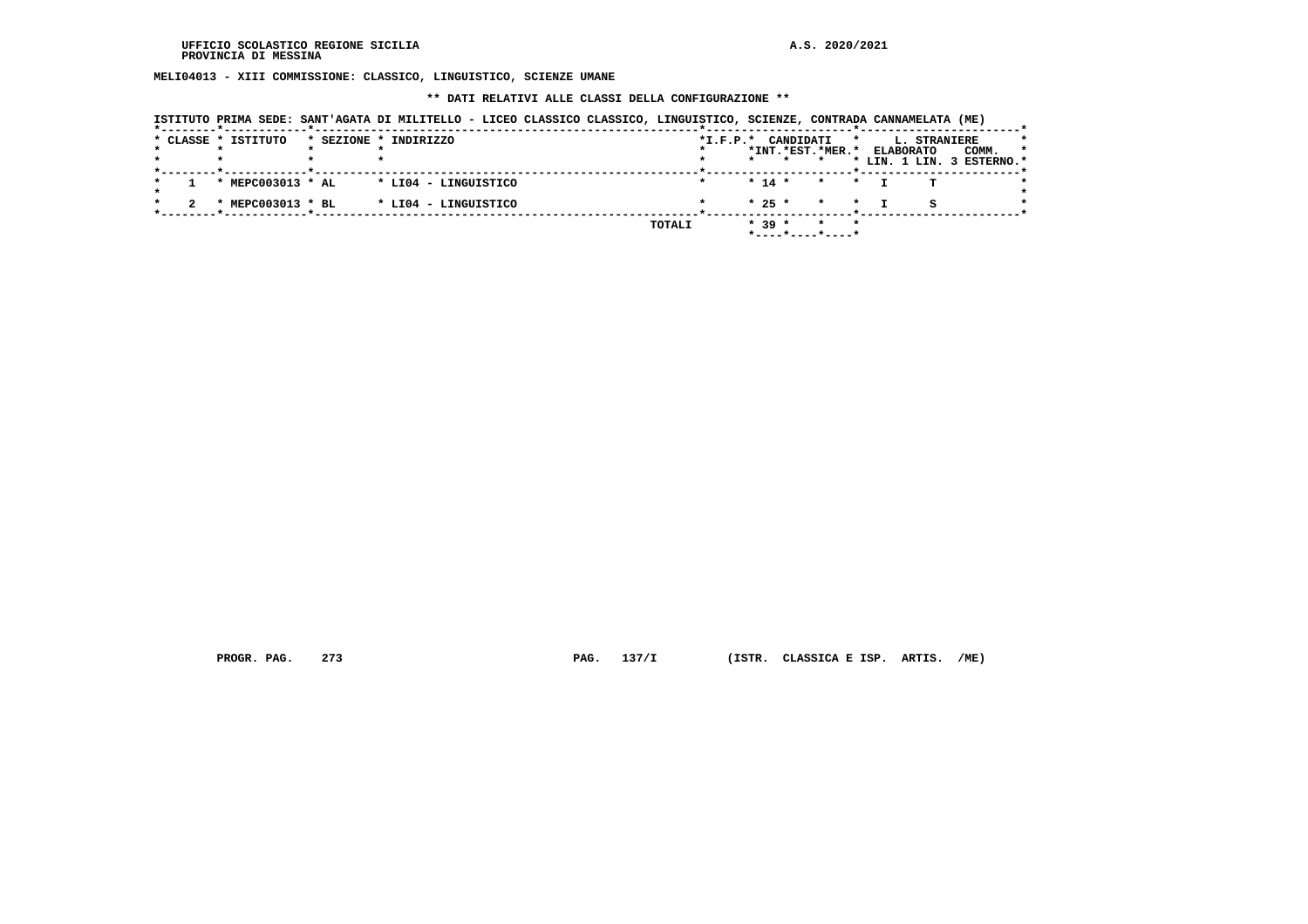MELI04013 - XIII COMMISSIONE: CLASSICO, LINGUISTICO, SCIENZE UMANE

** DATI RELATIVI ALLE CLASSI DELLA CONFIGURAZIONE **

ISTITUTO PRIMA SEDE: SANT'AGATA DI MILITELLO - LICEO CLASSICO CLASSICO, LINGUISTICO, SCIENZE, CONTRADA CANNAMELATA (ME)

| CLASSE | ISTITUTO | SEZIONE | INDIRIZZO | I.F.P. | CANDIDATI INT. | CANDIDATI EST. | CANDIDATI MER. | L. STRANIERE ELABORATO LIN. 1 | L. STRANIERE LIN. 3 | COMM. ESTERNO |
|---|---|---|---|---|---|---|---|---|---|---|
| 1 | MEPC003013 | AL | LI04 - LINGUISTICO | | 14 | | | I | T | |
| 2 | MEPC003013 | BL | LI04 - LINGUISTICO | | 25 | | | I | S | |
| | | | TOTALI | | 39 | | | | | |

PROGR. PAG. 273 PAG. 137/I (ISTR. CLASSICA E ISP. ARTIS. /ME)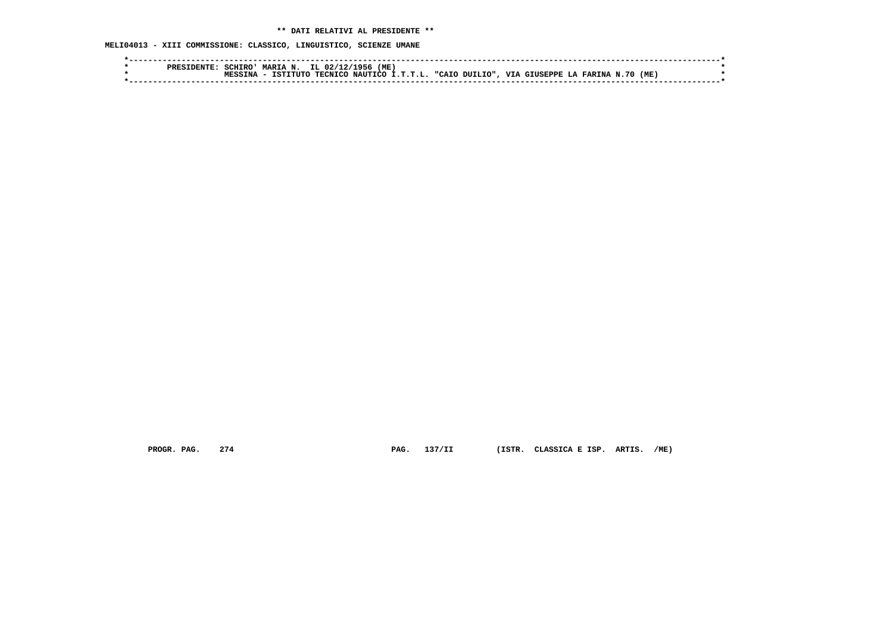**\*\* DATI RELATIVI AL PRESIDENTE \*\***

**MELI04013 - XIII COMMISSIONE: CLASSICO, LINGUISTICO, SCIENZE UMANE**

```
*----------------------------------------------------------------------------------------------------------------------*
*        PRESIDENTE: SCHIRO' MARIA N.  IL 02/12/1956 (ME)                                                              *
*                    MESSINA - ISTITUTO TECNICO NAUTICO I.T.T.L. "CAIO DUILIO", VIA GIUSEPPE LA FARINA N.70 (ME)       *
*----------------------------------------------------------------------------------------------------------------------*
```

PROGR. PAG. 274 PAG. 137/II (ISTR. CLASSICA E ISP. ARTIS. /ME)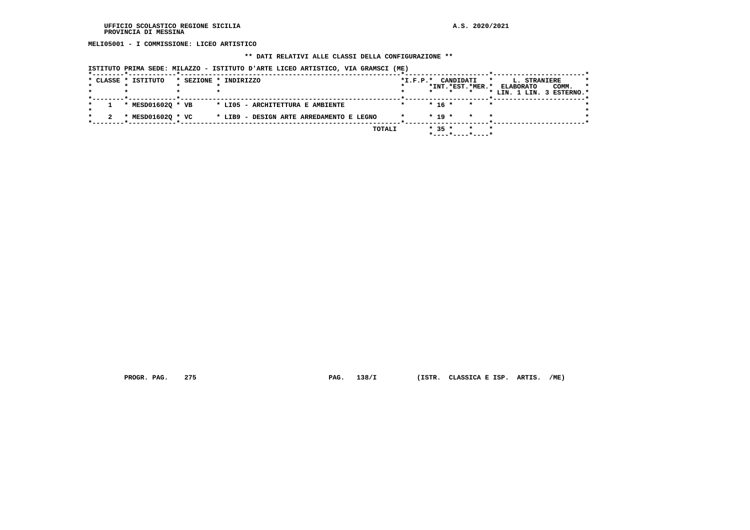**MELI05001 - I COMMISSIONE: LICEO ARTISTICO**

**\*\* DATI RELATIVI ALLE CLASSI DELLA CONFIGURAZIONE \*\***

**ISTITUTO PRIMA SEDE: MILAZZO - ISTITUTO D'ARTE LICEO ARTISTICO, VIA GRAMSCI (ME)**

| CLASSE | ISTITUTO | SEZIONE | INDIRIZZO | I.F.P. | CANDIDATI INT. | CANDIDATI EST. | CANDIDATI MER. | L. STRANIERE ELABORATO LIN. 1 | L. STRANIERE ELABORATO LIN. 3 | COMM. ESTERNO |
|---|---|---|---|---|---|---|---|---|---|---|
| 1 | MESD01602Q | VB | LI05 - ARCHITETTURA E AMBIENTE | | 16 | | | | | |
| 2 | MESD01602Q | VC | LIB9 - DESIGN ARTE ARREDAMENTO E LEGNO | | 19 | | | | | |
| | | | TOTALI | | 35 | | | | | |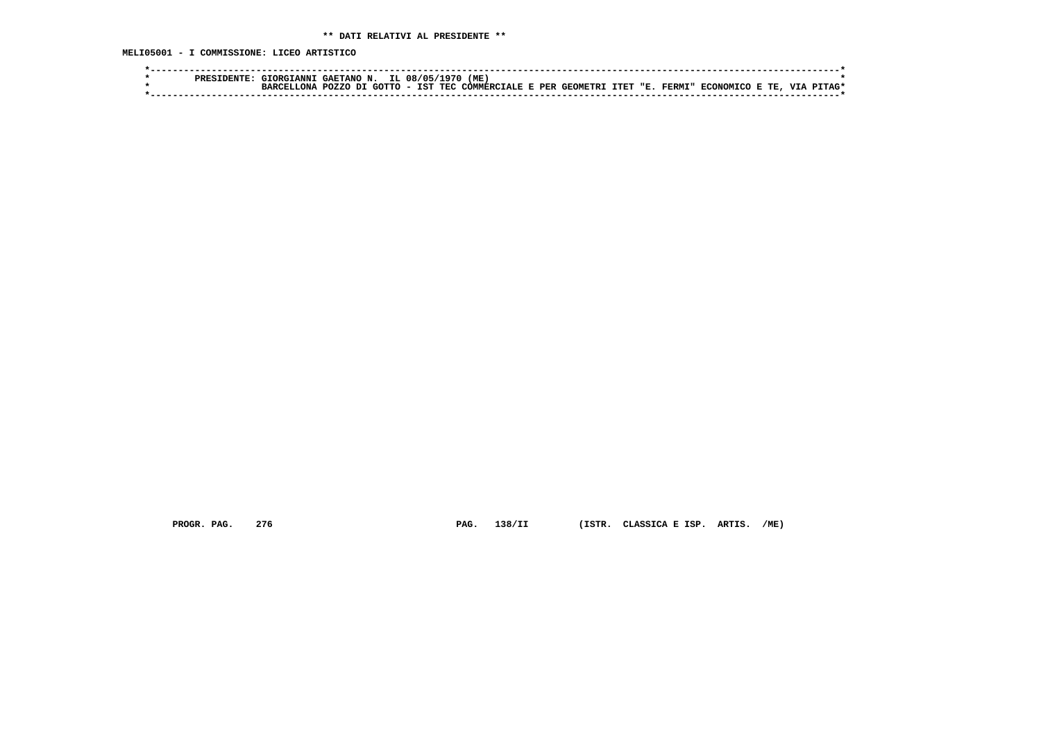**\*\* DATI RELATIVI AL PRESIDENTE \*\***

**MELI05001 - I COMMISSIONE: LICEO ARTISTICO**

```
*---------------------------------------------------------------------------------------------------------------------*
*        PRESIDENTE: GIORGIANNI GAETANO N.  IL 08/05/1970 (ME)                                                        *
*                    BARCELLONA POZZO DI GOTTO - IST TEC COMMERCIALE E PER GEOMETRI ITET "E. FERMI" ECONOMICO E TE, VIA PITAG*
*---------------------------------------------------------------------------------------------------------------------*
```

PROGR. PAG. 276 PAG. 138/II (ISTR. CLASSICA E ISP. ARTIS. /ME)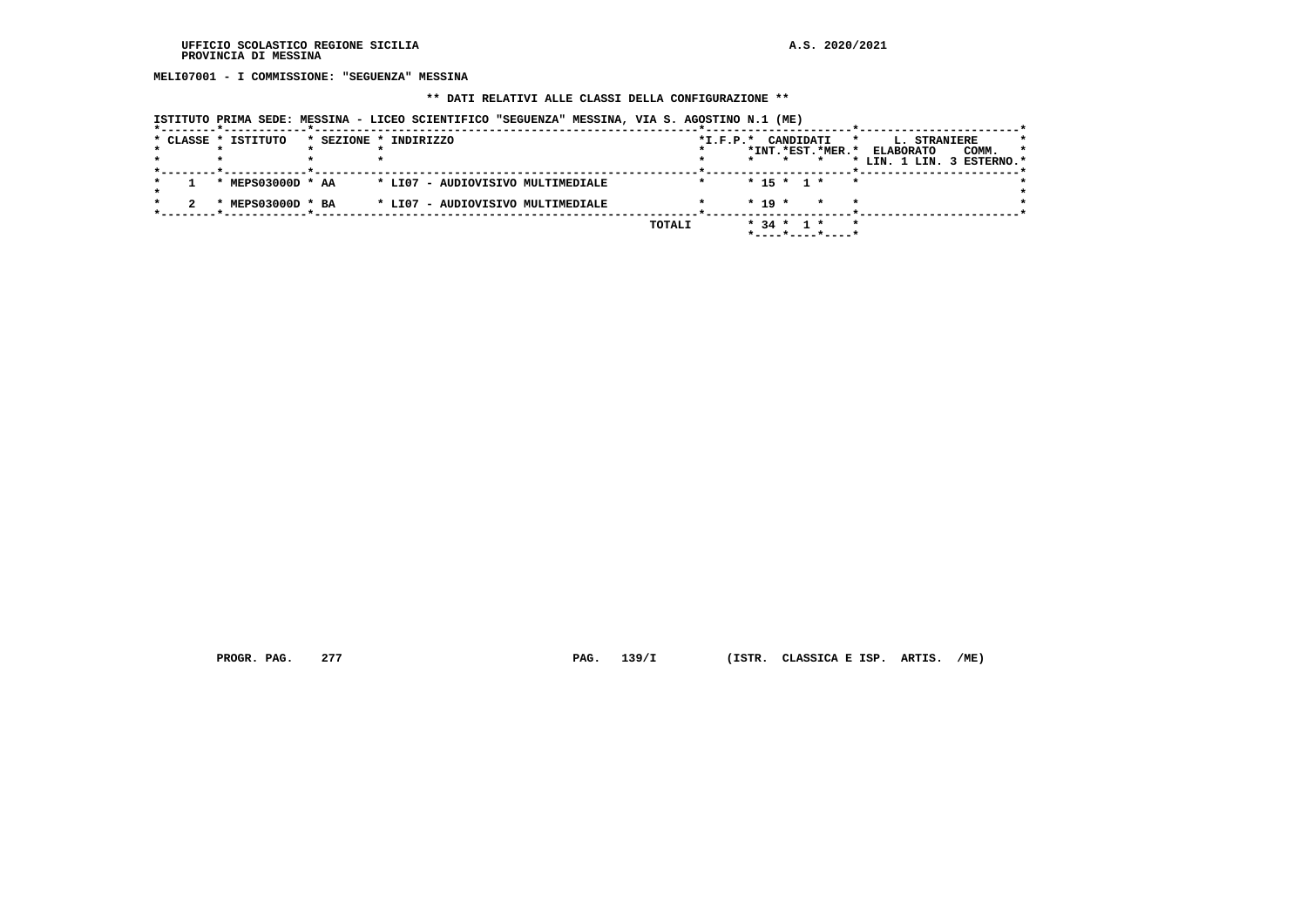UFFICIO SCOLASTICO REGIONE SICILIA
PROVINCIA DI MESSINA

A.S. 2020/2021

**MELI07001 - I COMMISSIONE: "SEGUENZA" MESSINA**

**\*\* DATI RELATIVI ALLE CLASSI DELLA CONFIGURAZIONE \*\***

ISTITUTO PRIMA SEDE: MESSINA - LICEO SCIENTIFICO "SEGUENZA" MESSINA, VIA S. AGOSTINO N.1 (ME)

| CLASSE | ISTITUTO | SEZIONE | INDIRIZZO | I.F.P. | CANDIDATI INT. | CANDIDATI EST. | CANDIDATI MER. | L. STRANIERE ELABORATO LIN. 1 | L. STRANIERE ELABORATO LIN. 3 | COMM. ESTERNO |
|---|---|---|---|---|---|---|---|---|---|---|
| 1 | MEPS03000D | AA | LI07 - AUDIOVISIVO MULTIMEDIALE | | 15 | 1 | | | | |
| 2 | MEPS03000D | BA | LI07 - AUDIOVISIVO MULTIMEDIALE | | 19 | | | | | |
| | | | TOTALI | | 34 | 1 | | | | |

PROGR. PAG. 277 PAG. 139/I (ISTR. CLASSICA E ISP. ARTIS. /ME)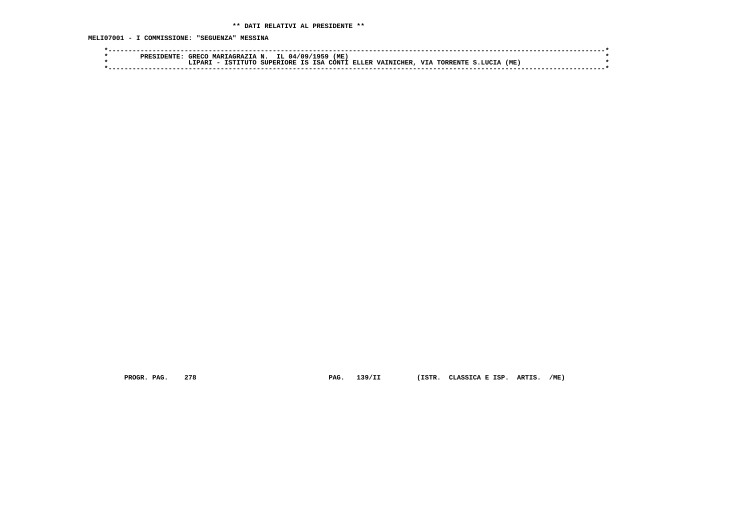** DATI RELATIVI AL PRESIDENTE **

MELI07001 - I COMMISSIONE: "SEGUENZA" MESSINA

```
*----------------------------------------------------------------------------------------------------------------------*
*        PRESIDENTE: GRECO MARIAGRAZIA N.  IL 04/09/1959 (ME)                                                          *
*                    LIPARI - ISTITUTO SUPERIORE IS ISA CONTI ELLER VAINICHER, VIA TORRENTE S.LUCIA (ME)               *
*----------------------------------------------------------------------------------------------------------------------*
```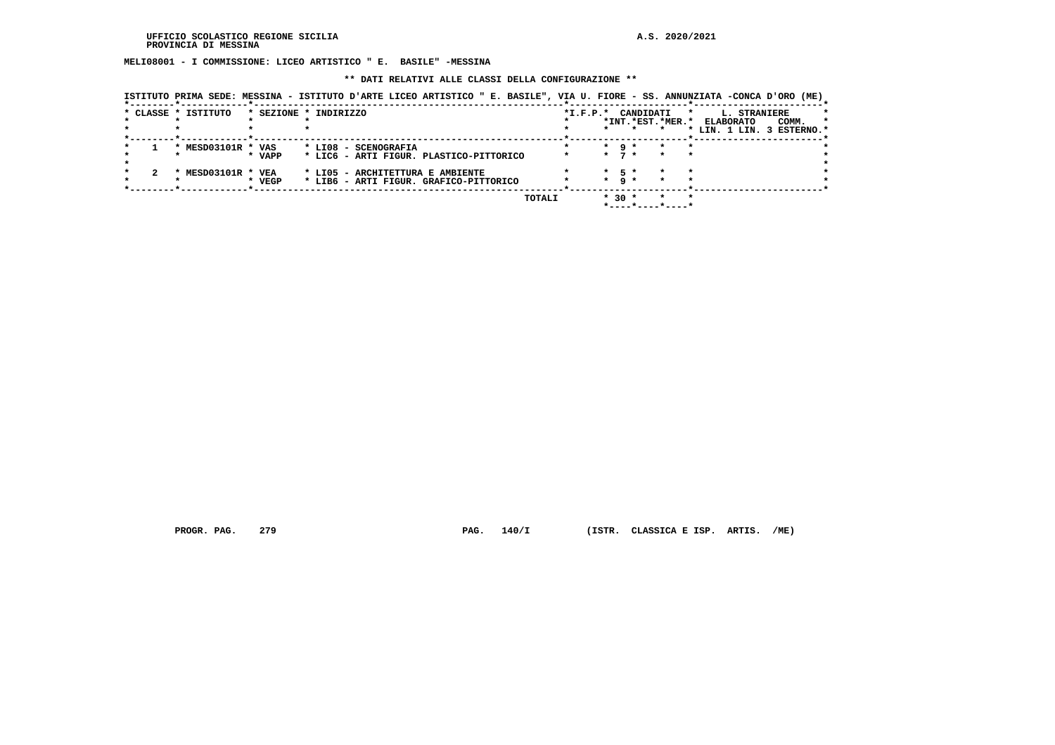UFFICIO SCOLASTICO REGIONE SICILIA
PROVINCIA DI MESSINA

A.S. 2020/2021

**MELI08001 - I COMMISSIONE: LICEO ARTISTICO " E. BASILE" -MESSINA**

**\*\* DATI RELATIVI ALLE CLASSI DELLA CONFIGURAZIONE \*\***

ISTITUTO PRIMA SEDE: MESSINA - ISTITUTO D'ARTE LICEO ARTISTICO " E. BASILE", VIA U. FIORE - SS. ANNUNZIATA -CONCA D'ORO (ME)

| CLASSE | ISTITUTO | SEZIONE | INDIRIZZO | I.F.P. | CANDIDATI INT. | CANDIDATI EST. | CANDIDATI MER. | L. STRANIERE ELABORATO LIN. 1 | LIN. 3 | COMM. ESTERNO |
|---|---|---|---|---|---|---|---|---|---|---|
| 1 | MESD03101R | VAS | LI08 - SCENOGRAFIA | | 9 | | | | | |
| | | VAPP | LIC6 - ARTI FIGUR. PLASTICO-PITTORICO | | 7 | | | | | |
| 2 | MESD03101R | VEA | LI05 - ARCHITETTURA E AMBIENTE | | 5 | | | | | |
| | | VEGP | LIB6 - ARTI FIGUR. GRAFICO-PITTORICO | | 9 | | | | | |
| | | | TOTALI | | 30 | | | | | |

PROGR. PAG. 279 PAG. 140/I (ISTR. CLASSICA E ISP. ARTIS. /ME)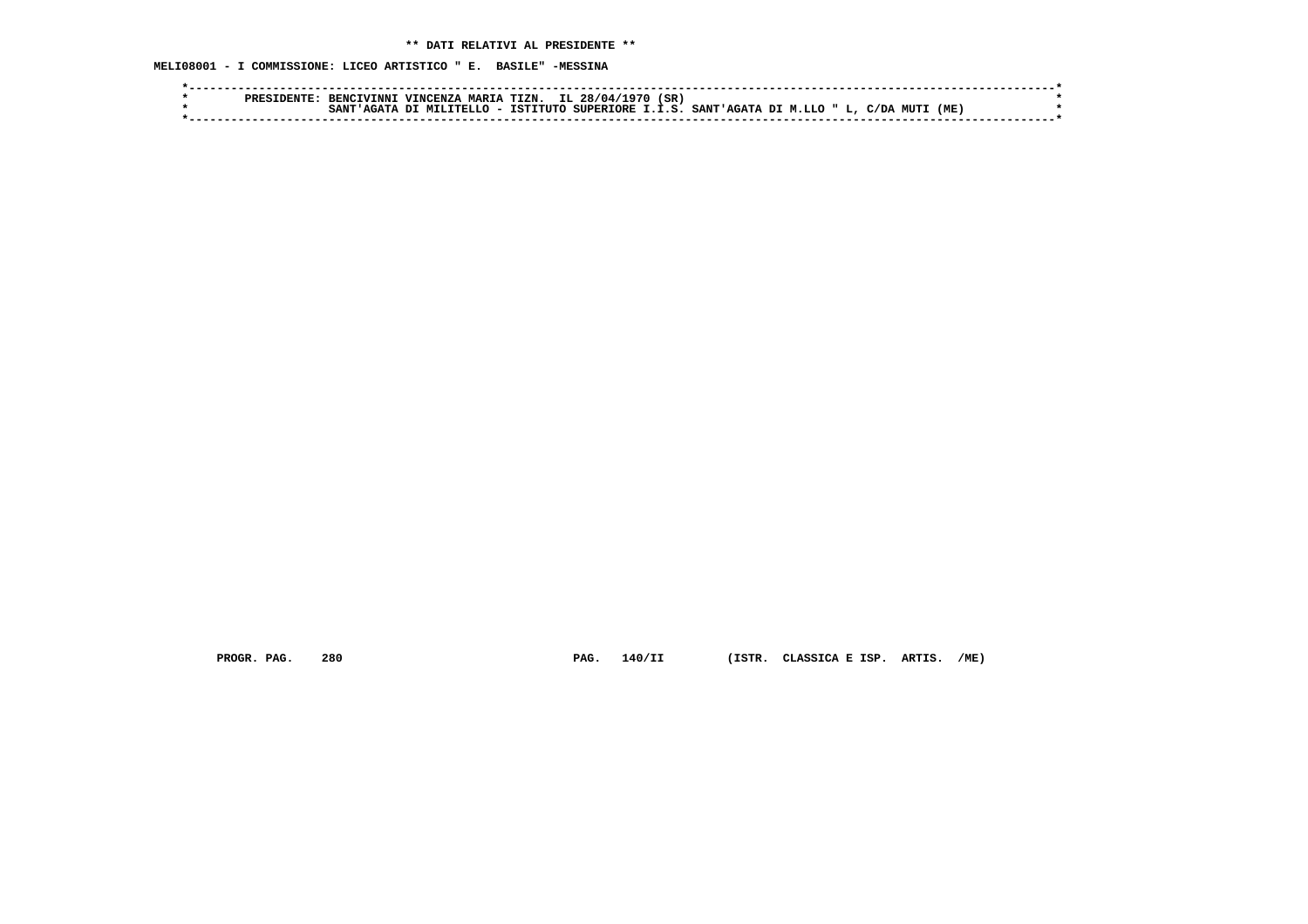**DATI RELATIVI AL PRESIDENTE**

**MELI08001 - I COMMISSIONE: LICEO ARTISTICO " E. BASILE" -MESSINA**

PRESIDENTE: BENCIVINNI VINCENZA MARIA TIZN. IL 28/04/1970 (SR)
SANT'AGATA DI MILITELLO - ISTITUTO SUPERIORE I.I.S. SANT'AGATA DI M.LLO " L, C/DA MUTI (ME)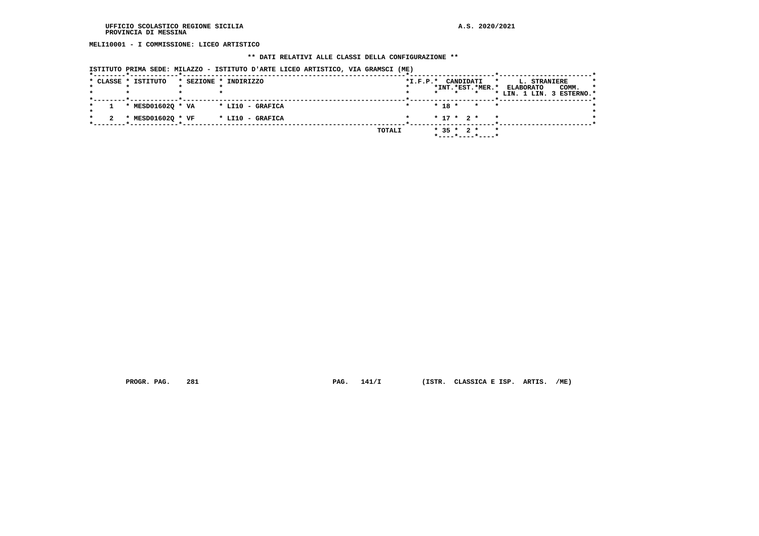UFFICIO SCOLASTICO REGIONE SICILIA
PROVINCIA DI MESSINA

A.S. 2020/2021

**MELI10001 - I COMMISSIONE: LICEO ARTISTICO**

**\*\* DATI RELATIVI ALLE CLASSI DELLA CONFIGURAZIONE \*\***

**ISTITUTO PRIMA SEDE: MILAZZO - ISTITUTO D'ARTE LICEO ARTISTICO, VIA GRAMSCI (ME)**

| CLASSE | ISTITUTO | SEZIONE | INDIRIZZO | I.F.P. | CANDIDATI INT. | CANDIDATI EST. | CANDIDATI MER. | L. STRANIERE ELABORATO LIN. 1 | L. STRANIERE ELABORATO LIN. 3 | L. STRANIERE COMM. ESTERNO |
|---|---|---|---|---|---|---|---|---|---|---|
| 1 | MESD01602Q | VA | LI10 - GRAFICA | | 18 | | | | | |
| 2 | MESD01602Q | VF | LI10 - GRAFICA | | 17 | 2 | | | | |
| | | | TOTALI | | 35 | 2 | | | | |

PROGR. PAG. 281 PAG. 141/I (ISTR. CLASSICA E ISP. ARTIS. /ME)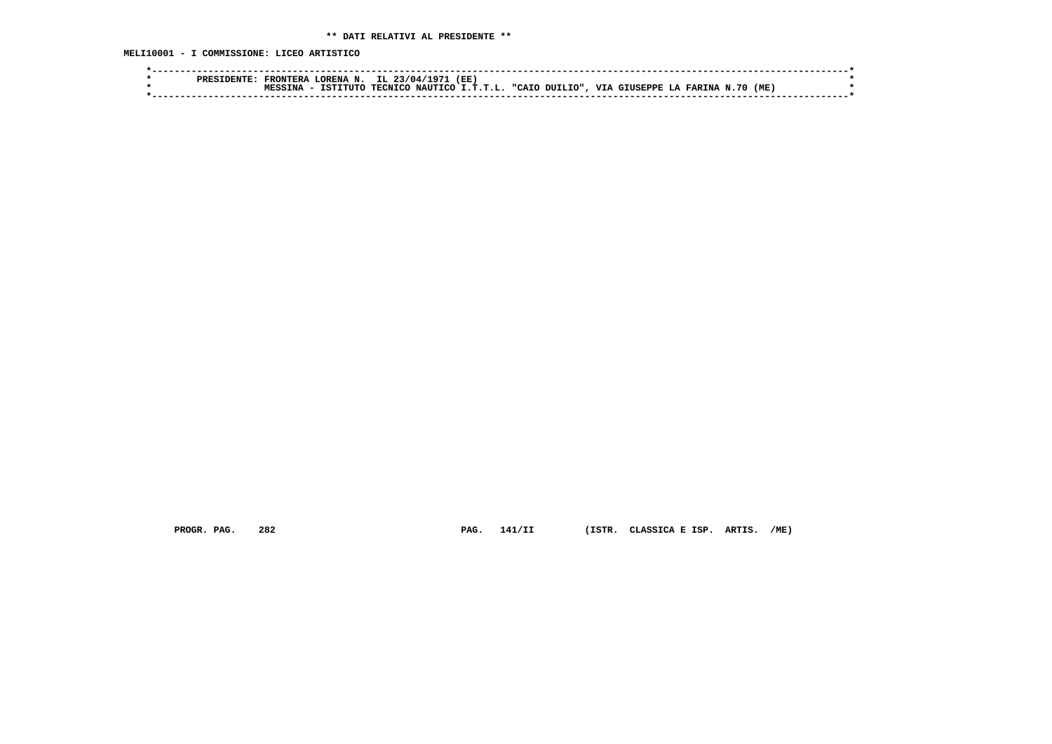** DATI RELATIVI AL PRESIDENTE **

MELI10001 - I COMMISSIONE: LICEO ARTISTICO

```
*----------------------------------------------------------------------------------------------------------------------*
*        PRESIDENTE: FRONTERA LORENA N.  IL 23/04/1971 (EE)                                                            *
*                    MESSINA - ISTITUTO TECNICO NAUTICO I.T.T.L. "CAIO DUILIO", VIA GIUSEPPE LA FARINA N.70 (ME)        *
*----------------------------------------------------------------------------------------------------------------------*
```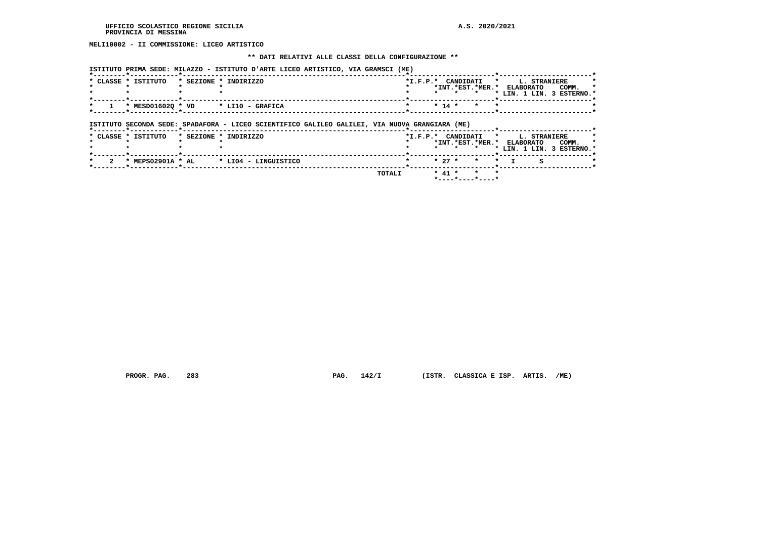MELI10002 - II COMMISSIONE: LICEO ARTISTICO

** DATI RELATIVI ALLE CLASSI DELLA CONFIGURAZIONE **

ISTITUTO PRIMA SEDE: MILAZZO - ISTITUTO D'ARTE LICEO ARTISTICO, VIA GRAMSCI (ME)

| CLASSE | ISTITUTO | SEZIONE | INDIRIZZO | I.F.P. | CANDIDATI INT. | CANDIDATI EST. | CANDIDATI MER. | L. STRANIERE ELABORATO LIN. 1 | L. STRANIERE COMM. LIN. 3 | ESTERNO |
|---|---|---|---|---|---|---|---|---|---|---|
| 1 | MESD01602Q | VD | LI10 - GRAFICA | | 14 | | | | | |

ISTITUTO SECONDA SEDE: SPADAFORA - LICEO SCIENTIFICO GALILEO GALILEI, VIA NUOVA GRANGIARA (ME)

| CLASSE | ISTITUTO | SEZIONE | INDIRIZZO | I.F.P. | CANDIDATI INT. | CANDIDATI EST. | CANDIDATI MER. | L. STRANIERE ELABORATO LIN. 1 | L. STRANIERE COMM. LIN. 3 | ESTERNO |
|---|---|---|---|---|---|---|---|---|---|---|
| 2 | MEPS02901A | AL | LI04 - LINGUISTICO | | 27 | | | I | S | |
| | | | TOTALI | | 41 | | | | | |

PROGR. PAG. 283 PAG. 142/I (ISTR. CLASSICA E ISP. ARTIS. /ME)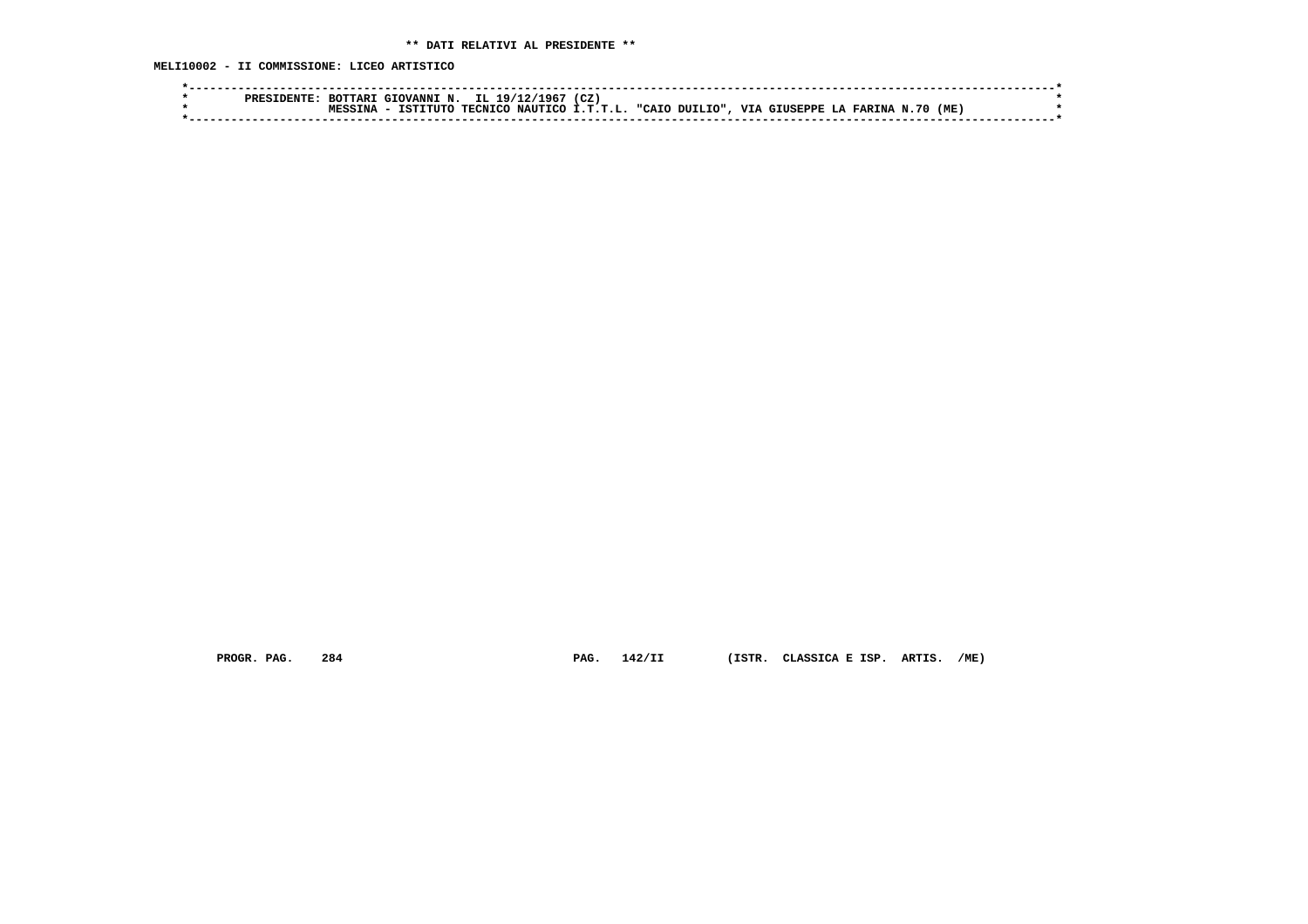** DATI RELATIVI AL PRESIDENTE **

MELI10002 - II COMMISSIONE: LICEO ARTISTICO

```
*----------------------------------------------------------------------------------------------------------------------*
*        PRESIDENTE: BOTTARI GIOVANNI N.  IL 19/12/1967 (CZ)                                                           *
*                    MESSINA - ISTITUTO TECNICO NAUTICO I.T.T.L. "CAIO DUILIO", VIA GIUSEPPE LA FARINA N.70 (ME)       *
*----------------------------------------------------------------------------------------------------------------------*
```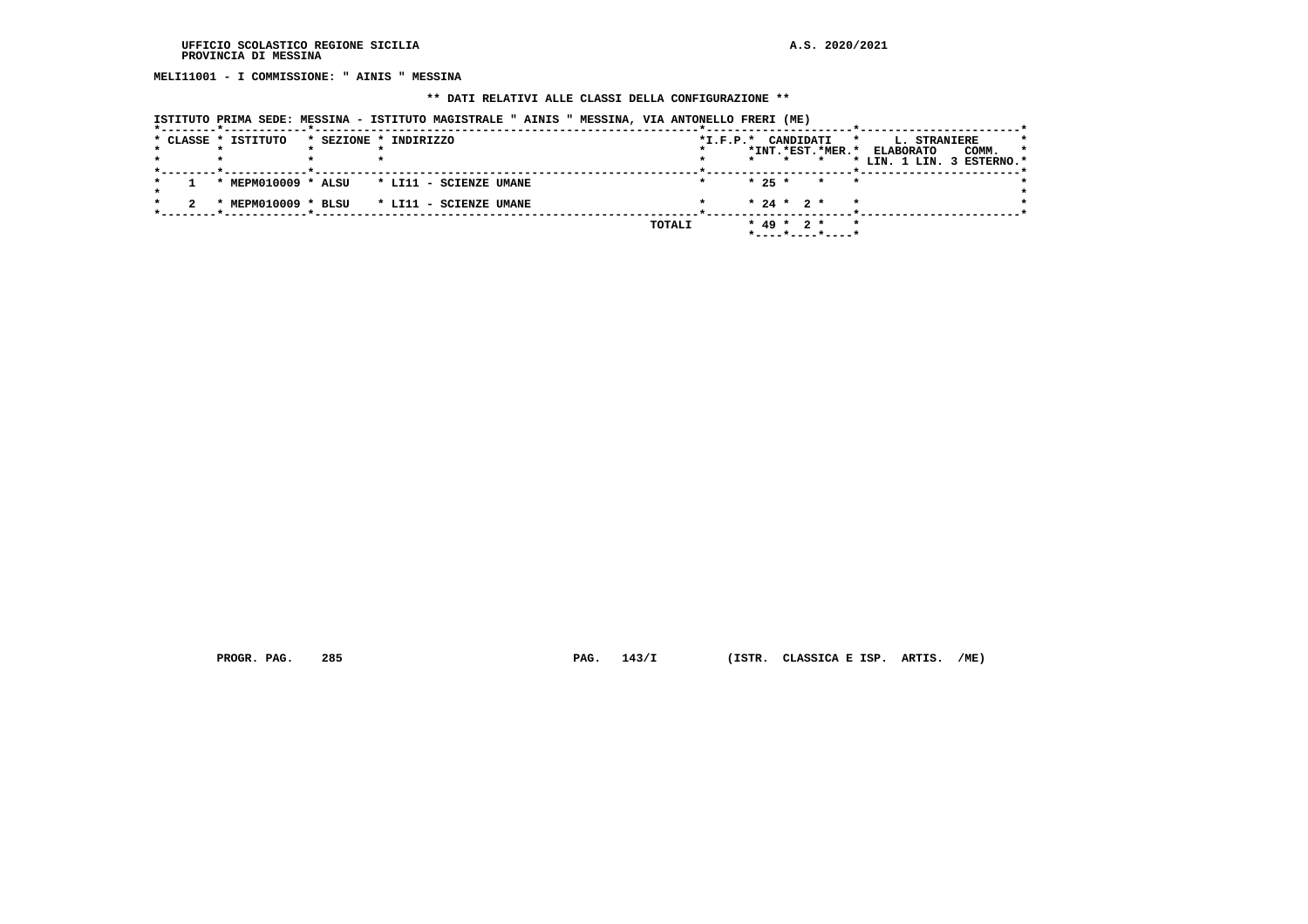**MELI11001 - I COMMISSIONE: " AINIS " MESSINA**

**\*\* DATI RELATIVI ALLE CLASSI DELLA CONFIGURAZIONE \*\***

ISTITUTO PRIMA SEDE: MESSINA - ISTITUTO MAGISTRALE " AINIS " MESSINA, VIA ANTONELLO FRERI (ME)

| CLASSE | ISTITUTO | SEZIONE | INDIRIZZO | I.F.P. | CANDIDATI INT. | CANDIDATI EST. | CANDIDATI MER. | L. STRANIERE ELABORATO LIN. 1 | L. STRANIERE ELABORATO LIN. 3 | COMM. ESTERNO |
|---|---|---|---|---|---|---|---|---|---|---|
| 1 | MEPM010009 | ALSU | LI11 - SCIENZE UMANE | | 25 | | | | | |
| 2 | MEPM010009 | BLSU | LI11 - SCIENZE UMANE | | 24 | 2 | | | | |
| | | | TOTALI | | 49 | 2 | | | | |

PROGR. PAG. 285 PAG. 143/I (ISTR. CLASSICA E ISP. ARTIS. /ME)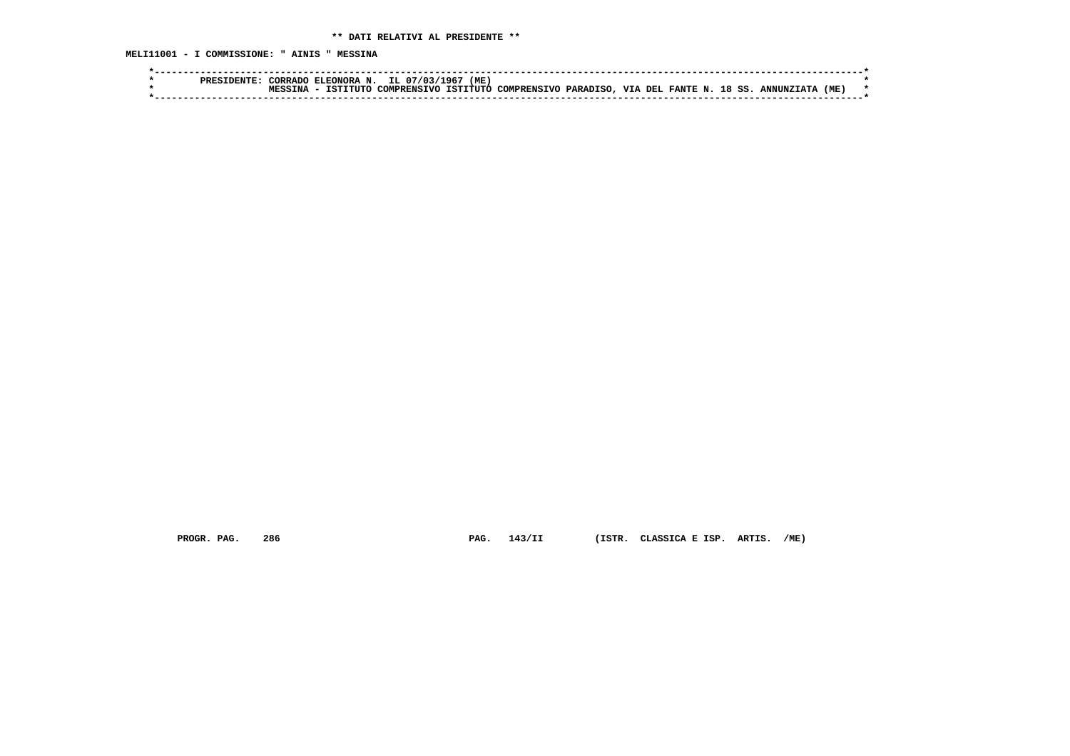**\*\* DATI RELATIVI AL PRESIDENTE \*\***

**MELI11001 - I COMMISSIONE: " AINIS " MESSINA**

```
*----------------------------------------------------------------------------------------------------------------------*
*        PRESIDENTE: CORRADO ELEONORA N.  IL 07/03/1967 (ME)                                                           *
*                    MESSINA - ISTITUTO COMPRENSIVO ISTITUTO COMPRENSIVO PARADISO, VIA DEL FANTE N. 18 SS. ANNUNZIATA (ME)   *
*----------------------------------------------------------------------------------------------------------------------*
```

PROGR. PAG. 286 PAG. 143/II (ISTR. CLASSICA E ISP. ARTIS. /ME)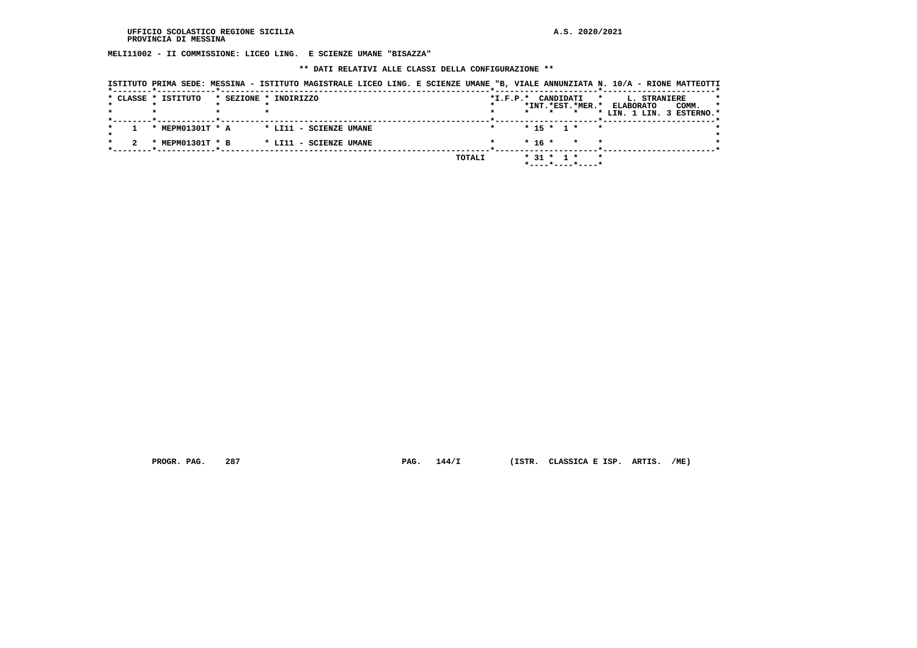UFFICIO SCOLASTICO REGIONE SICILIA
PROVINCIA DI MESSINA

A.S. 2020/2021

**MELI11002 - II COMMISSIONE: LICEO LING. E SCIENZE UMANE "BISAZZA"**

**\*\* DATI RELATIVI ALLE CLASSI DELLA CONFIGURAZIONE \*\***

ISTITUTO PRIMA SEDE: MESSINA - ISTITUTO MAGISTRALE LICEO LING. E SCIENZE UMANE "B, VIALE ANNUNZIATA N. 10/A - RIONE MATTEOTTI

| CLASSE | ISTITUTO | SEZIONE | INDIRIZZO | I.F.P. | CANDIDATI INT. | CANDIDATI EST. | CANDIDATI MER. | L. STRANIERE ELABORATO LIN. 1 | L. STRANIERE ELABORATO LIN. 3 | L. STRANIERE COMM. ESTERNO |
|---|---|---|---|---|---|---|---|---|---|---|
| 1 | MEPM01301T | A | LI11 - SCIENZE UMANE | | 15 | 1 | | | | |
| 2 | MEPM01301T | B | LI11 - SCIENZE UMANE | | 16 | | | | | |
| | | | TOTALI | | 31 | 1 | | | | |

PROGR. PAG. 287 PAG. 144/I (ISTR. CLASSICA E ISP. ARTIS. /ME)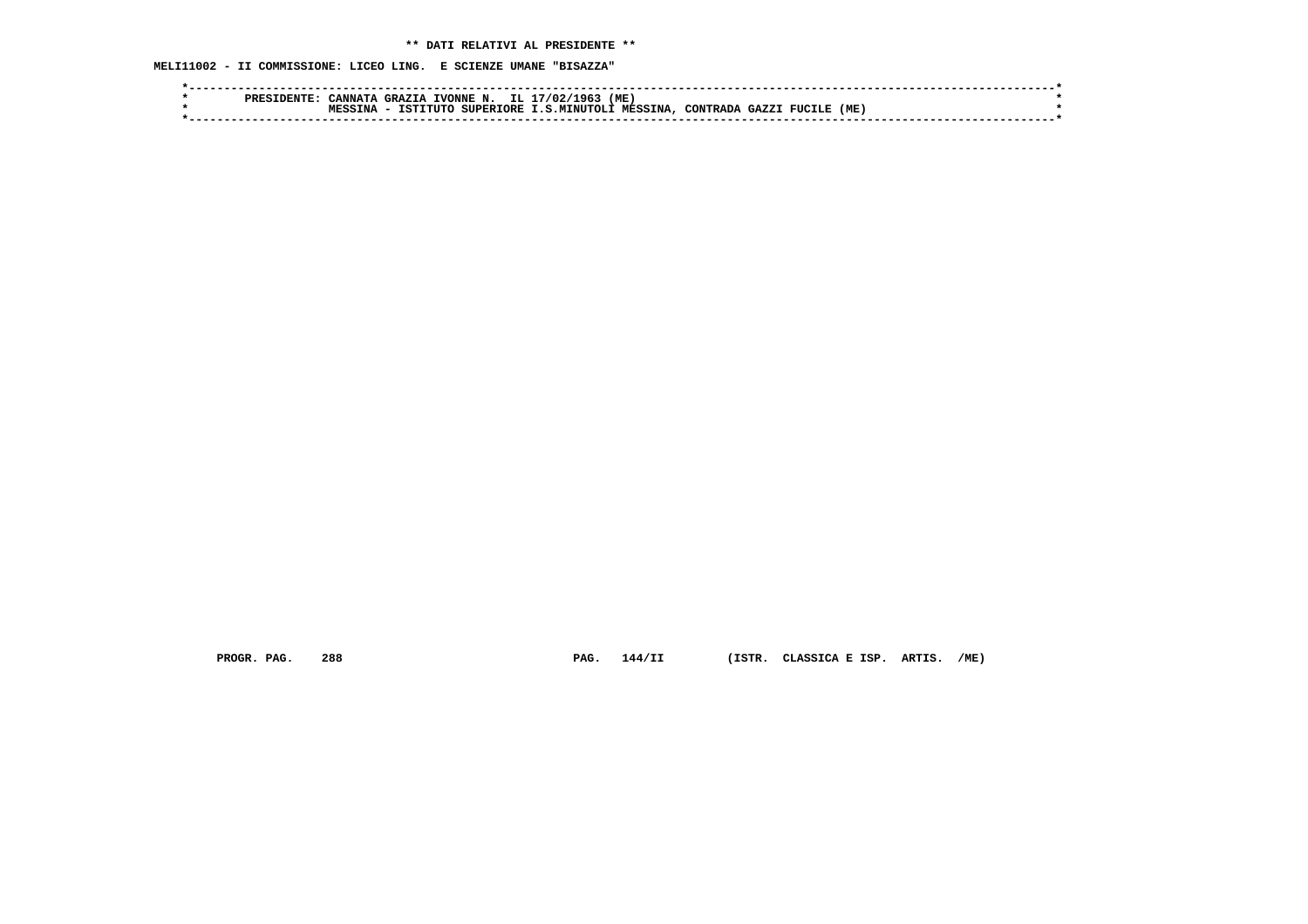** DATI RELATIVI AL PRESIDENTE **

MELI11002 - II COMMISSIONE: LICEO LING. E SCIENZE UMANE "BISAZZA"

```
*----------------------------------------------------------------------------------------------------------------------*
*        PRESIDENTE: CANNATA GRAZIA IVONNE N.  IL 17/02/1963 (ME)                                                      *
*                    MESSINA - ISTITUTO SUPERIORE I.S.MINUTOLI MESSINA, CONTRADA GAZZI FUCILE (ME)                     *
*----------------------------------------------------------------------------------------------------------------------*
```

PROGR. PAG. 288 PAG. 144/II (ISTR. CLASSICA E ISP. ARTIS. /ME)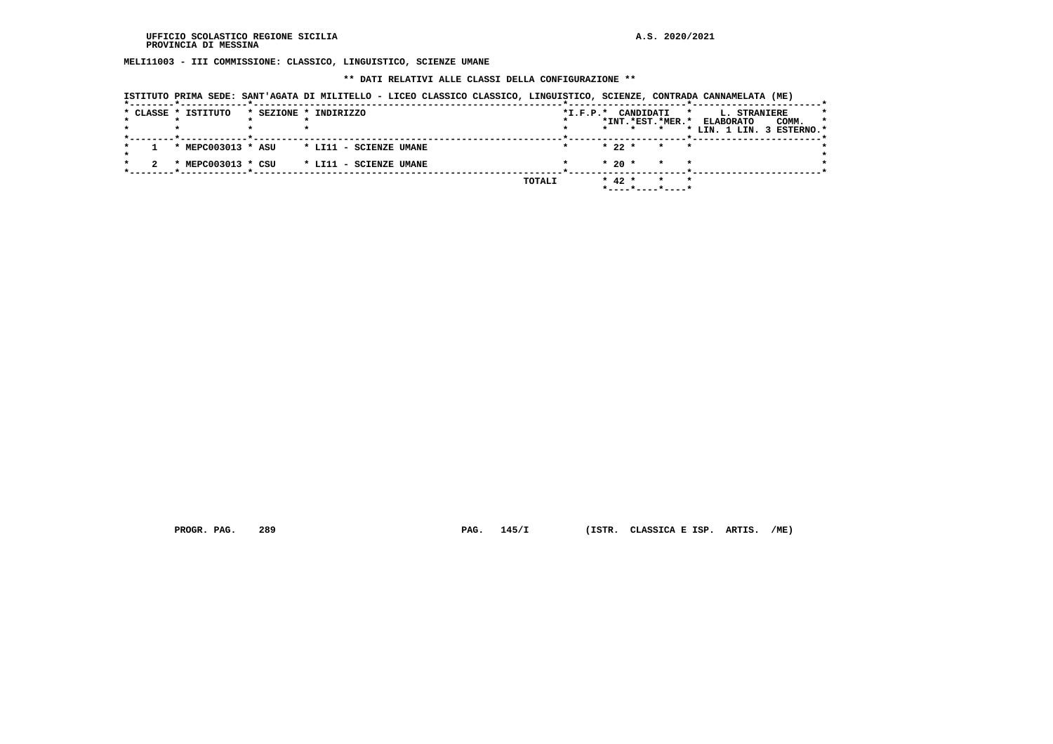UFFICIO SCOLASTICO REGIONE SICILIA
PROVINCIA DI MESSINA

A.S. 2020/2021

**MELI11003 - III COMMISSIONE: CLASSICO, LINGUISTICO, SCIENZE UMANE**

**\*\* DATI RELATIVI ALLE CLASSI DELLA CONFIGURAZIONE \*\***

ISTITUTO PRIMA SEDE: SANT'AGATA DI MILITELLO - LICEO CLASSICO CLASSICO, LINGUISTICO, SCIENZE, CONTRADA CANNAMELATA (ME)

| CLASSE | ISTITUTO | SEZIONE | INDIRIZZO | I.F.P. | CANDIDATI INT. | CANDIDATI EST. | CANDIDATI MER. | L. STRANIERE ELABORATO LIN. 1 | L. STRANIERE ELABORATO LIN. 3 | COMM. ESTERNO |
|---|---|---|---|---|---|---|---|---|---|---|
| 1 | MEPC003013 | ASU | LI11 - SCIENZE UMANE | | 22 | | | | | |
| 2 | MEPC003013 | CSU | LI11 - SCIENZE UMANE | | 20 | | | | | |
| | | | TOTALI | | 42 | | | | | |

PROGR. PAG. 289 PAG. 145/I (ISTR. CLASSICA E ISP. ARTIS. /ME)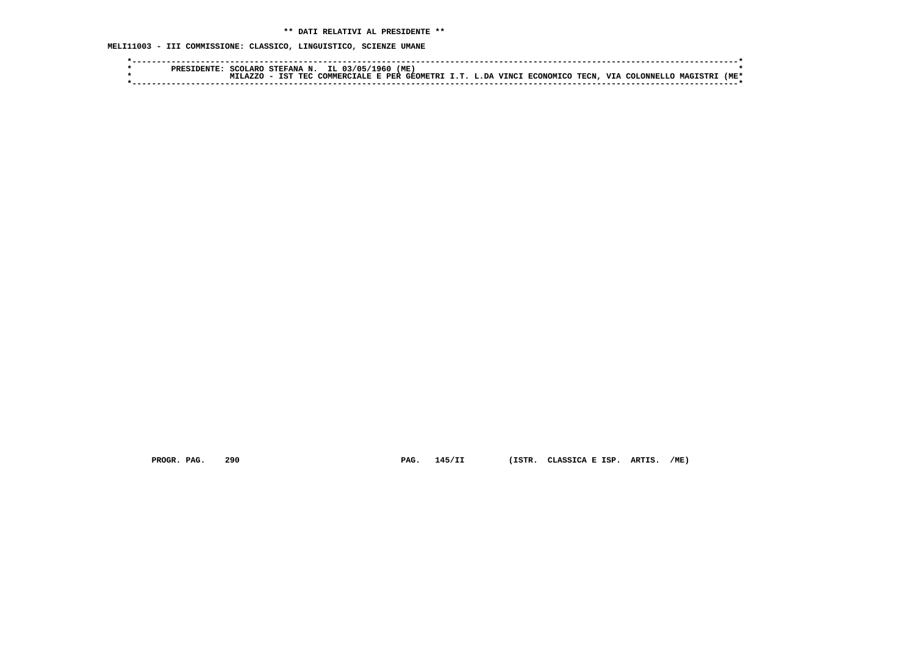**\*\* DATI RELATIVI AL PRESIDENTE \*\***

**MELI11003 - III COMMISSIONE: CLASSICO, LINGUISTICO, SCIENZE UMANE**

```
*----------------------------------------------------------------------------------------------------------------------*
*        PRESIDENTE: SCOLARO STEFANA N.  IL 03/05/1960 (ME)                                                            *
*                    MILAZZO - IST TEC COMMERCIALE E PER GEOMETRI I.T. L.DA VINCI ECONOMICO TECN, VIA COLONNELLO MAGISTRI (ME*
*----------------------------------------------------------------------------------------------------------------------*
```

PROGR. PAG. 290 PAG. 145/II (ISTR. CLASSICA E ISP. ARTIS. /ME)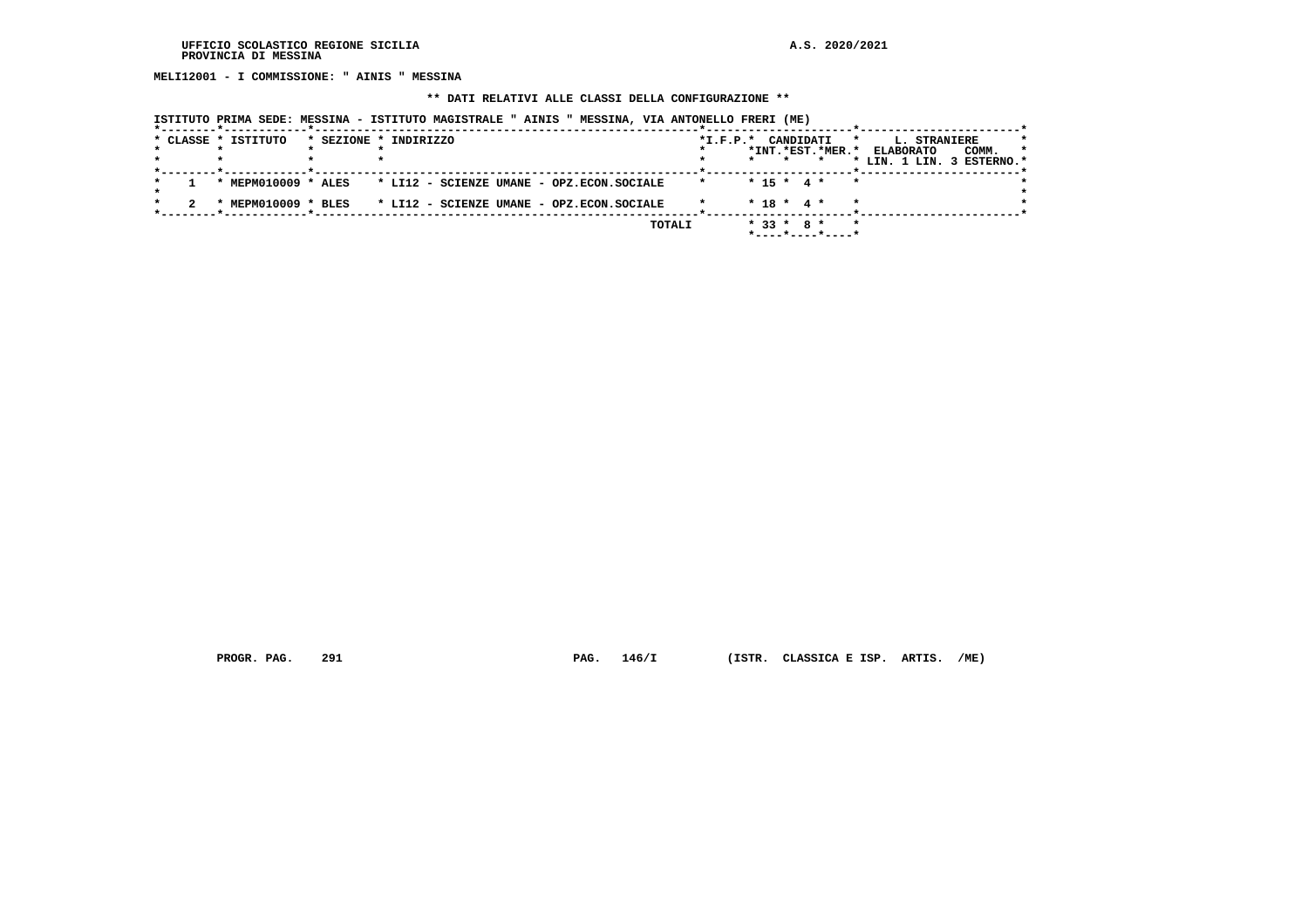MELI12001 - I COMMISSIONE: " AINIS " MESSINA

** DATI RELATIVI ALLE CLASSI DELLA CONFIGURAZIONE **

ISTITUTO PRIMA SEDE: MESSINA - ISTITUTO MAGISTRALE " AINIS " MESSINA, VIA ANTONELLO FRERI (ME)

| CLASSE | ISTITUTO | SEZIONE | INDIRIZZO | I.F.P. | CANDIDATI INT. | CANDIDATI EST. | CANDIDATI MER. | L. STRANIERE ELABORATO LIN. 1 | L. STRANIERE ELABORATO LIN. 3 | COMM. ESTERNO |
|---|---|---|---|---|---|---|---|---|---|---|
| 1 | MEPM010009 | ALES | LI12 - SCIENZE UMANE - OPZ.ECON.SOCIALE | | 15 | 4 | | | | |
| 2 | MEPM010009 | BLES | LI12 - SCIENZE UMANE - OPZ.ECON.SOCIALE | | 18 | 4 | | | | |
| | | | TOTALI | | 33 | 8 | | | | |

PROGR. PAG. 291 PAG. 146/I (ISTR. CLASSICA E ISP. ARTIS. /ME)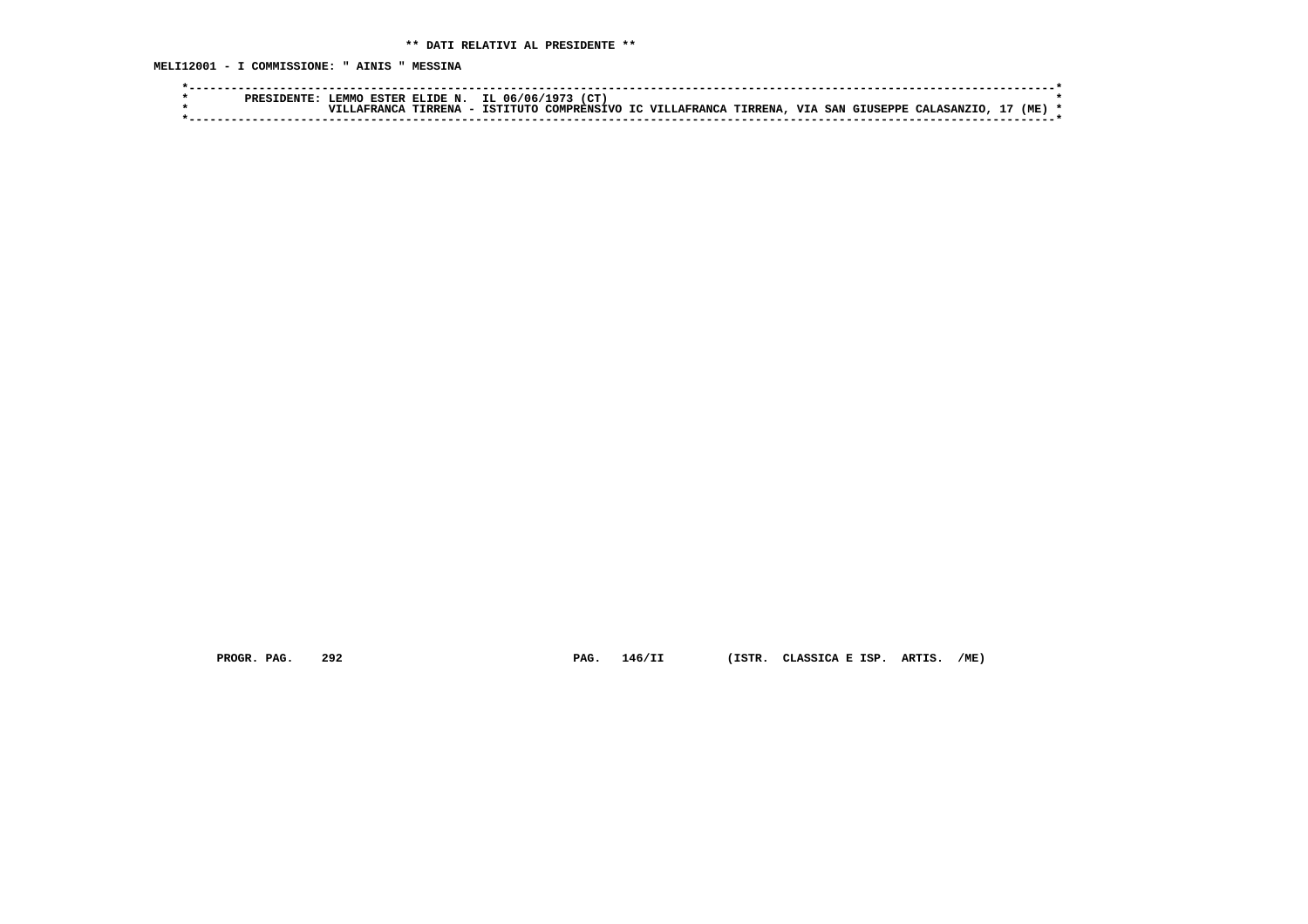** DATI RELATIVI AL PRESIDENTE **

MELI12001 - I COMMISSIONE: " AINIS " MESSINA

```
*------------------------------------------------------------------------------------------------------------------------*
*        PRESIDENTE: LEMMO ESTER ELIDE N.  IL 06/06/1973 (CT)                                                            *
*                    VILLAFRANCA TIRRENA - ISTITUTO COMPRENSIVO IC VILLAFRANCA TIRRENA, VIA SAN GIUSEPPE CALASANZIO, 17 (ME) *
*------------------------------------------------------------------------------------------------------------------------*
```

PROGR. PAG. 292 PAG. 146/II (ISTR. CLASSICA E ISP. ARTIS. /ME)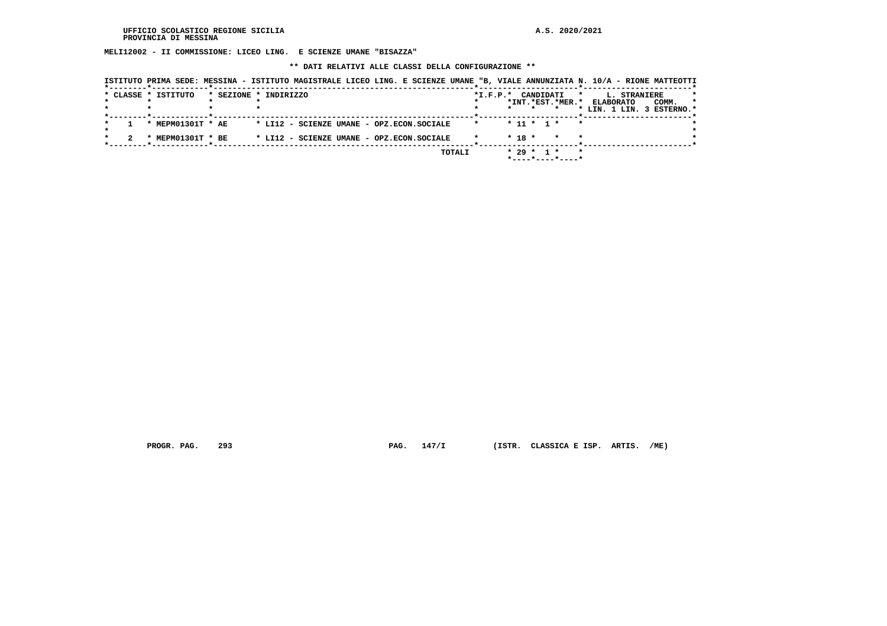MELI12002 - II COMMISSIONE: LICEO LING. E SCIENZE UMANE "BISAZZA"

** DATI RELATIVI ALLE CLASSI DELLA CONFIGURAZIONE **

ISTITUTO PRIMA SEDE: MESSINA - ISTITUTO MAGISTRALE LICEO LING. E SCIENZE UMANE "B, VIALE ANNUNZIATA N. 10/A - RIONE MATTEOTTI

| CLASSE | ISTITUTO | SEZIONE | INDIRIZZO | I.F.P. | CANDIDATI INT. | CANDIDATI EST. | CANDIDATI MER. | L. STRANIERE ELABORATO LIN. 1 | L. STRANIERE ELABORATO LIN. 3 | COMM. ESTERNO |
|---|---|---|---|---|---|---|---|---|---|---|
| 1 | MEPM01301T | AE | LI12 - SCIENZE UMANE - OPZ.ECON.SOCIALE | | 11 | 1 | | | | |
| 2 | MEPM01301T | BE | LI12 - SCIENZE UMANE - OPZ.ECON.SOCIALE | | 18 | | | | | |
| | | | TOTALI | | 29 | 1 | | | | |

PROGR. PAG. 293 PAG. 147/I (ISTR. CLASSICA E ISP. ARTIS. /ME)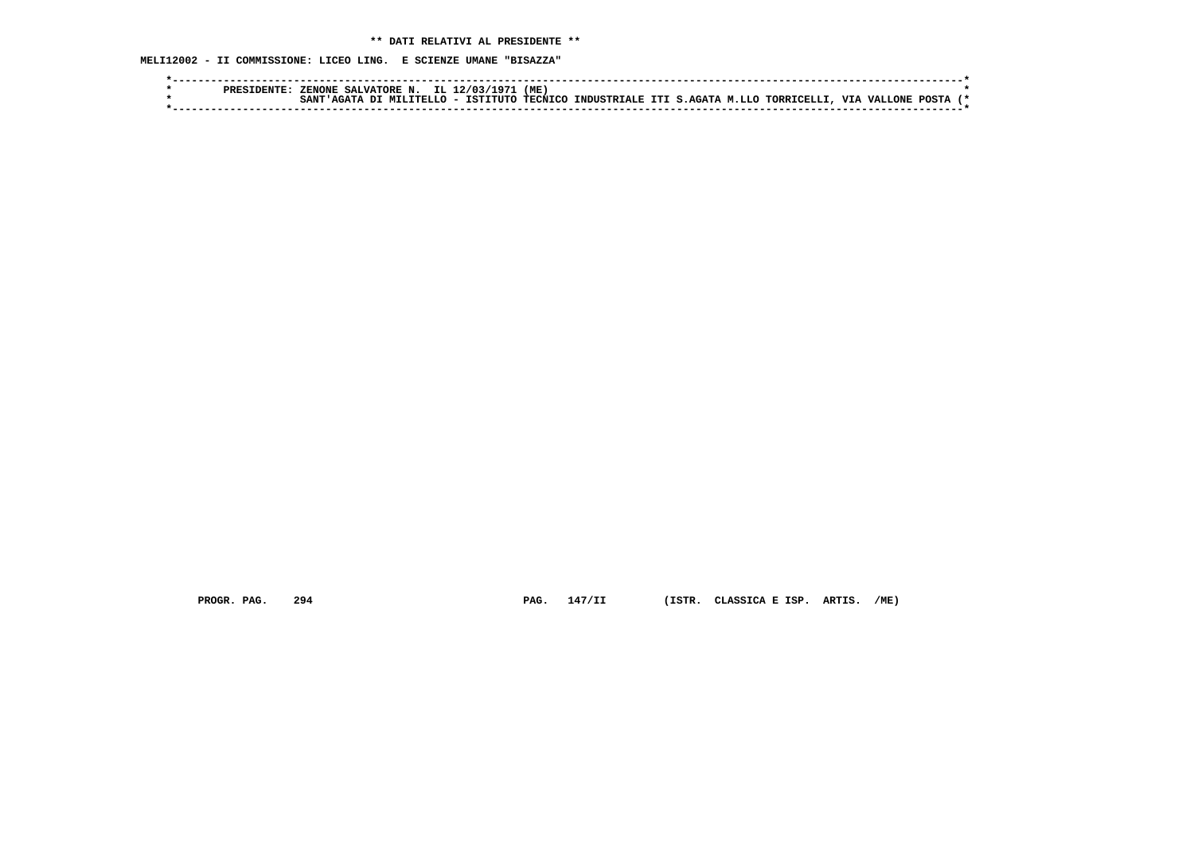** DATI RELATIVI AL PRESIDENTE **

MELI12002 - II COMMISSIONE: LICEO LING.  E SCIENZE UMANE "BISAZZA"

```
*----------------------------------------------------------------------------------------------------------------------*
*        PRESIDENTE: ZENONE SALVATORE N.  IL 12/03/1971 (ME)                                                           *
*                    SANT'AGATA DI MILITELLO - ISTITUTO TECNICO INDUSTRIALE ITI S.AGATA M.LLO TORRICELLI, VIA VALLONE POSTA (*
*----------------------------------------------------------------------------------------------------------------------*
```

PROGR. PAG.    294                              PAG.   147/II        (ISTR.  CLASSICA E ISP.  ARTIS.  /ME)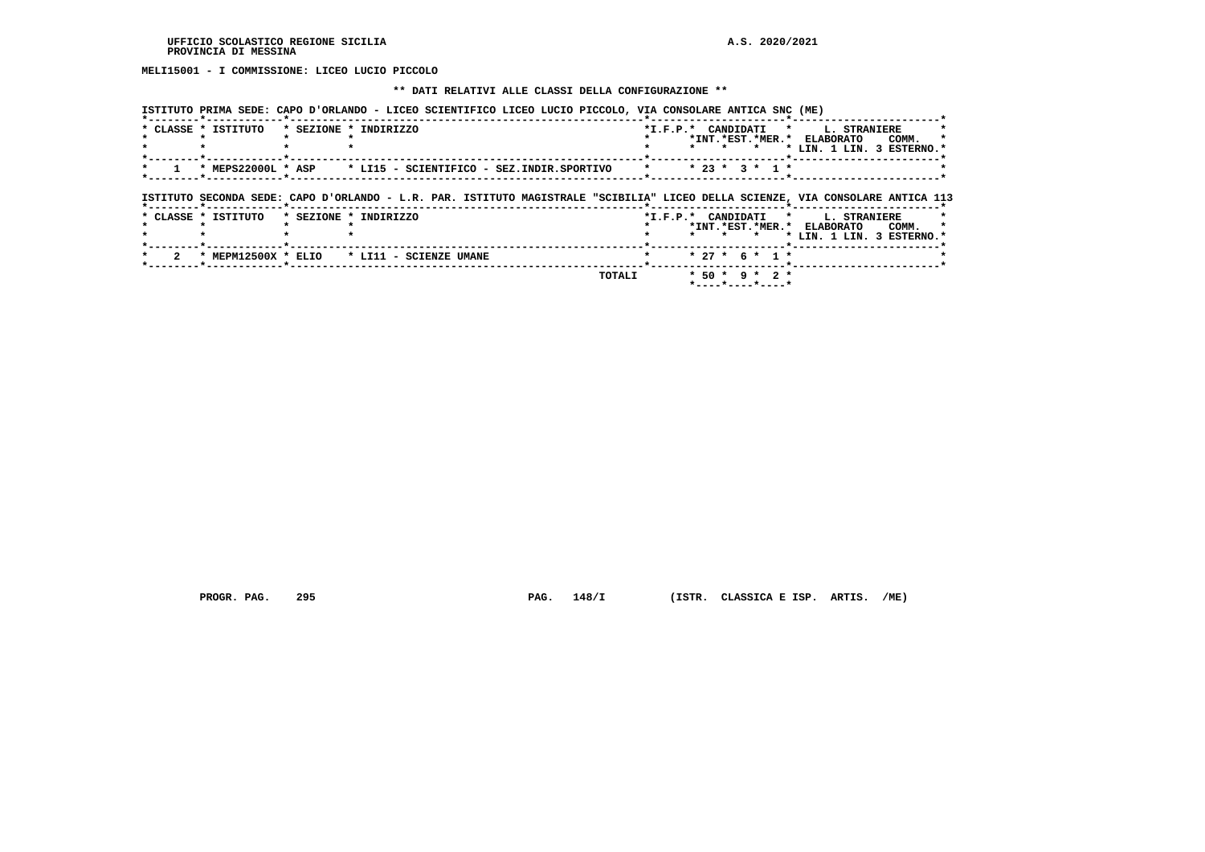UFFICIO SCOLASTICO REGIONE SICILIA
PROVINCIA DI MESSINA

A.S. 2020/2021

**MELI15001 - I COMMISSIONE: LICEO LUCIO PICCOLO**

**\*\* DATI RELATIVI ALLE CLASSI DELLA CONFIGURAZIONE \*\***

ISTITUTO PRIMA SEDE: CAPO D'ORLANDO - LICEO SCIENTIFICO LICEO LUCIO PICCOLO, VIA CONSOLARE ANTICA SNC (ME)

| CLASSE | ISTITUTO | SEZIONE | INDIRIZZO | I.F.P. | CANDIDATI INT. | CANDIDATI EST. | CANDIDATI MER. | L. STRANIERE ELABORATO LIN. 1 | L. STRANIERE COMM. LIN. 3 | L. STRANIERE COMM. ESTERNO |
|---|---|---|---|---|---|---|---|---|---|---|
| 1 | MEPS22000L | ASP | LI15 - SCIENTIFICO - SEZ.INDIR.SPORTIVO | | 23 | 3 | 1 | | | |

ISTITUTO SECONDA SEDE: CAPO D'ORLANDO - L.R. PAR. ISTITUTO MAGISTRALE "SCIBILIA" LICEO DELLA SCIENZE, VIA CONSOLARE ANTICA 113

| CLASSE | ISTITUTO | SEZIONE | INDIRIZZO | I.F.P. | CANDIDATI INT. | CANDIDATI EST. | CANDIDATI MER. | L. STRANIERE ELABORATO LIN. 1 | L. STRANIERE COMM. LIN. 3 | L. STRANIERE COMM. ESTERNO |
|---|---|---|---|---|---|---|---|---|---|---|
| 2 | MEPM12500X | ELIO | LI11 - SCIENZE UMANE | | 27 | 6 | 1 | | | |
| | | | TOTALI | | 50 | 9 | 2 | | | |

PROGR. PAG. 295 PAG. 148/I (ISTR. CLASSICA E ISP. ARTIS. /ME)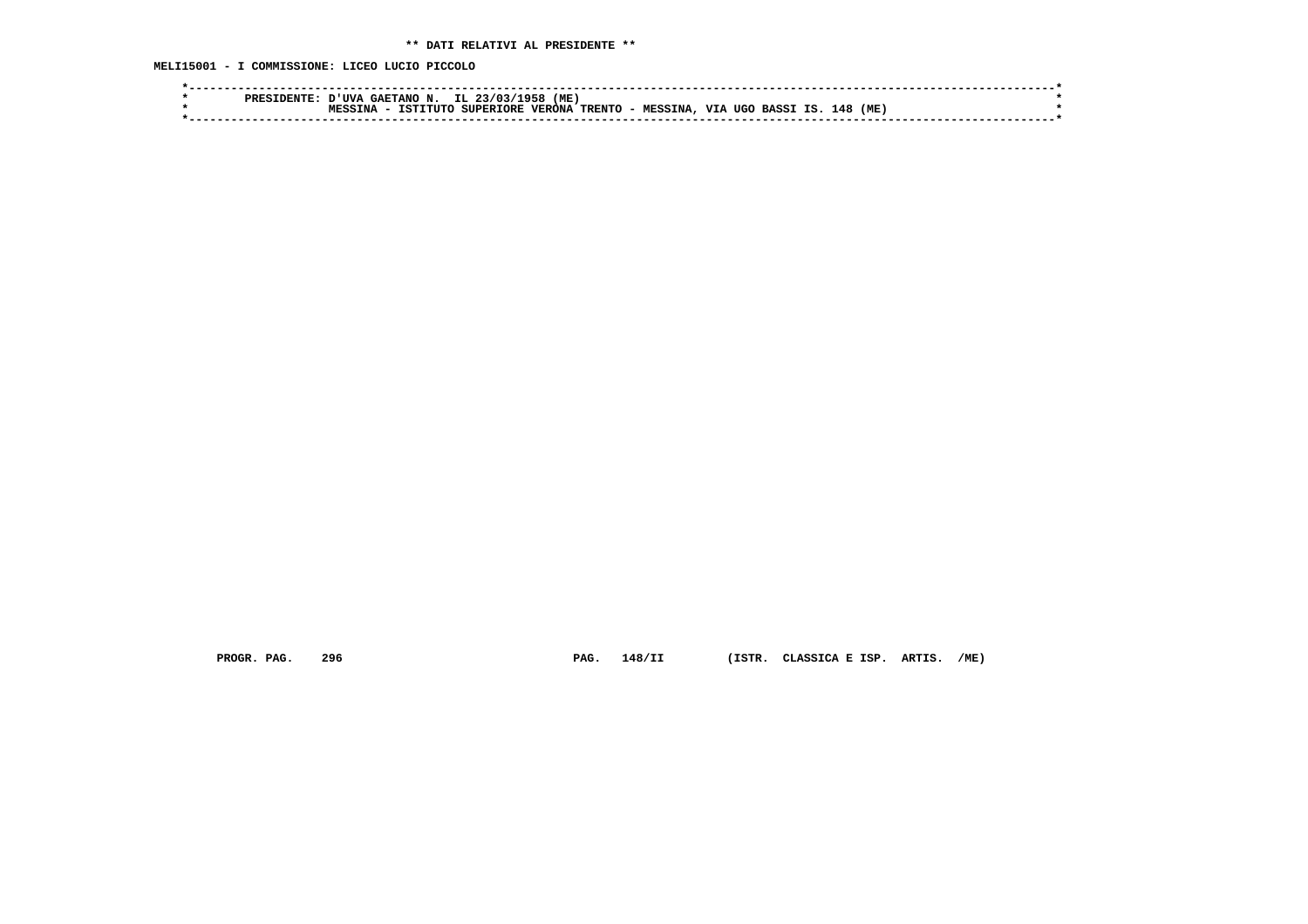** DATI RELATIVI AL PRESIDENTE **

MELI15001 - I COMMISSIONE: LICEO LUCIO PICCOLO

```
*-----------------------------------------------------------------------------------------------------------------------*
*        PRESIDENTE: D'UVA GAETANO N.  IL 23/03/1958 (ME)                                                               *
*                    MESSINA - ISTITUTO SUPERIORE VERONA TRENTO - MESSINA, VIA UGO BASSI IS. 148 (ME)                   *
*-----------------------------------------------------------------------------------------------------------------------*
```

PROGR. PAG. 296 PAG. 148/II (ISTR. CLASSICA E ISP. ARTIS. /ME)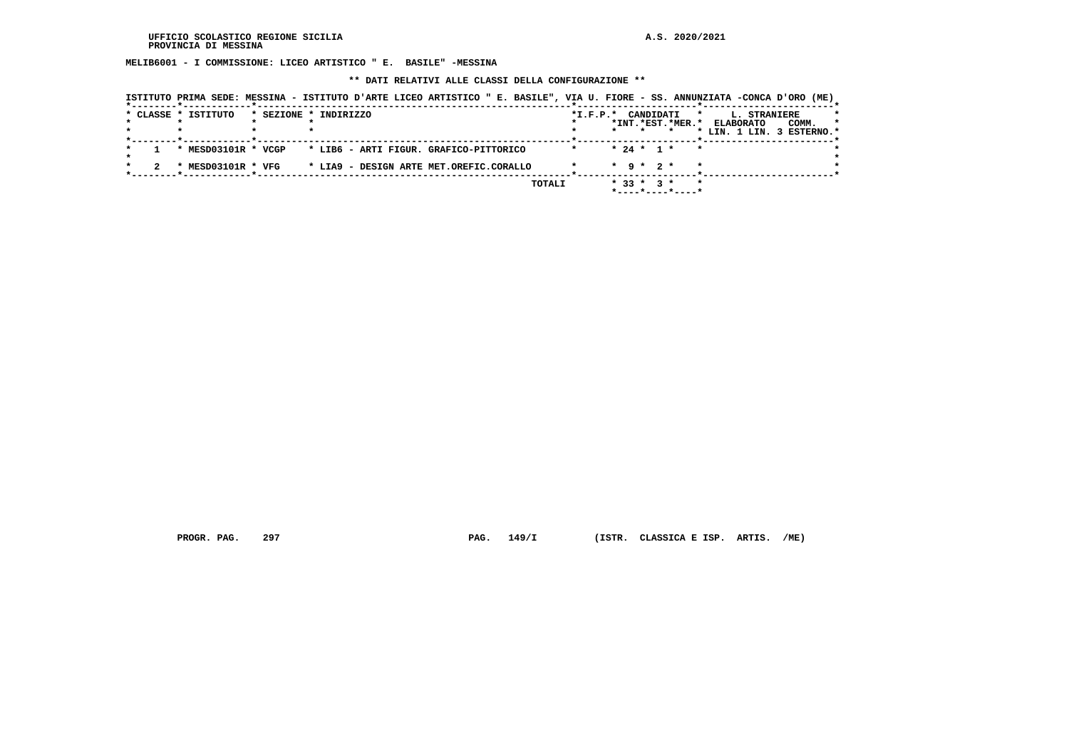UFFICIO SCOLASTICO REGIONE SICILIA A.S. 2020/2021
PROVINCIA DI MESSINA

**MELIB6001 - I COMMISSIONE: LICEO ARTISTICO " E. BASILE" -MESSINA**

**\*\* DATI RELATIVI ALLE CLASSI DELLA CONFIGURAZIONE \*\***

ISTITUTO PRIMA SEDE: MESSINA - ISTITUTO D'ARTE LICEO ARTISTICO " E. BASILE", VIA U. FIORE - SS. ANNUNZIATA -CONCA D'ORO (ME)

| CLASSE | ISTITUTO | SEZIONE | INDIRIZZO | I.F.P. | CANDIDATI INT. | CANDIDATI EST. | CANDIDATI MER. | L. STRANIERE ELABORATO LIN. 1 | L. STRANIERE ELABORATO LIN. 3 | COMM. ESTERNO |
|---|---|---|---|---|---|---|---|---|---|---|
| 1 | MESD03101R | VCGP | LIB6 - ARTI FIGUR. GRAFICO-PITTORICO | | 24 | 1 | | | | |
| 2 | MESD03101R | VFG | LIA9 - DESIGN ARTE MET.OREFIC.CORALLO | | 9 | 2 | | | | |
| | | | TOTALI | | 33 | 3 | | | | |

PROGR. PAG. 297 PAG. 149/I (ISTR. CLASSICA E ISP. ARTIS. /ME)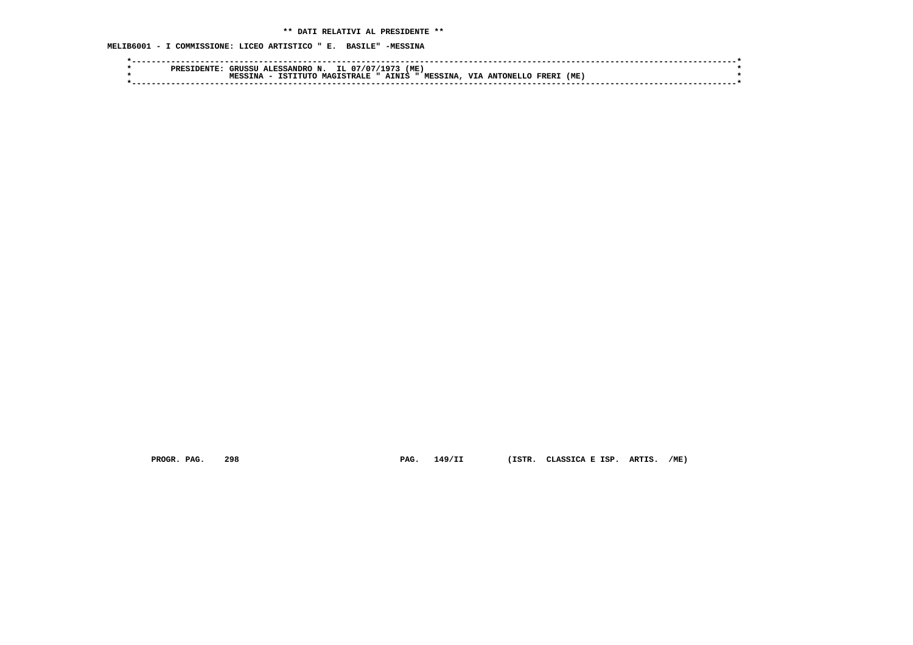** DATI RELATIVI AL PRESIDENTE **

MELIB6001 - I COMMISSIONE: LICEO ARTISTICO " E.  BASILE" -MESSINA

```
*------------------------------------------------------------------------------------------------------------------------*
*        PRESIDENTE: GRUSSU ALESSANDRO N.  IL 07/07/1973 (ME)                                                            *
*                    MESSINA - ISTITUTO MAGISTRALE " AINIS " MESSINA, VIA ANTONELLO FRERI (ME)                          *
*------------------------------------------------------------------------------------------------------------------------*
```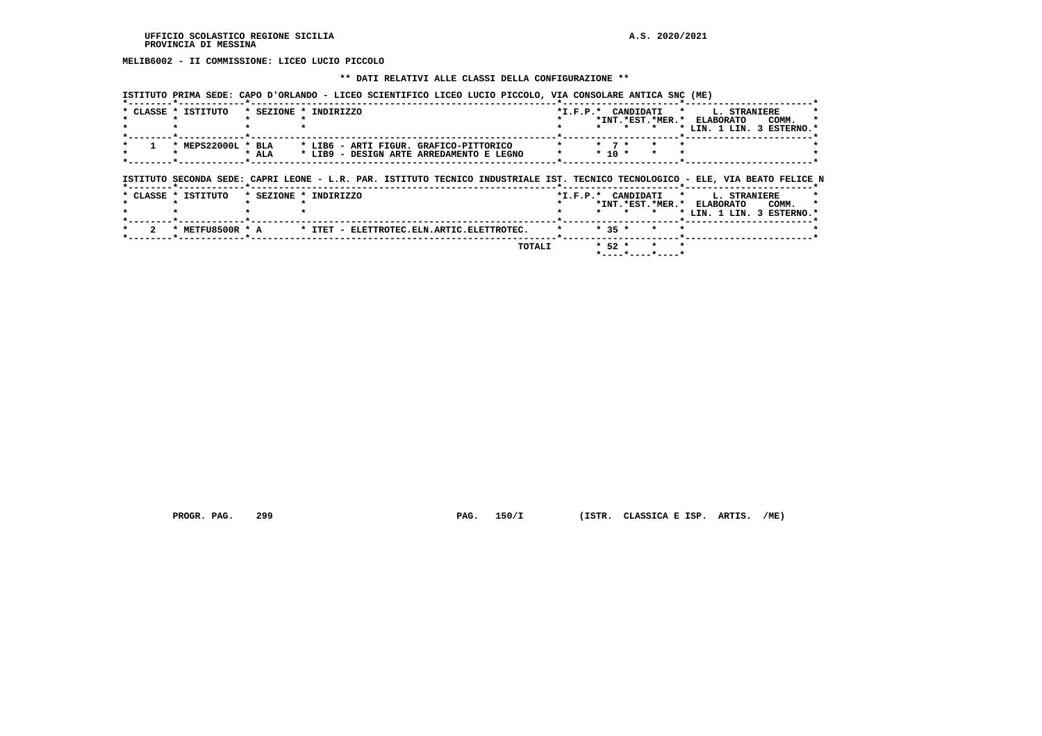**MELIB6002 - II COMMISSIONE: LICEO LUCIO PICCOLO**

**\*\* DATI RELATIVI ALLE CLASSI DELLA CONFIGURAZIONE \*\***

ISTITUTO PRIMA SEDE: CAPO D'ORLANDO - LICEO SCIENTIFICO LICEO LUCIO PICCOLO, VIA CONSOLARE ANTICA SNC (ME)

| CLASSE | ISTITUTO | SEZIONE | INDIRIZZO | I.F.P. | CANDIDATI INT. | CANDIDATI EST. | CANDIDATI MER. | L. STRANIERE ELABORATO LIN. 1 | L. STRANIERE COMM. LIN. 3 | ESTERNO |
|---|---|---|---|---|---|---|---|---|---|---|
| 1 | MEPS22000L | BLA | LIB6 - ARTI FIGUR. GRAFICO-PITTORICO | | 7 | | | | | |
| | | ALA | LIB9 - DESIGN ARTE ARREDAMENTO E LEGNO | | 10 | | | | | |

ISTITUTO SECONDA SEDE: CAPRI LEONE - L.R. PAR. ISTITUTO TECNICO INDUSTRIALE IST. TECNICO TECNOLOGICO - ELE, VIA BEATO FELICE N

| CLASSE | ISTITUTO | SEZIONE | INDIRIZZO | I.F.P. | CANDIDATI INT. | CANDIDATI EST. | CANDIDATI MER. | L. STRANIERE ELABORATO LIN. 1 | L. STRANIERE COMM. LIN. 3 | ESTERNO |
|---|---|---|---|---|---|---|---|---|---|---|
| 2 | METFU8500R | A | ITET - ELETTROTEC.ELN.ARTIC.ELETTROTEC. | | 35 | | | | | |
| | | | TOTALI | | 52 | | | | | |

PROGR. PAG. 299 PAG. 150/I (ISTR. CLASSICA E ISP. ARTIS. /ME)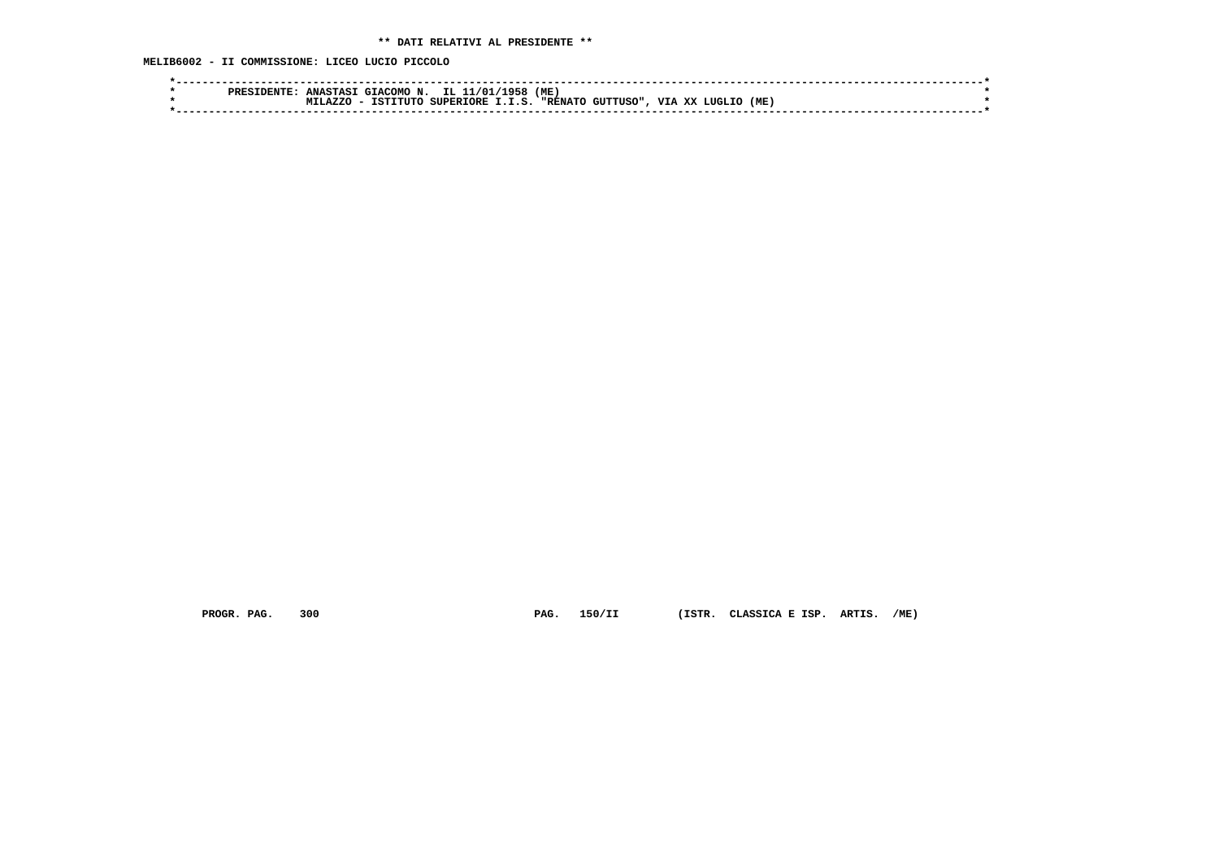** DATI RELATIVI AL PRESIDENTE **

MELIB6002 - II COMMISSIONE: LICEO LUCIO PICCOLO

```
*------------------------------------------------------------------------------------------------------------------------*
*        PRESIDENTE: ANASTASI GIACOMO N.  IL 11/01/1958 (ME)                                                             *
*                    MILAZZO - ISTITUTO SUPERIORE I.I.S. "RENATO GUTTUSO", VIA XX LUGLIO (ME)                            *
*------------------------------------------------------------------------------------------------------------------------*
```

PROGR. PAG. 300 PAG. 150/II (ISTR. CLASSICA E ISP. ARTIS. /ME)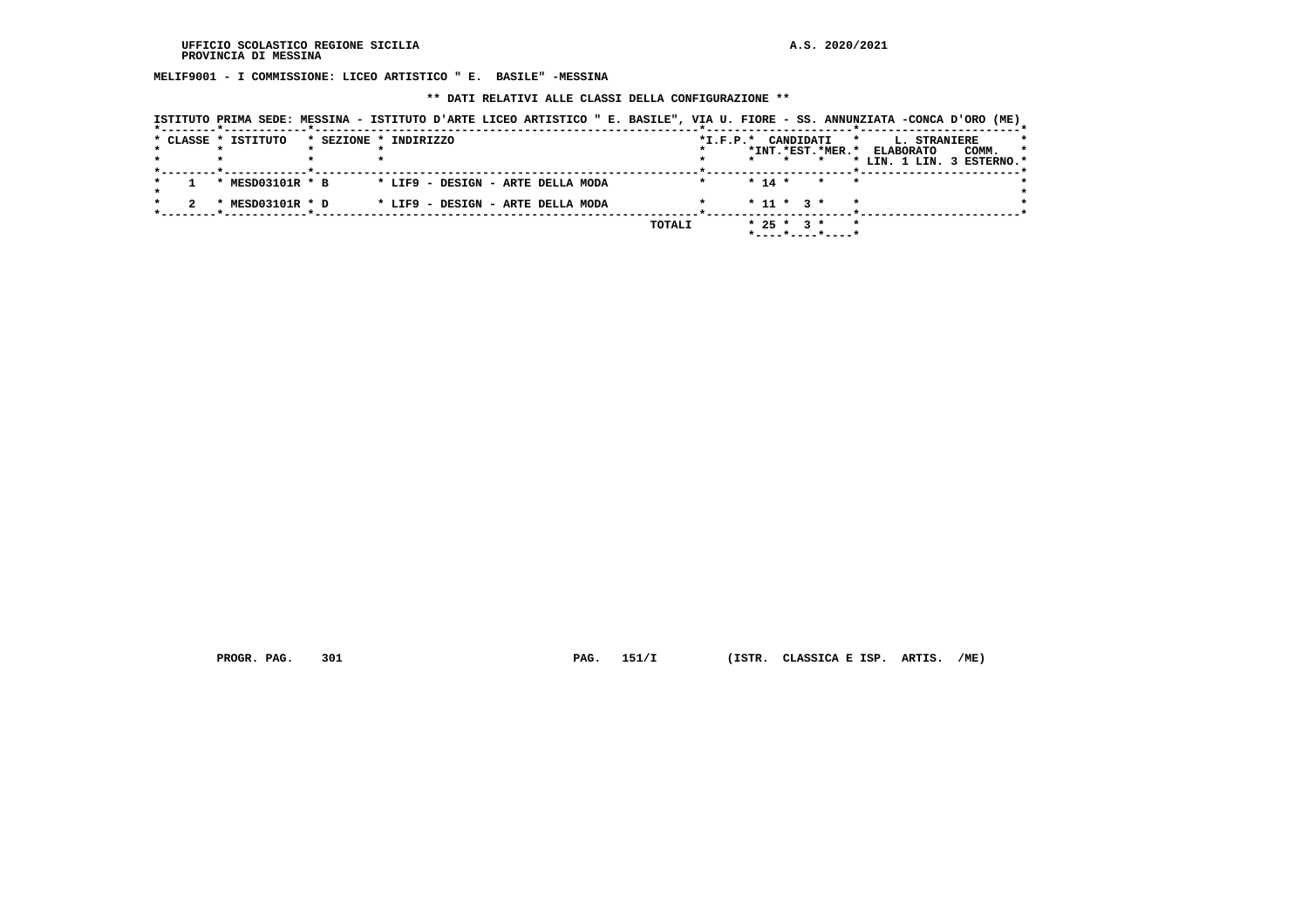MELIF9001 - I COMMISSIONE: LICEO ARTISTICO " E. BASILE" -MESSINA

** DATI RELATIVI ALLE CLASSI DELLA CONFIGURAZIONE **

ISTITUTO PRIMA SEDE: MESSINA - ISTITUTO D'ARTE LICEO ARTISTICO " E. BASILE", VIA U. FIORE - SS. ANNUNZIATA -CONCA D'ORO (ME)

| CLASSE | ISTITUTO | SEZIONE | INDIRIZZO | I.F.P. | CANDIDATI INT. | CANDIDATI EST. | CANDIDATI MER. | L. STRANIERE ELABORATO LIN. 1 | L. STRANIERE ELABORATO LIN. 3 | COMM. ESTERNO |
|---|---|---|---|---|---|---|---|---|---|---|
| 1 | MESD03101R | B | LIF9 - DESIGN - ARTE DELLA MODA | | 14 | | | | | |
| 2 | MESD03101R | D | LIF9 - DESIGN - ARTE DELLA MODA | | 11 | 3 | | | | |
| | | | TOTALI | | 25 | 3 | | | | |

PROGR. PAG. 301 PAG. 151/I (ISTR. CLASSICA E ISP. ARTIS. /ME)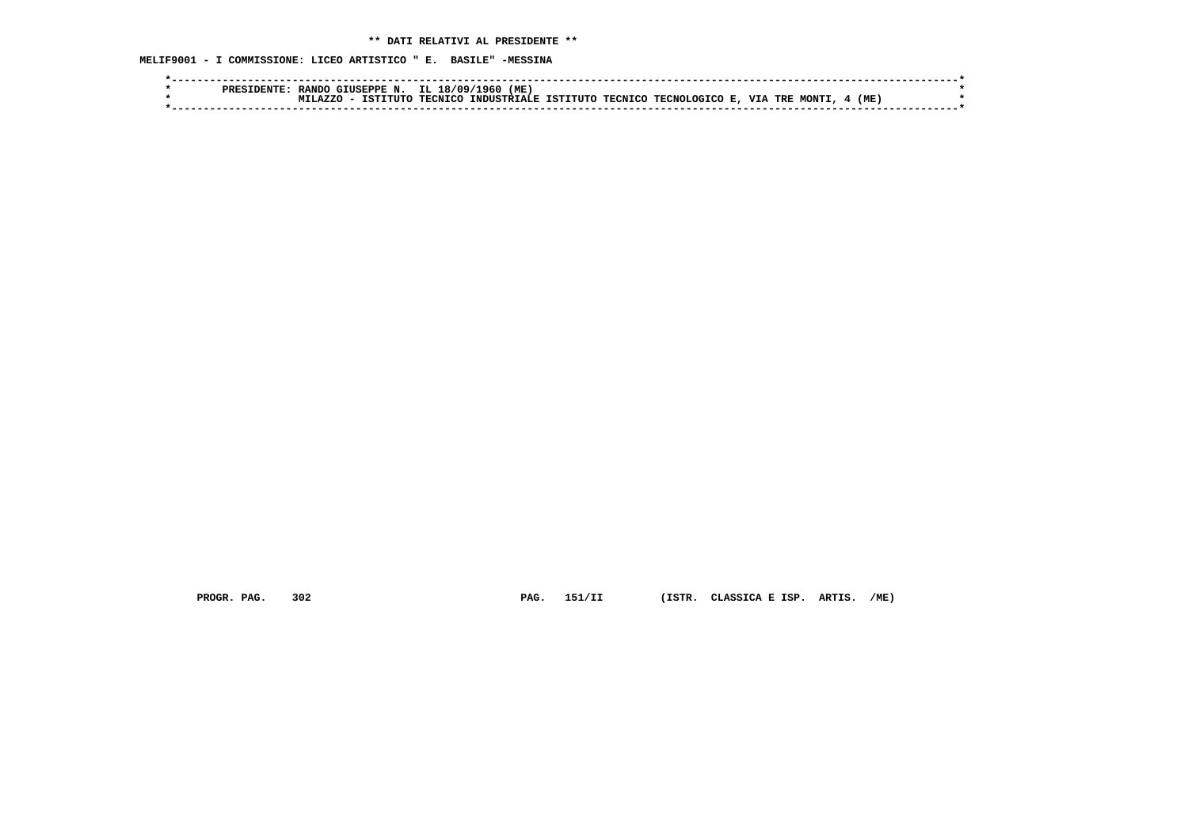** DATI RELATIVI AL PRESIDENTE **

MELIF9001 - I COMMISSIONE: LICEO ARTISTICO " E.  BASILE" -MESSINA

```
*------------------------------------------------------------------------------------------------------------------------*
*        PRESIDENTE: RANDO GIUSEPPE N.  IL 18/09/1960 (ME)                                                               *
*                    MILAZZO - ISTITUTO TECNICO INDUSTRIALE ISTITUTO TECNICO TECNOLOGICO E, VIA TRE MONTI, 4 (ME)        *
*------------------------------------------------------------------------------------------------------------------------*
```

PROGR. PAG.    302                              PAG.   151/II        (ISTR.  CLASSICA E ISP.  ARTIS.  /ME)